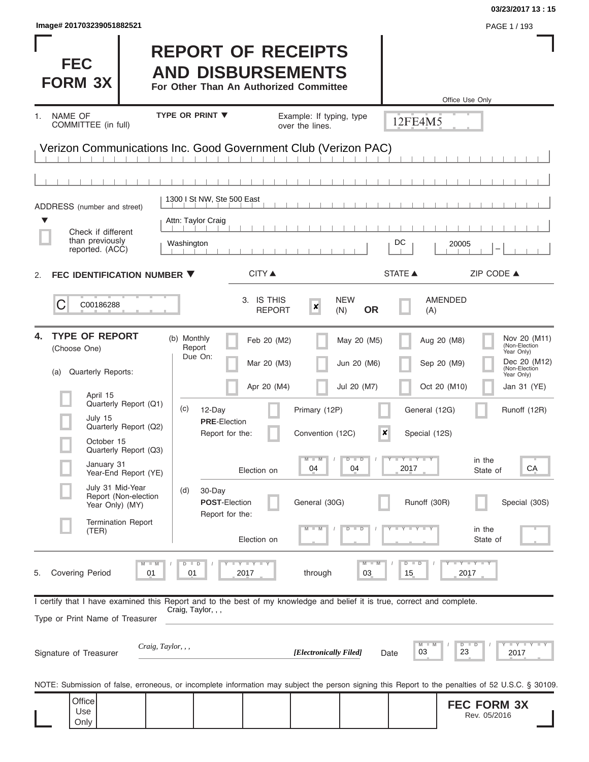03/23/2017 13 : 15

Image# 201703239051882521

# FEC FORM 3X

# REPORT OF RECEIPTS AND DISBURSEMENTS

**For Other Than An Authorized Committee**

Office Use Only

12FE4M5

1. NAME OF COMMITTEE (in full) — TYPE OR PRINT ▼ — Example: If typing, type over the lines.

Verizon Communications Inc. Good Government Club (Verizon PAC)

ADDRESS (number and street) ▼

1300 I St NW, Ste 500 East

Attn: Taylor Craig

☐ Check if different than previously reported. (ACC)

| CITY ▲ | STATE ▲ | ZIP CODE ▲ |
|---|---|---|
| Washington | DC | 20005 |

2. **FEC IDENTIFICATION NUMBER ▼**

C C00186288

3. IS THIS REPORT ☒ NEW (N) **OR** ☐ AMENDED (A)

4. **TYPE OF REPORT** (Choose One)

(a) Quarterly Reports:

- ☐ April 15 Quarterly Report (Q1)
- ☐ July 15 Quarterly Report (Q2)
- ☐ October 15 Quarterly Report (Q3)
- ☐ January 31 Year-End Report (YE)
- ☐ July 31 Mid-Year Report (Non-election Year Only) (MY)
- ☐ Termination Report (TER)

(b) Monthly Report Due On:

- ☐ Feb 20 (M2)
- ☐ Mar 20 (M3)
- ☐ Apr 20 (M4)
- ☐ May 20 (M5)
- ☐ Jun 20 (M6)
- ☐ Jul 20 (M7)
- ☐ Aug 20 (M8)
- ☐ Sep 20 (M9)
- ☐ Oct 20 (M10)
- ☐ Nov 20 (M11) (Non-Election Year Only)
- ☐ Dec 20 (M12) (Non-Election Year Only)
- ☐ Jan 31 (YE)

(c) 12-Day **PRE**-Election Report for the:

- ☐ Primary (12P)
- ☐ General (12G)
- ☐ Runoff (12R)
- ☐ Convention (12C)
- ☒ Special (12S)

Election on 04 / 04 / 2017 in the State of CA

(d) 30-Day **POST**-Election Report for the:

- ☐ General (30G)
- ☐ Runoff (30R)
- ☐ Special (30S)

Election on ___ / ___ / ______ in the State of ____

5. Covering Period 01 / 01 / 2017 through 03 / 15 / 2017

I certify that I have examined this Report and to the best of my knowledge and belief it is true, correct and complete.

Type or Print Name of Treasurer: Craig, Taylor, , ,

Signature of Treasurer: *Craig, Taylor, , ,* ***[Electronically Filed]*** Date 03 / 23 / 2017

NOTE: Submission of false, erroneous, or incomplete information may subject the person signing this Report to the penalties of 52 U.S.C. § 30109.

Office Use Only

**FEC FORM 3X** Rev. 05/2016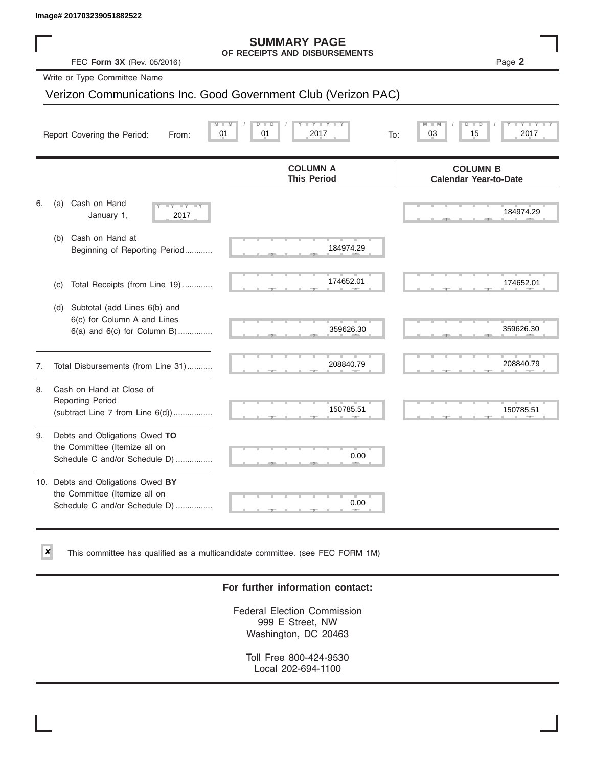Image# 201703239051882522

# SUMMARY PAGE
## OF RECEIPTS AND DISBURSEMENTS

FEC **Form 3X** (Rev. 05/2016)

Page **2**

Write or Type Committee Name

Verizon Communications Inc. Good Government Club (Verizon PAC)

Report Covering the Period: From: 01 / 01 / 2017 To: 03 / 15 / 2017

| | COLUMN A This Period | COLUMN B Calendar Year-to-Date |
|---|---|---|
| 6. (a) Cash on Hand January 1, 2017 | | 184974.29 |
| (b) Cash on Hand at Beginning of Reporting Period | 184974.29 | |
| (c) Total Receipts (from Line 19) | 174652.01 | 174652.01 |
| (d) Subtotal (add Lines 6(b) and 6(c) for Column A and Lines 6(a) and 6(c) for Column B) | 359626.30 | 359626.30 |
| 7. Total Disbursements (from Line 31) | 208840.79 | 208840.79 |
| 8. Cash on Hand at Close of Reporting Period (subtract Line 7 from Line 6(d)) | 150785.51 | 150785.51 |
| 9. Debts and Obligations Owed **TO** the Committee (Itemize all on Schedule C and/or Schedule D) | 0.00 | |
| 10. Debts and Obligations Owed **BY** the Committee (Itemize all on Schedule C and/or Schedule D) | 0.00 | |

☒ This committee has qualified as a multicandidate committee. (see FEC FORM 1M)

**For further information contact:**

Federal Election Commission
999 E Street, NW
Washington, DC 20463

Toll Free 800-424-9530
Local 202-694-1100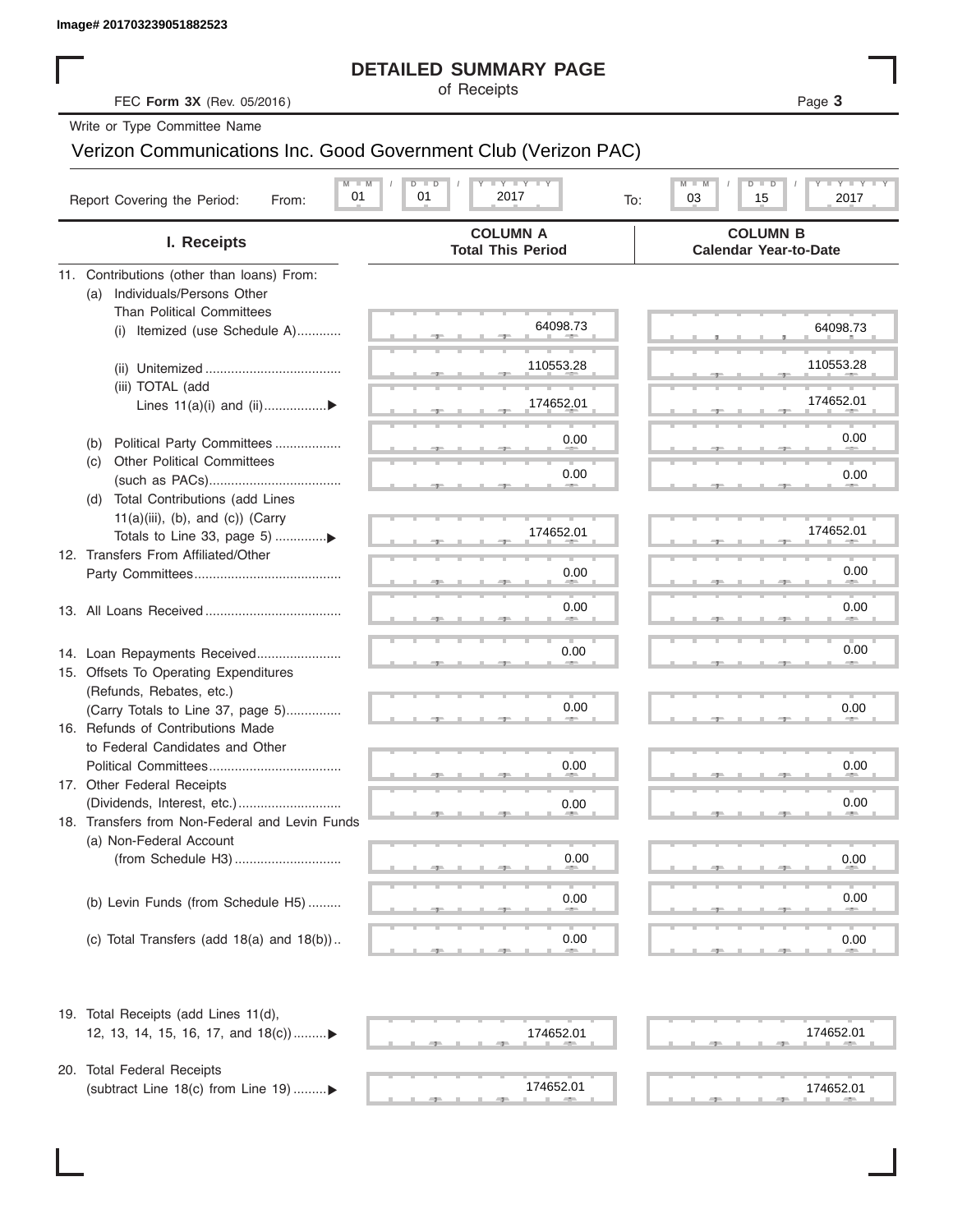Image# 201703239051882523

# DETAILED SUMMARY PAGE

of Receipts

FEC **Form 3X** (Rev. 05/2016)

Page **3**

Write or Type Committee Name

Verizon Communications Inc. Good Government Club (Verizon PAC)

Report Covering the Period: From: 01 / 01 / 2017 To: 03 / 15 / 2017

| I. Receipts | COLUMN A Total This Period | COLUMN B Calendar Year-to-Date |
|---|---|---|
| 11. Contributions (other than loans) From: | | |
| (a) Individuals/Persons Other Than Political Committees | | |
| (i) Itemized (use Schedule A)............ | 64098.73 | 64098.73 |
| (ii) Unitemized .................................... | 110553.28 | 110553.28 |
| (iii) TOTAL (add Lines 11(a)(i) and (ii)................▶ | 174652.01 | 174652.01 |
| (b) Political Party Committees .................. | 0.00 | 0.00 |
| (c) Other Political Committees (such as PACs).................................... | 0.00 | 0.00 |
| (d) Total Contributions (add Lines 11(a)(iii), (b), and (c)) (Carry Totals to Line 33, page 5) .............▶ | 174652.01 | 174652.01 |
| 12. Transfers From Affiliated/Other Party Committees........................................ | 0.00 | 0.00 |
| 13. All Loans Received .................................... | 0.00 | 0.00 |
| 14. Loan Repayments Received....................... | 0.00 | 0.00 |
| 15. Offsets To Operating Expenditures (Refunds, Rebates, etc.) (Carry Totals to Line 37, page 5)............... | 0.00 | 0.00 |
| 16. Refunds of Contributions Made to Federal Candidates and Other Political Committees.................................... | 0.00 | 0.00 |
| 17. Other Federal Receipts (Dividends, Interest, etc.)............................ | 0.00 | 0.00 |
| 18. Transfers from Non-Federal and Levin Funds | | |
| (a) Non-Federal Account (from Schedule H3)............................. | 0.00 | 0.00 |
| (b) Levin Funds (from Schedule H5) ......... | 0.00 | 0.00 |
| (c) Total Transfers (add 18(a) and 18(b)).. | 0.00 | 0.00 |
| 19. Total Receipts (add Lines 11(d), 12, 13, 14, 15, 16, 17, and 18(c)).........▶ | 174652.01 | 174652.01 |
| 20. Total Federal Receipts (subtract Line 18(c) from Line 19) .........▶ | 174652.01 | 174652.01 |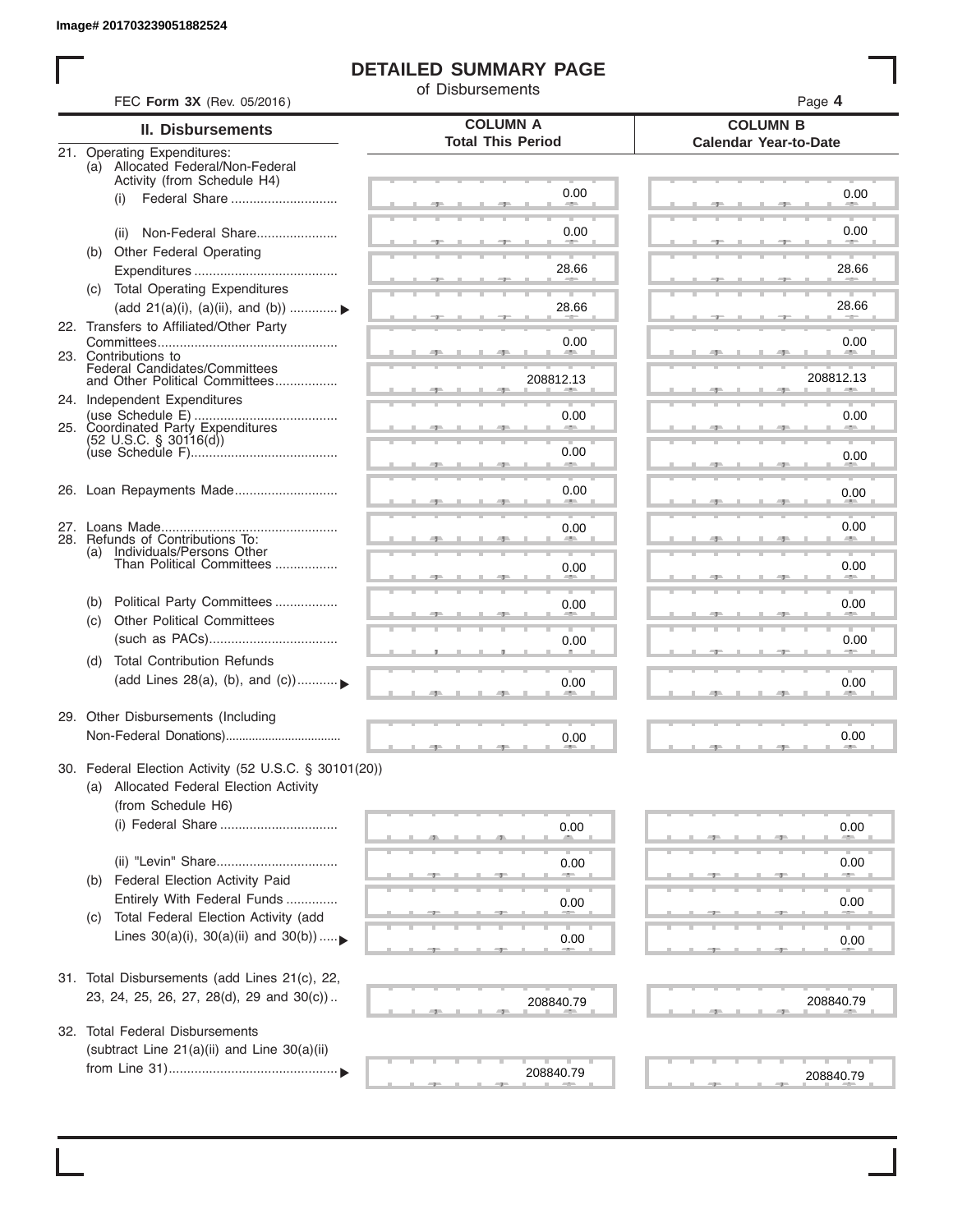Image# 201703239051882524

# DETAILED SUMMARY PAGE

of Disbursements

FEC **Form 3X** (Rev. 05/2016)

| II. Disbursements | COLUMN A Total This Period | COLUMN B Calendar Year-to-Date |
|---|---|---|
| 21. Operating Expenditures: (a) Allocated Federal/Non-Federal Activity (from Schedule H4) (i) Federal Share | 0.00 | 0.00 |
| (ii) Non-Federal Share | 0.00 | 0.00 |
| (b) Other Federal Operating Expenditures | 28.66 | 28.66 |
| (c) Total Operating Expenditures (add 21(a)(i), (a)(ii), and (b)) ▶ | 28.66 | 28.66 |
| 22. Transfers to Affiliated/Other Party Committees | 0.00 | 0.00 |
| 23. Contributions to Federal Candidates/Committees and Other Political Committees | 208812.13 | 208812.13 |
| 24. Independent Expenditures (use Schedule E) | 0.00 | 0.00 |
| 25. Coordinated Party Expenditures (52 U.S.C. § 30116(d)) (use Schedule F) | 0.00 | 0.00 |
| 26. Loan Repayments Made | 0.00 | 0.00 |
| 27. Loans Made | 0.00 | 0.00 |
| 28. Refunds of Contributions To: (a) Individuals/Persons Other Than Political Committees | 0.00 | 0.00 |
| (b) Political Party Committees | 0.00 | 0.00 |
| (c) Other Political Committees (such as PACs) | 0.00 | 0.00 |
| (d) Total Contribution Refunds (add Lines 28(a), (b), and (c)) ▶ | 0.00 | 0.00 |
| 29. Other Disbursements (Including Non-Federal Donations) | 0.00 | 0.00 |
| 30. Federal Election Activity (52 U.S.C. § 30101(20)) (a) Allocated Federal Election Activity (from Schedule H6) (i) Federal Share | 0.00 | 0.00 |
| (ii) "Levin" Share | 0.00 | 0.00 |
| (b) Federal Election Activity Paid Entirely With Federal Funds | 0.00 | 0.00 |
| (c) Total Federal Election Activity (add Lines 30(a)(i), 30(a)(ii) and 30(b)) ▶ | 0.00 | 0.00 |
| 31. Total Disbursements (add Lines 21(c), 22, 23, 24, 25, 26, 27, 28(d), 29 and 30(c)) | 208840.79 | 208840.79 |
| 32. Total Federal Disbursements (subtract Line 21(a)(ii) and Line 30(a)(ii) from Line 31) ▶ | 208840.79 | 208840.79 |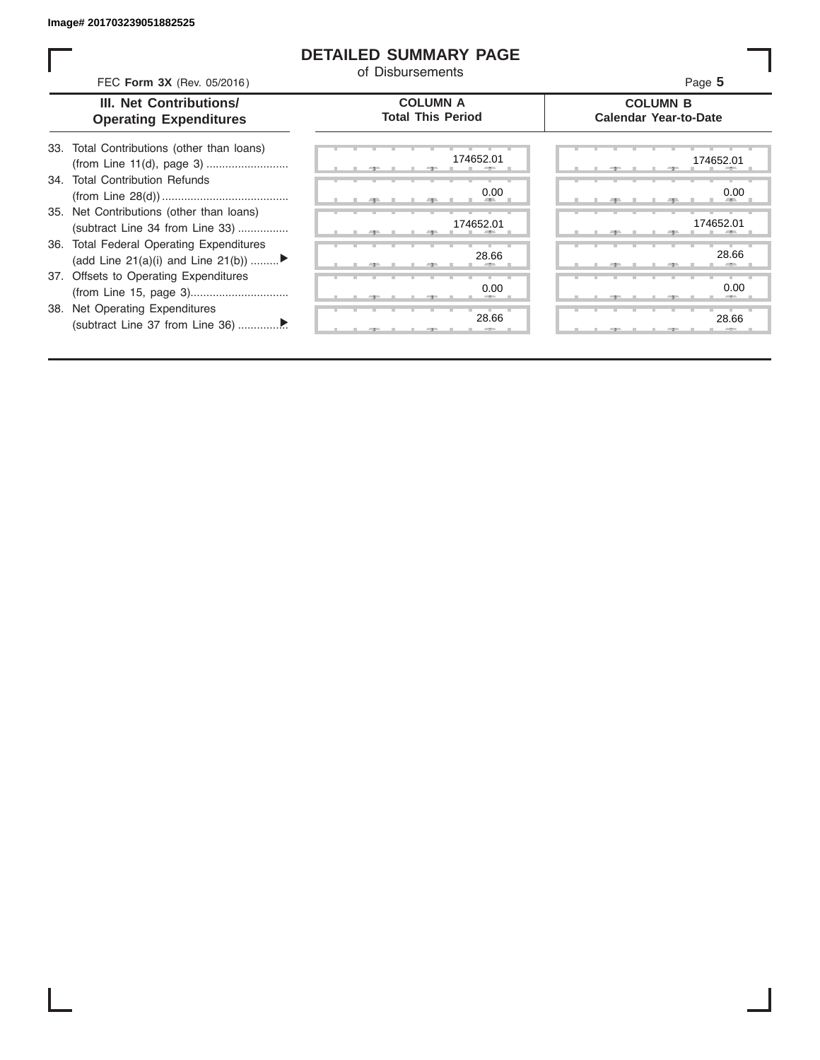Image# 201703239051882525

# DETAILED SUMMARY PAGE

of Disbursements

FEC **Form 3X** (Rev. 05/2016)

Page **5**

| III. Net Contributions/ Operating Expenditures | COLUMN A Total This Period | COLUMN B Calendar Year-to-Date |
|---|---|---|
| 33. Total Contributions (other than loans) (from Line 11(d), page 3) .......................... | 174652.01 | 174652.01 |
| 34. Total Contribution Refunds (from Line 28(d)) ........................................ | 0.00 | 0.00 |
| 35. Net Contributions (other than loans) (subtract Line 34 from Line 33) ................ | 174652.01 | 174652.01 |
| 36. Total Federal Operating Expenditures (add Line 21(a)(i) and Line 21(b)) .........▶ | 28.66 | 28.66 |
| 37. Offsets to Operating Expenditures (from Line 15, page 3)............................... | 0.00 | 0.00 |
| 38. Net Operating Expenditures (subtract Line 37 from Line 36) ...............▶ | 28.66 | 28.66 |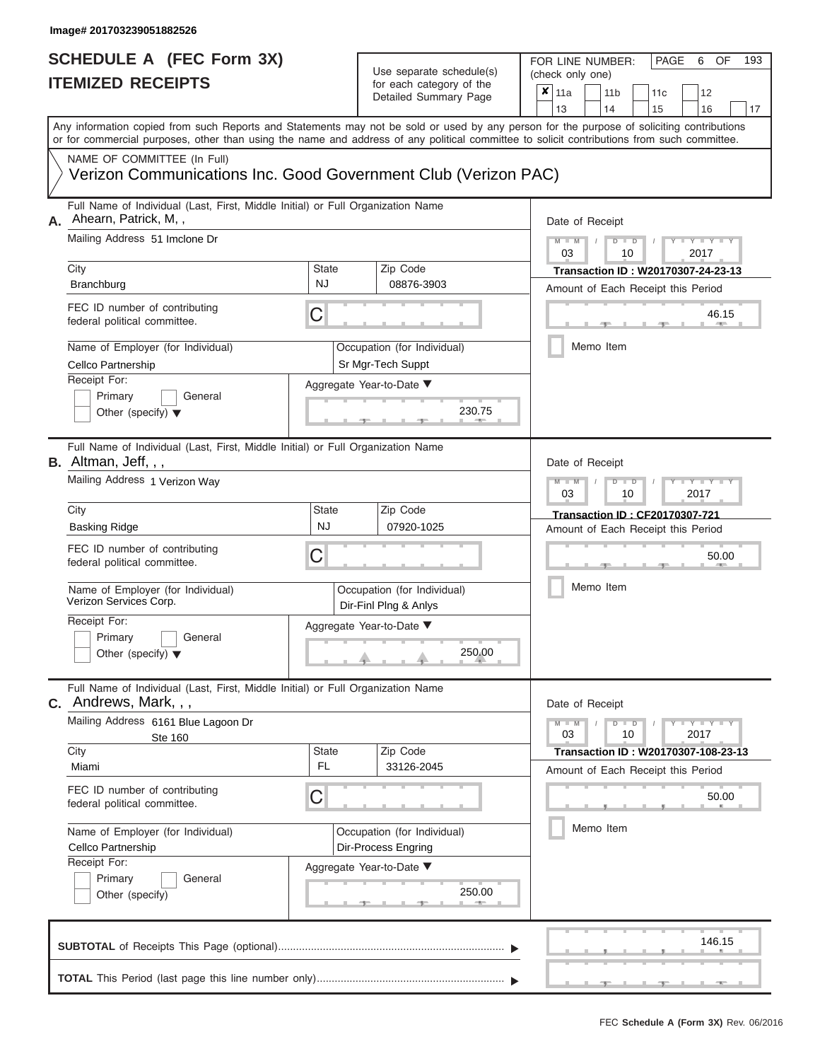Image# 201703239051882526

# SCHEDULE A (FEC Form 3X)
## ITEMIZED RECEIPTS

Use separate schedule(s) for each category of the Detailed Summary Page

FOR LINE NUMBER: (check only one)
✘ 11a | 11b | 11c | 12 | 13 | 14 | 15 | 16 | 17

PAGE 6 OF 193

Any information copied from such Reports and Statements may not be sold or used by any person for the purpose of soliciting contributions or for commercial purposes, other than using the name and address of any political committee to solicit contributions from such committee.

NAME OF COMMITTEE (In Full)
Verizon Communications Inc. Good Government Club (Verizon PAC)

---

**A.** Full Name of Individual (Last, First, Middle Initial) or Full Organization Name: Ahearn, Patrick, M, ,

Mailing Address: 51 Imclone Dr

City: Branchburg | State: NJ | Zip Code: 08876-3903

FEC ID number of contributing federal political committee: C

Name of Employer (for Individual): Cellco Partnership

Occupation (for Individual): Sr Mgr-Tech Suppt

Receipt For: Primary / General / Other (specify)

Aggregate Year-to-Date: 230.75

Date of Receipt: 03 10 2017

Transaction ID : W20170307-24-23-13

Amount of Each Receipt this Period: 46.15

Memo Item

---

**B.** Full Name of Individual (Last, First, Middle Initial) or Full Organization Name: Altman, Jeff, , ,

Mailing Address: 1 Verizon Way

City: Basking Ridge | State: NJ | Zip Code: 07920-1025

FEC ID number of contributing federal political committee: C

Name of Employer (for Individual): Verizon Services Corp.

Occupation (for Individual): Dir-Finl Plng & Anlys

Receipt For: Primary / General / Other (specify)

Aggregate Year-to-Date: 250.00

Date of Receipt: 03 10 2017

Transaction ID : CF20170307-721

Amount of Each Receipt this Period: 50.00

Memo Item

---

**C.** Full Name of Individual (Last, First, Middle Initial) or Full Organization Name: Andrews, Mark, , ,

Mailing Address: 6161 Blue Lagoon Dr, Ste 160

City: Miami | State: FL | Zip Code: 33126-2045

FEC ID number of contributing federal political committee: C

Name of Employer (for Individual): Cellco Partnership

Occupation (for Individual): Dir-Process Engring

Receipt For: Primary / General / Other (specify)

Aggregate Year-to-Date: 250.00

Date of Receipt: 03 10 2017

Transaction ID : W20170307-108-23-13

Amount of Each Receipt this Period: 50.00

Memo Item

---

**SUBTOTAL** of Receipts This Page (optional): 146.15

**TOTAL** This Period (last page this line number only):

FEC Schedule A (Form 3X) Rev. 06/2016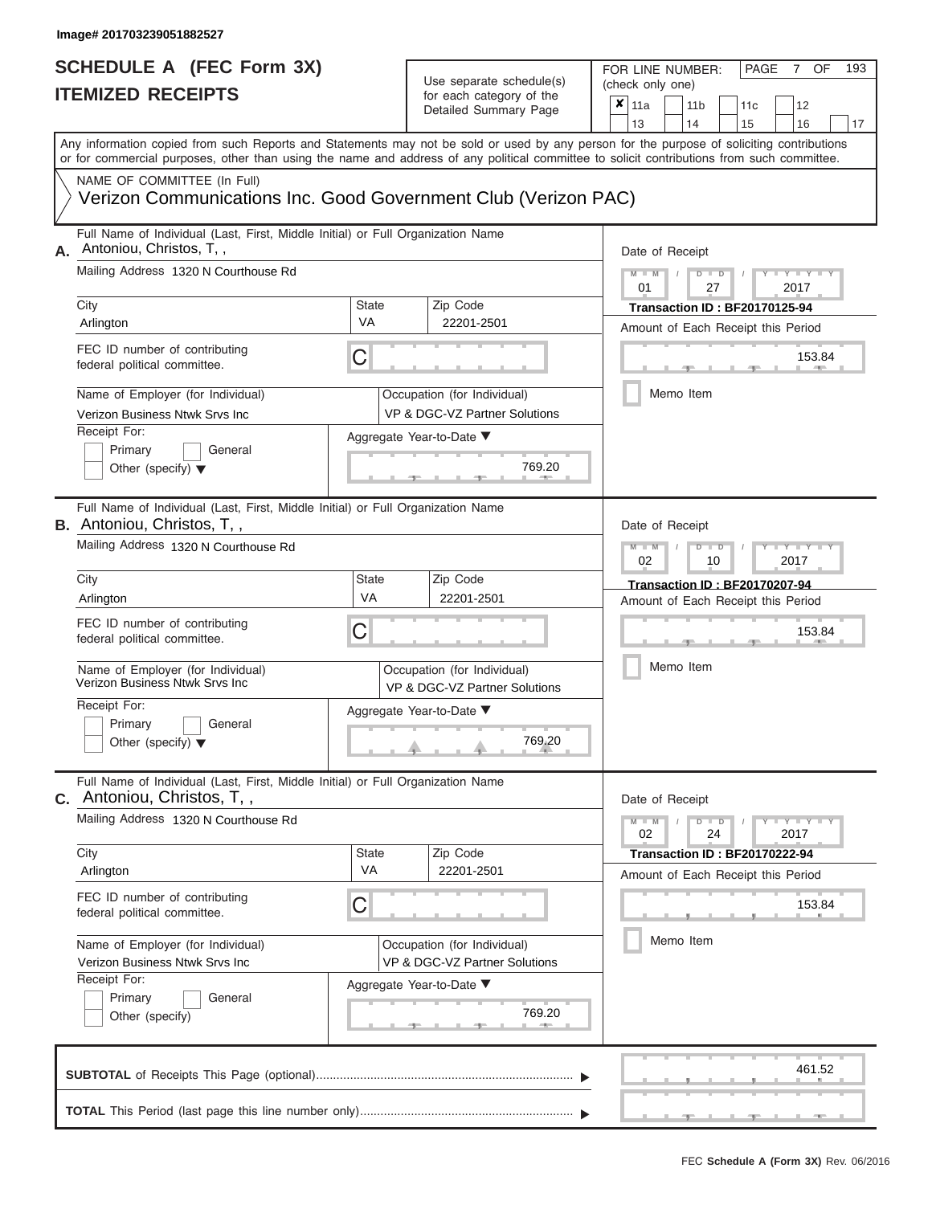Image# 201703239051882527

# SCHEDULE A (FEC Form 3X)
# ITEMIZED RECEIPTS

Use separate schedule(s) for each category of the Detailed Summary Page

FOR LINE NUMBER: (check only one)

- [x] 11a
- [ ] 11b
- [ ] 11c
- [ ] 12
- [ ] 13
- [ ] 14
- [ ] 15
- [ ] 16
- [ ] 17

Any information copied from such Reports and Statements may not be sold or used by any person for the purpose of soliciting contributions or for commercial purposes, other than using the name and address of any political committee to solicit contributions from such committee.

NAME OF COMMITTEE (In Full)

Verizon Communications Inc. Good Government Club (Verizon PAC)

**A.** Full Name of Individual (Last, First, Middle Initial) or Full Organization Name: Antoniou, Christos, T, ,

Mailing Address: 1320 N Courthouse Rd

City: Arlington | State: VA | Zip Code: 22201-2501

FEC ID number of contributing federal political committee: C

Name of Employer (for Individual): Verizon Business Ntwk Srvs Inc

Occupation (for Individual): VP & DGC-VZ Partner Solutions

Receipt For: Primary / General / Other (specify)

Aggregate Year-to-Date: 769.20

Date of Receipt: 01 / 27 / 2017

Transaction ID : BF20170125-94

Amount of Each Receipt this Period: 153.84

Memo Item

**B.** Full Name of Individual (Last, First, Middle Initial) or Full Organization Name: Antoniou, Christos, T, ,

Mailing Address: 1320 N Courthouse Rd

City: Arlington | State: VA | Zip Code: 22201-2501

FEC ID number of contributing federal political committee: C

Name of Employer (for Individual): Verizon Business Ntwk Srvs Inc

Occupation (for Individual): VP & DGC-VZ Partner Solutions

Receipt For: Primary / General / Other (specify)

Aggregate Year-to-Date: 769.20

Date of Receipt: 02 / 10 / 2017

Transaction ID : BF20170207-94

Amount of Each Receipt this Period: 153.84

Memo Item

**C.** Full Name of Individual (Last, First, Middle Initial) or Full Organization Name: Antoniou, Christos, T, ,

Mailing Address: 1320 N Courthouse Rd

City: Arlington | State: VA | Zip Code: 22201-2501

FEC ID number of contributing federal political committee: C

Name of Employer (for Individual): Verizon Business Ntwk Srvs Inc

Occupation (for Individual): VP & DGC-VZ Partner Solutions

Receipt For: Primary / General / Other (specify)

Aggregate Year-to-Date: 769.20

Date of Receipt: 02 / 24 / 2017

Transaction ID : BF20170222-94

Amount of Each Receipt this Period: 153.84

Memo Item

**SUBTOTAL** of Receipts This Page (optional): 461.52

**TOTAL** This Period (last page this line number only):

FEC Schedule A (Form 3X) Rev. 06/2016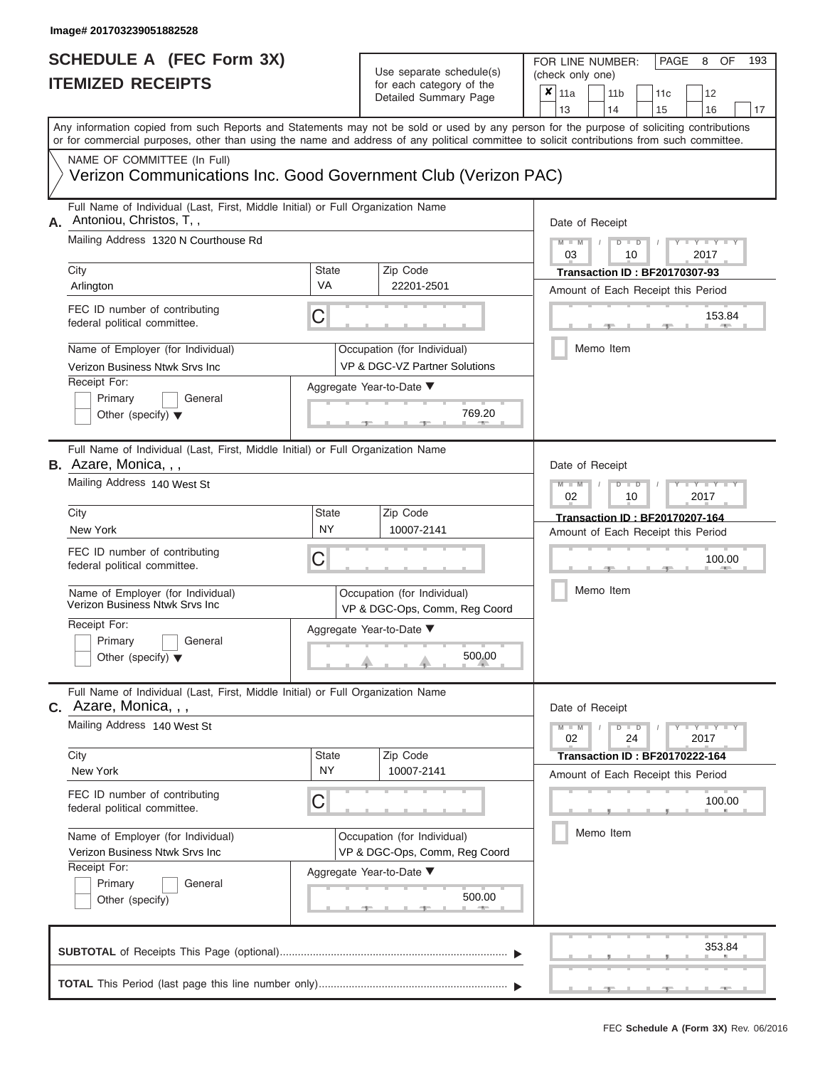Image# 201703239051882528

# SCHEDULE A (FEC Form 3X)
## ITEMIZED RECEIPTS

Use separate schedule(s) for each category of the Detailed Summary Page

FOR LINE NUMBER: (check only one)

| | | | | |
|---|---|---|---|---|
| ✘ 11a | 11b | 11c | 12 | |
| 13 | 14 | 15 | 16 | 17 |

PAGE 8 OF 193

Any information copied from such Reports and Statements may not be sold or used by any person for the purpose of soliciting contributions or for commercial purposes, other than using the name and address of any political committee to solicit contributions from such committee.

NAME OF COMMITTEE (In Full)
Verizon Communications Inc. Good Government Club (Verizon PAC)

**A.** Full Name of Individual (Last, First, Middle Initial) or Full Organization Name: Antoniou, Christos, T, ,

Mailing Address: 1320 N Courthouse Rd

City: Arlington | State: VA | Zip Code: 22201-2501

FEC ID number of contributing federal political committee: C

Name of Employer (for Individual): Verizon Business Ntwk Srvs Inc

Occupation (for Individual): VP & DGC-VZ Partner Solutions

Receipt For: Primary / General / Other (specify)

Aggregate Year-to-Date: 769.20

Date of Receipt: 03 / 10 / 2017

Transaction ID : BF20170307-93

Amount of Each Receipt this Period: 153.84

Memo Item

**B.** Full Name of Individual (Last, First, Middle Initial) or Full Organization Name: Azare, Monica, , ,

Mailing Address: 140 West St

City: New York | State: NY | Zip Code: 10007-2141

FEC ID number of contributing federal political committee: C

Name of Employer (for Individual): Verizon Business Ntwk Srvs Inc

Occupation (for Individual): VP & DGC-Ops, Comm, Reg Coord

Receipt For: Primary / General / Other (specify)

Aggregate Year-to-Date: 500.00

Date of Receipt: 02 / 10 / 2017

Transaction ID : BF20170207-164

Amount of Each Receipt this Period: 100.00

Memo Item

**C.** Full Name of Individual (Last, First, Middle Initial) or Full Organization Name: Azare, Monica, , ,

Mailing Address: 140 West St

City: New York | State: NY | Zip Code: 10007-2141

FEC ID number of contributing federal political committee: C

Name of Employer (for Individual): Verizon Business Ntwk Srvs Inc

Occupation (for Individual): VP & DGC-Ops, Comm, Reg Coord

Receipt For: Primary / General / Other (specify)

Aggregate Year-to-Date: 500.00

Date of Receipt: 02 / 24 / 2017

Transaction ID : BF20170222-164

Amount of Each Receipt this Period: 100.00

Memo Item

**SUBTOTAL** of Receipts This Page (optional): 353.84

**TOTAL** This Period (last page this line number only):

FEC Schedule A (Form 3X) Rev. 06/2016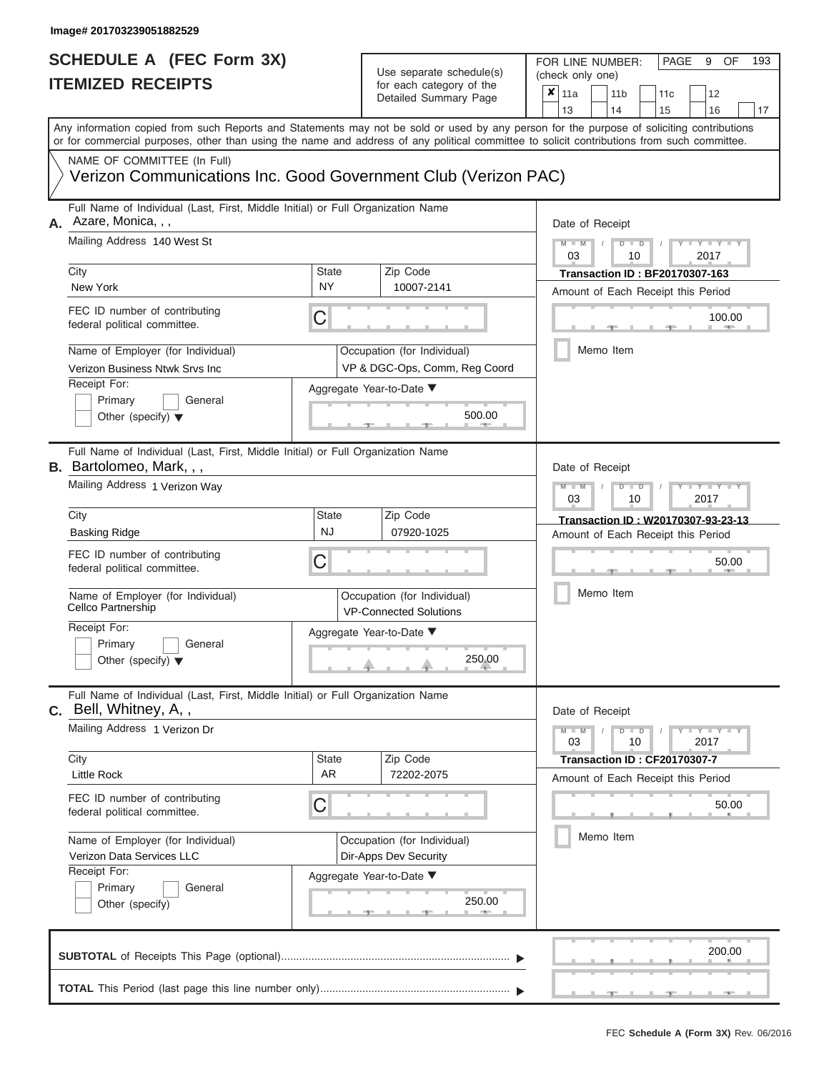Image# 201703239051882529

# SCHEDULE A (FEC Form 3X)
## ITEMIZED RECEIPTS

Use separate schedule(s) for each category of the Detailed Summary Page

FOR LINE NUMBER: (check only one)

☒ 11a ☐ 11b ☐ 11c ☐ 12 ☐ 13 ☐ 14 ☐ 15 ☐ 16 ☐ 17

PAGE 9 OF 193

Any information copied from such Reports and Statements may not be sold or used by any person for the purpose of soliciting contributions or for commercial purposes, other than using the name and address of any political committee to solicit contributions from such committee.

NAME OF COMMITTEE (In Full)
Verizon Communications Inc. Good Government Club (Verizon PAC)

---

**A.** Full Name of Individual (Last, First, Middle Initial) or Full Organization Name: Azare, Monica, , ,

Mailing Address: 140 West St

City: New York | State: NY | Zip Code: 10007-2141

FEC ID number of contributing federal political committee: C

Name of Employer (for Individual): Verizon Business Ntwk Srvs Inc

Occupation (for Individual): VP & DGC-Ops, Comm, Reg Coord

Receipt For: ☐ Primary ☐ General ☐ Other (specify)

Aggregate Year-to-Date: 500.00

Date of Receipt: 03 / 10 / 2017

Transaction ID : BF20170307-163

Amount of Each Receipt this Period: 100.00

☐ Memo Item

---

**B.** Full Name of Individual (Last, First, Middle Initial) or Full Organization Name: Bartolomeo, Mark, , ,

Mailing Address: 1 Verizon Way

City: Basking Ridge | State: NJ | Zip Code: 07920-1025

FEC ID number of contributing federal political committee: C

Name of Employer (for Individual): Cellco Partnership

Occupation (for Individual): VP-Connected Solutions

Receipt For: ☐ Primary ☐ General ☐ Other (specify)

Aggregate Year-to-Date: 250.00

Date of Receipt: 03 / 10 / 2017

Transaction ID : W20170307-93-23-13

Amount of Each Receipt this Period: 50.00

☐ Memo Item

---

**C.** Full Name of Individual (Last, First, Middle Initial) or Full Organization Name: Bell, Whitney, A, ,

Mailing Address: 1 Verizon Dr

City: Little Rock | State: AR | Zip Code: 72202-2075

FEC ID number of contributing federal political committee: C

Name of Employer (for Individual): Verizon Data Services LLC

Occupation (for Individual): Dir-Apps Dev Security

Receipt For: ☐ Primary ☐ General ☐ Other (specify)

Aggregate Year-to-Date: 250.00

Date of Receipt: 03 / 10 / 2017

Transaction ID : CF20170307-7

Amount of Each Receipt this Period: 50.00

☐ Memo Item

---

**SUBTOTAL** of Receipts This Page (optional): 200.00

**TOTAL** This Period (last page this line number only):

FEC Schedule A (Form 3X) Rev. 06/2016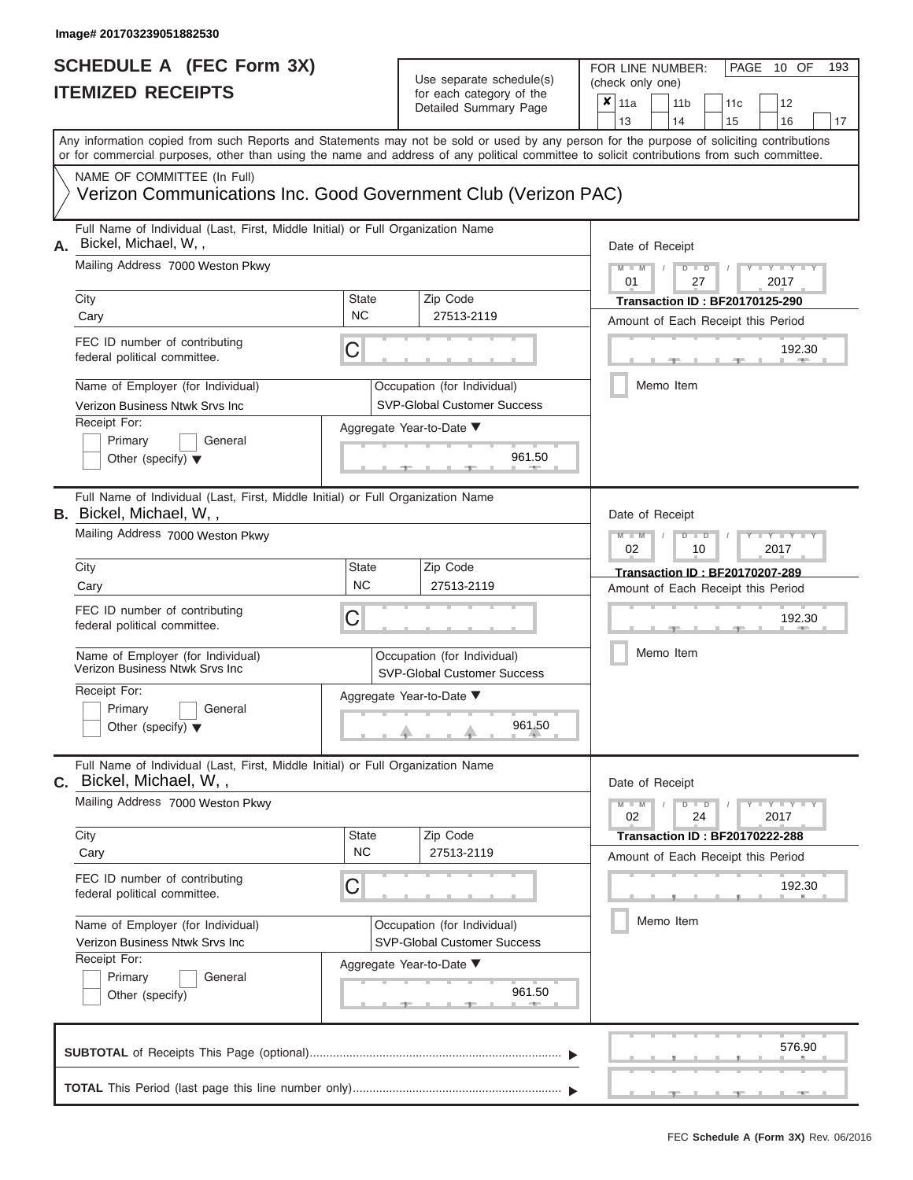Image# 201703239051882530

# SCHEDULE A (FEC Form 3X)
# ITEMIZED RECEIPTS

Use separate schedule(s) for each category of the Detailed Summary Page

FOR LINE NUMBER: (check only one)

PAGE 10 OF 193

| | | | | | |
|---|---|---|---|---|---|
| ✘ 11a | 11b | 11c | 12 | | |
| 13 | 14 | 15 | 16 | 17 | |

Any information copied from such Reports and Statements may not be sold or used by any person for the purpose of soliciting contributions or for commercial purposes, other than using the name and address of any political committee to solicit contributions from such committee.

NAME OF COMMITTEE (In Full)
Verizon Communications Inc. Good Government Club (Verizon PAC)

**A.** Full Name of Individual (Last, First, Middle Initial) or Full Organization Name: Bickel, Michael, W, ,

Mailing Address: 7000 Weston Pkwy

City: Cary | State: NC | Zip Code: 27513-2119

FEC ID number of contributing federal political committee: C

Name of Employer (for Individual): Verizon Business Ntwk Srvs Inc

Occupation (for Individual): SVP-Global Customer Success

Receipt For: Primary / General / Other (specify)

Aggregate Year-to-Date: 961.50

Date of Receipt: 01 / 27 / 2017

Transaction ID : BF20170125-290

Amount of Each Receipt this Period: 192.30

Memo Item

**B.** Full Name of Individual (Last, First, Middle Initial) or Full Organization Name: Bickel, Michael, W, ,

Mailing Address: 7000 Weston Pkwy

City: Cary | State: NC | Zip Code: 27513-2119

FEC ID number of contributing federal political committee: C

Name of Employer (for Individual): Verizon Business Ntwk Srvs Inc

Occupation (for Individual): SVP-Global Customer Success

Receipt For: Primary / General / Other (specify)

Aggregate Year-to-Date: 961.50

Date of Receipt: 02 / 10 / 2017

Transaction ID : BF20170207-289

Amount of Each Receipt this Period: 192.30

Memo Item

**C.** Full Name of Individual (Last, First, Middle Initial) or Full Organization Name: Bickel, Michael, W, ,

Mailing Address: 7000 Weston Pkwy

City: Cary | State: NC | Zip Code: 27513-2119

FEC ID number of contributing federal political committee: C

Name of Employer (for Individual): Verizon Business Ntwk Srvs Inc

Occupation (for Individual): SVP-Global Customer Success

Receipt For: Primary / General / Other (specify)

Aggregate Year-to-Date: 961.50

Date of Receipt: 02 / 24 / 2017

Transaction ID : BF20170222-288

Amount of Each Receipt this Period: 192.30

Memo Item

**SUBTOTAL** of Receipts This Page (optional): 576.90

**TOTAL** This Period (last page this line number only):

FEC Schedule A (Form 3X) Rev. 06/2016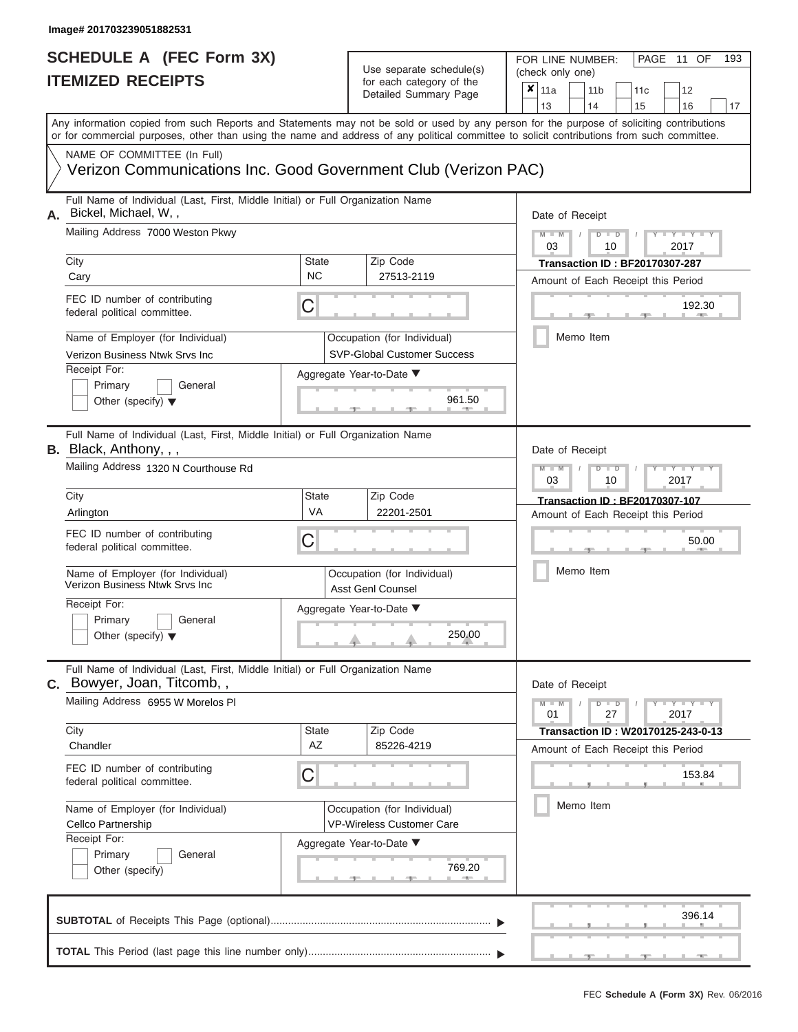Image# 201703239051882531

# SCHEDULE A (FEC Form 3X)
## ITEMIZED RECEIPTS

Use separate schedule(s) for each category of the Detailed Summary Page

FOR LINE NUMBER: (check only one)

- [x] 11a
- [ ] 11b
- [ ] 11c
- [ ] 12
- [ ] 13
- [ ] 14
- [ ] 15
- [ ] 16
- [ ] 17

PAGE 11 OF 193

Any information copied from such Reports and Statements may not be sold or used by any person for the purpose of soliciting contributions or for commercial purposes, other than using the name and address of any political committee to solicit contributions from such committee.

NAME OF COMMITTEE (In Full)
Verizon Communications Inc. Good Government Club (Verizon PAC)

---

**A.** Full Name of Individual (Last, First, Middle Initial) or Full Organization Name
Bickel, Michael, W, ,

Mailing Address: 7000 Weston Pkwy

City: Cary | State: NC | Zip Code: 27513-2119

FEC ID number of contributing federal political committee: C

Name of Employer (for Individual): Verizon Business Ntwk Srvs Inc
Occupation (for Individual): SVP-Global Customer Success

Receipt For: Primary / General / Other (specify)

Aggregate Year-to-Date: 961.50

Date of Receipt: 03 / 10 / 2017
Transaction ID : BF20170307-287
Amount of Each Receipt this Period: 192.30
Memo Item

---

**B.** Full Name of Individual (Last, First, Middle Initial) or Full Organization Name
Black, Anthony, , ,

Mailing Address: 1320 N Courthouse Rd

City: Arlington | State: VA | Zip Code: 22201-2501

FEC ID number of contributing federal political committee: C

Name of Employer (for Individual): Verizon Business Ntwk Srvs Inc
Occupation (for Individual): Asst Genl Counsel

Receipt For: Primary / General / Other (specify)

Aggregate Year-to-Date: 250.00

Date of Receipt: 03 / 10 / 2017
Transaction ID : BF20170307-107
Amount of Each Receipt this Period: 50.00
Memo Item

---

**C.** Full Name of Individual (Last, First, Middle Initial) or Full Organization Name
Bowyer, Joan, Titcomb, ,

Mailing Address: 6955 W Morelos Pl

City: Chandler | State: AZ | Zip Code: 85226-4219

FEC ID number of contributing federal political committee: C

Name of Employer (for Individual): Cellco Partnership
Occupation (for Individual): VP-Wireless Customer Care

Receipt For: Primary / General / Other (specify)

Aggregate Year-to-Date: 769.20

Date of Receipt: 01 / 27 / 2017
Transaction ID : W20170125-243-0-13
Amount of Each Receipt this Period: 153.84
Memo Item

---

**SUBTOTAL** of Receipts This Page (optional): 396.14

**TOTAL** This Period (last page this line number only):

FEC Schedule A (Form 3X) Rev. 06/2016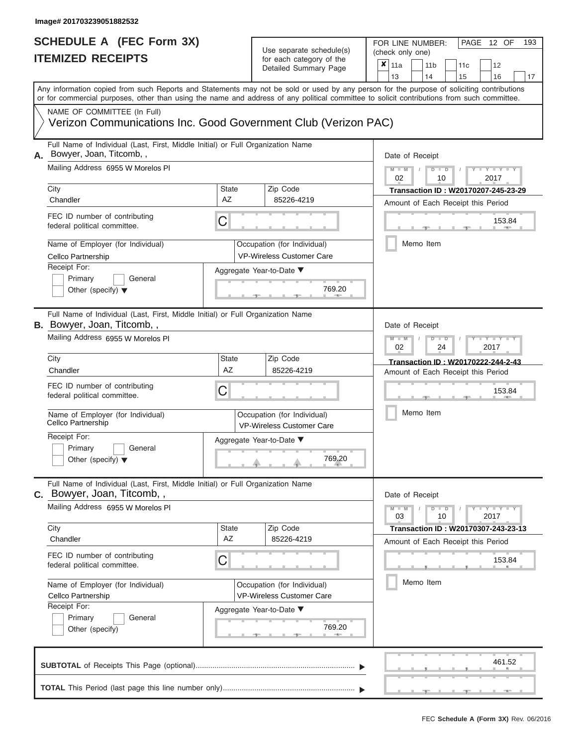Image# 201703239051882532

# SCHEDULE A (FEC Form 3X)
# ITEMIZED RECEIPTS

Use separate schedule(s) for each category of the Detailed Summary Page

FOR LINE NUMBER: (check only one)

- [x] 11a
- [ ] 11b
- [ ] 11c
- [ ] 12
- [ ] 13
- [ ] 14
- [ ] 15
- [ ] 16
- [ ] 17

PAGE 12 OF 193

Any information copied from such Reports and Statements may not be sold or used by any person for the purpose of soliciting contributions or for commercial purposes, other than using the name and address of any political committee to solicit contributions from such committee.

NAME OF COMMITTEE (In Full)
Verizon Communications Inc. Good Government Club (Verizon PAC)

---

**A.** Full Name of Individual (Last, First, Middle Initial) or Full Organization Name: Bowyer, Joan, Titcomb, ,

Mailing Address: 6955 W Morelos Pl

City: Chandler | State: AZ | Zip Code: 85226-4219

FEC ID number of contributing federal political committee: C

Name of Employer (for Individual): Cellco Partnership

Occupation (for Individual): VP-Wireless Customer Care

Receipt For: Primary / General / Other (specify)

Aggregate Year-to-Date: 769.20

Date of Receipt: 02 / 10 / 2017

Transaction ID : W20170207-245-23-29

Amount of Each Receipt this Period: 153.84

Memo Item

---

**B.** Full Name of Individual (Last, First, Middle Initial) or Full Organization Name: Bowyer, Joan, Titcomb, ,

Mailing Address: 6955 W Morelos Pl

City: Chandler | State: AZ | Zip Code: 85226-4219

FEC ID number of contributing federal political committee: C

Name of Employer (for Individual): Cellco Partnership

Occupation (for Individual): VP-Wireless Customer Care

Receipt For: Primary / General / Other (specify)

Aggregate Year-to-Date: 769.20

Date of Receipt: 02 / 24 / 2017

Transaction ID : W20170222-244-2-43

Amount of Each Receipt this Period: 153.84

Memo Item

---

**C.** Full Name of Individual (Last, First, Middle Initial) or Full Organization Name: Bowyer, Joan, Titcomb, ,

Mailing Address: 6955 W Morelos Pl

City: Chandler | State: AZ | Zip Code: 85226-4219

FEC ID number of contributing federal political committee: C

Name of Employer (for Individual): Cellco Partnership

Occupation (for Individual): VP-Wireless Customer Care

Receipt For: Primary / General / Other (specify)

Aggregate Year-to-Date: 769.20

Date of Receipt: 03 / 10 / 2017

Transaction ID : W20170307-243-23-13

Amount of Each Receipt this Period: 153.84

Memo Item

---

**SUBTOTAL** of Receipts This Page (optional): 461.52

**TOTAL** This Period (last page this line number only):

FEC Schedule A (Form 3X) Rev. 06/2016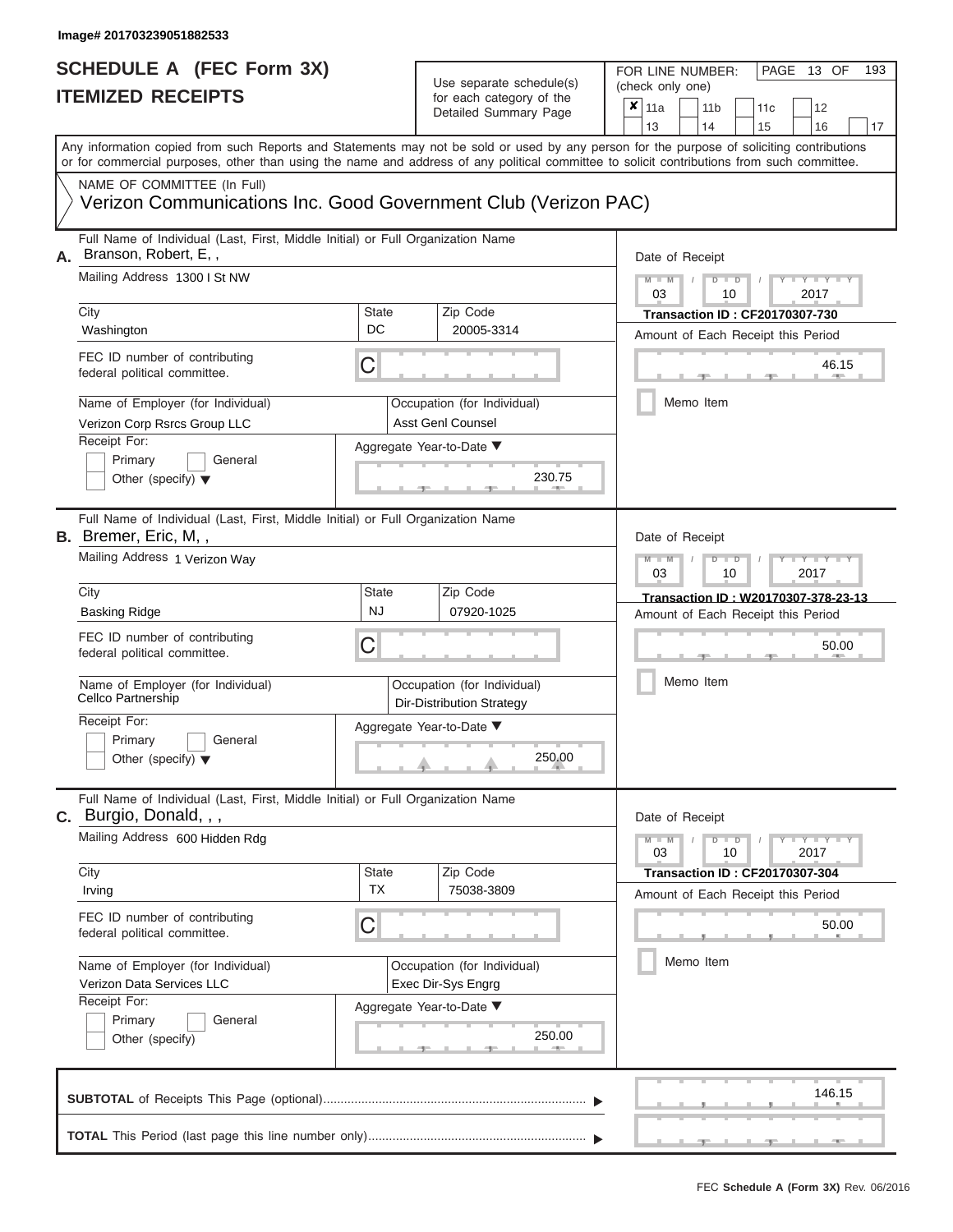Image# 201703239051882533

# SCHEDULE A (FEC Form 3X)
## ITEMIZED RECEIPTS

Use separate schedule(s) for each category of the Detailed Summary Page

FOR LINE NUMBER: (check only one)

- [x] 11a
- [ ] 11b
- [ ] 11c
- [ ] 12
- [ ] 13
- [ ] 14
- [ ] 15
- [ ] 16
- [ ] 17

Any information copied from such Reports and Statements may not be sold or used by any person for the purpose of soliciting contributions or for commercial purposes, other than using the name and address of any political committee to solicit contributions from such committee.

NAME OF COMMITTEE (In Full)
Verizon Communications Inc. Good Government Club (Verizon PAC)

---

**A.** Full Name of Individual (Last, First, Middle Initial) or Full Organization Name: Branson, Robert, E, ,

Mailing Address: 1300 I St NW

City: Washington | State: DC | Zip Code: 20005-3314

FEC ID number of contributing federal political committee: C

Name of Employer (for Individual): Verizon Corp Rsrcs Group LLC

Occupation (for Individual): Asst Genl Counsel

Receipt For: Primary / General / Other (specify)

Aggregate Year-to-Date: 230.75

Date of Receipt: 03 / 10 / 2017

Transaction ID : CF20170307-730

Amount of Each Receipt this Period: 46.15

Memo Item

---

**B.** Full Name of Individual (Last, First, Middle Initial) or Full Organization Name: Bremer, Eric, M, ,

Mailing Address: 1 Verizon Way

City: Basking Ridge | State: NJ | Zip Code: 07920-1025

FEC ID number of contributing federal political committee: C

Name of Employer (for Individual): Cellco Partnership

Occupation (for Individual): Dir-Distribution Strategy

Receipt For: Primary / General / Other (specify)

Aggregate Year-to-Date: 250.00

Date of Receipt: 03 / 10 / 2017

Transaction ID : W20170307-378-23-13

Amount of Each Receipt this Period: 50.00

Memo Item

---

**C.** Full Name of Individual (Last, First, Middle Initial) or Full Organization Name: Burgio, Donald, , ,

Mailing Address: 600 Hidden Rdg

City: Irving | State: TX | Zip Code: 75038-3809

FEC ID number of contributing federal political committee: C

Name of Employer (for Individual): Verizon Data Services LLC

Occupation (for Individual): Exec Dir-Sys Engrg

Receipt For: Primary / General / Other (specify)

Aggregate Year-to-Date: 250.00

Date of Receipt: 03 / 10 / 2017

Transaction ID : CF20170307-304

Amount of Each Receipt this Period: 50.00

Memo Item

---

**SUBTOTAL** of Receipts This Page (optional): 146.15

**TOTAL** This Period (last page this line number only):

FEC Schedule A (Form 3X) Rev. 06/2016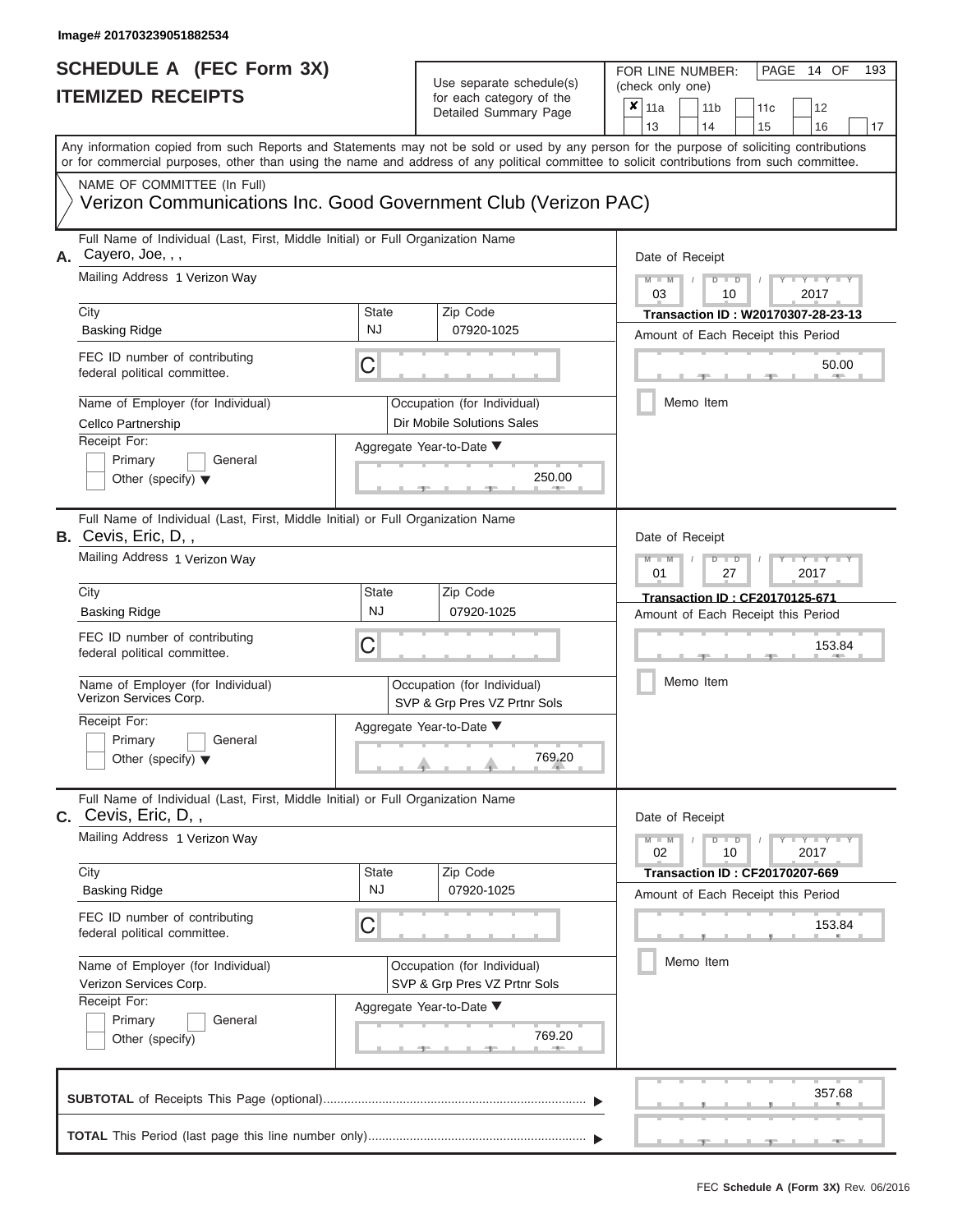Image# 201703239051882534

# SCHEDULE A (FEC Form 3X)
# ITEMIZED RECEIPTS

Use separate schedule(s) for each category of the Detailed Summary Page

FOR LINE NUMBER: (check only one)

PAGE 14 OF 193

- [x] 11a
- [ ] 11b
- [ ] 11c
- [ ] 12
- [ ] 13
- [ ] 14
- [ ] 15
- [ ] 16
- [ ] 17

Any information copied from such Reports and Statements may not be sold or used by any person for the purpose of soliciting contributions or for commercial purposes, other than using the name and address of any political committee to solicit contributions from such committee.

NAME OF COMMITTEE (In Full)

Verizon Communications Inc. Good Government Club (Verizon PAC)

---

**A.** Full Name of Individual (Last, First, Middle Initial) or Full Organization Name: Cayero, Joe, , ,

Mailing Address: 1 Verizon Way

City: Basking Ridge | State: NJ | Zip Code: 07920-1025

FEC ID number of contributing federal political committee: C

Name of Employer (for Individual): Cellco Partnership

Occupation (for Individual): Dir Mobile Solutions Sales

Receipt For: Primary / General / Other (specify)

Aggregate Year-to-Date: 250.00

Date of Receipt: 03 / 10 / 2017

Transaction ID : W20170307-28-23-13

Amount of Each Receipt this Period: 50.00

Memo Item

---

**B.** Full Name of Individual (Last, First, Middle Initial) or Full Organization Name: Cevis, Eric, D, ,

Mailing Address: 1 Verizon Way

City: Basking Ridge | State: NJ | Zip Code: 07920-1025

FEC ID number of contributing federal political committee: C

Name of Employer (for Individual): Verizon Services Corp.

Occupation (for Individual): SVP & Grp Pres VZ Prtnr Sols

Receipt For: Primary / General / Other (specify)

Aggregate Year-to-Date: 769.20

Date of Receipt: 01 / 27 / 2017

Transaction ID : CF20170125-671

Amount of Each Receipt this Period: 153.84

Memo Item

---

**C.** Full Name of Individual (Last, First, Middle Initial) or Full Organization Name: Cevis, Eric, D, ,

Mailing Address: 1 Verizon Way

City: Basking Ridge | State: NJ | Zip Code: 07920-1025

FEC ID number of contributing federal political committee: C

Name of Employer (for Individual): Verizon Services Corp.

Occupation (for Individual): SVP & Grp Pres VZ Prtnr Sols

Receipt For: Primary / General / Other (specify)

Aggregate Year-to-Date: 769.20

Date of Receipt: 02 / 10 / 2017

Transaction ID : CF20170207-669

Amount of Each Receipt this Period: 153.84

Memo Item

---

**SUBTOTAL** of Receipts This Page (optional): 357.68

**TOTAL** This Period (last page this line number only):

FEC Schedule A (Form 3X) Rev. 06/2016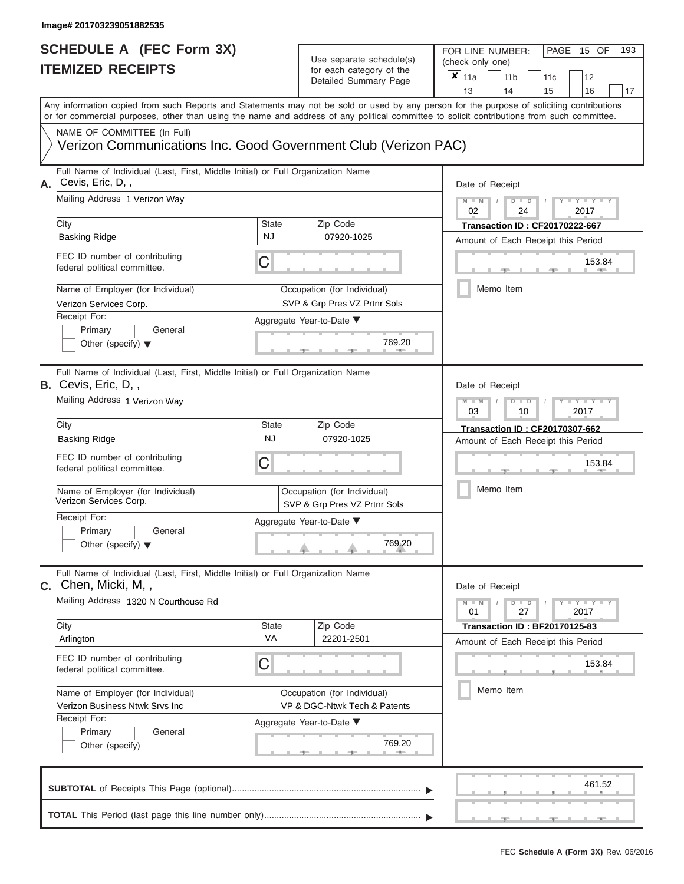Image# 201703239051882535

# SCHEDULE A (FEC Form 3X)
# ITEMIZED RECEIPTS

Use separate schedule(s) for each category of the Detailed Summary Page

FOR LINE NUMBER: (check only one)

☒ 11a ☐ 11b ☐ 11c ☐ 12 ☐ 13 ☐ 14 ☐ 15 ☐ 16 ☐ 17

PAGE 15 OF 193

Any information copied from such Reports and Statements may not be sold or used by any person for the purpose of soliciting contributions or for commercial purposes, other than using the name and address of any political committee to solicit contributions from such committee.

NAME OF COMMITTEE (In Full)

Verizon Communications Inc. Good Government Club (Verizon PAC)

---

**A.** Full Name of Individual (Last, First, Middle Initial) or Full Organization Name: Cevis, Eric, D, ,

Mailing Address: 1 Verizon Way

City: Basking Ridge | State: NJ | Zip Code: 07920-1025

FEC ID number of contributing federal political committee: C

Name of Employer (for Individual): Verizon Services Corp.

Occupation (for Individual): SVP & Grp Pres VZ Prtnr Sols

Receipt For: ☐ Primary ☐ General ☐ Other (specify)

Aggregate Year-to-Date: 769.20

Date of Receipt: 02 / 24 / 2017

Transaction ID : CF20170222-667

Amount of Each Receipt this Period: 153.84

☐ Memo Item

---

**B.** Full Name of Individual (Last, First, Middle Initial) or Full Organization Name: Cevis, Eric, D, ,

Mailing Address: 1 Verizon Way

City: Basking Ridge | State: NJ | Zip Code: 07920-1025

FEC ID number of contributing federal political committee: C

Name of Employer (for Individual): Verizon Services Corp.

Occupation (for Individual): SVP & Grp Pres VZ Prtnr Sols

Receipt For: ☐ Primary ☐ General ☐ Other (specify)

Aggregate Year-to-Date: 769.20

Date of Receipt: 03 / 10 / 2017

Transaction ID : CF20170307-662

Amount of Each Receipt this Period: 153.84

☐ Memo Item

---

**C.** Full Name of Individual (Last, First, Middle Initial) or Full Organization Name: Chen, Micki, M, ,

Mailing Address: 1320 N Courthouse Rd

City: Arlington | State: VA | Zip Code: 22201-2501

FEC ID number of contributing federal political committee: C

Name of Employer (for Individual): Verizon Business Ntwk Srvs Inc

Occupation (for Individual): VP & DGC-Ntwk Tech & Patents

Receipt For: ☐ Primary ☐ General ☐ Other (specify)

Aggregate Year-to-Date: 769.20

Date of Receipt: 01 / 27 / 2017

Transaction ID : BF20170125-83

Amount of Each Receipt this Period: 153.84

☐ Memo Item

---

**SUBTOTAL** of Receipts This Page (optional): 461.52

**TOTAL** This Period (last page this line number only):

FEC Schedule A (Form 3X) Rev. 06/2016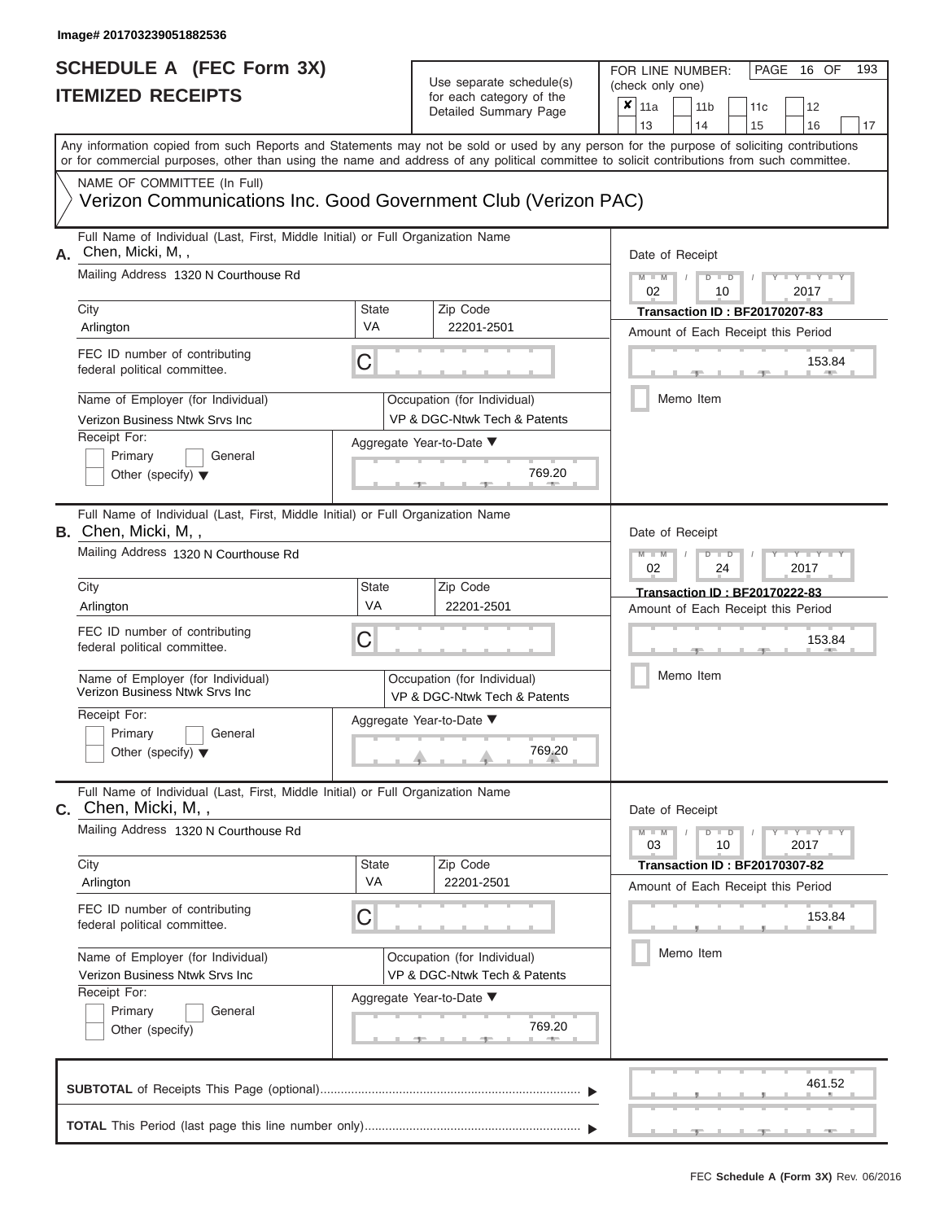Image# 201703239051882536

# SCHEDULE A (FEC Form 3X)
# ITEMIZED RECEIPTS

Use separate schedule(s) for each category of the Detailed Summary Page

FOR LINE NUMBER: (check only one)

PAGE 16 OF 193

☒ 11a ☐ 11b ☐ 11c ☐ 12 ☐ 13 ☐ 14 ☐ 15 ☐ 16 ☐ 17

Any information copied from such Reports and Statements may not be sold or used by any person for the purpose of soliciting contributions or for commercial purposes, other than using the name and address of any political committee to solicit contributions from such committee.

NAME OF COMMITTEE (In Full)

Verizon Communications Inc. Good Government Club (Verizon PAC)

---

**A.** Full Name of Individual (Last, First, Middle Initial) or Full Organization Name: Chen, Micki, M, ,

Mailing Address: 1320 N Courthouse Rd

City: Arlington | State: VA | Zip Code: 22201-2501

FEC ID number of contributing federal political committee: C

Name of Employer (for Individual): Verizon Business Ntwk Srvs Inc

Occupation (for Individual): VP & DGC-Ntwk Tech & Patents

Receipt For: ☐ Primary ☐ General ☐ Other (specify)

Aggregate Year-to-Date: 769.20

Date of Receipt: 02 / 10 / 2017

Transaction ID : BF20170207-83

Amount of Each Receipt this Period: 153.84

☐ Memo Item

---

**B.** Full Name of Individual (Last, First, Middle Initial) or Full Organization Name: Chen, Micki, M, ,

Mailing Address: 1320 N Courthouse Rd

City: Arlington | State: VA | Zip Code: 22201-2501

FEC ID number of contributing federal political committee: C

Name of Employer (for Individual): Verizon Business Ntwk Srvs Inc

Occupation (for Individual): VP & DGC-Ntwk Tech & Patents

Receipt For: ☐ Primary ☐ General ☐ Other (specify)

Aggregate Year-to-Date: 769.20

Date of Receipt: 02 / 24 / 2017

Transaction ID : BF20170222-83

Amount of Each Receipt this Period: 153.84

☐ Memo Item

---

**C.** Full Name of Individual (Last, First, Middle Initial) or Full Organization Name: Chen, Micki, M, ,

Mailing Address: 1320 N Courthouse Rd

City: Arlington | State: VA | Zip Code: 22201-2501

FEC ID number of contributing federal political committee: C

Name of Employer (for Individual): Verizon Business Ntwk Srvs Inc

Occupation (for Individual): VP & DGC-Ntwk Tech & Patents

Receipt For: ☐ Primary ☐ General ☐ Other (specify)

Aggregate Year-to-Date: 769.20

Date of Receipt: 03 / 10 / 2017

Transaction ID : BF20170307-82

Amount of Each Receipt this Period: 153.84

☐ Memo Item

---

**SUBTOTAL** of Receipts This Page (optional): 461.52

**TOTAL** This Period (last page this line number only):

FEC Schedule A (Form 3X) Rev. 06/2016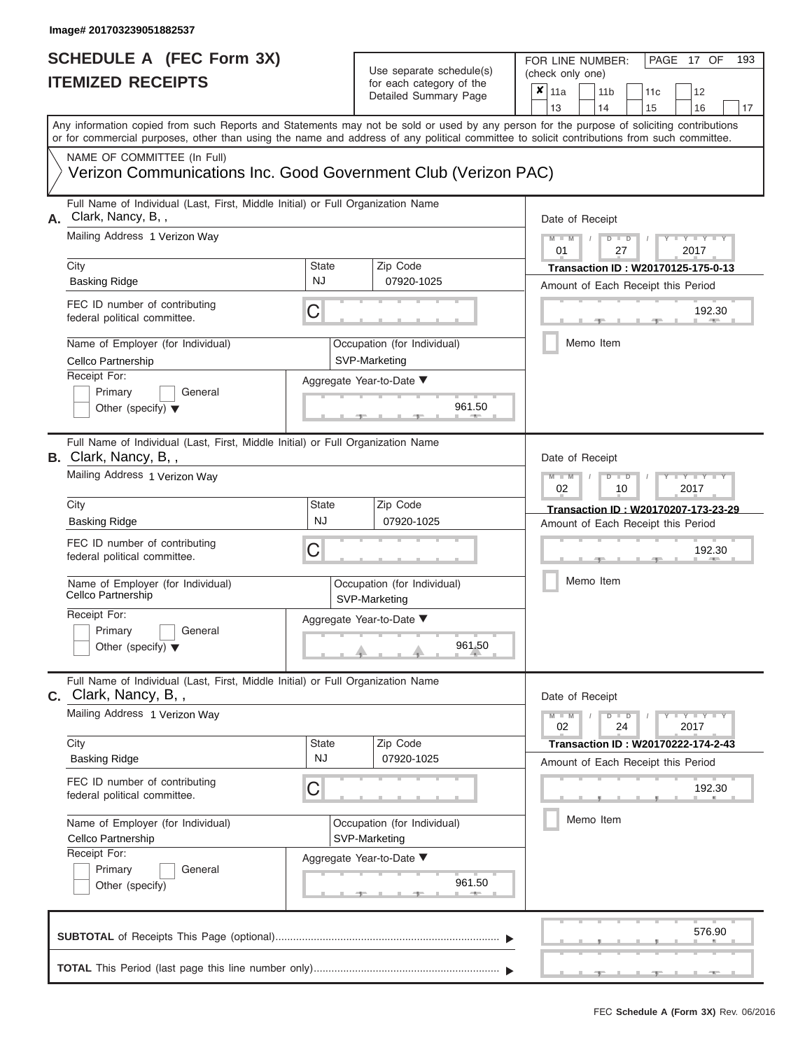Image# 201703239051882537

# SCHEDULE A (FEC Form 3X)
# ITEMIZED RECEIPTS

Use separate schedule(s) for each category of the Detailed Summary Page

FOR LINE NUMBER: (check only one)

| | | | | |
|---|---|---|---|---|
| ✘ 11a | 11b | 11c | 12 | |
| 13 | 14 | 15 | 16 | 17 |

Any information copied from such Reports and Statements may not be sold or used by any person for the purpose of soliciting contributions or for commercial purposes, other than using the name and address of any political committee to solicit contributions from such committee.

NAME OF COMMITTEE (In Full)

Verizon Communications Inc. Good Government Club (Verizon PAC)

---

**A.** Full Name of Individual (Last, First, Middle Initial) or Full Organization Name: Clark, Nancy, B, ,

Mailing Address: 1 Verizon Way

City: Basking Ridge | State: NJ | Zip Code: 07920-1025

FEC ID number of contributing federal political committee: C

Name of Employer (for Individual): Cellco Partnership

Occupation (for Individual): SVP-Marketing

Receipt For: Primary / General / Other (specify)

Aggregate Year-to-Date: 961.50

Date of Receipt: 01 / 27 / 2017

Transaction ID : W20170125-175-0-13

Amount of Each Receipt this Period: 192.30

Memo Item

---

**B.** Full Name of Individual (Last, First, Middle Initial) or Full Organization Name: Clark, Nancy, B, ,

Mailing Address: 1 Verizon Way

City: Basking Ridge | State: NJ | Zip Code: 07920-1025

FEC ID number of contributing federal political committee: C

Name of Employer (for Individual): Cellco Partnership

Occupation (for Individual): SVP-Marketing

Receipt For: Primary / General / Other (specify)

Aggregate Year-to-Date: 961.50

Date of Receipt: 02 / 10 / 2017

Transaction ID : W20170207-173-23-29

Amount of Each Receipt this Period: 192.30

Memo Item

---

**C.** Full Name of Individual (Last, First, Middle Initial) or Full Organization Name: Clark, Nancy, B, ,

Mailing Address: 1 Verizon Way

City: Basking Ridge | State: NJ | Zip Code: 07920-1025

FEC ID number of contributing federal political committee: C

Name of Employer (for Individual): Cellco Partnership

Occupation (for Individual): SVP-Marketing

Receipt For: Primary / General / Other (specify)

Aggregate Year-to-Date: 961.50

Date of Receipt: 02 / 24 / 2017

Transaction ID : W20170222-174-2-43

Amount of Each Receipt this Period: 192.30

Memo Item

---

**SUBTOTAL** of Receipts This Page (optional): 576.90

**TOTAL** This Period (last page this line number only):

FEC Schedule A (Form 3X) Rev. 06/2016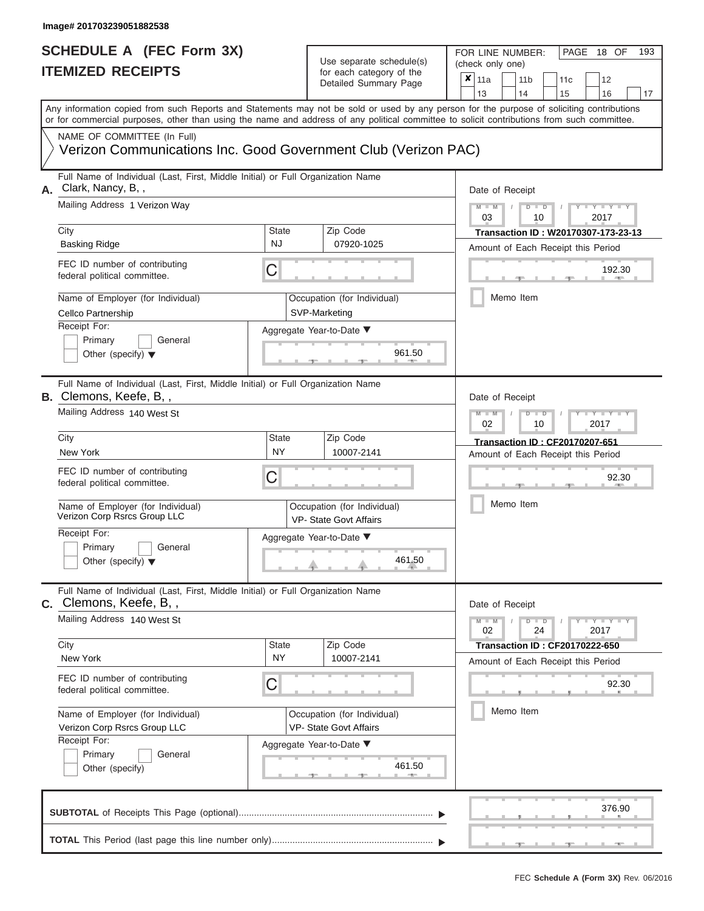Image# 201703239051882538

# SCHEDULE A (FEC Form 3X)
## ITEMIZED RECEIPTS

Use separate schedule(s) for each category of the Detailed Summary Page

FOR LINE NUMBER: (check only one)

- [x] 11a
- [ ] 11b
- [ ] 11c
- [ ] 12
- [ ] 13
- [ ] 14
- [ ] 15
- [ ] 16
- [ ] 17

PAGE 18 OF 193

Any information copied from such Reports and Statements may not be sold or used by any person for the purpose of soliciting contributions or for commercial purposes, other than using the name and address of any political committee to solicit contributions from such committee.

NAME OF COMMITTEE (In Full)

Verizon Communications Inc. Good Government Club (Verizon PAC)

---

**A.** Full Name of Individual (Last, First, Middle Initial) or Full Organization Name: Clark, Nancy, B, ,

Mailing Address: 1 Verizon Way

City: Basking Ridge | State: NJ | Zip Code: 07920-1025

FEC ID number of contributing federal political committee: C

Name of Employer (for Individual): Cellco Partnership

Occupation (for Individual): SVP-Marketing

Receipt For: Primary / General / Other (specify)

Aggregate Year-to-Date: 961.50

Date of Receipt: 03 / 10 / 2017

Transaction ID : W20170307-173-23-13

Amount of Each Receipt this Period: 192.30

Memo Item

---

**B.** Full Name of Individual (Last, First, Middle Initial) or Full Organization Name: Clemons, Keefe, B, ,

Mailing Address: 140 West St

City: New York | State: NY | Zip Code: 10007-2141

FEC ID number of contributing federal political committee: C

Name of Employer (for Individual): Verizon Corp Rsrcs Group LLC

Occupation (for Individual): VP- State Govt Affairs

Receipt For: Primary / General / Other (specify)

Aggregate Year-to-Date: 461.50

Date of Receipt: 02 / 10 / 2017

Transaction ID : CF20170207-651

Amount of Each Receipt this Period: 92.30

Memo Item

---

**C.** Full Name of Individual (Last, First, Middle Initial) or Full Organization Name: Clemons, Keefe, B, ,

Mailing Address: 140 West St

City: New York | State: NY | Zip Code: 10007-2141

FEC ID number of contributing federal political committee: C

Name of Employer (for Individual): Verizon Corp Rsrcs Group LLC

Occupation (for Individual): VP- State Govt Affairs

Receipt For: Primary / General / Other (specify)

Aggregate Year-to-Date: 461.50

Date of Receipt: 02 / 24 / 2017

Transaction ID : CF20170222-650

Amount of Each Receipt this Period: 92.30

Memo Item

---

**SUBTOTAL** of Receipts This Page (optional): 376.90

**TOTAL** This Period (last page this line number only):

FEC Schedule A (Form 3X) Rev. 06/2016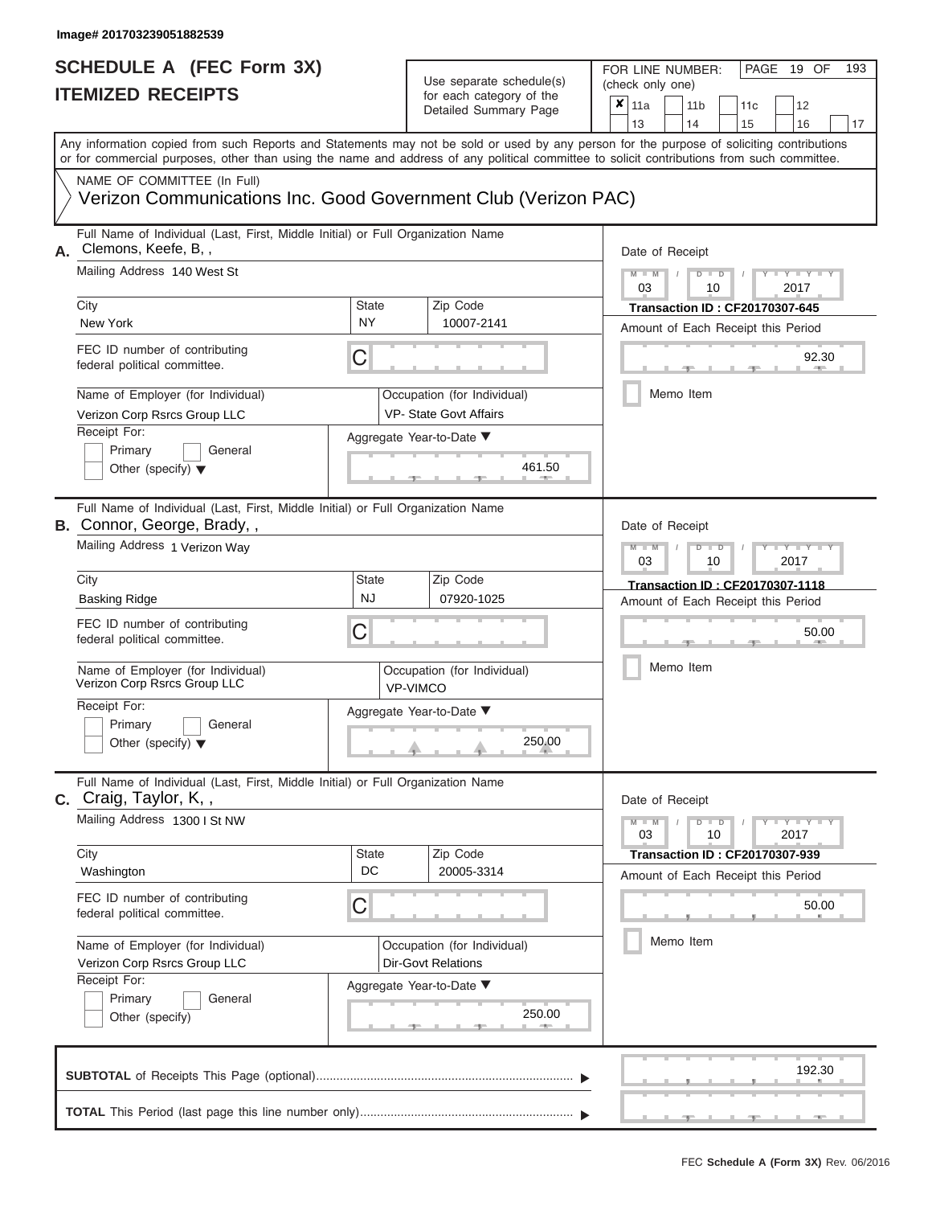Image# 201703239051882539

# SCHEDULE A (FEC Form 3X)
# ITEMIZED RECEIPTS

Use separate schedule(s) for each category of the Detailed Summary Page

FOR LINE NUMBER: (check only one)

✘ 11a | 11b | 11c | 12 | 13 | 14 | 15 | 16 | 17

PAGE 19 OF 193

Any information copied from such Reports and Statements may not be sold or used by any person for the purpose of soliciting contributions or for commercial purposes, other than using the name and address of any political committee to solicit contributions from such committee.

NAME OF COMMITTEE (In Full)

Verizon Communications Inc. Good Government Club (Verizon PAC)

---

**A.** Full Name of Individual (Last, First, Middle Initial) or Full Organization Name: Clemons, Keefe, B, ,

Mailing Address: 140 West St

City: New York | State: NY | Zip Code: 10007-2141

FEC ID number of contributing federal political committee: C

Name of Employer (for Individual): Verizon Corp Rsrcs Group LLC

Occupation (for Individual): VP- State Govt Affairs

Receipt For: Primary / General / Other (specify)

Aggregate Year-to-Date: 461.50

Date of Receipt: 03 / 10 / 2017

Transaction ID : CF20170307-645

Amount of Each Receipt this Period: 92.30

Memo Item

---

**B.** Full Name of Individual (Last, First, Middle Initial) or Full Organization Name: Connor, George, Brady, ,

Mailing Address: 1 Verizon Way

City: Basking Ridge | State: NJ | Zip Code: 07920-1025

FEC ID number of contributing federal political committee: C

Name of Employer (for Individual): Verizon Corp Rsrcs Group LLC

Occupation (for Individual): VP-VIMCO

Receipt For: Primary / General / Other (specify)

Aggregate Year-to-Date: 250.00

Date of Receipt: 03 / 10 / 2017

Transaction ID : CF20170307-1118

Amount of Each Receipt this Period: 50.00

Memo Item

---

**C.** Full Name of Individual (Last, First, Middle Initial) or Full Organization Name: Craig, Taylor, K, ,

Mailing Address: 1300 I St NW

City: Washington | State: DC | Zip Code: 20005-3314

FEC ID number of contributing federal political committee: C

Name of Employer (for Individual): Verizon Corp Rsrcs Group LLC

Occupation (for Individual): Dir-Govt Relations

Receipt For: Primary / General / Other (specify)

Aggregate Year-to-Date: 250.00

Date of Receipt: 03 / 10 / 2017

Transaction ID : CF20170307-939

Amount of Each Receipt this Period: 50.00

Memo Item

---

**SUBTOTAL** of Receipts This Page (optional): 192.30

**TOTAL** This Period (last page this line number only):

FEC Schedule A (Form 3X) Rev. 06/2016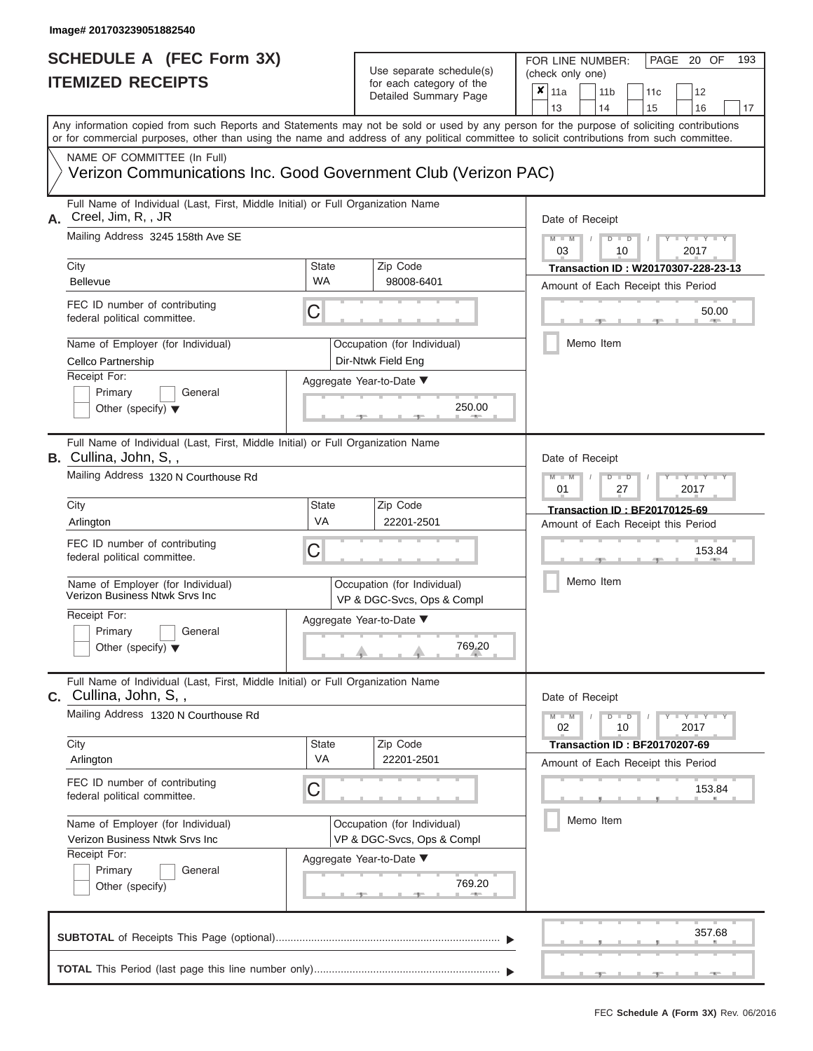Image# 201703239051882540

# SCHEDULE A (FEC Form 3X)
## ITEMIZED RECEIPTS

Use separate schedule(s) for each category of the Detailed Summary Page

FOR LINE NUMBER: (check only one)

- [x] 11a
- [ ] 11b
- [ ] 11c
- [ ] 12
- [ ] 13
- [ ] 14
- [ ] 15
- [ ] 16
- [ ] 17

PAGE 20 OF 193

Any information copied from such Reports and Statements may not be sold or used by any person for the purpose of soliciting contributions or for commercial purposes, other than using the name and address of any political committee to solicit contributions from such committee.

NAME OF COMMITTEE (In Full)
Verizon Communications Inc. Good Government Club (Verizon PAC)

---

**A.** Full Name of Individual (Last, First, Middle Initial) or Full Organization Name: Creel, Jim, R, , JR

Mailing Address: 3245 158th Ave SE

City: Bellevue | State: WA | Zip Code: 98008-6401

FEC ID number of contributing federal political committee: C

Name of Employer (for Individual): Cellco Partnership

Occupation (for Individual): Dir-Ntwk Field Eng

Receipt For: Primary / General / Other (specify)

Aggregate Year-to-Date: 250.00

Date of Receipt: 03 / 10 / 2017

Transaction ID : W20170307-228-23-13

Amount of Each Receipt this Period: 50.00

Memo Item

---

**B.** Full Name of Individual (Last, First, Middle Initial) or Full Organization Name: Cullina, John, S, ,

Mailing Address: 1320 N Courthouse Rd

City: Arlington | State: VA | Zip Code: 22201-2501

FEC ID number of contributing federal political committee: C

Name of Employer (for Individual): Verizon Business Ntwk Srvs Inc

Occupation (for Individual): VP & DGC-Svcs, Ops & Compl

Receipt For: Primary / General / Other (specify)

Aggregate Year-to-Date: 769.20

Date of Receipt: 01 / 27 / 2017

Transaction ID : BF20170125-69

Amount of Each Receipt this Period: 153.84

Memo Item

---

**C.** Full Name of Individual (Last, First, Middle Initial) or Full Organization Name: Cullina, John, S, ,

Mailing Address: 1320 N Courthouse Rd

City: Arlington | State: VA | Zip Code: 22201-2501

FEC ID number of contributing federal political committee: C

Name of Employer (for Individual): Verizon Business Ntwk Srvs Inc

Occupation (for Individual): VP & DGC-Svcs, Ops & Compl

Receipt For: Primary / General / Other (specify)

Aggregate Year-to-Date: 769.20

Date of Receipt: 02 / 10 / 2017

Transaction ID : BF20170207-69

Amount of Each Receipt this Period: 153.84

Memo Item

---

**SUBTOTAL** of Receipts This Page (optional): 357.68

**TOTAL** This Period (last page this line number only):

FEC **Schedule A (Form 3X)** Rev. 06/2016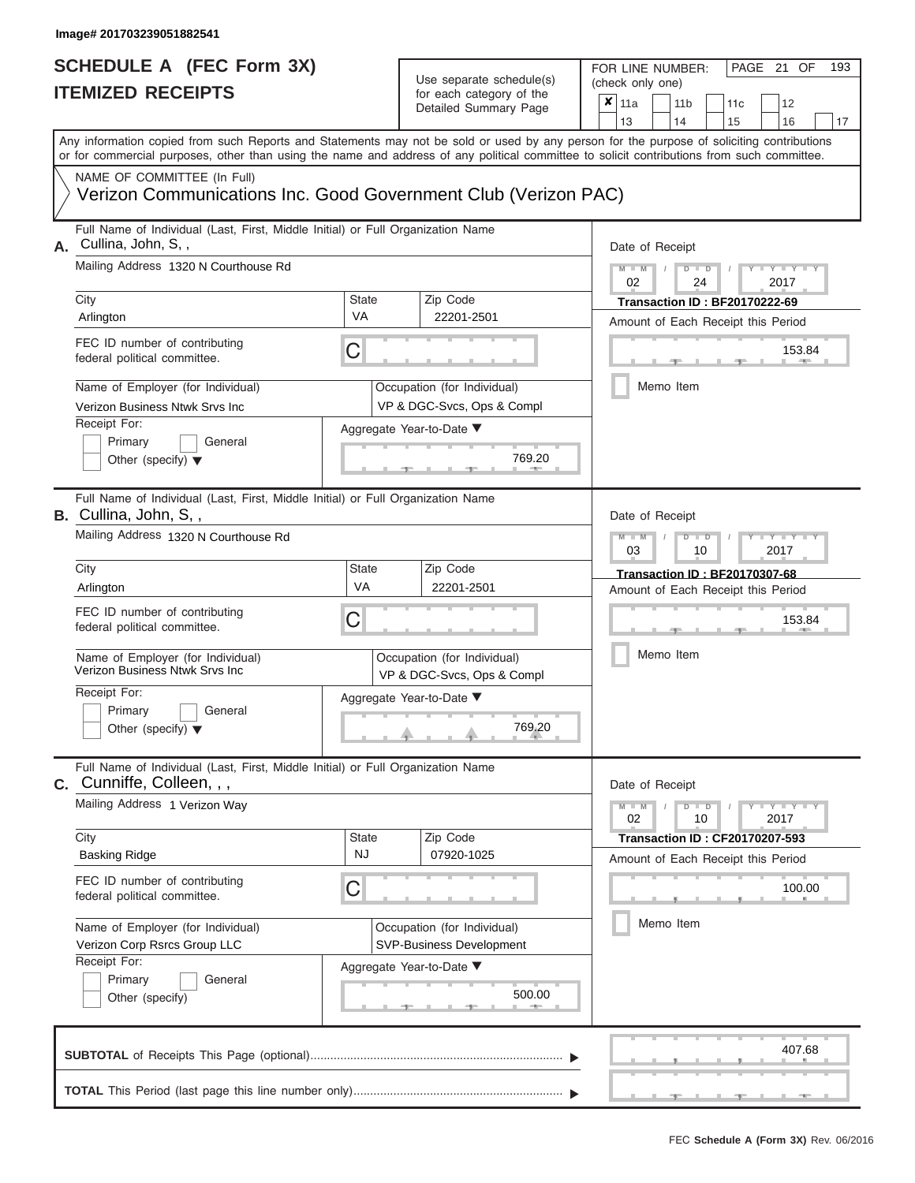Image# 201703239051882541

# SCHEDULE A (FEC Form 3X)
# ITEMIZED RECEIPTS

Use separate schedule(s) for each category of the Detailed Summary Page

FOR LINE NUMBER: (check only one)

| | | | | |
|---|---|---|---|---|
| ✘ 11a | 11b | 11c | 12 | |
| 13 | 14 | 15 | 16 | 17 |

PAGE 21 OF 193

Any information copied from such Reports and Statements may not be sold or used by any person for the purpose of soliciting contributions or for commercial purposes, other than using the name and address of any political committee to solicit contributions from such committee.

NAME OF COMMITTEE (In Full)
Verizon Communications Inc. Good Government Club (Verizon PAC)

**A.** Full Name of Individual (Last, First, Middle Initial) or Full Organization Name: Cullina, John, S, ,

Mailing Address: 1320 N Courthouse Rd

City: Arlington | State: VA | Zip Code: 22201-2501

FEC ID number of contributing federal political committee: C

Name of Employer (for Individual): Verizon Business Ntwk Srvs Inc

Occupation (for Individual): VP & DGC-Svcs, Ops & Compl

Receipt For: Primary | General | Other (specify)

Aggregate Year-to-Date: 769.20

Date of Receipt: 02 / 24 / 2017

Transaction ID : BF20170222-69

Amount of Each Receipt this Period: 153.84

Memo Item

**B.** Full Name of Individual (Last, First, Middle Initial) or Full Organization Name: Cullina, John, S, ,

Mailing Address: 1320 N Courthouse Rd

City: Arlington | State: VA | Zip Code: 22201-2501

FEC ID number of contributing federal political committee: C

Name of Employer (for Individual): Verizon Business Ntwk Srvs Inc

Occupation (for Individual): VP & DGC-Svcs, Ops & Compl

Receipt For: Primary | General | Other (specify)

Aggregate Year-to-Date: 769.20

Date of Receipt: 03 / 10 / 2017

Transaction ID : BF20170307-68

Amount of Each Receipt this Period: 153.84

Memo Item

**C.** Full Name of Individual (Last, First, Middle Initial) or Full Organization Name: Cunniffe, Colleen, , ,

Mailing Address: 1 Verizon Way

City: Basking Ridge | State: NJ | Zip Code: 07920-1025

FEC ID number of contributing federal political committee: C

Name of Employer (for Individual): Verizon Corp Rsrcs Group LLC

Occupation (for Individual): SVP-Business Development

Receipt For: Primary | General | Other (specify)

Aggregate Year-to-Date: 500.00

Date of Receipt: 02 / 10 / 2017

Transaction ID : CF20170207-593

Amount of Each Receipt this Period: 100.00

Memo Item

**SUBTOTAL** of Receipts This Page (optional): 407.68

**TOTAL** This Period (last page this line number only):

FEC Schedule A (Form 3X) Rev. 06/2016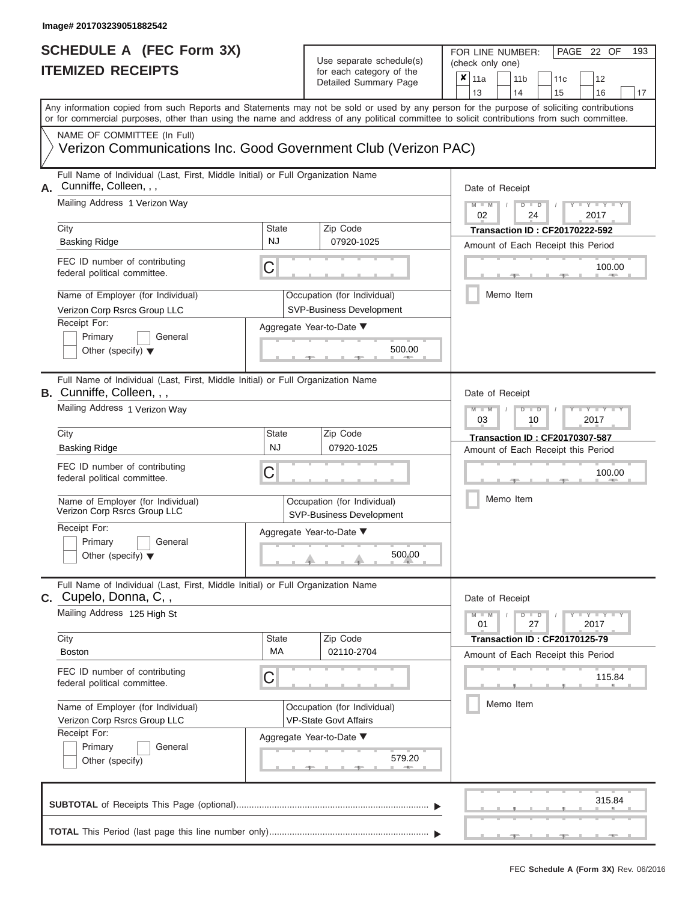Image# 201703239051882542

# SCHEDULE A (FEC Form 3X)
## ITEMIZED RECEIPTS

Use separate schedule(s) for each category of the Detailed Summary Page

FOR LINE NUMBER: (check only one)

☒ 11a ☐ 11b ☐ 11c ☐ 12 ☐ 13 ☐ 14 ☐ 15 ☐ 16 ☐ 17

PAGE 22 OF 193

Any information copied from such Reports and Statements may not be sold or used by any person for the purpose of soliciting contributions or for commercial purposes, other than using the name and address of any political committee to solicit contributions from such committee.

NAME OF COMMITTEE (In Full)

Verizon Communications Inc. Good Government Club (Verizon PAC)

---

**A.** Full Name of Individual (Last, First, Middle Initial) or Full Organization Name: Cunniffe, Colleen, , ,

Mailing Address: 1 Verizon Way

City: Basking Ridge | State: NJ | Zip Code: 07920-1025

FEC ID number of contributing federal political committee: C

Name of Employer (for Individual): Verizon Corp Rsrcs Group LLC

Occupation (for Individual): SVP-Business Development

Receipt For: ☐ Primary ☐ General ☐ Other (specify)

Aggregate Year-to-Date: 500.00

Date of Receipt: 02 / 24 / 2017

Transaction ID : CF20170222-592

Amount of Each Receipt this Period: 100.00

☐ Memo Item

---

**B.** Full Name of Individual (Last, First, Middle Initial) or Full Organization Name: Cunniffe, Colleen, , ,

Mailing Address: 1 Verizon Way

City: Basking Ridge | State: NJ | Zip Code: 07920-1025

FEC ID number of contributing federal political committee: C

Name of Employer (for Individual): Verizon Corp Rsrcs Group LLC

Occupation (for Individual): SVP-Business Development

Receipt For: ☐ Primary ☐ General ☐ Other (specify)

Aggregate Year-to-Date: 500.00

Date of Receipt: 03 / 10 / 2017

Transaction ID : CF20170307-587

Amount of Each Receipt this Period: 100.00

☐ Memo Item

---

**C.** Full Name of Individual (Last, First, Middle Initial) or Full Organization Name: Cupelo, Donna, C, ,

Mailing Address: 125 High St

City: Boston | State: MA | Zip Code: 02110-2704

FEC ID number of contributing federal political committee: C

Name of Employer (for Individual): Verizon Corp Rsrcs Group LLC

Occupation (for Individual): VP-State Govt Affairs

Receipt For: ☐ Primary ☐ General ☐ Other (specify)

Aggregate Year-to-Date: 579.20

Date of Receipt: 01 / 27 / 2017

Transaction ID : CF20170125-79

Amount of Each Receipt this Period: 115.84

☐ Memo Item

---

**SUBTOTAL** of Receipts This Page (optional): 315.84

**TOTAL** This Period (last page this line number only):

FEC Schedule A (Form 3X) Rev. 06/2016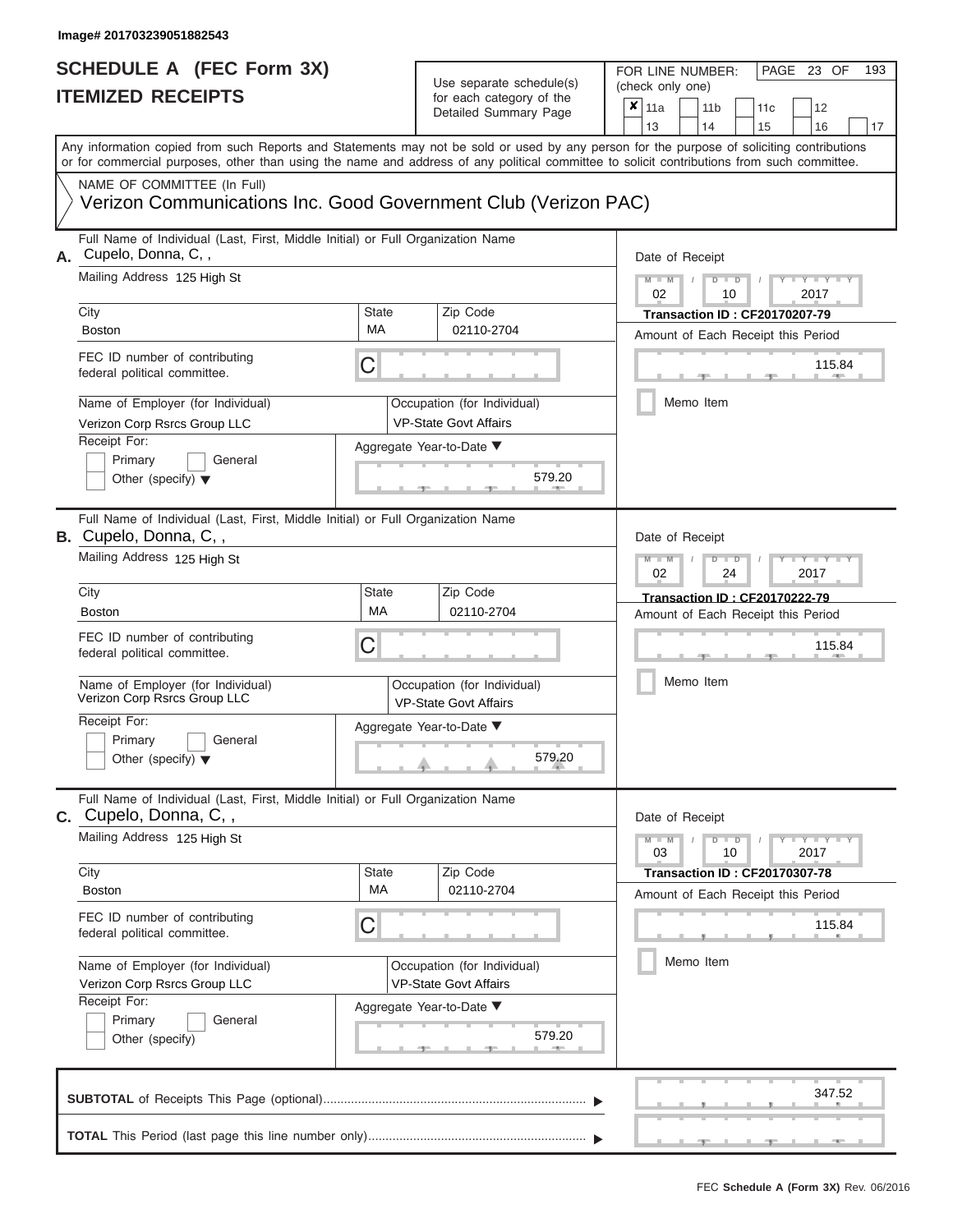Image# 201703239051882543

# SCHEDULE A (FEC Form 3X)
# ITEMIZED RECEIPTS

Use separate schedule(s) for each category of the Detailed Summary Page

FOR LINE NUMBER: (check only one)

- [x] 11a
- [ ] 11b
- [ ] 11c
- [ ] 12
- [ ] 13
- [ ] 14
- [ ] 15
- [ ] 16
- [ ] 17

PAGE 23 OF 193

Any information copied from such Reports and Statements may not be sold or used by any person for the purpose of soliciting contributions or for commercial purposes, other than using the name and address of any political committee to solicit contributions from such committee.

NAME OF COMMITTEE (In Full)

Verizon Communications Inc. Good Government Club (Verizon PAC)

---

**A.** Full Name of Individual (Last, First, Middle Initial) or Full Organization Name: Cupelo, Donna, C, ,

Mailing Address: 125 High St

City: Boston | State: MA | Zip Code: 02110-2704

FEC ID number of contributing federal political committee: C

Name of Employer (for Individual): Verizon Corp Rsrcs Group LLC

Occupation (for Individual): VP-State Govt Affairs

Receipt For: Primary / General / Other (specify)

Aggregate Year-to-Date: 579.20

Date of Receipt: 02 / 10 / 2017

Transaction ID : CF20170207-79

Amount of Each Receipt this Period: 115.84

Memo Item

---

**B.** Full Name of Individual (Last, First, Middle Initial) or Full Organization Name: Cupelo, Donna, C, ,

Mailing Address: 125 High St

City: Boston | State: MA | Zip Code: 02110-2704

FEC ID number of contributing federal political committee: C

Name of Employer (for Individual): Verizon Corp Rsrcs Group LLC

Occupation (for Individual): VP-State Govt Affairs

Receipt For: Primary / General / Other (specify)

Aggregate Year-to-Date: 579.20

Date of Receipt: 02 / 24 / 2017

Transaction ID : CF20170222-79

Amount of Each Receipt this Period: 115.84

Memo Item

---

**C.** Full Name of Individual (Last, First, Middle Initial) or Full Organization Name: Cupelo, Donna, C, ,

Mailing Address: 125 High St

City: Boston | State: MA | Zip Code: 02110-2704

FEC ID number of contributing federal political committee: C

Name of Employer (for Individual): Verizon Corp Rsrcs Group LLC

Occupation (for Individual): VP-State Govt Affairs

Receipt For: Primary / General / Other (specify)

Aggregate Year-to-Date: 579.20

Date of Receipt: 03 / 10 / 2017

Transaction ID : CF20170307-78

Amount of Each Receipt this Period: 115.84

Memo Item

---

**SUBTOTAL** of Receipts This Page (optional): 347.52

**TOTAL** This Period (last page this line number only):

FEC Schedule A (Form 3X) Rev. 06/2016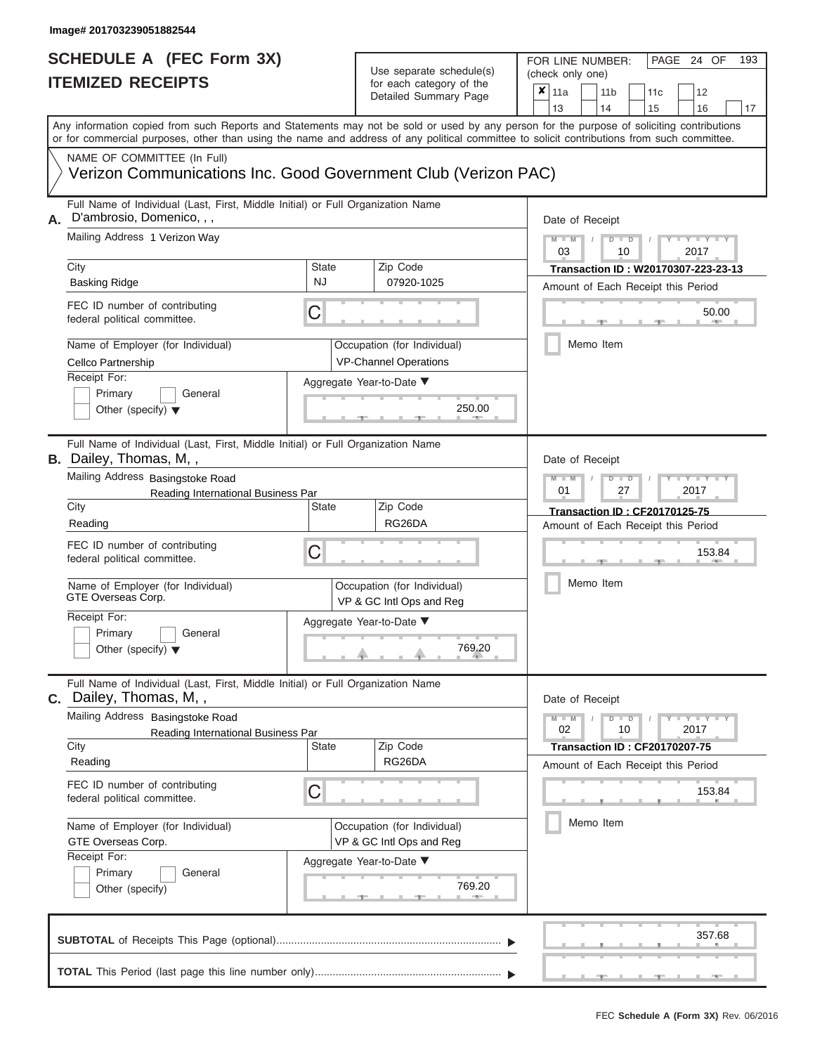Image# 201703239051882544

# SCHEDULE A (FEC Form 3X)
# ITEMIZED RECEIPTS

Use separate schedule(s) for each category of the Detailed Summary Page

FOR LINE NUMBER: (check only one)

- [x] 11a
- [ ] 11b
- [ ] 11c
- [ ] 12
- [ ] 13
- [ ] 14
- [ ] 15
- [ ] 16
- [ ] 17

PAGE 24 OF 193

Any information copied from such Reports and Statements may not be sold or used by any person for the purpose of soliciting contributions or for commercial purposes, other than using the name and address of any political committee to solicit contributions from such committee.

NAME OF COMMITTEE (In Full)

Verizon Communications Inc. Good Government Club (Verizon PAC)

---

**A.** Full Name of Individual (Last, First, Middle Initial) or Full Organization Name: D'ambrosio, Domenico, , ,

Mailing Address: 1 Verizon Way

City: Basking Ridge | State: NJ | Zip Code: 07920-1025

FEC ID number of contributing federal political committee: C

Name of Employer (for Individual): Cellco Partnership

Occupation (for Individual): VP-Channel Operations

Receipt For: Primary / General / Other (specify)

Aggregate Year-to-Date: 250.00

Date of Receipt: 03 / 10 / 2017

Transaction ID : W20170307-223-23-13

Amount of Each Receipt this Period: 50.00

Memo Item

---

**B.** Full Name of Individual (Last, First, Middle Initial) or Full Organization Name: Dailey, Thomas, M, ,

Mailing Address: Basingstoke Road, Reading International Business Par

City: Reading | State: | Zip Code: RG26DA

FEC ID number of contributing federal political committee: C

Name of Employer (for Individual): GTE Overseas Corp.

Occupation (for Individual): VP & GC Intl Ops and Reg

Receipt For: Primary / General / Other (specify)

Aggregate Year-to-Date: 769.20

Date of Receipt: 01 / 27 / 2017

Transaction ID : CF20170125-75

Amount of Each Receipt this Period: 153.84

Memo Item

---

**C.** Full Name of Individual (Last, First, Middle Initial) or Full Organization Name: Dailey, Thomas, M, ,

Mailing Address: Basingstoke Road, Reading International Business Par

City: Reading | State: | Zip Code: RG26DA

FEC ID number of contributing federal political committee: C

Name of Employer (for Individual): GTE Overseas Corp.

Occupation (for Individual): VP & GC Intl Ops and Reg

Receipt For: Primary / General / Other (specify)

Aggregate Year-to-Date: 769.20

Date of Receipt: 02 / 10 / 2017

Transaction ID : CF20170207-75

Amount of Each Receipt this Period: 153.84

Memo Item

---

**SUBTOTAL** of Receipts This Page (optional): 357.68

**TOTAL** This Period (last page this line number only):

FEC Schedule A (Form 3X) Rev. 06/2016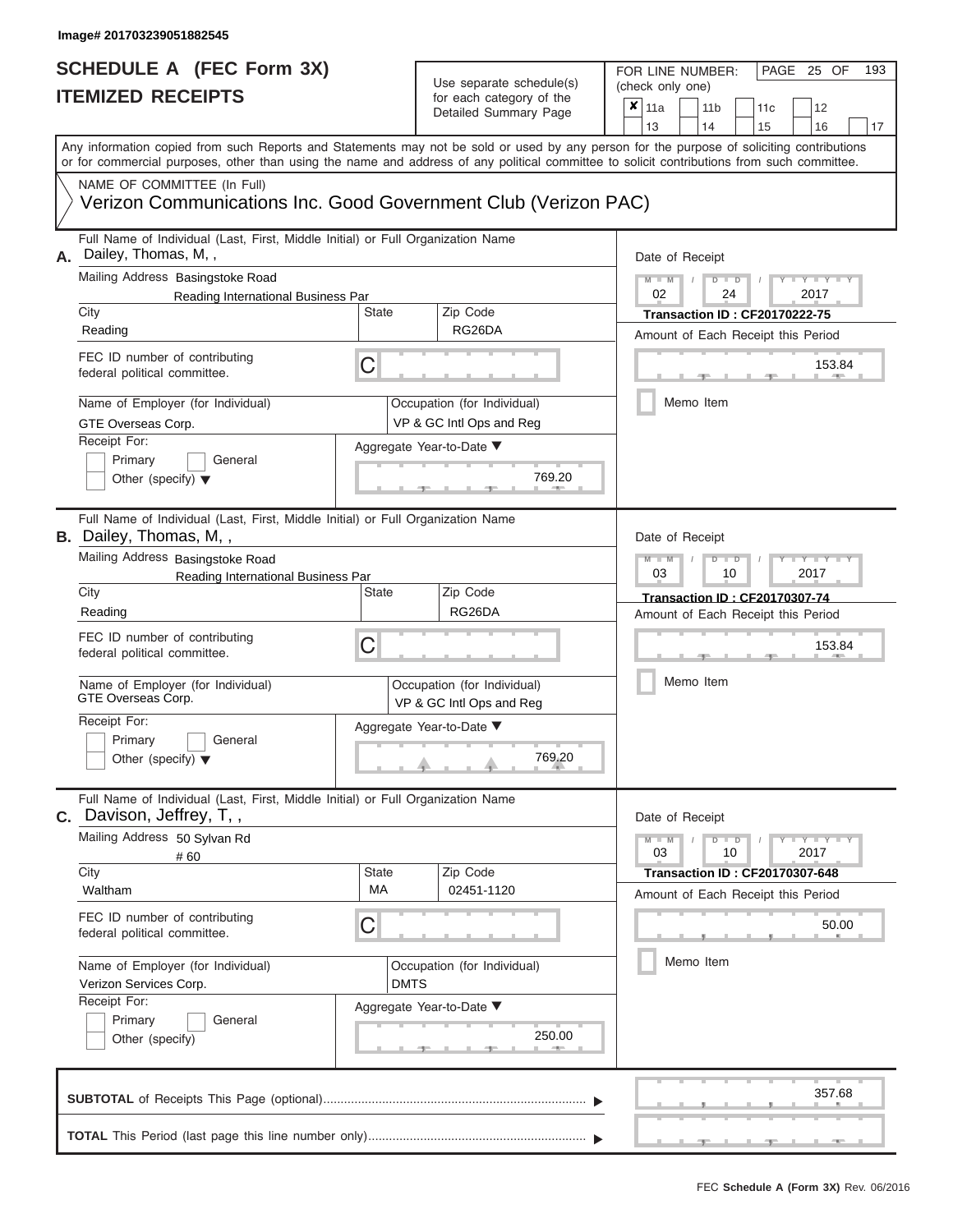Image# 201703239051882545

# SCHEDULE A (FEC Form 3X)
# ITEMIZED RECEIPTS

Use separate schedule(s) for each category of the Detailed Summary Page

FOR LINE NUMBER: (check only one)

PAGE 25 OF 193

☒ 11a ☐ 11b ☐ 11c ☐ 12 ☐ 13 ☐ 14 ☐ 15 ☐ 16 ☐ 17

Any information copied from such Reports and Statements may not be sold or used by any person for the purpose of soliciting contributions or for commercial purposes, other than using the name and address of any political committee to solicit contributions from such committee.

NAME OF COMMITTEE (In Full)

Verizon Communications Inc. Good Government Club (Verizon PAC)

---

**A.** Full Name of Individual (Last, First, Middle Initial) or Full Organization Name: Dailey, Thomas, M, ,

Mailing Address: Basingstoke Road, Reading International Business Par

City: Reading | State: | Zip Code: RG26DA

FEC ID number of contributing federal political committee: C

Name of Employer (for Individual): GTE Overseas Corp.

Occupation (for Individual): VP & GC Intl Ops and Reg

Receipt For: ☐ Primary ☐ General ☐ Other (specify)

Aggregate Year-to-Date: 769.20

Date of Receipt: 02 / 24 / 2017

Transaction ID : CF20170222-75

Amount of Each Receipt this Period: 153.84

☐ Memo Item

---

**B.** Full Name of Individual (Last, First, Middle Initial) or Full Organization Name: Dailey, Thomas, M, ,

Mailing Address: Basingstoke Road, Reading International Business Par

City: Reading | State: | Zip Code: RG26DA

FEC ID number of contributing federal political committee: C

Name of Employer (for Individual): GTE Overseas Corp.

Occupation (for Individual): VP & GC Intl Ops and Reg

Receipt For: ☐ Primary ☐ General ☐ Other (specify)

Aggregate Year-to-Date: 769.20

Date of Receipt: 03 / 10 / 2017

Transaction ID : CF20170307-74

Amount of Each Receipt this Period: 153.84

☐ Memo Item

---

**C.** Full Name of Individual (Last, First, Middle Initial) or Full Organization Name: Davison, Jeffrey, T, ,

Mailing Address: 50 Sylvan Rd, # 60

City: Waltham | State: MA | Zip Code: 02451-1120

FEC ID number of contributing federal political committee: C

Name of Employer (for Individual): Verizon Services Corp.

Occupation (for Individual): DMTS

Receipt For: ☐ Primary ☐ General ☐ Other (specify)

Aggregate Year-to-Date: 250.00

Date of Receipt: 03 / 10 / 2017

Transaction ID : CF20170307-648

Amount of Each Receipt this Period: 50.00

☐ Memo Item

---

**SUBTOTAL** of Receipts This Page (optional): 357.68

**TOTAL** This Period (last page this line number only):

FEC Schedule A (Form 3X) Rev. 06/2016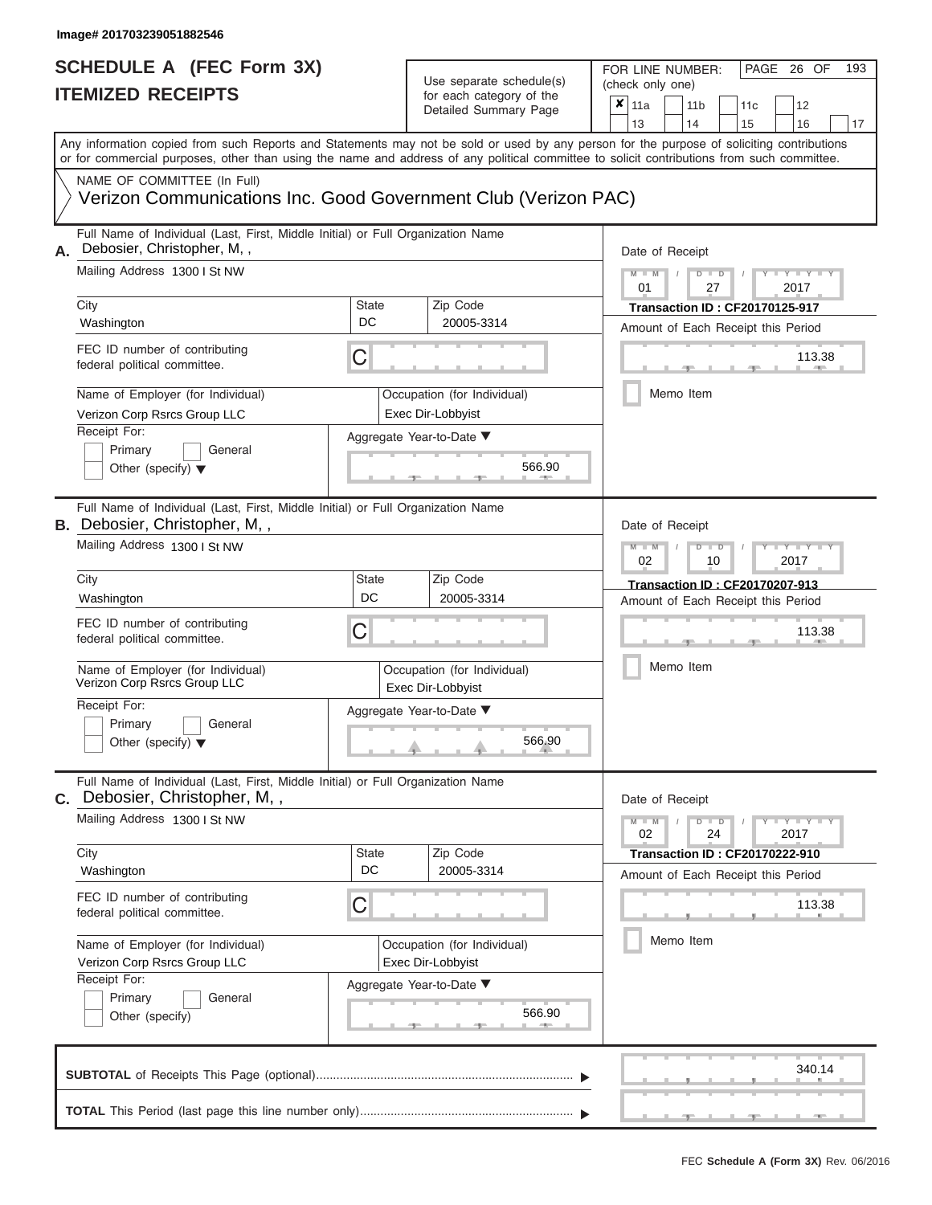Image# 201703239051882546

# SCHEDULE A (FEC Form 3X)
# ITEMIZED RECEIPTS

Use separate schedule(s) for each category of the Detailed Summary Page

FOR LINE NUMBER: (check only one)

- [x] 11a
- [ ] 11b
- [ ] 11c
- [ ] 12
- [ ] 13
- [ ] 14
- [ ] 15
- [ ] 16
- [ ] 17

PAGE 26 OF 193

Any information copied from such Reports and Statements may not be sold or used by any person for the purpose of soliciting contributions or for commercial purposes, other than using the name and address of any political committee to solicit contributions from such committee.

NAME OF COMMITTEE (In Full)
Verizon Communications Inc. Good Government Club (Verizon PAC)

---

**A.** Full Name of Individual (Last, First, Middle Initial) or Full Organization Name: Debosier, Christopher, M, ,

Mailing Address: 1300 I St NW

City: Washington | State: DC | Zip Code: 20005-3314

FEC ID number of contributing federal political committee: C

Name of Employer (for Individual): Verizon Corp Rsrcs Group LLC

Occupation (for Individual): Exec Dir-Lobbyist

Receipt For: [ ] Primary [ ] General [ ] Other (specify)

Aggregate Year-to-Date: 566.90

Date of Receipt: 01 / 27 / 2017

Transaction ID : CF20170125-917

Amount of Each Receipt this Period: 113.38

[ ] Memo Item

---

**B.** Full Name of Individual (Last, First, Middle Initial) or Full Organization Name: Debosier, Christopher, M, ,

Mailing Address: 1300 I St NW

City: Washington | State: DC | Zip Code: 20005-3314

FEC ID number of contributing federal political committee: C

Name of Employer (for Individual): Verizon Corp Rsrcs Group LLC

Occupation (for Individual): Exec Dir-Lobbyist

Receipt For: [ ] Primary [ ] General [ ] Other (specify)

Aggregate Year-to-Date: 566.90

Date of Receipt: 02 / 10 / 2017

Transaction ID : CF20170207-913

Amount of Each Receipt this Period: 113.38

[ ] Memo Item

---

**C.** Full Name of Individual (Last, First, Middle Initial) or Full Organization Name: Debosier, Christopher, M, ,

Mailing Address: 1300 I St NW

City: Washington | State: DC | Zip Code: 20005-3314

FEC ID number of contributing federal political committee: C

Name of Employer (for Individual): Verizon Corp Rsrcs Group LLC

Occupation (for Individual): Exec Dir-Lobbyist

Receipt For: [ ] Primary [ ] General [ ] Other (specify)

Aggregate Year-to-Date: 566.90

Date of Receipt: 02 / 24 / 2017

Transaction ID : CF20170222-910

Amount of Each Receipt this Period: 113.38

[ ] Memo Item

---

**SUBTOTAL** of Receipts This Page (optional): 340.14

**TOTAL** This Period (last page this line number only):

FEC Schedule A (Form 3X) Rev. 06/2016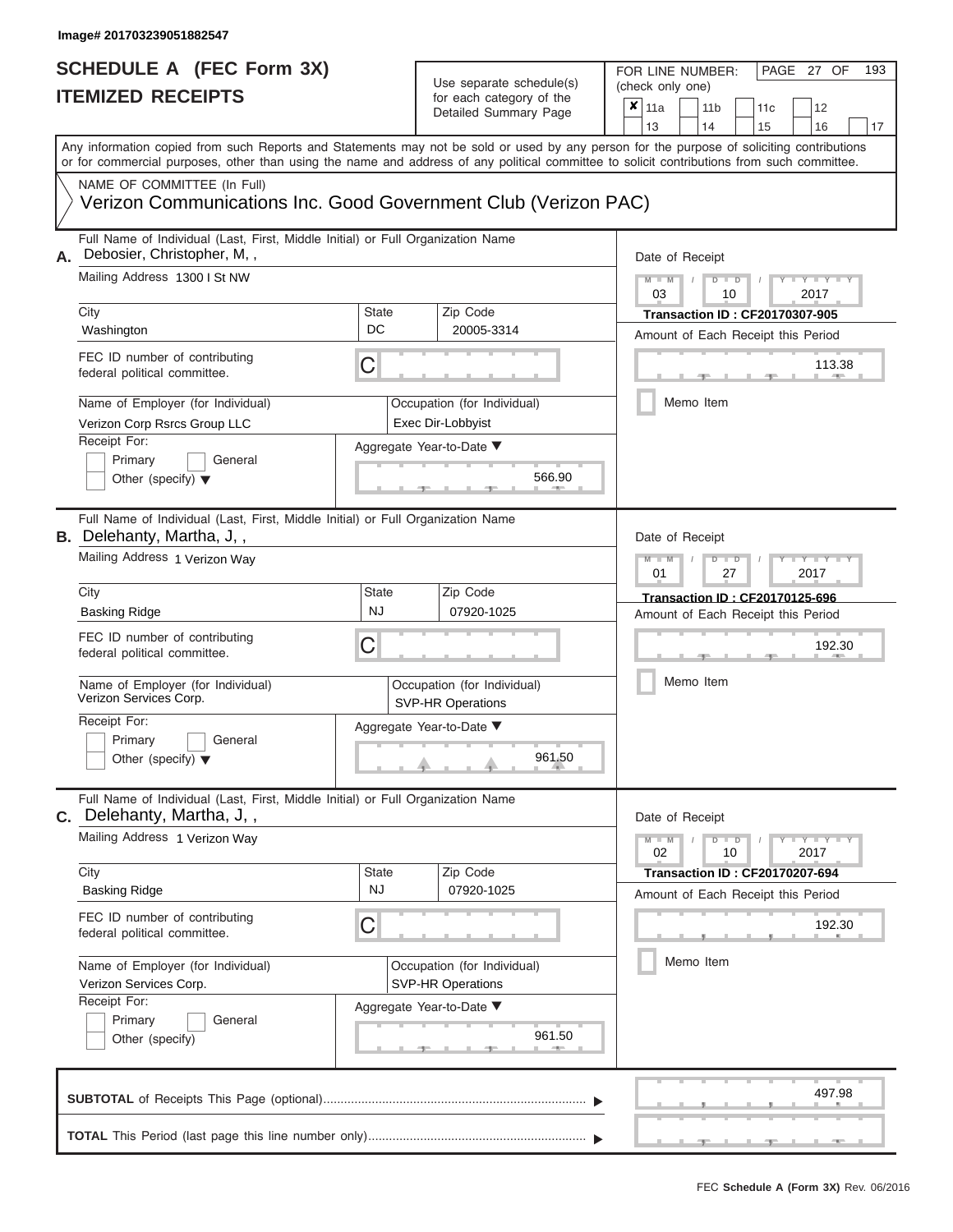Image# 201703239051882547

# SCHEDULE A (FEC Form 3X)
# ITEMIZED RECEIPTS

Use separate schedule(s) for each category of the Detailed Summary Page

FOR LINE NUMBER: (check only one)

✘ 11a | 11b | 11c | 12 | 13 | 14 | 15 | 16 | 17

PAGE 27 OF 193

Any information copied from such Reports and Statements may not be sold or used by any person for the purpose of soliciting contributions or for commercial purposes, other than using the name and address of any political committee to solicit contributions from such committee.

NAME OF COMMITTEE (In Full)

Verizon Communications Inc. Good Government Club (Verizon PAC)

---

**A.** Full Name of Individual (Last, First, Middle Initial) or Full Organization Name: Debosier, Christopher, M, ,

Mailing Address: 1300 I St NW

City: Washington | State: DC | Zip Code: 20005-3314

FEC ID number of contributing federal political committee: C

Name of Employer (for Individual): Verizon Corp Rsrcs Group LLC

Occupation (for Individual): Exec Dir-Lobbyist

Receipt For: Primary / General / Other (specify)

Aggregate Year-to-Date: 566.90

Date of Receipt: 03 / 10 / 2017

Transaction ID : CF20170307-905

Amount of Each Receipt this Period: 113.38

Memo Item

---

**B.** Full Name of Individual (Last, First, Middle Initial) or Full Organization Name: Delehanty, Martha, J, ,

Mailing Address: 1 Verizon Way

City: Basking Ridge | State: NJ | Zip Code: 07920-1025

FEC ID number of contributing federal political committee: C

Name of Employer (for Individual): Verizon Services Corp.

Occupation (for Individual): SVP-HR Operations

Receipt For: Primary / General / Other (specify)

Aggregate Year-to-Date: 961.50

Date of Receipt: 01 / 27 / 2017

Transaction ID : CF20170125-696

Amount of Each Receipt this Period: 192.30

Memo Item

---

**C.** Full Name of Individual (Last, First, Middle Initial) or Full Organization Name: Delehanty, Martha, J, ,

Mailing Address: 1 Verizon Way

City: Basking Ridge | State: NJ | Zip Code: 07920-1025

FEC ID number of contributing federal political committee: C

Name of Employer (for Individual): Verizon Services Corp.

Occupation (for Individual): SVP-HR Operations

Receipt For: Primary / General / Other (specify)

Aggregate Year-to-Date: 961.50

Date of Receipt: 02 / 10 / 2017

Transaction ID : CF20170207-694

Amount of Each Receipt this Period: 192.30

Memo Item

---

**SUBTOTAL** of Receipts This Page (optional): 497.98

**TOTAL** This Period (last page this line number only):

FEC **Schedule A (Form 3X)** Rev. 06/2016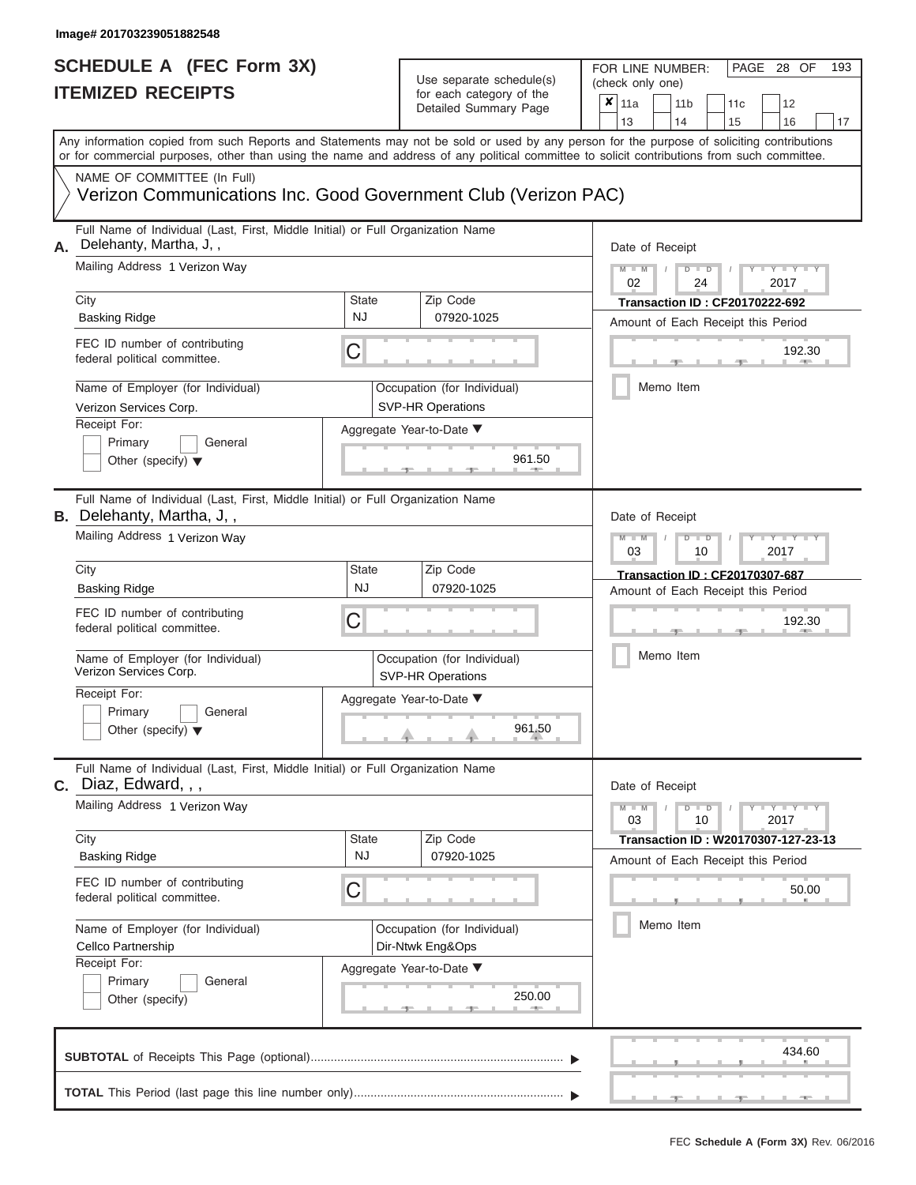Image# 201703239051882548

# SCHEDULE A (FEC Form 3X)
## ITEMIZED RECEIPTS

Use separate schedule(s) for each category of the Detailed Summary Page

FOR LINE NUMBER: (check only one)

☒ 11a ☐ 11b ☐ 11c ☐ 12 ☐ 13 ☐ 14 ☐ 15 ☐ 16 ☐ 17

PAGE 28 OF 193

Any information copied from such Reports and Statements may not be sold or used by any person for the purpose of soliciting contributions or for commercial purposes, other than using the name and address of any political committee to solicit contributions from such committee.

NAME OF COMMITTEE (In Full)
Verizon Communications Inc. Good Government Club (Verizon PAC)

---

**A.** Full Name of Individual (Last, First, Middle Initial) or Full Organization Name
Delehanty, Martha, J, ,

Mailing Address: 1 Verizon Way

City: Basking Ridge | State: NJ | Zip Code: 07920-1025

FEC ID number of contributing federal political committee: C

Name of Employer (for Individual): Verizon Services Corp.

Occupation (for Individual): SVP-HR Operations

Receipt For: ☐ Primary ☐ General ☐ Other (specify)

Aggregate Year-to-Date: 961.50

Date of Receipt: 02 / 24 / 2017

Transaction ID : CF20170222-692

Amount of Each Receipt this Period: 192.30

☐ Memo Item

---

**B.** Full Name of Individual (Last, First, Middle Initial) or Full Organization Name
Delehanty, Martha, J, ,

Mailing Address: 1 Verizon Way

City: Basking Ridge | State: NJ | Zip Code: 07920-1025

FEC ID number of contributing federal political committee: C

Name of Employer (for Individual): Verizon Services Corp.

Occupation (for Individual): SVP-HR Operations

Receipt For: ☐ Primary ☐ General ☐ Other (specify)

Aggregate Year-to-Date: 961.50

Date of Receipt: 03 / 10 / 2017

Transaction ID : CF20170307-687

Amount of Each Receipt this Period: 192.30

☐ Memo Item

---

**C.** Full Name of Individual (Last, First, Middle Initial) or Full Organization Name
Diaz, Edward, , ,

Mailing Address: 1 Verizon Way

City: Basking Ridge | State: NJ | Zip Code: 07920-1025

FEC ID number of contributing federal political committee: C

Name of Employer (for Individual): Cellco Partnership

Occupation (for Individual): Dir-Ntwk Eng&Ops

Receipt For: ☐ Primary ☐ General ☐ Other (specify)

Aggregate Year-to-Date: 250.00

Date of Receipt: 03 / 10 / 2017

Transaction ID : W20170307-127-23-13

Amount of Each Receipt this Period: 50.00

☐ Memo Item

---

**SUBTOTAL** of Receipts This Page (optional): 434.60

**TOTAL** This Period (last page this line number only):

FEC Schedule A (Form 3X) Rev. 06/2016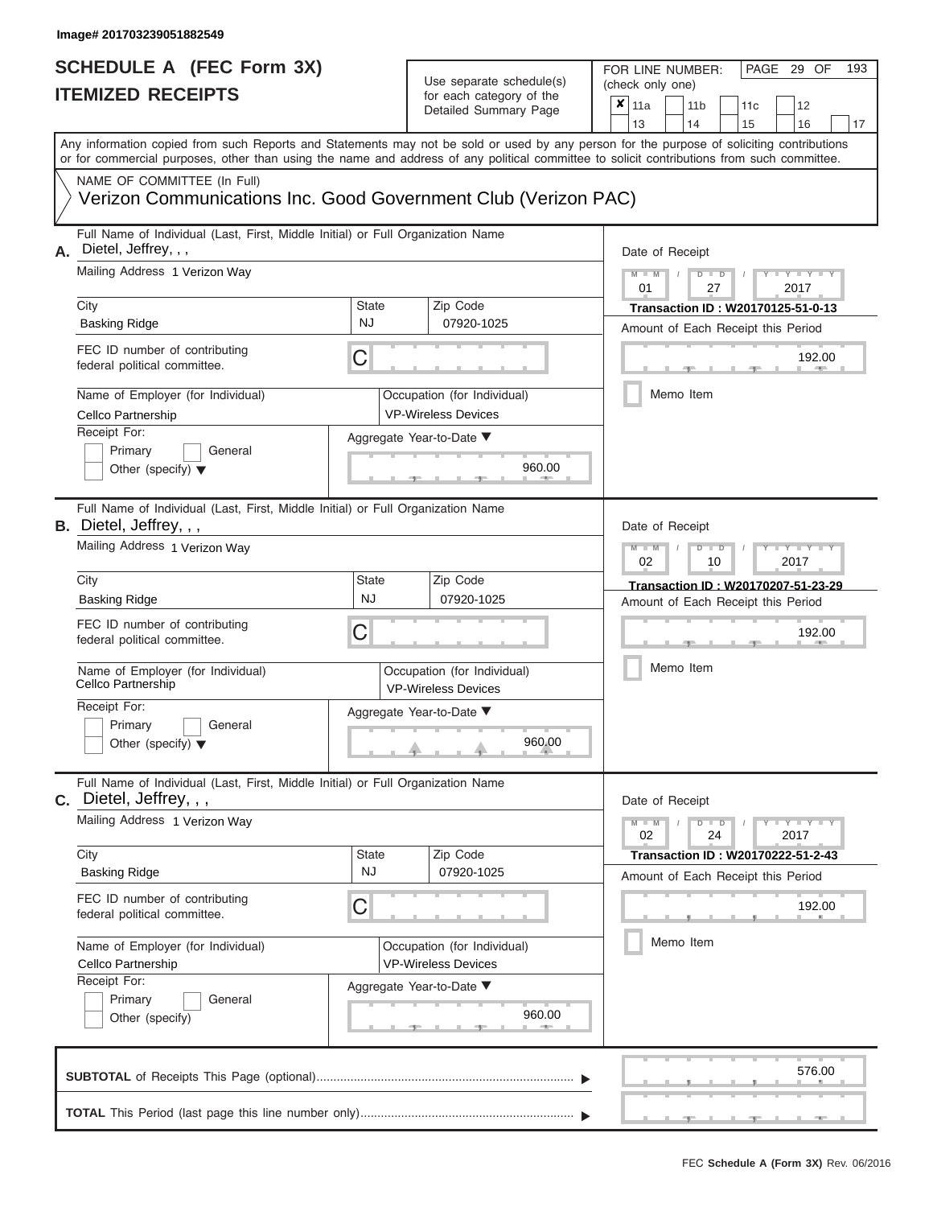Image# 201703239051882549

# SCHEDULE A (FEC Form 3X)
# ITEMIZED RECEIPTS

Use separate schedule(s) for each category of the Detailed Summary Page

FOR LINE NUMBER: (check only one)

- [x] 11a
- [ ] 11b
- [ ] 11c
- [ ] 12
- [ ] 13
- [ ] 14
- [ ] 15
- [ ] 16
- [ ] 17

PAGE 29 OF 193

Any information copied from such Reports and Statements may not be sold or used by any person for the purpose of soliciting contributions or for commercial purposes, other than using the name and address of any political committee to solicit contributions from such committee.

NAME OF COMMITTEE (In Full)
Verizon Communications Inc. Good Government Club (Verizon PAC)

---

**A.** Full Name of Individual (Last, First, Middle Initial) or Full Organization Name: Dietel, Jeffrey, , ,

Mailing Address: 1 Verizon Way

City: Basking Ridge | State: NJ | Zip Code: 07920-1025

FEC ID number of contributing federal political committee: C

Name of Employer (for Individual): Cellco Partnership

Occupation (for Individual): VP-Wireless Devices

Receipt For: Primary / General / Other (specify)

Aggregate Year-to-Date: 960.00

Date of Receipt: 01 / 27 / 2017

Transaction ID : W20170125-51-0-13

Amount of Each Receipt this Period: 192.00

Memo Item

---

**B.** Full Name of Individual (Last, First, Middle Initial) or Full Organization Name: Dietel, Jeffrey, , ,

Mailing Address: 1 Verizon Way

City: Basking Ridge | State: NJ | Zip Code: 07920-1025

FEC ID number of contributing federal political committee: C

Name of Employer (for Individual): Cellco Partnership

Occupation (for Individual): VP-Wireless Devices

Receipt For: Primary / General / Other (specify)

Aggregate Year-to-Date: 960.00

Date of Receipt: 02 / 10 / 2017

Transaction ID : W20170207-51-23-29

Amount of Each Receipt this Period: 192.00

Memo Item

---

**C.** Full Name of Individual (Last, First, Middle Initial) or Full Organization Name: Dietel, Jeffrey, , ,

Mailing Address: 1 Verizon Way

City: Basking Ridge | State: NJ | Zip Code: 07920-1025

FEC ID number of contributing federal political committee: C

Name of Employer (for Individual): Cellco Partnership

Occupation (for Individual): VP-Wireless Devices

Receipt For: Primary / General / Other (specify)

Aggregate Year-to-Date: 960.00

Date of Receipt: 02 / 24 / 2017

Transaction ID : W20170222-51-2-43

Amount of Each Receipt this Period: 192.00

Memo Item

---

**SUBTOTAL** of Receipts This Page (optional): 576.00

**TOTAL** This Period (last page this line number only):

FEC Schedule A (Form 3X) Rev. 06/2016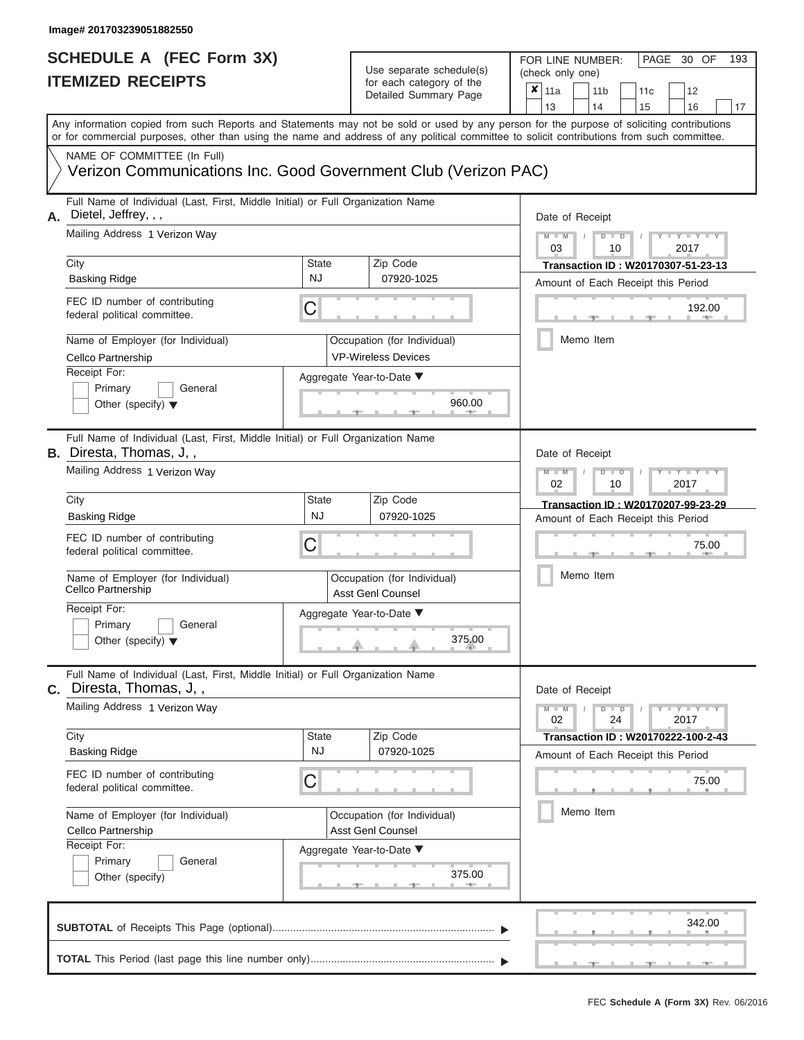Image# 201703239051882550

# SCHEDULE A (FEC Form 3X)
## ITEMIZED RECEIPTS

Use separate schedule(s) for each category of the Detailed Summary Page

FOR LINE NUMBER: (check only one)

PAGE 30 OF 193

✘ 11a | 11b | 11c | 12 | 13 | 14 | 15 | 16 | 17

Any information copied from such Reports and Statements may not be sold or used by any person for the purpose of soliciting contributions or for commercial purposes, other than using the name and address of any political committee to solicit contributions from such committee.

NAME OF COMMITTEE (In Full)
Verizon Communications Inc. Good Government Club (Verizon PAC)

**A.** Full Name of Individual (Last, First, Middle Initial) or Full Organization Name
Dietel, Jeffrey, , ,

Mailing Address 1 Verizon Way

City: Basking Ridge | State: NJ | Zip Code: 07920-1025

FEC ID number of contributing federal political committee. C

Name of Employer (for Individual): Cellco Partnership

Occupation (for Individual): VP-Wireless Devices

Receipt For: Primary / General / Other (specify)

Aggregate Year-to-Date: 960.00

Date of Receipt: 03 / 10 / 2017

Transaction ID : W20170307-51-23-13

Amount of Each Receipt this Period: 192.00

Memo Item

**B.** Full Name of Individual (Last, First, Middle Initial) or Full Organization Name
Diresta, Thomas, J, ,

Mailing Address 1 Verizon Way

City: Basking Ridge | State: NJ | Zip Code: 07920-1025

FEC ID number of contributing federal political committee. C

Name of Employer (for Individual): Cellco Partnership

Occupation (for Individual): Asst Genl Counsel

Receipt For: Primary / General / Other (specify)

Aggregate Year-to-Date: 375.00

Date of Receipt: 02 / 10 / 2017

Transaction ID : W20170207-99-23-29

Amount of Each Receipt this Period: 75.00

Memo Item

**C.** Full Name of Individual (Last, First, Middle Initial) or Full Organization Name
Diresta, Thomas, J, ,

Mailing Address 1 Verizon Way

City: Basking Ridge | State: NJ | Zip Code: 07920-1025

FEC ID number of contributing federal political committee. C

Name of Employer (for Individual): Cellco Partnership

Occupation (for Individual): Asst Genl Counsel

Receipt For: Primary / General / Other (specify)

Aggregate Year-to-Date: 375.00

Date of Receipt: 02 / 24 / 2017

Transaction ID : W20170222-100-2-43

Amount of Each Receipt this Period: 75.00

Memo Item

**SUBTOTAL** of Receipts This Page (optional): 342.00

**TOTAL** This Period (last page this line number only):

FEC Schedule A (Form 3X) Rev. 06/2016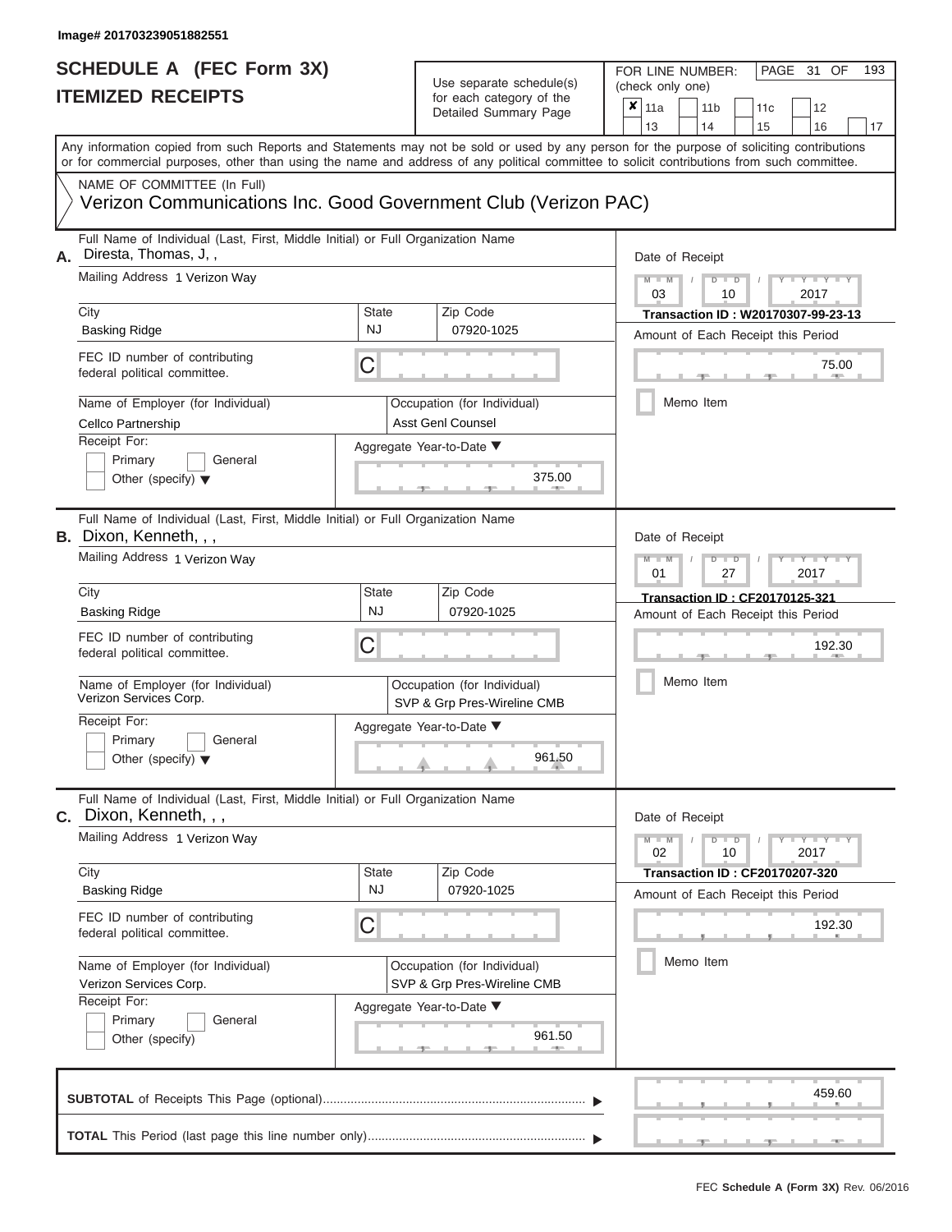Image# 201703239051882551

# SCHEDULE A (FEC Form 3X)
# ITEMIZED RECEIPTS

Use separate schedule(s) for each category of the Detailed Summary Page

FOR LINE NUMBER: (check only one)

✘ 11a | 11b | 11c | 12 | 13 | 14 | 15 | 16 | 17

PAGE 31 OF 193

Any information copied from such Reports and Statements may not be sold or used by any person for the purpose of soliciting contributions or for commercial purposes, other than using the name and address of any political committee to solicit contributions from such committee.

NAME OF COMMITTEE (In Full)
Verizon Communications Inc. Good Government Club (Verizon PAC)

---

**A.** Full Name of Individual (Last, First, Middle Initial) or Full Organization Name: Diresta, Thomas, J, ,

Mailing Address: 1 Verizon Way

City: Basking Ridge | State: NJ | Zip Code: 07920-1025

FEC ID number of contributing federal political committee: C

Name of Employer (for Individual): Cellco Partnership

Occupation (for Individual): Asst Genl Counsel

Receipt For: Primary / General / Other (specify)

Aggregate Year-to-Date: 375.00

Date of Receipt: 03 / 10 / 2017

Transaction ID : W20170307-99-23-13

Amount of Each Receipt this Period: 75.00

Memo Item

---

**B.** Full Name of Individual (Last, First, Middle Initial) or Full Organization Name: Dixon, Kenneth, , ,

Mailing Address: 1 Verizon Way

City: Basking Ridge | State: NJ | Zip Code: 07920-1025

FEC ID number of contributing federal political committee: C

Name of Employer (for Individual): Verizon Services Corp.

Occupation (for Individual): SVP & Grp Pres-Wireline CMB

Receipt For: Primary / General / Other (specify)

Aggregate Year-to-Date: 961.50

Date of Receipt: 01 / 27 / 2017

Transaction ID : CF20170125-321

Amount of Each Receipt this Period: 192.30

Memo Item

---

**C.** Full Name of Individual (Last, First, Middle Initial) or Full Organization Name: Dixon, Kenneth, , ,

Mailing Address: 1 Verizon Way

City: Basking Ridge | State: NJ | Zip Code: 07920-1025

FEC ID number of contributing federal political committee: C

Name of Employer (for Individual): Verizon Services Corp.

Occupation (for Individual): SVP & Grp Pres-Wireline CMB

Receipt For: Primary / General / Other (specify)

Aggregate Year-to-Date: 961.50

Date of Receipt: 02 / 10 / 2017

Transaction ID : CF20170207-320

Amount of Each Receipt this Period: 192.30

Memo Item

---

**SUBTOTAL** of Receipts This Page (optional): 459.60

**TOTAL** This Period (last page this line number only):

FEC Schedule A (Form 3X) Rev. 06/2016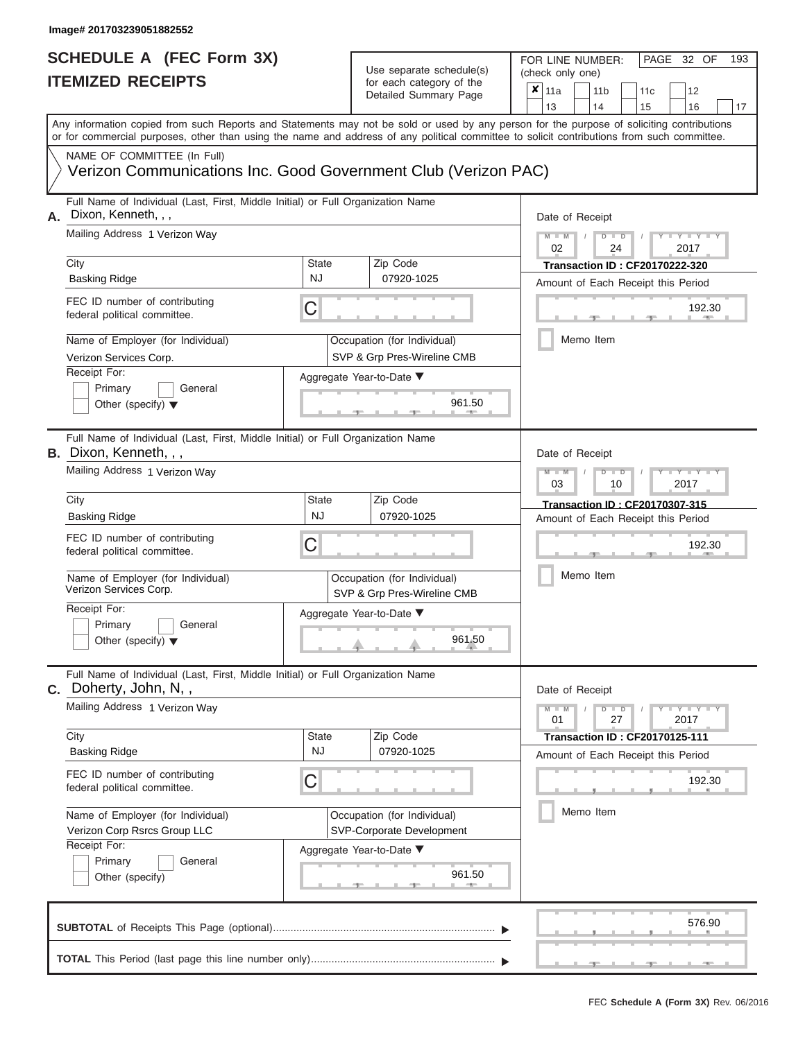Image# 201703239051882552

# SCHEDULE A (FEC Form 3X)
## ITEMIZED RECEIPTS

Use separate schedule(s) for each category of the Detailed Summary Page

FOR LINE NUMBER: (check only one)

| ✘ 11a | 11b | 11c | 12 | |
|---|---|---|---|---|
| 13 | 14 | 15 | 16 | 17 |

PAGE 32 OF 193

Any information copied from such Reports and Statements may not be sold or used by any person for the purpose of soliciting contributions or for commercial purposes, other than using the name and address of any political committee to solicit contributions from such committee.

NAME OF COMMITTEE (In Full)
Verizon Communications Inc. Good Government Club (Verizon PAC)

---

**A.** Full Name of Individual (Last, First, Middle Initial) or Full Organization Name
Dixon, Kenneth, , ,

Mailing Address 1 Verizon Way

City: Basking Ridge | State: NJ | Zip Code: 07920-1025

FEC ID number of contributing federal political committee. C

Name of Employer (for Individual): Verizon Services Corp.

Occupation (for Individual): SVP & Grp Pres-Wireline CMB

Receipt For: Primary / General / Other (specify)

Aggregate Year-to-Date: 961.50

Date of Receipt: 02 / 24 / 2017

**Transaction ID : CF20170222-320**

Amount of Each Receipt this Period: 192.30

Memo Item

---

**B.** Full Name of Individual (Last, First, Middle Initial) or Full Organization Name
Dixon, Kenneth, , ,

Mailing Address 1 Verizon Way

City: Basking Ridge | State: NJ | Zip Code: 07920-1025

FEC ID number of contributing federal political committee. C

Name of Employer (for Individual): Verizon Services Corp.

Occupation (for Individual): SVP & Grp Pres-Wireline CMB

Receipt For: Primary / General / Other (specify)

Aggregate Year-to-Date: 961.50

Date of Receipt: 03 / 10 / 2017

**Transaction ID : CF20170307-315**

Amount of Each Receipt this Period: 192.30

Memo Item

---

**C.** Full Name of Individual (Last, First, Middle Initial) or Full Organization Name
Doherty, John, N, ,

Mailing Address 1 Verizon Way

City: Basking Ridge | State: NJ | Zip Code: 07920-1025

FEC ID number of contributing federal political committee. C

Name of Employer (for Individual): Verizon Corp Rsrcs Group LLC

Occupation (for Individual): SVP-Corporate Development

Receipt For: Primary / General / Other (specify)

Aggregate Year-to-Date: 961.50

Date of Receipt: 01 / 27 / 2017

**Transaction ID : CF20170125-111**

Amount of Each Receipt this Period: 192.30

Memo Item

---

**SUBTOTAL** of Receipts This Page (optional): 576.90

**TOTAL** This Period (last page this line number only):

FEC Schedule A (Form 3X) Rev. 06/2016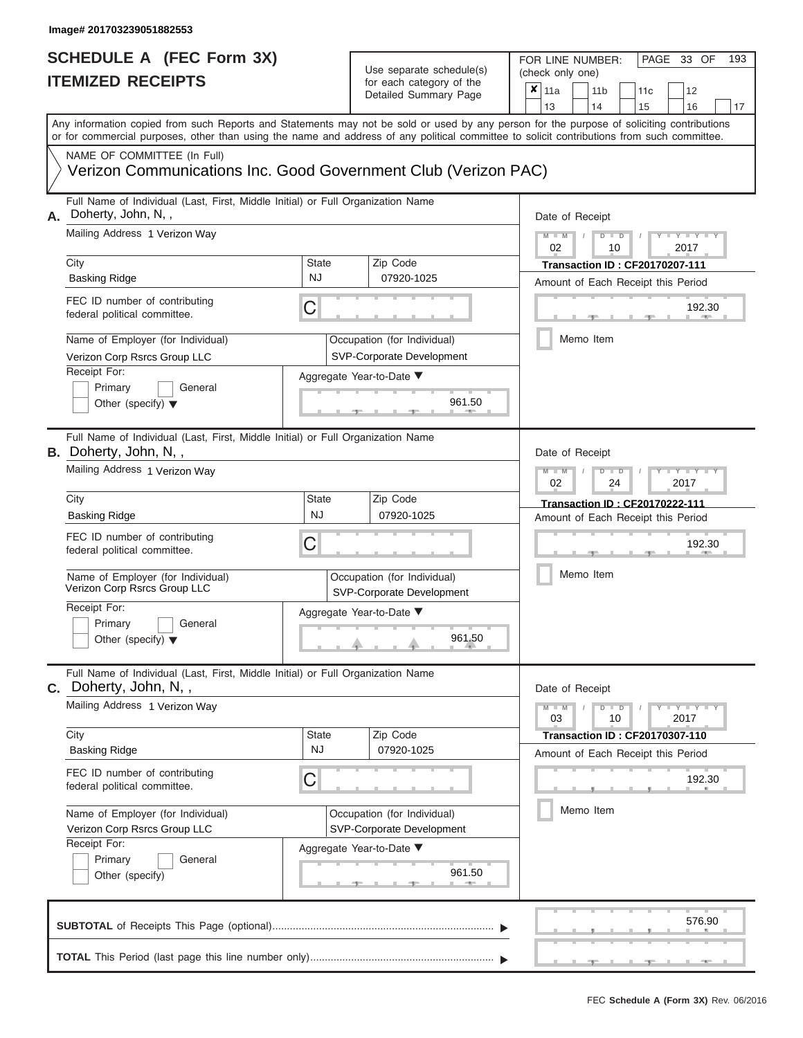Image# 201703239051882553

# SCHEDULE A (FEC Form 3X)
# ITEMIZED RECEIPTS

Use separate schedule(s) for each category of the Detailed Summary Page

FOR LINE NUMBER: (check only one)

PAGE 33 OF 193

- [x] 11a
- [ ] 11b
- [ ] 11c
- [ ] 12
- [ ] 13
- [ ] 14
- [ ] 15
- [ ] 16
- [ ] 17

Any information copied from such Reports and Statements may not be sold or used by any person for the purpose of soliciting contributions or for commercial purposes, other than using the name and address of any political committee to solicit contributions from such committee.

NAME OF COMMITTEE (In Full)

Verizon Communications Inc. Good Government Club (Verizon PAC)

---

**A.** Full Name of Individual (Last, First, Middle Initial) or Full Organization Name: Doherty, John, N, ,

Mailing Address: 1 Verizon Way

City: Basking Ridge | State: NJ | Zip Code: 07920-1025

FEC ID number of contributing federal political committee: C

Name of Employer (for Individual): Verizon Corp Rsrcs Group LLC

Occupation (for Individual): SVP-Corporate Development

Receipt For: Primary / General / Other (specify)

Aggregate Year-to-Date: 961.50

Date of Receipt: 02 / 10 / 2017

**Transaction ID : CF20170207-111**

Amount of Each Receipt this Period: 192.30

Memo Item

---

**B.** Full Name of Individual (Last, First, Middle Initial) or Full Organization Name: Doherty, John, N, ,

Mailing Address: 1 Verizon Way

City: Basking Ridge | State: NJ | Zip Code: 07920-1025

FEC ID number of contributing federal political committee: C

Name of Employer (for Individual): Verizon Corp Rsrcs Group LLC

Occupation (for Individual): SVP-Corporate Development

Receipt For: Primary / General / Other (specify)

Aggregate Year-to-Date: 961.50

Date of Receipt: 02 / 24 / 2017

**Transaction ID : CF20170222-111**

Amount of Each Receipt this Period: 192.30

Memo Item

---

**C.** Full Name of Individual (Last, First, Middle Initial) or Full Organization Name: Doherty, John, N, ,

Mailing Address: 1 Verizon Way

City: Basking Ridge | State: NJ | Zip Code: 07920-1025

FEC ID number of contributing federal political committee: C

Name of Employer (for Individual): Verizon Corp Rsrcs Group LLC

Occupation (for Individual): SVP-Corporate Development

Receipt For: Primary / General / Other (specify)

Aggregate Year-to-Date: 961.50

Date of Receipt: 03 / 10 / 2017

**Transaction ID : CF20170307-110**

Amount of Each Receipt this Period: 192.30

Memo Item

---

**SUBTOTAL** of Receipts This Page (optional): 576.90

**TOTAL** This Period (last page this line number only):

FEC Schedule A (Form 3X) Rev. 06/2016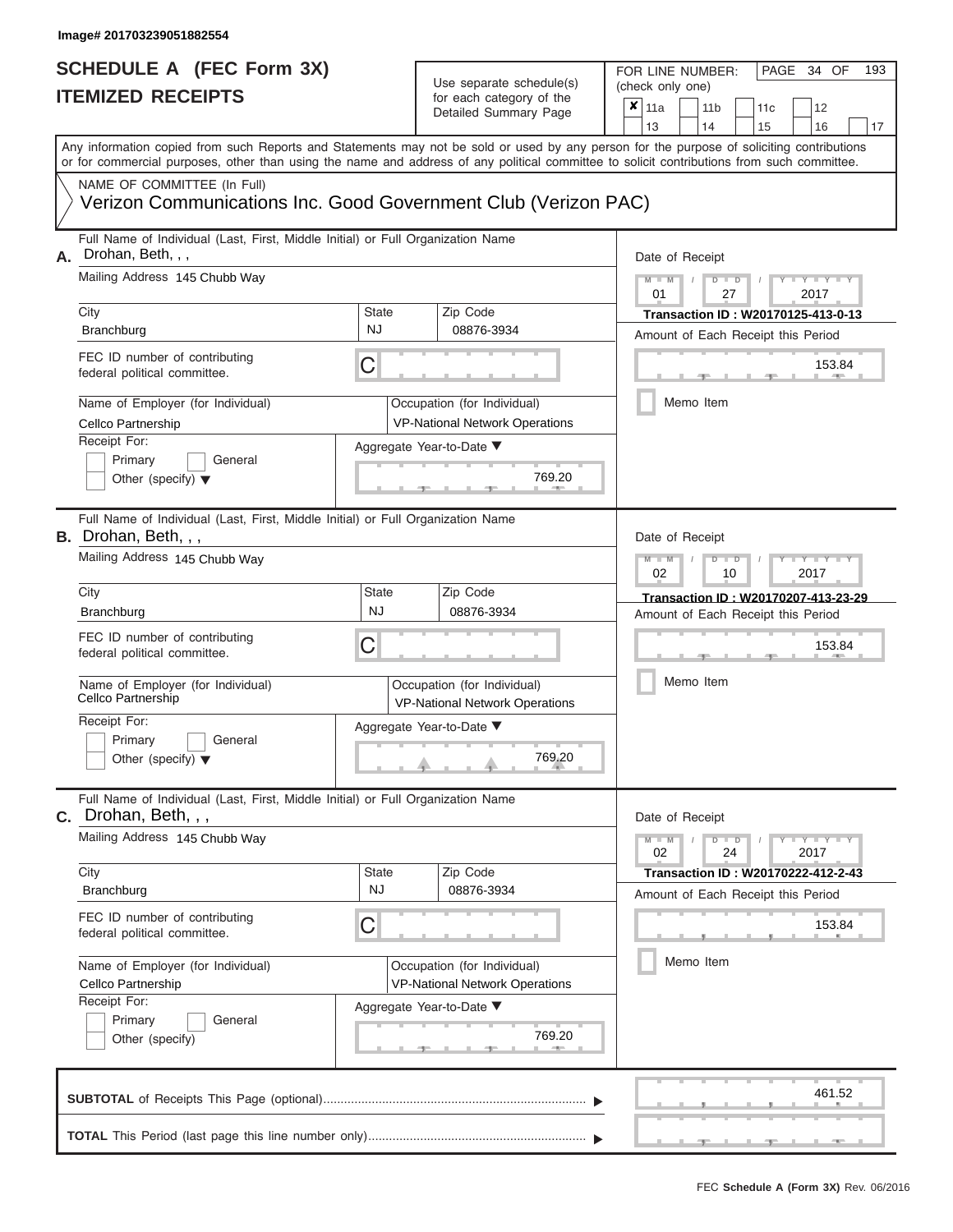Image# 201703239051882554

# SCHEDULE A (FEC Form 3X)
# ITEMIZED RECEIPTS

Use separate schedule(s) for each category of the Detailed Summary Page

FOR LINE NUMBER: (check only one)

✘ 11a | 11b | 11c | 12 | 13 | 14 | 15 | 16 | 17

PAGE 34 OF 193

Any information copied from such Reports and Statements may not be sold or used by any person for the purpose of soliciting contributions or for commercial purposes, other than using the name and address of any political committee to solicit contributions from such committee.

NAME OF COMMITTEE (In Full)
Verizon Communications Inc. Good Government Club (Verizon PAC)

**A.** Full Name of Individual (Last, First, Middle Initial) or Full Organization Name: Drohan, Beth, , ,
Mailing Address: 145 Chubb Way
City: Branchburg | State: NJ | Zip Code: 08876-3934
FEC ID number of contributing federal political committee: C
Name of Employer (for Individual): Cellco Partnership
Occupation (for Individual): VP-National Network Operations
Receipt For: Primary / General / Other (specify)
Aggregate Year-to-Date: 769.20
Date of Receipt: 01 / 27 / 2017
Transaction ID : W20170125-413-0-13
Amount of Each Receipt this Period: 153.84
Memo Item

**B.** Full Name of Individual (Last, First, Middle Initial) or Full Organization Name: Drohan, Beth, , ,
Mailing Address: 145 Chubb Way
City: Branchburg | State: NJ | Zip Code: 08876-3934
FEC ID number of contributing federal political committee: C
Name of Employer (for Individual): Cellco Partnership
Occupation (for Individual): VP-National Network Operations
Receipt For: Primary / General / Other (specify)
Aggregate Year-to-Date: 769.20
Date of Receipt: 02 / 10 / 2017
Transaction ID : W20170207-413-23-29
Amount of Each Receipt this Period: 153.84
Memo Item

**C.** Full Name of Individual (Last, First, Middle Initial) or Full Organization Name: Drohan, Beth, , ,
Mailing Address: 145 Chubb Way
City: Branchburg | State: NJ | Zip Code: 08876-3934
FEC ID number of contributing federal political committee: C
Name of Employer (for Individual): Cellco Partnership
Occupation (for Individual): VP-National Network Operations
Receipt For: Primary / General / Other (specify)
Aggregate Year-to-Date: 769.20
Date of Receipt: 02 / 24 / 2017
Transaction ID : W20170222-412-2-43
Amount of Each Receipt this Period: 153.84
Memo Item

**SUBTOTAL** of Receipts This Page (optional): 461.52

**TOTAL** This Period (last page this line number only):

FEC Schedule A (Form 3X) Rev. 06/2016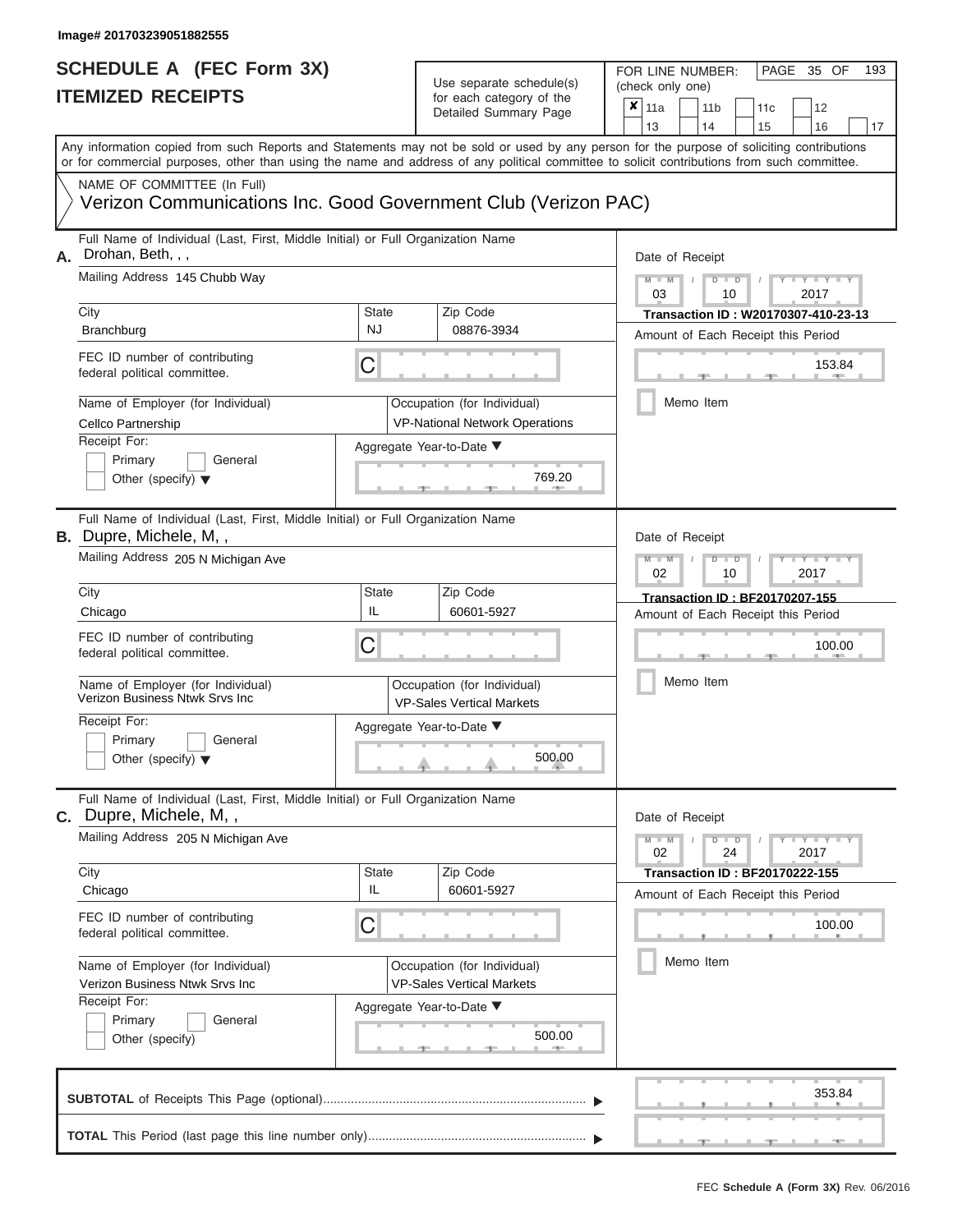Image# 201703239051882555

# SCHEDULE A (FEC Form 3X)
## ITEMIZED RECEIPTS

Use separate schedule(s) for each category of the Detailed Summary Page

FOR LINE NUMBER: (check only one)

PAGE 35 OF 193

| ✘ 11a | 11b | 11c | 12 | |
|---|---|---|---|---|
| 13 | 14 | 15 | 16 | 17 |

Any information copied from such Reports and Statements may not be sold or used by any person for the purpose of soliciting contributions or for commercial purposes, other than using the name and address of any political committee to solicit contributions from such committee.

NAME OF COMMITTEE (In Full)
Verizon Communications Inc. Good Government Club (Verizon PAC)

---

**A.** Full Name of Individual (Last, First, Middle Initial) or Full Organization Name: Drohan, Beth, , ,

Mailing Address: 145 Chubb Way

City: Branchburg | State: NJ | Zip Code: 08876-3934

FEC ID number of contributing federal political committee: C

Name of Employer (for Individual): Cellco Partnership

Occupation (for Individual): VP-National Network Operations

Receipt For: Primary / General / Other (specify)

Aggregate Year-to-Date: 769.20

Date of Receipt: 03 / 10 / 2017

Transaction ID : W20170307-410-23-13

Amount of Each Receipt this Period: 153.84

Memo Item

---

**B.** Full Name of Individual (Last, First, Middle Initial) or Full Organization Name: Dupre, Michele, M, ,

Mailing Address: 205 N Michigan Ave

City: Chicago | State: IL | Zip Code: 60601-5927

FEC ID number of contributing federal political committee: C

Name of Employer (for Individual): Verizon Business Ntwk Srvs Inc

Occupation (for Individual): VP-Sales Vertical Markets

Receipt For: Primary / General / Other (specify)

Aggregate Year-to-Date: 500.00

Date of Receipt: 02 / 10 / 2017

Transaction ID : BF20170207-155

Amount of Each Receipt this Period: 100.00

Memo Item

---

**C.** Full Name of Individual (Last, First, Middle Initial) or Full Organization Name: Dupre, Michele, M, ,

Mailing Address: 205 N Michigan Ave

City: Chicago | State: IL | Zip Code: 60601-5927

FEC ID number of contributing federal political committee: C

Name of Employer (for Individual): Verizon Business Ntwk Srvs Inc

Occupation (for Individual): VP-Sales Vertical Markets

Receipt For: Primary / General / Other (specify)

Aggregate Year-to-Date: 500.00

Date of Receipt: 02 / 24 / 2017

Transaction ID : BF20170222-155

Amount of Each Receipt this Period: 100.00

Memo Item

---

**SUBTOTAL** of Receipts This Page (optional): 353.84

**TOTAL** This Period (last page this line number only):

FEC **Schedule A (Form 3X)** Rev. 06/2016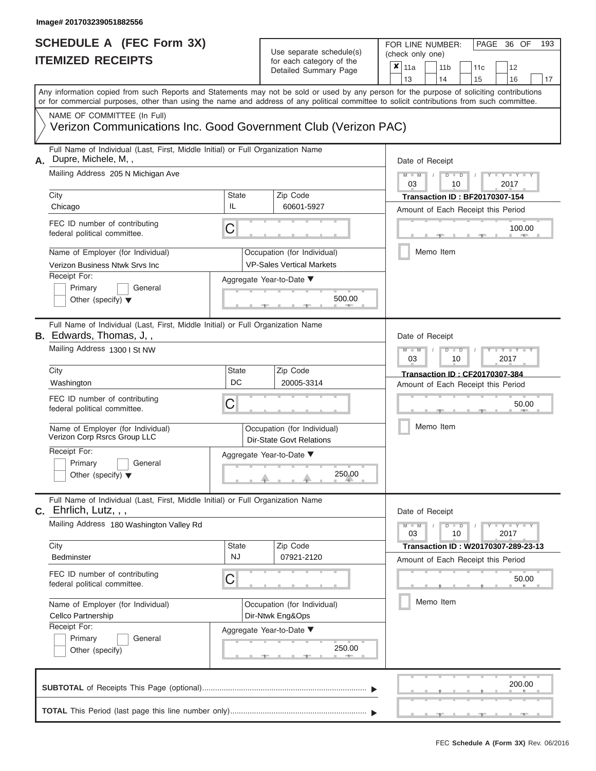Image# 201703239051882556

# SCHEDULE A (FEC Form 3X)
## ITEMIZED RECEIPTS

Use separate schedule(s) for each category of the Detailed Summary Page

FOR LINE NUMBER: (check only one)

☒ 11a ☐ 11b ☐ 11c ☐ 12 ☐ 13 ☐ 14 ☐ 15 ☐ 16 ☐ 17

PAGE 36 OF 193

Any information copied from such Reports and Statements may not be sold or used by any person for the purpose of soliciting contributions or for commercial purposes, other than using the name and address of any political committee to solicit contributions from such committee.

NAME OF COMMITTEE (In Full)
Verizon Communications Inc. Good Government Club (Verizon PAC)

---

**A.** Full Name of Individual (Last, First, Middle Initial) or Full Organization Name: Dupre, Michele, M, ,

Mailing Address: 205 N Michigan Ave

City: Chicago | State: IL | Zip Code: 60601-5927

FEC ID number of contributing federal political committee: C

Name of Employer (for Individual): Verizon Business Ntwk Srvs Inc

Occupation (for Individual): VP-Sales Vertical Markets

Receipt For: ☐ Primary ☐ General ☐ Other (specify)

Aggregate Year-to-Date: 500.00

Date of Receipt: 03 / 10 / 2017

Transaction ID : BF20170307-154

Amount of Each Receipt this Period: 100.00

☐ Memo Item

---

**B.** Full Name of Individual (Last, First, Middle Initial) or Full Organization Name: Edwards, Thomas, J, ,

Mailing Address: 1300 I St NW

City: Washington | State: DC | Zip Code: 20005-3314

FEC ID number of contributing federal political committee: C

Name of Employer (for Individual): Verizon Corp Rsrcs Group LLC

Occupation (for Individual): Dir-State Govt Relations

Receipt For: ☐ Primary ☐ General ☐ Other (specify)

Aggregate Year-to-Date: 250.00

Date of Receipt: 03 / 10 / 2017

Transaction ID : CF20170307-384

Amount of Each Receipt this Period: 50.00

☐ Memo Item

---

**C.** Full Name of Individual (Last, First, Middle Initial) or Full Organization Name: Ehrlich, Lutz, , ,

Mailing Address: 180 Washington Valley Rd

City: Bedminster | State: NJ | Zip Code: 07921-2120

FEC ID number of contributing federal political committee: C

Name of Employer (for Individual): Cellco Partnership

Occupation (for Individual): Dir-Ntwk Eng&Ops

Receipt For: ☐ Primary ☐ General ☐ Other (specify)

Aggregate Year-to-Date: 250.00

Date of Receipt: 03 / 10 / 2017

Transaction ID : W20170307-289-23-13

Amount of Each Receipt this Period: 50.00

☐ Memo Item

---

**SUBTOTAL** of Receipts This Page (optional): 200.00

**TOTAL** This Period (last page this line number only):

FEC Schedule A (Form 3X) Rev. 06/2016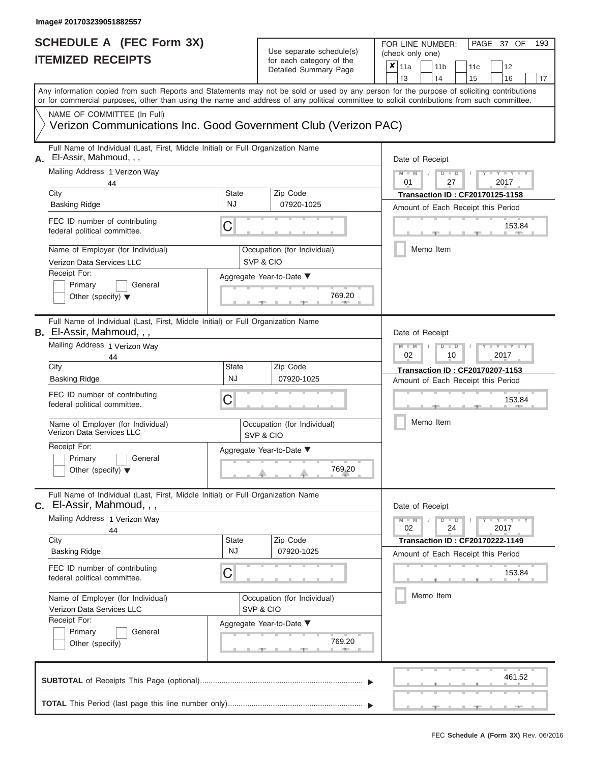Image# 201703239051882557

# SCHEDULE A (FEC Form 3X)
## ITEMIZED RECEIPTS

Use separate schedule(s) for each category of the Detailed Summary Page

FOR LINE NUMBER: (check only one)

- [x] 11a
- [ ] 11b
- [ ] 11c
- [ ] 12
- [ ] 13
- [ ] 14
- [ ] 15
- [ ] 16
- [ ] 17

Any information copied from such Reports and Statements may not be sold or used by any person for the purpose of soliciting contributions or for commercial purposes, other than using the name and address of any political committee to solicit contributions from such committee.

NAME OF COMMITTEE (In Full)
Verizon Communications Inc. Good Government Club (Verizon PAC)

---

**A.** Full Name of Individual (Last, First, Middle Initial) or Full Organization Name
El-Assir, Mahmoud, , ,

Mailing Address: 1 Verizon Way
44

City: Basking Ridge
State: NJ
Zip Code: 07920-1025

FEC ID number of contributing federal political committee: C

Name of Employer (for Individual): Verizon Data Services LLC
Occupation (for Individual): SVP & CIO

Receipt For:
- [ ] Primary
- [ ] General
- [ ] Other (specify)

Aggregate Year-to-Date: 769.20

Date of Receipt: 01 / 27 / 2017
Transaction ID : CF20170125-1158
Amount of Each Receipt this Period: 153.84
- [ ] Memo Item

---

**B.** Full Name of Individual (Last, First, Middle Initial) or Full Organization Name
El-Assir, Mahmoud, , ,

Mailing Address: 1 Verizon Way
44

City: Basking Ridge
State: NJ
Zip Code: 07920-1025

FEC ID number of contributing federal political committee: C

Name of Employer (for Individual): Verizon Data Services LLC
Occupation (for Individual): SVP & CIO

Receipt For:
- [ ] Primary
- [ ] General
- [ ] Other (specify)

Aggregate Year-to-Date: 769.20

Date of Receipt: 02 / 10 / 2017
Transaction ID : CF20170207-1153
Amount of Each Receipt this Period: 153.84
- [ ] Memo Item

---

**C.** Full Name of Individual (Last, First, Middle Initial) or Full Organization Name
El-Assir, Mahmoud, , ,

Mailing Address: 1 Verizon Way
44

City: Basking Ridge
State: NJ
Zip Code: 07920-1025

FEC ID number of contributing federal political committee: C

Name of Employer (for Individual): Verizon Data Services LLC
Occupation (for Individual): SVP & CIO

Receipt For:
- [ ] Primary
- [ ] General
- [ ] Other (specify)

Aggregate Year-to-Date: 769.20

Date of Receipt: 02 / 24 / 2017
Transaction ID : CF20170222-1149
Amount of Each Receipt this Period: 153.84
- [ ] Memo Item

---

**SUBTOTAL** of Receipts This Page (optional): 461.52

**TOTAL** This Period (last page this line number only):

FEC **Schedule A (Form 3X)** Rev. 06/2016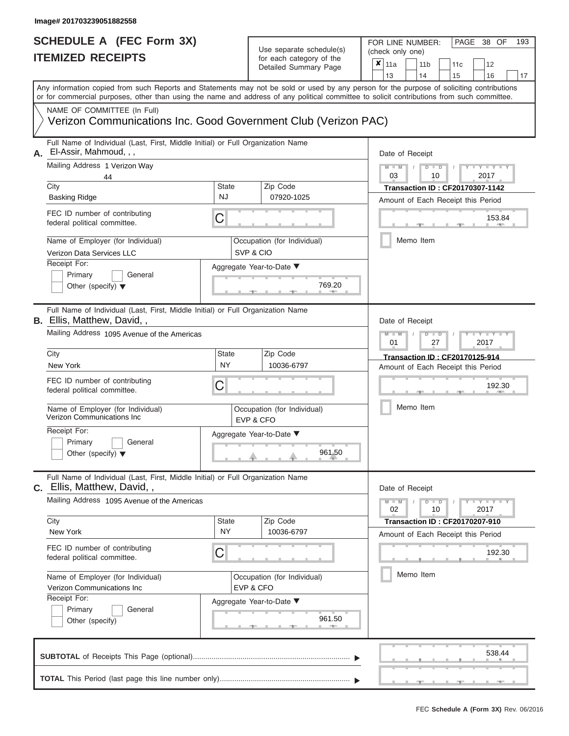Image# 201703239051882558

# SCHEDULE A (FEC Form 3X)
# ITEMIZED RECEIPTS

Use separate schedule(s) for each category of the Detailed Summary Page

FOR LINE NUMBER: (check only one)

| | | | | |
|---|---|---|---|---|
| ✘ 11a | 11b | 11c | 12 | |
| 13 | 14 | 15 | 16 | 17 |

PAGE 38 OF 193

Any information copied from such Reports and Statements may not be sold or used by any person for the purpose of soliciting contributions or for commercial purposes, other than using the name and address of any political committee to solicit contributions from such committee.

NAME OF COMMITTEE (In Full)
Verizon Communications Inc. Good Government Club (Verizon PAC)

**A.** Full Name of Individual (Last, First, Middle Initial) or Full Organization Name: El-Assir, Mahmoud, , ,

Mailing Address: 1 Verizon Way
44

City: Basking Ridge | State: NJ | Zip Code: 07920-1025

FEC ID number of contributing federal political committee: C

Name of Employer (for Individual): Verizon Data Services LLC
Occupation (for Individual): SVP & CIO

Receipt For: Primary / General / Other (specify)

Aggregate Year-to-Date: 769.20

Date of Receipt: 03 / 10 / 2017
Transaction ID : CF20170307-1142
Amount of Each Receipt this Period: 153.84
Memo Item

**B.** Full Name of Individual (Last, First, Middle Initial) or Full Organization Name: Ellis, Matthew, David, ,

Mailing Address: 1095 Avenue of the Americas

City: New York | State: NY | Zip Code: 10036-6797

FEC ID number of contributing federal political committee: C

Name of Employer (for Individual): Verizon Communications Inc
Occupation (for Individual): EVP & CFO

Receipt For: Primary / General / Other (specify)

Aggregate Year-to-Date: 961.50

Date of Receipt: 01 / 27 / 2017
Transaction ID : CF20170125-914
Amount of Each Receipt this Period: 192.30
Memo Item

**C.** Full Name of Individual (Last, First, Middle Initial) or Full Organization Name: Ellis, Matthew, David, ,

Mailing Address: 1095 Avenue of the Americas

City: New York | State: NY | Zip Code: 10036-6797

FEC ID number of contributing federal political committee: C

Name of Employer (for Individual): Verizon Communications Inc
Occupation (for Individual): EVP & CFO

Receipt For: Primary / General / Other (specify)

Aggregate Year-to-Date: 961.50

Date of Receipt: 02 / 10 / 2017
Transaction ID : CF20170207-910
Amount of Each Receipt this Period: 192.30
Memo Item

**SUBTOTAL** of Receipts This Page (optional): 538.44

**TOTAL** This Period (last page this line number only):

FEC Schedule A (Form 3X) Rev. 06/2016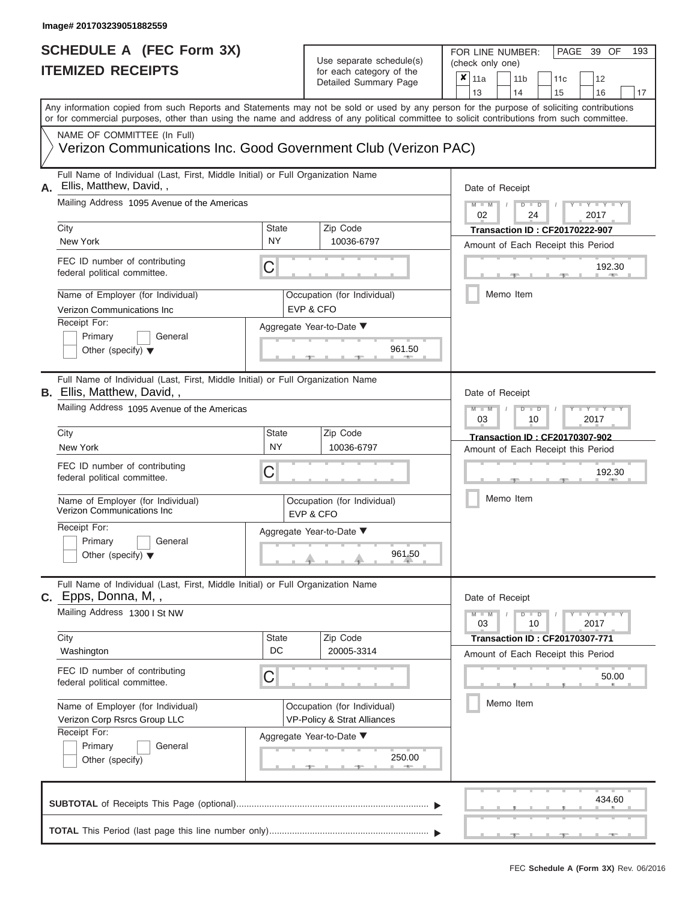Image# 201703239051882559

# SCHEDULE A (FEC Form 3X)
## ITEMIZED RECEIPTS

Use separate schedule(s) for each category of the Detailed Summary Page

FOR LINE NUMBER: (check only one)

| | | | |
|---|---|---|---|
| ✘ 11a | 11b | 11c | 12 |
| 13 | 14 | 15 | 16 | 17 |

PAGE 39 OF 193

Any information copied from such Reports and Statements may not be sold or used by any person for the purpose of soliciting contributions or for commercial purposes, other than using the name and address of any political committee to solicit contributions from such committee.

NAME OF COMMITTEE (In Full)
Verizon Communications Inc. Good Government Club (Verizon PAC)

---

**A.** Full Name of Individual (Last, First, Middle Initial) or Full Organization Name: Ellis, Matthew, David, ,

Mailing Address: 1095 Avenue of the Americas

City: New York | State: NY | Zip Code: 10036-6797

FEC ID number of contributing federal political committee: C

Name of Employer (for Individual): Verizon Communications Inc

Occupation (for Individual): EVP & CFO

Receipt For: Primary / General / Other (specify)

Aggregate Year-to-Date: 961.50

Date of Receipt: 02 / 24 / 2017

Transaction ID : CF20170222-907

Amount of Each Receipt this Period: 192.30

Memo Item

---

**B.** Full Name of Individual (Last, First, Middle Initial) or Full Organization Name: Ellis, Matthew, David, ,

Mailing Address: 1095 Avenue of the Americas

City: New York | State: NY | Zip Code: 10036-6797

FEC ID number of contributing federal political committee: C

Name of Employer (for Individual): Verizon Communications Inc

Occupation (for Individual): EVP & CFO

Receipt For: Primary / General / Other (specify)

Aggregate Year-to-Date: 961.50

Date of Receipt: 03 / 10 / 2017

Transaction ID : CF20170307-902

Amount of Each Receipt this Period: 192.30

Memo Item

---

**C.** Full Name of Individual (Last, First, Middle Initial) or Full Organization Name: Epps, Donna, M, ,

Mailing Address: 1300 I St NW

City: Washington | State: DC | Zip Code: 20005-3314

FEC ID number of contributing federal political committee: C

Name of Employer (for Individual): Verizon Corp Rsrcs Group LLC

Occupation (for Individual): VP-Policy & Strat Alliances

Receipt For: Primary / General / Other (specify)

Aggregate Year-to-Date: 250.00

Date of Receipt: 03 / 10 / 2017

Transaction ID : CF20170307-771

Amount of Each Receipt this Period: 50.00

Memo Item

---

**SUBTOTAL** of Receipts This Page (optional): 434.60

**TOTAL** This Period (last page this line number only):

FEC Schedule A (Form 3X) Rev. 06/2016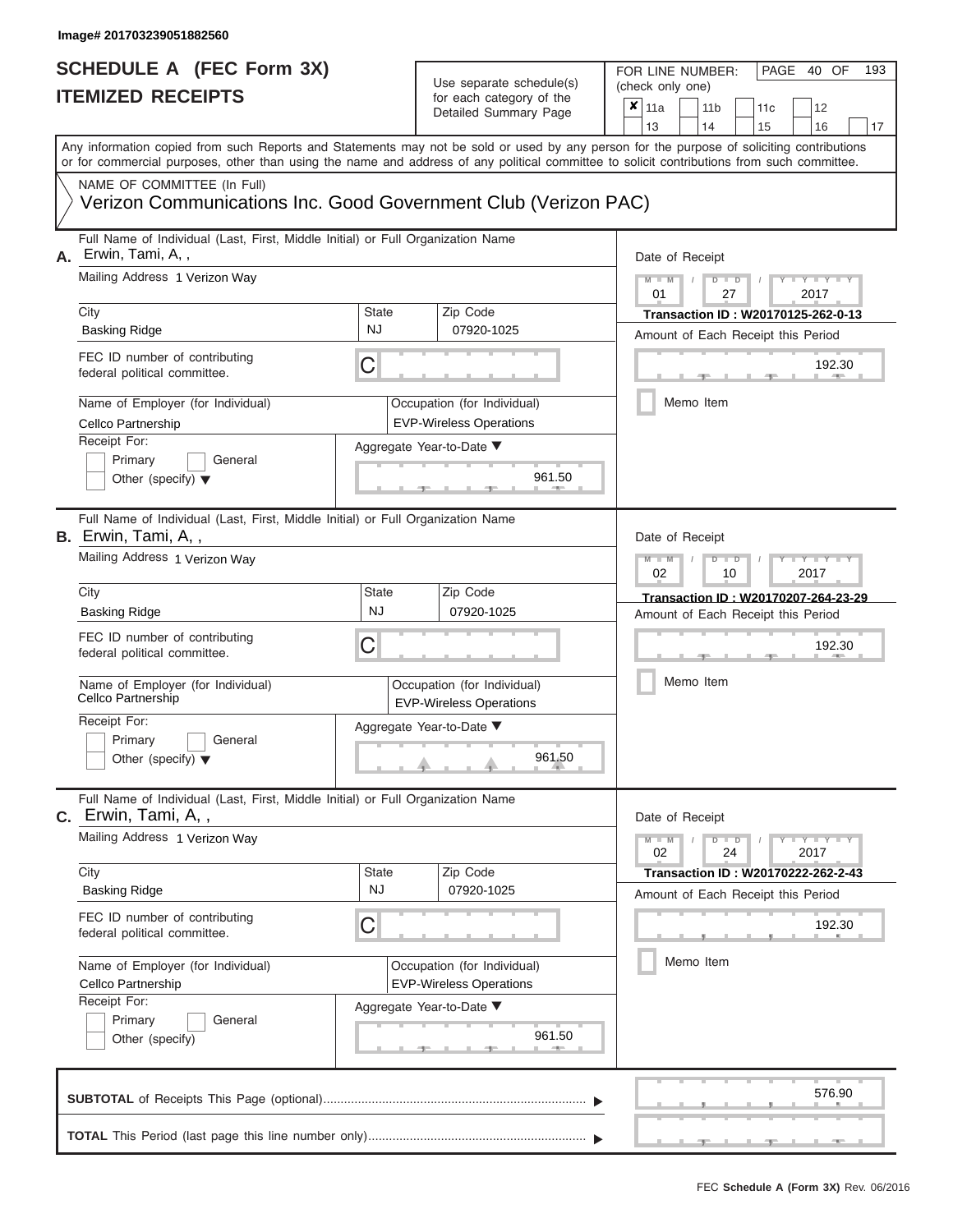Image# 201703239051882560

# SCHEDULE A (FEC Form 3X)
# ITEMIZED RECEIPTS

Use separate schedule(s) for each category of the Detailed Summary Page

FOR LINE NUMBER: (check only one)

| | | | | | | | |
|---|---|---|---|---|---|---|---|
| ✘ | 11a | | 11b | | 11c | | 12 |
| | 13 | | 14 | | 15 | | 16 | | 17 |

Any information copied from such Reports and Statements may not be sold or used by any person for the purpose of soliciting contributions or for commercial purposes, other than using the name and address of any political committee to solicit contributions from such committee.

NAME OF COMMITTEE (In Full)
Verizon Communications Inc. Good Government Club (Verizon PAC)

---

**A.** Full Name of Individual (Last, First, Middle Initial) or Full Organization Name: Erwin, Tami, A, ,

Mailing Address: 1 Verizon Way

City: Basking Ridge | State: NJ | Zip Code: 07920-1025

FEC ID number of contributing federal political committee: C

Name of Employer (for Individual): Cellco Partnership

Occupation (for Individual): EVP-Wireless Operations

Receipt For: Primary / General / Other (specify)

Aggregate Year-to-Date: 961.50

Date of Receipt: 01 / 27 / 2017

Transaction ID : W20170125-262-0-13

Amount of Each Receipt this Period: 192.30

Memo Item

---

**B.** Full Name of Individual (Last, First, Middle Initial) or Full Organization Name: Erwin, Tami, A, ,

Mailing Address: 1 Verizon Way

City: Basking Ridge | State: NJ | Zip Code: 07920-1025

FEC ID number of contributing federal political committee: C

Name of Employer (for Individual): Cellco Partnership

Occupation (for Individual): EVP-Wireless Operations

Receipt For: Primary / General / Other (specify)

Aggregate Year-to-Date: 961.50

Date of Receipt: 02 / 10 / 2017

Transaction ID : W20170207-264-23-29

Amount of Each Receipt this Period: 192.30

Memo Item

---

**C.** Full Name of Individual (Last, First, Middle Initial) or Full Organization Name: Erwin, Tami, A, ,

Mailing Address: 1 Verizon Way

City: Basking Ridge | State: NJ | Zip Code: 07920-1025

FEC ID number of contributing federal political committee: C

Name of Employer (for Individual): Cellco Partnership

Occupation (for Individual): EVP-Wireless Operations

Receipt For: Primary / General / Other (specify)

Aggregate Year-to-Date: 961.50

Date of Receipt: 02 / 24 / 2017

Transaction ID : W20170222-262-2-43

Amount of Each Receipt this Period: 192.30

Memo Item

---

**SUBTOTAL** of Receipts This Page (optional): 576.90

**TOTAL** This Period (last page this line number only):

FEC Schedule A (Form 3X) Rev. 06/2016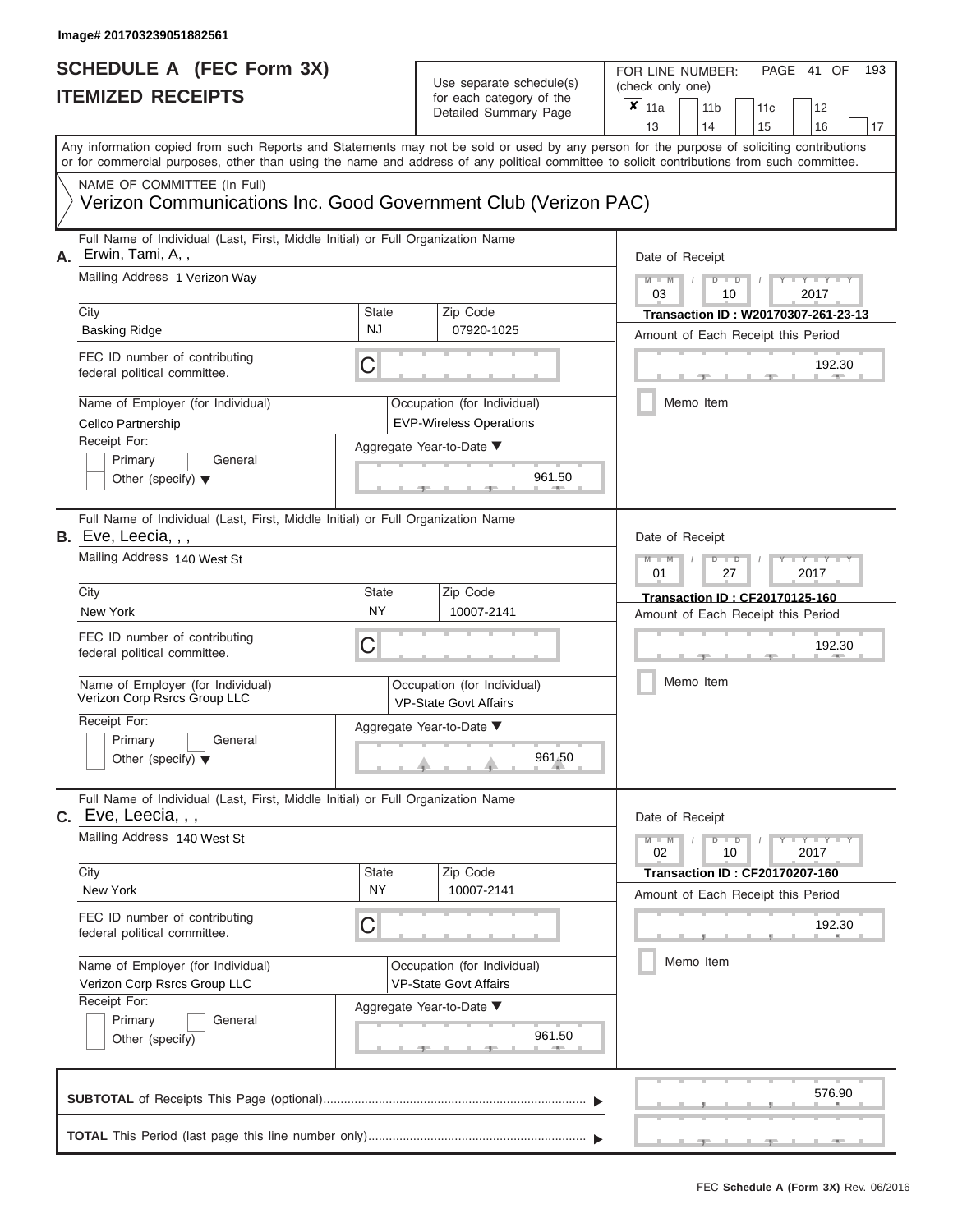Image# 201703239051882561

# SCHEDULE A (FEC Form 3X)
## ITEMIZED RECEIPTS

Use separate schedule(s) for each category of the Detailed Summary Page

FOR LINE NUMBER: (check only one)

✘ 11a | 11b | 11c | 12 | 13 | 14 | 15 | 16 | 17

PAGE 41 OF 193

Any information copied from such Reports and Statements may not be sold or used by any person for the purpose of soliciting contributions or for commercial purposes, other than using the name and address of any political committee to solicit contributions from such committee.

NAME OF COMMITTEE (In Full)

Verizon Communications Inc. Good Government Club (Verizon PAC)

**A.** Full Name of Individual (Last, First, Middle Initial) or Full Organization Name: Erwin, Tami, A, ,

Mailing Address: 1 Verizon Way

City: Basking Ridge | State: NJ | Zip Code: 07920-1025

FEC ID number of contributing federal political committee: C

Name of Employer (for Individual): Cellco Partnership

Occupation (for Individual): EVP-Wireless Operations

Receipt For: Primary / General / Other (specify)

Aggregate Year-to-Date: 961.50

Date of Receipt: 03 / 10 / 2017

Transaction ID : W20170307-261-23-13

Amount of Each Receipt this Period: 192.30

Memo Item

**B.** Full Name of Individual (Last, First, Middle Initial) or Full Organization Name: Eve, Leecia, , ,

Mailing Address: 140 West St

City: New York | State: NY | Zip Code: 10007-2141

FEC ID number of contributing federal political committee: C

Name of Employer (for Individual): Verizon Corp Rsrcs Group LLC

Occupation (for Individual): VP-State Govt Affairs

Receipt For: Primary / General / Other (specify)

Aggregate Year-to-Date: 961.50

Date of Receipt: 01 / 27 / 2017

Transaction ID : CF20170125-160

Amount of Each Receipt this Period: 192.30

Memo Item

**C.** Full Name of Individual (Last, First, Middle Initial) or Full Organization Name: Eve, Leecia, , ,

Mailing Address: 140 West St

City: New York | State: NY | Zip Code: 10007-2141

FEC ID number of contributing federal political committee: C

Name of Employer (for Individual): Verizon Corp Rsrcs Group LLC

Occupation (for Individual): VP-State Govt Affairs

Receipt For: Primary / General / Other (specify)

Aggregate Year-to-Date: 961.50

Date of Receipt: 02 / 10 / 2017

Transaction ID : CF20170207-160

Amount of Each Receipt this Period: 192.30

Memo Item

**SUBTOTAL** of Receipts This Page (optional): 576.90

**TOTAL** This Period (last page this line number only):

FEC Schedule A (Form 3X) Rev. 06/2016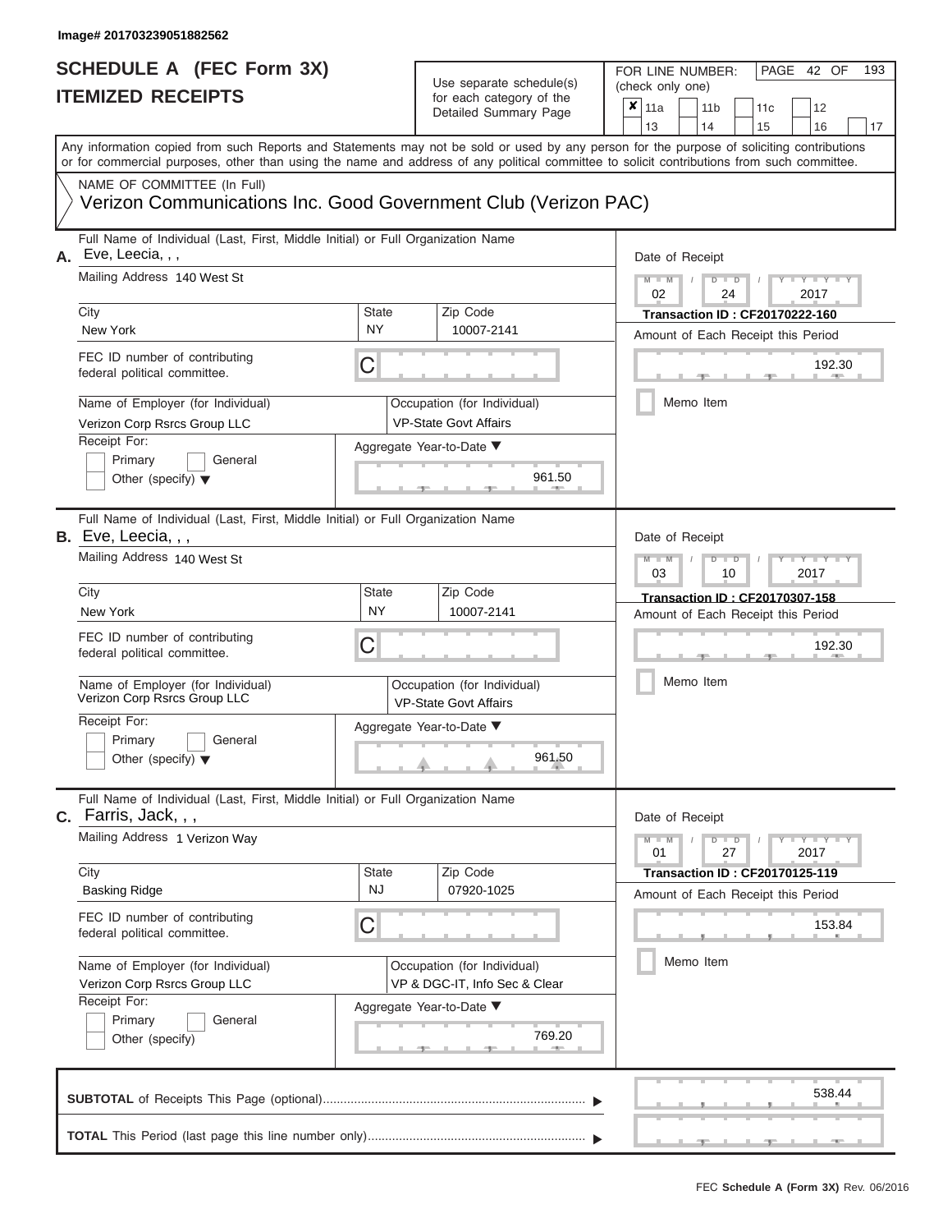Image# 201703239051882562

# SCHEDULE A (FEC Form 3X)
# ITEMIZED RECEIPTS

Use separate schedule(s) for each category of the Detailed Summary Page

FOR LINE NUMBER: (check only one)

✘ 11a | 11b | 11c | 12 | 13 | 14 | 15 | 16 | 17

PAGE 42 OF 193

Any information copied from such Reports and Statements may not be sold or used by any person for the purpose of soliciting contributions or for commercial purposes, other than using the name and address of any political committee to solicit contributions from such committee.

NAME OF COMMITTEE (In Full)

Verizon Communications Inc. Good Government Club (Verizon PAC)

---

**A.** Full Name of Individual (Last, First, Middle Initial) or Full Organization Name: Eve, Leecia, , ,

Mailing Address: 140 West St

City: New York | State: NY | Zip Code: 10007-2141

FEC ID number of contributing federal political committee: C

Name of Employer (for Individual): Verizon Corp Rsrcs Group LLC

Occupation (for Individual): VP-State Govt Affairs

Receipt For: Primary / General / Other (specify)

Aggregate Year-to-Date: 961.50

Date of Receipt: 02 / 24 / 2017

Transaction ID : CF20170222-160

Amount of Each Receipt this Period: 192.30

Memo Item

---

**B.** Full Name of Individual (Last, First, Middle Initial) or Full Organization Name: Eve, Leecia, , ,

Mailing Address: 140 West St

City: New York | State: NY | Zip Code: 10007-2141

FEC ID number of contributing federal political committee: C

Name of Employer (for Individual): Verizon Corp Rsrcs Group LLC

Occupation (for Individual): VP-State Govt Affairs

Receipt For: Primary / General / Other (specify)

Aggregate Year-to-Date: 961.50

Date of Receipt: 03 / 10 / 2017

Transaction ID : CF20170307-158

Amount of Each Receipt this Period: 192.30

Memo Item

---

**C.** Full Name of Individual (Last, First, Middle Initial) or Full Organization Name: Farris, Jack, , ,

Mailing Address: 1 Verizon Way

City: Basking Ridge | State: NJ | Zip Code: 07920-1025

FEC ID number of contributing federal political committee: C

Name of Employer (for Individual): Verizon Corp Rsrcs Group LLC

Occupation (for Individual): VP & DGC-IT, Info Sec & Clear

Receipt For: Primary / General / Other (specify)

Aggregate Year-to-Date: 769.20

Date of Receipt: 01 / 27 / 2017

Transaction ID : CF20170125-119

Amount of Each Receipt this Period: 153.84

Memo Item

---

**SUBTOTAL** of Receipts This Page (optional): 538.44

**TOTAL** This Period (last page this line number only):

FEC Schedule A (Form 3X) Rev. 06/2016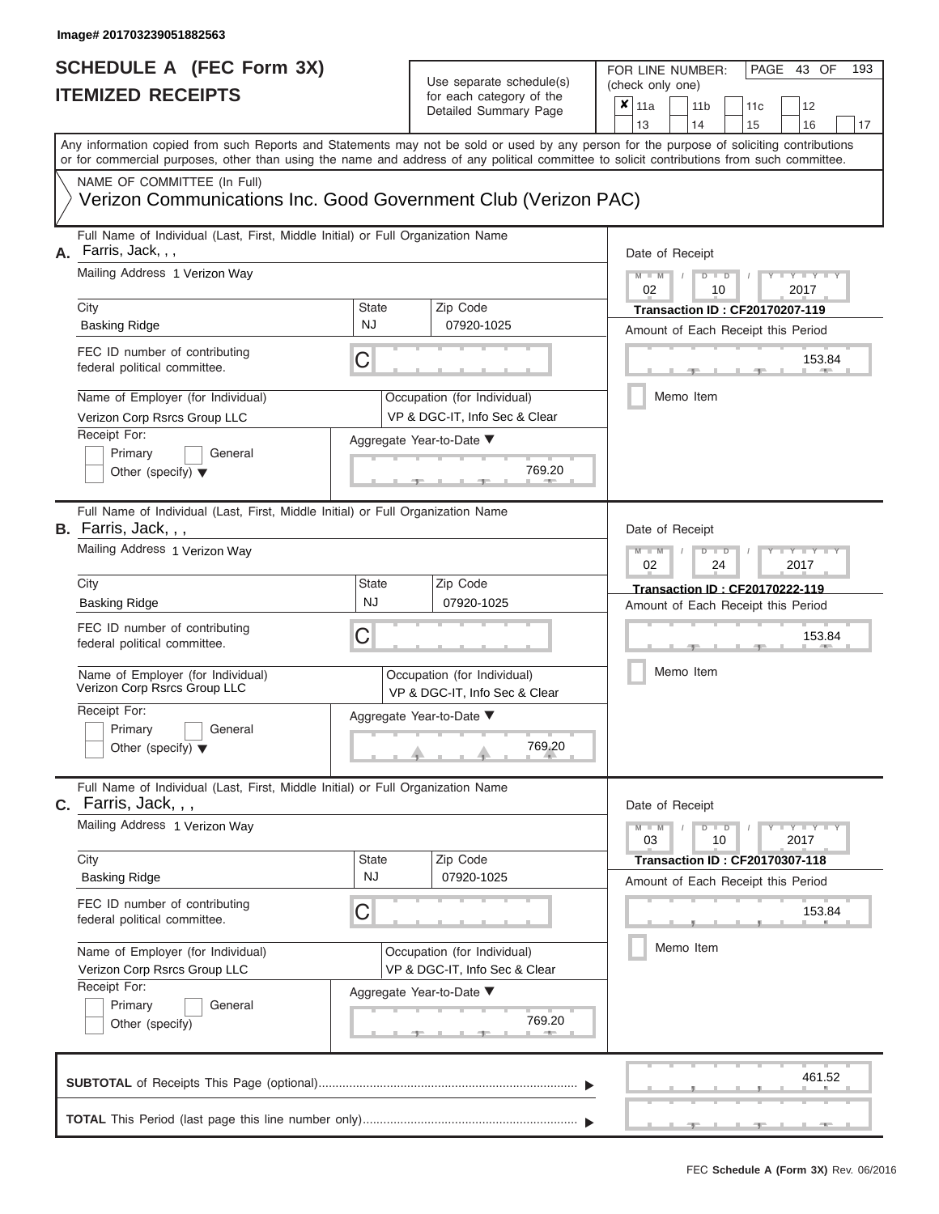Image# 201703239051882563

# SCHEDULE A (FEC Form 3X)
## ITEMIZED RECEIPTS

Use separate schedule(s) for each category of the Detailed Summary Page

FOR LINE NUMBER: (check only one)

✘ 11a | 11b | 11c | 12 | 13 | 14 | 15 | 16 | 17

Any information copied from such Reports and Statements may not be sold or used by any person for the purpose of soliciting contributions or for commercial purposes, other than using the name and address of any political committee to solicit contributions from such committee.

NAME OF COMMITTEE (In Full)

Verizon Communications Inc. Good Government Club (Verizon PAC)

**A.** Full Name of Individual (Last, First, Middle Initial) or Full Organization Name: Farris, Jack, , ,

Mailing Address: 1 Verizon Way

City: Basking Ridge | State: NJ | Zip Code: 07920-1025

FEC ID number of contributing federal political committee: C

Name of Employer (for Individual): Verizon Corp Rsrcs Group LLC

Occupation (for Individual): VP & DGC-IT, Info Sec & Clear

Receipt For: Primary / General / Other (specify)

Aggregate Year-to-Date: 769.20

Date of Receipt: 02 10 2017

Transaction ID : CF20170207-119

Amount of Each Receipt this Period: 153.84

Memo Item

**B.** Full Name of Individual (Last, First, Middle Initial) or Full Organization Name: Farris, Jack, , ,

Mailing Address: 1 Verizon Way

City: Basking Ridge | State: NJ | Zip Code: 07920-1025

FEC ID number of contributing federal political committee: C

Name of Employer (for Individual): Verizon Corp Rsrcs Group LLC

Occupation (for Individual): VP & DGC-IT, Info Sec & Clear

Receipt For: Primary / General / Other (specify)

Aggregate Year-to-Date: 769.20

Date of Receipt: 02 24 2017

Transaction ID : CF20170222-119

Amount of Each Receipt this Period: 153.84

Memo Item

**C.** Full Name of Individual (Last, First, Middle Initial) or Full Organization Name: Farris, Jack, , ,

Mailing Address: 1 Verizon Way

City: Basking Ridge | State: NJ | Zip Code: 07920-1025

FEC ID number of contributing federal political committee: C

Name of Employer (for Individual): Verizon Corp Rsrcs Group LLC

Occupation (for Individual): VP & DGC-IT, Info Sec & Clear

Receipt For: Primary / General / Other (specify)

Aggregate Year-to-Date: 769.20

Date of Receipt: 03 10 2017

Transaction ID : CF20170307-118

Amount of Each Receipt this Period: 153.84

Memo Item

**SUBTOTAL** of Receipts This Page (optional): 461.52

**TOTAL** This Period (last page this line number only):

FEC Schedule A (Form 3X) Rev. 06/2016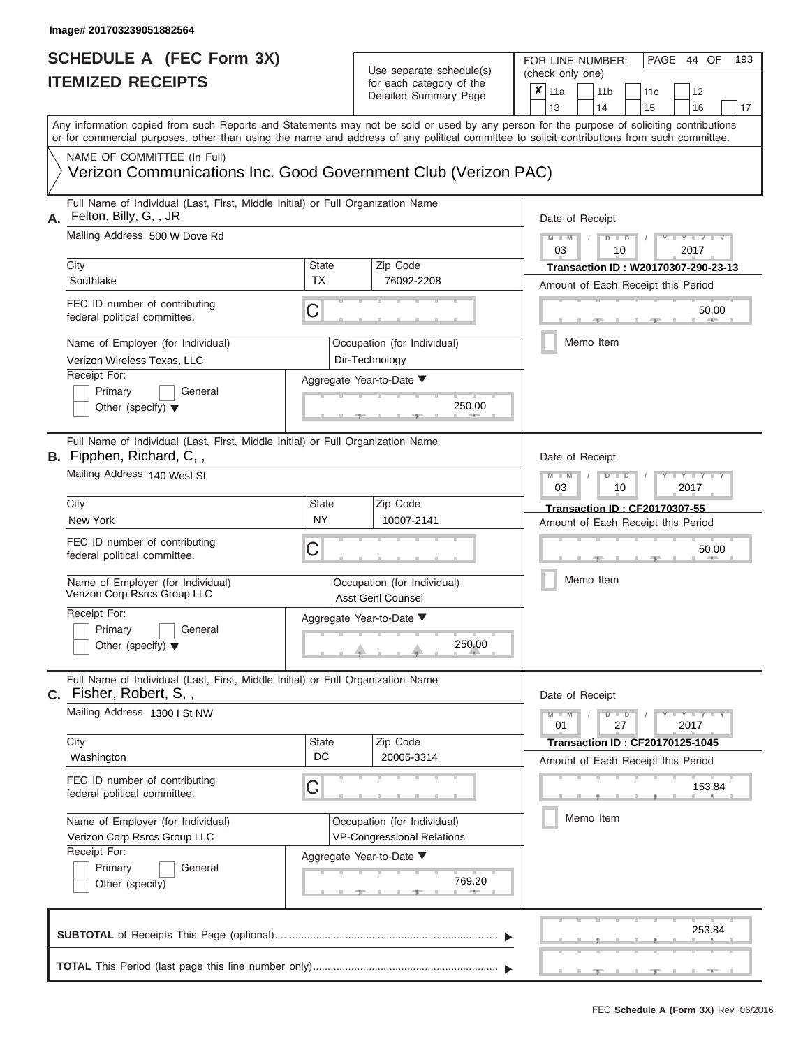Image# 201703239051882564

# SCHEDULE A (FEC Form 3X)
## ITEMIZED RECEIPTS

Use separate schedule(s) for each category of the Detailed Summary Page

FOR LINE NUMBER: (check only one)

- [x] 11a
- [ ] 11b
- [ ] 11c
- [ ] 12
- [ ] 13
- [ ] 14
- [ ] 15
- [ ] 16
- [ ] 17

PAGE 44 OF 193

Any information copied from such Reports and Statements may not be sold or used by any person for the purpose of soliciting contributions or for commercial purposes, other than using the name and address of any political committee to solicit contributions from such committee.

NAME OF COMMITTEE (In Full)

Verizon Communications Inc. Good Government Club (Verizon PAC)

---

**A.** Full Name of Individual (Last, First, Middle Initial) or Full Organization Name: Felton, Billy, G, , JR

Mailing Address: 500 W Dove Rd

City: Southlake | State: TX | Zip Code: 76092-2208

FEC ID number of contributing federal political committee: C

Name of Employer (for Individual): Verizon Wireless Texas, LLC

Occupation (for Individual): Dir-Technology

Receipt For: Primary / General / Other (specify)

Aggregate Year-to-Date: 250.00

Date of Receipt: 03 / 10 / 2017

Transaction ID : W20170307-290-23-13

Amount of Each Receipt this Period: 50.00

Memo Item

---

**B.** Full Name of Individual (Last, First, Middle Initial) or Full Organization Name: Fipphen, Richard, C, ,

Mailing Address: 140 West St

City: New York | State: NY | Zip Code: 10007-2141

FEC ID number of contributing federal political committee: C

Name of Employer (for Individual): Verizon Corp Rsrcs Group LLC

Occupation (for Individual): Asst Genl Counsel

Receipt For: Primary / General / Other (specify)

Aggregate Year-to-Date: 250.00

Date of Receipt: 03 / 10 / 2017

Transaction ID : CF20170307-55

Amount of Each Receipt this Period: 50.00

Memo Item

---

**C.** Full Name of Individual (Last, First, Middle Initial) or Full Organization Name: Fisher, Robert, S, ,

Mailing Address: 1300 I St NW

City: Washington | State: DC | Zip Code: 20005-3314

FEC ID number of contributing federal political committee: C

Name of Employer (for Individual): Verizon Corp Rsrcs Group LLC

Occupation (for Individual): VP-Congressional Relations

Receipt For: Primary / General / Other (specify)

Aggregate Year-to-Date: 769.20

Date of Receipt: 01 / 27 / 2017

Transaction ID : CF20170125-1045

Amount of Each Receipt this Period: 153.84

Memo Item

---

**SUBTOTAL** of Receipts This Page (optional): 253.84

**TOTAL** This Period (last page this line number only):

FEC Schedule A (Form 3X) Rev. 06/2016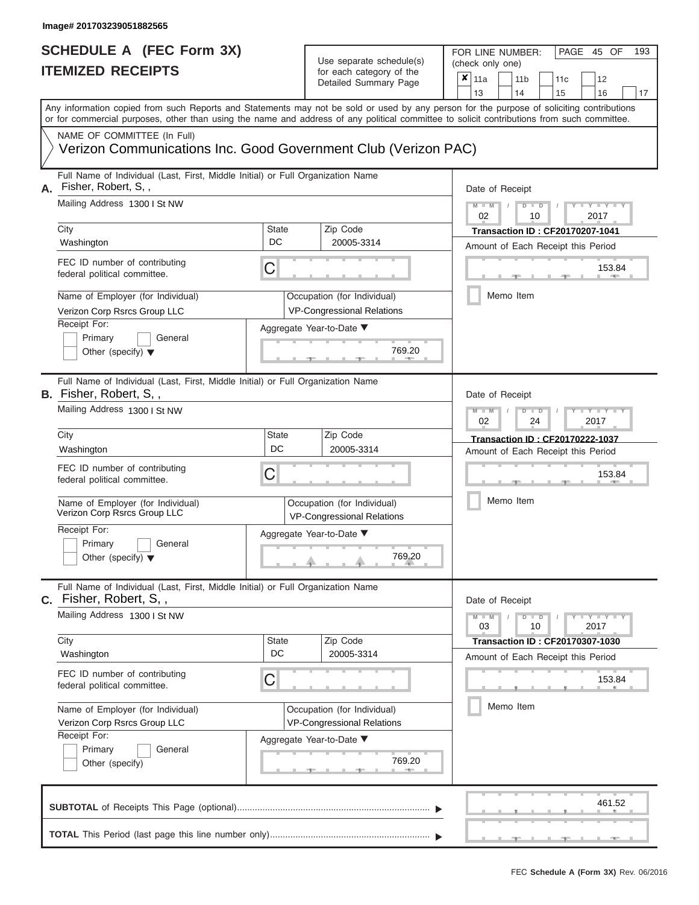Image# 201703239051882565

# SCHEDULE A (FEC Form 3X)
## ITEMIZED RECEIPTS

Use separate schedule(s) for each category of the Detailed Summary Page

FOR LINE NUMBER: (check only one)

☒ 11a ☐ 11b ☐ 11c ☐ 12 ☐ 13 ☐ 14 ☐ 15 ☐ 16 ☐ 17

Any information copied from such Reports and Statements may not be sold or used by any person for the purpose of soliciting contributions or for commercial purposes, other than using the name and address of any political committee to solicit contributions from such committee.

NAME OF COMMITTEE (In Full)
Verizon Communications Inc. Good Government Club (Verizon PAC)

---

**A.** Full Name of Individual (Last, First, Middle Initial) or Full Organization Name: Fisher, Robert, S, ,

Mailing Address: 1300 I St NW

City: Washington | State: DC | Zip Code: 20005-3314

FEC ID number of contributing federal political committee: C

Name of Employer (for Individual): Verizon Corp Rsrcs Group LLC

Occupation (for Individual): VP-Congressional Relations

Receipt For: ☐ Primary ☐ General ☐ Other (specify)

Aggregate Year-to-Date: 769.20

Date of Receipt: 02 / 10 / 2017

Transaction ID : CF20170207-1041

Amount of Each Receipt this Period: 153.84

☐ Memo Item

---

**B.** Full Name of Individual (Last, First, Middle Initial) or Full Organization Name: Fisher, Robert, S, ,

Mailing Address: 1300 I St NW

City: Washington | State: DC | Zip Code: 20005-3314

FEC ID number of contributing federal political committee: C

Name of Employer (for Individual): Verizon Corp Rsrcs Group LLC

Occupation (for Individual): VP-Congressional Relations

Receipt For: ☐ Primary ☐ General ☐ Other (specify)

Aggregate Year-to-Date: 769.20

Date of Receipt: 02 / 24 / 2017

Transaction ID : CF20170222-1037

Amount of Each Receipt this Period: 153.84

☐ Memo Item

---

**C.** Full Name of Individual (Last, First, Middle Initial) or Full Organization Name: Fisher, Robert, S, ,

Mailing Address: 1300 I St NW

City: Washington | State: DC | Zip Code: 20005-3314

FEC ID number of contributing federal political committee: C

Name of Employer (for Individual): Verizon Corp Rsrcs Group LLC

Occupation (for Individual): VP-Congressional Relations

Receipt For: ☐ Primary ☐ General ☐ Other (specify)

Aggregate Year-to-Date: 769.20

Date of Receipt: 03 / 10 / 2017

Transaction ID : CF20170307-1030

Amount of Each Receipt this Period: 153.84

☐ Memo Item

---

**SUBTOTAL** of Receipts This Page (optional): 461.52

**TOTAL** This Period (last page this line number only):

FEC Schedule A (Form 3X) Rev. 06/2016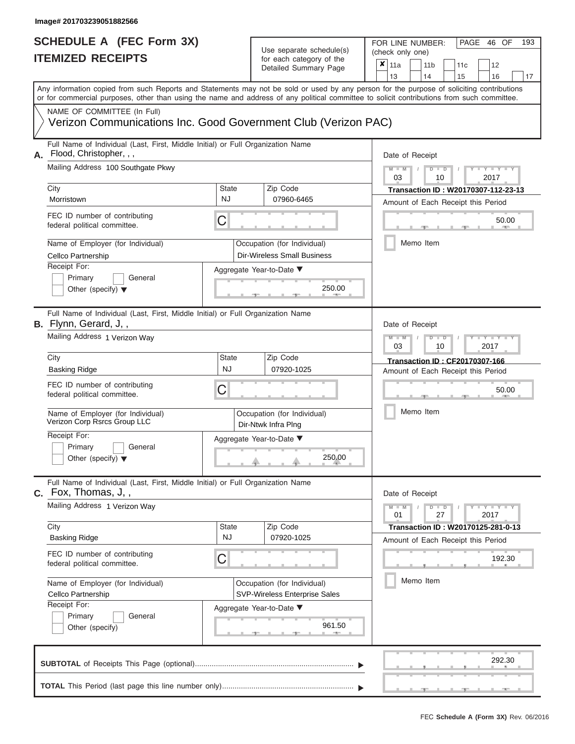Image# 201703239051882566

# SCHEDULE A (FEC Form 3X)
## ITEMIZED RECEIPTS

Use separate schedule(s) for each category of the Detailed Summary Page

FOR LINE NUMBER: (check only one)

- [x] 11a
- [ ] 11b
- [ ] 11c
- [ ] 12
- [ ] 13
- [ ] 14
- [ ] 15
- [ ] 16
- [ ] 17

PAGE 46 OF 193

Any information copied from such Reports and Statements may not be sold or used by any person for the purpose of soliciting contributions or for commercial purposes, other than using the name and address of any political committee to solicit contributions from such committee.

NAME OF COMMITTEE (In Full)
Verizon Communications Inc. Good Government Club (Verizon PAC)

---

**A.** Full Name of Individual (Last, First, Middle Initial) or Full Organization Name: Flood, Christopher, , ,

Mailing Address: 100 Southgate Pkwy

City: Morristown | State: NJ | Zip Code: 07960-6465

FEC ID number of contributing federal political committee: C

Name of Employer (for Individual): Cellco Partnership

Occupation (for Individual): Dir-Wireless Small Business

Receipt For: Primary / General / Other (specify)

Aggregate Year-to-Date: 250.00

Date of Receipt: 03 / 10 / 2017

Transaction ID : W20170307-112-23-13

Amount of Each Receipt this Period: 50.00

Memo Item

---

**B.** Full Name of Individual (Last, First, Middle Initial) or Full Organization Name: Flynn, Gerard, J, ,

Mailing Address: 1 Verizon Way

City: Basking Ridge | State: NJ | Zip Code: 07920-1025

FEC ID number of contributing federal political committee: C

Name of Employer (for Individual): Verizon Corp Rsrcs Group LLC

Occupation (for Individual): Dir-Ntwk Infra Plng

Receipt For: Primary / General / Other (specify)

Aggregate Year-to-Date: 250.00

Date of Receipt: 03 / 10 / 2017

Transaction ID : CF20170307-166

Amount of Each Receipt this Period: 50.00

Memo Item

---

**C.** Full Name of Individual (Last, First, Middle Initial) or Full Organization Name: Fox, Thomas, J, ,

Mailing Address: 1 Verizon Way

City: Basking Ridge | State: NJ | Zip Code: 07920-1025

FEC ID number of contributing federal political committee: C

Name of Employer (for Individual): Cellco Partnership

Occupation (for Individual): SVP-Wireless Enterprise Sales

Receipt For: Primary / General / Other (specify)

Aggregate Year-to-Date: 961.50

Date of Receipt: 01 / 27 / 2017

Transaction ID : W20170125-281-0-13

Amount of Each Receipt this Period: 192.30

Memo Item

---

**SUBTOTAL** of Receipts This Page (optional): 292.30

**TOTAL** This Period (last page this line number only):

FEC Schedule A (Form 3X) Rev. 06/2016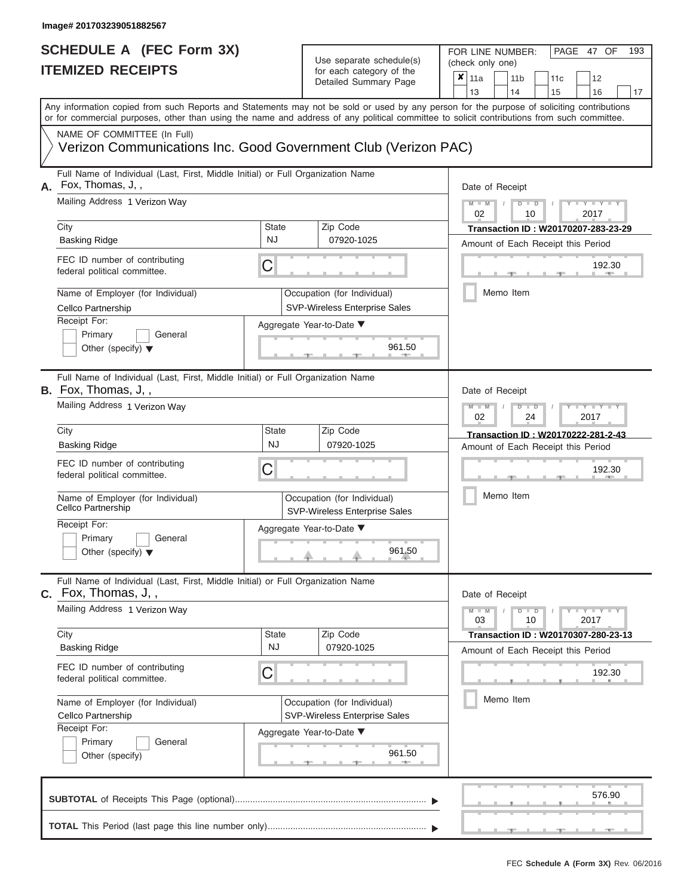Image# 201703239051882567

# SCHEDULE A (FEC Form 3X)
## ITEMIZED RECEIPTS

Use separate schedule(s) for each category of the Detailed Summary Page

FOR LINE NUMBER: (check only one)

| | | | | |
|---|---|---|---|---|
| ✘ 11a | 11b | 11c | 12 | |
| 13 | 14 | 15 | 16 | 17 |

PAGE 47 OF 193

Any information copied from such Reports and Statements may not be sold or used by any person for the purpose of soliciting contributions or for commercial purposes, other than using the name and address of any political committee to solicit contributions from such committee.

NAME OF COMMITTEE (In Full)
Verizon Communications Inc. Good Government Club (Verizon PAC)

---

**A.** Full Name of Individual (Last, First, Middle Initial) or Full Organization Name: Fox, Thomas, J, ,

Mailing Address: 1 Verizon Way

City: Basking Ridge | State: NJ | Zip Code: 07920-1025

FEC ID number of contributing federal political committee: C

Name of Employer (for Individual): Cellco Partnership

Occupation (for Individual): SVP-Wireless Enterprise Sales

Receipt For: Primary / General / Other (specify)

Aggregate Year-to-Date: 961.50

Date of Receipt: 02 / 10 / 2017

Transaction ID : W20170207-283-23-29

Amount of Each Receipt this Period: 192.30

Memo Item

---

**B.** Full Name of Individual (Last, First, Middle Initial) or Full Organization Name: Fox, Thomas, J, ,

Mailing Address: 1 Verizon Way

City: Basking Ridge | State: NJ | Zip Code: 07920-1025

FEC ID number of contributing federal political committee: C

Name of Employer (for Individual): Cellco Partnership

Occupation (for Individual): SVP-Wireless Enterprise Sales

Receipt For: Primary / General / Other (specify)

Aggregate Year-to-Date: 961.50

Date of Receipt: 02 / 24 / 2017

Transaction ID : W20170222-281-2-43

Amount of Each Receipt this Period: 192.30

Memo Item

---

**C.** Full Name of Individual (Last, First, Middle Initial) or Full Organization Name: Fox, Thomas, J, ,

Mailing Address: 1 Verizon Way

City: Basking Ridge | State: NJ | Zip Code: 07920-1025

FEC ID number of contributing federal political committee: C

Name of Employer (for Individual): Cellco Partnership

Occupation (for Individual): SVP-Wireless Enterprise Sales

Receipt For: Primary / General / Other (specify)

Aggregate Year-to-Date: 961.50

Date of Receipt: 03 / 10 / 2017

Transaction ID : W20170307-280-23-13

Amount of Each Receipt this Period: 192.30

Memo Item

---

**SUBTOTAL** of Receipts This Page (optional): 576.90

**TOTAL** This Period (last page this line number only):

FEC Schedule A (Form 3X) Rev. 06/2016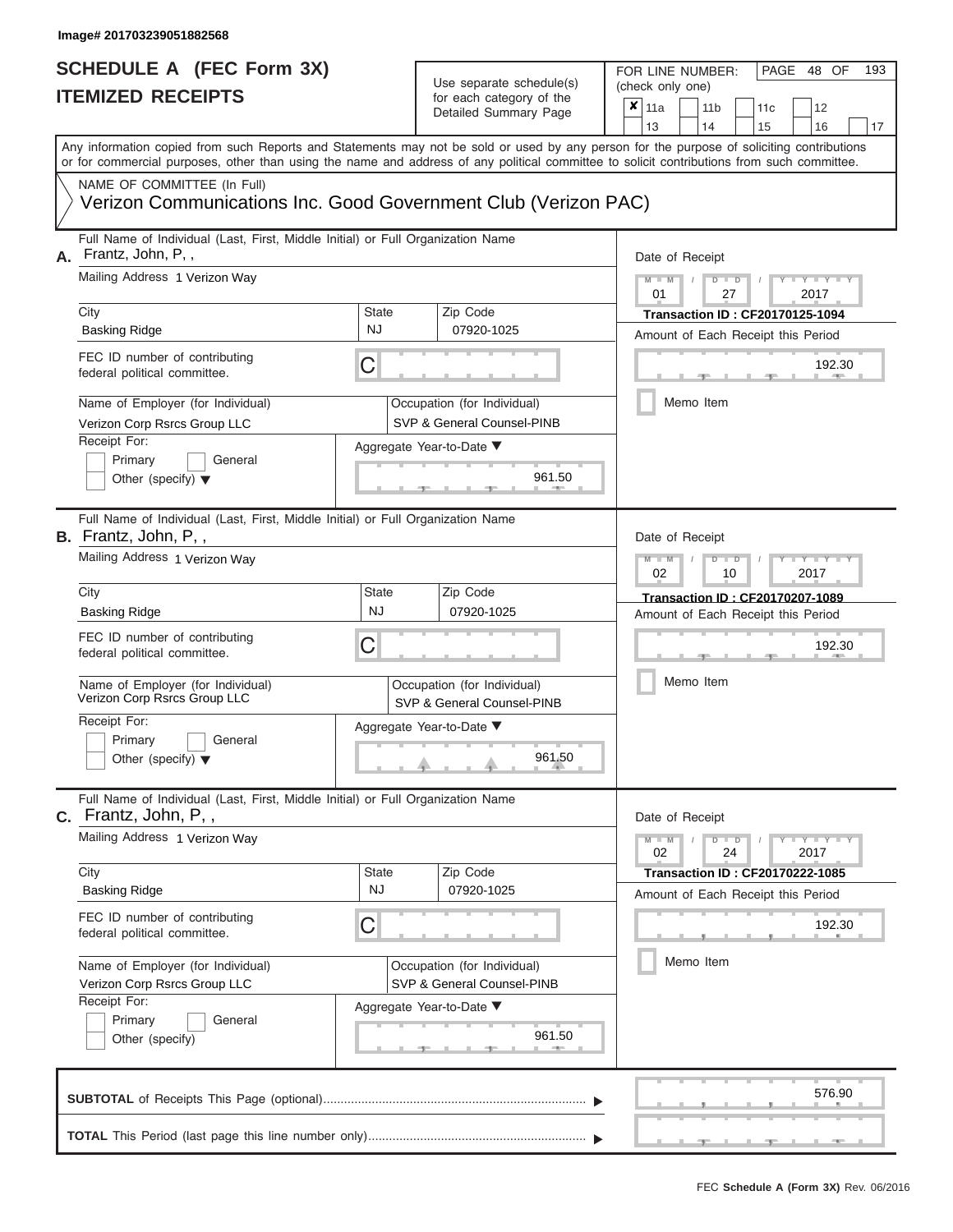Image# 201703239051882568

# SCHEDULE A (FEC Form 3X)
## ITEMIZED RECEIPTS

Use separate schedule(s) for each category of the Detailed Summary Page

FOR LINE NUMBER: (check only one)
✘ 11a | 11b | 11c | 12 | 13 | 14 | 15 | 16 | 17

PAGE 48 OF 193

Any information copied from such Reports and Statements may not be sold or used by any person for the purpose of soliciting contributions or for commercial purposes, other than using the name and address of any political committee to solicit contributions from such committee.

NAME OF COMMITTEE (In Full)
Verizon Communications Inc. Good Government Club (Verizon PAC)

---

**A.** Full Name of Individual (Last, First, Middle Initial) or Full Organization Name: Frantz, John, P, ,

Mailing Address: 1 Verizon Way

City: Basking Ridge | State: NJ | Zip Code: 07920-1025

FEC ID number of contributing federal political committee: C

Name of Employer (for Individual): Verizon Corp Rsrcs Group LLC

Occupation (for Individual): SVP & General Counsel-PINB

Receipt For: Primary | General | Other (specify)

Aggregate Year-to-Date: 961.50

Date of Receipt: 01 27 2017

Transaction ID : CF20170125-1094

Amount of Each Receipt this Period: 192.30

Memo Item

---

**B.** Full Name of Individual (Last, First, Middle Initial) or Full Organization Name: Frantz, John, P, ,

Mailing Address: 1 Verizon Way

City: Basking Ridge | State: NJ | Zip Code: 07920-1025

FEC ID number of contributing federal political committee: C

Name of Employer (for Individual): Verizon Corp Rsrcs Group LLC

Occupation (for Individual): SVP & General Counsel-PINB

Receipt For: Primary | General | Other (specify)

Aggregate Year-to-Date: 961.50

Date of Receipt: 02 10 2017

Transaction ID : CF20170207-1089

Amount of Each Receipt this Period: 192.30

Memo Item

---

**C.** Full Name of Individual (Last, First, Middle Initial) or Full Organization Name: Frantz, John, P, ,

Mailing Address: 1 Verizon Way

City: Basking Ridge | State: NJ | Zip Code: 07920-1025

FEC ID number of contributing federal political committee: C

Name of Employer (for Individual): Verizon Corp Rsrcs Group LLC

Occupation (for Individual): SVP & General Counsel-PINB

Receipt For: Primary | General | Other (specify)

Aggregate Year-to-Date: 961.50

Date of Receipt: 02 24 2017

Transaction ID : CF20170222-1085

Amount of Each Receipt this Period: 192.30

Memo Item

---

**SUBTOTAL** of Receipts This Page (optional): 576.90

**TOTAL** This Period (last page this line number only):

FEC Schedule A (Form 3X) Rev. 06/2016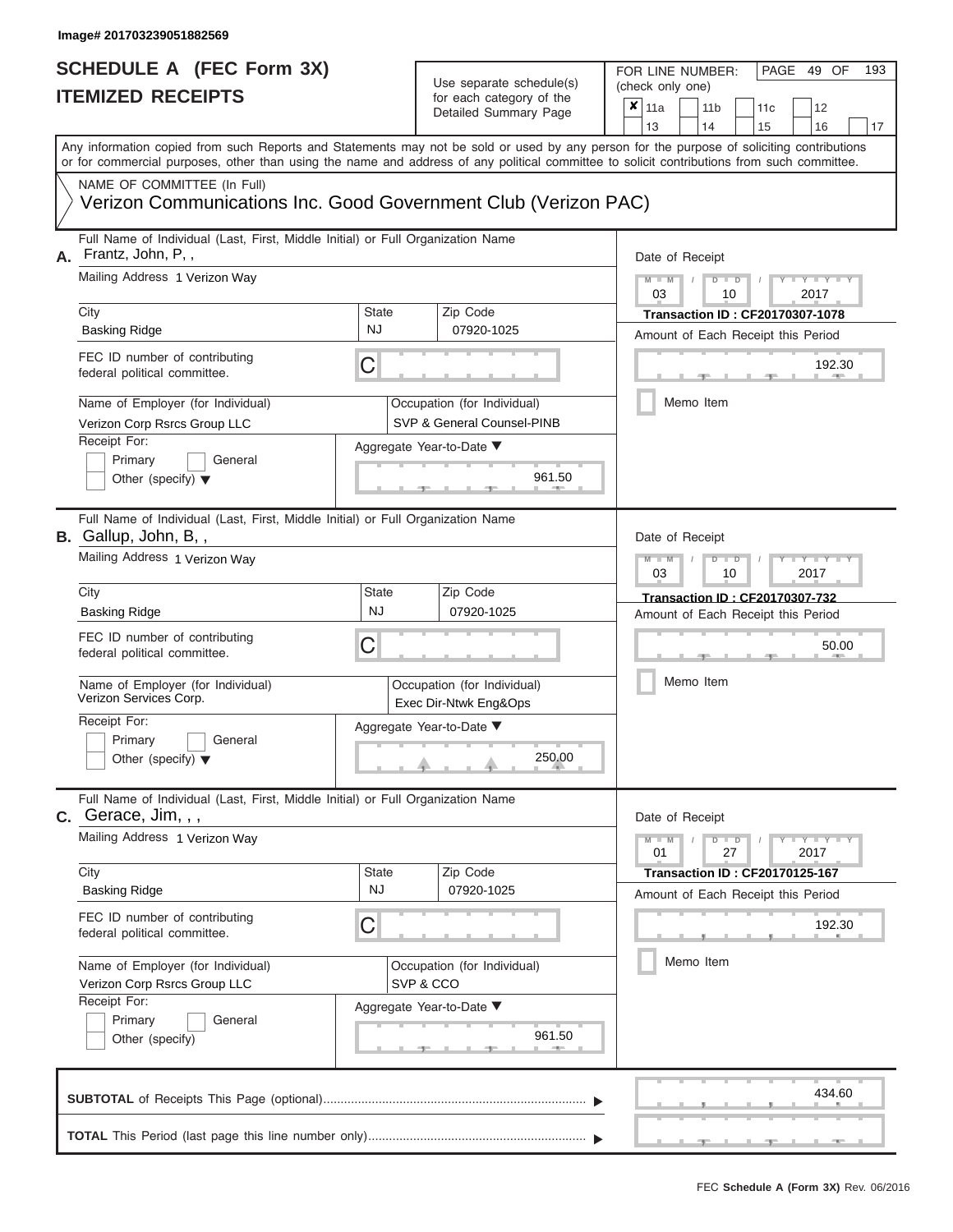Image# 201703239051882569

# SCHEDULE A (FEC Form 3X)
## ITEMIZED RECEIPTS

Use separate schedule(s) for each category of the Detailed Summary Page

FOR LINE NUMBER: (check only one)

☒ 11a ☐ 11b ☐ 11c ☐ 12 ☐ 13 ☐ 14 ☐ 15 ☐ 16 ☐ 17

PAGE 49 OF 193

Any information copied from such Reports and Statements may not be sold or used by any person for the purpose of soliciting contributions or for commercial purposes, other than using the name and address of any political committee to solicit contributions from such committee.

NAME OF COMMITTEE (In Full)
Verizon Communications Inc. Good Government Club (Verizon PAC)

**A.** Full Name of Individual (Last, First, Middle Initial) or Full Organization Name: Frantz, John, P, ,

Mailing Address: 1 Verizon Way

City: Basking Ridge | State: NJ | Zip Code: 07920-1025

FEC ID number of contributing federal political committee: C

Name of Employer (for Individual): Verizon Corp Rsrcs Group LLC

Occupation (for Individual): SVP & General Counsel-PINB

Receipt For: ☐ Primary ☐ General ☐ Other (specify)

Aggregate Year-to-Date: 961.50

Date of Receipt: 03 / 10 / 2017

Transaction ID : CF20170307-1078

Amount of Each Receipt this Period: 192.30

☐ Memo Item

**B.** Full Name of Individual (Last, First, Middle Initial) or Full Organization Name: Gallup, John, B, ,

Mailing Address: 1 Verizon Way

City: Basking Ridge | State: NJ | Zip Code: 07920-1025

FEC ID number of contributing federal political committee: C

Name of Employer (for Individual): Verizon Services Corp.

Occupation (for Individual): Exec Dir-Ntwk Eng&Ops

Receipt For: ☐ Primary ☐ General ☐ Other (specify)

Aggregate Year-to-Date: 250.00

Date of Receipt: 03 / 10 / 2017

Transaction ID : CF20170307-732

Amount of Each Receipt this Period: 50.00

☐ Memo Item

**C.** Full Name of Individual (Last, First, Middle Initial) or Full Organization Name: Gerace, Jim, , ,

Mailing Address: 1 Verizon Way

City: Basking Ridge | State: NJ | Zip Code: 07920-1025

FEC ID number of contributing federal political committee: C

Name of Employer (for Individual): Verizon Corp Rsrcs Group LLC

Occupation (for Individual): SVP & CCO

Receipt For: ☐ Primary ☐ General ☐ Other (specify)

Aggregate Year-to-Date: 961.50

Date of Receipt: 01 / 27 / 2017

Transaction ID : CF20170125-167

Amount of Each Receipt this Period: 192.30

☐ Memo Item

**SUBTOTAL** of Receipts This Page (optional): 434.60

**TOTAL** This Period (last page this line number only):

FEC Schedule A (Form 3X) Rev. 06/2016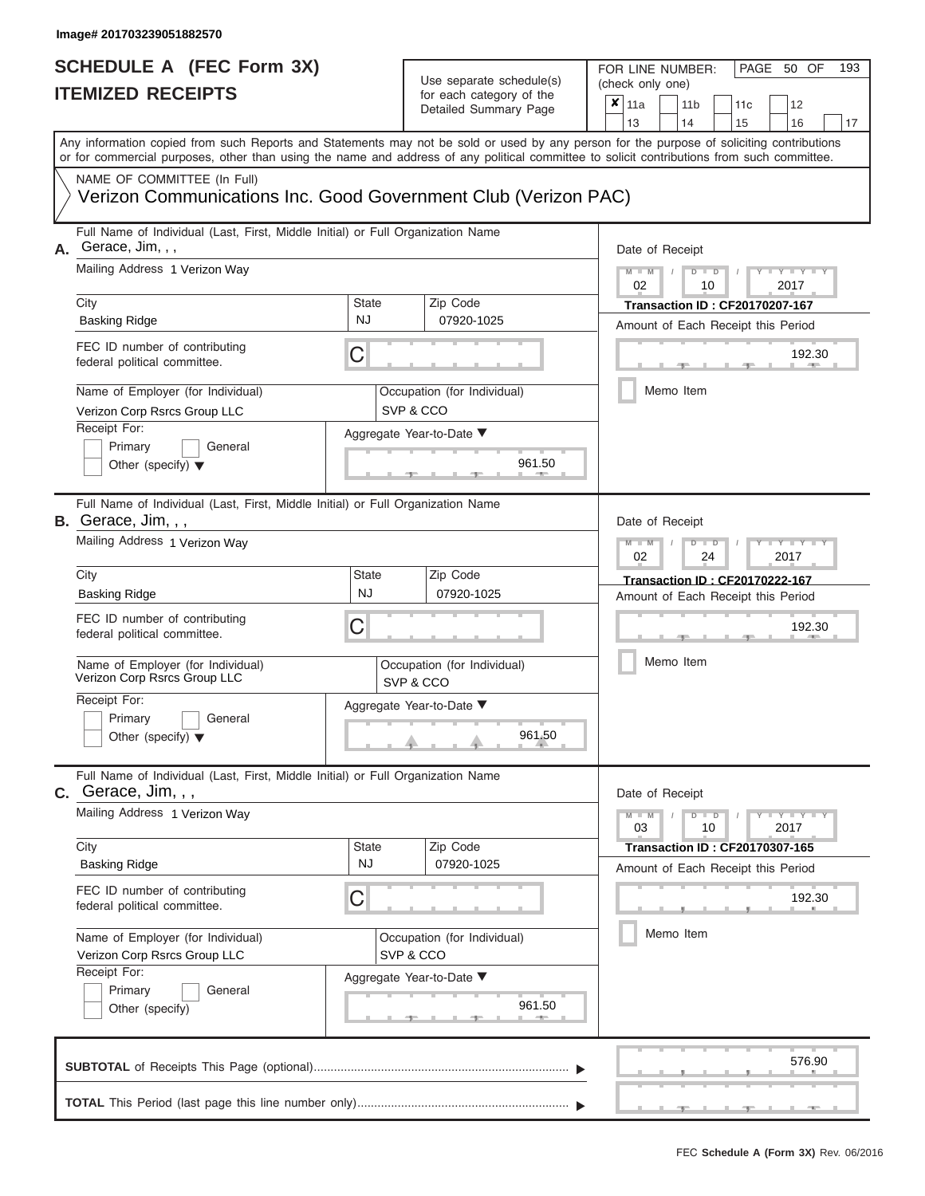Image# 201703239051882570

# SCHEDULE A (FEC Form 3X)
## ITEMIZED RECEIPTS

Use separate schedule(s) for each category of the Detailed Summary Page

FOR LINE NUMBER: (check only one)

| | | | | |
|---|---|---|---|---|
| ✘ 11a | 11b | 11c | 12 | |
| 13 | 14 | 15 | 16 | 17 |

PAGE 50 OF 193

Any information copied from such Reports and Statements may not be sold or used by any person for the purpose of soliciting contributions or for commercial purposes, other than using the name and address of any political committee to solicit contributions from such committee.

NAME OF COMMITTEE (In Full)
Verizon Communications Inc. Good Government Club (Verizon PAC)

**A.** Full Name of Individual (Last, First, Middle Initial) or Full Organization Name: Gerace, Jim, , ,

Mailing Address: 1 Verizon Way

City: Basking Ridge | State: NJ | Zip Code: 07920-1025

FEC ID number of contributing federal political committee: C

Name of Employer (for Individual): Verizon Corp Rsrcs Group LLC

Occupation (for Individual): SVP & CCO

Receipt For: Primary / General / Other (specify)

Aggregate Year-to-Date: 961.50

Date of Receipt: 02 / 10 / 2017

Transaction ID : CF20170207-167

Amount of Each Receipt this Period: 192.30

Memo Item

**B.** Full Name of Individual (Last, First, Middle Initial) or Full Organization Name: Gerace, Jim, , ,

Mailing Address: 1 Verizon Way

City: Basking Ridge | State: NJ | Zip Code: 07920-1025

FEC ID number of contributing federal political committee: C

Name of Employer (for Individual): Verizon Corp Rsrcs Group LLC

Occupation (for Individual): SVP & CCO

Receipt For: Primary / General / Other (specify)

Aggregate Year-to-Date: 961.50

Date of Receipt: 02 / 24 / 2017

Transaction ID : CF20170222-167

Amount of Each Receipt this Period: 192.30

Memo Item

**C.** Full Name of Individual (Last, First, Middle Initial) or Full Organization Name: Gerace, Jim, , ,

Mailing Address: 1 Verizon Way

City: Basking Ridge | State: NJ | Zip Code: 07920-1025

FEC ID number of contributing federal political committee: C

Name of Employer (for Individual): Verizon Corp Rsrcs Group LLC

Occupation (for Individual): SVP & CCO

Receipt For: Primary / General / Other (specify)

Aggregate Year-to-Date: 961.50

Date of Receipt: 03 / 10 / 2017

Transaction ID : CF20170307-165

Amount of Each Receipt this Period: 192.30

Memo Item

**SUBTOTAL** of Receipts This Page (optional): 576.90

**TOTAL** This Period (last page this line number only):

FEC Schedule A (Form 3X) Rev. 06/2016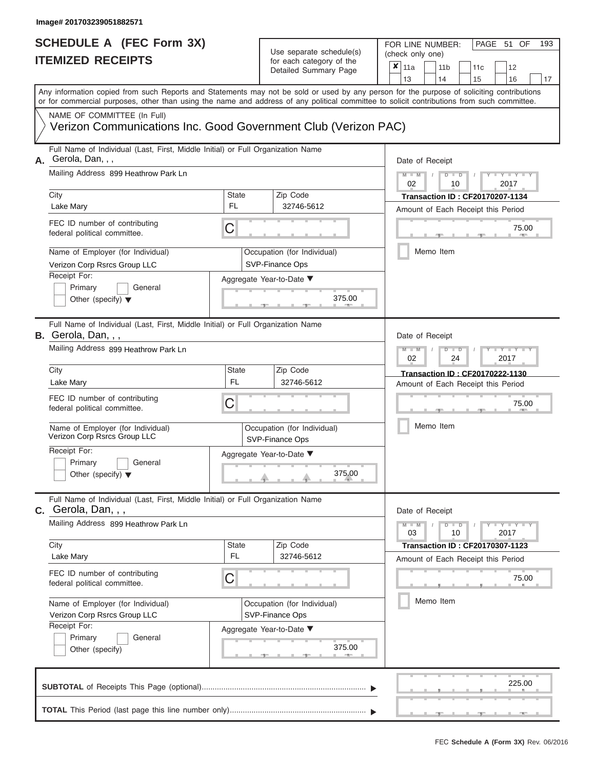Image# 201703239051882571

# SCHEDULE A (FEC Form 3X)
## ITEMIZED RECEIPTS

Use separate schedule(s) for each category of the Detailed Summary Page

FOR LINE NUMBER: (check only one)

- [x] 11a
- [ ] 11b
- [ ] 11c
- [ ] 12
- [ ] 13
- [ ] 14
- [ ] 15
- [ ] 16
- [ ] 17

PAGE 51 OF 193

Any information copied from such Reports and Statements may not be sold or used by any person for the purpose of soliciting contributions or for commercial purposes, other than using the name and address of any political committee to solicit contributions from such committee.

NAME OF COMMITTEE (In Full)
Verizon Communications Inc. Good Government Club (Verizon PAC)

---

**A.** Full Name of Individual (Last, First, Middle Initial) or Full Organization Name: Gerola, Dan, , ,

Mailing Address: 899 Heathrow Park Ln

City: Lake Mary | State: FL | Zip Code: 32746-5612

FEC ID number of contributing federal political committee: C

Name of Employer (for Individual): Verizon Corp Rsrcs Group LLC

Occupation (for Individual): SVP-Finance Ops

Receipt For: Primary / General / Other (specify)

Aggregate Year-to-Date: 375.00

Date of Receipt: 02 / 10 / 2017

Transaction ID : CF20170207-1134

Amount of Each Receipt this Period: 75.00

Memo Item

---

**B.** Full Name of Individual (Last, First, Middle Initial) or Full Organization Name: Gerola, Dan, , ,

Mailing Address: 899 Heathrow Park Ln

City: Lake Mary | State: FL | Zip Code: 32746-5612

FEC ID number of contributing federal political committee: C

Name of Employer (for Individual): Verizon Corp Rsrcs Group LLC

Occupation (for Individual): SVP-Finance Ops

Receipt For: Primary / General / Other (specify)

Aggregate Year-to-Date: 375.00

Date of Receipt: 02 / 24 / 2017

Transaction ID : CF20170222-1130

Amount of Each Receipt this Period: 75.00

Memo Item

---

**C.** Full Name of Individual (Last, First, Middle Initial) or Full Organization Name: Gerola, Dan, , ,

Mailing Address: 899 Heathrow Park Ln

City: Lake Mary | State: FL | Zip Code: 32746-5612

FEC ID number of contributing federal political committee: C

Name of Employer (for Individual): Verizon Corp Rsrcs Group LLC

Occupation (for Individual): SVP-Finance Ops

Receipt For: Primary / General / Other (specify)

Aggregate Year-to-Date: 375.00

Date of Receipt: 03 / 10 / 2017

Transaction ID : CF20170307-1123

Amount of Each Receipt this Period: 75.00

Memo Item

---

**SUBTOTAL** of Receipts This Page (optional): 225.00

**TOTAL** This Period (last page this line number only):

FEC Schedule A (Form 3X) Rev. 06/2016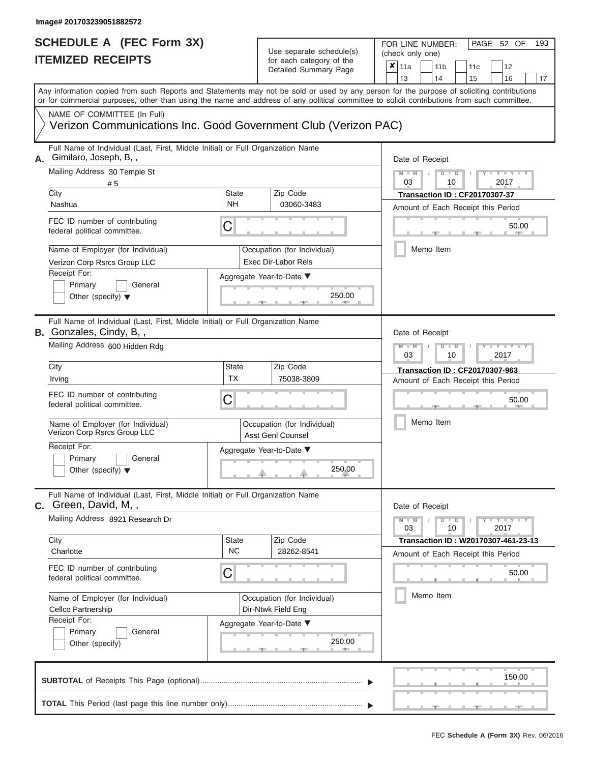Image# 201703239051882572

# SCHEDULE A (FEC Form 3X)
## ITEMIZED RECEIPTS

Use separate schedule(s) for each category of the Detailed Summary Page

FOR LINE NUMBER: (check only one)

☒ 11a ☐ 11b ☐ 11c ☐ 12 ☐ 13 ☐ 14 ☐ 15 ☐ 16 ☐ 17

Any information copied from such Reports and Statements may not be sold or used by any person for the purpose of soliciting contributions or for commercial purposes, other than using the name and address of any political committee to solicit contributions from such committee.

NAME OF COMMITTEE (In Full)

Verizon Communications Inc. Good Government Club (Verizon PAC)

**A.** Full Name of Individual (Last, First, Middle Initial) or Full Organization Name: Gimilaro, Joseph, B, ,

Mailing Address: 30 Temple St # 5

City: Nashua | State: NH | Zip Code: 03060-3483

FEC ID number of contributing federal political committee: C

Name of Employer (for Individual): Verizon Corp Rsrcs Group LLC

Occupation (for Individual): Exec Dir-Labor Rels

Receipt For: ☐ Primary ☐ General ☐ Other (specify)

Aggregate Year-to-Date: 250.00

Date of Receipt: 03 / 10 / 2017

Transaction ID : CF20170307-37

Amount of Each Receipt this Period: 50.00

☐ Memo Item

**B.** Full Name of Individual (Last, First, Middle Initial) or Full Organization Name: Gonzales, Cindy, B, ,

Mailing Address: 600 Hidden Rdg

City: Irving | State: TX | Zip Code: 75038-3809

FEC ID number of contributing federal political committee: C

Name of Employer (for Individual): Verizon Corp Rsrcs Group LLC

Occupation (for Individual): Asst Genl Counsel

Receipt For: ☐ Primary ☐ General ☐ Other (specify)

Aggregate Year-to-Date: 250.00

Date of Receipt: 03 / 10 / 2017

Transaction ID : CF20170307-963

Amount of Each Receipt this Period: 50.00

☐ Memo Item

**C.** Full Name of Individual (Last, First, Middle Initial) or Full Organization Name: Green, David, M, ,

Mailing Address: 8921 Research Dr

City: Charlotte | State: NC | Zip Code: 28262-8541

FEC ID number of contributing federal political committee: C

Name of Employer (for Individual): Cellco Partnership

Occupation (for Individual): Dir-Ntwk Field Eng

Receipt For: ☐ Primary ☐ General ☐ Other (specify)

Aggregate Year-to-Date: 250.00

Date of Receipt: 03 / 10 / 2017

Transaction ID : W20170307-461-23-13

Amount of Each Receipt this Period: 50.00

☐ Memo Item

**SUBTOTAL** of Receipts This Page (optional): 150.00

**TOTAL** This Period (last page this line number only):

FEC Schedule A (Form 3X) Rev. 06/2016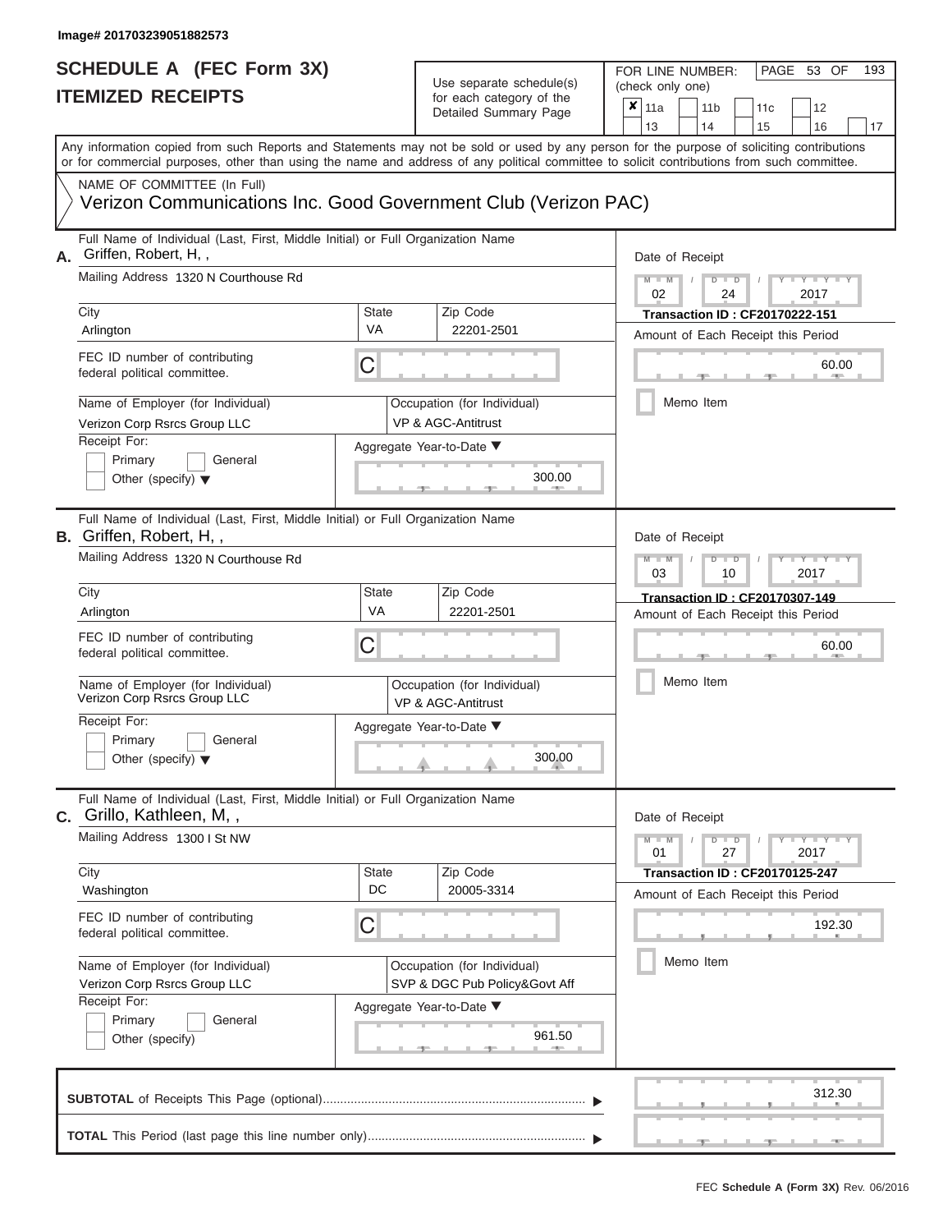Image# 201703239051882573

# SCHEDULE A (FEC Form 3X)
# ITEMIZED RECEIPTS

Use separate schedule(s) for each category of the Detailed Summary Page

FOR LINE NUMBER: (check only one)

PAGE 53 OF 193

| | | | | |
|---|---|---|---|---|
| ✘ 11a | 11b | 11c | 12 | |
| 13 | 14 | 15 | 16 | 17 |

Any information copied from such Reports and Statements may not be sold or used by any person for the purpose of soliciting contributions or for commercial purposes, other than using the name and address of any political committee to solicit contributions from such committee.

NAME OF COMMITTEE (In Full)
Verizon Communications Inc. Good Government Club (Verizon PAC)

---

**A.** Full Name of Individual (Last, First, Middle Initial) or Full Organization Name
Griffen, Robert, H, ,

Mailing Address 1320 N Courthouse Rd

City: Arlington
State: VA
Zip Code: 22201-2501

FEC ID number of contributing federal political committee: C

Name of Employer (for Individual): Verizon Corp Rsrcs Group LLC
Occupation (for Individual): VP & AGC-Antitrust

Receipt For: Primary / General / Other (specify)

Aggregate Year-to-Date: 300.00

Date of Receipt: 02 / 24 / 2017
Transaction ID : CF20170222-151
Amount of Each Receipt this Period: 60.00
Memo Item

---

**B.** Full Name of Individual (Last, First, Middle Initial) or Full Organization Name
Griffen, Robert, H, ,

Mailing Address 1320 N Courthouse Rd

City: Arlington
State: VA
Zip Code: 22201-2501

FEC ID number of contributing federal political committee: C

Name of Employer (for Individual): Verizon Corp Rsrcs Group LLC
Occupation (for Individual): VP & AGC-Antitrust

Receipt For: Primary / General / Other (specify)

Aggregate Year-to-Date: 300.00

Date of Receipt: 03 / 10 / 2017
Transaction ID : CF20170307-149
Amount of Each Receipt this Period: 60.00
Memo Item

---

**C.** Full Name of Individual (Last, First, Middle Initial) or Full Organization Name
Grillo, Kathleen, M, ,

Mailing Address 1300 I St NW

City: Washington
State: DC
Zip Code: 20005-3314

FEC ID number of contributing federal political committee: C

Name of Employer (for Individual): Verizon Corp Rsrcs Group LLC
Occupation (for Individual): SVP & DGC Pub Policy&Govt Aff

Receipt For: Primary / General / Other (specify)

Aggregate Year-to-Date: 961.50

Date of Receipt: 01 / 27 / 2017
Transaction ID : CF20170125-247
Amount of Each Receipt this Period: 192.30
Memo Item

---

**SUBTOTAL** of Receipts This Page (optional): 312.30

**TOTAL** This Period (last page this line number only):

FEC Schedule A (Form 3X) Rev. 06/2016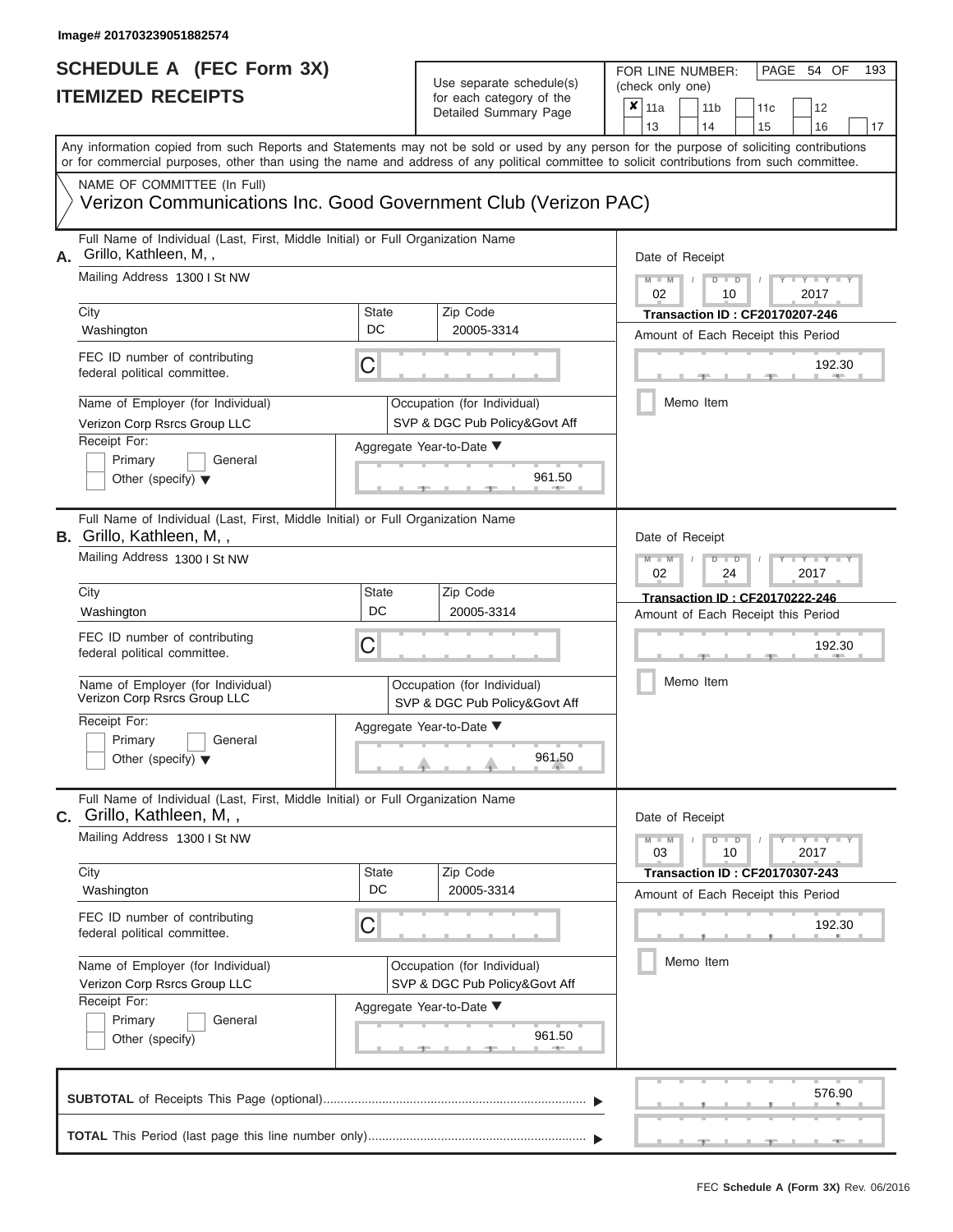Image# 201703239051882574

# SCHEDULE A (FEC Form 3X)
## ITEMIZED RECEIPTS

Use separate schedule(s) for each category of the Detailed Summary Page

FOR LINE NUMBER: (check only one)

- [x] 11a
- [ ] 11b
- [ ] 11c
- [ ] 12
- [ ] 13
- [ ] 14
- [ ] 15
- [ ] 16
- [ ] 17

PAGE 54 OF 193

Any information copied from such Reports and Statements may not be sold or used by any person for the purpose of soliciting contributions or for commercial purposes, other than using the name and address of any political committee to solicit contributions from such committee.

NAME OF COMMITTEE (In Full)
Verizon Communications Inc. Good Government Club (Verizon PAC)

---

**A.** Full Name of Individual (Last, First, Middle Initial) or Full Organization Name
Grillo, Kathleen, M, ,

Mailing Address 1300 I St NW

City: Washington | State: DC | Zip Code: 20005-3314

FEC ID number of contributing federal political committee. C

Name of Employer (for Individual): Verizon Corp Rsrcs Group LLC
Occupation (for Individual): SVP & DGC Pub Policy&Govt Aff

Receipt For: Primary / General / Other (specify)

Aggregate Year-to-Date: 961.50

Date of Receipt: 02 / 10 / 2017
Transaction ID : CF20170207-246
Amount of Each Receipt this Period: 192.30

Memo Item

---

**B.** Full Name of Individual (Last, First, Middle Initial) or Full Organization Name
Grillo, Kathleen, M, ,

Mailing Address 1300 I St NW

City: Washington | State: DC | Zip Code: 20005-3314

FEC ID number of contributing federal political committee. C

Name of Employer (for Individual): Verizon Corp Rsrcs Group LLC
Occupation (for Individual): SVP & DGC Pub Policy&Govt Aff

Receipt For: Primary / General / Other (specify)

Aggregate Year-to-Date: 961.50

Date of Receipt: 02 / 24 / 2017
Transaction ID : CF20170222-246
Amount of Each Receipt this Period: 192.30

Memo Item

---

**C.** Full Name of Individual (Last, First, Middle Initial) or Full Organization Name
Grillo, Kathleen, M, ,

Mailing Address 1300 I St NW

City: Washington | State: DC | Zip Code: 20005-3314

FEC ID number of contributing federal political committee. C

Name of Employer (for Individual): Verizon Corp Rsrcs Group LLC
Occupation (for Individual): SVP & DGC Pub Policy&Govt Aff

Receipt For: Primary / General / Other (specify)

Aggregate Year-to-Date: 961.50

Date of Receipt: 03 / 10 / 2017
Transaction ID : CF20170307-243
Amount of Each Receipt this Period: 192.30

Memo Item

---

**SUBTOTAL** of Receipts This Page (optional): 576.90

**TOTAL** This Period (last page this line number only):

FEC Schedule A (Form 3X) Rev. 06/2016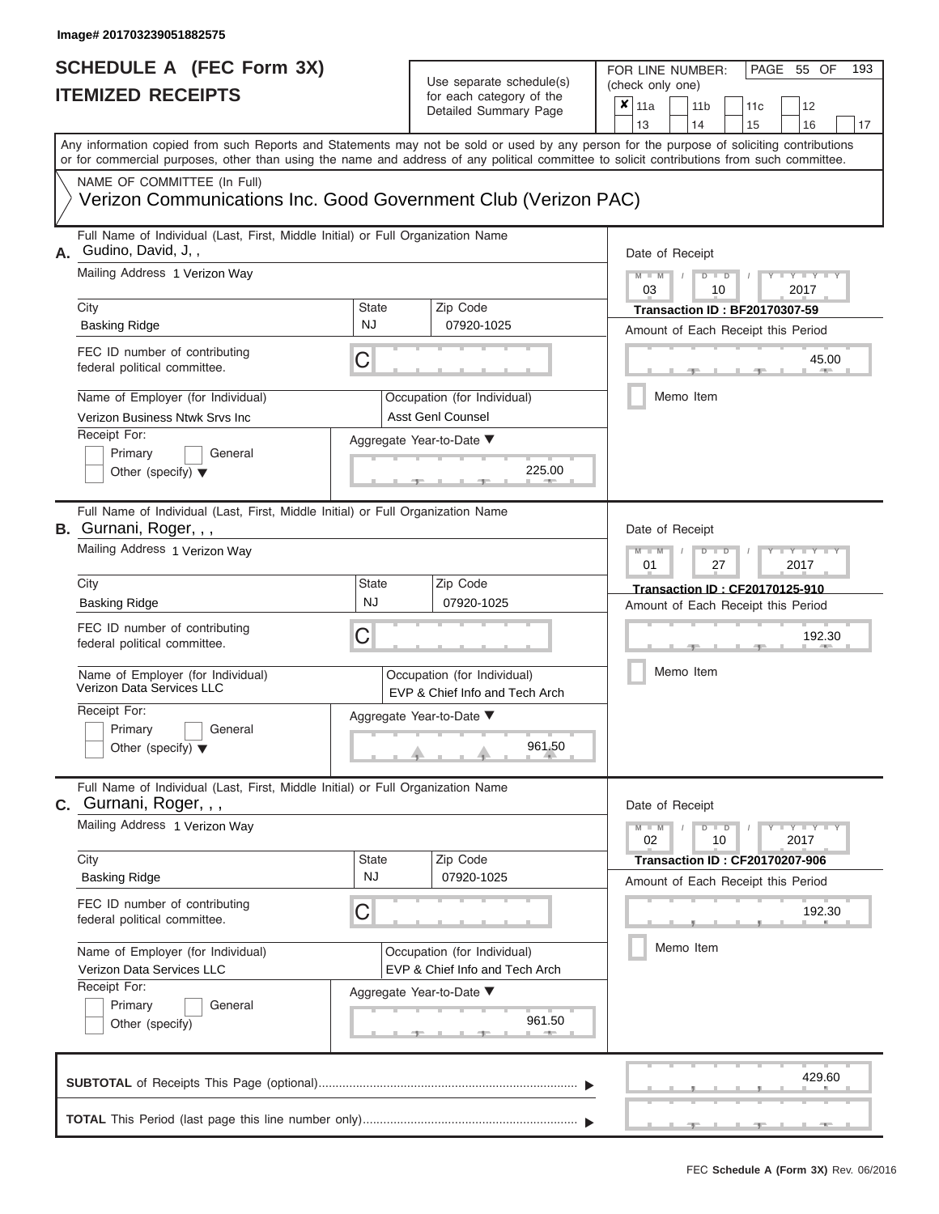Image# 201703239051882575

# SCHEDULE A (FEC Form 3X)
## ITEMIZED RECEIPTS

Use separate schedule(s) for each category of the Detailed Summary Page

FOR LINE NUMBER: (check only one)

- [x] 11a
- [ ] 11b
- [ ] 11c
- [ ] 12
- [ ] 13
- [ ] 14
- [ ] 15
- [ ] 16
- [ ] 17

Any information copied from such Reports and Statements may not be sold or used by any person for the purpose of soliciting contributions or for commercial purposes, other than using the name and address of any political committee to solicit contributions from such committee.

NAME OF COMMITTEE (In Full)
Verizon Communications Inc. Good Government Club (Verizon PAC)

---

**A.** Full Name of Individual (Last, First, Middle Initial) or Full Organization Name: Gudino, David, J, ,

Mailing Address: 1 Verizon Way

City: Basking Ridge | State: NJ | Zip Code: 07920-1025

FEC ID number of contributing federal political committee: C

Name of Employer (for Individual): Verizon Business Ntwk Srvs Inc

Occupation (for Individual): Asst Genl Counsel

Receipt For: Primary / General / Other (specify)

Aggregate Year-to-Date: 225.00

Date of Receipt: 03 10 2017

Transaction ID : BF20170307-59

Amount of Each Receipt this Period: 45.00

Memo Item

---

**B.** Full Name of Individual (Last, First, Middle Initial) or Full Organization Name: Gurnani, Roger, , ,

Mailing Address: 1 Verizon Way

City: Basking Ridge | State: NJ | Zip Code: 07920-1025

FEC ID number of contributing federal political committee: C

Name of Employer (for Individual): Verizon Data Services LLC

Occupation (for Individual): EVP & Chief Info and Tech Arch

Receipt For: Primary / General / Other (specify)

Aggregate Year-to-Date: 961.50

Date of Receipt: 01 27 2017

Transaction ID : CF20170125-910

Amount of Each Receipt this Period: 192.30

Memo Item

---

**C.** Full Name of Individual (Last, First, Middle Initial) or Full Organization Name: Gurnani, Roger, , ,

Mailing Address: 1 Verizon Way

City: Basking Ridge | State: NJ | Zip Code: 07920-1025

FEC ID number of contributing federal political committee: C

Name of Employer (for Individual): Verizon Data Services LLC

Occupation (for Individual): EVP & Chief Info and Tech Arch

Receipt For: Primary / General / Other (specify)

Aggregate Year-to-Date: 961.50

Date of Receipt: 02 10 2017

Transaction ID : CF20170207-906

Amount of Each Receipt this Period: 192.30

Memo Item

---

**SUBTOTAL** of Receipts This Page (optional): 429.60

**TOTAL** This Period (last page this line number only):

FEC Schedule A (Form 3X) Rev. 06/2016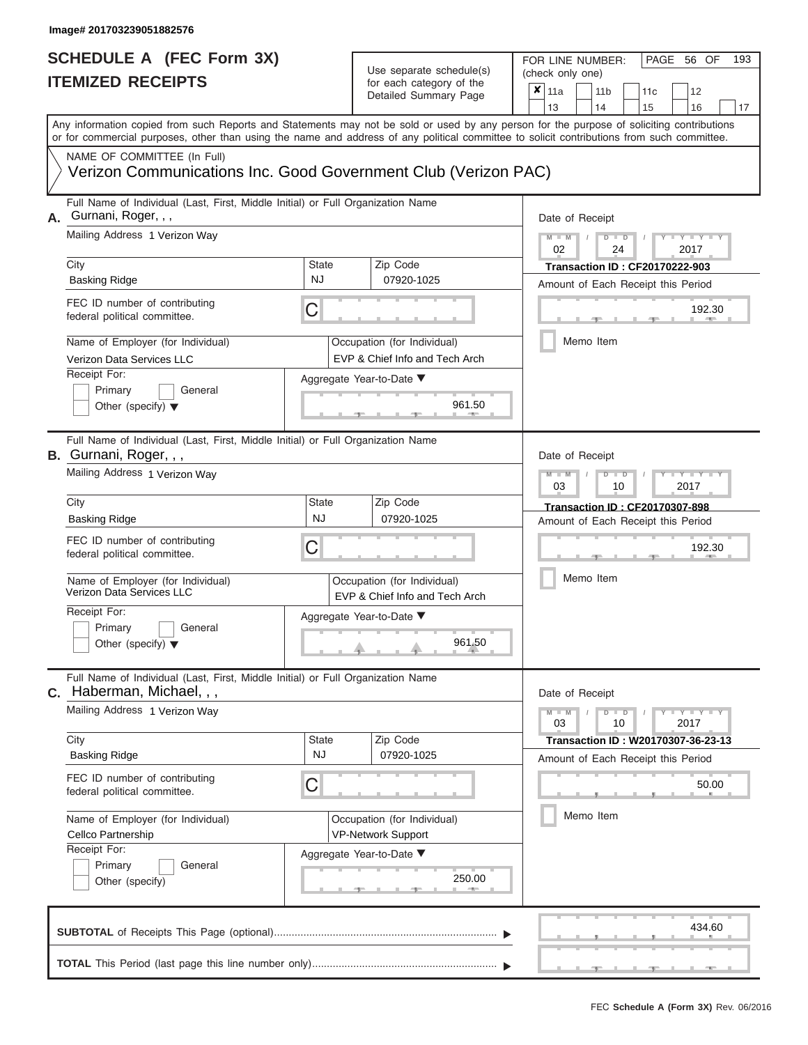Image# 201703239051882576

# SCHEDULE A (FEC Form 3X)
## ITEMIZED RECEIPTS

Use separate schedule(s) for each category of the Detailed Summary Page

FOR LINE NUMBER: (check only one)

| | | | | | | | | |
|---|---|---|---|---|---|---|---|---|
| ✘ | 11a | | 11b | | 11c | | 12 | |
| | 13 | | 14 | | 15 | | 16 | 17 |

PAGE 56 OF 193

Any information copied from such Reports and Statements may not be sold or used by any person for the purpose of soliciting contributions or for commercial purposes, other than using the name and address of any political committee to solicit contributions from such committee.

NAME OF COMMITTEE (In Full)
Verizon Communications Inc. Good Government Club (Verizon PAC)

---

**A.** Full Name of Individual (Last, First, Middle Initial) or Full Organization Name
Gurnani, Roger, , ,

Mailing Address 1 Verizon Way

City: Basking Ridge | State: NJ | Zip Code: 07920-1025

FEC ID number of contributing federal political committee. C

Name of Employer (for Individual): Verizon Data Services LLC

Occupation (for Individual): EVP & Chief Info and Tech Arch

Receipt For: Primary / General / Other (specify)

Aggregate Year-to-Date: 961.50

Date of Receipt: 02 / 24 / 2017

Transaction ID : CF20170222-903

Amount of Each Receipt this Period: 192.30

Memo Item

---

**B.** Full Name of Individual (Last, First, Middle Initial) or Full Organization Name
Gurnani, Roger, , ,

Mailing Address 1 Verizon Way

City: Basking Ridge | State: NJ | Zip Code: 07920-1025

FEC ID number of contributing federal political committee. C

Name of Employer (for Individual): Verizon Data Services LLC

Occupation (for Individual): EVP & Chief Info and Tech Arch

Receipt For: Primary / General / Other (specify)

Aggregate Year-to-Date: 961.50

Date of Receipt: 03 / 10 / 2017

Transaction ID : CF20170307-898

Amount of Each Receipt this Period: 192.30

Memo Item

---

**C.** Full Name of Individual (Last, First, Middle Initial) or Full Organization Name
Haberman, Michael, , ,

Mailing Address 1 Verizon Way

City: Basking Ridge | State: NJ | Zip Code: 07920-1025

FEC ID number of contributing federal political committee. C

Name of Employer (for Individual): Cellco Partnership

Occupation (for Individual): VP-Network Support

Receipt For: Primary / General / Other (specify)

Aggregate Year-to-Date: 250.00

Date of Receipt: 03 / 10 / 2017

Transaction ID : W20170307-36-23-13

Amount of Each Receipt this Period: 50.00

Memo Item

---

**SUBTOTAL** of Receipts This Page (optional): 434.60

**TOTAL** This Period (last page this line number only):

FEC Schedule A (Form 3X) Rev. 06/2016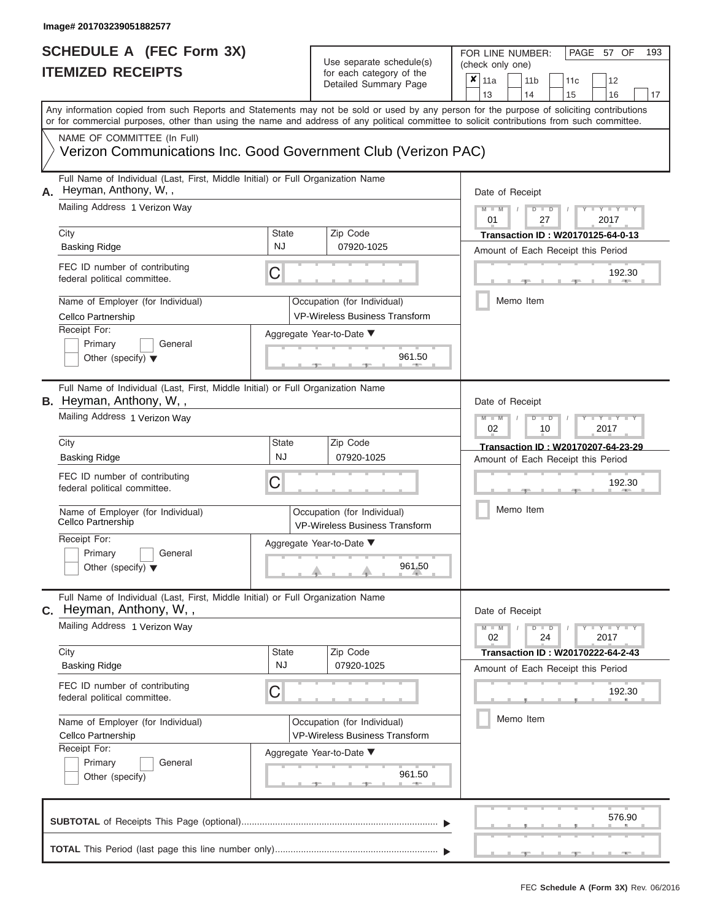Image# 201703239051882577

# SCHEDULE A (FEC Form 3X)
## ITEMIZED RECEIPTS

Use separate schedule(s) for each category of the Detailed Summary Page

FOR LINE NUMBER: (check only one)

- [x] 11a
- [ ] 11b
- [ ] 11c
- [ ] 12
- [ ] 13
- [ ] 14
- [ ] 15
- [ ] 16
- [ ] 17

PAGE 57 OF 193

Any information copied from such Reports and Statements may not be sold or used by any person for the purpose of soliciting contributions or for commercial purposes, other than using the name and address of any political committee to solicit contributions from such committee.

NAME OF COMMITTEE (In Full)
Verizon Communications Inc. Good Government Club (Verizon PAC)

---

**A.** Full Name of Individual (Last, First, Middle Initial) or Full Organization Name: Heyman, Anthony, W, ,

Mailing Address: 1 Verizon Way

City: Basking Ridge | State: NJ | Zip Code: 07920-1025

FEC ID number of contributing federal political committee: C

Name of Employer (for Individual): Cellco Partnership

Occupation (for Individual): VP-Wireless Business Transform

Receipt For: Primary / General / Other (specify)

Aggregate Year-to-Date: 961.50

Date of Receipt: 01 / 27 / 2017

Transaction ID : W20170125-64-0-13

Amount of Each Receipt this Period: 192.30

Memo Item

---

**B.** Full Name of Individual (Last, First, Middle Initial) or Full Organization Name: Heyman, Anthony, W, ,

Mailing Address: 1 Verizon Way

City: Basking Ridge | State: NJ | Zip Code: 07920-1025

FEC ID number of contributing federal political committee: C

Name of Employer (for Individual): Cellco Partnership

Occupation (for Individual): VP-Wireless Business Transform

Receipt For: Primary / General / Other (specify)

Aggregate Year-to-Date: 961.50

Date of Receipt: 02 / 10 / 2017

Transaction ID : W20170207-64-23-29

Amount of Each Receipt this Period: 192.30

Memo Item

---

**C.** Full Name of Individual (Last, First, Middle Initial) or Full Organization Name: Heyman, Anthony, W, ,

Mailing Address: 1 Verizon Way

City: Basking Ridge | State: NJ | Zip Code: 07920-1025

FEC ID number of contributing federal political committee: C

Name of Employer (for Individual): Cellco Partnership

Occupation (for Individual): VP-Wireless Business Transform

Receipt For: Primary / General / Other (specify)

Aggregate Year-to-Date: 961.50

Date of Receipt: 02 / 24 / 2017

Transaction ID : W20170222-64-2-43

Amount of Each Receipt this Period: 192.30

Memo Item

---

**SUBTOTAL** of Receipts This Page (optional): 576.90

**TOTAL** This Period (last page this line number only):

FEC Schedule A (Form 3X) Rev. 06/2016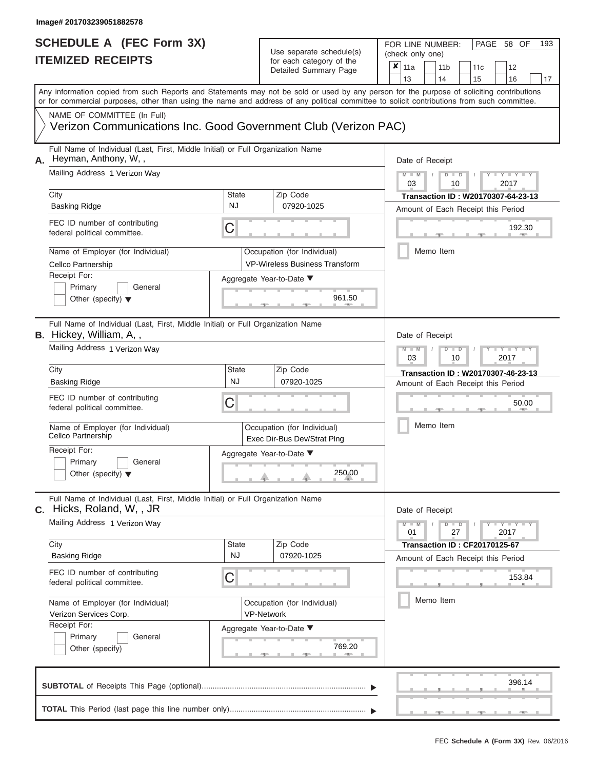Image# 201703239051882578

# SCHEDULE A (FEC Form 3X)
# ITEMIZED RECEIPTS

Use separate schedule(s) for each category of the Detailed Summary Page

FOR LINE NUMBER: (check only one)

✘ 11a | 11b | 11c | 12 | 13 | 14 | 15 | 16 | 17

PAGE 58 OF 193

Any information copied from such Reports and Statements may not be sold or used by any person for the purpose of soliciting contributions or for commercial purposes, other than using the name and address of any political committee to solicit contributions from such committee.

NAME OF COMMITTEE (In Full)

Verizon Communications Inc. Good Government Club (Verizon PAC)

---

**A.** Full Name of Individual (Last, First, Middle Initial) or Full Organization Name: Heyman, Anthony, W, ,

Mailing Address: 1 Verizon Way

City: Basking Ridge | State: NJ | Zip Code: 07920-1025

FEC ID number of contributing federal political committee: C

Name of Employer (for Individual): Cellco Partnership

Occupation (for Individual): VP-Wireless Business Transform

Receipt For: Primary / General / Other (specify)

Aggregate Year-to-Date: 961.50

Date of Receipt: 03 / 10 / 2017

Transaction ID : W20170307-64-23-13

Amount of Each Receipt this Period: 192.30

Memo Item

---

**B.** Full Name of Individual (Last, First, Middle Initial) or Full Organization Name: Hickey, William, A, ,

Mailing Address: 1 Verizon Way

City: Basking Ridge | State: NJ | Zip Code: 07920-1025

FEC ID number of contributing federal political committee: C

Name of Employer (for Individual): Cellco Partnership

Occupation (for Individual): Exec Dir-Bus Dev/Strat Plng

Receipt For: Primary / General / Other (specify)

Aggregate Year-to-Date: 250.00

Date of Receipt: 03 / 10 / 2017

Transaction ID : W20170307-46-23-13

Amount of Each Receipt this Period: 50.00

Memo Item

---

**C.** Full Name of Individual (Last, First, Middle Initial) or Full Organization Name: Hicks, Roland, W, , JR

Mailing Address: 1 Verizon Way

City: Basking Ridge | State: NJ | Zip Code: 07920-1025

FEC ID number of contributing federal political committee: C

Name of Employer (for Individual): Verizon Services Corp.

Occupation (for Individual): VP-Network

Receipt For: Primary / General / Other (specify)

Aggregate Year-to-Date: 769.20

Date of Receipt: 01 / 27 / 2017

Transaction ID : CF20170125-67

Amount of Each Receipt this Period: 153.84

Memo Item

---

**SUBTOTAL** of Receipts This Page (optional): 396.14

**TOTAL** This Period (last page this line number only):

FEC Schedule A (Form 3X) Rev. 06/2016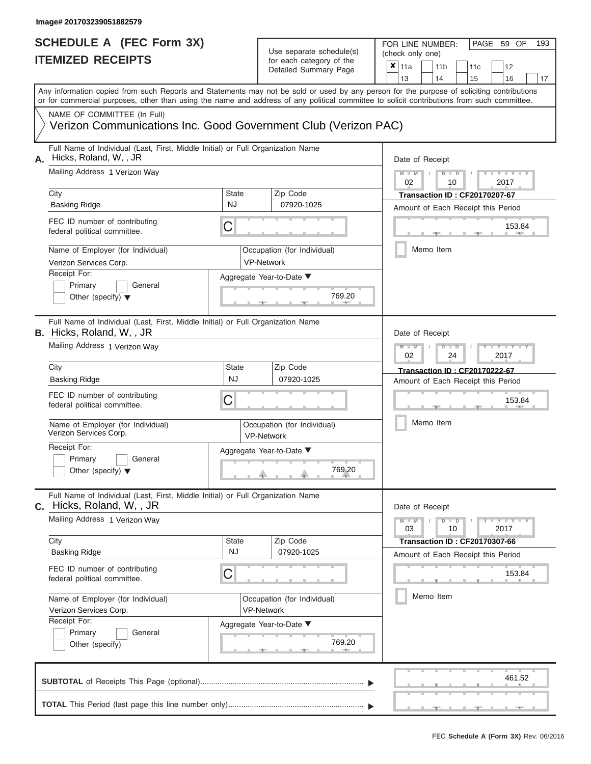Image# 201703239051882579

# SCHEDULE A (FEC Form 3X)
# ITEMIZED RECEIPTS

Use separate schedule(s) for each category of the Detailed Summary Page

FOR LINE NUMBER: (check only one)

| | | | | |
|---|---|---|---|---|
| ✘ 11a | 11b | 11c | 12 | |
| 13 | 14 | 15 | 16 | 17 |

PAGE 59 OF 193

Any information copied from such Reports and Statements may not be sold or used by any person for the purpose of soliciting contributions or for commercial purposes, other than using the name and address of any political committee to solicit contributions from such committee.

NAME OF COMMITTEE (In Full)
Verizon Communications Inc. Good Government Club (Verizon PAC)

---

**A.** Full Name of Individual (Last, First, Middle Initial) or Full Organization Name: Hicks, Roland, W, , JR

Mailing Address: 1 Verizon Way

City: Basking Ridge | State: NJ | Zip Code: 07920-1025

FEC ID number of contributing federal political committee: C

Name of Employer (for Individual): Verizon Services Corp.

Occupation (for Individual): VP-Network

Receipt For: Primary / General / Other (specify)

Aggregate Year-to-Date: 769.20

Date of Receipt: 02 / 10 / 2017

Transaction ID : CF20170207-67

Amount of Each Receipt this Period: 153.84

Memo Item

---

**B.** Full Name of Individual (Last, First, Middle Initial) or Full Organization Name: Hicks, Roland, W, , JR

Mailing Address: 1 Verizon Way

City: Basking Ridge | State: NJ | Zip Code: 07920-1025

FEC ID number of contributing federal political committee: C

Name of Employer (for Individual): Verizon Services Corp.

Occupation (for Individual): VP-Network

Receipt For: Primary / General / Other (specify)

Aggregate Year-to-Date: 769.20

Date of Receipt: 02 / 24 / 2017

Transaction ID : CF20170222-67

Amount of Each Receipt this Period: 153.84

Memo Item

---

**C.** Full Name of Individual (Last, First, Middle Initial) or Full Organization Name: Hicks, Roland, W, , JR

Mailing Address: 1 Verizon Way

City: Basking Ridge | State: NJ | Zip Code: 07920-1025

FEC ID number of contributing federal political committee: C

Name of Employer (for Individual): Verizon Services Corp.

Occupation (for Individual): VP-Network

Receipt For: Primary / General / Other (specify)

Aggregate Year-to-Date: 769.20

Date of Receipt: 03 / 10 / 2017

Transaction ID : CF20170307-66

Amount of Each Receipt this Period: 153.84

Memo Item

---

**SUBTOTAL** of Receipts This Page (optional): 461.52

**TOTAL** This Period (last page this line number only):

FEC Schedule A (Form 3X) Rev. 06/2016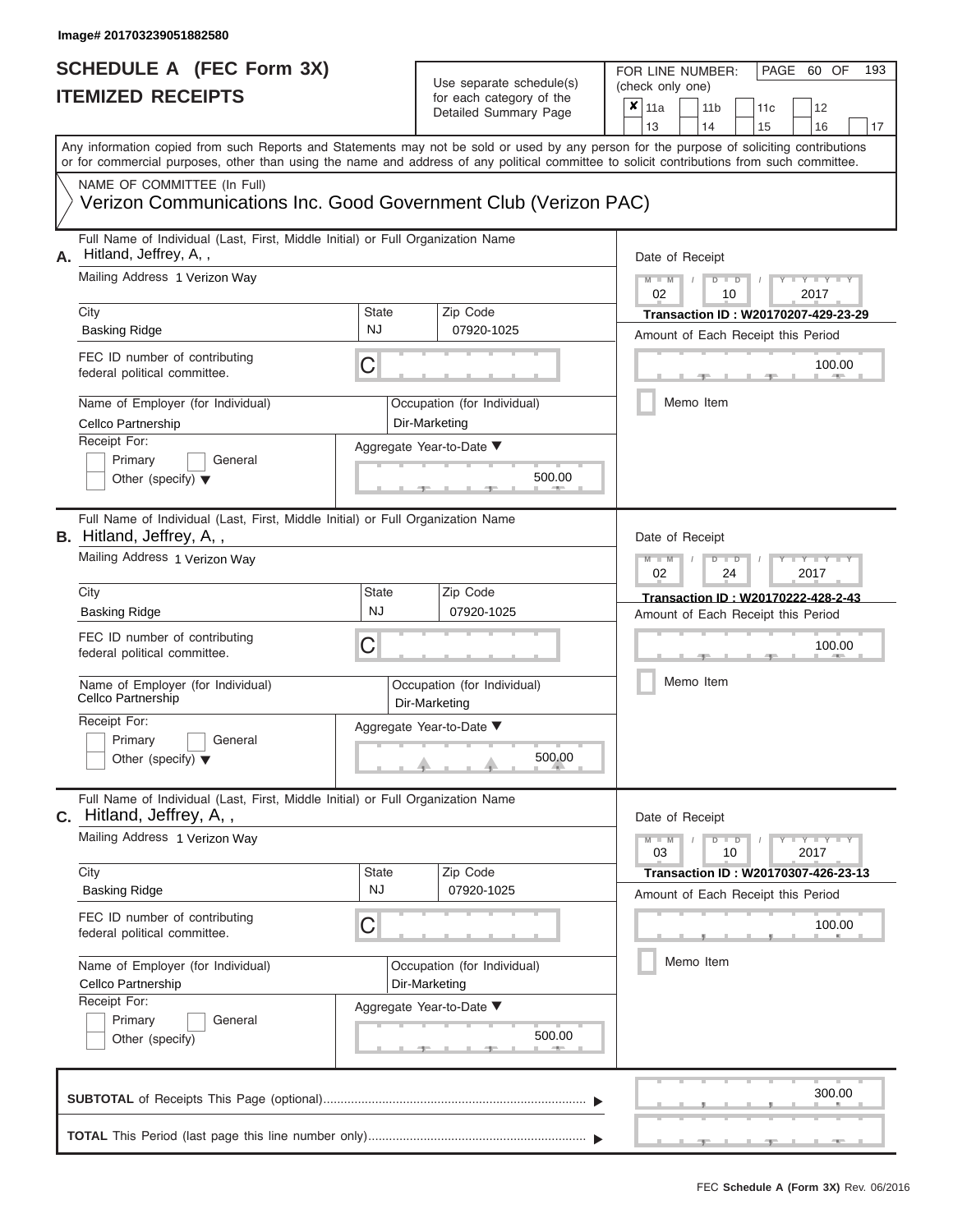Image# 201703239051882580

# SCHEDULE A (FEC Form 3X)
# ITEMIZED RECEIPTS

Use separate schedule(s) for each category of the Detailed Summary Page

FOR LINE NUMBER: (check only one)

| | | | | | | | | |
|---|---|---|---|---|---|---|---|---|
| ✘ | 11a | | 11b | | 11c | | 12 | |
| | 13 | | 14 | | 15 | | 16 | 17 |

PAGE 60 OF 193

Any information copied from such Reports and Statements may not be sold or used by any person for the purpose of soliciting contributions or for commercial purposes, other than using the name and address of any political committee to solicit contributions from such committee.

NAME OF COMMITTEE (In Full)
Verizon Communications Inc. Good Government Club (Verizon PAC)

**A.** Full Name of Individual (Last, First, Middle Initial) or Full Organization Name: Hitland, Jeffrey, A, ,

Mailing Address: 1 Verizon Way

City: Basking Ridge | State: NJ | Zip Code: 07920-1025

FEC ID number of contributing federal political committee: C

Name of Employer (for Individual): Cellco Partnership

Occupation (for Individual): Dir-Marketing

Receipt For: Primary / General / Other (specify)

Aggregate Year-to-Date: 500.00

Date of Receipt: 02 / 10 / 2017

Transaction ID : W20170207-429-23-29

Amount of Each Receipt this Period: 100.00

Memo Item

**B.** Full Name of Individual (Last, First, Middle Initial) or Full Organization Name: Hitland, Jeffrey, A, ,

Mailing Address: 1 Verizon Way

City: Basking Ridge | State: NJ | Zip Code: 07920-1025

FEC ID number of contributing federal political committee: C

Name of Employer (for Individual): Cellco Partnership

Occupation (for Individual): Dir-Marketing

Receipt For: Primary / General / Other (specify)

Aggregate Year-to-Date: 500.00

Date of Receipt: 02 / 24 / 2017

Transaction ID : W20170222-428-2-43

Amount of Each Receipt this Period: 100.00

Memo Item

**C.** Full Name of Individual (Last, First, Middle Initial) or Full Organization Name: Hitland, Jeffrey, A, ,

Mailing Address: 1 Verizon Way

City: Basking Ridge | State: NJ | Zip Code: 07920-1025

FEC ID number of contributing federal political committee: C

Name of Employer (for Individual): Cellco Partnership

Occupation (for Individual): Dir-Marketing

Receipt For: Primary / General / Other (specify)

Aggregate Year-to-Date: 500.00

Date of Receipt: 03 / 10 / 2017

Transaction ID : W20170307-426-23-13

Amount of Each Receipt this Period: 100.00

Memo Item

**SUBTOTAL** of Receipts This Page (optional): 300.00

**TOTAL** This Period (last page this line number only):

FEC Schedule A (Form 3X) Rev. 06/2016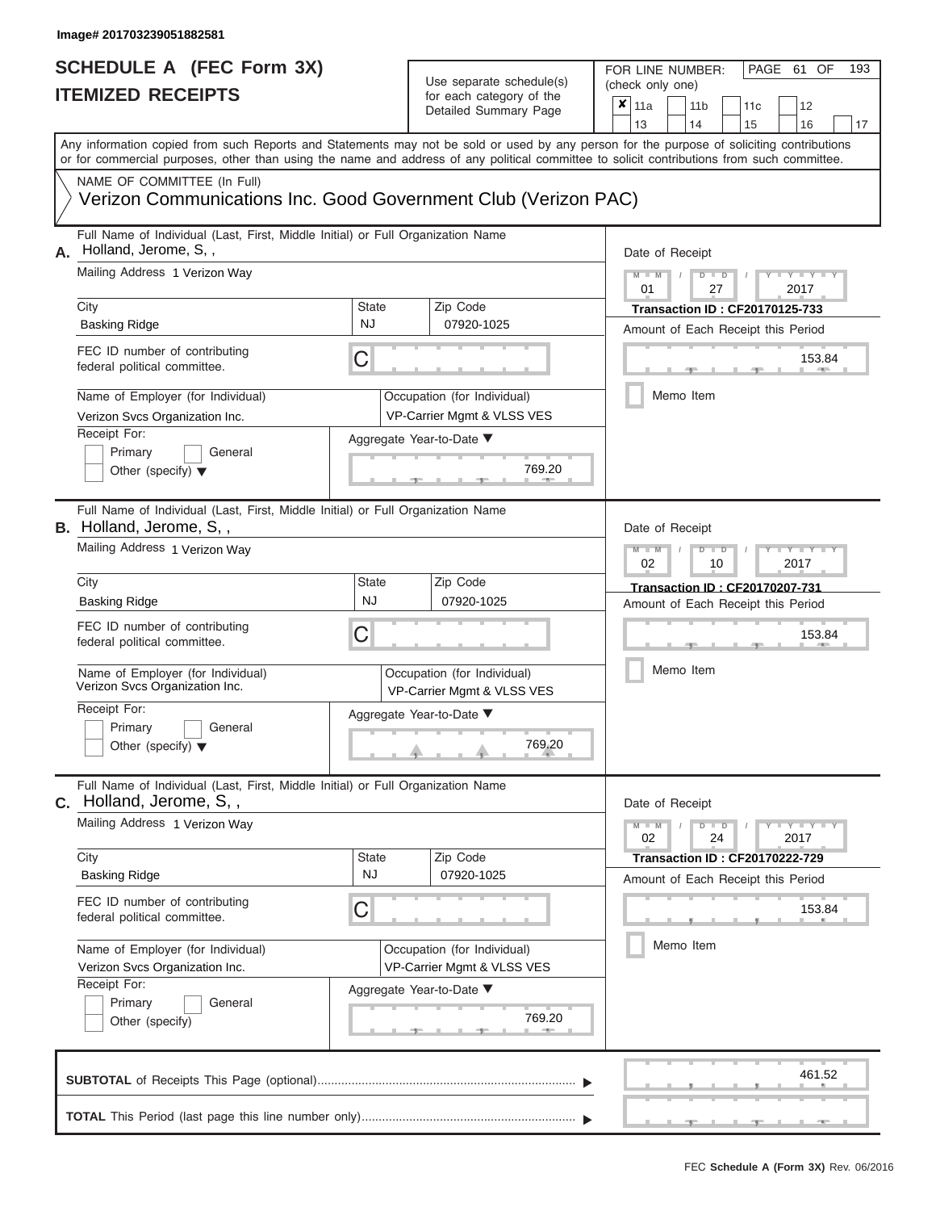Image# 201703239051882581

# SCHEDULE A (FEC Form 3X)
# ITEMIZED RECEIPTS

Use separate schedule(s) for each category of the Detailed Summary Page

FOR LINE NUMBER: (check only one)

- [x] 11a
- [ ] 11b
- [ ] 11c
- [ ] 12
- [ ] 13
- [ ] 14
- [ ] 15
- [ ] 16
- [ ] 17

PAGE 61 OF 193

Any information copied from such Reports and Statements may not be sold or used by any person for the purpose of soliciting contributions or for commercial purposes, other than using the name and address of any political committee to solicit contributions from such committee.

NAME OF COMMITTEE (In Full)

Verizon Communications Inc. Good Government Club (Verizon PAC)

---

**A.** Full Name of Individual (Last, First, Middle Initial) or Full Organization Name: Holland, Jerome, S, ,

Mailing Address: 1 Verizon Way

City: Basking Ridge | State: NJ | Zip Code: 07920-1025

FEC ID number of contributing federal political committee: C

Name of Employer (for Individual): Verizon Svcs Organization Inc.

Occupation (for Individual): VP-Carrier Mgmt & VLSS VES

Receipt For: Primary / General / Other (specify)

Aggregate Year-to-Date: 769.20

Date of Receipt: 01 / 27 / 2017

Transaction ID : CF20170125-733

Amount of Each Receipt this Period: 153.84

Memo Item

---

**B.** Full Name of Individual (Last, First, Middle Initial) or Full Organization Name: Holland, Jerome, S, ,

Mailing Address: 1 Verizon Way

City: Basking Ridge | State: NJ | Zip Code: 07920-1025

FEC ID number of contributing federal political committee: C

Name of Employer (for Individual): Verizon Svcs Organization Inc.

Occupation (for Individual): VP-Carrier Mgmt & VLSS VES

Receipt For: Primary / General / Other (specify)

Aggregate Year-to-Date: 769.20

Date of Receipt: 02 / 10 / 2017

Transaction ID : CF20170207-731

Amount of Each Receipt this Period: 153.84

Memo Item

---

**C.** Full Name of Individual (Last, First, Middle Initial) or Full Organization Name: Holland, Jerome, S, ,

Mailing Address: 1 Verizon Way

City: Basking Ridge | State: NJ | Zip Code: 07920-1025

FEC ID number of contributing federal political committee: C

Name of Employer (for Individual): Verizon Svcs Organization Inc.

Occupation (for Individual): VP-Carrier Mgmt & VLSS VES

Receipt For: Primary / General / Other (specify)

Aggregate Year-to-Date: 769.20

Date of Receipt: 02 / 24 / 2017

Transaction ID : CF20170222-729

Amount of Each Receipt this Period: 153.84

Memo Item

---

**SUBTOTAL** of Receipts This Page (optional): 461.52

**TOTAL** This Period (last page this line number only):

FEC Schedule A (Form 3X) Rev. 06/2016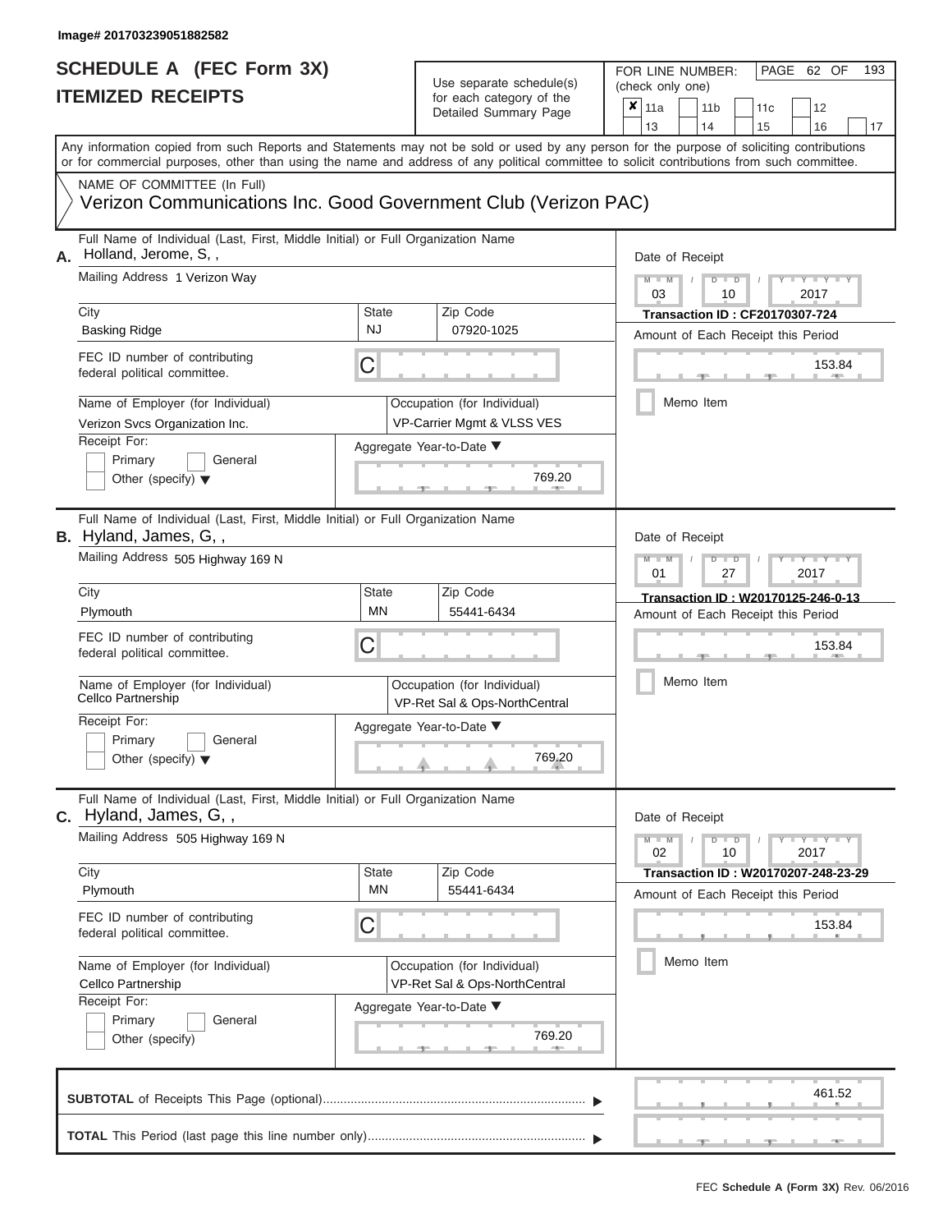Image# 201703239051882582

# SCHEDULE A (FEC Form 3X)
## ITEMIZED RECEIPTS

Use separate schedule(s) for each category of the Detailed Summary Page

FOR LINE NUMBER: (check only one)

☒ 11a ☐ 11b ☐ 11c ☐ 12 ☐ 13 ☐ 14 ☐ 15 ☐ 16 ☐ 17

PAGE 62 OF 193

Any information copied from such Reports and Statements may not be sold or used by any person for the purpose of soliciting contributions or for commercial purposes, other than using the name and address of any political committee to solicit contributions from such committee.

NAME OF COMMITTEE (In Full)
Verizon Communications Inc. Good Government Club (Verizon PAC)

---

**A.** Full Name of Individual (Last, First, Middle Initial) or Full Organization Name: Holland, Jerome, S, ,

Mailing Address: 1 Verizon Way

City: Basking Ridge | State: NJ | Zip Code: 07920-1025

FEC ID number of contributing federal political committee: C

Name of Employer (for Individual): Verizon Svcs Organization Inc.

Occupation (for Individual): VP-Carrier Mgmt & VLSS VES

Receipt For: ☐ Primary ☐ General ☐ Other (specify)

Aggregate Year-to-Date: 769.20

Date of Receipt: 03 / 10 / 2017

Transaction ID : CF20170307-724

Amount of Each Receipt this Period: 153.84

☐ Memo Item

---

**B.** Full Name of Individual (Last, First, Middle Initial) or Full Organization Name: Hyland, James, G, ,

Mailing Address: 505 Highway 169 N

City: Plymouth | State: MN | Zip Code: 55441-6434

FEC ID number of contributing federal political committee: C

Name of Employer (for Individual): Cellco Partnership

Occupation (for Individual): VP-Ret Sal & Ops-NorthCentral

Receipt For: ☐ Primary ☐ General ☐ Other (specify)

Aggregate Year-to-Date: 769.20

Date of Receipt: 01 / 27 / 2017

Transaction ID : W20170125-246-0-13

Amount of Each Receipt this Period: 153.84

☐ Memo Item

---

**C.** Full Name of Individual (Last, First, Middle Initial) or Full Organization Name: Hyland, James, G, ,

Mailing Address: 505 Highway 169 N

City: Plymouth | State: MN | Zip Code: 55441-6434

FEC ID number of contributing federal political committee: C

Name of Employer (for Individual): Cellco Partnership

Occupation (for Individual): VP-Ret Sal & Ops-NorthCentral

Receipt For: ☐ Primary ☐ General ☐ Other (specify)

Aggregate Year-to-Date: 769.20

Date of Receipt: 02 / 10 / 2017

Transaction ID : W20170207-248-23-29

Amount of Each Receipt this Period: 153.84

☐ Memo Item

---

**SUBTOTAL** of Receipts This Page (optional): 461.52

**TOTAL** This Period (last page this line number only):

FEC **Schedule A (Form 3X)** Rev. 06/2016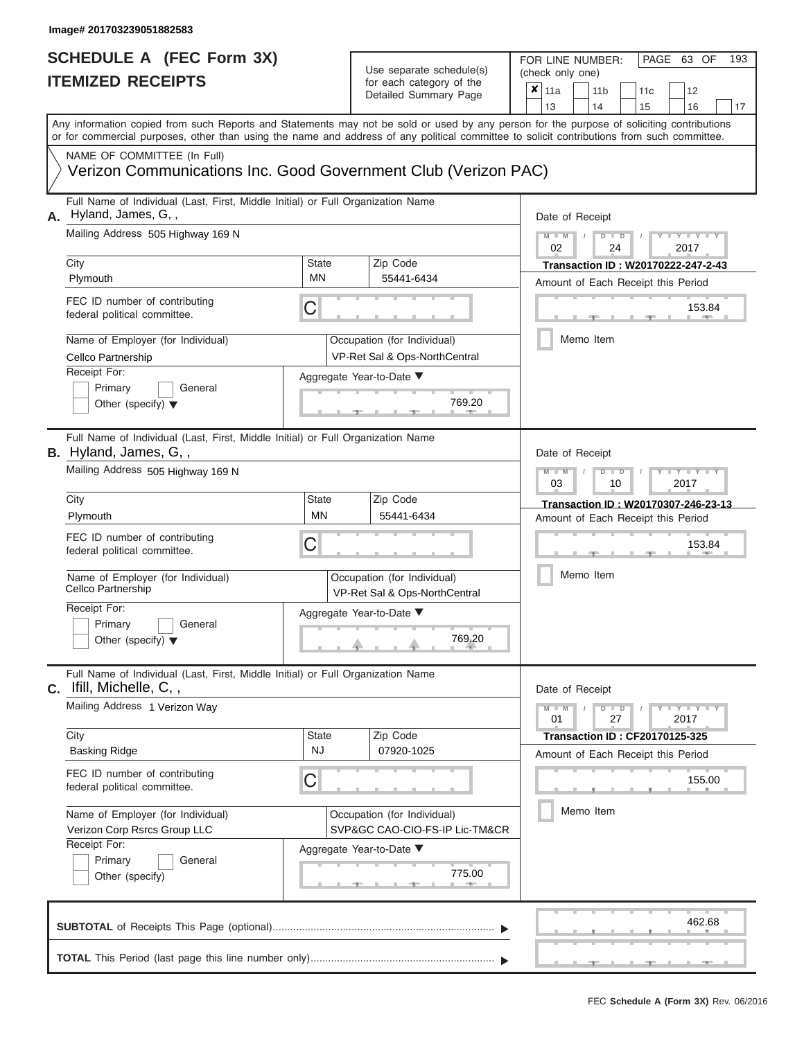Image# 201703239051882583

# SCHEDULE A (FEC Form 3X)
# ITEMIZED RECEIPTS

Use separate schedule(s) for each category of the Detailed Summary Page

FOR LINE NUMBER: (check only one)

- [x] 11a
- [ ] 11b
- [ ] 11c
- [ ] 12
- [ ] 13
- [ ] 14
- [ ] 15
- [ ] 16
- [ ] 17

PAGE 63 OF 193

Any information copied from such Reports and Statements may not be sold or used by any person for the purpose of soliciting contributions or for commercial purposes, other than using the name and address of any political committee to solicit contributions from such committee.

NAME OF COMMITTEE (In Full)
Verizon Communications Inc. Good Government Club (Verizon PAC)

---

**A.** Full Name of Individual (Last, First, Middle Initial) or Full Organization Name: Hyland, James, G, ,

Mailing Address: 505 Highway 169 N

City: Plymouth | State: MN | Zip Code: 55441-6434

FEC ID number of contributing federal political committee: C

Name of Employer (for Individual): Cellco Partnership

Occupation (for Individual): VP-Ret Sal & Ops-NorthCentral

Receipt For: Primary / General / Other (specify)

Aggregate Year-to-Date: 769.20

Date of Receipt: 02 / 24 / 2017

Transaction ID : W20170222-247-2-43

Amount of Each Receipt this Period: 153.84

Memo Item

---

**B.** Full Name of Individual (Last, First, Middle Initial) or Full Organization Name: Hyland, James, G, ,

Mailing Address: 505 Highway 169 N

City: Plymouth | State: MN | Zip Code: 55441-6434

FEC ID number of contributing federal political committee: C

Name of Employer (for Individual): Cellco Partnership

Occupation (for Individual): VP-Ret Sal & Ops-NorthCentral

Receipt For: Primary / General / Other (specify)

Aggregate Year-to-Date: 769.20

Date of Receipt: 03 / 10 / 2017

Transaction ID : W20170307-246-23-13

Amount of Each Receipt this Period: 153.84

Memo Item

---

**C.** Full Name of Individual (Last, First, Middle Initial) or Full Organization Name: Ifill, Michelle, C, ,

Mailing Address: 1 Verizon Way

City: Basking Ridge | State: NJ | Zip Code: 07920-1025

FEC ID number of contributing federal political committee: C

Name of Employer (for Individual): Verizon Corp Rsrcs Group LLC

Occupation (for Individual): SVP&GC CAO-CIO-FS-IP Lic-TM&CR

Receipt For: Primary / General / Other (specify)

Aggregate Year-to-Date: 775.00

Date of Receipt: 01 / 27 / 2017

Transaction ID : CF20170125-325

Amount of Each Receipt this Period: 155.00

Memo Item

---

**SUBTOTAL** of Receipts This Page (optional): 462.68

**TOTAL** This Period (last page this line number only):

FEC Schedule A (Form 3X) Rev. 06/2016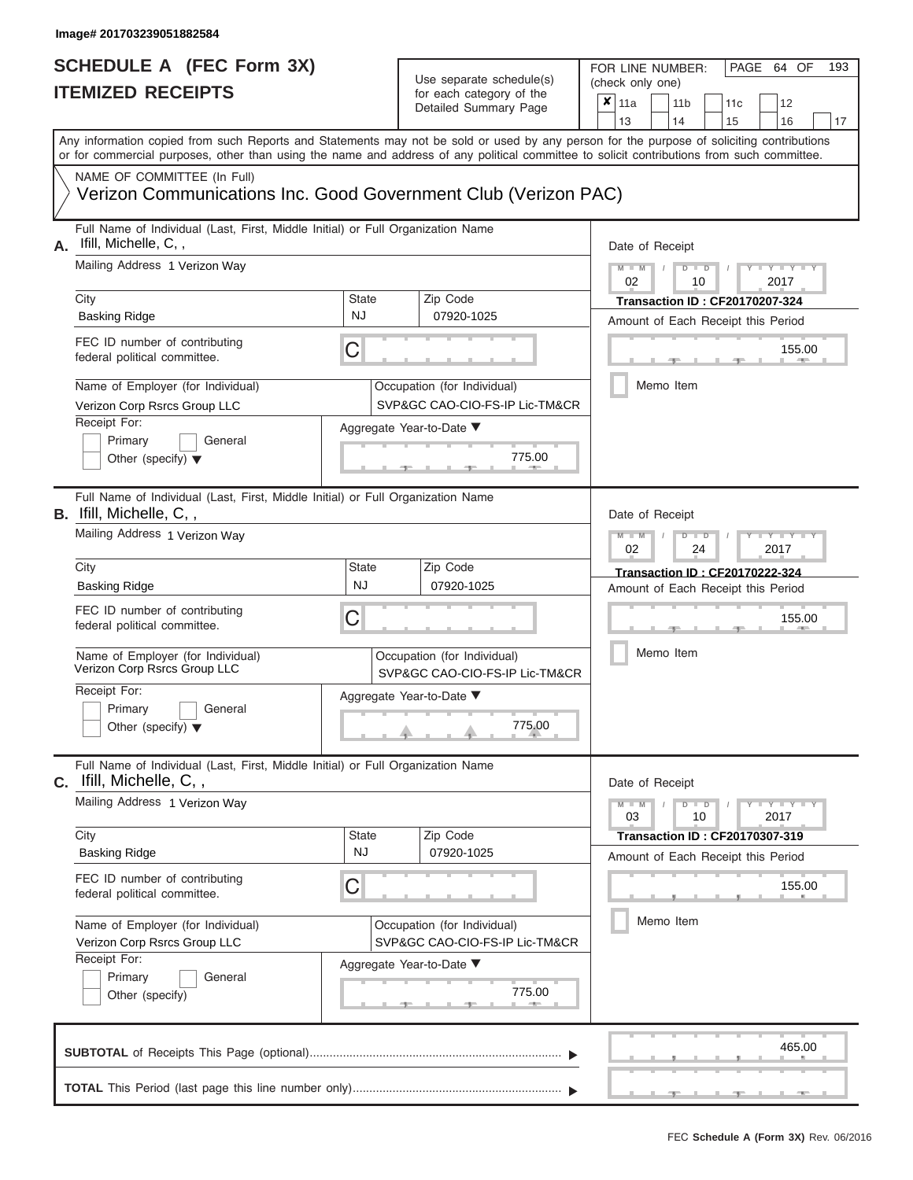Image# 201703239051882584

# SCHEDULE A (FEC Form 3X)
## ITEMIZED RECEIPTS

Use separate schedule(s) for each category of the Detailed Summary Page

FOR LINE NUMBER: (check only one)

☒ 11a ☐ 11b ☐ 11c ☐ 12 ☐ 13 ☐ 14 ☐ 15 ☐ 16 ☐ 17

PAGE 64 OF 193

Any information copied from such Reports and Statements may not be sold or used by any person for the purpose of soliciting contributions or for commercial purposes, other than using the name and address of any political committee to solicit contributions from such committee.

NAME OF COMMITTEE (In Full)

Verizon Communications Inc. Good Government Club (Verizon PAC)

---

**A.** Full Name of Individual (Last, First, Middle Initial) or Full Organization Name: Ifill, Michelle, C, ,

Mailing Address: 1 Verizon Way

City: Basking Ridge | State: NJ | Zip Code: 07920-1025

FEC ID number of contributing federal political committee: C

Name of Employer (for Individual): Verizon Corp Rsrcs Group LLC

Occupation (for Individual): SVP&GC CAO-CIO-FS-IP Lic-TM&CR

Receipt For: ☐ Primary ☐ General ☐ Other (specify)

Aggregate Year-to-Date: 775.00

Date of Receipt: 02 / 10 / 2017

Transaction ID : CF20170207-324

Amount of Each Receipt this Period: 155.00

☐ Memo Item

---

**B.** Full Name of Individual (Last, First, Middle Initial) or Full Organization Name: Ifill, Michelle, C, ,

Mailing Address: 1 Verizon Way

City: Basking Ridge | State: NJ | Zip Code: 07920-1025

FEC ID number of contributing federal political committee: C

Name of Employer (for Individual): Verizon Corp Rsrcs Group LLC

Occupation (for Individual): SVP&GC CAO-CIO-FS-IP Lic-TM&CR

Receipt For: ☐ Primary ☐ General ☐ Other (specify)

Aggregate Year-to-Date: 775.00

Date of Receipt: 02 / 24 / 2017

Transaction ID : CF20170222-324

Amount of Each Receipt this Period: 155.00

☐ Memo Item

---

**C.** Full Name of Individual (Last, First, Middle Initial) or Full Organization Name: Ifill, Michelle, C, ,

Mailing Address: 1 Verizon Way

City: Basking Ridge | State: NJ | Zip Code: 07920-1025

FEC ID number of contributing federal political committee: C

Name of Employer (for Individual): Verizon Corp Rsrcs Group LLC

Occupation (for Individual): SVP&GC CAO-CIO-FS-IP Lic-TM&CR

Receipt For: ☐ Primary ☐ General ☐ Other (specify)

Aggregate Year-to-Date: 775.00

Date of Receipt: 03 / 10 / 2017

Transaction ID : CF20170307-319

Amount of Each Receipt this Period: 155.00

☐ Memo Item

---

**SUBTOTAL** of Receipts This Page (optional): 465.00

**TOTAL** This Period (last page this line number only):

FEC Schedule A (Form 3X) Rev. 06/2016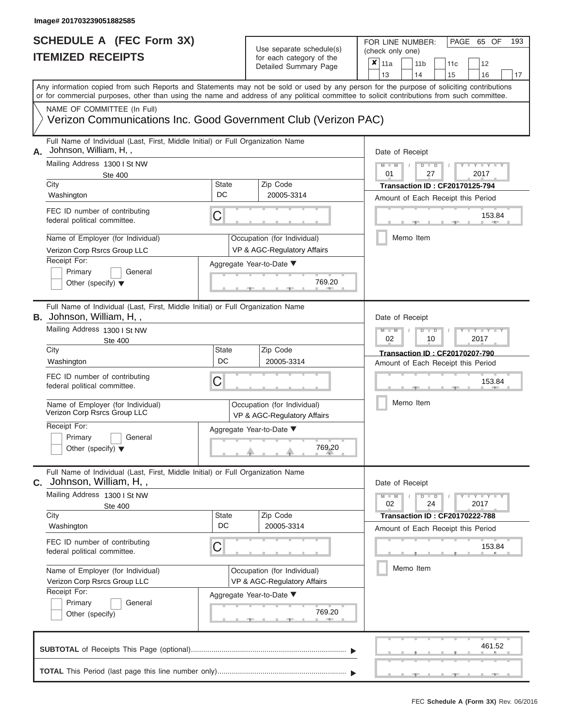Image# 201703239051882585

# SCHEDULE A (FEC Form 3X)
# ITEMIZED RECEIPTS

Use separate schedule(s) for each category of the Detailed Summary Page

FOR LINE NUMBER: (check only one)

☒ 11a ☐ 11b ☐ 11c ☐ 12 ☐ 13 ☐ 14 ☐ 15 ☐ 16 ☐ 17

PAGE 65 OF 193

Any information copied from such Reports and Statements may not be sold or used by any person for the purpose of soliciting contributions or for commercial purposes, other than using the name and address of any political committee to solicit contributions from such committee.

NAME OF COMMITTEE (In Full)

Verizon Communications Inc. Good Government Club (Verizon PAC)

---

**A.** Full Name of Individual (Last, First, Middle Initial) or Full Organization Name: Johnson, William, H, ,

Mailing Address: 1300 I St NW, Ste 400

City: Washington | State: DC | Zip Code: 20005-3314

FEC ID number of contributing federal political committee: C

Name of Employer (for Individual): Verizon Corp Rsrcs Group LLC

Occupation (for Individual): VP & AGC-Regulatory Affairs

Receipt For: ☐ Primary ☐ General ☐ Other (specify)

Aggregate Year-to-Date: 769.20

Date of Receipt: 01 / 27 / 2017

Transaction ID : CF20170125-794

Amount of Each Receipt this Period: 153.84

☐ Memo Item

---

**B.** Full Name of Individual (Last, First, Middle Initial) or Full Organization Name: Johnson, William, H, ,

Mailing Address: 1300 I St NW, Ste 400

City: Washington | State: DC | Zip Code: 20005-3314

FEC ID number of contributing federal political committee: C

Name of Employer (for Individual): Verizon Corp Rsrcs Group LLC

Occupation (for Individual): VP & AGC-Regulatory Affairs

Receipt For: ☐ Primary ☐ General ☐ Other (specify)

Aggregate Year-to-Date: 769.20

Date of Receipt: 02 / 10 / 2017

Transaction ID : CF20170207-790

Amount of Each Receipt this Period: 153.84

☐ Memo Item

---

**C.** Full Name of Individual (Last, First, Middle Initial) or Full Organization Name: Johnson, William, H, ,

Mailing Address: 1300 I St NW, Ste 400

City: Washington | State: DC | Zip Code: 20005-3314

FEC ID number of contributing federal political committee: C

Name of Employer (for Individual): Verizon Corp Rsrcs Group LLC

Occupation (for Individual): VP & AGC-Regulatory Affairs

Receipt For: ☐ Primary ☐ General ☐ Other (specify)

Aggregate Year-to-Date: 769.20

Date of Receipt: 02 / 24 / 2017

Transaction ID : CF20170222-788

Amount of Each Receipt this Period: 153.84

☐ Memo Item

---

**SUBTOTAL** of Receipts This Page (optional): 461.52

**TOTAL** This Period (last page this line number only):

FEC Schedule A (Form 3X) Rev. 06/2016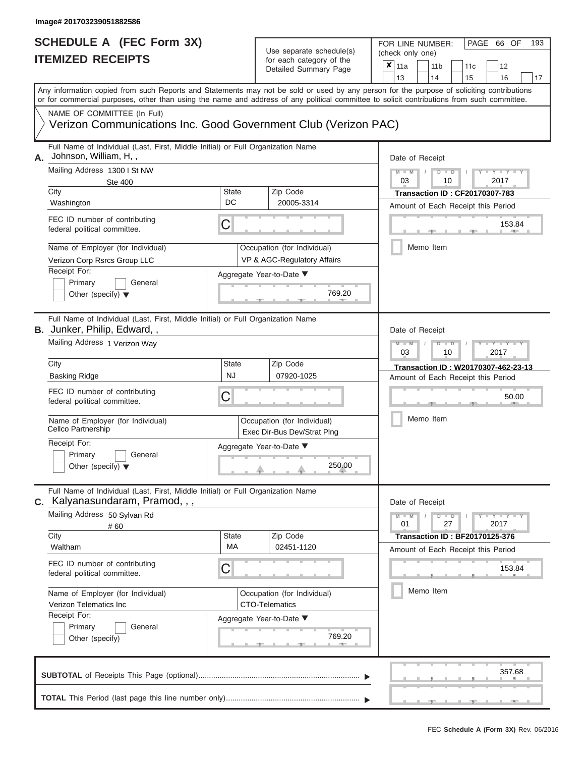Image# 201703239051882586

# SCHEDULE A (FEC Form 3X)
# ITEMIZED RECEIPTS

Use separate schedule(s) for each category of the Detailed Summary Page

FOR LINE NUMBER: (check only one)

- [x] 11a
- [ ] 11b
- [ ] 11c
- [ ] 12
- [ ] 13
- [ ] 14
- [ ] 15
- [ ] 16
- [ ] 17

Any information copied from such Reports and Statements may not be sold or used by any person for the purpose of soliciting contributions or for commercial purposes, other than using the name and address of any political committee to solicit contributions from such committee.

NAME OF COMMITTEE (In Full)

Verizon Communications Inc. Good Government Club (Verizon PAC)

---

**A.** Full Name of Individual (Last, First, Middle Initial) or Full Organization Name: Johnson, William, H, ,

Mailing Address: 1300 I St NW, Ste 400

City: Washington | State: DC | Zip Code: 20005-3314

FEC ID number of contributing federal political committee: C

Name of Employer (for Individual): Verizon Corp Rsrcs Group LLC

Occupation (for Individual): VP & AGC-Regulatory Affairs

Receipt For: Primary / General / Other (specify)

Aggregate Year-to-Date: 769.20

Date of Receipt: 03 / 10 / 2017

Transaction ID : CF20170307-783

Amount of Each Receipt this Period: 153.84

Memo Item

---

**B.** Full Name of Individual (Last, First, Middle Initial) or Full Organization Name: Junker, Philip, Edward, ,

Mailing Address: 1 Verizon Way

City: Basking Ridge | State: NJ | Zip Code: 07920-1025

FEC ID number of contributing federal political committee: C

Name of Employer (for Individual): Cellco Partnership

Occupation (for Individual): Exec Dir-Bus Dev/Strat Plng

Receipt For: Primary / General / Other (specify)

Aggregate Year-to-Date: 250.00

Date of Receipt: 03 / 10 / 2017

Transaction ID : W20170307-462-23-13

Amount of Each Receipt this Period: 50.00

Memo Item

---

**C.** Full Name of Individual (Last, First, Middle Initial) or Full Organization Name: Kalyanasundaram, Pramod, , ,

Mailing Address: 50 Sylvan Rd, # 60

City: Waltham | State: MA | Zip Code: 02451-1120

FEC ID number of contributing federal political committee: C

Name of Employer (for Individual): Verizon Telematics Inc

Occupation (for Individual): CTO-Telematics

Receipt For: Primary / General / Other (specify)

Aggregate Year-to-Date: 769.20

Date of Receipt: 01 / 27 / 2017

Transaction ID : BF20170125-376

Amount of Each Receipt this Period: 153.84

Memo Item

---

**SUBTOTAL** of Receipts This Page (optional): 357.68

**TOTAL** This Period (last page this line number only):

FEC Schedule A (Form 3X) Rev. 06/2016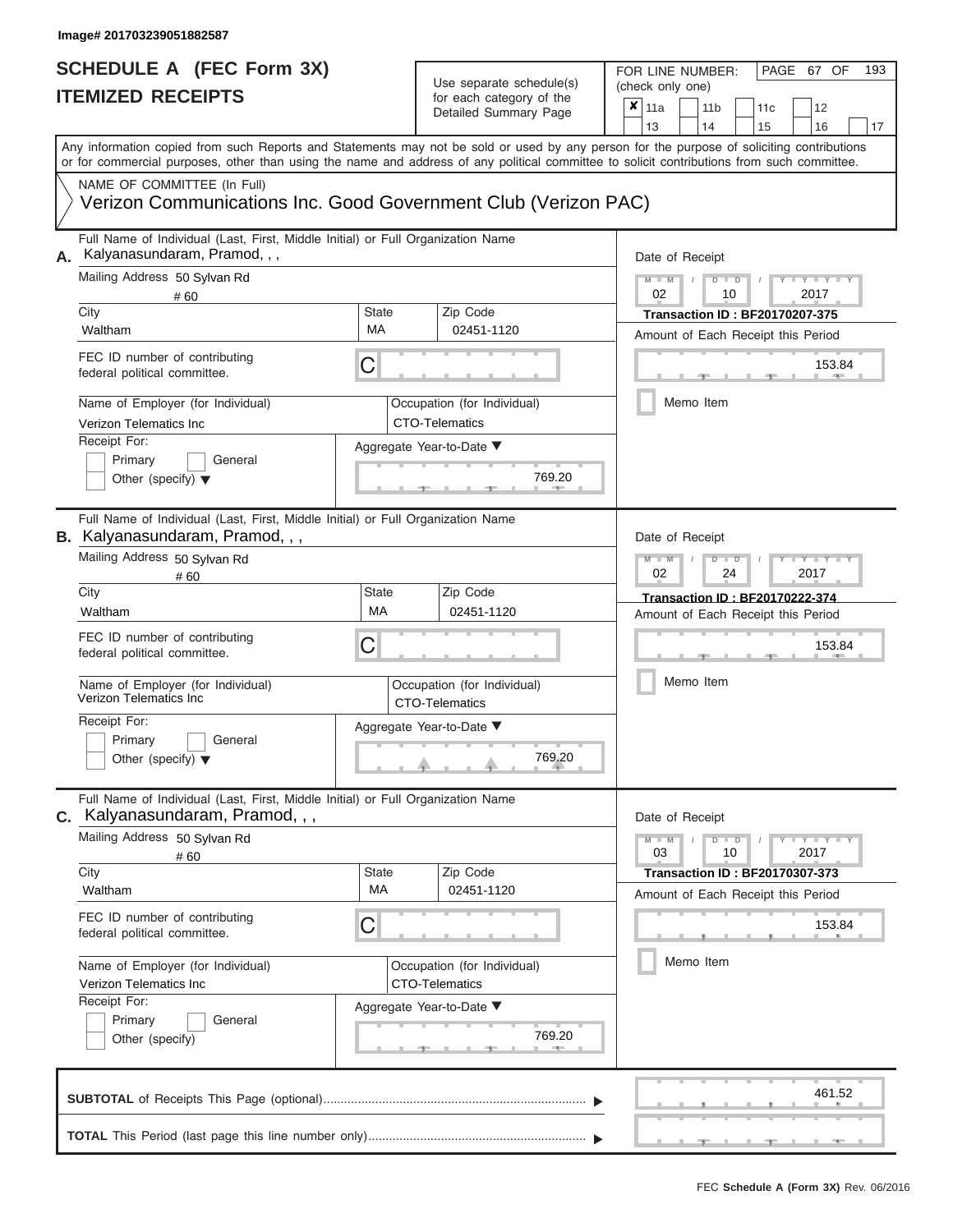Image# 201703239051882587

# SCHEDULE A (FEC Form 3X)
# ITEMIZED RECEIPTS

Use separate schedule(s) for each category of the Detailed Summary Page

FOR LINE NUMBER: (check only one)

✘ 11a | 11b | 11c | 12 | 13 | 14 | 15 | 16 | 17

PAGE 67 OF 193

Any information copied from such Reports and Statements may not be sold or used by any person for the purpose of soliciting contributions or for commercial purposes, other than using the name and address of any political committee to solicit contributions from such committee.

NAME OF COMMITTEE (In Full)

Verizon Communications Inc. Good Government Club (Verizon PAC)

---

**A.** Full Name of Individual (Last, First, Middle Initial) or Full Organization Name: Kalyanasundaram, Pramod, , ,

Mailing Address: 50 Sylvan Rd # 60

City: Waltham | State: MA | Zip Code: 02451-1120

FEC ID number of contributing federal political committee: C

Name of Employer (for Individual): Verizon Telematics Inc

Occupation (for Individual): CTO-Telematics

Receipt For: Primary / General / Other (specify)

Aggregate Year-to-Date: 769.20

Date of Receipt: 02 / 10 / 2017

Transaction ID : BF20170207-375

Amount of Each Receipt this Period: 153.84

Memo Item

---

**B.** Full Name of Individual (Last, First, Middle Initial) or Full Organization Name: Kalyanasundaram, Pramod, , ,

Mailing Address: 50 Sylvan Rd # 60

City: Waltham | State: MA | Zip Code: 02451-1120

FEC ID number of contributing federal political committee: C

Name of Employer (for Individual): Verizon Telematics Inc

Occupation (for Individual): CTO-Telematics

Receipt For: Primary / General / Other (specify)

Aggregate Year-to-Date: 769.20

Date of Receipt: 02 / 24 / 2017

Transaction ID : BF20170222-374

Amount of Each Receipt this Period: 153.84

Memo Item

---

**C.** Full Name of Individual (Last, First, Middle Initial) or Full Organization Name: Kalyanasundaram, Pramod, , ,

Mailing Address: 50 Sylvan Rd # 60

City: Waltham | State: MA | Zip Code: 02451-1120

FEC ID number of contributing federal political committee: C

Name of Employer (for Individual): Verizon Telematics Inc

Occupation (for Individual): CTO-Telematics

Receipt For: Primary / General / Other (specify)

Aggregate Year-to-Date: 769.20

Date of Receipt: 03 / 10 / 2017

Transaction ID : BF20170307-373

Amount of Each Receipt this Period: 153.84

Memo Item

---

**SUBTOTAL** of Receipts This Page (optional): 461.52

**TOTAL** This Period (last page this line number only):

FEC Schedule A (Form 3X) Rev. 06/2016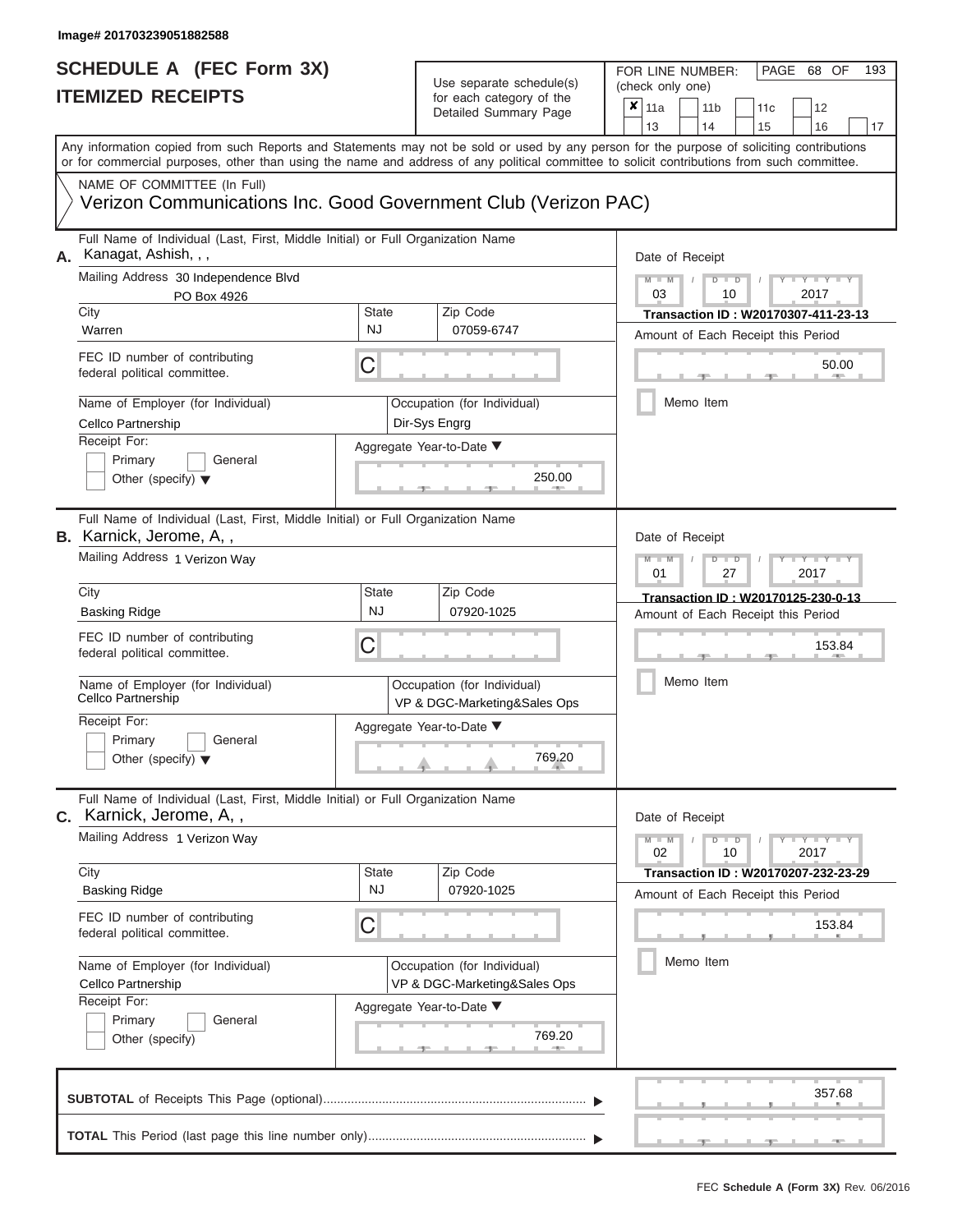Image# 201703239051882588

# SCHEDULE A (FEC Form 3X)
## ITEMIZED RECEIPTS

Use separate schedule(s) for each category of the Detailed Summary Page

FOR LINE NUMBER: (check only one)

- [x] 11a
- [ ] 11b
- [ ] 11c
- [ ] 12
- [ ] 13
- [ ] 14
- [ ] 15
- [ ] 16
- [ ] 17

PAGE 68 OF 193

Any information copied from such Reports and Statements may not be sold or used by any person for the purpose of soliciting contributions or for commercial purposes, other than using the name and address of any political committee to solicit contributions from such committee.

NAME OF COMMITTEE (In Full)

Verizon Communications Inc. Good Government Club (Verizon PAC)

---

**A.** Full Name of Individual (Last, First, Middle Initial) or Full Organization Name: Kanagat, Ashish, , ,

Mailing Address: 30 Independence Blvd, PO Box 4926

City: Warren | State: NJ | Zip Code: 07059-6747

FEC ID number of contributing federal political committee: C

Name of Employer (for Individual): Cellco Partnership

Occupation (for Individual): Dir-Sys Engrg

Receipt For: Primary / General / Other (specify)

Aggregate Year-to-Date: 250.00

Date of Receipt: 03 / 10 / 2017

Transaction ID : W20170307-411-23-13

Amount of Each Receipt this Period: 50.00

Memo Item

---

**B.** Full Name of Individual (Last, First, Middle Initial) or Full Organization Name: Karnick, Jerome, A, ,

Mailing Address: 1 Verizon Way

City: Basking Ridge | State: NJ | Zip Code: 07920-1025

FEC ID number of contributing federal political committee: C

Name of Employer (for Individual): Cellco Partnership

Occupation (for Individual): VP & DGC-Marketing&Sales Ops

Receipt For: Primary / General / Other (specify)

Aggregate Year-to-Date: 769.20

Date of Receipt: 01 / 27 / 2017

Transaction ID : W20170125-230-0-13

Amount of Each Receipt this Period: 153.84

Memo Item

---

**C.** Full Name of Individual (Last, First, Middle Initial) or Full Organization Name: Karnick, Jerome, A, ,

Mailing Address: 1 Verizon Way

City: Basking Ridge | State: NJ | Zip Code: 07920-1025

FEC ID number of contributing federal political committee: C

Name of Employer (for Individual): Cellco Partnership

Occupation (for Individual): VP & DGC-Marketing&Sales Ops

Receipt For: Primary / General / Other (specify)

Aggregate Year-to-Date: 769.20

Date of Receipt: 02 / 10 / 2017

Transaction ID : W20170207-232-23-29

Amount of Each Receipt this Period: 153.84

Memo Item

---

**SUBTOTAL** of Receipts This Page (optional): 357.68

**TOTAL** This Period (last page this line number only):

FEC Schedule A (Form 3X) Rev. 06/2016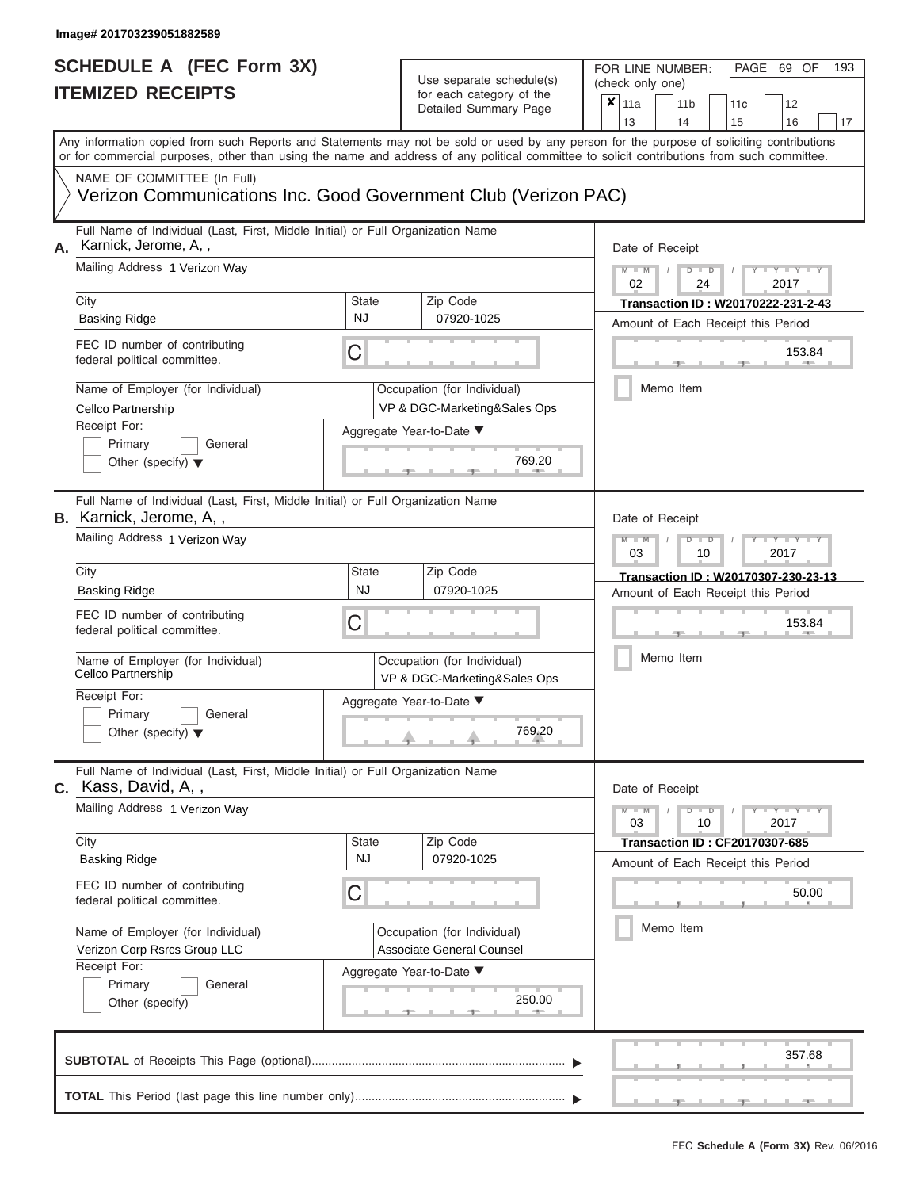Image# 201703239051882589

# SCHEDULE A (FEC Form 3X)
# ITEMIZED RECEIPTS

Use separate schedule(s) for each category of the Detailed Summary Page

FOR LINE NUMBER: (check only one)

PAGE 69 OF 193

✘ 11a | 11b | 11c | 12 | 13 | 14 | 15 | 16 | 17

Any information copied from such Reports and Statements may not be sold or used by any person for the purpose of soliciting contributions or for commercial purposes, other than using the name and address of any political committee to solicit contributions from such committee.

NAME OF COMMITTEE (In Full)

Verizon Communications Inc. Good Government Club (Verizon PAC)

---

**A.** Full Name of Individual (Last, First, Middle Initial) or Full Organization Name: Karnick, Jerome, A, ,

Mailing Address: 1 Verizon Way

City: Basking Ridge | State: NJ | Zip Code: 07920-1025

FEC ID number of contributing federal political committee: C

Name of Employer (for Individual): Cellco Partnership

Occupation (for Individual): VP & DGC-Marketing&Sales Ops

Receipt For: Primary / General / Other (specify)

Aggregate Year-to-Date: 769.20

Date of Receipt: 02 / 24 / 2017

Transaction ID : W20170222-231-2-43

Amount of Each Receipt this Period: 153.84

Memo Item

---

**B.** Full Name of Individual (Last, First, Middle Initial) or Full Organization Name: Karnick, Jerome, A, ,

Mailing Address: 1 Verizon Way

City: Basking Ridge | State: NJ | Zip Code: 07920-1025

FEC ID number of contributing federal political committee: C

Name of Employer (for Individual): Cellco Partnership

Occupation (for Individual): VP & DGC-Marketing&Sales Ops

Receipt For: Primary / General / Other (specify)

Aggregate Year-to-Date: 769.20

Date of Receipt: 03 / 10 / 2017

Transaction ID : W20170307-230-23-13

Amount of Each Receipt this Period: 153.84

Memo Item

---

**C.** Full Name of Individual (Last, First, Middle Initial) or Full Organization Name: Kass, David, A, ,

Mailing Address: 1 Verizon Way

City: Basking Ridge | State: NJ | Zip Code: 07920-1025

FEC ID number of contributing federal political committee: C

Name of Employer (for Individual): Verizon Corp Rsrcs Group LLC

Occupation (for Individual): Associate General Counsel

Receipt For: Primary / General / Other (specify)

Aggregate Year-to-Date: 250.00

Date of Receipt: 03 / 10 / 2017

Transaction ID : CF20170307-685

Amount of Each Receipt this Period: 50.00

Memo Item

---

**SUBTOTAL** of Receipts This Page (optional): 357.68

**TOTAL** This Period (last page this line number only):

FEC Schedule A (Form 3X) Rev. 06/2016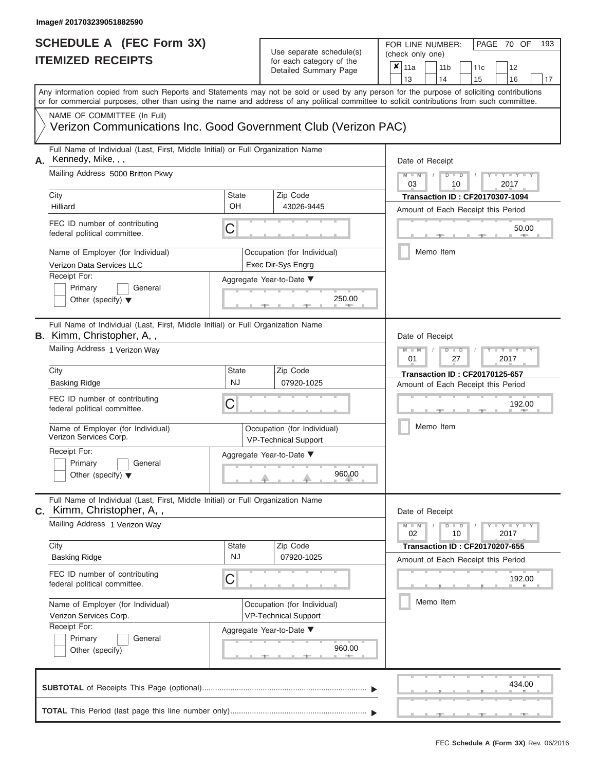Image# 201703239051882590

# SCHEDULE A (FEC Form 3X)
# ITEMIZED RECEIPTS

Use separate schedule(s) for each category of the Detailed Summary Page

FOR LINE NUMBER: (check only one)

- [x] 11a
- [ ] 11b
- [ ] 11c
- [ ] 12
- [ ] 13
- [ ] 14
- [ ] 15
- [ ] 16
- [ ] 17

PAGE 70 OF 193

Any information copied from such Reports and Statements may not be sold or used by any person for the purpose of soliciting contributions or for commercial purposes, other than using the name and address of any political committee to solicit contributions from such committee.

NAME OF COMMITTEE (In Full)
Verizon Communications Inc. Good Government Club (Verizon PAC)

---

**A.** Full Name of Individual (Last, First, Middle Initial) or Full Organization Name: Kennedy, Mike, , ,

Mailing Address: 5000 Britton Pkwy

City: Hilliard | State: OH | Zip Code: 43026-9445

FEC ID number of contributing federal political committee: C

Name of Employer (for Individual): Verizon Data Services LLC

Occupation (for Individual): Exec Dir-Sys Engrg

Receipt For: Primary / General / Other (specify)

Aggregate Year-to-Date: 250.00

Date of Receipt: 03 / 10 / 2017

Transaction ID : CF20170307-1094

Amount of Each Receipt this Period: 50.00

Memo Item

---

**B.** Full Name of Individual (Last, First, Middle Initial) or Full Organization Name: Kimm, Christopher, A, ,

Mailing Address: 1 Verizon Way

City: Basking Ridge | State: NJ | Zip Code: 07920-1025

FEC ID number of contributing federal political committee: C

Name of Employer (for Individual): Verizon Services Corp.

Occupation (for Individual): VP-Technical Support

Receipt For: Primary / General / Other (specify)

Aggregate Year-to-Date: 960.00

Date of Receipt: 01 / 27 / 2017

Transaction ID : CF20170125-657

Amount of Each Receipt this Period: 192.00

Memo Item

---

**C.** Full Name of Individual (Last, First, Middle Initial) or Full Organization Name: Kimm, Christopher, A, ,

Mailing Address: 1 Verizon Way

City: Basking Ridge | State: NJ | Zip Code: 07920-1025

FEC ID number of contributing federal political committee: C

Name of Employer (for Individual): Verizon Services Corp.

Occupation (for Individual): VP-Technical Support

Receipt For: Primary / General / Other (specify)

Aggregate Year-to-Date: 960.00

Date of Receipt: 02 / 10 / 2017

Transaction ID : CF20170207-655

Amount of Each Receipt this Period: 192.00

Memo Item

---

**SUBTOTAL** of Receipts This Page (optional): 434.00

**TOTAL** This Period (last page this line number only):

FEC Schedule A (Form 3X) Rev. 06/2016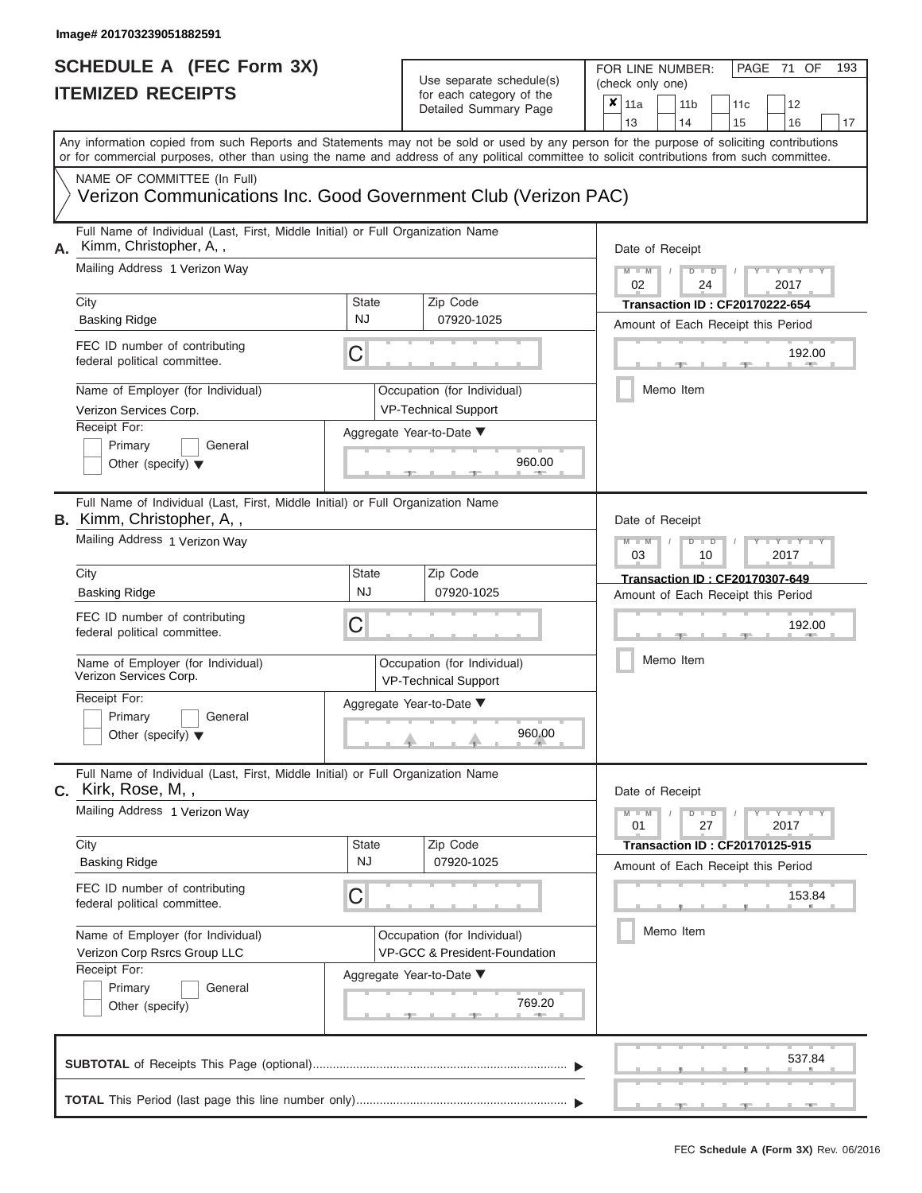Image# 201703239051882591

# SCHEDULE A (FEC Form 3X)
## ITEMIZED RECEIPTS

Use separate schedule(s) for each category of the Detailed Summary Page

FOR LINE NUMBER: (check only one)

☒ 11a ☐ 11b ☐ 11c ☐ 12 ☐ 13 ☐ 14 ☐ 15 ☐ 16 ☐ 17

PAGE 71 OF 193

Any information copied from such Reports and Statements may not be sold or used by any person for the purpose of soliciting contributions or for commercial purposes, other than using the name and address of any political committee to solicit contributions from such committee.

NAME OF COMMITTEE (In Full)
Verizon Communications Inc. Good Government Club (Verizon PAC)

---

**A.** Full Name of Individual (Last, First, Middle Initial) or Full Organization Name
Kimm, Christopher, A, ,

Mailing Address 1 Verizon Way

| City | State | Zip Code |
|---|---|---|
| Basking Ridge | NJ | 07920-1025 |

FEC ID number of contributing federal political committee. C

Name of Employer (for Individual): Verizon Services Corp.
Occupation (for Individual): VP-Technical Support

Receipt For: ☐ Primary ☐ General ☐ Other (specify)

Aggregate Year-to-Date: 960.00

Date of Receipt: 02 / 24 / 2017
Transaction ID : CF20170222-654
Amount of Each Receipt this Period: 192.00
☐ Memo Item

---

**B.** Full Name of Individual (Last, First, Middle Initial) or Full Organization Name
Kimm, Christopher, A, ,

Mailing Address 1 Verizon Way

| City | State | Zip Code |
|---|---|---|
| Basking Ridge | NJ | 07920-1025 |

FEC ID number of contributing federal political committee. C

Name of Employer (for Individual): Verizon Services Corp.
Occupation (for Individual): VP-Technical Support

Receipt For: ☐ Primary ☐ General ☐ Other (specify)

Aggregate Year-to-Date: 960.00

Date of Receipt: 03 / 10 / 2017
Transaction ID : CF20170307-649
Amount of Each Receipt this Period: 192.00
☐ Memo Item

---

**C.** Full Name of Individual (Last, First, Middle Initial) or Full Organization Name
Kirk, Rose, M, ,

Mailing Address 1 Verizon Way

| City | State | Zip Code |
|---|---|---|
| Basking Ridge | NJ | 07920-1025 |

FEC ID number of contributing federal political committee. C

Name of Employer (for Individual): Verizon Corp Rsrcs Group LLC
Occupation (for Individual): VP-GCC & President-Foundation

Receipt For: ☐ Primary ☐ General ☐ Other (specify)

Aggregate Year-to-Date: 769.20

Date of Receipt: 01 / 27 / 2017
Transaction ID : CF20170125-915
Amount of Each Receipt this Period: 153.84
☐ Memo Item

---

**SUBTOTAL** of Receipts This Page (optional): 537.84

**TOTAL** This Period (last page this line number only):

FEC Schedule A (Form 3X) Rev. 06/2016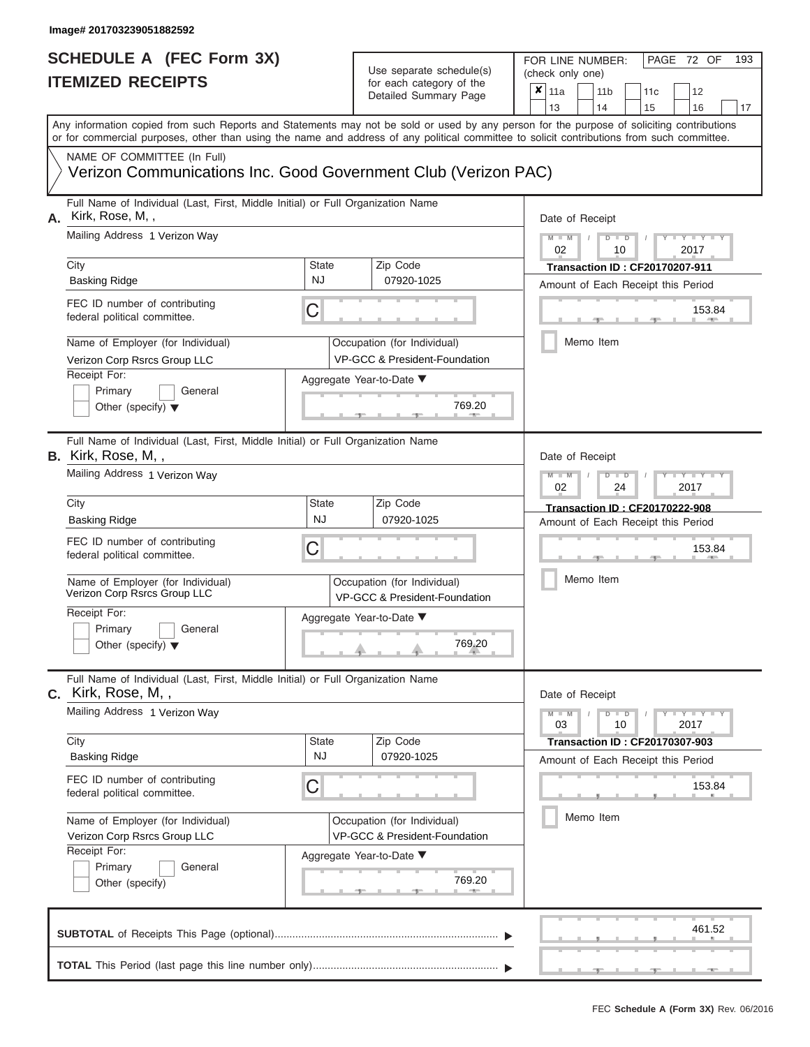Image# 201703239051882592

# SCHEDULE A (FEC Form 3X)
## ITEMIZED RECEIPTS

Use separate schedule(s) for each category of the Detailed Summary Page

FOR LINE NUMBER: (check only one)

| | | | | |
|---|---|---|---|---|
| ✘ 11a | 11b | 11c | 12 | |
| 13 | 14 | 15 | 16 | 17 |

PAGE 72 OF 193

Any information copied from such Reports and Statements may not be sold or used by any person for the purpose of soliciting contributions or for commercial purposes, other than using the name and address of any political committee to solicit contributions from such committee.

NAME OF COMMITTEE (In Full)
Verizon Communications Inc. Good Government Club (Verizon PAC)

---

**A.** Full Name of Individual (Last, First, Middle Initial) or Full Organization Name: Kirk, Rose, M, ,

Mailing Address: 1 Verizon Way

City: Basking Ridge | State: NJ | Zip Code: 07920-1025

FEC ID number of contributing federal political committee: C

Name of Employer (for Individual): Verizon Corp Rsrcs Group LLC

Occupation (for Individual): VP-GCC & President-Foundation

Receipt For: Primary / General / Other (specify)

Aggregate Year-to-Date: 769.20

Date of Receipt: 02 / 10 / 2017

Transaction ID : CF20170207-911

Amount of Each Receipt this Period: 153.84

Memo Item

---

**B.** Full Name of Individual (Last, First, Middle Initial) or Full Organization Name: Kirk, Rose, M, ,

Mailing Address: 1 Verizon Way

City: Basking Ridge | State: NJ | Zip Code: 07920-1025

FEC ID number of contributing federal political committee: C

Name of Employer (for Individual): Verizon Corp Rsrcs Group LLC

Occupation (for Individual): VP-GCC & President-Foundation

Receipt For: Primary / General / Other (specify)

Aggregate Year-to-Date: 769.20

Date of Receipt: 02 / 24 / 2017

Transaction ID : CF20170222-908

Amount of Each Receipt this Period: 153.84

Memo Item

---

**C.** Full Name of Individual (Last, First, Middle Initial) or Full Organization Name: Kirk, Rose, M, ,

Mailing Address: 1 Verizon Way

City: Basking Ridge | State: NJ | Zip Code: 07920-1025

FEC ID number of contributing federal political committee: C

Name of Employer (for Individual): Verizon Corp Rsrcs Group LLC

Occupation (for Individual): VP-GCC & President-Foundation

Receipt For: Primary / General / Other (specify)

Aggregate Year-to-Date: 769.20

Date of Receipt: 03 / 10 / 2017

Transaction ID : CF20170307-903

Amount of Each Receipt this Period: 153.84

Memo Item

---

**SUBTOTAL** of Receipts This Page (optional): 461.52

**TOTAL** This Period (last page this line number only):

FEC Schedule A (Form 3X) Rev. 06/2016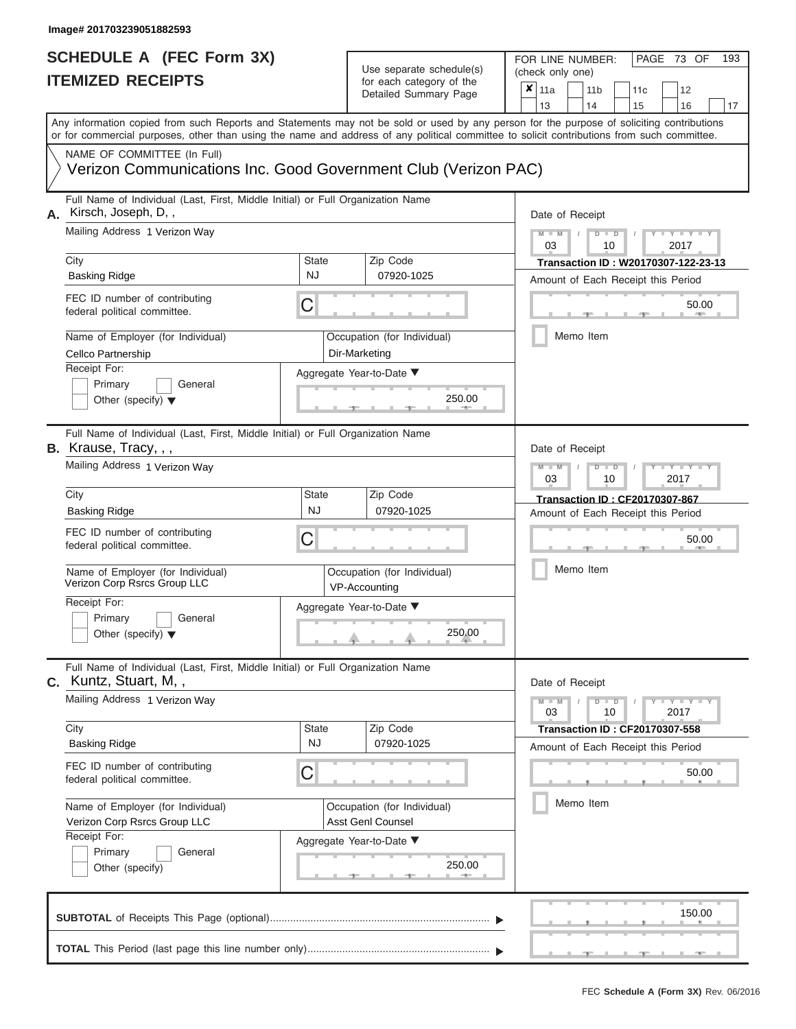Image# 201703239051882593

# SCHEDULE A (FEC Form 3X)
## ITEMIZED RECEIPTS

Use separate schedule(s) for each category of the Detailed Summary Page

FOR LINE NUMBER: (check only one)

- [x] 11a
- [ ] 11b
- [ ] 11c
- [ ] 12
- [ ] 13
- [ ] 14
- [ ] 15
- [ ] 16
- [ ] 17

PAGE 73 OF 193

Any information copied from such Reports and Statements may not be sold or used by any person for the purpose of soliciting contributions or for commercial purposes, other than using the name and address of any political committee to solicit contributions from such committee.

NAME OF COMMITTEE (In Full)
Verizon Communications Inc. Good Government Club (Verizon PAC)

---

**A.** Full Name of Individual (Last, First, Middle Initial) or Full Organization Name: Kirsch, Joseph, D, ,

Mailing Address: 1 Verizon Way

City: Basking Ridge | State: NJ | Zip Code: 07920-1025

FEC ID number of contributing federal political committee: C

Name of Employer (for Individual): Cellco Partnership

Occupation (for Individual): Dir-Marketing

Receipt For: Primary / General / Other (specify)

Aggregate Year-to-Date: 250.00

Date of Receipt: 03 / 10 / 2017

Transaction ID : W20170307-122-23-13

Amount of Each Receipt this Period: 50.00

Memo Item

---

**B.** Full Name of Individual (Last, First, Middle Initial) or Full Organization Name: Krause, Tracy, , ,

Mailing Address: 1 Verizon Way

City: Basking Ridge | State: NJ | Zip Code: 07920-1025

FEC ID number of contributing federal political committee: C

Name of Employer (for Individual): Verizon Corp Rsrcs Group LLC

Occupation (for Individual): VP-Accounting

Receipt For: Primary / General / Other (specify)

Aggregate Year-to-Date: 250.00

Date of Receipt: 03 / 10 / 2017

Transaction ID : CF20170307-867

Amount of Each Receipt this Period: 50.00

Memo Item

---

**C.** Full Name of Individual (Last, First, Middle Initial) or Full Organization Name: Kuntz, Stuart, M, ,

Mailing Address: 1 Verizon Way

City: Basking Ridge | State: NJ | Zip Code: 07920-1025

FEC ID number of contributing federal political committee: C

Name of Employer (for Individual): Verizon Corp Rsrcs Group LLC

Occupation (for Individual): Asst Genl Counsel

Receipt For: Primary / General / Other (specify)

Aggregate Year-to-Date: 250.00

Date of Receipt: 03 / 10 / 2017

Transaction ID : CF20170307-558

Amount of Each Receipt this Period: 50.00

Memo Item

---

**SUBTOTAL** of Receipts This Page (optional): 150.00

**TOTAL** This Period (last page this line number only):

FEC Schedule A (Form 3X) Rev. 06/2016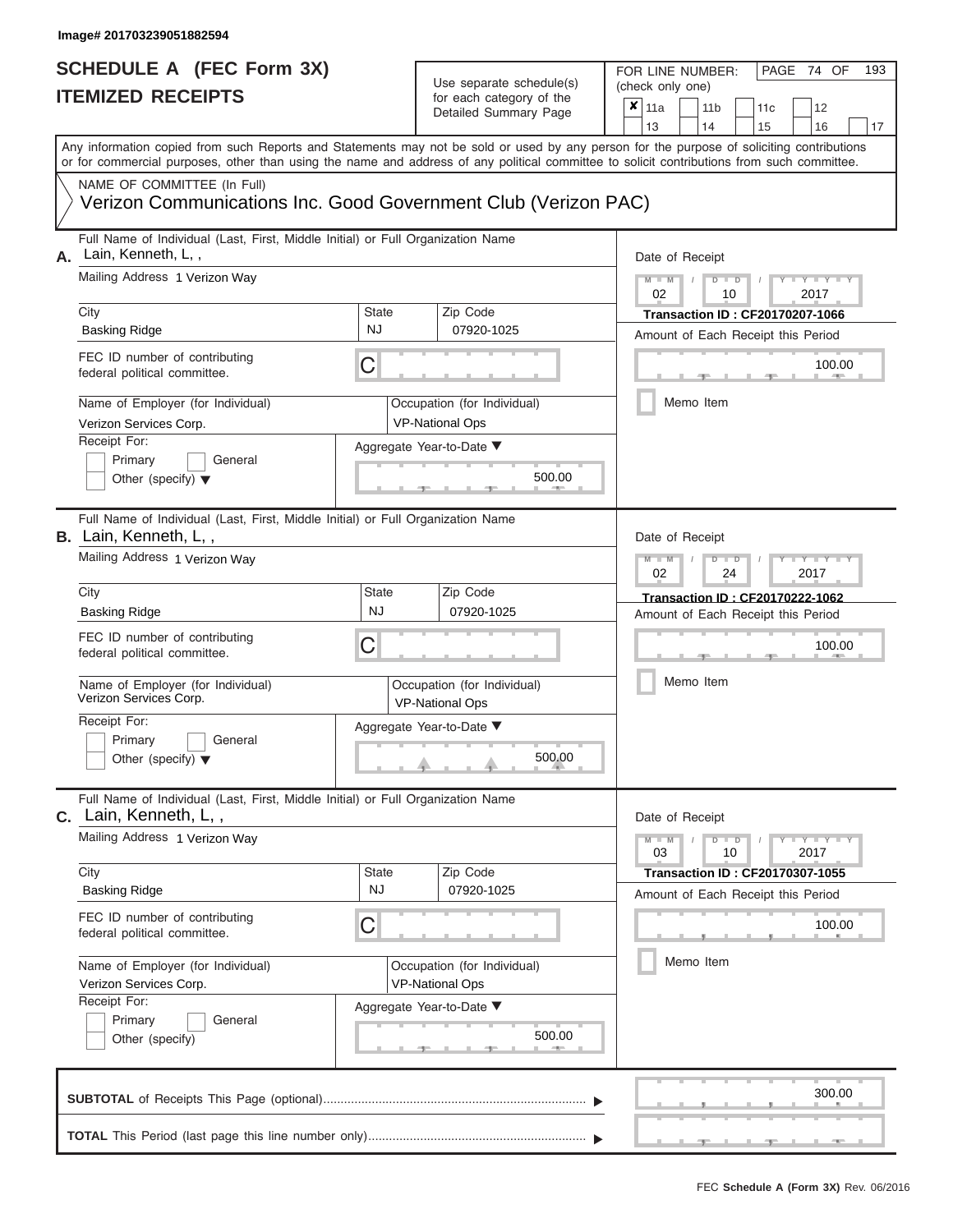Image# 201703239051882594

# SCHEDULE A (FEC Form 3X)
## ITEMIZED RECEIPTS

Use separate schedule(s) for each category of the Detailed Summary Page

FOR LINE NUMBER: (check only one)

- [x] 11a
- [ ] 11b
- [ ] 11c
- [ ] 12
- [ ] 13
- [ ] 14
- [ ] 15
- [ ] 16
- [ ] 17

PAGE 74 OF 193

Any information copied from such Reports and Statements may not be sold or used by any person for the purpose of soliciting contributions or for commercial purposes, other than using the name and address of any political committee to solicit contributions from such committee.

NAME OF COMMITTEE (In Full)
Verizon Communications Inc. Good Government Club (Verizon PAC)

---

**A.** Full Name of Individual (Last, First, Middle Initial) or Full Organization Name: Lain, Kenneth, L, ,

Mailing Address: 1 Verizon Way

City: Basking Ridge | State: NJ | Zip Code: 07920-1025

FEC ID number of contributing federal political committee: C

Name of Employer (for Individual): Verizon Services Corp.

Occupation (for Individual): VP-National Ops

Receipt For: Primary / General / Other (specify)

Aggregate Year-to-Date: 500.00

Date of Receipt: 02 / 10 / 2017

Transaction ID : CF20170207-1066

Amount of Each Receipt this Period: 100.00

Memo Item

---

**B.** Full Name of Individual (Last, First, Middle Initial) or Full Organization Name: Lain, Kenneth, L, ,

Mailing Address: 1 Verizon Way

City: Basking Ridge | State: NJ | Zip Code: 07920-1025

FEC ID number of contributing federal political committee: C

Name of Employer (for Individual): Verizon Services Corp.

Occupation (for Individual): VP-National Ops

Receipt For: Primary / General / Other (specify)

Aggregate Year-to-Date: 500.00

Date of Receipt: 02 / 24 / 2017

Transaction ID : CF20170222-1062

Amount of Each Receipt this Period: 100.00

Memo Item

---

**C.** Full Name of Individual (Last, First, Middle Initial) or Full Organization Name: Lain, Kenneth, L, ,

Mailing Address: 1 Verizon Way

City: Basking Ridge | State: NJ | Zip Code: 07920-1025

FEC ID number of contributing federal political committee: C

Name of Employer (for Individual): Verizon Services Corp.

Occupation (for Individual): VP-National Ops

Receipt For: Primary / General / Other (specify)

Aggregate Year-to-Date: 500.00

Date of Receipt: 03 / 10 / 2017

Transaction ID : CF20170307-1055

Amount of Each Receipt this Period: 100.00

Memo Item

---

**SUBTOTAL** of Receipts This Page (optional): 300.00

**TOTAL** This Period (last page this line number only):

FEC Schedule A (Form 3X) Rev. 06/2016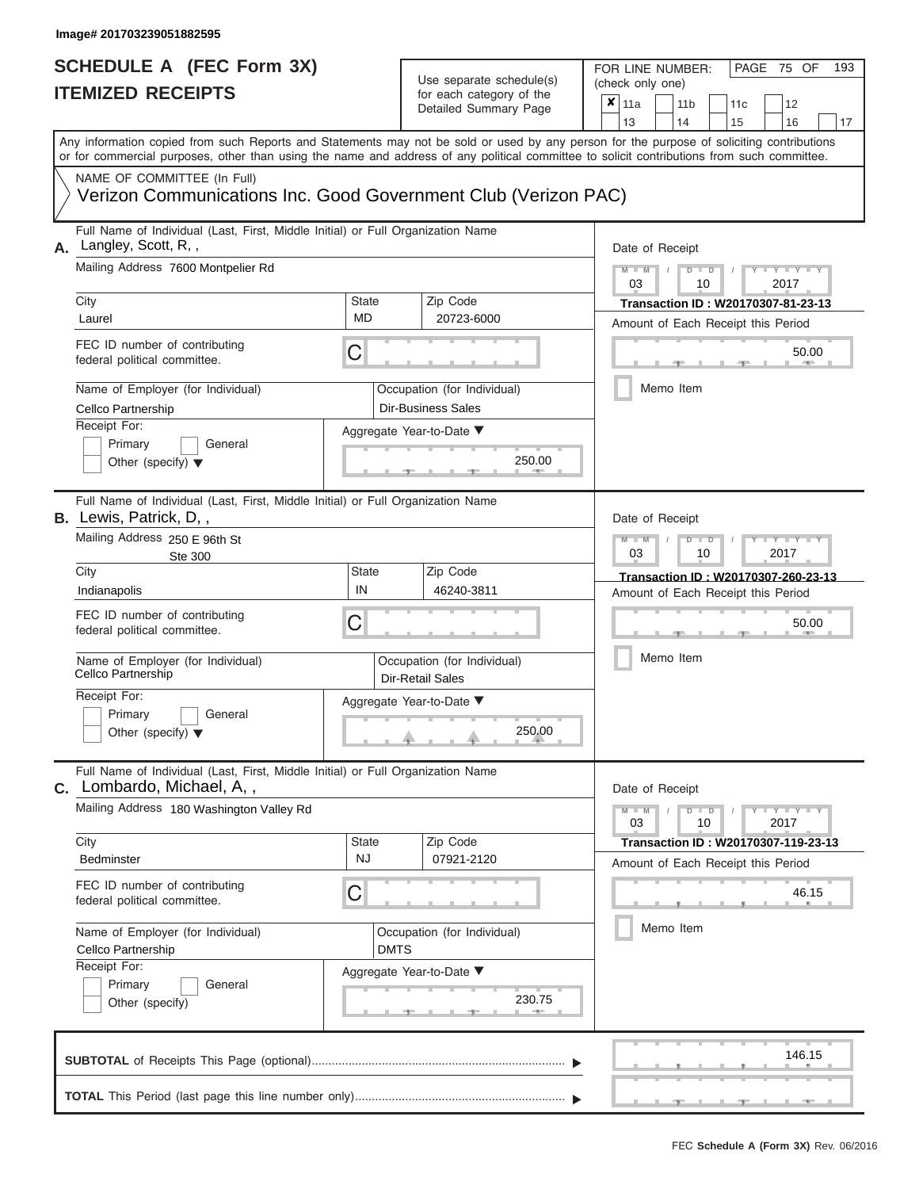Image# 201703239051882595

# SCHEDULE A (FEC Form 3X)
# ITEMIZED RECEIPTS

Use separate schedule(s) for each category of the Detailed Summary Page

FOR LINE NUMBER: (check only one)

✘ 11a | 11b | 11c | 12 | 13 | 14 | 15 | 16 | 17

Any information copied from such Reports and Statements may not be sold or used by any person for the purpose of soliciting contributions or for commercial purposes, other than using the name and address of any political committee to solicit contributions from such committee.

NAME OF COMMITTEE (In Full)

Verizon Communications Inc. Good Government Club (Verizon PAC)

---

**A.** Full Name of Individual (Last, First, Middle Initial) or Full Organization Name: Langley, Scott, R, ,

Mailing Address: 7600 Montpelier Rd

City: Laurel | State: MD | Zip Code: 20723-6000

FEC ID number of contributing federal political committee: C

Name of Employer (for Individual): Cellco Partnership

Occupation (for Individual): Dir-Business Sales

Receipt For: Primary / General / Other (specify)

Aggregate Year-to-Date: 250.00

Date of Receipt: 03 / 10 / 2017

Transaction ID : W20170307-81-23-13

Amount of Each Receipt this Period: 50.00

Memo Item

---

**B.** Full Name of Individual (Last, First, Middle Initial) or Full Organization Name: Lewis, Patrick, D, ,

Mailing Address: 250 E 96th St, Ste 300

City: Indianapolis | State: IN | Zip Code: 46240-3811

FEC ID number of contributing federal political committee: C

Name of Employer (for Individual): Cellco Partnership

Occupation (for Individual): Dir-Retail Sales

Receipt For: Primary / General / Other (specify)

Aggregate Year-to-Date: 250.00

Date of Receipt: 03 / 10 / 2017

Transaction ID : W20170307-260-23-13

Amount of Each Receipt this Period: 50.00

Memo Item

---

**C.** Full Name of Individual (Last, First, Middle Initial) or Full Organization Name: Lombardo, Michael, A, ,

Mailing Address: 180 Washington Valley Rd

City: Bedminster | State: NJ | Zip Code: 07921-2120

FEC ID number of contributing federal political committee: C

Name of Employer (for Individual): Cellco Partnership

Occupation (for Individual): DMTS

Receipt For: Primary / General / Other (specify)

Aggregate Year-to-Date: 230.75

Date of Receipt: 03 / 10 / 2017

Transaction ID : W20170307-119-23-13

Amount of Each Receipt this Period: 46.15

Memo Item

---

**SUBTOTAL** of Receipts This Page (optional): 146.15

**TOTAL** This Period (last page this line number only):

FEC Schedule A (Form 3X) Rev. 06/2016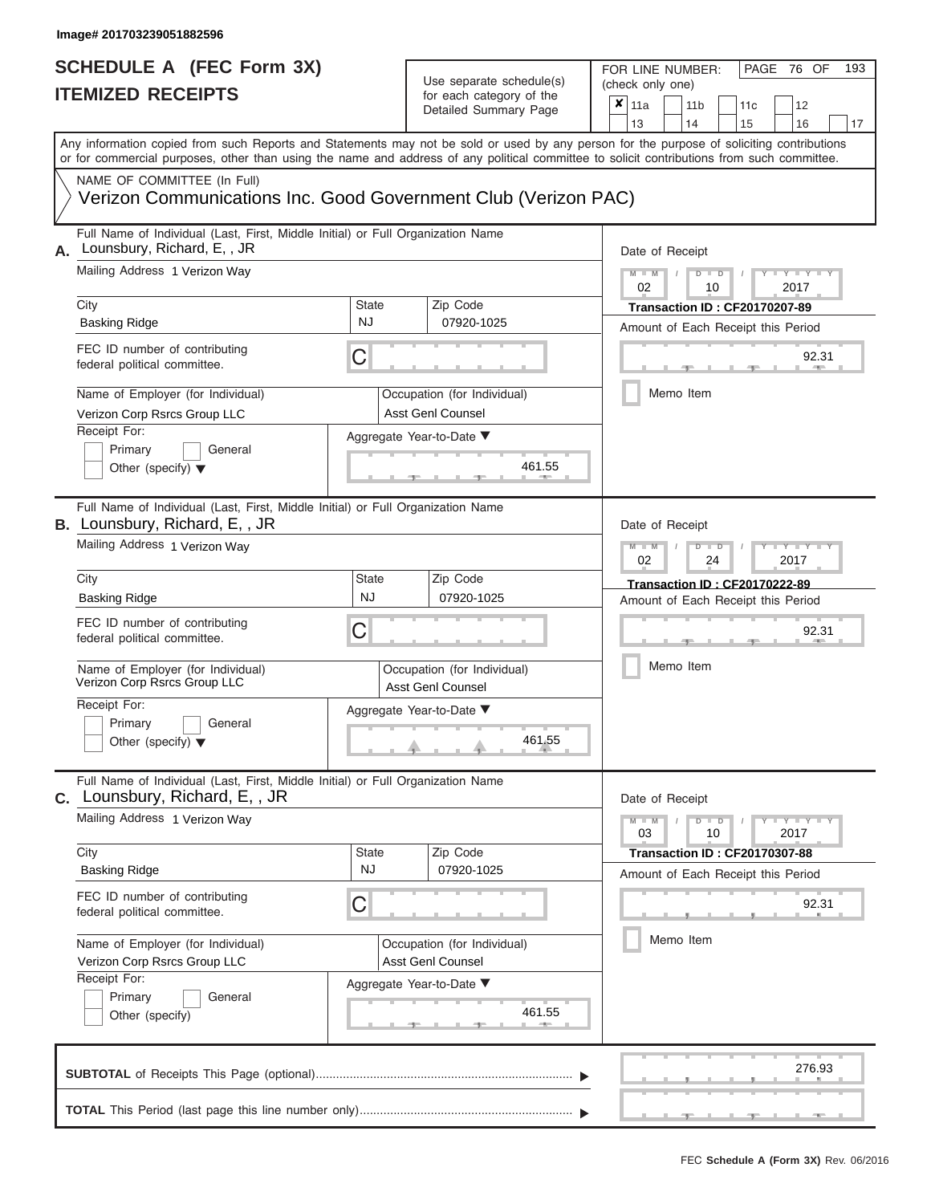Image# 201703239051882596

# SCHEDULE A (FEC Form 3X)
# ITEMIZED RECEIPTS

Use separate schedule(s) for each category of the Detailed Summary Page

FOR LINE NUMBER: (check only one)

- [x] 11a
- [ ] 11b
- [ ] 11c
- [ ] 12
- [ ] 13
- [ ] 14
- [ ] 15
- [ ] 16
- [ ] 17

PAGE 76 OF 193

Any information copied from such Reports and Statements may not be sold or used by any person for the purpose of soliciting contributions or for commercial purposes, other than using the name and address of any political committee to solicit contributions from such committee.

NAME OF COMMITTEE (In Full)
Verizon Communications Inc. Good Government Club (Verizon PAC)

---

**A.** Full Name of Individual (Last, First, Middle Initial) or Full Organization Name
Lounsbury, Richard, E, , JR

Mailing Address: 1 Verizon Way

City: Basking Ridge | State: NJ | Zip Code: 07920-1025

FEC ID number of contributing federal political committee: C

Name of Employer (for Individual): Verizon Corp Rsrcs Group LLC

Occupation (for Individual): Asst Genl Counsel

Receipt For: Primary / General / Other (specify)

Aggregate Year-to-Date: 461.55

Date of Receipt: 02 / 10 / 2017

Transaction ID : CF20170207-89

Amount of Each Receipt this Period: 92.31

Memo Item

---

**B.** Full Name of Individual (Last, First, Middle Initial) or Full Organization Name
Lounsbury, Richard, E, , JR

Mailing Address: 1 Verizon Way

City: Basking Ridge | State: NJ | Zip Code: 07920-1025

FEC ID number of contributing federal political committee: C

Name of Employer (for Individual): Verizon Corp Rsrcs Group LLC

Occupation (for Individual): Asst Genl Counsel

Receipt For: Primary / General / Other (specify)

Aggregate Year-to-Date: 461.55

Date of Receipt: 02 / 24 / 2017

Transaction ID : CF20170222-89

Amount of Each Receipt this Period: 92.31

Memo Item

---

**C.** Full Name of Individual (Last, First, Middle Initial) or Full Organization Name
Lounsbury, Richard, E, , JR

Mailing Address: 1 Verizon Way

City: Basking Ridge | State: NJ | Zip Code: 07920-1025

FEC ID number of contributing federal political committee: C

Name of Employer (for Individual): Verizon Corp Rsrcs Group LLC

Occupation (for Individual): Asst Genl Counsel

Receipt For: Primary / General / Other (specify)

Aggregate Year-to-Date: 461.55

Date of Receipt: 03 / 10 / 2017

Transaction ID : CF20170307-88

Amount of Each Receipt this Period: 92.31

Memo Item

---

**SUBTOTAL** of Receipts This Page (optional): 276.93

**TOTAL** This Period (last page this line number only):

FEC Schedule A (Form 3X) Rev. 06/2016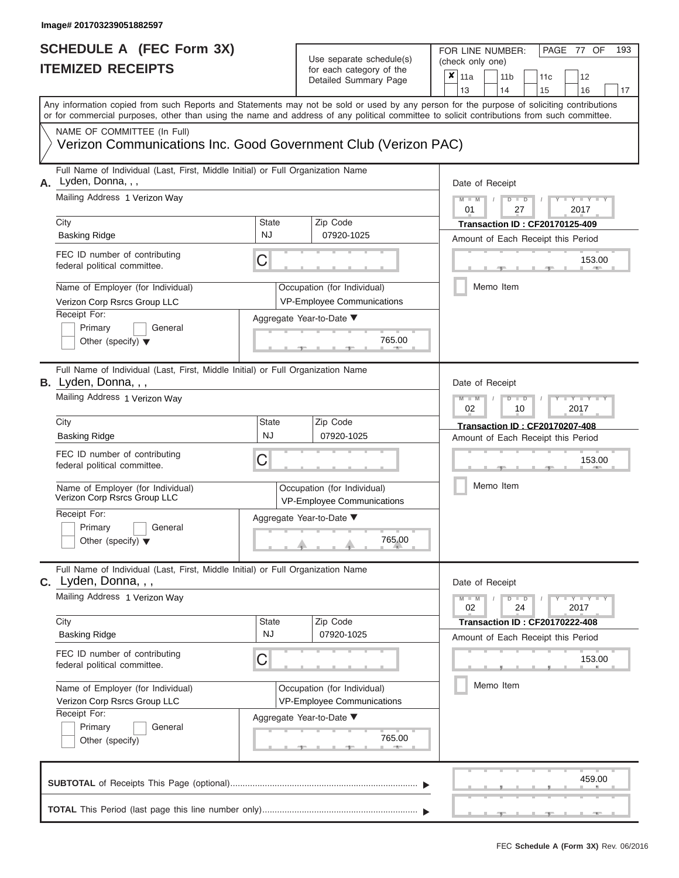Image# 201703239051882597

# SCHEDULE A (FEC Form 3X)
## ITEMIZED RECEIPTS

Use separate schedule(s) for each category of the Detailed Summary Page

FOR LINE NUMBER: (check only one)

- [x] 11a
- [ ] 11b
- [ ] 11c
- [ ] 12
- [ ] 13
- [ ] 14
- [ ] 15
- [ ] 16
- [ ] 17

PAGE 77 OF 193

Any information copied from such Reports and Statements may not be sold or used by any person for the purpose of soliciting contributions or for commercial purposes, other than using the name and address of any political committee to solicit contributions from such committee.

NAME OF COMMITTEE (In Full)
Verizon Communications Inc. Good Government Club (Verizon PAC)

---

**A.** Full Name of Individual (Last, First, Middle Initial) or Full Organization Name: Lyden, Donna, , ,

Mailing Address: 1 Verizon Way

City: Basking Ridge | State: NJ | Zip Code: 07920-1025

FEC ID number of contributing federal political committee: C

Name of Employer (for Individual): Verizon Corp Rsrcs Group LLC

Occupation (for Individual): VP-Employee Communications

Receipt For: Primary / General / Other (specify)

Aggregate Year-to-Date: 765.00

Date of Receipt: 01 / 27 / 2017

Transaction ID : CF20170125-409

Amount of Each Receipt this Period: 153.00

Memo Item

---

**B.** Full Name of Individual (Last, First, Middle Initial) or Full Organization Name: Lyden, Donna, , ,

Mailing Address: 1 Verizon Way

City: Basking Ridge | State: NJ | Zip Code: 07920-1025

FEC ID number of contributing federal political committee: C

Name of Employer (for Individual): Verizon Corp Rsrcs Group LLC

Occupation (for Individual): VP-Employee Communications

Receipt For: Primary / General / Other (specify)

Aggregate Year-to-Date: 765.00

Date of Receipt: 02 / 10 / 2017

Transaction ID : CF20170207-408

Amount of Each Receipt this Period: 153.00

Memo Item

---

**C.** Full Name of Individual (Last, First, Middle Initial) or Full Organization Name: Lyden, Donna, , ,

Mailing Address: 1 Verizon Way

City: Basking Ridge | State: NJ | Zip Code: 07920-1025

FEC ID number of contributing federal political committee: C

Name of Employer (for Individual): Verizon Corp Rsrcs Group LLC

Occupation (for Individual): VP-Employee Communications

Receipt For: Primary / General / Other (specify)

Aggregate Year-to-Date: 765.00

Date of Receipt: 02 / 24 / 2017

Transaction ID : CF20170222-408

Amount of Each Receipt this Period: 153.00

Memo Item

---

**SUBTOTAL** of Receipts This Page (optional): 459.00

**TOTAL** This Period (last page this line number only):

FEC Schedule A (Form 3X) Rev. 06/2016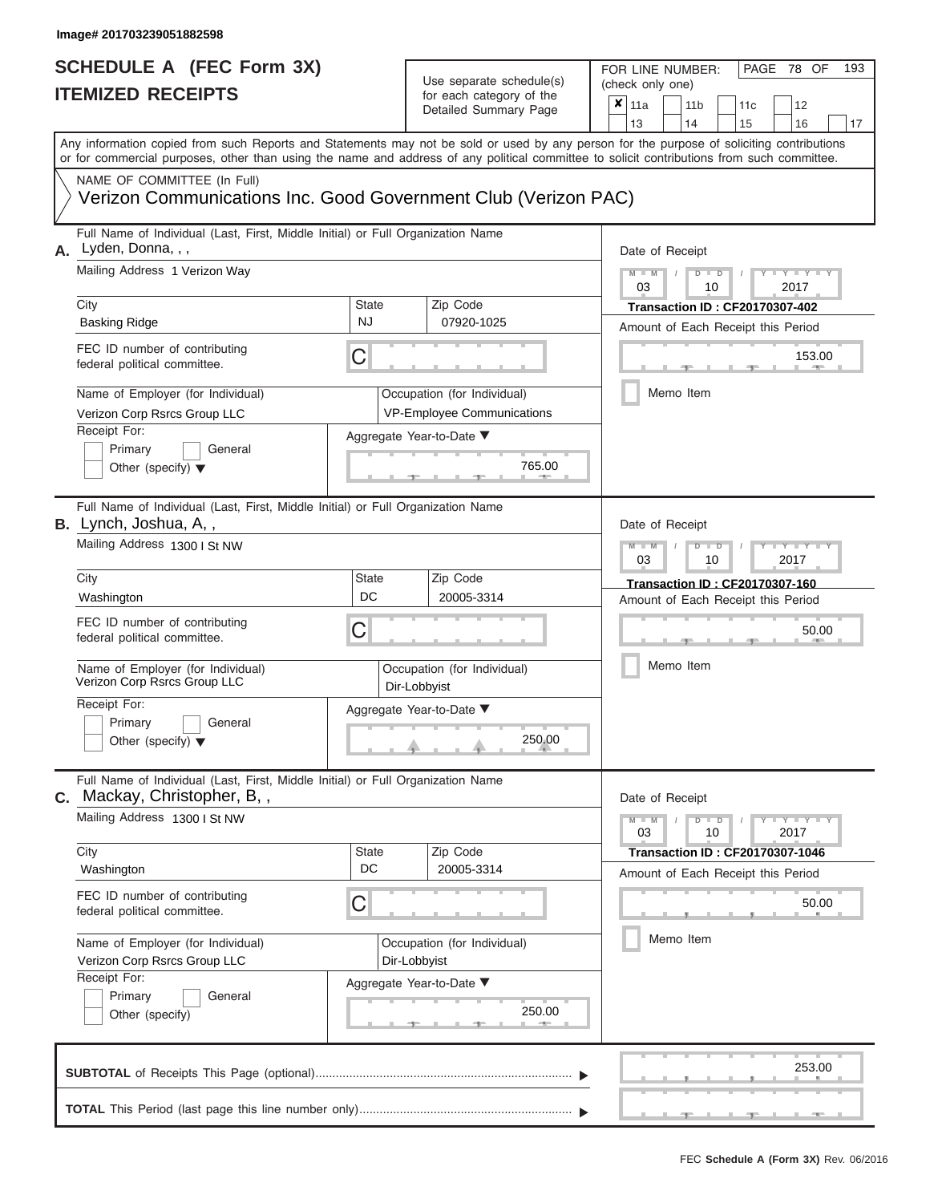Image# 201703239051882598

# SCHEDULE A (FEC Form 3X)
# ITEMIZED RECEIPTS

Use separate schedule(s) for each category of the Detailed Summary Page

FOR LINE NUMBER: (check only one)

☒ 11a ☐ 11b ☐ 11c ☐ 12 ☐ 13 ☐ 14 ☐ 15 ☐ 16 ☐ 17

PAGE 78 OF 193

Any information copied from such Reports and Statements may not be sold or used by any person for the purpose of soliciting contributions or for commercial purposes, other than using the name and address of any political committee to solicit contributions from such committee.

NAME OF COMMITTEE (In Full)

Verizon Communications Inc. Good Government Club (Verizon PAC)

---

**A.** Full Name of Individual (Last, First, Middle Initial) or Full Organization Name: Lyden, Donna, , ,

Mailing Address: 1 Verizon Way

City: Basking Ridge | State: NJ | Zip Code: 07920-1025

FEC ID number of contributing federal political committee: C

Name of Employer (for Individual): Verizon Corp Rsrcs Group LLC

Occupation (for Individual): VP-Employee Communications

Receipt For: ☐ Primary ☐ General ☐ Other (specify)

Aggregate Year-to-Date: 765.00

Date of Receipt: 03 / 10 / 2017

Transaction ID : CF20170307-402

Amount of Each Receipt this Period: 153.00

☐ Memo Item

---

**B.** Full Name of Individual (Last, First, Middle Initial) or Full Organization Name: Lynch, Joshua, A, ,

Mailing Address: 1300 I St NW

City: Washington | State: DC | Zip Code: 20005-3314

FEC ID number of contributing federal political committee: C

Name of Employer (for Individual): Verizon Corp Rsrcs Group LLC

Occupation (for Individual): Dir-Lobbyist

Receipt For: ☐ Primary ☐ General ☐ Other (specify)

Aggregate Year-to-Date: 250.00

Date of Receipt: 03 / 10 / 2017

Transaction ID : CF20170307-160

Amount of Each Receipt this Period: 50.00

☐ Memo Item

---

**C.** Full Name of Individual (Last, First, Middle Initial) or Full Organization Name: Mackay, Christopher, B, ,

Mailing Address: 1300 I St NW

City: Washington | State: DC | Zip Code: 20005-3314

FEC ID number of contributing federal political committee: C

Name of Employer (for Individual): Verizon Corp Rsrcs Group LLC

Occupation (for Individual): Dir-Lobbyist

Receipt For: ☐ Primary ☐ General ☐ Other (specify)

Aggregate Year-to-Date: 250.00

Date of Receipt: 03 / 10 / 2017

Transaction ID : CF20170307-1046

Amount of Each Receipt this Period: 50.00

☐ Memo Item

---

**SUBTOTAL** of Receipts This Page (optional): 253.00

**TOTAL** This Period (last page this line number only):

FEC Schedule A (Form 3X) Rev. 06/2016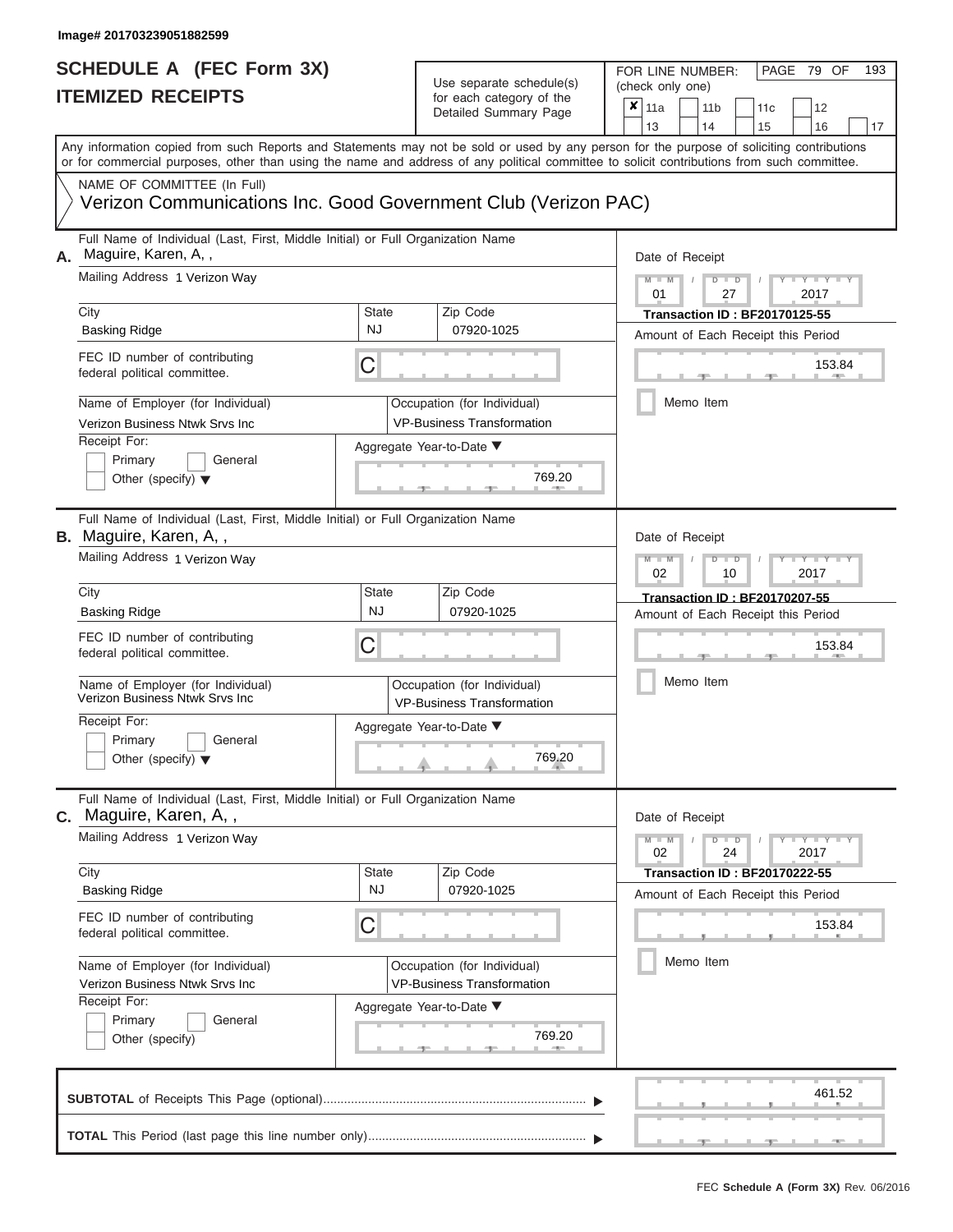Image# 201703239051882599

# SCHEDULE A (FEC Form 3X)
## ITEMIZED RECEIPTS

Use separate schedule(s) for each category of the Detailed Summary Page

FOR LINE NUMBER: (check only one)

| | | | | |
|---|---|---|---|---|
| ✘ 11a | 11b | 11c | 12 | |
| 13 | 14 | 15 | 16 | 17 |

PAGE 79 OF 193

Any information copied from such Reports and Statements may not be sold or used by any person for the purpose of soliciting contributions or for commercial purposes, other than using the name and address of any political committee to solicit contributions from such committee.

NAME OF COMMITTEE (In Full)
Verizon Communications Inc. Good Government Club (Verizon PAC)

---

**A.** Full Name of Individual (Last, First, Middle Initial) or Full Organization Name: Maguire, Karen, A, ,

Mailing Address: 1 Verizon Way

City: Basking Ridge | State: NJ | Zip Code: 07920-1025

FEC ID number of contributing federal political committee: C

Name of Employer (for Individual): Verizon Business Ntwk Srvs Inc

Occupation (for Individual): VP-Business Transformation

Receipt For: Primary / General / Other (specify)

Aggregate Year-to-Date: 769.20

Date of Receipt: 01 / 27 / 2017

Transaction ID : BF20170125-55

Amount of Each Receipt this Period: 153.84

Memo Item

---

**B.** Full Name of Individual (Last, First, Middle Initial) or Full Organization Name: Maguire, Karen, A, ,

Mailing Address: 1 Verizon Way

City: Basking Ridge | State: NJ | Zip Code: 07920-1025

FEC ID number of contributing federal political committee: C

Name of Employer (for Individual): Verizon Business Ntwk Srvs Inc

Occupation (for Individual): VP-Business Transformation

Receipt For: Primary / General / Other (specify)

Aggregate Year-to-Date: 769.20

Date of Receipt: 02 / 10 / 2017

Transaction ID : BF20170207-55

Amount of Each Receipt this Period: 153.84

Memo Item

---

**C.** Full Name of Individual (Last, First, Middle Initial) or Full Organization Name: Maguire, Karen, A, ,

Mailing Address: 1 Verizon Way

City: Basking Ridge | State: NJ | Zip Code: 07920-1025

FEC ID number of contributing federal political committee: C

Name of Employer (for Individual): Verizon Business Ntwk Srvs Inc

Occupation (for Individual): VP-Business Transformation

Receipt For: Primary / General / Other (specify)

Aggregate Year-to-Date: 769.20

Date of Receipt: 02 / 24 / 2017

Transaction ID : BF20170222-55

Amount of Each Receipt this Period: 153.84

Memo Item

---

**SUBTOTAL** of Receipts This Page (optional): 461.52

**TOTAL** This Period (last page this line number only):

FEC Schedule A (Form 3X) Rev. 06/2016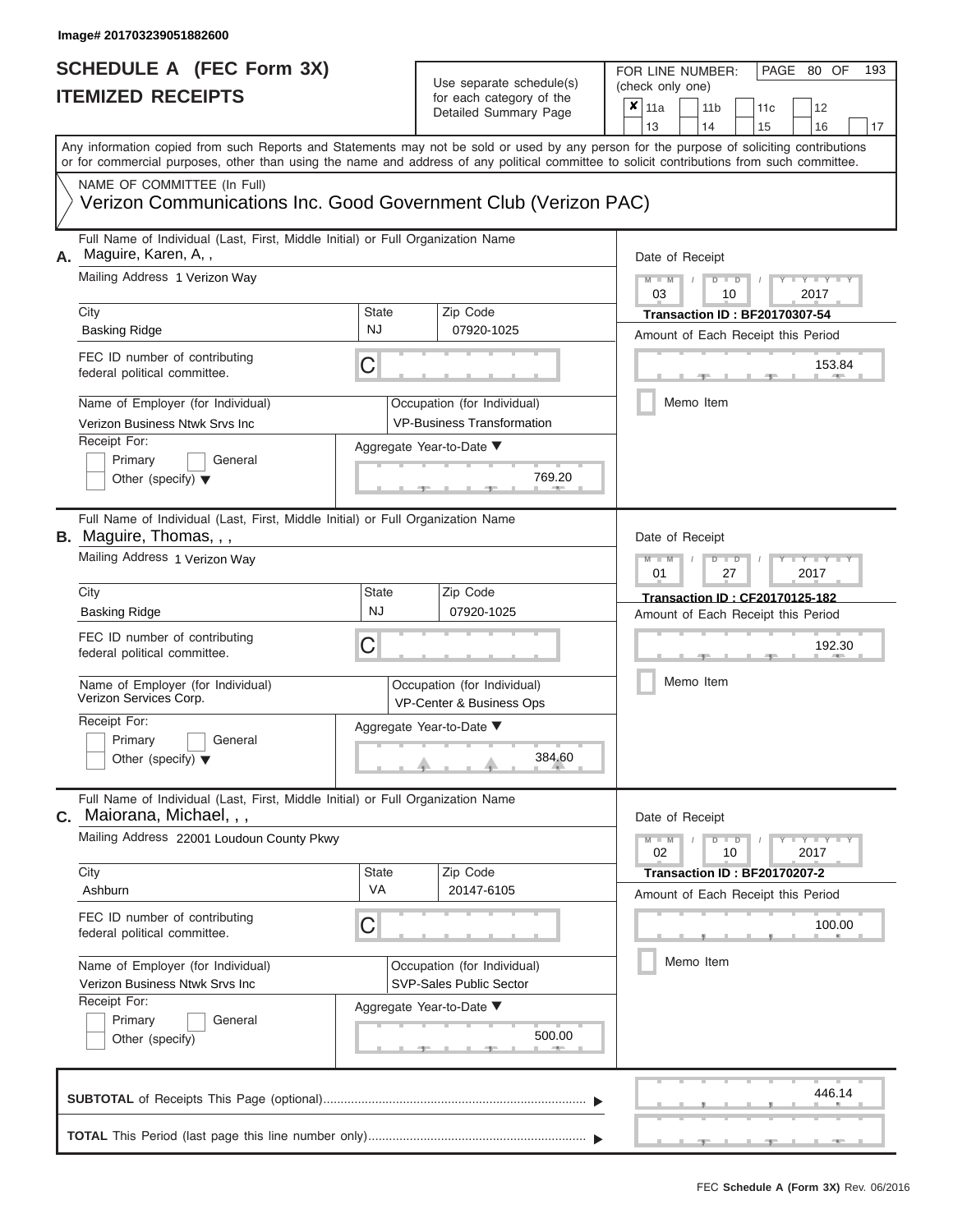Image# 201703239051882600

# SCHEDULE A (FEC Form 3X)
## ITEMIZED RECEIPTS

Use separate schedule(s) for each category of the Detailed Summary Page

FOR LINE NUMBER: (check only one)

- [x] 11a
- [ ] 11b
- [ ] 11c
- [ ] 12
- [ ] 13
- [ ] 14
- [ ] 15
- [ ] 16
- [ ] 17

PAGE 80 OF 193

Any information copied from such Reports and Statements may not be sold or used by any person for the purpose of soliciting contributions or for commercial purposes, other than using the name and address of any political committee to solicit contributions from such committee.

NAME OF COMMITTEE (In Full)

Verizon Communications Inc. Good Government Club (Verizon PAC)

---

**A.** Full Name of Individual (Last, First, Middle Initial) or Full Organization Name: Maguire, Karen, A, ,

Mailing Address: 1 Verizon Way

City: Basking Ridge | State: NJ | Zip Code: 07920-1025

FEC ID number of contributing federal political committee: C

Name of Employer (for Individual): Verizon Business Ntwk Srvs Inc

Occupation (for Individual): VP-Business Transformation

Receipt For: Primary / General / Other (specify)

Aggregate Year-to-Date: 769.20

Date of Receipt: 03 / 10 / 2017

Transaction ID : BF20170307-54

Amount of Each Receipt this Period: 153.84

Memo Item

---

**B.** Full Name of Individual (Last, First, Middle Initial) or Full Organization Name: Maguire, Thomas, , ,

Mailing Address: 1 Verizon Way

City: Basking Ridge | State: NJ | Zip Code: 07920-1025

FEC ID number of contributing federal political committee: C

Name of Employer (for Individual): Verizon Services Corp.

Occupation (for Individual): VP-Center & Business Ops

Receipt For: Primary / General / Other (specify)

Aggregate Year-to-Date: 384.60

Date of Receipt: 01 / 27 / 2017

Transaction ID : CF20170125-182

Amount of Each Receipt this Period: 192.30

Memo Item

---

**C.** Full Name of Individual (Last, First, Middle Initial) or Full Organization Name: Maiorana, Michael, , ,

Mailing Address: 22001 Loudoun County Pkwy

City: Ashburn | State: VA | Zip Code: 20147-6105

FEC ID number of contributing federal political committee: C

Name of Employer (for Individual): Verizon Business Ntwk Srvs Inc

Occupation (for Individual): SVP-Sales Public Sector

Receipt For: Primary / General / Other (specify)

Aggregate Year-to-Date: 500.00

Date of Receipt: 02 / 10 / 2017

Transaction ID : BF20170207-2

Amount of Each Receipt this Period: 100.00

Memo Item

---

**SUBTOTAL** of Receipts This Page (optional): 446.14

**TOTAL** This Period (last page this line number only):

FEC Schedule A (Form 3X) Rev. 06/2016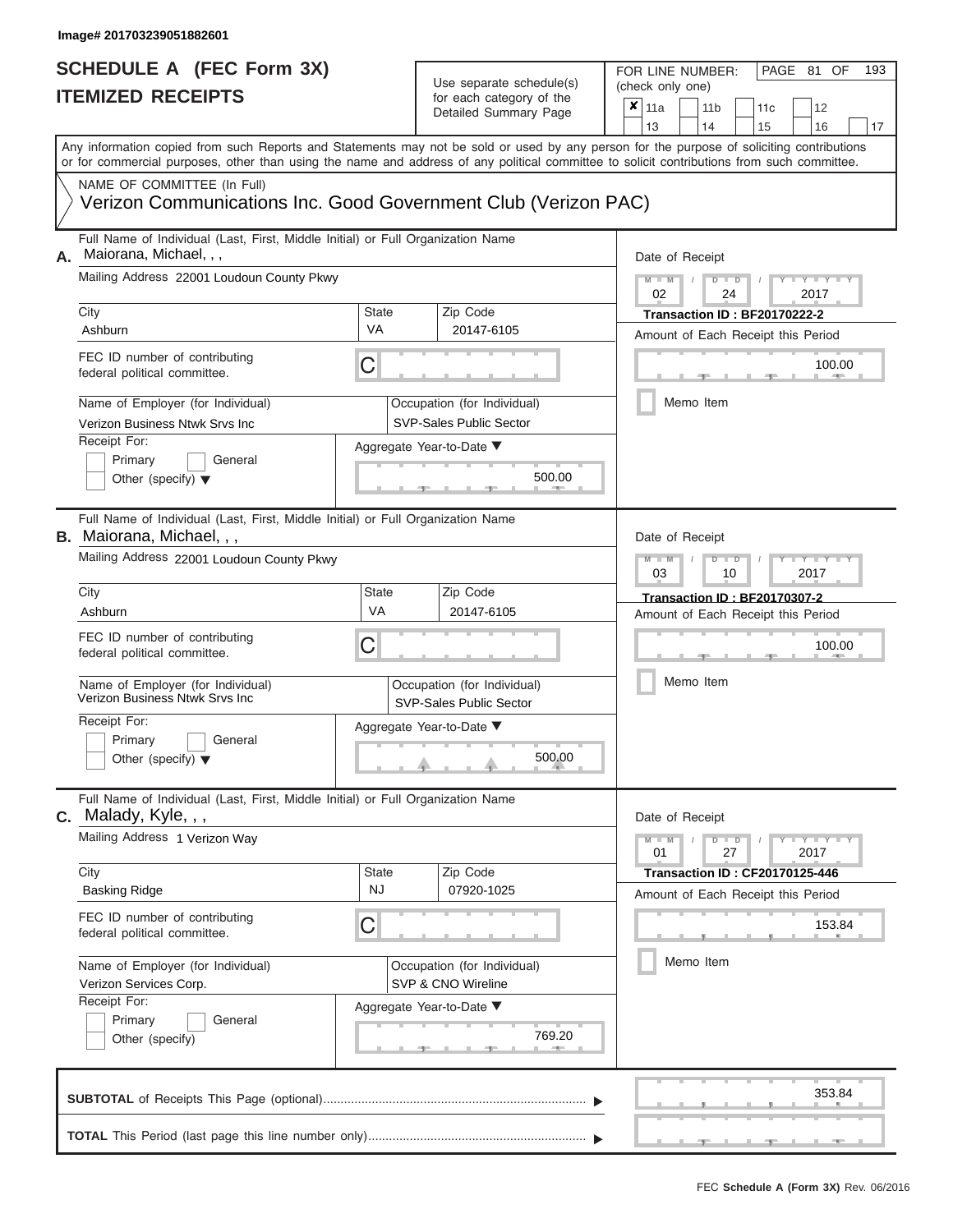Image# 201703239051882601

# SCHEDULE A (FEC Form 3X)
## ITEMIZED RECEIPTS

Use separate schedule(s) for each category of the Detailed Summary Page

FOR LINE NUMBER: (check only one)

PAGE 81 OF 193

- [x] 11a
- [ ] 11b
- [ ] 11c
- [ ] 12
- [ ] 13
- [ ] 14
- [ ] 15
- [ ] 16
- [ ] 17

Any information copied from such Reports and Statements may not be sold or used by any person for the purpose of soliciting contributions or for commercial purposes, other than using the name and address of any political committee to solicit contributions from such committee.

NAME OF COMMITTEE (In Full)

Verizon Communications Inc. Good Government Club (Verizon PAC)

---

**A.** Full Name of Individual (Last, First, Middle Initial) or Full Organization Name: Maiorana, Michael, , ,

Mailing Address: 22001 Loudoun County Pkwy

City: Ashburn | State: VA | Zip Code: 20147-6105

FEC ID number of contributing federal political committee: C

Name of Employer (for Individual): Verizon Business Ntwk Srvs Inc

Occupation (for Individual): SVP-Sales Public Sector

Receipt For: Primary / General / Other (specify)

Aggregate Year-to-Date: 500.00

Date of Receipt: 02 / 24 / 2017

Transaction ID : BF20170222-2

Amount of Each Receipt this Period: 100.00

Memo Item

---

**B.** Full Name of Individual (Last, First, Middle Initial) or Full Organization Name: Maiorana, Michael, , ,

Mailing Address: 22001 Loudoun County Pkwy

City: Ashburn | State: VA | Zip Code: 20147-6105

FEC ID number of contributing federal political committee: C

Name of Employer (for Individual): Verizon Business Ntwk Srvs Inc

Occupation (for Individual): SVP-Sales Public Sector

Receipt For: Primary / General / Other (specify)

Aggregate Year-to-Date: 500.00

Date of Receipt: 03 / 10 / 2017

Transaction ID : BF20170307-2

Amount of Each Receipt this Period: 100.00

Memo Item

---

**C.** Full Name of Individual (Last, First, Middle Initial) or Full Organization Name: Malady, Kyle, , ,

Mailing Address: 1 Verizon Way

City: Basking Ridge | State: NJ | Zip Code: 07920-1025

FEC ID number of contributing federal political committee: C

Name of Employer (for Individual): Verizon Services Corp.

Occupation (for Individual): SVP & CNO Wireline

Receipt For: Primary / General / Other (specify)

Aggregate Year-to-Date: 769.20

Date of Receipt: 01 / 27 / 2017

Transaction ID : CF20170125-446

Amount of Each Receipt this Period: 153.84

Memo Item

---

**SUBTOTAL** of Receipts This Page (optional): 353.84

**TOTAL** This Period (last page this line number only):

FEC **Schedule A (Form 3X)** Rev. 06/2016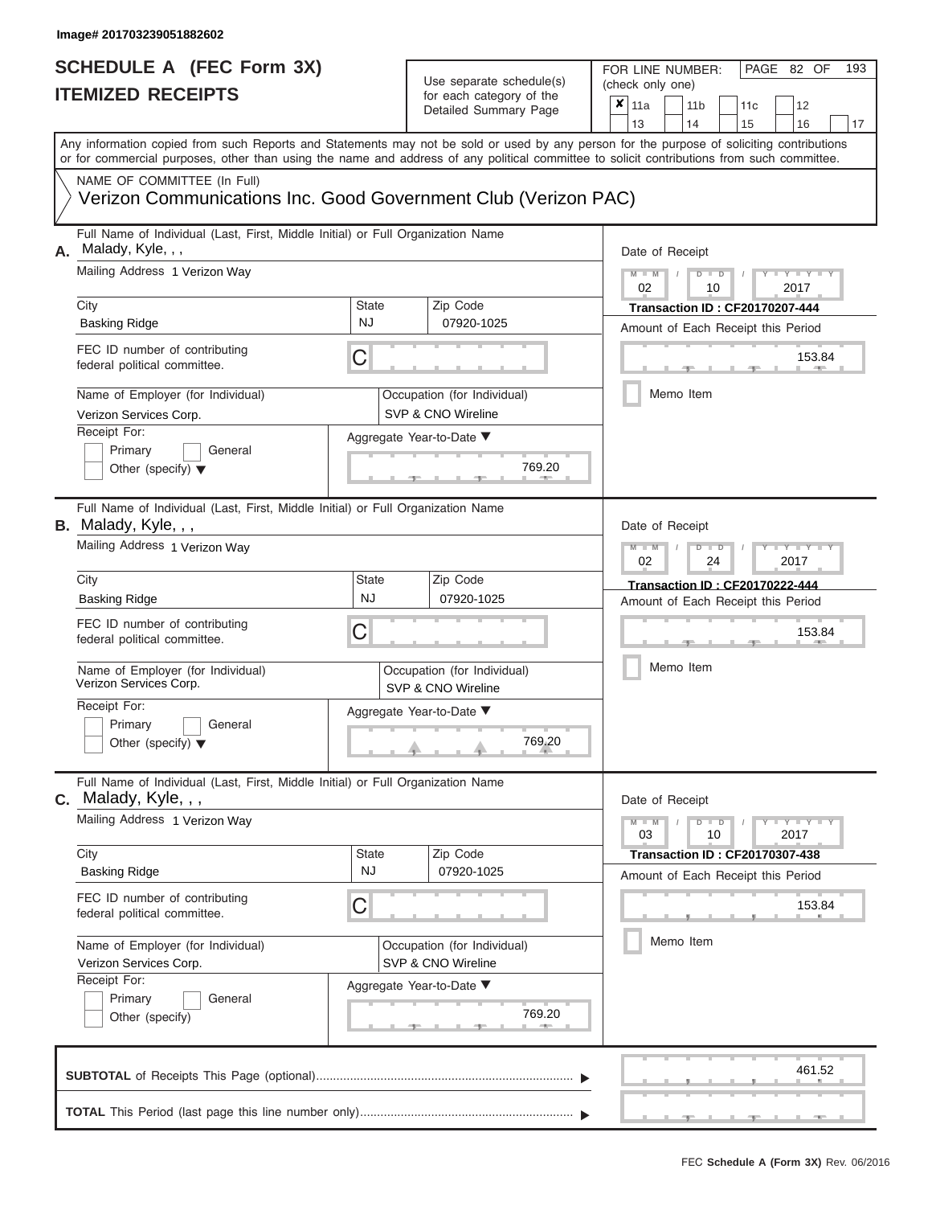Image# 201703239051882602

# SCHEDULE A (FEC Form 3X)
## ITEMIZED RECEIPTS

Use separate schedule(s) for each category of the Detailed Summary Page

FOR LINE NUMBER: (check only one)

| | | | | | | | | |
|---|---|---|---|---|---|---|---|---|
| ✘ | 11a | | 11b | | 11c | | 12 | |
| | 13 | | 14 | | 15 | | 16 | 17 |

PAGE 82 OF 193

Any information copied from such Reports and Statements may not be sold or used by any person for the purpose of soliciting contributions or for commercial purposes, other than using the name and address of any political committee to solicit contributions from such committee.

NAME OF COMMITTEE (In Full)
Verizon Communications Inc. Good Government Club (Verizon PAC)

---

**A.** Full Name of Individual (Last, First, Middle Initial) or Full Organization Name
Malady, Kyle, , ,

Mailing Address 1 Verizon Way

City: Basking Ridge | State: NJ | Zip Code: 07920-1025

FEC ID number of contributing federal political committee. C

Name of Employer (for Individual): Verizon Services Corp.
Occupation (for Individual): SVP & CNO Wireline

Receipt For: Primary / General / Other (specify)

Aggregate Year-to-Date: 769.20

Date of Receipt: 02 / 10 / 2017
Transaction ID : CF20170207-444
Amount of Each Receipt this Period: 153.84
Memo Item

---

**B.** Full Name of Individual (Last, First, Middle Initial) or Full Organization Name
Malady, Kyle, , ,

Mailing Address 1 Verizon Way

City: Basking Ridge | State: NJ | Zip Code: 07920-1025

FEC ID number of contributing federal political committee. C

Name of Employer (for Individual): Verizon Services Corp.
Occupation (for Individual): SVP & CNO Wireline

Receipt For: Primary / General / Other (specify)

Aggregate Year-to-Date: 769.20

Date of Receipt: 02 / 24 / 2017
Transaction ID : CF20170222-444
Amount of Each Receipt this Period: 153.84
Memo Item

---

**C.** Full Name of Individual (Last, First, Middle Initial) or Full Organization Name
Malady, Kyle, , ,

Mailing Address 1 Verizon Way

City: Basking Ridge | State: NJ | Zip Code: 07920-1025

FEC ID number of contributing federal political committee. C

Name of Employer (for Individual): Verizon Services Corp.
Occupation (for Individual): SVP & CNO Wireline

Receipt For: Primary / General / Other (specify)

Aggregate Year-to-Date: 769.20

Date of Receipt: 03 / 10 / 2017
Transaction ID : CF20170307-438
Amount of Each Receipt this Period: 153.84
Memo Item

---

**SUBTOTAL** of Receipts This Page (optional): 461.52

**TOTAL** This Period (last page this line number only):

FEC **Schedule A (Form 3X)** Rev. 06/2016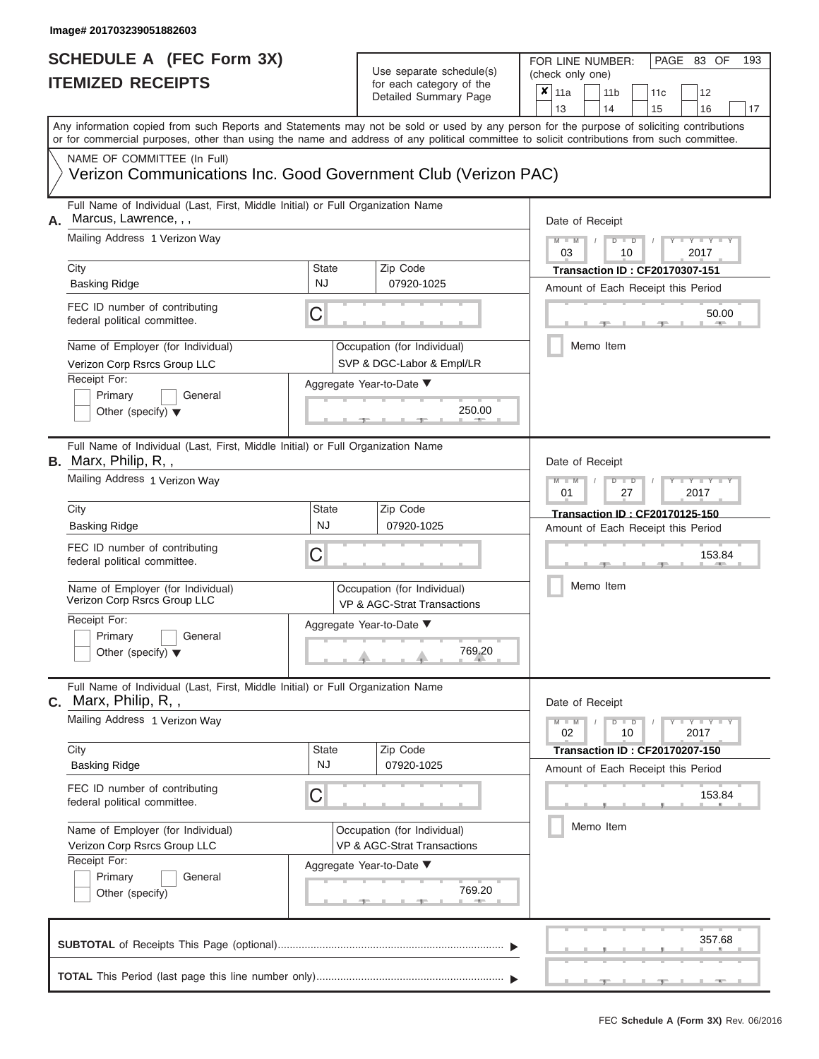Image# 201703239051882603

# SCHEDULE A (FEC Form 3X)
# ITEMIZED RECEIPTS

Use separate schedule(s) for each category of the Detailed Summary Page

FOR LINE NUMBER: (check only one)

- [x] 11a
- [ ] 11b
- [ ] 11c
- [ ] 12
- [ ] 13
- [ ] 14
- [ ] 15
- [ ] 16
- [ ] 17

Any information copied from such Reports and Statements may not be sold or used by any person for the purpose of soliciting contributions or for commercial purposes, other than using the name and address of any political committee to solicit contributions from such committee.

NAME OF COMMITTEE (In Full)
Verizon Communications Inc. Good Government Club (Verizon PAC)

---

**A.** Full Name of Individual (Last, First, Middle Initial) or Full Organization Name: Marcus, Lawrence, , ,

Mailing Address: 1 Verizon Way

City: Basking Ridge | State: NJ | Zip Code: 07920-1025

FEC ID number of contributing federal political committee: C

Name of Employer (for Individual): Verizon Corp Rsrcs Group LLC

Occupation (for Individual): SVP & DGC-Labor & Empl/LR

Receipt For: Primary / General / Other (specify)

Aggregate Year-to-Date: 250.00

Date of Receipt: 03 / 10 / 2017

Transaction ID : CF20170307-151

Amount of Each Receipt this Period: 50.00

Memo Item

---

**B.** Full Name of Individual (Last, First, Middle Initial) or Full Organization Name: Marx, Philip, R, ,

Mailing Address: 1 Verizon Way

City: Basking Ridge | State: NJ | Zip Code: 07920-1025

FEC ID number of contributing federal political committee: C

Name of Employer (for Individual): Verizon Corp Rsrcs Group LLC

Occupation (for Individual): VP & AGC-Strat Transactions

Receipt For: Primary / General / Other (specify)

Aggregate Year-to-Date: 769.20

Date of Receipt: 01 / 27 / 2017

Transaction ID : CF20170125-150

Amount of Each Receipt this Period: 153.84

Memo Item

---

**C.** Full Name of Individual (Last, First, Middle Initial) or Full Organization Name: Marx, Philip, R, ,

Mailing Address: 1 Verizon Way

City: Basking Ridge | State: NJ | Zip Code: 07920-1025

FEC ID number of contributing federal political committee: C

Name of Employer (for Individual): Verizon Corp Rsrcs Group LLC

Occupation (for Individual): VP & AGC-Strat Transactions

Receipt For: Primary / General / Other (specify)

Aggregate Year-to-Date: 769.20

Date of Receipt: 02 / 10 / 2017

Transaction ID : CF20170207-150

Amount of Each Receipt this Period: 153.84

Memo Item

---

**SUBTOTAL** of Receipts This Page (optional): 357.68

**TOTAL** This Period (last page this line number only):

FEC Schedule A (Form 3X) Rev. 06/2016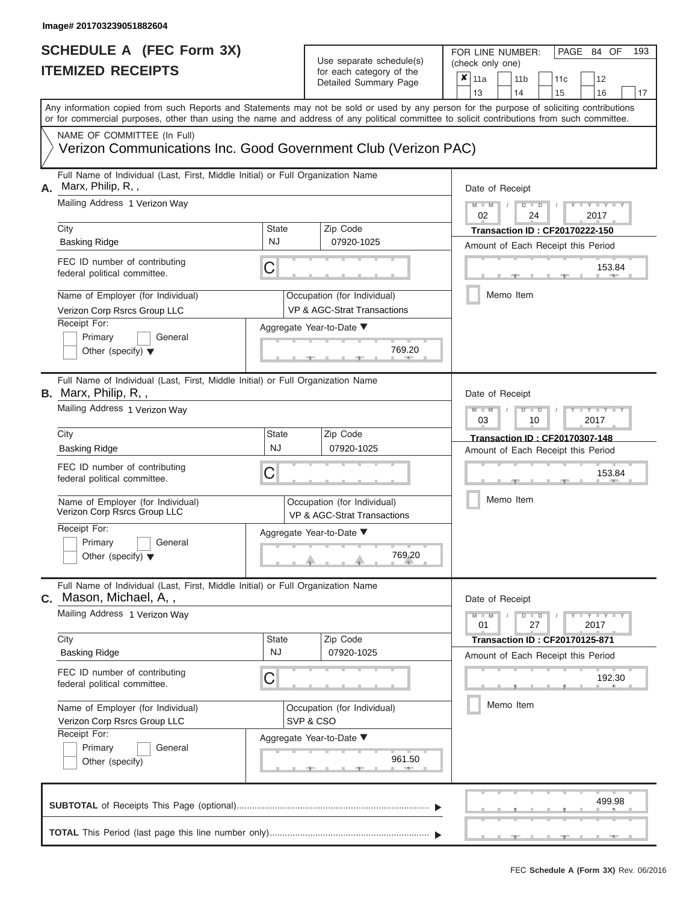Image# 201703239051882604

# SCHEDULE A (FEC Form 3X)
# ITEMIZED RECEIPTS

Use separate schedule(s) for each category of the Detailed Summary Page

FOR LINE NUMBER: (check only one)

| | | | | |
|---|---|---|---|---|
| ✘ 11a | 11b | 11c | 12 | |
| 13 | 14 | 15 | 16 | 17 |

PAGE 84 OF 193

Any information copied from such Reports and Statements may not be sold or used by any person for the purpose of soliciting contributions or for commercial purposes, other than using the name and address of any political committee to solicit contributions from such committee.

NAME OF COMMITTEE (In Full)
Verizon Communications Inc. Good Government Club (Verizon PAC)

---

**A.** Full Name of Individual (Last, First, Middle Initial) or Full Organization Name: Marx, Philip, R, ,

Mailing Address: 1 Verizon Way

City: Basking Ridge | State: NJ | Zip Code: 07920-1025

FEC ID number of contributing federal political committee: C

Name of Employer (for Individual): Verizon Corp Rsrcs Group LLC

Occupation (for Individual): VP & AGC-Strat Transactions

Receipt For: Primary / General / Other (specify)

Aggregate Year-to-Date: 769.20

Date of Receipt: 02 / 24 / 2017

Transaction ID : CF20170222-150

Amount of Each Receipt this Period: 153.84

Memo Item

---

**B.** Full Name of Individual (Last, First, Middle Initial) or Full Organization Name: Marx, Philip, R, ,

Mailing Address: 1 Verizon Way

City: Basking Ridge | State: NJ | Zip Code: 07920-1025

FEC ID number of contributing federal political committee: C

Name of Employer (for Individual): Verizon Corp Rsrcs Group LLC

Occupation (for Individual): VP & AGC-Strat Transactions

Receipt For: Primary / General / Other (specify)

Aggregate Year-to-Date: 769.20

Date of Receipt: 03 / 10 / 2017

Transaction ID : CF20170307-148

Amount of Each Receipt this Period: 153.84

Memo Item

---

**C.** Full Name of Individual (Last, First, Middle Initial) or Full Organization Name: Mason, Michael, A, ,

Mailing Address: 1 Verizon Way

City: Basking Ridge | State: NJ | Zip Code: 07920-1025

FEC ID number of contributing federal political committee: C

Name of Employer (for Individual): Verizon Corp Rsrcs Group LLC

Occupation (for Individual): SVP & CSO

Receipt For: Primary / General / Other (specify)

Aggregate Year-to-Date: 961.50

Date of Receipt: 01 / 27 / 2017

Transaction ID : CF20170125-871

Amount of Each Receipt this Period: 192.30

Memo Item

---

**SUBTOTAL** of Receipts This Page (optional): 499.98

**TOTAL** This Period (last page this line number only):

FEC Schedule A (Form 3X) Rev. 06/2016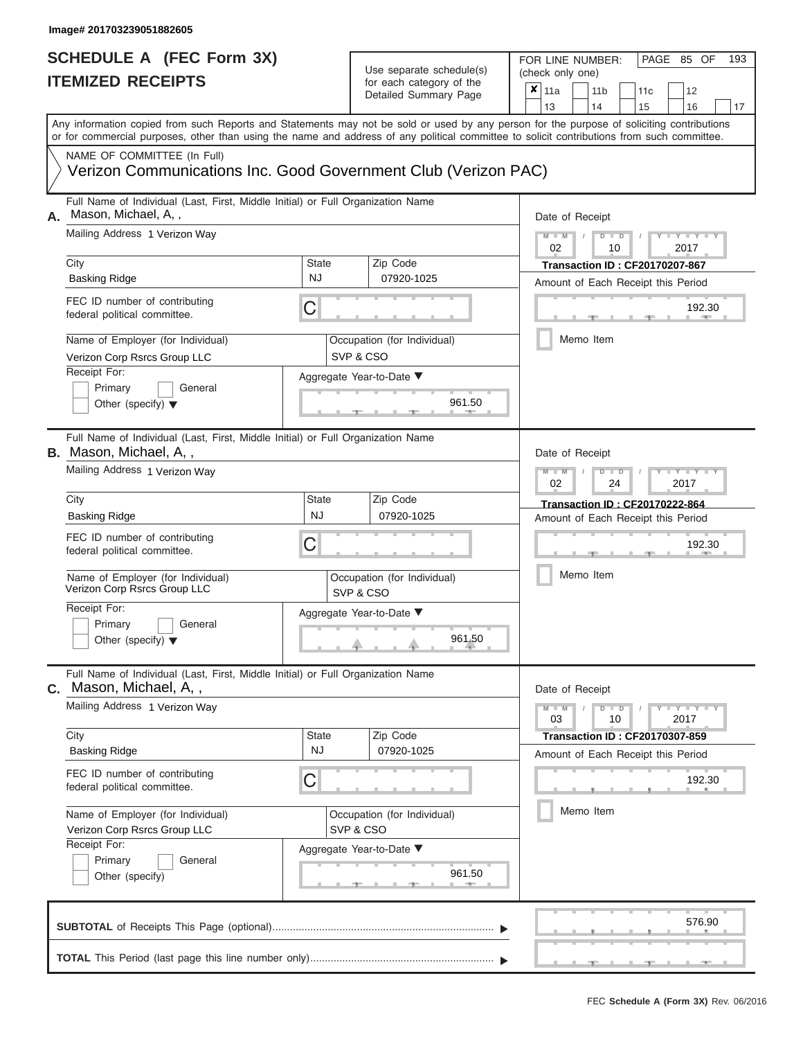Image# 201703239051882605

# SCHEDULE A (FEC Form 3X)
# ITEMIZED RECEIPTS

Use separate schedule(s) for each category of the Detailed Summary Page

FOR LINE NUMBER: (check only one)

- [x] 11a
- [ ] 11b
- [ ] 11c
- [ ] 12
- [ ] 13
- [ ] 14
- [ ] 15
- [ ] 16
- [ ] 17

Any information copied from such Reports and Statements may not be sold or used by any person for the purpose of soliciting contributions or for commercial purposes, other than using the name and address of any political committee to solicit contributions from such committee.

NAME OF COMMITTEE (In Full)

Verizon Communications Inc. Good Government Club (Verizon PAC)

---

**A.** Full Name of Individual (Last, First, Middle Initial) or Full Organization Name: Mason, Michael, A, ,

Mailing Address: 1 Verizon Way

City: Basking Ridge | State: NJ | Zip Code: 07920-1025

FEC ID number of contributing federal political committee: C

Name of Employer (for Individual): Verizon Corp Rsrcs Group LLC

Occupation (for Individual): SVP & CSO

Receipt For: Primary / General / Other (specify)

Aggregate Year-to-Date: 961.50

Date of Receipt: 02 / 10 / 2017

Transaction ID : CF20170207-867

Amount of Each Receipt this Period: 192.30

Memo Item

---

**B.** Full Name of Individual (Last, First, Middle Initial) or Full Organization Name: Mason, Michael, A, ,

Mailing Address: 1 Verizon Way

City: Basking Ridge | State: NJ | Zip Code: 07920-1025

FEC ID number of contributing federal political committee: C

Name of Employer (for Individual): Verizon Corp Rsrcs Group LLC

Occupation (for Individual): SVP & CSO

Receipt For: Primary / General / Other (specify)

Aggregate Year-to-Date: 961.50

Date of Receipt: 02 / 24 / 2017

Transaction ID : CF20170222-864

Amount of Each Receipt this Period: 192.30

Memo Item

---

**C.** Full Name of Individual (Last, First, Middle Initial) or Full Organization Name: Mason, Michael, A, ,

Mailing Address: 1 Verizon Way

City: Basking Ridge | State: NJ | Zip Code: 07920-1025

FEC ID number of contributing federal political committee: C

Name of Employer (for Individual): Verizon Corp Rsrcs Group LLC

Occupation (for Individual): SVP & CSO

Receipt For: Primary / General / Other (specify)

Aggregate Year-to-Date: 961.50

Date of Receipt: 03 / 10 / 2017

Transaction ID : CF20170307-859

Amount of Each Receipt this Period: 192.30

Memo Item

---

**SUBTOTAL** of Receipts This Page (optional): 576.90

**TOTAL** This Period (last page this line number only):

FEC Schedule A (Form 3X) Rev. 06/2016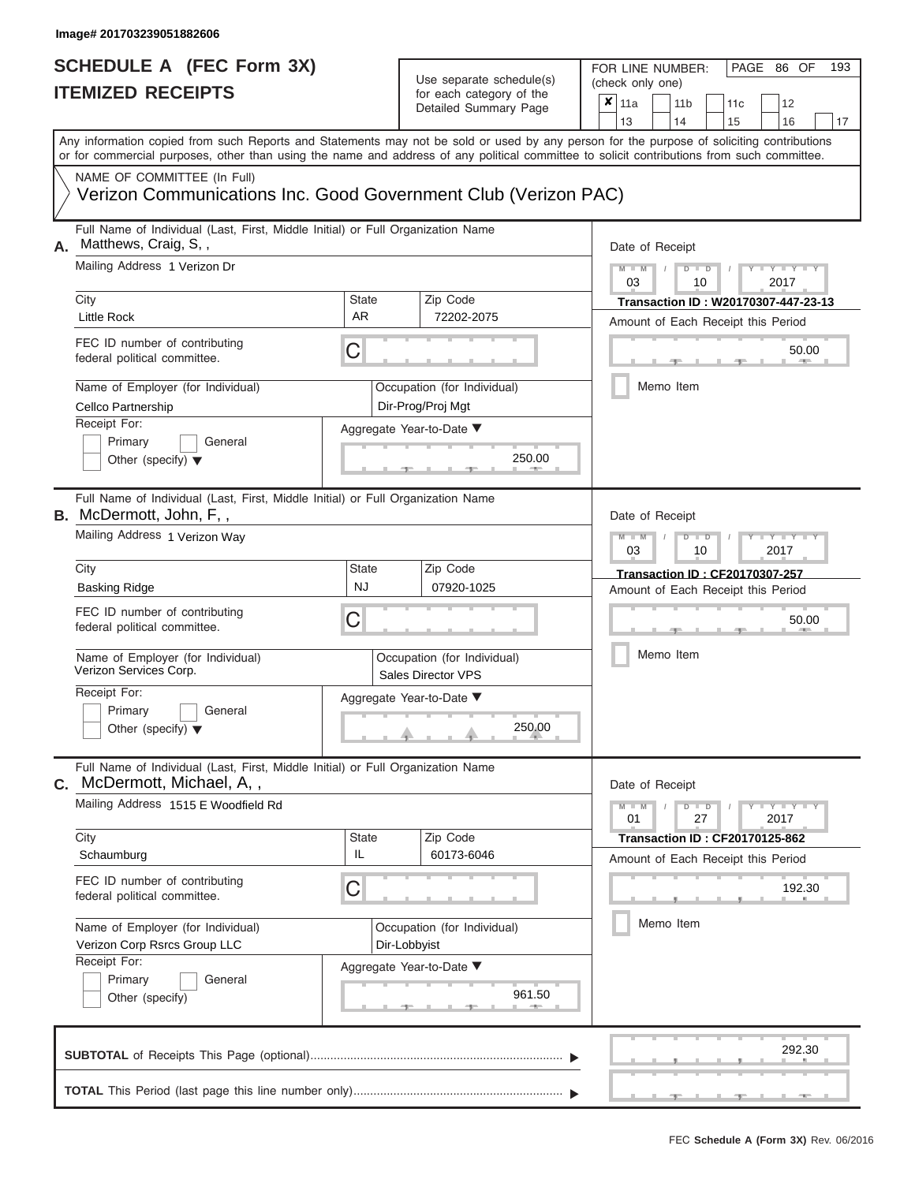Image# 201703239051882606

# SCHEDULE A (FEC Form 3X)
# ITEMIZED RECEIPTS

Use separate schedule(s) for each category of the Detailed Summary Page

FOR LINE NUMBER: (check only one)

- [x] 11a
- [ ] 11b
- [ ] 11c
- [ ] 12
- [ ] 13
- [ ] 14
- [ ] 15
- [ ] 16
- [ ] 17

PAGE 86 OF 193

Any information copied from such Reports and Statements may not be sold or used by any person for the purpose of soliciting contributions or for commercial purposes, other than using the name and address of any political committee to solicit contributions from such committee.

NAME OF COMMITTEE (In Full)
Verizon Communications Inc. Good Government Club (Verizon PAC)

---

**A.** Full Name of Individual (Last, First, Middle Initial) or Full Organization Name
Matthews, Craig, S, ,

Mailing Address 1 Verizon Dr

| City | State | Zip Code |
|---|---|---|
| Little Rock | AR | 72202-2075 |

FEC ID number of contributing federal political committee. C

Name of Employer (for Individual): Cellco Partnership
Occupation (for Individual): Dir-Prog/Proj Mgt

Receipt For: [ ] Primary [ ] General [ ] Other (specify)

Aggregate Year-to-Date: 250.00

Date of Receipt: 03 / 10 / 2017
Transaction ID : W20170307-447-23-13
Amount of Each Receipt this Period: 50.00
[ ] Memo Item

---

**B.** Full Name of Individual (Last, First, Middle Initial) or Full Organization Name
McDermott, John, F, ,

Mailing Address 1 Verizon Way

| City | State | Zip Code |
|---|---|---|
| Basking Ridge | NJ | 07920-1025 |

FEC ID number of contributing federal political committee. C

Name of Employer (for Individual): Verizon Services Corp.
Occupation (for Individual): Sales Director VPS

Receipt For: [ ] Primary [ ] General [ ] Other (specify)

Aggregate Year-to-Date: 250.00

Date of Receipt: 03 / 10 / 2017
Transaction ID : CF20170307-257
Amount of Each Receipt this Period: 50.00
[ ] Memo Item

---

**C.** Full Name of Individual (Last, First, Middle Initial) or Full Organization Name
McDermott, Michael, A, ,

Mailing Address 1515 E Woodfield Rd

| City | State | Zip Code |
|---|---|---|
| Schaumburg | IL | 60173-6046 |

FEC ID number of contributing federal political committee. C

Name of Employer (for Individual): Verizon Corp Rsrcs Group LLC
Occupation (for Individual): Dir-Lobbyist

Receipt For: [ ] Primary [ ] General [ ] Other (specify)

Aggregate Year-to-Date: 961.50

Date of Receipt: 01 / 27 / 2017
Transaction ID : CF20170125-862
Amount of Each Receipt this Period: 192.30
[ ] Memo Item

---

**SUBTOTAL** of Receipts This Page (optional): 292.30

**TOTAL** This Period (last page this line number only):

FEC Schedule A (Form 3X) Rev. 06/2016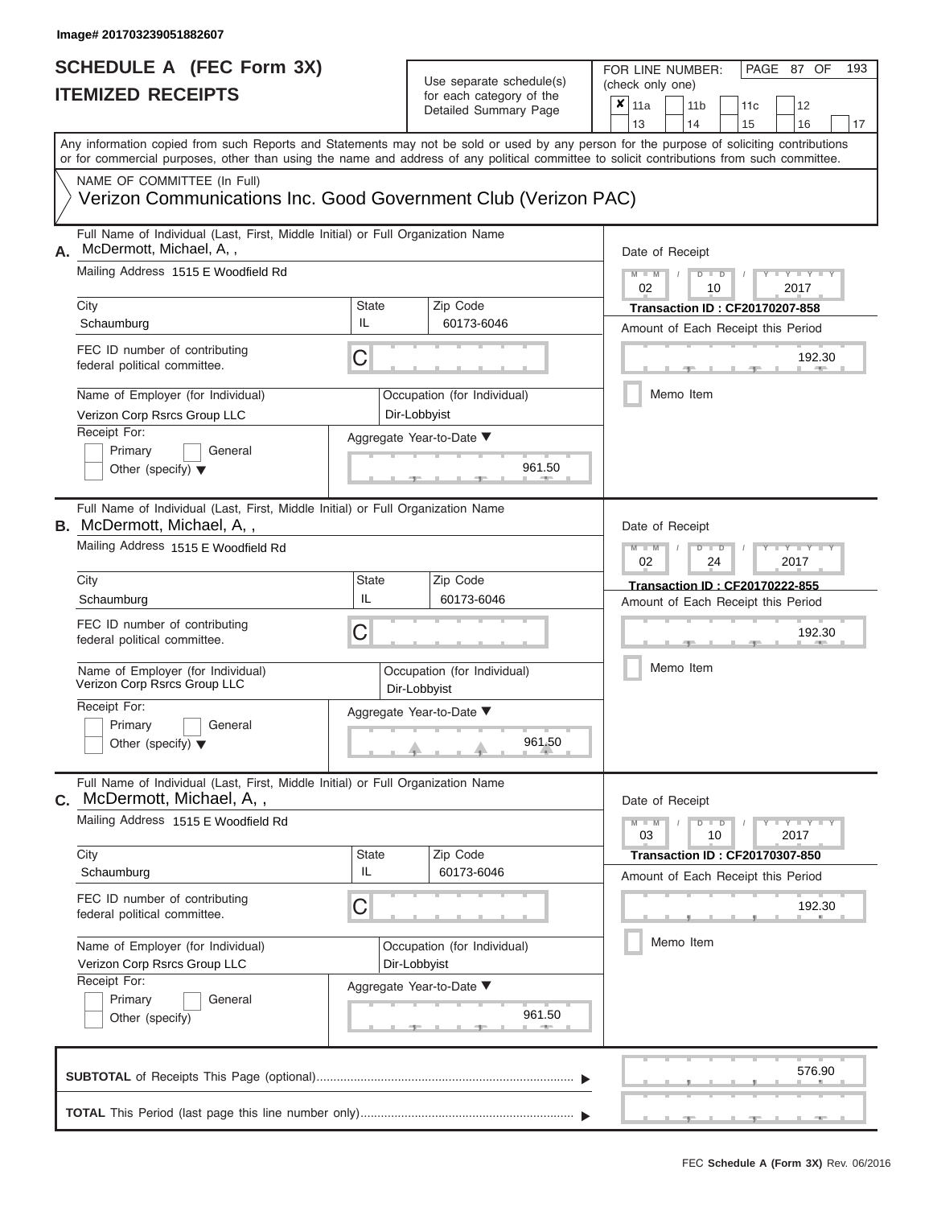Image# 201703239051882607

# SCHEDULE A (FEC Form 3X)
# ITEMIZED RECEIPTS

Use separate schedule(s) for each category of the Detailed Summary Page

FOR LINE NUMBER: (check only one)

✘ 11a | 11b | 11c | 12 | 13 | 14 | 15 | 16 | 17

PAGE 87 OF 193

Any information copied from such Reports and Statements may not be sold or used by any person for the purpose of soliciting contributions or for commercial purposes, other than using the name and address of any political committee to solicit contributions from such committee.

NAME OF COMMITTEE (In Full)

Verizon Communications Inc. Good Government Club (Verizon PAC)

**A.** Full Name of Individual (Last, First, Middle Initial) or Full Organization Name: McDermott, Michael, A, ,

Mailing Address: 1515 E Woodfield Rd

City: Schaumburg | State: IL | Zip Code: 60173-6046

FEC ID number of contributing federal political committee: C

Name of Employer (for Individual): Verizon Corp Rsrcs Group LLC

Occupation (for Individual): Dir-Lobbyist

Receipt For: Primary | General | Other (specify)

Aggregate Year-to-Date: 961.50

Date of Receipt: 02 / 10 / 2017

Transaction ID : CF20170207-858

Amount of Each Receipt this Period: 192.30

Memo Item

**B.** Full Name of Individual (Last, First, Middle Initial) or Full Organization Name: McDermott, Michael, A, ,

Mailing Address: 1515 E Woodfield Rd

City: Schaumburg | State: IL | Zip Code: 60173-6046

FEC ID number of contributing federal political committee: C

Name of Employer (for Individual): Verizon Corp Rsrcs Group LLC

Occupation (for Individual): Dir-Lobbyist

Receipt For: Primary | General | Other (specify)

Aggregate Year-to-Date: 961.50

Date of Receipt: 02 / 24 / 2017

Transaction ID : CF20170222-855

Amount of Each Receipt this Period: 192.30

Memo Item

**C.** Full Name of Individual (Last, First, Middle Initial) or Full Organization Name: McDermott, Michael, A, ,

Mailing Address: 1515 E Woodfield Rd

City: Schaumburg | State: IL | Zip Code: 60173-6046

FEC ID number of contributing federal political committee: C

Name of Employer (for Individual): Verizon Corp Rsrcs Group LLC

Occupation (for Individual): Dir-Lobbyist

Receipt For: Primary | General | Other (specify)

Aggregate Year-to-Date: 961.50

Date of Receipt: 03 / 10 / 2017

Transaction ID : CF20170307-850

Amount of Each Receipt this Period: 192.30

Memo Item

**SUBTOTAL** of Receipts This Page (optional): 576.90

**TOTAL** This Period (last page this line number only):

FEC Schedule A (Form 3X) Rev. 06/2016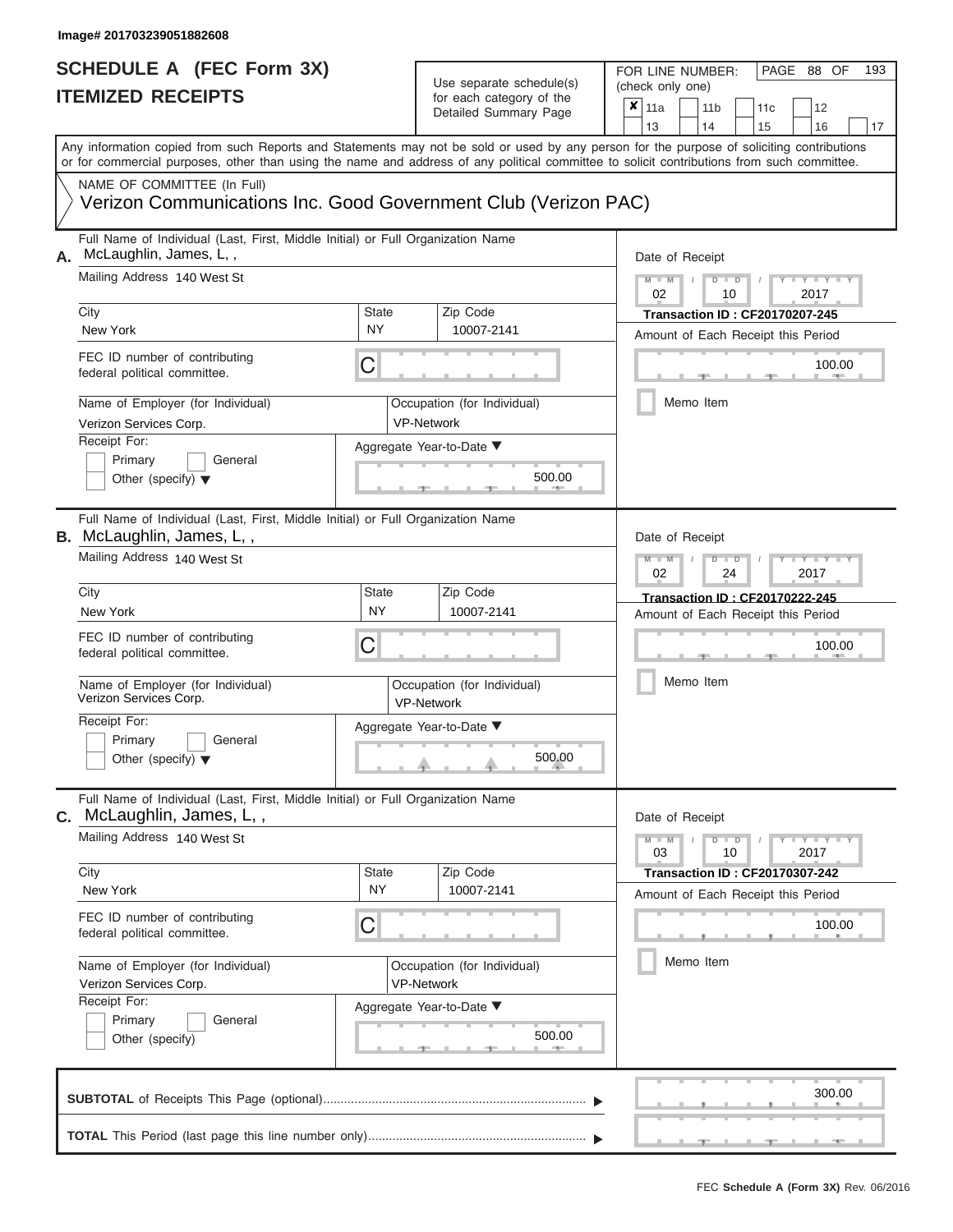Image# 201703239051882608

# SCHEDULE A (FEC Form 3X)
# ITEMIZED RECEIPTS

Use separate schedule(s) for each category of the Detailed Summary Page

FOR LINE NUMBER: (check only one)

- [x] 11a
- [ ] 11b
- [ ] 11c
- [ ] 12
- [ ] 13
- [ ] 14
- [ ] 15
- [ ] 16
- [ ] 17

PAGE 88 OF 193

Any information copied from such Reports and Statements may not be sold or used by any person for the purpose of soliciting contributions or for commercial purposes, other than using the name and address of any political committee to solicit contributions from such committee.

NAME OF COMMITTEE (In Full)
Verizon Communications Inc. Good Government Club (Verizon PAC)

---

**A.** Full Name of Individual (Last, First, Middle Initial) or Full Organization Name: McLaughlin, James, L, ,

Mailing Address: 140 West St

City: New York | State: NY | Zip Code: 10007-2141

FEC ID number of contributing federal political committee: C

Name of Employer (for Individual): Verizon Services Corp.

Occupation (for Individual): VP-Network

Receipt For: Primary / General / Other (specify)

Aggregate Year-to-Date: 500.00

Date of Receipt: 02 / 10 / 2017

Transaction ID : CF20170207-245

Amount of Each Receipt this Period: 100.00

Memo Item

---

**B.** Full Name of Individual (Last, First, Middle Initial) or Full Organization Name: McLaughlin, James, L, ,

Mailing Address: 140 West St

City: New York | State: NY | Zip Code: 10007-2141

FEC ID number of contributing federal political committee: C

Name of Employer (for Individual): Verizon Services Corp.

Occupation (for Individual): VP-Network

Receipt For: Primary / General / Other (specify)

Aggregate Year-to-Date: 500.00

Date of Receipt: 02 / 24 / 2017

Transaction ID : CF20170222-245

Amount of Each Receipt this Period: 100.00

Memo Item

---

**C.** Full Name of Individual (Last, First, Middle Initial) or Full Organization Name: McLaughlin, James, L, ,

Mailing Address: 140 West St

City: New York | State: NY | Zip Code: 10007-2141

FEC ID number of contributing federal political committee: C

Name of Employer (for Individual): Verizon Services Corp.

Occupation (for Individual): VP-Network

Receipt For: Primary / General / Other (specify)

Aggregate Year-to-Date: 500.00

Date of Receipt: 03 / 10 / 2017

Transaction ID : CF20170307-242

Amount of Each Receipt this Period: 100.00

Memo Item

---

**SUBTOTAL** of Receipts This Page (optional): 300.00

**TOTAL** This Period (last page this line number only):

FEC Schedule A (Form 3X) Rev. 06/2016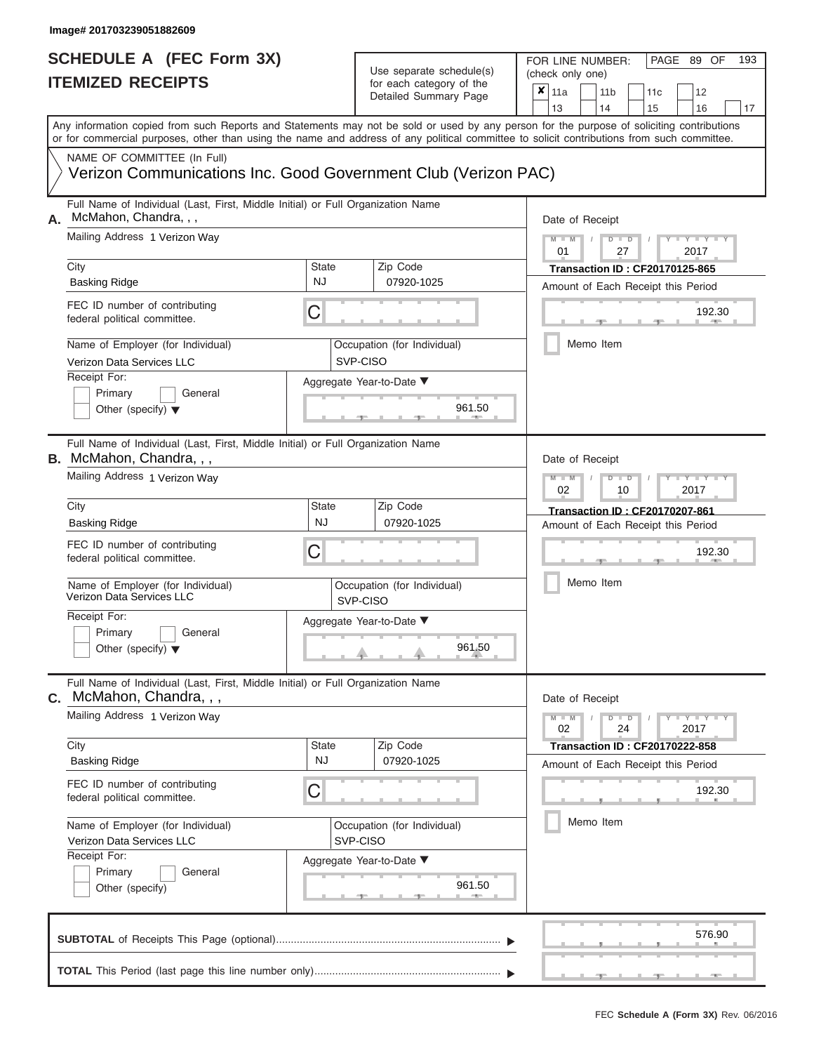Image# 201703239051882609

# SCHEDULE A (FEC Form 3X)
# ITEMIZED RECEIPTS

Use separate schedule(s) for each category of the Detailed Summary Page

FOR LINE NUMBER: (check only one)

| | | | | |
|---|---|---|---|---|
| ✘ 11a | 11b | 11c | 12 | |
| 13 | 14 | 15 | 16 | 17 |

PAGE 89 OF 193

Any information copied from such Reports and Statements may not be sold or used by any person for the purpose of soliciting contributions or for commercial purposes, other than using the name and address of any political committee to solicit contributions from such committee.

NAME OF COMMITTEE (In Full)
Verizon Communications Inc. Good Government Club (Verizon PAC)

**A.** Full Name of Individual (Last, First, Middle Initial) or Full Organization Name: McMahon, Chandra, , ,
Mailing Address: 1 Verizon Way
City: Basking Ridge | State: NJ | Zip Code: 07920-1025
FEC ID number of contributing federal political committee: C
Name of Employer (for Individual): Verizon Data Services LLC
Occupation (for Individual): SVP-CISO
Receipt For: Primary / General / Other (specify)
Aggregate Year-to-Date: 961.50
Date of Receipt: 01 / 27 / 2017
Transaction ID : CF20170125-865
Amount of Each Receipt this Period: 192.30
Memo Item

**B.** Full Name of Individual (Last, First, Middle Initial) or Full Organization Name: McMahon, Chandra, , ,
Mailing Address: 1 Verizon Way
City: Basking Ridge | State: NJ | Zip Code: 07920-1025
FEC ID number of contributing federal political committee: C
Name of Employer (for Individual): Verizon Data Services LLC
Occupation (for Individual): SVP-CISO
Receipt For: Primary / General / Other (specify)
Aggregate Year-to-Date: 961.50
Date of Receipt: 02 / 10 / 2017
Transaction ID : CF20170207-861
Amount of Each Receipt this Period: 192.30
Memo Item

**C.** Full Name of Individual (Last, First, Middle Initial) or Full Organization Name: McMahon, Chandra, , ,
Mailing Address: 1 Verizon Way
City: Basking Ridge | State: NJ | Zip Code: 07920-1025
FEC ID number of contributing federal political committee: C
Name of Employer (for Individual): Verizon Data Services LLC
Occupation (for Individual): SVP-CISO
Receipt For: Primary / General / Other (specify)
Aggregate Year-to-Date: 961.50
Date of Receipt: 02 / 24 / 2017
Transaction ID : CF20170222-858
Amount of Each Receipt this Period: 192.30
Memo Item

**SUBTOTAL** of Receipts This Page (optional): 576.90

**TOTAL** This Period (last page this line number only):

FEC Schedule A (Form 3X) Rev. 06/2016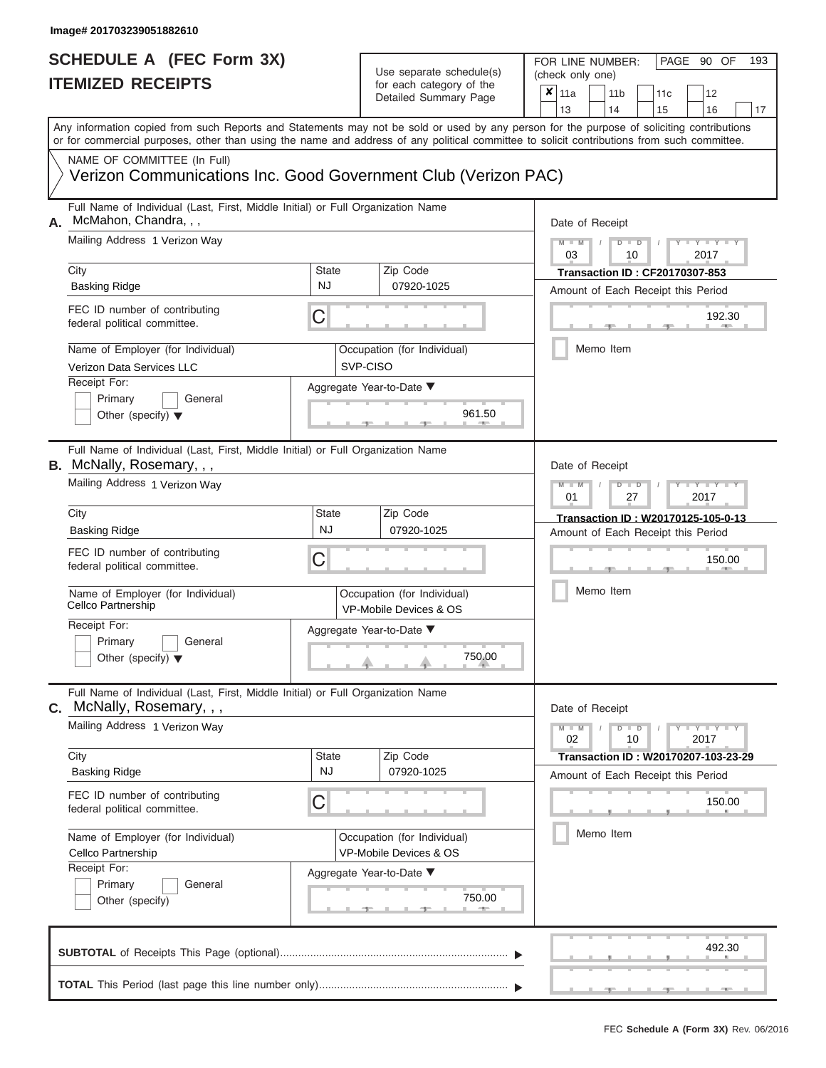Image# 201703239051882610

# SCHEDULE A (FEC Form 3X)
# ITEMIZED RECEIPTS

Use separate schedule(s) for each category of the Detailed Summary Page

FOR LINE NUMBER: (check only one)

- [x] 11a
- [ ] 11b
- [ ] 11c
- [ ] 12
- [ ] 13
- [ ] 14
- [ ] 15
- [ ] 16
- [ ] 17

Any information copied from such Reports and Statements may not be sold or used by any person for the purpose of soliciting contributions or for commercial purposes, other than using the name and address of any political committee to solicit contributions from such committee.

NAME OF COMMITTEE (In Full)

Verizon Communications Inc. Good Government Club (Verizon PAC)

---

**A.** Full Name of Individual (Last, First, Middle Initial) or Full Organization Name: McMahon, Chandra, , ,

Mailing Address: 1 Verizon Way

City: Basking Ridge | State: NJ | Zip Code: 07920-1025

FEC ID number of contributing federal political committee: C

Name of Employer (for Individual): Verizon Data Services LLC

Occupation (for Individual): SVP-CISO

Receipt For: Primary / General / Other (specify)

Aggregate Year-to-Date: 961.50

Date of Receipt: 03 / 10 / 2017

Transaction ID : CF20170307-853

Amount of Each Receipt this Period: 192.30

Memo Item

---

**B.** Full Name of Individual (Last, First, Middle Initial) or Full Organization Name: McNally, Rosemary, , ,

Mailing Address: 1 Verizon Way

City: Basking Ridge | State: NJ | Zip Code: 07920-1025

FEC ID number of contributing federal political committee: C

Name of Employer (for Individual): Cellco Partnership

Occupation (for Individual): VP-Mobile Devices & OS

Receipt For: Primary / General / Other (specify)

Aggregate Year-to-Date: 750.00

Date of Receipt: 01 / 27 / 2017

Transaction ID : W20170125-105-0-13

Amount of Each Receipt this Period: 150.00

Memo Item

---

**C.** Full Name of Individual (Last, First, Middle Initial) or Full Organization Name: McNally, Rosemary, , ,

Mailing Address: 1 Verizon Way

City: Basking Ridge | State: NJ | Zip Code: 07920-1025

FEC ID number of contributing federal political committee: C

Name of Employer (for Individual): Cellco Partnership

Occupation (for Individual): VP-Mobile Devices & OS

Receipt For: Primary / General / Other (specify)

Aggregate Year-to-Date: 750.00

Date of Receipt: 02 / 10 / 2017

Transaction ID : W20170207-103-23-29

Amount of Each Receipt this Period: 150.00

Memo Item

---

**SUBTOTAL** of Receipts This Page (optional): 492.30

**TOTAL** This Period (last page this line number only):

FEC Schedule A (Form 3X) Rev. 06/2016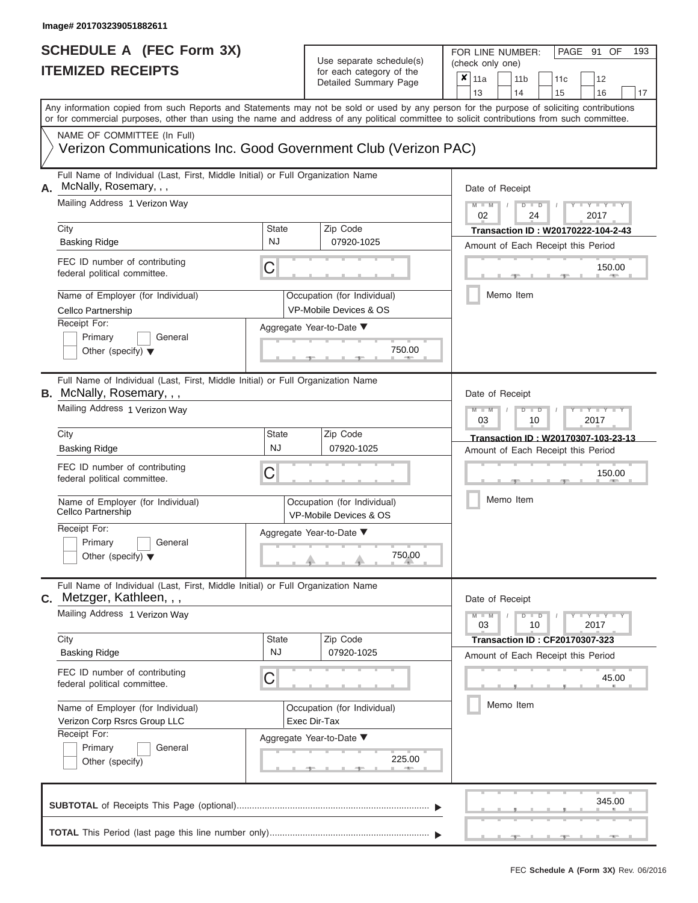Image# 201703239051882611

# SCHEDULE A (FEC Form 3X)
# ITEMIZED RECEIPTS

Use separate schedule(s) for each category of the Detailed Summary Page

FOR LINE NUMBER: (check only one)

- [x] 11a
- [ ] 11b
- [ ] 11c
- [ ] 12
- [ ] 13
- [ ] 14
- [ ] 15
- [ ] 16
- [ ] 17

PAGE 91 OF 193

Any information copied from such Reports and Statements may not be sold or used by any person for the purpose of soliciting contributions or for commercial purposes, other than using the name and address of any political committee to solicit contributions from such committee.

NAME OF COMMITTEE (In Full)

Verizon Communications Inc. Good Government Club (Verizon PAC)

---

**A.** Full Name of Individual (Last, First, Middle Initial) or Full Organization Name: McNally, Rosemary, , ,

Mailing Address: 1 Verizon Way

City: Basking Ridge | State: NJ | Zip Code: 07920-1025

FEC ID number of contributing federal political committee: C

Name of Employer (for Individual): Cellco Partnership

Occupation (for Individual): VP-Mobile Devices & OS

Receipt For: Primary / General / Other (specify)

Aggregate Year-to-Date: 750.00

Date of Receipt: 02 / 24 / 2017

Transaction ID : W20170222-104-2-43

Amount of Each Receipt this Period: 150.00

Memo Item

---

**B.** Full Name of Individual (Last, First, Middle Initial) or Full Organization Name: McNally, Rosemary, , ,

Mailing Address: 1 Verizon Way

City: Basking Ridge | State: NJ | Zip Code: 07920-1025

FEC ID number of contributing federal political committee: C

Name of Employer (for Individual): Cellco Partnership

Occupation (for Individual): VP-Mobile Devices & OS

Receipt For: Primary / General / Other (specify)

Aggregate Year-to-Date: 750.00

Date of Receipt: 03 / 10 / 2017

Transaction ID : W20170307-103-23-13

Amount of Each Receipt this Period: 150.00

Memo Item

---

**C.** Full Name of Individual (Last, First, Middle Initial) or Full Organization Name: Metzger, Kathleen, , ,

Mailing Address: 1 Verizon Way

City: Basking Ridge | State: NJ | Zip Code: 07920-1025

FEC ID number of contributing federal political committee: C

Name of Employer (for Individual): Verizon Corp Rsrcs Group LLC

Occupation (for Individual): Exec Dir-Tax

Receipt For: Primary / General / Other (specify)

Aggregate Year-to-Date: 225.00

Date of Receipt: 03 / 10 / 2017

Transaction ID : CF20170307-323

Amount of Each Receipt this Period: 45.00

Memo Item

---

**SUBTOTAL** of Receipts This Page (optional): 345.00

**TOTAL** This Period (last page this line number only):

FEC Schedule A (Form 3X) Rev. 06/2016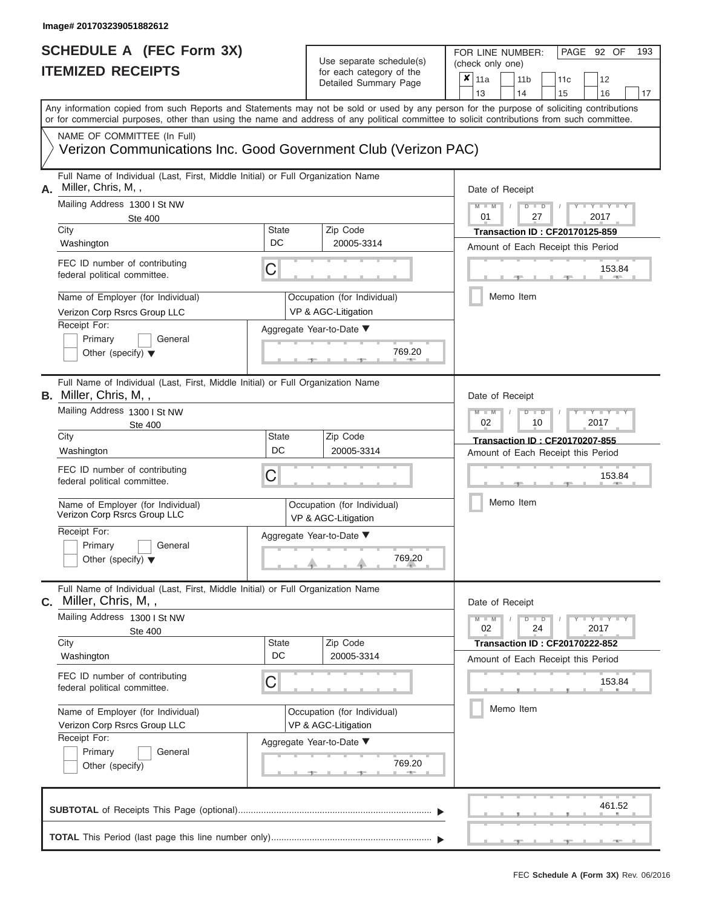Image# 201703239051882612

# SCHEDULE A (FEC Form 3X)
## ITEMIZED RECEIPTS

Use separate schedule(s) for each category of the Detailed Summary Page

FOR LINE NUMBER: (check only one)

- [x] 11a
- [ ] 11b
- [ ] 11c
- [ ] 12
- [ ] 13
- [ ] 14
- [ ] 15
- [ ] 16
- [ ] 17

PAGE 92 OF 193

Any information copied from such Reports and Statements may not be sold or used by any person for the purpose of soliciting contributions or for commercial purposes, other than using the name and address of any political committee to solicit contributions from such committee.

NAME OF COMMITTEE (In Full)
Verizon Communications Inc. Good Government Club (Verizon PAC)

---

**A.** Full Name of Individual (Last, First, Middle Initial) or Full Organization Name
Miller, Chris, M, ,

Mailing Address 1300 I St NW
Ste 400

| City | State | Zip Code |
|---|---|---|
| Washington | DC | 20005-3314 |

FEC ID number of contributing federal political committee. C

Name of Employer (for Individual): Verizon Corp Rsrcs Group LLC
Occupation (for Individual): VP & AGC-Litigation

Receipt For: Primary / General / Other (specify)

Aggregate Year-to-Date: 769.20

Date of Receipt: 01 / 27 / 2017
Transaction ID : CF20170125-859

Amount of Each Receipt this Period: 153.84

Memo Item

---

**B.** Full Name of Individual (Last, First, Middle Initial) or Full Organization Name
Miller, Chris, M, ,

Mailing Address 1300 I St NW
Ste 400

| City | State | Zip Code |
|---|---|---|
| Washington | DC | 20005-3314 |

FEC ID number of contributing federal political committee. C

Name of Employer (for Individual): Verizon Corp Rsrcs Group LLC
Occupation (for Individual): VP & AGC-Litigation

Receipt For: Primary / General / Other (specify)

Aggregate Year-to-Date: 769.20

Date of Receipt: 02 / 10 / 2017
Transaction ID : CF20170207-855

Amount of Each Receipt this Period: 153.84

Memo Item

---

**C.** Full Name of Individual (Last, First, Middle Initial) or Full Organization Name
Miller, Chris, M, ,

Mailing Address 1300 I St NW
Ste 400

| City | State | Zip Code |
|---|---|---|
| Washington | DC | 20005-3314 |

FEC ID number of contributing federal political committee. C

Name of Employer (for Individual): Verizon Corp Rsrcs Group LLC
Occupation (for Individual): VP & AGC-Litigation

Receipt For: Primary / General / Other (specify)

Aggregate Year-to-Date: 769.20

Date of Receipt: 02 / 24 / 2017
Transaction ID : CF20170222-852

Amount of Each Receipt this Period: 153.84

Memo Item

---

**SUBTOTAL** of Receipts This Page (optional): 461.52

**TOTAL** This Period (last page this line number only):

FEC Schedule A (Form 3X) Rev. 06/2016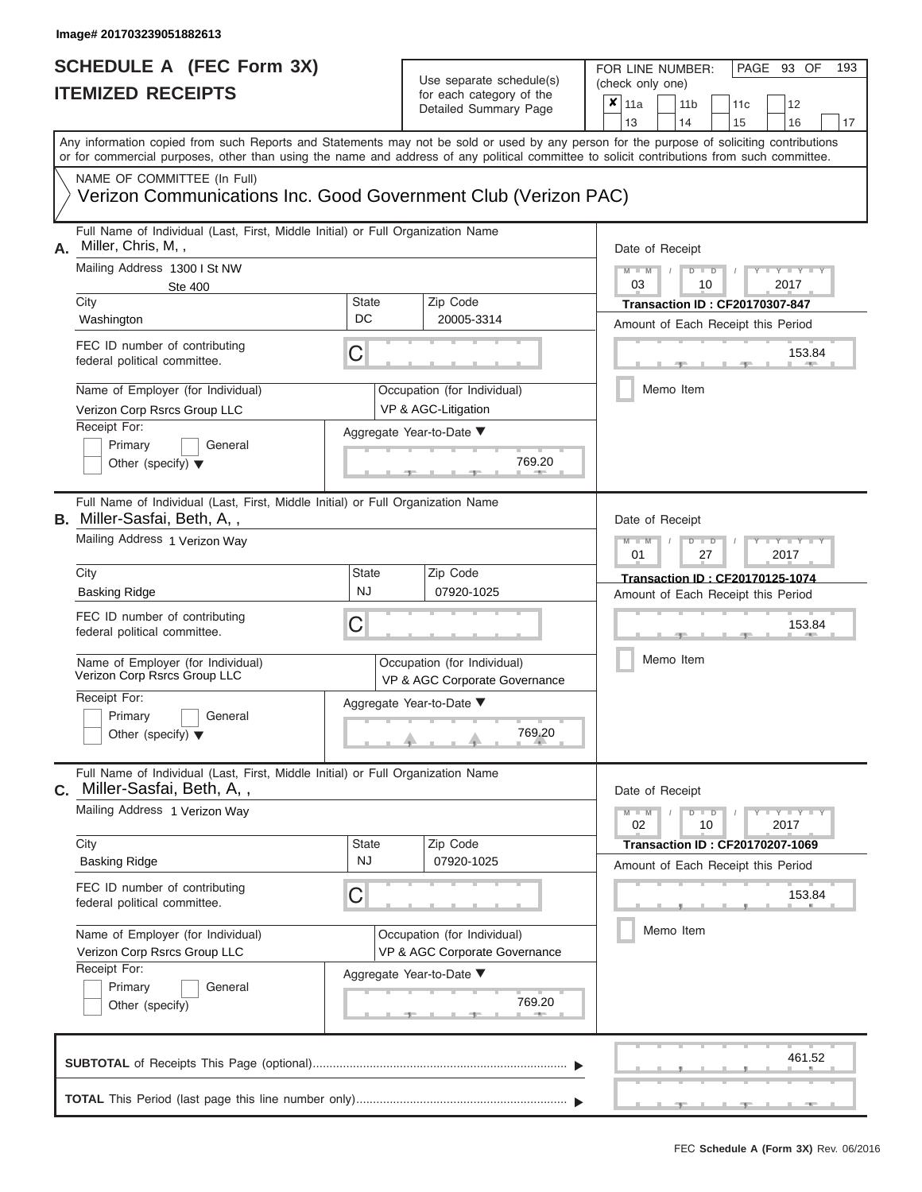Image# 201703239051882613

# SCHEDULE A (FEC Form 3X)
## ITEMIZED RECEIPTS

Use separate schedule(s) for each category of the Detailed Summary Page

FOR LINE NUMBER: (check only one)

- [x] 11a
- [ ] 11b
- [ ] 11c
- [ ] 12
- [ ] 13
- [ ] 14
- [ ] 15
- [ ] 16
- [ ] 17

PAGE 93 OF 193

Any information copied from such Reports and Statements may not be sold or used by any person for the purpose of soliciting contributions or for commercial purposes, other than using the name and address of any political committee to solicit contributions from such committee.

NAME OF COMMITTEE (In Full)
Verizon Communications Inc. Good Government Club (Verizon PAC)

---

**A.** Full Name of Individual (Last, First, Middle Initial) or Full Organization Name
Miller, Chris, M, ,

Mailing Address 1300 I St NW
Ste 400

City: Washington | State: DC | Zip Code: 20005-3314

FEC ID number of contributing federal political committee. C

Name of Employer (for Individual): Verizon Corp Rsrcs Group LLC
Occupation (for Individual): VP & AGC-Litigation

Receipt For: Primary / General / Other (specify)

Aggregate Year-to-Date: 769.20

Date of Receipt: 03 / 10 / 2017
Transaction ID : CF20170307-847
Amount of Each Receipt this Period: 153.84

Memo Item

---

**B.** Full Name of Individual (Last, First, Middle Initial) or Full Organization Name
Miller-Sasfai, Beth, A, ,

Mailing Address 1 Verizon Way

City: Basking Ridge | State: NJ | Zip Code: 07920-1025

FEC ID number of contributing federal political committee. C

Name of Employer (for Individual): Verizon Corp Rsrcs Group LLC
Occupation (for Individual): VP & AGC Corporate Governance

Receipt For: Primary / General / Other (specify)

Aggregate Year-to-Date: 769.20

Date of Receipt: 01 / 27 / 2017
Transaction ID : CF20170125-1074
Amount of Each Receipt this Period: 153.84

Memo Item

---

**C.** Full Name of Individual (Last, First, Middle Initial) or Full Organization Name
Miller-Sasfai, Beth, A, ,

Mailing Address 1 Verizon Way

City: Basking Ridge | State: NJ | Zip Code: 07920-1025

FEC ID number of contributing federal political committee. C

Name of Employer (for Individual): Verizon Corp Rsrcs Group LLC
Occupation (for Individual): VP & AGC Corporate Governance

Receipt For: Primary / General / Other (specify)

Aggregate Year-to-Date: 769.20

Date of Receipt: 02 / 10 / 2017
Transaction ID : CF20170207-1069
Amount of Each Receipt this Period: 153.84

Memo Item

---

**SUBTOTAL** of Receipts This Page (optional): 461.52

**TOTAL** This Period (last page this line number only):

FEC Schedule A (Form 3X) Rev. 06/2016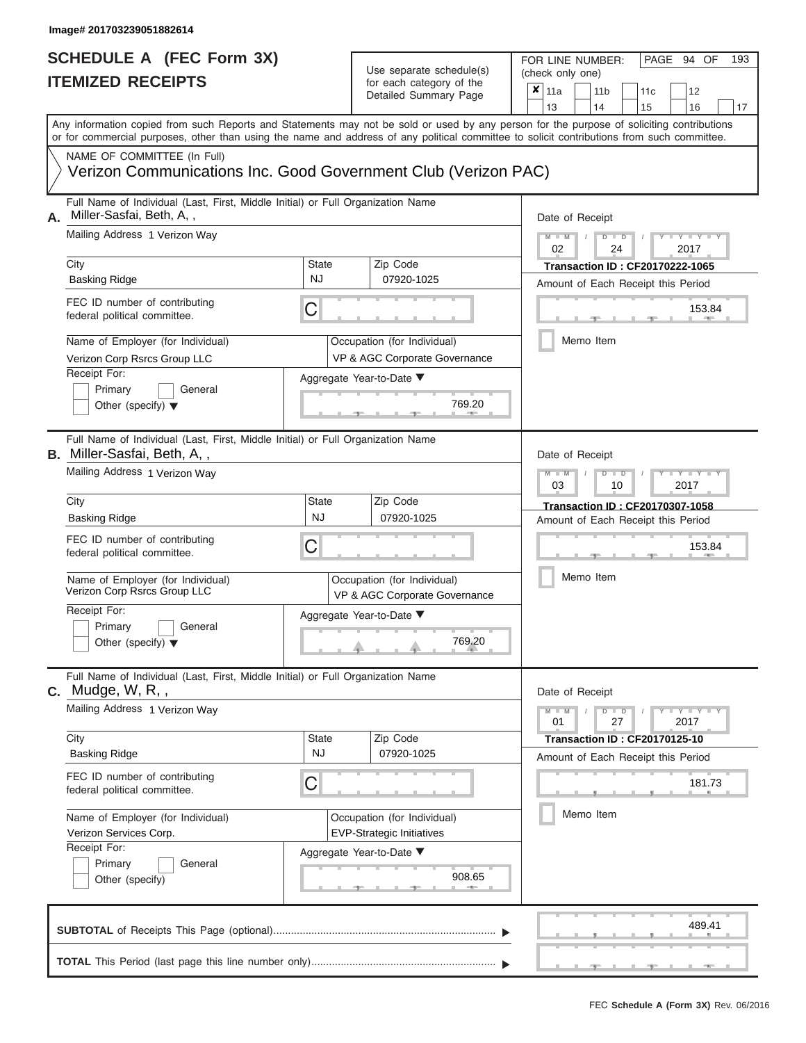Image# 201703239051882614

# SCHEDULE A (FEC Form 3X)
# ITEMIZED RECEIPTS

Use separate schedule(s) for each category of the Detailed Summary Page

FOR LINE NUMBER: (check only one)

- [x] 11a
- [ ] 11b
- [ ] 11c
- [ ] 12
- [ ] 13
- [ ] 14
- [ ] 15
- [ ] 16
- [ ] 17

PAGE 94 OF 193

Any information copied from such Reports and Statements may not be sold or used by any person for the purpose of soliciting contributions or for commercial purposes, other than using the name and address of any political committee to solicit contributions from such committee.

NAME OF COMMITTEE (In Full)

Verizon Communications Inc. Good Government Club (Verizon PAC)

---

**A.** Full Name of Individual (Last, First, Middle Initial) or Full Organization Name: Miller-Sasfai, Beth, A, ,

Mailing Address: 1 Verizon Way

City: Basking Ridge | State: NJ | Zip Code: 07920-1025

FEC ID number of contributing federal political committee: C

Name of Employer (for Individual): Verizon Corp Rsrcs Group LLC

Occupation (for Individual): VP & AGC Corporate Governance

Receipt For: Primary / General / Other (specify)

Aggregate Year-to-Date: 769.20

Date of Receipt: 02 / 24 / 2017

Transaction ID : CF20170222-1065

Amount of Each Receipt this Period: 153.84

Memo Item

---

**B.** Full Name of Individual (Last, First, Middle Initial) or Full Organization Name: Miller-Sasfai, Beth, A, ,

Mailing Address: 1 Verizon Way

City: Basking Ridge | State: NJ | Zip Code: 07920-1025

FEC ID number of contributing federal political committee: C

Name of Employer (for Individual): Verizon Corp Rsrcs Group LLC

Occupation (for Individual): VP & AGC Corporate Governance

Receipt For: Primary / General / Other (specify)

Aggregate Year-to-Date: 769.20

Date of Receipt: 03 / 10 / 2017

Transaction ID : CF20170307-1058

Amount of Each Receipt this Period: 153.84

Memo Item

---

**C.** Full Name of Individual (Last, First, Middle Initial) or Full Organization Name: Mudge, W, R, ,

Mailing Address: 1 Verizon Way

City: Basking Ridge | State: NJ | Zip Code: 07920-1025

FEC ID number of contributing federal political committee: C

Name of Employer (for Individual): Verizon Services Corp.

Occupation (for Individual): EVP-Strategic Initiatives

Receipt For: Primary / General / Other (specify)

Aggregate Year-to-Date: 908.65

Date of Receipt: 01 / 27 / 2017

Transaction ID : CF20170125-10

Amount of Each Receipt this Period: 181.73

Memo Item

---

**SUBTOTAL** of Receipts This Page (optional): 489.41

**TOTAL** This Period (last page this line number only):

FEC Schedule A (Form 3X) Rev. 06/2016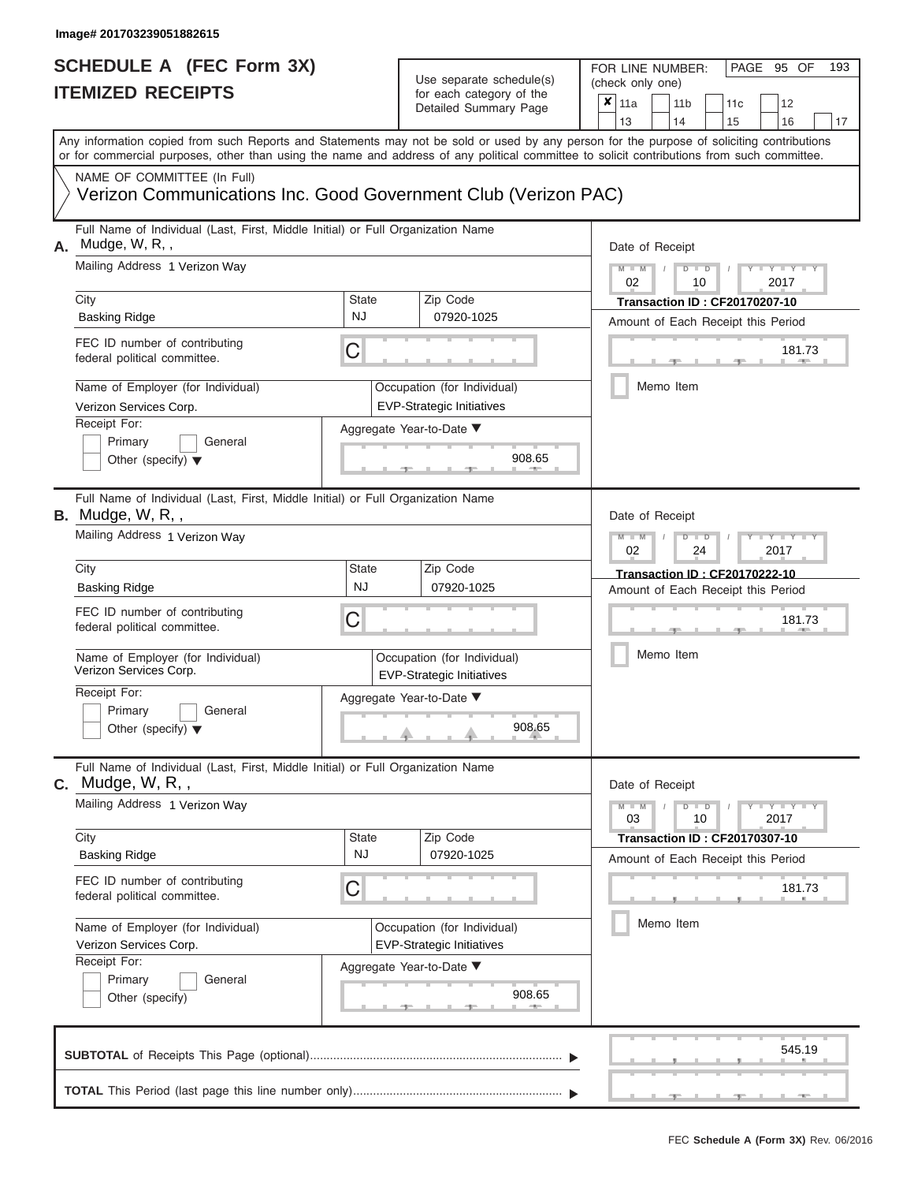Image# 201703239051882615

# SCHEDULE A (FEC Form 3X)
## ITEMIZED RECEIPTS

Use separate schedule(s) for each category of the Detailed Summary Page

FOR LINE NUMBER: (check only one)

☒ 11a ☐ 11b ☐ 11c ☐ 12 ☐ 13 ☐ 14 ☐ 15 ☐ 16 ☐ 17

PAGE 95 OF 193

Any information copied from such Reports and Statements may not be sold or used by any person for the purpose of soliciting contributions or for commercial purposes, other than using the name and address of any political committee to solicit contributions from such committee.

NAME OF COMMITTEE (In Full)

Verizon Communications Inc. Good Government Club (Verizon PAC)

---

**A.** Full Name of Individual (Last, First, Middle Initial) or Full Organization Name: Mudge, W, R, ,

Mailing Address: 1 Verizon Way

City: Basking Ridge | State: NJ | Zip Code: 07920-1025

FEC ID number of contributing federal political committee: C

Name of Employer (for Individual): Verizon Services Corp.

Occupation (for Individual): EVP-Strategic Initiatives

Receipt For: ☐ Primary ☐ General ☐ Other (specify)

Aggregate Year-to-Date: 908.65

Date of Receipt: 02 / 10 / 2017

Transaction ID : CF20170207-10

Amount of Each Receipt this Period: 181.73

☐ Memo Item

---

**B.** Full Name of Individual (Last, First, Middle Initial) or Full Organization Name: Mudge, W, R, ,

Mailing Address: 1 Verizon Way

City: Basking Ridge | State: NJ | Zip Code: 07920-1025

FEC ID number of contributing federal political committee: C

Name of Employer (for Individual): Verizon Services Corp.

Occupation (for Individual): EVP-Strategic Initiatives

Receipt For: ☐ Primary ☐ General ☐ Other (specify)

Aggregate Year-to-Date: 908.65

Date of Receipt: 02 / 24 / 2017

Transaction ID : CF20170222-10

Amount of Each Receipt this Period: 181.73

☐ Memo Item

---

**C.** Full Name of Individual (Last, First, Middle Initial) or Full Organization Name: Mudge, W, R, ,

Mailing Address: 1 Verizon Way

City: Basking Ridge | State: NJ | Zip Code: 07920-1025

FEC ID number of contributing federal political committee: C

Name of Employer (for Individual): Verizon Services Corp.

Occupation (for Individual): EVP-Strategic Initiatives

Receipt For: ☐ Primary ☐ General ☐ Other (specify)

Aggregate Year-to-Date: 908.65

Date of Receipt: 03 / 10 / 2017

Transaction ID : CF20170307-10

Amount of Each Receipt this Period: 181.73

☐ Memo Item

---

**SUBTOTAL** of Receipts This Page (optional): 545.19

**TOTAL** This Period (last page this line number only):

FEC Schedule A (Form 3X) Rev. 06/2016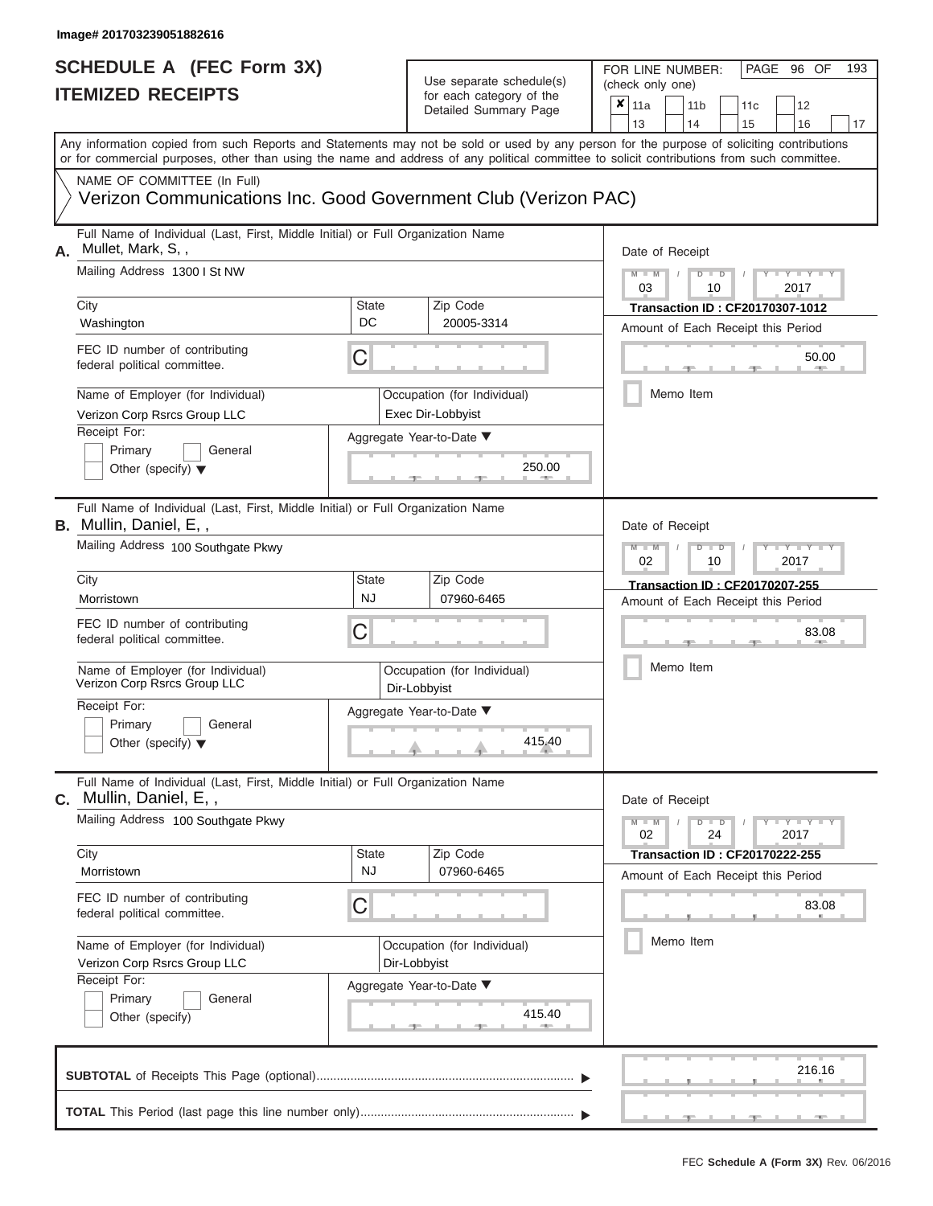Image# 201703239051882616

# SCHEDULE A (FEC Form 3X)
# ITEMIZED RECEIPTS

Use separate schedule(s) for each category of the Detailed Summary Page

FOR LINE NUMBER: (check only one)

- [x] 11a
- [ ] 11b
- [ ] 11c
- [ ] 12
- [ ] 13
- [ ] 14
- [ ] 15
- [ ] 16
- [ ] 17

PAGE 96 OF 193

Any information copied from such Reports and Statements may not be sold or used by any person for the purpose of soliciting contributions or for commercial purposes, other than using the name and address of any political committee to solicit contributions from such committee.

NAME OF COMMITTEE (In Full)
Verizon Communications Inc. Good Government Club (Verizon PAC)

---

**A.** Full Name of Individual (Last, First, Middle Initial) or Full Organization Name: Mullet, Mark, S, ,

Mailing Address: 1300 I St NW

City: Washington | State: DC | Zip Code: 20005-3314

FEC ID number of contributing federal political committee: C

Name of Employer (for Individual): Verizon Corp Rsrcs Group LLC

Occupation (for Individual): Exec Dir-Lobbyist

Receipt For: Primary / General / Other (specify)

Aggregate Year-to-Date: 250.00

Date of Receipt: 03 / 10 / 2017

Transaction ID : CF20170307-1012

Amount of Each Receipt this Period: 50.00

Memo Item

---

**B.** Full Name of Individual (Last, First, Middle Initial) or Full Organization Name: Mullin, Daniel, E, ,

Mailing Address: 100 Southgate Pkwy

City: Morristown | State: NJ | Zip Code: 07960-6465

FEC ID number of contributing federal political committee: C

Name of Employer (for Individual): Verizon Corp Rsrcs Group LLC

Occupation (for Individual): Dir-Lobbyist

Receipt For: Primary / General / Other (specify)

Aggregate Year-to-Date: 415.40

Date of Receipt: 02 / 10 / 2017

Transaction ID : CF20170207-255

Amount of Each Receipt this Period: 83.08

Memo Item

---

**C.** Full Name of Individual (Last, First, Middle Initial) or Full Organization Name: Mullin, Daniel, E, ,

Mailing Address: 100 Southgate Pkwy

City: Morristown | State: NJ | Zip Code: 07960-6465

FEC ID number of contributing federal political committee: C

Name of Employer (for Individual): Verizon Corp Rsrcs Group LLC

Occupation (for Individual): Dir-Lobbyist

Receipt For: Primary / General / Other (specify)

Aggregate Year-to-Date: 415.40

Date of Receipt: 02 / 24 / 2017

Transaction ID : CF20170222-255

Amount of Each Receipt this Period: 83.08

Memo Item

---

**SUBTOTAL** of Receipts This Page (optional): 216.16

**TOTAL** This Period (last page this line number only):

FEC Schedule A (Form 3X) Rev. 06/2016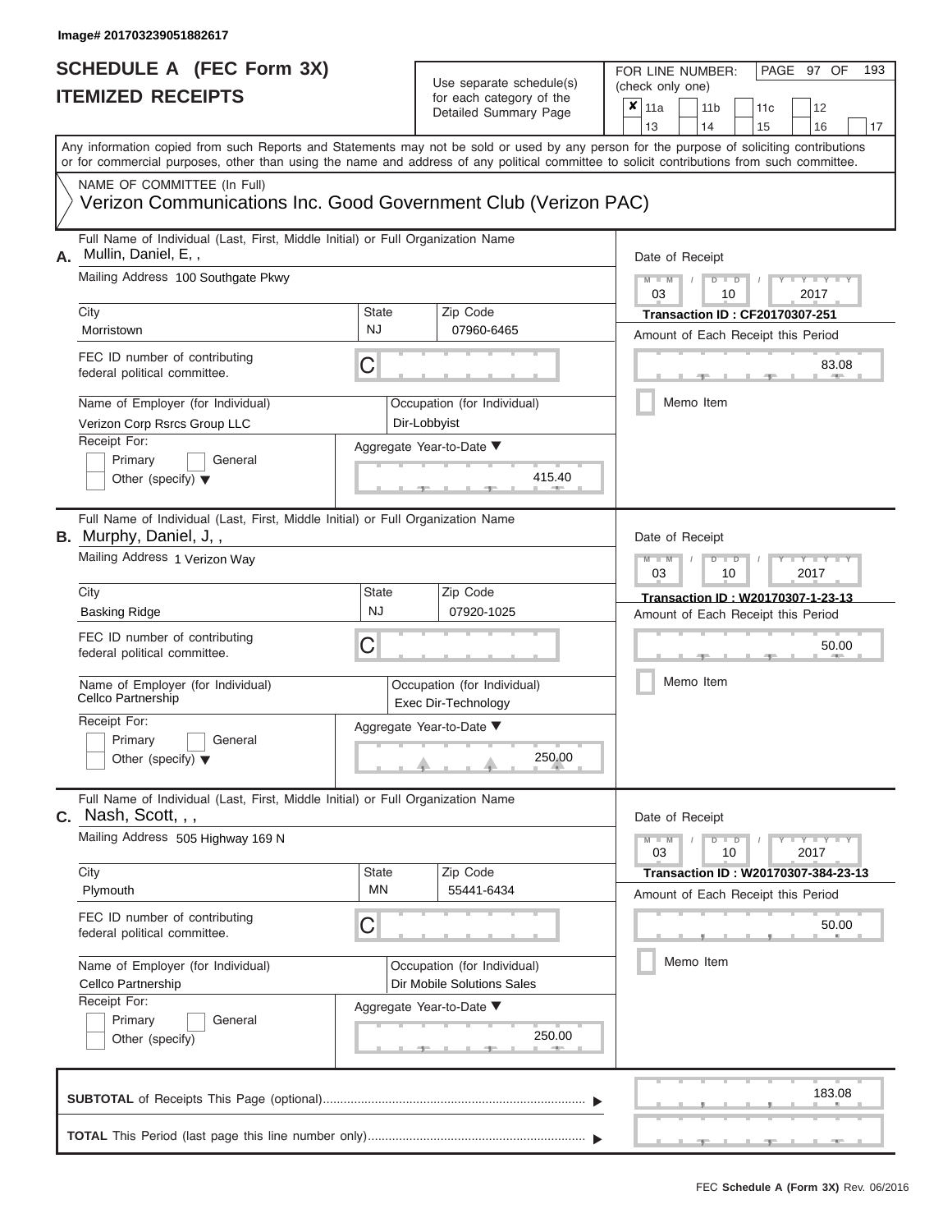Image# 201703239051882617

# SCHEDULE A (FEC Form 3X)
## ITEMIZED RECEIPTS

Use separate schedule(s) for each category of the Detailed Summary Page

FOR LINE NUMBER: (check only one)

- [x] 11a
- [ ] 11b
- [ ] 11c
- [ ] 12
- [ ] 13
- [ ] 14
- [ ] 15
- [ ] 16
- [ ] 17

PAGE 97 OF 193

Any information copied from such Reports and Statements may not be sold or used by any person for the purpose of soliciting contributions or for commercial purposes, other than using the name and address of any political committee to solicit contributions from such committee.

NAME OF COMMITTEE (In Full)

Verizon Communications Inc. Good Government Club (Verizon PAC)

---

**A.** Full Name of Individual (Last, First, Middle Initial) or Full Organization Name: Mullin, Daniel, E, ,

Mailing Address: 100 Southgate Pkwy

City: Morristown | State: NJ | Zip Code: 07960-6465

FEC ID number of contributing federal political committee: C

Name of Employer (for Individual): Verizon Corp Rsrcs Group LLC

Occupation (for Individual): Dir-Lobbyist

Receipt For: Primary / General / Other (specify)

Aggregate Year-to-Date: 415.40

Date of Receipt: 03 / 10 / 2017

Transaction ID : CF20170307-251

Amount of Each Receipt this Period: 83.08

Memo Item

---

**B.** Full Name of Individual (Last, First, Middle Initial) or Full Organization Name: Murphy, Daniel, J, ,

Mailing Address: 1 Verizon Way

City: Basking Ridge | State: NJ | Zip Code: 07920-1025

FEC ID number of contributing federal political committee: C

Name of Employer (for Individual): Cellco Partnership

Occupation (for Individual): Exec Dir-Technology

Receipt For: Primary / General / Other (specify)

Aggregate Year-to-Date: 250.00

Date of Receipt: 03 / 10 / 2017

Transaction ID : W20170307-1-23-13

Amount of Each Receipt this Period: 50.00

Memo Item

---

**C.** Full Name of Individual (Last, First, Middle Initial) or Full Organization Name: Nash, Scott, , ,

Mailing Address: 505 Highway 169 N

City: Plymouth | State: MN | Zip Code: 55441-6434

FEC ID number of contributing federal political committee: C

Name of Employer (for Individual): Cellco Partnership

Occupation (for Individual): Dir Mobile Solutions Sales

Receipt For: Primary / General / Other (specify)

Aggregate Year-to-Date: 250.00

Date of Receipt: 03 / 10 / 2017

Transaction ID : W20170307-384-23-13

Amount of Each Receipt this Period: 50.00

Memo Item

---

**SUBTOTAL** of Receipts This Page (optional): 183.08

**TOTAL** This Period (last page this line number only):

FEC Schedule A (Form 3X) Rev. 06/2016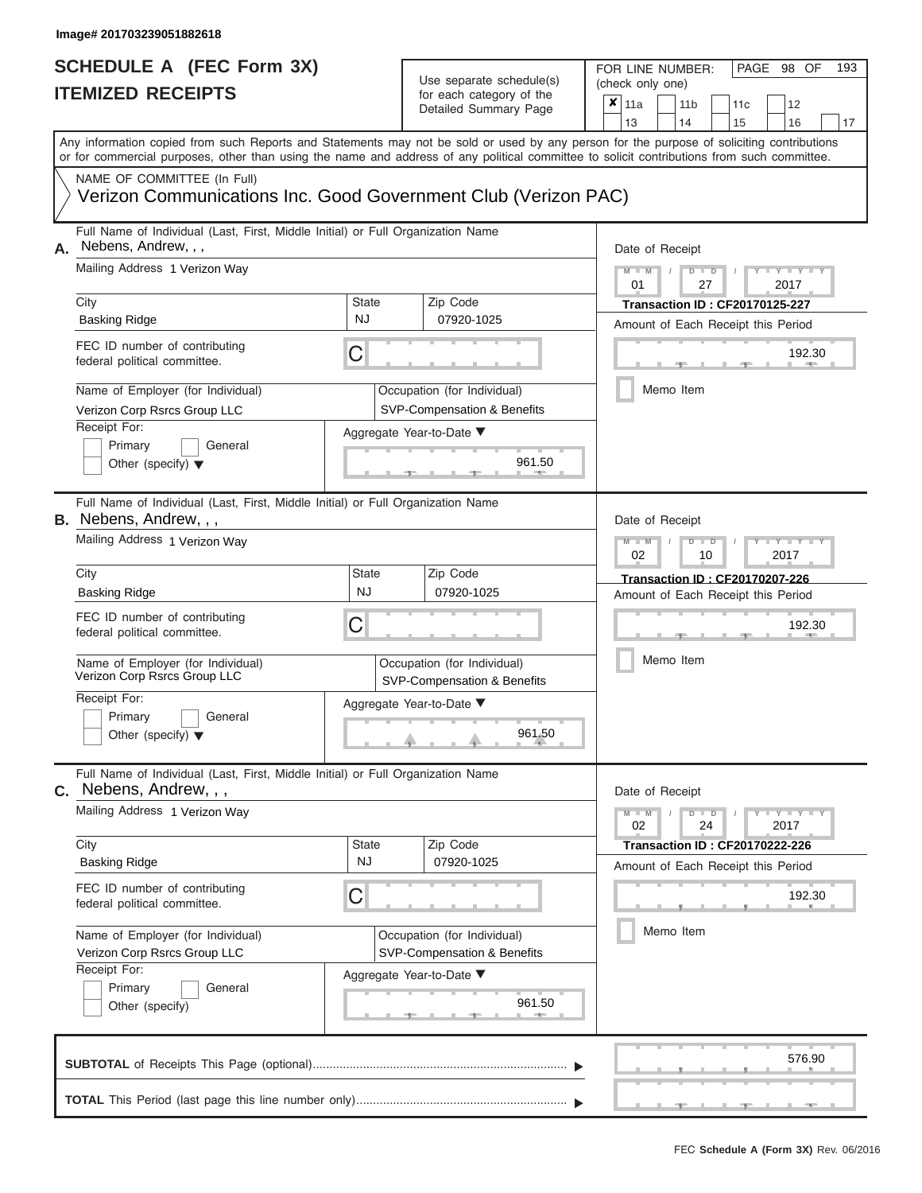Image# 201703239051882618

# SCHEDULE A (FEC Form 3X)
## ITEMIZED RECEIPTS

Use separate schedule(s) for each category of the Detailed Summary Page

FOR LINE NUMBER: (check only one)

- [x] 11a
- [ ] 11b
- [ ] 11c
- [ ] 12
- [ ] 13
- [ ] 14
- [ ] 15
- [ ] 16
- [ ] 17

PAGE 98 OF 193

Any information copied from such Reports and Statements may not be sold or used by any person for the purpose of soliciting contributions or for commercial purposes, other than using the name and address of any political committee to solicit contributions from such committee.

NAME OF COMMITTEE (In Full)

Verizon Communications Inc. Good Government Club (Verizon PAC)

---

**A.** Full Name of Individual (Last, First, Middle Initial) or Full Organization Name: Nebens, Andrew, , ,

Mailing Address: 1 Verizon Way

City: Basking Ridge | State: NJ | Zip Code: 07920-1025

FEC ID number of contributing federal political committee: C

Name of Employer (for Individual): Verizon Corp Rsrcs Group LLC

Occupation (for Individual): SVP-Compensation & Benefits

Receipt For: Primary / General / Other (specify)

Aggregate Year-to-Date: 961.50

Date of Receipt: 01 / 27 / 2017

Transaction ID : CF20170125-227

Amount of Each Receipt this Period: 192.30

Memo Item

---

**B.** Full Name of Individual (Last, First, Middle Initial) or Full Organization Name: Nebens, Andrew, , ,

Mailing Address: 1 Verizon Way

City: Basking Ridge | State: NJ | Zip Code: 07920-1025

FEC ID number of contributing federal political committee: C

Name of Employer (for Individual): Verizon Corp Rsrcs Group LLC

Occupation (for Individual): SVP-Compensation & Benefits

Receipt For: Primary / General / Other (specify)

Aggregate Year-to-Date: 961.50

Date of Receipt: 02 / 10 / 2017

Transaction ID : CF20170207-226

Amount of Each Receipt this Period: 192.30

Memo Item

---

**C.** Full Name of Individual (Last, First, Middle Initial) or Full Organization Name: Nebens, Andrew, , ,

Mailing Address: 1 Verizon Way

City: Basking Ridge | State: NJ | Zip Code: 07920-1025

FEC ID number of contributing federal political committee: C

Name of Employer (for Individual): Verizon Corp Rsrcs Group LLC

Occupation (for Individual): SVP-Compensation & Benefits

Receipt For: Primary / General / Other (specify)

Aggregate Year-to-Date: 961.50

Date of Receipt: 02 / 24 / 2017

Transaction ID : CF20170222-226

Amount of Each Receipt this Period: 192.30

Memo Item

---

**SUBTOTAL** of Receipts This Page (optional): 576.90

**TOTAL** This Period (last page this line number only):

FEC Schedule A (Form 3X) Rev. 06/2016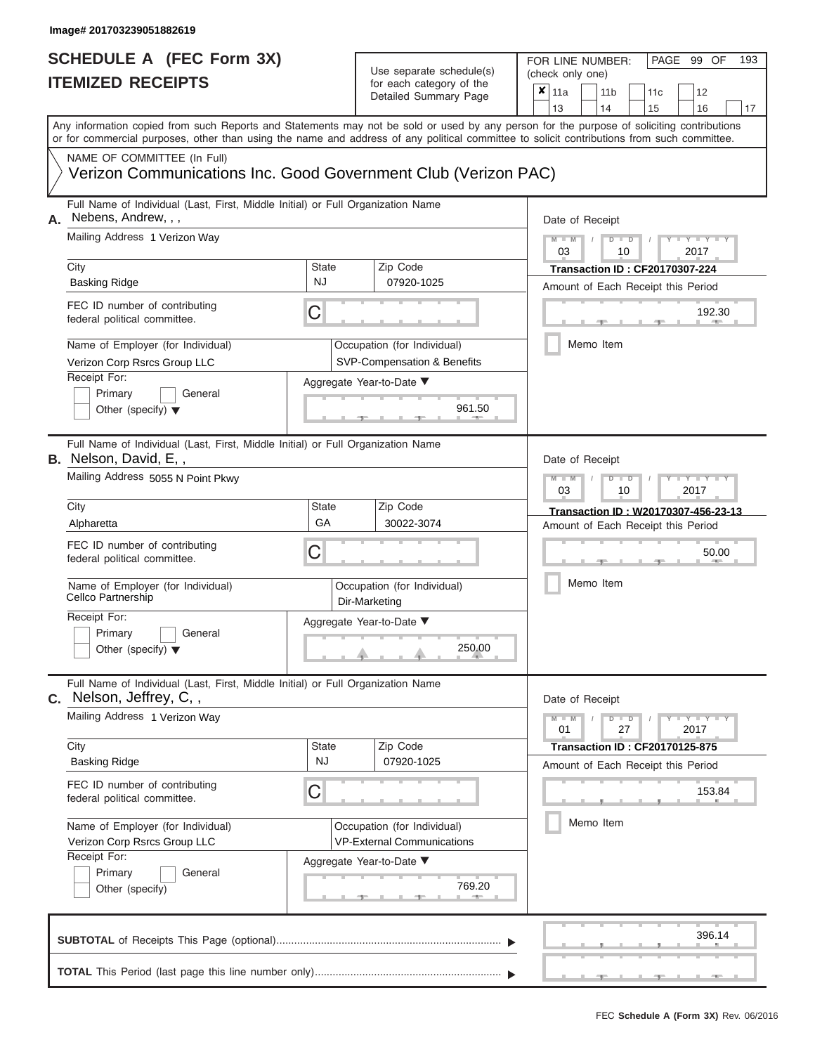Image# 201703239051882619

# SCHEDULE A (FEC Form 3X)
# ITEMIZED RECEIPTS

Use separate schedule(s) for each category of the Detailed Summary Page

FOR LINE NUMBER: (check only one)

- [x] 11a
- [ ] 11b
- [ ] 11c
- [ ] 12
- [ ] 13
- [ ] 14
- [ ] 15
- [ ] 16
- [ ] 17

PAGE 99 OF 193

Any information copied from such Reports and Statements may not be sold or used by any person for the purpose of soliciting contributions or for commercial purposes, other than using the name and address of any political committee to solicit contributions from such committee.

NAME OF COMMITTEE (In Full)
Verizon Communications Inc. Good Government Club (Verizon PAC)

---

**A.** Full Name of Individual (Last, First, Middle Initial) or Full Organization Name: Nebens, Andrew, , ,

Mailing Address: 1 Verizon Way

City: Basking Ridge | State: NJ | Zip Code: 07920-1025

FEC ID number of contributing federal political committee: C

Name of Employer (for Individual): Verizon Corp Rsrcs Group LLC

Occupation (for Individual): SVP-Compensation & Benefits

Receipt For: Primary / General / Other (specify)

Aggregate Year-to-Date: 961.50

Date of Receipt: 03 / 10 / 2017

Transaction ID : CF20170307-224

Amount of Each Receipt this Period: 192.30

Memo Item

---

**B.** Full Name of Individual (Last, First, Middle Initial) or Full Organization Name: Nelson, David, E, ,

Mailing Address: 5055 N Point Pkwy

City: Alpharetta | State: GA | Zip Code: 30022-3074

FEC ID number of contributing federal political committee: C

Name of Employer (for Individual): Cellco Partnership

Occupation (for Individual): Dir-Marketing

Receipt For: Primary / General / Other (specify)

Aggregate Year-to-Date: 250.00

Date of Receipt: 03 / 10 / 2017

Transaction ID : W20170307-456-23-13

Amount of Each Receipt this Period: 50.00

Memo Item

---

**C.** Full Name of Individual (Last, First, Middle Initial) or Full Organization Name: Nelson, Jeffrey, C, ,

Mailing Address: 1 Verizon Way

City: Basking Ridge | State: NJ | Zip Code: 07920-1025

FEC ID number of contributing federal political committee: C

Name of Employer (for Individual): Verizon Corp Rsrcs Group LLC

Occupation (for Individual): VP-External Communications

Receipt For: Primary / General / Other (specify)

Aggregate Year-to-Date: 769.20

Date of Receipt: 01 / 27 / 2017

Transaction ID : CF20170125-875

Amount of Each Receipt this Period: 153.84

Memo Item

---

**SUBTOTAL** of Receipts This Page (optional): 396.14

**TOTAL** This Period (last page this line number only):

FEC Schedule A (Form 3X) Rev. 06/2016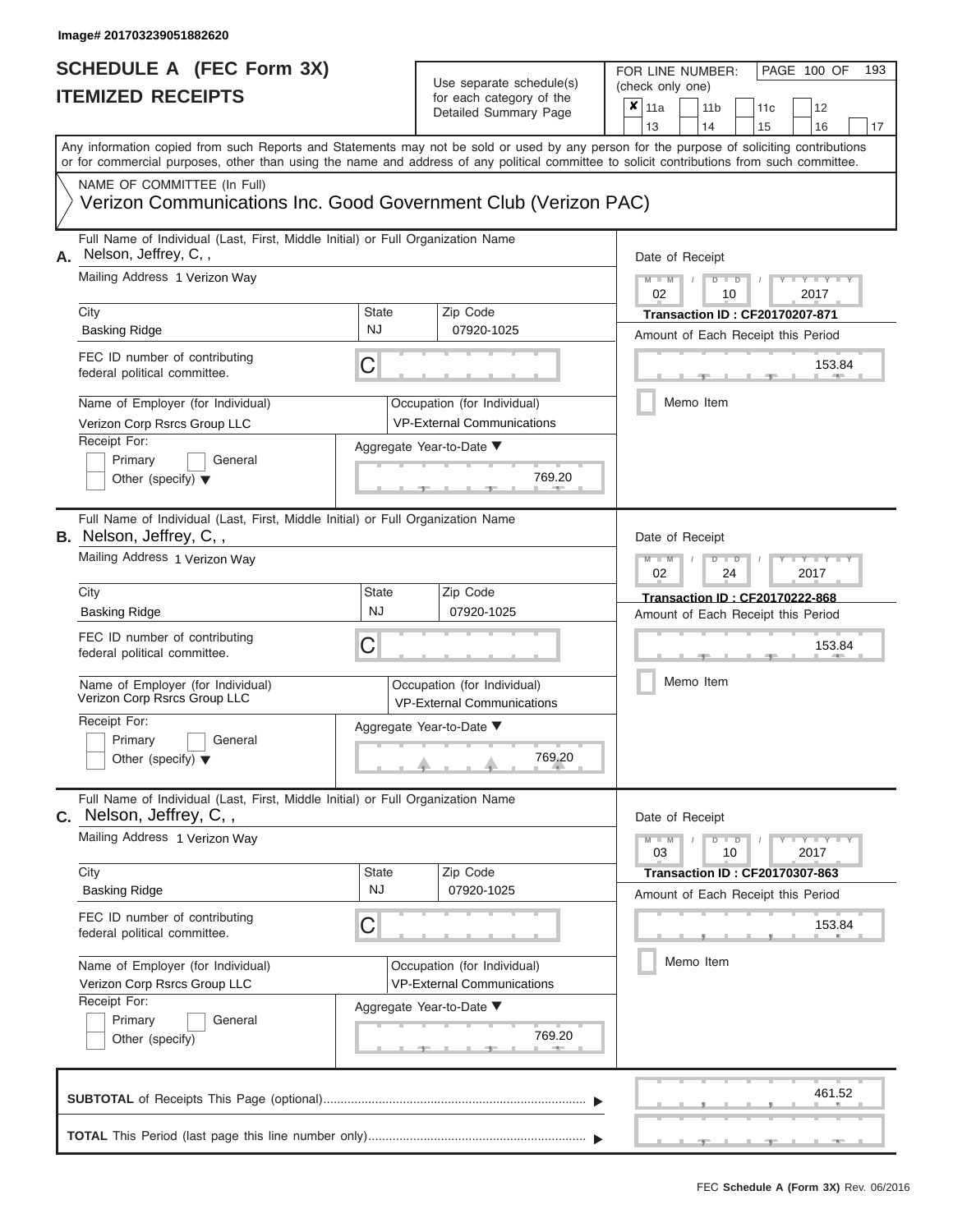Image# 201703239051882620

# SCHEDULE A (FEC Form 3X)
# ITEMIZED RECEIPTS

Use separate schedule(s) for each category of the Detailed Summary Page

FOR LINE NUMBER: (check only one)

PAGE 100 OF 193

☒ 11a ☐ 11b ☐ 11c ☐ 12 ☐ 13 ☐ 14 ☐ 15 ☐ 16 ☐ 17

Any information copied from such Reports and Statements may not be sold or used by any person for the purpose of soliciting contributions or for commercial purposes, other than using the name and address of any political committee to solicit contributions from such committee.

NAME OF COMMITTEE (In Full)
Verizon Communications Inc. Good Government Club (Verizon PAC)

---

**A.** Full Name of Individual (Last, First, Middle Initial) or Full Organization Name: Nelson, Jeffrey, C, ,

Mailing Address: 1 Verizon Way

City: Basking Ridge | State: NJ | Zip Code: 07920-1025

FEC ID number of contributing federal political committee: C

Name of Employer (for Individual): Verizon Corp Rsrcs Group LLC

Occupation (for Individual): VP-External Communications

Receipt For: ☐ Primary ☐ General ☐ Other (specify)

Aggregate Year-to-Date: 769.20

Date of Receipt: 02 / 10 / 2017

Transaction ID : CF20170207-871

Amount of Each Receipt this Period: 153.84

☐ Memo Item

---

**B.** Full Name of Individual (Last, First, Middle Initial) or Full Organization Name: Nelson, Jeffrey, C, ,

Mailing Address: 1 Verizon Way

City: Basking Ridge | State: NJ | Zip Code: 07920-1025

FEC ID number of contributing federal political committee: C

Name of Employer (for Individual): Verizon Corp Rsrcs Group LLC

Occupation (for Individual): VP-External Communications

Receipt For: ☐ Primary ☐ General ☐ Other (specify)

Aggregate Year-to-Date: 769.20

Date of Receipt: 02 / 24 / 2017

Transaction ID : CF20170222-868

Amount of Each Receipt this Period: 153.84

☐ Memo Item

---

**C.** Full Name of Individual (Last, First, Middle Initial) or Full Organization Name: Nelson, Jeffrey, C, ,

Mailing Address: 1 Verizon Way

City: Basking Ridge | State: NJ | Zip Code: 07920-1025

FEC ID number of contributing federal political committee: C

Name of Employer (for Individual): Verizon Corp Rsrcs Group LLC

Occupation (for Individual): VP-External Communications

Receipt For: ☐ Primary ☐ General ☐ Other (specify)

Aggregate Year-to-Date: 769.20

Date of Receipt: 03 / 10 / 2017

Transaction ID : CF20170307-863

Amount of Each Receipt this Period: 153.84

☐ Memo Item

---

**SUBTOTAL** of Receipts This Page (optional): 461.52

**TOTAL** This Period (last page this line number only):

FEC **Schedule A (Form 3X)** Rev. 06/2016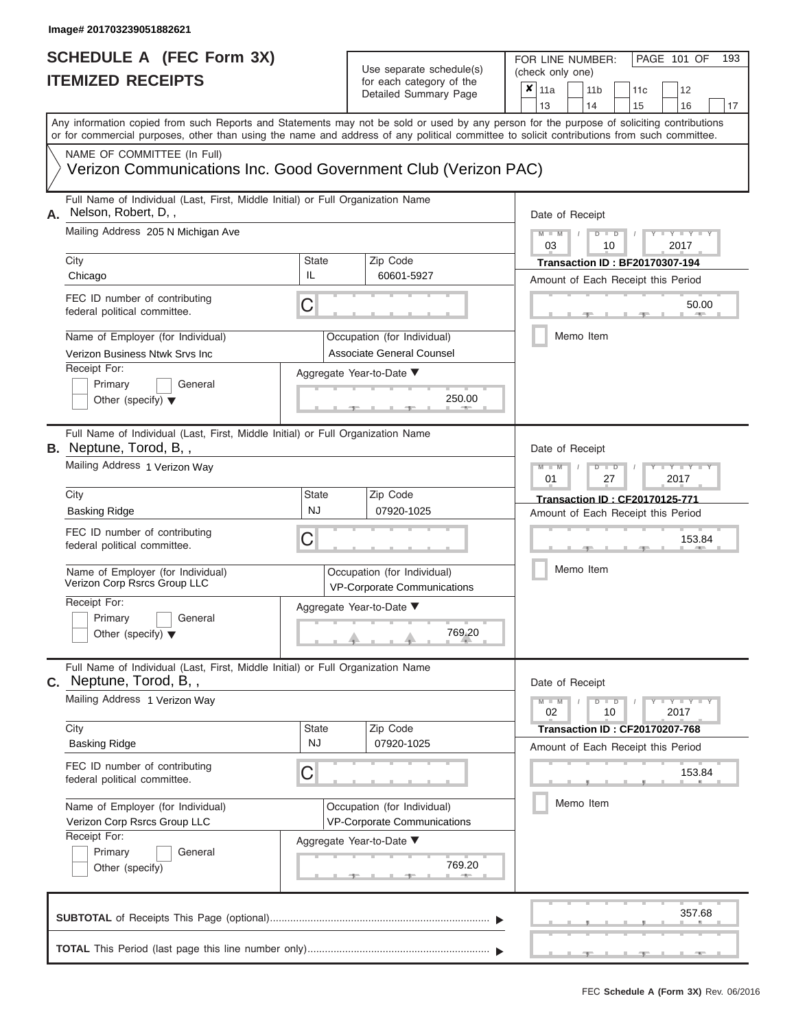Image# 201703239051882621

# SCHEDULE A (FEC Form 3X)
# ITEMIZED RECEIPTS

Use separate schedule(s) for each category of the Detailed Summary Page

FOR LINE NUMBER: (check only one)

☒ 11a ☐ 11b ☐ 11c ☐ 12
☐ 13 ☐ 14 ☐ 15 ☐ 16 ☐ 17

PAGE 101 OF 193

Any information copied from such Reports and Statements may not be sold or used by any person for the purpose of soliciting contributions or for commercial purposes, other than using the name and address of any political committee to solicit contributions from such committee.

NAME OF COMMITTEE (In Full)
Verizon Communications Inc. Good Government Club (Verizon PAC)

---

**A.** Full Name of Individual (Last, First, Middle Initial) or Full Organization Name: Nelson, Robert, D, ,

Mailing Address: 205 N Michigan Ave

City: Chicago | State: IL | Zip Code: 60601-5927

FEC ID number of contributing federal political committee: C

Name of Employer (for Individual): Verizon Business Ntwk Srvs Inc

Occupation (for Individual): Associate General Counsel

Receipt For: ☐ Primary ☐ General ☐ Other (specify)

Aggregate Year-to-Date: 250.00

Date of Receipt: 03 / 10 / 2017

Transaction ID : BF20170307-194

Amount of Each Receipt this Period: 50.00

☐ Memo Item

---

**B.** Full Name of Individual (Last, First, Middle Initial) or Full Organization Name: Neptune, Torod, B, ,

Mailing Address: 1 Verizon Way

City: Basking Ridge | State: NJ | Zip Code: 07920-1025

FEC ID number of contributing federal political committee: C

Name of Employer (for Individual): Verizon Corp Rsrcs Group LLC

Occupation (for Individual): VP-Corporate Communications

Receipt For: ☐ Primary ☐ General ☐ Other (specify)

Aggregate Year-to-Date: 769.20

Date of Receipt: 01 / 27 / 2017

Transaction ID : CF20170125-771

Amount of Each Receipt this Period: 153.84

☐ Memo Item

---

**C.** Full Name of Individual (Last, First, Middle Initial) or Full Organization Name: Neptune, Torod, B, ,

Mailing Address: 1 Verizon Way

City: Basking Ridge | State: NJ | Zip Code: 07920-1025

FEC ID number of contributing federal political committee: C

Name of Employer (for Individual): Verizon Corp Rsrcs Group LLC

Occupation (for Individual): VP-Corporate Communications

Receipt For: ☐ Primary ☐ General ☐ Other (specify)

Aggregate Year-to-Date: 769.20

Date of Receipt: 02 / 10 / 2017

Transaction ID : CF20170207-768

Amount of Each Receipt this Period: 153.84

☐ Memo Item

---

**SUBTOTAL** of Receipts This Page (optional): 357.68

**TOTAL** This Period (last page this line number only):

FEC Schedule A (Form 3X) Rev. 06/2016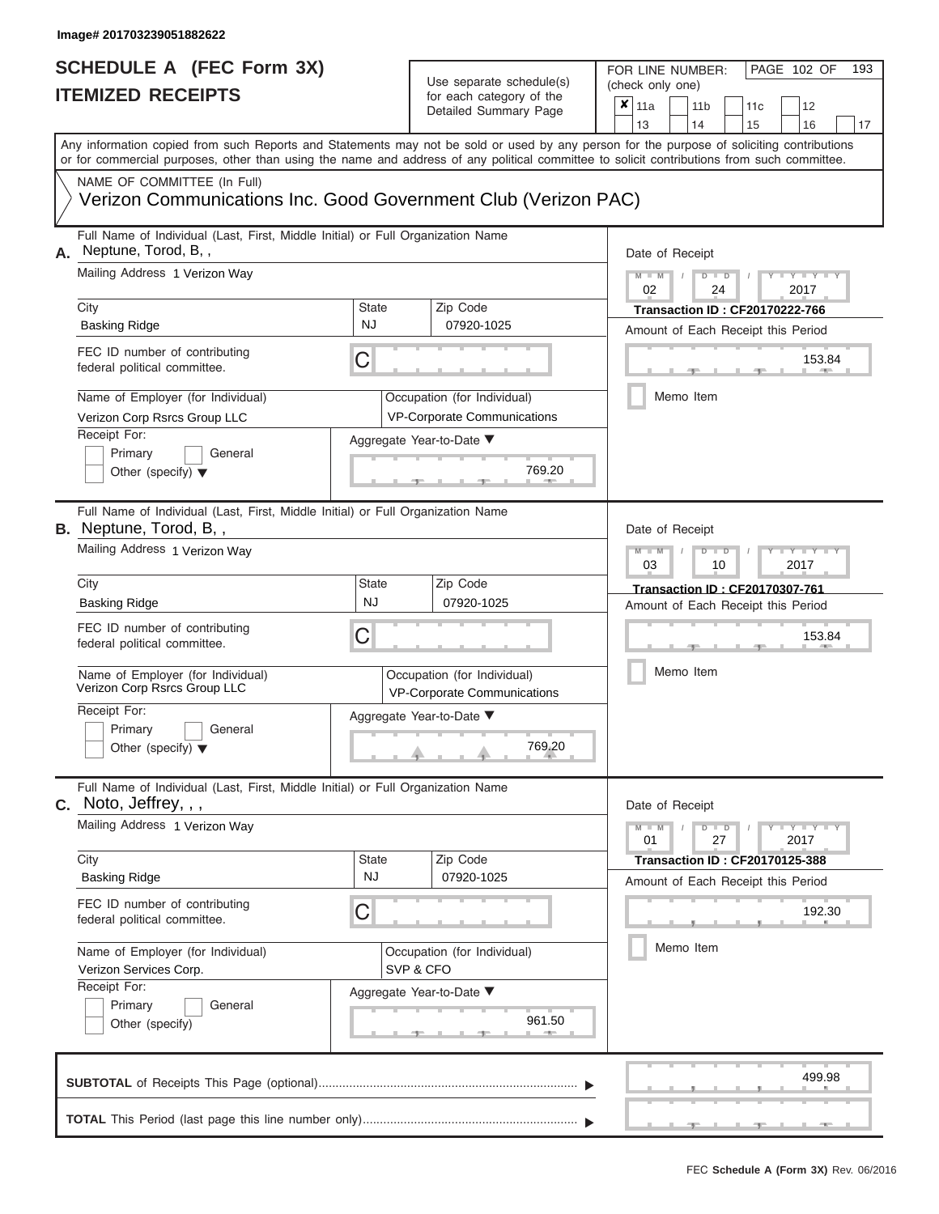Image# 201703239051882622

# SCHEDULE A (FEC Form 3X)
# ITEMIZED RECEIPTS

Use separate schedule(s) for each category of the Detailed Summary Page

FOR LINE NUMBER: (check only one)

☒ 11a ☐ 11b ☐ 11c ☐ 12 ☐ 13 ☐ 14 ☐ 15 ☐ 16 ☐ 17

PAGE 102 OF 193

Any information copied from such Reports and Statements may not be sold or used by any person for the purpose of soliciting contributions or for commercial purposes, other than using the name and address of any political committee to solicit contributions from such committee.

NAME OF COMMITTEE (In Full)

Verizon Communications Inc. Good Government Club (Verizon PAC)

---

**A.** Full Name of Individual (Last, First, Middle Initial) or Full Organization Name: Neptune, Torod, B, ,

Mailing Address: 1 Verizon Way

City: Basking Ridge | State: NJ | Zip Code: 07920-1025

FEC ID number of contributing federal political committee: C

Name of Employer (for Individual): Verizon Corp Rsrcs Group LLC

Occupation (for Individual): VP-Corporate Communications

Receipt For: ☐ Primary ☐ General ☐ Other (specify)

Aggregate Year-to-Date: 769.20

Date of Receipt: 02 / 24 / 2017

Transaction ID : CF20170222-766

Amount of Each Receipt this Period: 153.84

☐ Memo Item

---

**B.** Full Name of Individual (Last, First, Middle Initial) or Full Organization Name: Neptune, Torod, B, ,

Mailing Address: 1 Verizon Way

City: Basking Ridge | State: NJ | Zip Code: 07920-1025

FEC ID number of contributing federal political committee: C

Name of Employer (for Individual): Verizon Corp Rsrcs Group LLC

Occupation (for Individual): VP-Corporate Communications

Receipt For: ☐ Primary ☐ General ☐ Other (specify)

Aggregate Year-to-Date: 769.20

Date of Receipt: 03 / 10 / 2017

Transaction ID : CF20170307-761

Amount of Each Receipt this Period: 153.84

☐ Memo Item

---

**C.** Full Name of Individual (Last, First, Middle Initial) or Full Organization Name: Noto, Jeffrey, , ,

Mailing Address: 1 Verizon Way

City: Basking Ridge | State: NJ | Zip Code: 07920-1025

FEC ID number of contributing federal political committee: C

Name of Employer (for Individual): Verizon Services Corp.

Occupation (for Individual): SVP & CFO

Receipt For: ☐ Primary ☐ General ☐ Other (specify)

Aggregate Year-to-Date: 961.50

Date of Receipt: 01 / 27 / 2017

Transaction ID : CF20170125-388

Amount of Each Receipt this Period: 192.30

☐ Memo Item

---

**SUBTOTAL** of Receipts This Page (optional): 499.98

**TOTAL** This Period (last page this line number only):

FEC Schedule A (Form 3X) Rev. 06/2016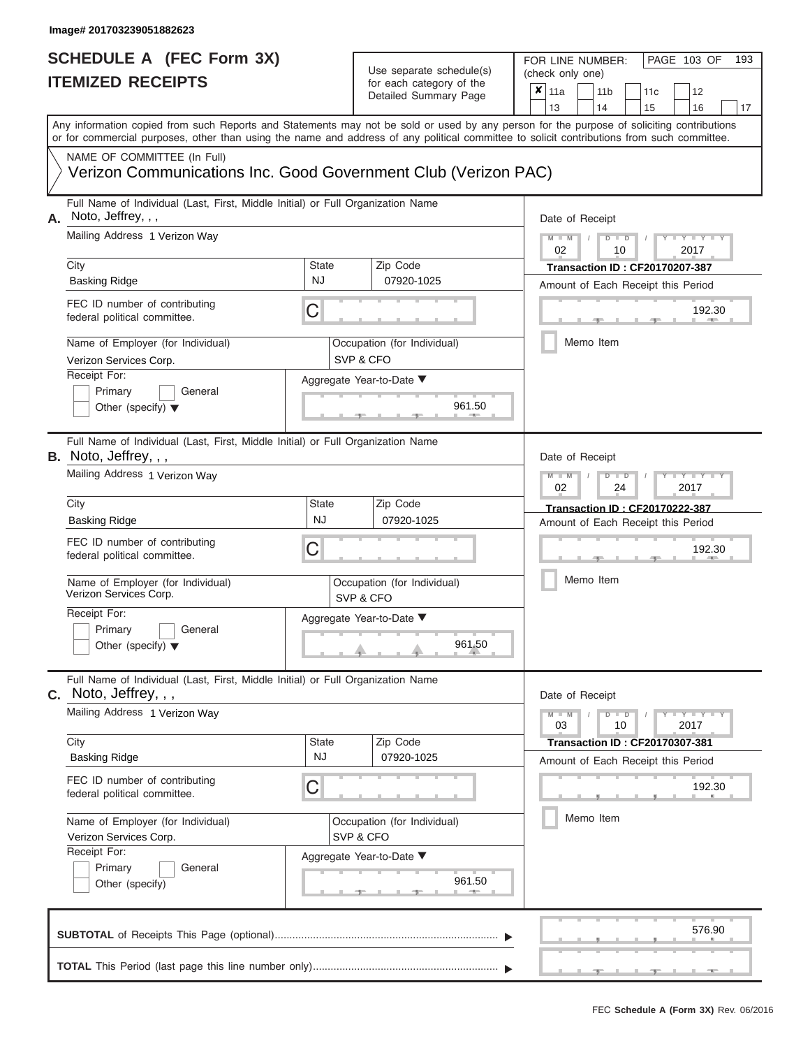Image# 201703239051882623

# SCHEDULE A (FEC Form 3X)
## ITEMIZED RECEIPTS

Use separate schedule(s) for each category of the Detailed Summary Page

FOR LINE NUMBER: (check only one)

- [x] 11a
- [ ] 11b
- [ ] 11c
- [ ] 12
- [ ] 13
- [ ] 14
- [ ] 15
- [ ] 16
- [ ] 17

PAGE 103 OF 193

Any information copied from such Reports and Statements may not be sold or used by any person for the purpose of soliciting contributions or for commercial purposes, other than using the name and address of any political committee to solicit contributions from such committee.

NAME OF COMMITTEE (In Full)

Verizon Communications Inc. Good Government Club (Verizon PAC)

---

**A.** Full Name of Individual (Last, First, Middle Initial) or Full Organization Name: Noto, Jeffrey, , ,

Mailing Address: 1 Verizon Way

City: Basking Ridge | State: NJ | Zip Code: 07920-1025

FEC ID number of contributing federal political committee: C

Name of Employer (for Individual): Verizon Services Corp.

Occupation (for Individual): SVP & CFO

Receipt For: Primary / General / Other (specify)

Aggregate Year-to-Date: 961.50

Date of Receipt: 02 / 10 / 2017

Transaction ID : CF20170207-387

Amount of Each Receipt this Period: 192.30

Memo Item

---

**B.** Full Name of Individual (Last, First, Middle Initial) or Full Organization Name: Noto, Jeffrey, , ,

Mailing Address: 1 Verizon Way

City: Basking Ridge | State: NJ | Zip Code: 07920-1025

FEC ID number of contributing federal political committee: C

Name of Employer (for Individual): Verizon Services Corp.

Occupation (for Individual): SVP & CFO

Receipt For: Primary / General / Other (specify)

Aggregate Year-to-Date: 961.50

Date of Receipt: 02 / 24 / 2017

Transaction ID : CF20170222-387

Amount of Each Receipt this Period: 192.30

Memo Item

---

**C.** Full Name of Individual (Last, First, Middle Initial) or Full Organization Name: Noto, Jeffrey, , ,

Mailing Address: 1 Verizon Way

City: Basking Ridge | State: NJ | Zip Code: 07920-1025

FEC ID number of contributing federal political committee: C

Name of Employer (for Individual): Verizon Services Corp.

Occupation (for Individual): SVP & CFO

Receipt For: Primary / General / Other (specify)

Aggregate Year-to-Date: 961.50

Date of Receipt: 03 / 10 / 2017

Transaction ID : CF20170307-381

Amount of Each Receipt this Period: 192.30

Memo Item

---

**SUBTOTAL** of Receipts This Page (optional): 576.90

**TOTAL** This Period (last page this line number only):

FEC Schedule A (Form 3X) Rev. 06/2016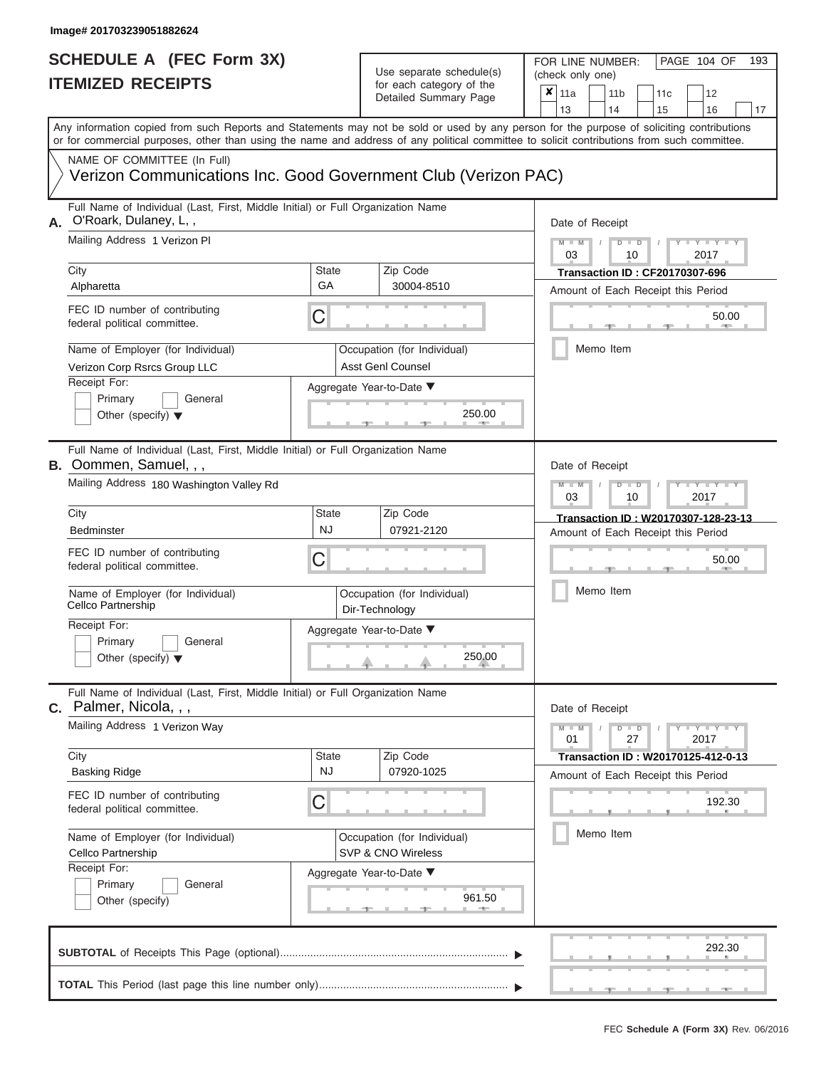Image# 201703239051882624

# SCHEDULE A (FEC Form 3X)
# ITEMIZED RECEIPTS

Use separate schedule(s) for each category of the Detailed Summary Page

FOR LINE NUMBER: (check only one)

- [x] 11a
- [ ] 11b
- [ ] 11c
- [ ] 12
- [ ] 13
- [ ] 14
- [ ] 15
- [ ] 16
- [ ] 17

Any information copied from such Reports and Statements may not be sold or used by any person for the purpose of soliciting contributions or for commercial purposes, other than using the name and address of any political committee to solicit contributions from such committee.

NAME OF COMMITTEE (In Full)

Verizon Communications Inc. Good Government Club (Verizon PAC)

---

**A.** Full Name of Individual (Last, First, Middle Initial) or Full Organization Name: O'Roark, Dulaney, L, ,

Mailing Address: 1 Verizon Pl

City: Alpharetta | State: GA | Zip Code: 30004-8510

FEC ID number of contributing federal political committee: C

Name of Employer (for Individual): Verizon Corp Rsrcs Group LLC

Occupation (for Individual): Asst Genl Counsel

Receipt For: Primary / General / Other (specify)

Aggregate Year-to-Date: 250.00

Date of Receipt: 03 / 10 / 2017

Transaction ID : CF20170307-696

Amount of Each Receipt this Period: 50.00

Memo Item

---

**B.** Full Name of Individual (Last, First, Middle Initial) or Full Organization Name: Oommen, Samuel, , ,

Mailing Address: 180 Washington Valley Rd

City: Bedminster | State: NJ | Zip Code: 07921-2120

FEC ID number of contributing federal political committee: C

Name of Employer (for Individual): Cellco Partnership

Occupation (for Individual): Dir-Technology

Receipt For: Primary / General / Other (specify)

Aggregate Year-to-Date: 250.00

Date of Receipt: 03 / 10 / 2017

Transaction ID : W20170307-128-23-13

Amount of Each Receipt this Period: 50.00

Memo Item

---

**C.** Full Name of Individual (Last, First, Middle Initial) or Full Organization Name: Palmer, Nicola, , ,

Mailing Address: 1 Verizon Way

City: Basking Ridge | State: NJ | Zip Code: 07920-1025

FEC ID number of contributing federal political committee: C

Name of Employer (for Individual): Cellco Partnership

Occupation (for Individual): SVP & CNO Wireless

Receipt For: Primary / General / Other (specify)

Aggregate Year-to-Date: 961.50

Date of Receipt: 01 / 27 / 2017

Transaction ID : W20170125-412-0-13

Amount of Each Receipt this Period: 192.30

Memo Item

---

**SUBTOTAL** of Receipts This Page (optional): 292.30

**TOTAL** This Period (last page this line number only):

FEC Schedule A (Form 3X) Rev. 06/2016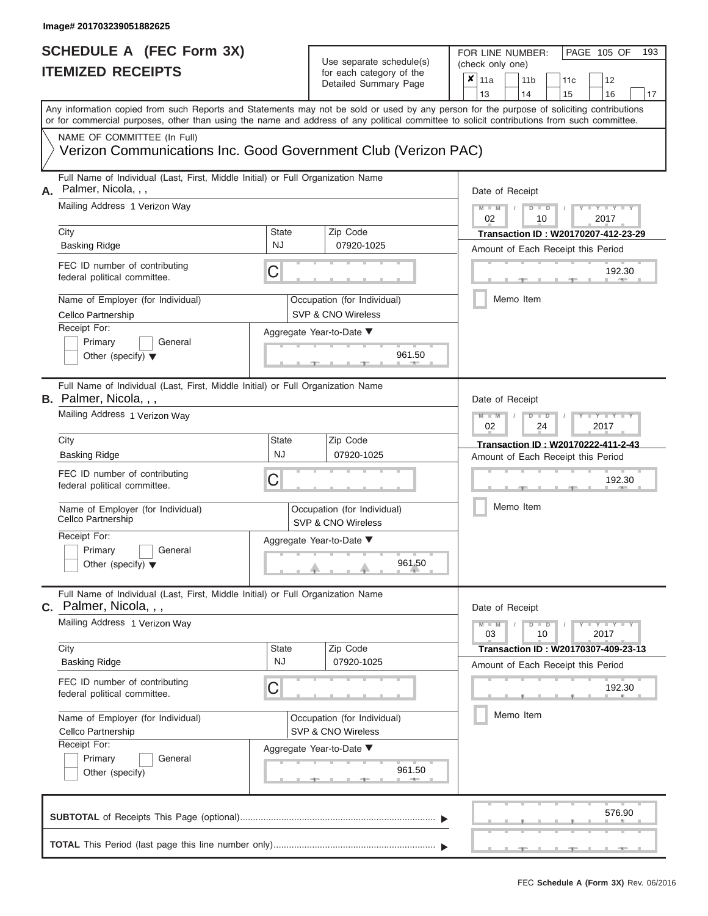Image# 201703239051882625

# SCHEDULE A (FEC Form 3X)
# ITEMIZED RECEIPTS

Use separate schedule(s) for each category of the Detailed Summary Page

FOR LINE NUMBER: (check only one)

- [x] 11a
- [ ] 11b
- [ ] 11c
- [ ] 12
- [ ] 13
- [ ] 14
- [ ] 15
- [ ] 16
- [ ] 17

PAGE 105 OF 193

Any information copied from such Reports and Statements may not be sold or used by any person for the purpose of soliciting contributions or for commercial purposes, other than using the name and address of any political committee to solicit contributions from such committee.

NAME OF COMMITTEE (In Full)

Verizon Communications Inc. Good Government Club (Verizon PAC)

---

**A.** Full Name of Individual (Last, First, Middle Initial) or Full Organization Name: Palmer, Nicola, , ,

Mailing Address: 1 Verizon Way

City: Basking Ridge | State: NJ | Zip Code: 07920-1025

FEC ID number of contributing federal political committee: C

Name of Employer (for Individual): Cellco Partnership

Occupation (for Individual): SVP & CNO Wireless

Receipt For: Primary / General / Other (specify)

Aggregate Year-to-Date: 961.50

Date of Receipt: 02 / 10 / 2017

Transaction ID : W20170207-412-23-29

Amount of Each Receipt this Period: 192.30

Memo Item

---

**B.** Full Name of Individual (Last, First, Middle Initial) or Full Organization Name: Palmer, Nicola, , ,

Mailing Address: 1 Verizon Way

City: Basking Ridge | State: NJ | Zip Code: 07920-1025

FEC ID number of contributing federal political committee: C

Name of Employer (for Individual): Cellco Partnership

Occupation (for Individual): SVP & CNO Wireless

Receipt For: Primary / General / Other (specify)

Aggregate Year-to-Date: 961.50

Date of Receipt: 02 / 24 / 2017

Transaction ID : W20170222-411-2-43

Amount of Each Receipt this Period: 192.30

Memo Item

---

**C.** Full Name of Individual (Last, First, Middle Initial) or Full Organization Name: Palmer, Nicola, , ,

Mailing Address: 1 Verizon Way

City: Basking Ridge | State: NJ | Zip Code: 07920-1025

FEC ID number of contributing federal political committee: C

Name of Employer (for Individual): Cellco Partnership

Occupation (for Individual): SVP & CNO Wireless

Receipt For: Primary / General / Other (specify)

Aggregate Year-to-Date: 961.50

Date of Receipt: 03 / 10 / 2017

Transaction ID : W20170307-409-23-13

Amount of Each Receipt this Period: 192.30

Memo Item

---

**SUBTOTAL** of Receipts This Page (optional): 576.90

**TOTAL** This Period (last page this line number only):

FEC Schedule A (Form 3X) Rev. 06/2016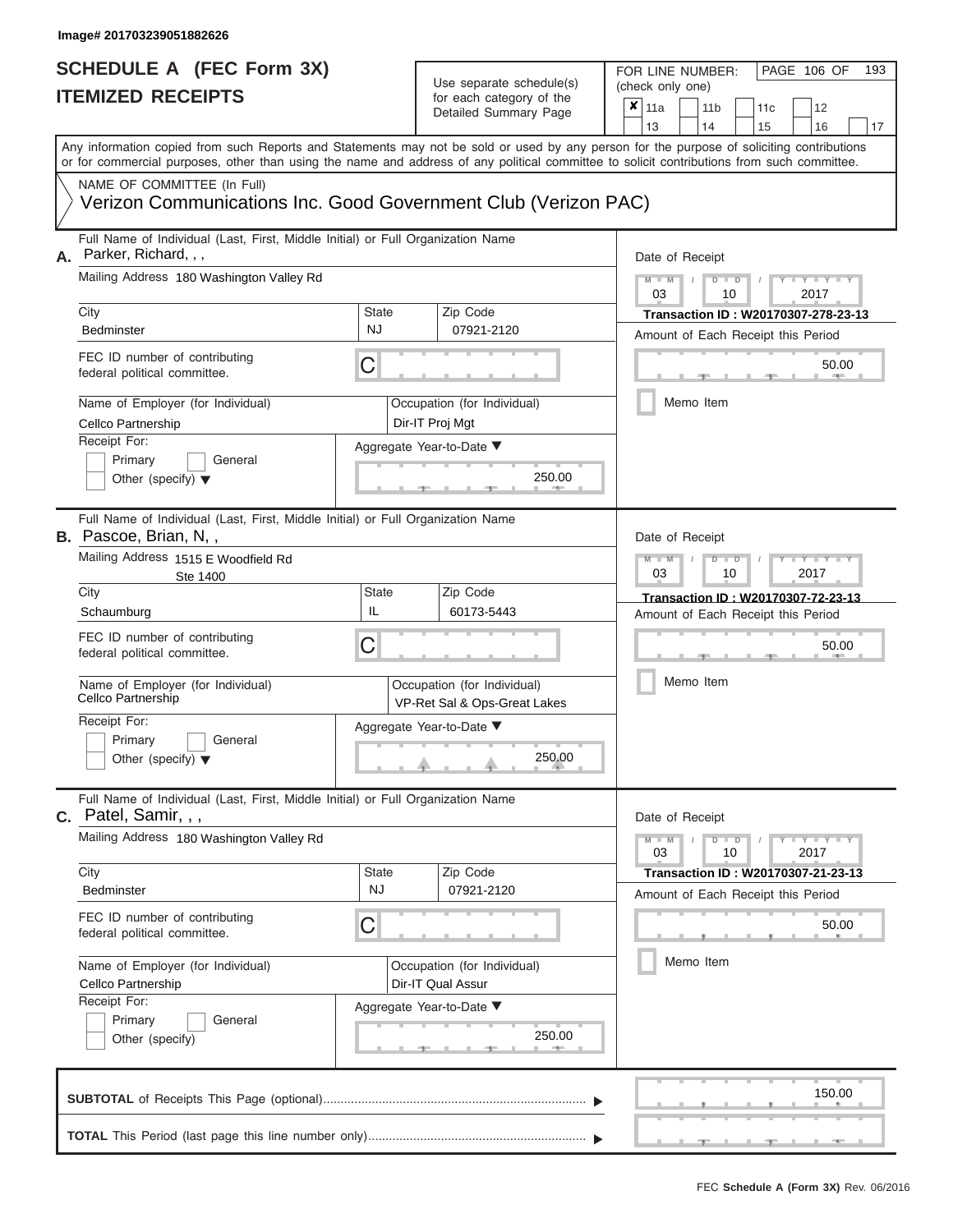Image# 201703239051882626

# SCHEDULE A (FEC Form 3X)
# ITEMIZED RECEIPTS

Use separate schedule(s) for each category of the Detailed Summary Page

FOR LINE NUMBER: (check only one)

✘ 11a | 11b | 11c | 12 | 13 | 14 | 15 | 16 | 17

PAGE 106 OF 193

Any information copied from such Reports and Statements may not be sold or used by any person for the purpose of soliciting contributions or for commercial purposes, other than using the name and address of any political committee to solicit contributions from such committee.

NAME OF COMMITTEE (In Full)

Verizon Communications Inc. Good Government Club (Verizon PAC)

**A.** Full Name of Individual (Last, First, Middle Initial) or Full Organization Name: Parker, Richard, , ,

Mailing Address: 180 Washington Valley Rd

City: Bedminster | State: NJ | Zip Code: 07921-2120

FEC ID number of contributing federal political committee: C

Name of Employer (for Individual): Cellco Partnership

Occupation (for Individual): Dir-IT Proj Mgt

Receipt For: Primary / General / Other (specify)

Aggregate Year-to-Date: 250.00

Date of Receipt: 03 / 10 / 2017

Transaction ID : W20170307-278-23-13

Amount of Each Receipt this Period: 50.00

Memo Item

**B.** Full Name of Individual (Last, First, Middle Initial) or Full Organization Name: Pascoe, Brian, N, ,

Mailing Address: 1515 E Woodfield Rd, Ste 1400

City: Schaumburg | State: IL | Zip Code: 60173-5443

FEC ID number of contributing federal political committee: C

Name of Employer (for Individual): Cellco Partnership

Occupation (for Individual): VP-Ret Sal & Ops-Great Lakes

Receipt For: Primary / General / Other (specify)

Aggregate Year-to-Date: 250.00

Date of Receipt: 03 / 10 / 2017

Transaction ID : W20170307-72-23-13

Amount of Each Receipt this Period: 50.00

Memo Item

**C.** Full Name of Individual (Last, First, Middle Initial) or Full Organization Name: Patel, Samir, , ,

Mailing Address: 180 Washington Valley Rd

City: Bedminster | State: NJ | Zip Code: 07921-2120

FEC ID number of contributing federal political committee: C

Name of Employer (for Individual): Cellco Partnership

Occupation (for Individual): Dir-IT Qual Assur

Receipt For: Primary / General / Other (specify)

Aggregate Year-to-Date: 250.00

Date of Receipt: 03 / 10 / 2017

Transaction ID : W20170307-21-23-13

Amount of Each Receipt this Period: 50.00

Memo Item

**SUBTOTAL** of Receipts This Page (optional): 150.00

**TOTAL** This Period (last page this line number only):

FEC Schedule A (Form 3X) Rev. 06/2016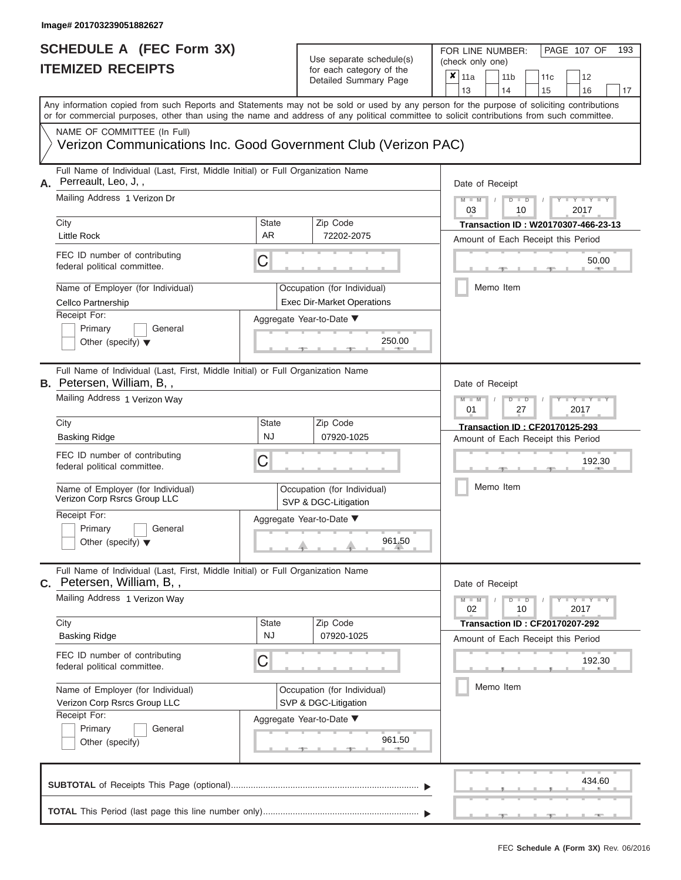Image# 201703239051882627

# SCHEDULE A (FEC Form 3X)
# ITEMIZED RECEIPTS

Use separate schedule(s) for each category of the Detailed Summary Page

FOR LINE NUMBER: (check only one)

- [x] 11a
- [ ] 11b
- [ ] 11c
- [ ] 12
- [ ] 13
- [ ] 14
- [ ] 15
- [ ] 16
- [ ] 17

Any information copied from such Reports and Statements may not be sold or used by any person for the purpose of soliciting contributions or for commercial purposes, other than using the name and address of any political committee to solicit contributions from such committee.

NAME OF COMMITTEE (In Full)

Verizon Communications Inc. Good Government Club (Verizon PAC)

---

**A.** Full Name of Individual (Last, First, Middle Initial) or Full Organization Name: Perreault, Leo, J, ,

Mailing Address: 1 Verizon Dr

City: Little Rock | State: AR | Zip Code: 72202-2075

FEC ID number of contributing federal political committee: C

Name of Employer (for Individual): Cellco Partnership

Occupation (for Individual): Exec Dir-Market Operations

Receipt For: Primary / General / Other (specify)

Aggregate Year-to-Date: 250.00

Date of Receipt: 03 / 10 / 2017

Transaction ID : W20170307-466-23-13

Amount of Each Receipt this Period: 50.00

Memo Item

---

**B.** Full Name of Individual (Last, First, Middle Initial) or Full Organization Name: Petersen, William, B, ,

Mailing Address: 1 Verizon Way

City: Basking Ridge | State: NJ | Zip Code: 07920-1025

FEC ID number of contributing federal political committee: C

Name of Employer (for Individual): Verizon Corp Rsrcs Group LLC

Occupation (for Individual): SVP & DGC-Litigation

Receipt For: Primary / General / Other (specify)

Aggregate Year-to-Date: 961.50

Date of Receipt: 01 / 27 / 2017

Transaction ID : CF20170125-293

Amount of Each Receipt this Period: 192.30

Memo Item

---

**C.** Full Name of Individual (Last, First, Middle Initial) or Full Organization Name: Petersen, William, B, ,

Mailing Address: 1 Verizon Way

City: Basking Ridge | State: NJ | Zip Code: 07920-1025

FEC ID number of contributing federal political committee: C

Name of Employer (for Individual): Verizon Corp Rsrcs Group LLC

Occupation (for Individual): SVP & DGC-Litigation

Receipt For: Primary / General / Other (specify)

Aggregate Year-to-Date: 961.50

Date of Receipt: 02 / 10 / 2017

Transaction ID : CF20170207-292

Amount of Each Receipt this Period: 192.30

Memo Item

---

**SUBTOTAL** of Receipts This Page (optional): 434.60

**TOTAL** This Period (last page this line number only):

FEC Schedule A (Form 3X) Rev. 06/2016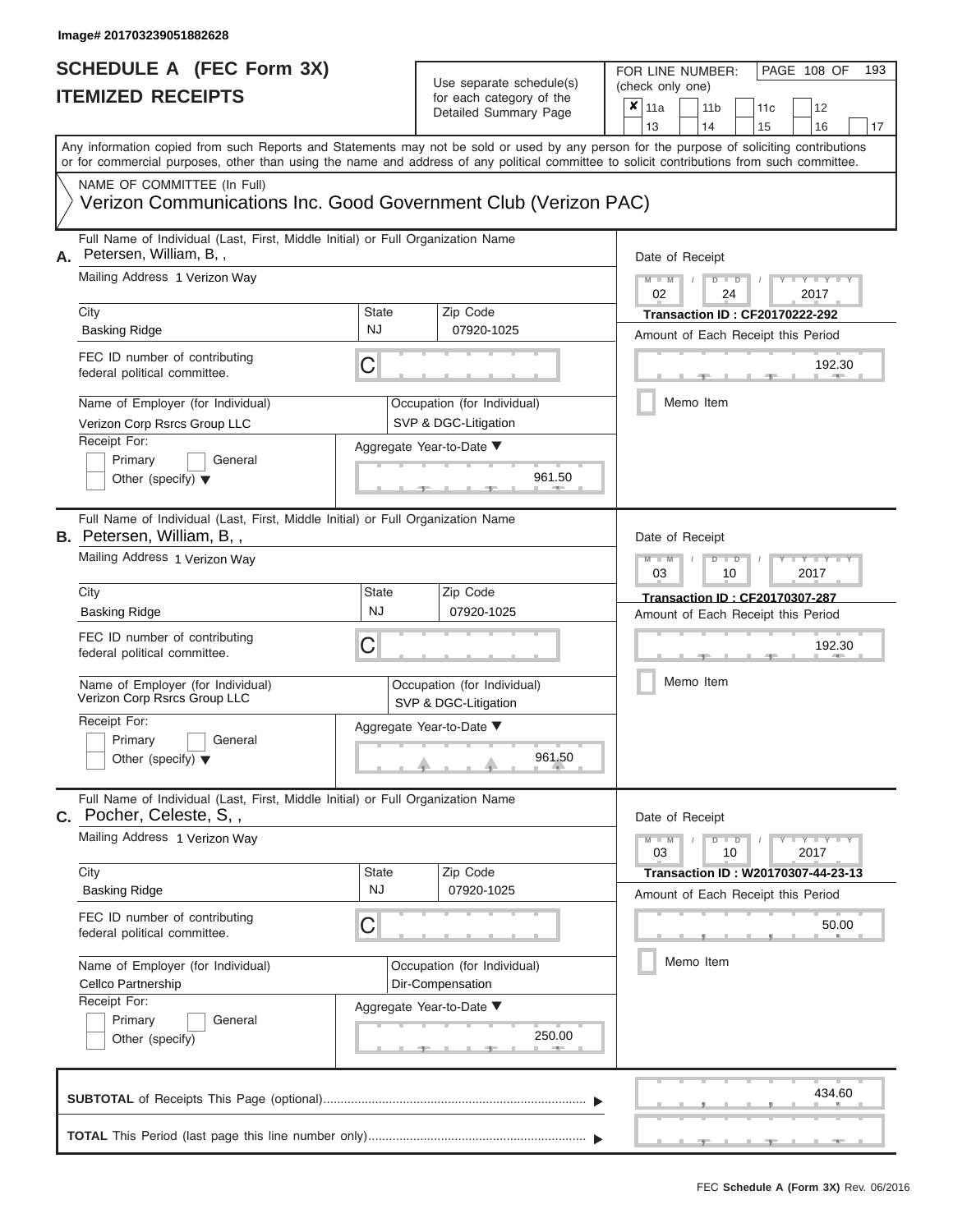Image# 201703239051882628

# SCHEDULE A (FEC Form 3X)
## ITEMIZED RECEIPTS

Use separate schedule(s) for each category of the Detailed Summary Page

FOR LINE NUMBER: (check only one)

PAGE 108 OF 193

☒ 11a ☐ 11b ☐ 11c ☐ 12 ☐ 13 ☐ 14 ☐ 15 ☐ 16 ☐ 17

Any information copied from such Reports and Statements may not be sold or used by any person for the purpose of soliciting contributions or for commercial purposes, other than using the name and address of any political committee to solicit contributions from such committee.

NAME OF COMMITTEE (In Full)

Verizon Communications Inc. Good Government Club (Verizon PAC)

---

**A.** Full Name of Individual (Last, First, Middle Initial) or Full Organization Name: Petersen, William, B, ,

Mailing Address: 1 Verizon Way

City: Basking Ridge | State: NJ | Zip Code: 07920-1025

FEC ID number of contributing federal political committee: C

Name of Employer (for Individual): Verizon Corp Rsrcs Group LLC

Occupation (for Individual): SVP & DGC-Litigation

Receipt For: ☐ Primary ☐ General ☐ Other (specify)

Aggregate Year-to-Date: 961.50

Date of Receipt: 02 / 24 / 2017

Transaction ID : CF20170222-292

Amount of Each Receipt this Period: 192.30

☐ Memo Item

---

**B.** Full Name of Individual (Last, First, Middle Initial) or Full Organization Name: Petersen, William, B, ,

Mailing Address: 1 Verizon Way

City: Basking Ridge | State: NJ | Zip Code: 07920-1025

FEC ID number of contributing federal political committee: C

Name of Employer (for Individual): Verizon Corp Rsrcs Group LLC

Occupation (for Individual): SVP & DGC-Litigation

Receipt For: ☐ Primary ☐ General ☐ Other (specify)

Aggregate Year-to-Date: 961.50

Date of Receipt: 03 / 10 / 2017

Transaction ID : CF20170307-287

Amount of Each Receipt this Period: 192.30

☐ Memo Item

---

**C.** Full Name of Individual (Last, First, Middle Initial) or Full Organization Name: Pocher, Celeste, S, ,

Mailing Address: 1 Verizon Way

City: Basking Ridge | State: NJ | Zip Code: 07920-1025

FEC ID number of contributing federal political committee: C

Name of Employer (for Individual): Cellco Partnership

Occupation (for Individual): Dir-Compensation

Receipt For: ☐ Primary ☐ General ☐ Other (specify)

Aggregate Year-to-Date: 250.00

Date of Receipt: 03 / 10 / 2017

Transaction ID : W20170307-44-23-13

Amount of Each Receipt this Period: 50.00

☐ Memo Item

---

**SUBTOTAL** of Receipts This Page (optional): 434.60

**TOTAL** This Period (last page this line number only):

FEC Schedule A (Form 3X) Rev. 06/2016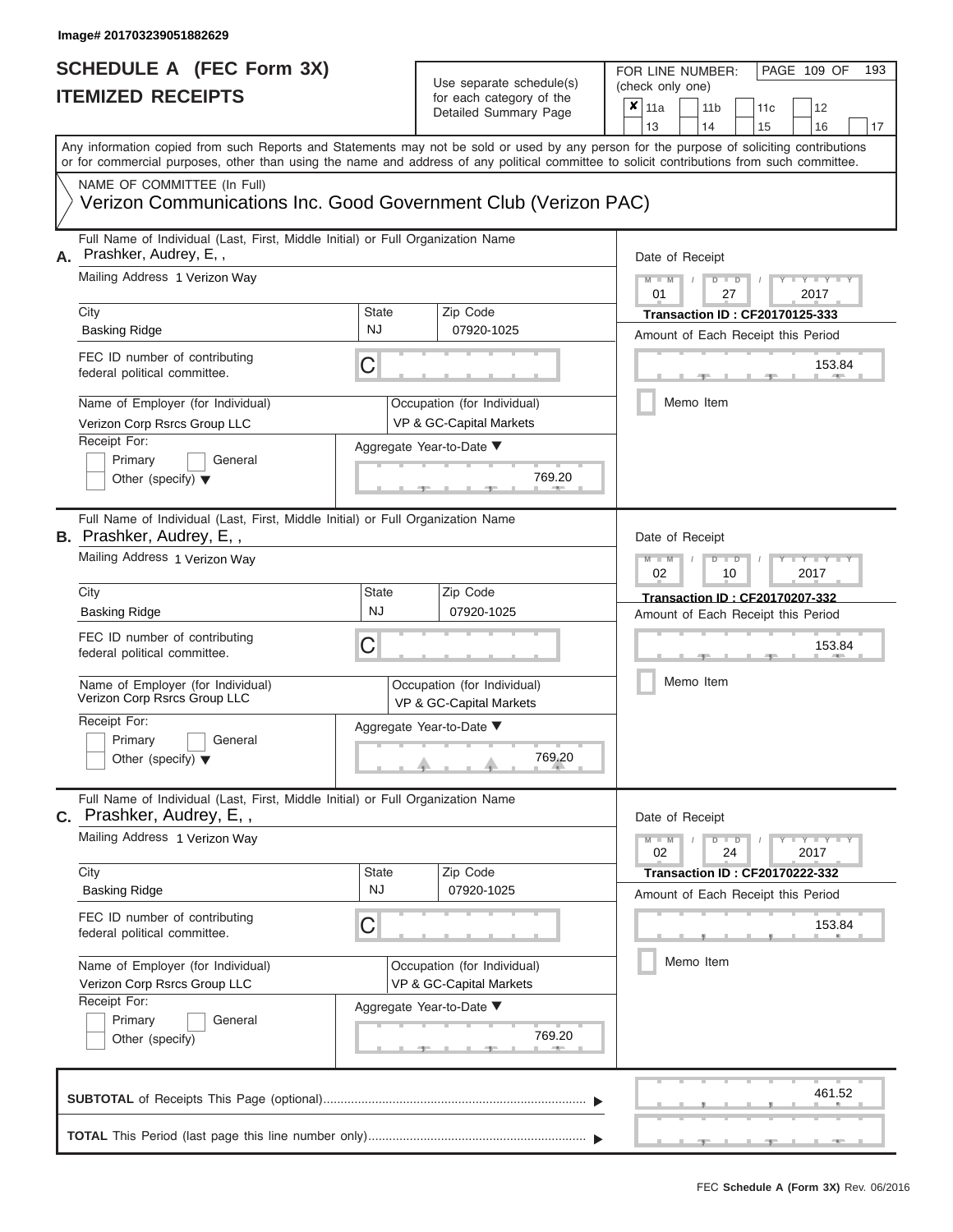Image# 201703239051882629

# SCHEDULE A (FEC Form 3X)
# ITEMIZED RECEIPTS

Use separate schedule(s) for each category of the Detailed Summary Page

FOR LINE NUMBER: (check only one)

- [x] 11a
- [ ] 11b
- [ ] 11c
- [ ] 12
- [ ] 13
- [ ] 14
- [ ] 15
- [ ] 16
- [ ] 17

Any information copied from such Reports and Statements may not be sold or used by any person for the purpose of soliciting contributions or for commercial purposes, other than using the name and address of any political committee to solicit contributions from such committee.

NAME OF COMMITTEE (In Full)

Verizon Communications Inc. Good Government Club (Verizon PAC)

---

**A.** Full Name of Individual (Last, First, Middle Initial) or Full Organization Name: Prashker, Audrey, E, ,

Mailing Address: 1 Verizon Way

City: Basking Ridge | State: NJ | Zip Code: 07920-1025

FEC ID number of contributing federal political committee: C

Name of Employer (for Individual): Verizon Corp Rsrcs Group LLC

Occupation (for Individual): VP & GC-Capital Markets

Receipt For: Primary / General / Other (specify)

Aggregate Year-to-Date: 769.20

Date of Receipt: 01 / 27 / 2017

Transaction ID : CF20170125-333

Amount of Each Receipt this Period: 153.84

Memo Item

---

**B.** Full Name of Individual (Last, First, Middle Initial) or Full Organization Name: Prashker, Audrey, E, ,

Mailing Address: 1 Verizon Way

City: Basking Ridge | State: NJ | Zip Code: 07920-1025

FEC ID number of contributing federal political committee: C

Name of Employer (for Individual): Verizon Corp Rsrcs Group LLC

Occupation (for Individual): VP & GC-Capital Markets

Receipt For: Primary / General / Other (specify)

Aggregate Year-to-Date: 769.20

Date of Receipt: 02 / 10 / 2017

Transaction ID : CF20170207-332

Amount of Each Receipt this Period: 153.84

Memo Item

---

**C.** Full Name of Individual (Last, First, Middle Initial) or Full Organization Name: Prashker, Audrey, E, ,

Mailing Address: 1 Verizon Way

City: Basking Ridge | State: NJ | Zip Code: 07920-1025

FEC ID number of contributing federal political committee: C

Name of Employer (for Individual): Verizon Corp Rsrcs Group LLC

Occupation (for Individual): VP & GC-Capital Markets

Receipt For: Primary / General / Other (specify)

Aggregate Year-to-Date: 769.20

Date of Receipt: 02 / 24 / 2017

Transaction ID : CF20170222-332

Amount of Each Receipt this Period: 153.84

Memo Item

---

**SUBTOTAL** of Receipts This Page (optional): 461.52

**TOTAL** This Period (last page this line number only):

FEC Schedule A (Form 3X) Rev. 06/2016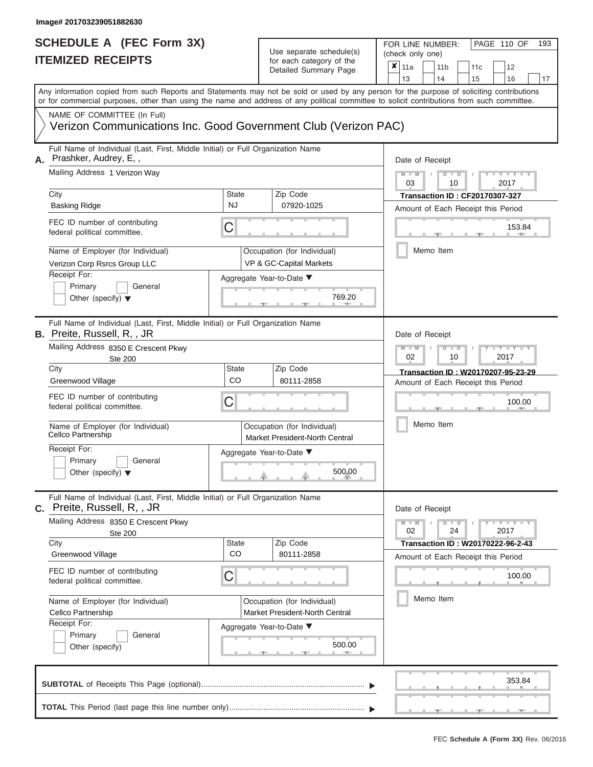Image# 201703239051882630

# SCHEDULE A (FEC Form 3X)
## ITEMIZED RECEIPTS

Use separate schedule(s) for each category of the Detailed Summary Page

FOR LINE NUMBER: (check only one)

☒ 11a ☐ 11b ☐ 11c ☐ 12 ☐ 13 ☐ 14 ☐ 15 ☐ 16 ☐ 17

Any information copied from such Reports and Statements may not be sold or used by any person for the purpose of soliciting contributions or for commercial purposes, other than using the name and address of any political committee to solicit contributions from such committee.

NAME OF COMMITTEE (In Full)
Verizon Communications Inc. Good Government Club (Verizon PAC)

---

**A.** Full Name of Individual (Last, First, Middle Initial) or Full Organization Name: Prashker, Audrey, E, ,

Mailing Address: 1 Verizon Way

City: Basking Ridge | State: NJ | Zip Code: 07920-1025

FEC ID number of contributing federal political committee: C

Name of Employer (for Individual): Verizon Corp Rsrcs Group LLC

Occupation (for Individual): VP & GC-Capital Markets

Receipt For: ☐ Primary ☐ General ☐ Other (specify)

Aggregate Year-to-Date: 769.20

Date of Receipt: 03 / 10 / 2017

Transaction ID : CF20170307-327

Amount of Each Receipt this Period: 153.84

☐ Memo Item

---

**B.** Full Name of Individual (Last, First, Middle Initial) or Full Organization Name: Preite, Russell, R, , JR

Mailing Address: 8350 E Crescent Pkwy Ste 200

City: Greenwood Village | State: CO | Zip Code: 80111-2858

FEC ID number of contributing federal political committee: C

Name of Employer (for Individual): Cellco Partnership

Occupation (for Individual): Market President-North Central

Receipt For: ☐ Primary ☐ General ☐ Other (specify)

Aggregate Year-to-Date: 500.00

Date of Receipt: 02 / 10 / 2017

Transaction ID : W20170207-95-23-29

Amount of Each Receipt this Period: 100.00

☐ Memo Item

---

**C.** Full Name of Individual (Last, First, Middle Initial) or Full Organization Name: Preite, Russell, R, , JR

Mailing Address: 8350 E Crescent Pkwy Ste 200

City: Greenwood Village | State: CO | Zip Code: 80111-2858

FEC ID number of contributing federal political committee: C

Name of Employer (for Individual): Cellco Partnership

Occupation (for Individual): Market President-North Central

Receipt For: ☐ Primary ☐ General ☐ Other (specify)

Aggregate Year-to-Date: 500.00

Date of Receipt: 02 / 24 / 2017

Transaction ID : W20170222-96-2-43

Amount of Each Receipt this Period: 100.00

☐ Memo Item

---

**SUBTOTAL** of Receipts This Page (optional): 353.84

**TOTAL** This Period (last page this line number only):

FEC Schedule A (Form 3X) Rev. 06/2016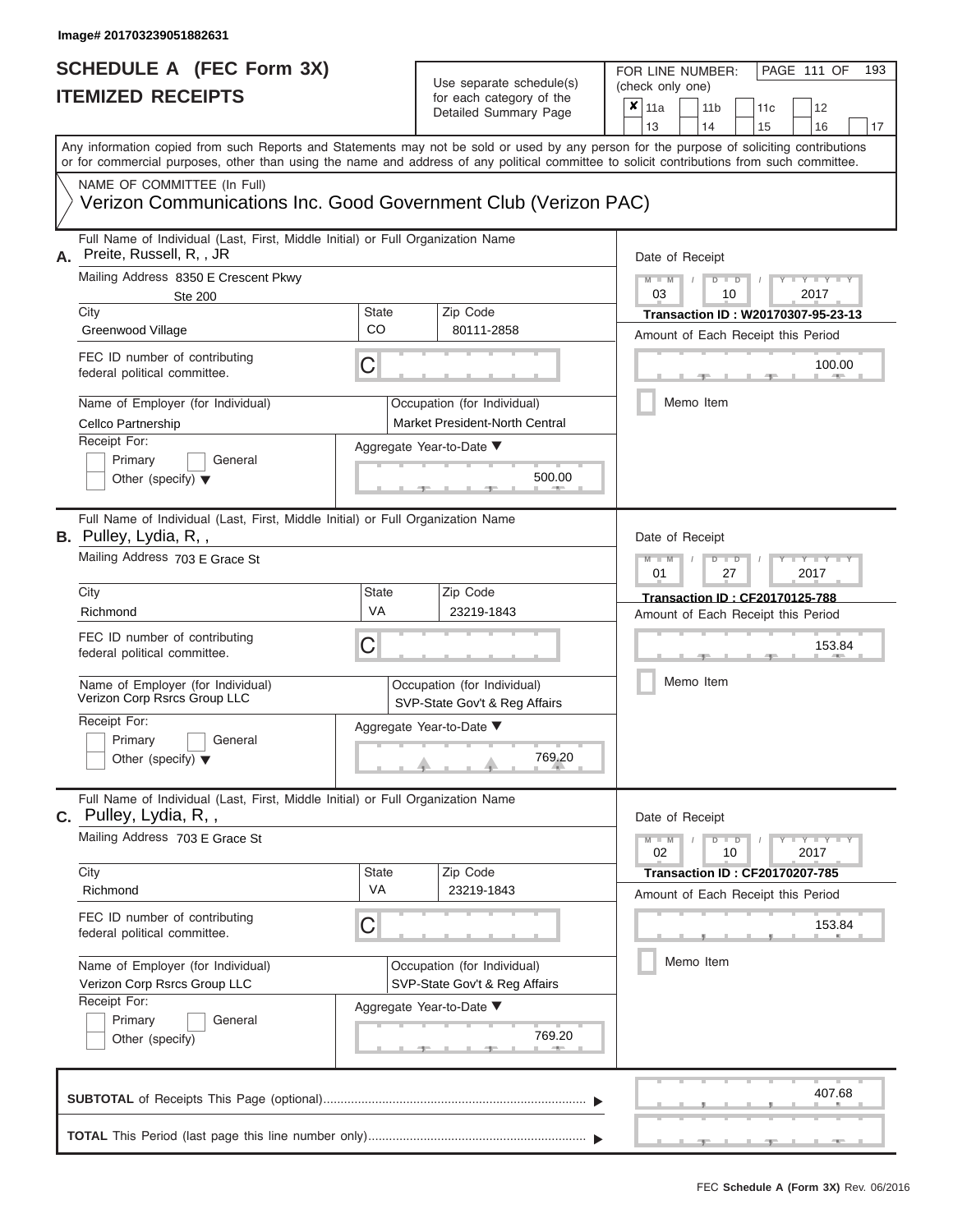Image# 201703239051882631

# SCHEDULE A (FEC Form 3X)
## ITEMIZED RECEIPTS

Use separate schedule(s) for each category of the Detailed Summary Page

FOR LINE NUMBER: (check only one)

- [x] 11a
- [ ] 11b
- [ ] 11c
- [ ] 12
- [ ] 13
- [ ] 14
- [ ] 15
- [ ] 16
- [ ] 17

Any information copied from such Reports and Statements may not be sold or used by any person for the purpose of soliciting contributions or for commercial purposes, other than using the name and address of any political committee to solicit contributions from such committee.

NAME OF COMMITTEE (In Full)
Verizon Communications Inc. Good Government Club (Verizon PAC)

---

**A.** Full Name of Individual (Last, First, Middle Initial) or Full Organization Name: Preite, Russell, R, , JR

Mailing Address: 8350 E Crescent Pkwy, Ste 200

City: Greenwood Village | State: CO | Zip Code: 80111-2858

FEC ID number of contributing federal political committee: C

Name of Employer (for Individual): Cellco Partnership

Occupation (for Individual): Market President-North Central

Receipt For: Primary / General / Other (specify)

Aggregate Year-to-Date: 500.00

Date of Receipt: 03 / 10 / 2017

Transaction ID : W20170307-95-23-13

Amount of Each Receipt this Period: 100.00

Memo Item

---

**B.** Full Name of Individual (Last, First, Middle Initial) or Full Organization Name: Pulley, Lydia, R, ,

Mailing Address: 703 E Grace St

City: Richmond | State: VA | Zip Code: 23219-1843

FEC ID number of contributing federal political committee: C

Name of Employer (for Individual): Verizon Corp Rsrcs Group LLC

Occupation (for Individual): SVP-State Gov't & Reg Affairs

Receipt For: Primary / General / Other (specify)

Aggregate Year-to-Date: 769.20

Date of Receipt: 01 / 27 / 2017

Transaction ID : CF20170125-788

Amount of Each Receipt this Period: 153.84

Memo Item

---

**C.** Full Name of Individual (Last, First, Middle Initial) or Full Organization Name: Pulley, Lydia, R, ,

Mailing Address: 703 E Grace St

City: Richmond | State: VA | Zip Code: 23219-1843

FEC ID number of contributing federal political committee: C

Name of Employer (for Individual): Verizon Corp Rsrcs Group LLC

Occupation (for Individual): SVP-State Gov't & Reg Affairs

Receipt For: Primary / General / Other (specify)

Aggregate Year-to-Date: 769.20

Date of Receipt: 02 / 10 / 2017

Transaction ID : CF20170207-785

Amount of Each Receipt this Period: 153.84

Memo Item

---

**SUBTOTAL** of Receipts This Page (optional): 407.68

**TOTAL** This Period (last page this line number only):

FEC Schedule A (Form 3X) Rev. 06/2016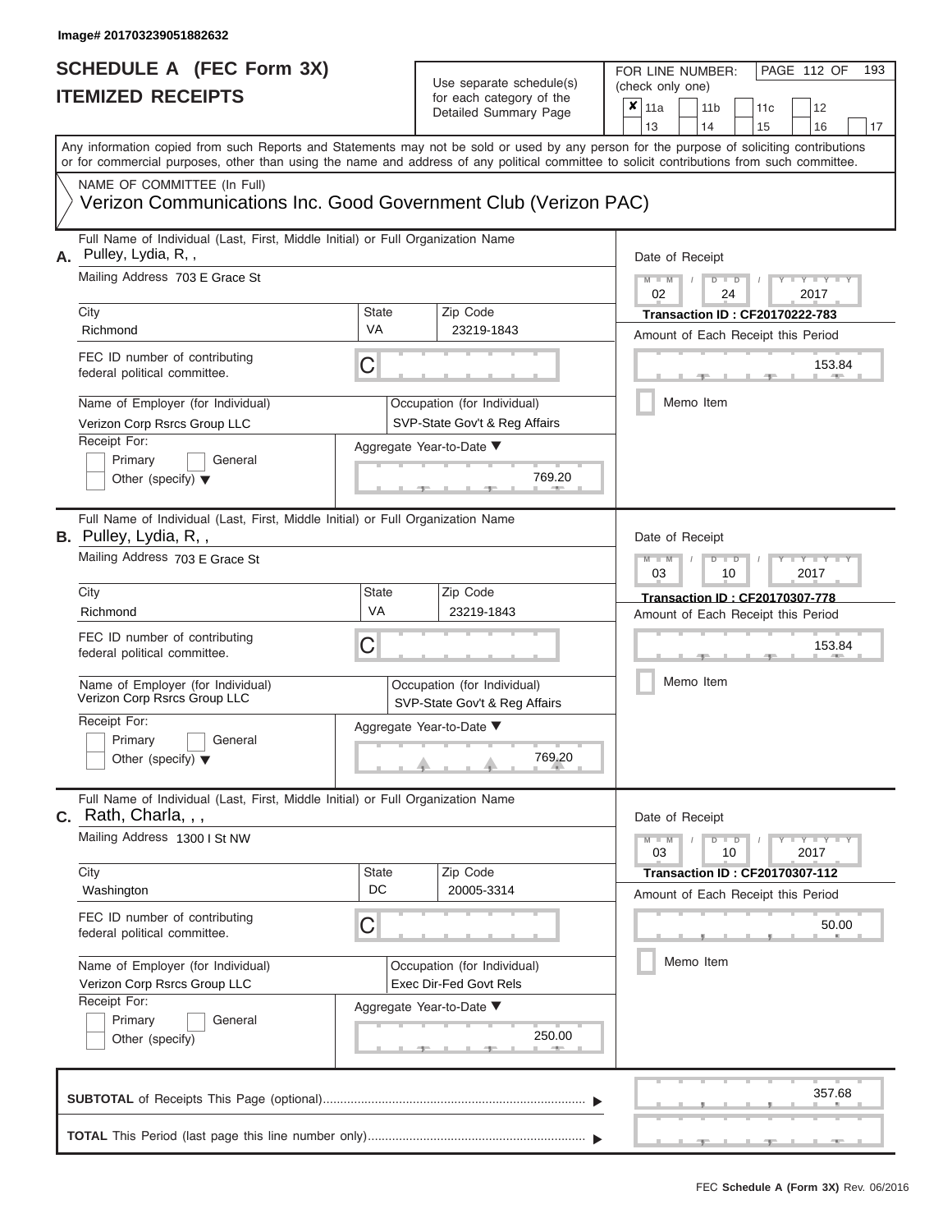Image# 201703239051882632

# SCHEDULE A (FEC Form 3X)
# ITEMIZED RECEIPTS

Use separate schedule(s) for each category of the Detailed Summary Page

FOR LINE NUMBER: (check only one)

| | | | | | | | |
|---|---|---|---|---|---|---|---|
| ✘ | 11a | | 11b | | 11c | | 12 |
| | 13 | | 14 | | 15 | | 16 | | 17 |

PAGE 112 OF 193

Any information copied from such Reports and Statements may not be sold or used by any person for the purpose of soliciting contributions or for commercial purposes, other than using the name and address of any political committee to solicit contributions from such committee.

NAME OF COMMITTEE (In Full)
Verizon Communications Inc. Good Government Club (Verizon PAC)

---

**A.** Full Name of Individual (Last, First, Middle Initial) or Full Organization Name: Pulley, Lydia, R, ,

Mailing Address: 703 E Grace St

City: Richmond | State: VA | Zip Code: 23219-1843

FEC ID number of contributing federal political committee: C

Name of Employer (for Individual): Verizon Corp Rsrcs Group LLC

Occupation (for Individual): SVP-State Gov't & Reg Affairs

Receipt For: Primary / General / Other (specify)

Aggregate Year-to-Date: 769.20

Date of Receipt: 02 / 24 / 2017

Transaction ID : CF20170222-783

Amount of Each Receipt this Period: 153.84

Memo Item

---

**B.** Full Name of Individual (Last, First, Middle Initial) or Full Organization Name: Pulley, Lydia, R, ,

Mailing Address: 703 E Grace St

City: Richmond | State: VA | Zip Code: 23219-1843

FEC ID number of contributing federal political committee: C

Name of Employer (for Individual): Verizon Corp Rsrcs Group LLC

Occupation (for Individual): SVP-State Gov't & Reg Affairs

Receipt For: Primary / General / Other (specify)

Aggregate Year-to-Date: 769.20

Date of Receipt: 03 / 10 / 2017

Transaction ID : CF20170307-778

Amount of Each Receipt this Period: 153.84

Memo Item

---

**C.** Full Name of Individual (Last, First, Middle Initial) or Full Organization Name: Rath, Charla, , ,

Mailing Address: 1300 I St NW

City: Washington | State: DC | Zip Code: 20005-3314

FEC ID number of contributing federal political committee: C

Name of Employer (for Individual): Verizon Corp Rsrcs Group LLC

Occupation (for Individual): Exec Dir-Fed Govt Rels

Receipt For: Primary / General / Other (specify)

Aggregate Year-to-Date: 250.00

Date of Receipt: 03 / 10 / 2017

Transaction ID : CF20170307-112

Amount of Each Receipt this Period: 50.00

Memo Item

---

**SUBTOTAL** of Receipts This Page (optional): 357.68

**TOTAL** This Period (last page this line number only):

FEC **Schedule A (Form 3X)** Rev. 06/2016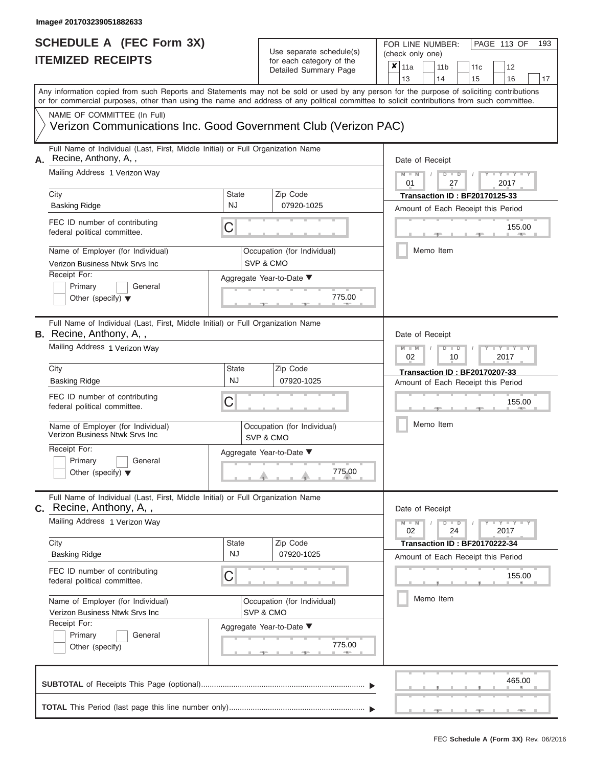Image# 201703239051882633

# SCHEDULE A (FEC Form 3X)
# ITEMIZED RECEIPTS

Use separate schedule(s) for each category of the Detailed Summary Page

FOR LINE NUMBER: (check only one)

- [x] 11a
- [ ] 11b
- [ ] 11c
- [ ] 12
- [ ] 13
- [ ] 14
- [ ] 15
- [ ] 16
- [ ] 17

PAGE 113 OF 193

Any information copied from such Reports and Statements may not be sold or used by any person for the purpose of soliciting contributions or for commercial purposes, other than using the name and address of any political committee to solicit contributions from such committee.

NAME OF COMMITTEE (In Full)
Verizon Communications Inc. Good Government Club (Verizon PAC)

---

**A.** Full Name of Individual (Last, First, Middle Initial) or Full Organization Name: Recine, Anthony, A, ,

Mailing Address: 1 Verizon Way

City: Basking Ridge | State: NJ | Zip Code: 07920-1025

FEC ID number of contributing federal political committee: C

Name of Employer (for Individual): Verizon Business Ntwk Srvs Inc

Occupation (for Individual): SVP & CMO

Receipt For: Primary / General / Other (specify)

Aggregate Year-to-Date: 775.00

Date of Receipt: 01 / 27 / 2017

**Transaction ID : BF20170125-33**

Amount of Each Receipt this Period: 155.00

Memo Item

---

**B.** Full Name of Individual (Last, First, Middle Initial) or Full Organization Name: Recine, Anthony, A, ,

Mailing Address: 1 Verizon Way

City: Basking Ridge | State: NJ | Zip Code: 07920-1025

FEC ID number of contributing federal political committee: C

Name of Employer (for Individual): Verizon Business Ntwk Srvs Inc

Occupation (for Individual): SVP & CMO

Receipt For: Primary / General / Other (specify)

Aggregate Year-to-Date: 775.00

Date of Receipt: 02 / 10 / 2017

**Transaction ID : BF20170207-33**

Amount of Each Receipt this Period: 155.00

Memo Item

---

**C.** Full Name of Individual (Last, First, Middle Initial) or Full Organization Name: Recine, Anthony, A, ,

Mailing Address: 1 Verizon Way

City: Basking Ridge | State: NJ | Zip Code: 07920-1025

FEC ID number of contributing federal political committee: C

Name of Employer (for Individual): Verizon Business Ntwk Srvs Inc

Occupation (for Individual): SVP & CMO

Receipt For: Primary / General / Other (specify)

Aggregate Year-to-Date: 775.00

Date of Receipt: 02 / 24 / 2017

**Transaction ID : BF20170222-34**

Amount of Each Receipt this Period: 155.00

Memo Item

---

**SUBTOTAL** of Receipts This Page (optional): 465.00

**TOTAL** This Period (last page this line number only):

FEC **Schedule A (Form 3X)** Rev. 06/2016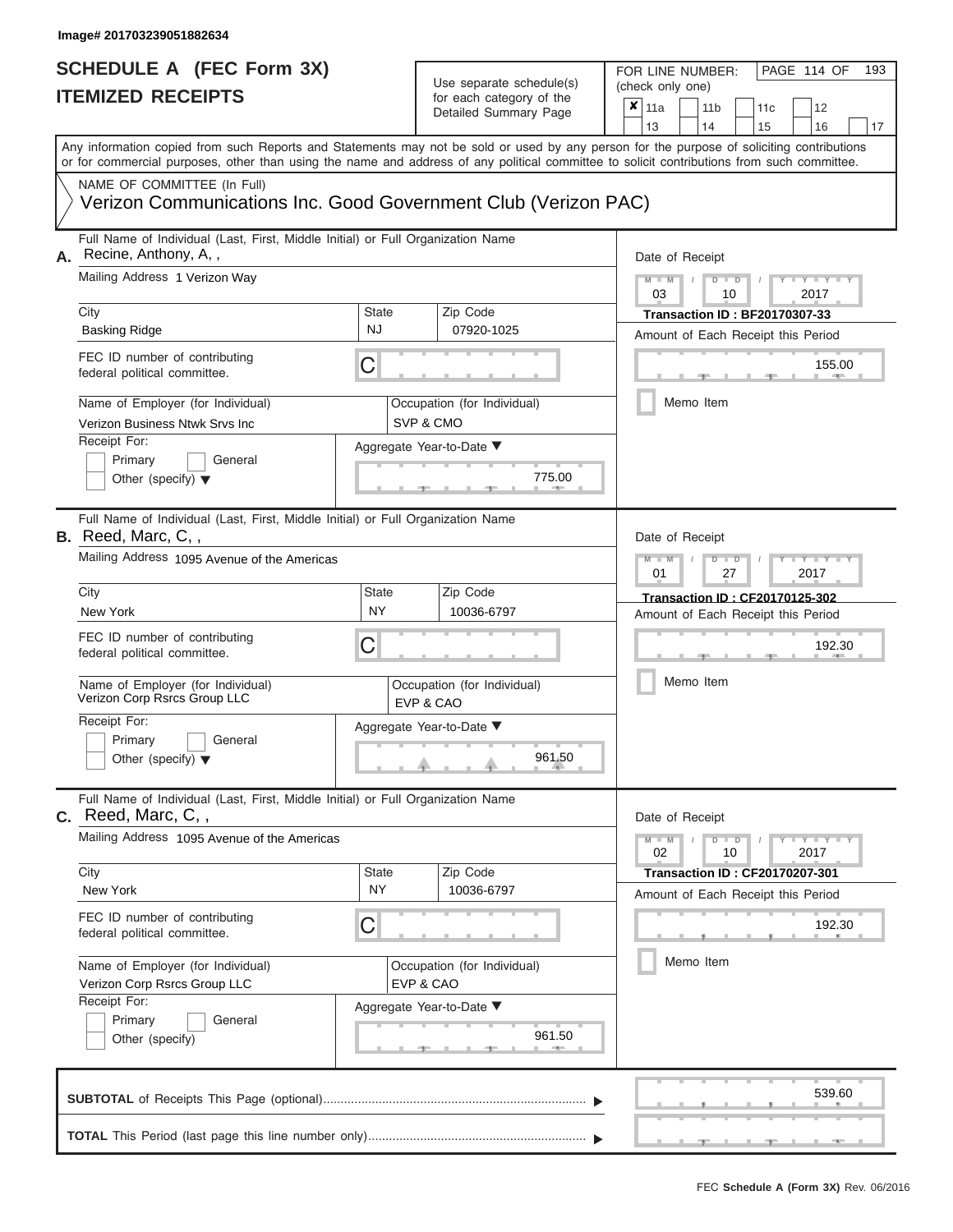Image# 201703239051882634

# SCHEDULE A (FEC Form 3X)
## ITEMIZED RECEIPTS

Use separate schedule(s) for each category of the Detailed Summary Page

FOR LINE NUMBER: (check only one)

☒ 11a ☐ 11b ☐ 11c ☐ 12 ☐ 13 ☐ 14 ☐ 15 ☐ 16 ☐ 17

Any information copied from such Reports and Statements may not be sold or used by any person for the purpose of soliciting contributions or for commercial purposes, other than using the name and address of any political committee to solicit contributions from such committee.

NAME OF COMMITTEE (In Full)
Verizon Communications Inc. Good Government Club (Verizon PAC)

---

**A.** Full Name of Individual (Last, First, Middle Initial) or Full Organization Name: Recine, Anthony, A, ,

Mailing Address: 1 Verizon Way

City: Basking Ridge | State: NJ | Zip Code: 07920-1025

FEC ID number of contributing federal political committee: C

Name of Employer (for Individual): Verizon Business Ntwk Srvs Inc

Occupation (for Individual): SVP & CMO

Receipt For: ☐ Primary ☐ General ☐ Other (specify)

Aggregate Year-to-Date: 775.00

Date of Receipt: 03 / 10 / 2017

Transaction ID : BF20170307-33

Amount of Each Receipt this Period: 155.00

☐ Memo Item

---

**B.** Full Name of Individual (Last, First, Middle Initial) or Full Organization Name: Reed, Marc, C, ,

Mailing Address: 1095 Avenue of the Americas

City: New York | State: NY | Zip Code: 10036-6797

FEC ID number of contributing federal political committee: C

Name of Employer (for Individual): Verizon Corp Rsrcs Group LLC

Occupation (for Individual): EVP & CAO

Receipt For: ☐ Primary ☐ General ☐ Other (specify)

Aggregate Year-to-Date: 961.50

Date of Receipt: 01 / 27 / 2017

Transaction ID : CF20170125-302

Amount of Each Receipt this Period: 192.30

☐ Memo Item

---

**C.** Full Name of Individual (Last, First, Middle Initial) or Full Organization Name: Reed, Marc, C, ,

Mailing Address: 1095 Avenue of the Americas

City: New York | State: NY | Zip Code: 10036-6797

FEC ID number of contributing federal political committee: C

Name of Employer (for Individual): Verizon Corp Rsrcs Group LLC

Occupation (for Individual): EVP & CAO

Receipt For: ☐ Primary ☐ General ☐ Other (specify)

Aggregate Year-to-Date: 961.50

Date of Receipt: 02 / 10 / 2017

Transaction ID : CF20170207-301

Amount of Each Receipt this Period: 192.30

☐ Memo Item

---

**SUBTOTAL** of Receipts This Page (optional): 539.60

**TOTAL** This Period (last page this line number only):

FEC Schedule A (Form 3X) Rev. 06/2016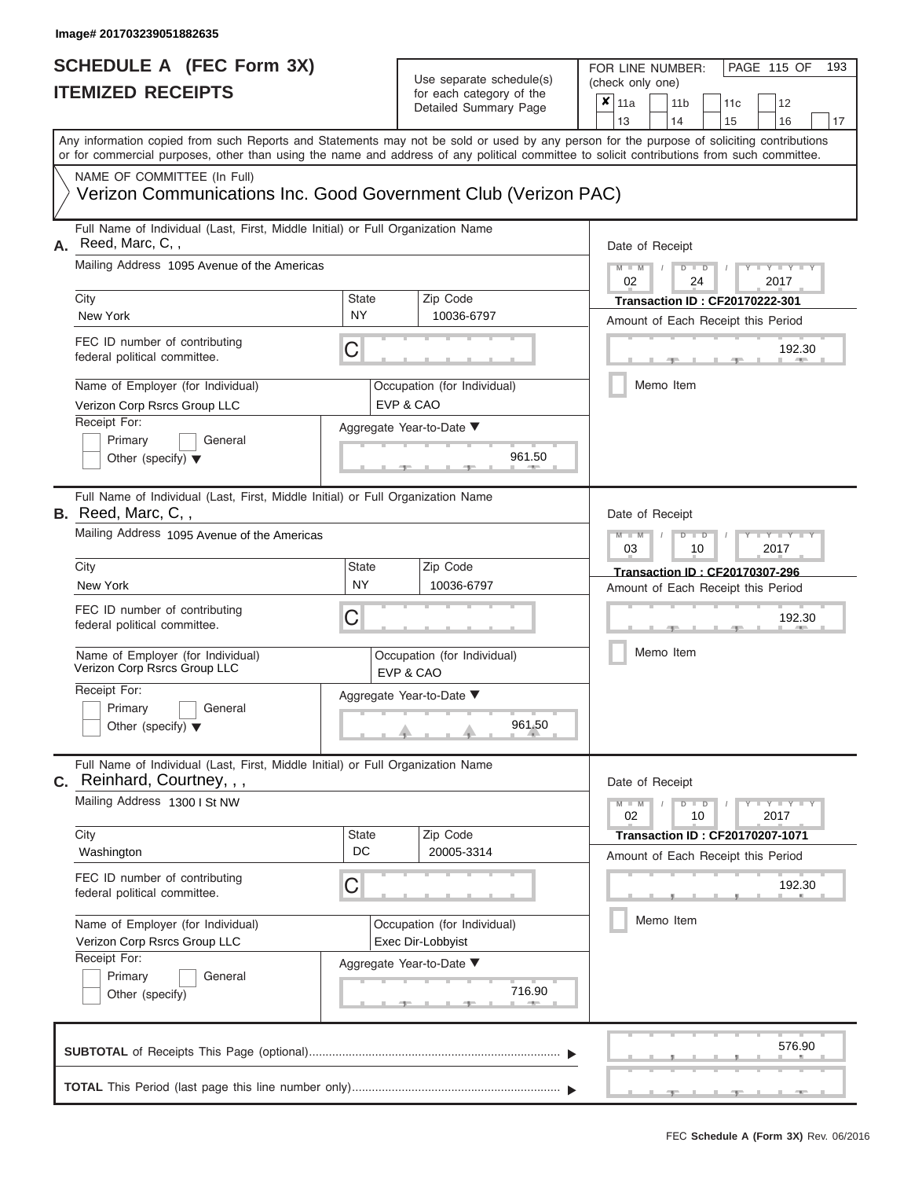Image# 201703239051882635

# SCHEDULE A (FEC Form 3X)
## ITEMIZED RECEIPTS

Use separate schedule(s) for each category of the Detailed Summary Page

FOR LINE NUMBER: (check only one)

- [x] 11a
- [ ] 11b
- [ ] 11c
- [ ] 12
- [ ] 13
- [ ] 14
- [ ] 15
- [ ] 16
- [ ] 17

Any information copied from such Reports and Statements may not be sold or used by any person for the purpose of soliciting contributions or for commercial purposes, other than using the name and address of any political committee to solicit contributions from such committee.

NAME OF COMMITTEE (In Full)
Verizon Communications Inc. Good Government Club (Verizon PAC)

---

**A.** Full Name of Individual (Last, First, Middle Initial) or Full Organization Name: Reed, Marc, C, ,

Mailing Address: 1095 Avenue of the Americas

City: New York | State: NY | Zip Code: 10036-6797

FEC ID number of contributing federal political committee: C

Name of Employer (for Individual): Verizon Corp Rsrcs Group LLC

Occupation (for Individual): EVP & CAO

Receipt For: Primary / General / Other (specify)

Aggregate Year-to-Date: 961.50

Date of Receipt: 02 / 24 / 2017

Transaction ID : CF20170222-301

Amount of Each Receipt this Period: 192.30

Memo Item

---

**B.** Full Name of Individual (Last, First, Middle Initial) or Full Organization Name: Reed, Marc, C, ,

Mailing Address: 1095 Avenue of the Americas

City: New York | State: NY | Zip Code: 10036-6797

FEC ID number of contributing federal political committee: C

Name of Employer (for Individual): Verizon Corp Rsrcs Group LLC

Occupation (for Individual): EVP & CAO

Receipt For: Primary / General / Other (specify)

Aggregate Year-to-Date: 961.50

Date of Receipt: 03 / 10 / 2017

Transaction ID : CF20170307-296

Amount of Each Receipt this Period: 192.30

Memo Item

---

**C.** Full Name of Individual (Last, First, Middle Initial) or Full Organization Name: Reinhard, Courtney, , ,

Mailing Address: 1300 I St NW

City: Washington | State: DC | Zip Code: 20005-3314

FEC ID number of contributing federal political committee: C

Name of Employer (for Individual): Verizon Corp Rsrcs Group LLC

Occupation (for Individual): Exec Dir-Lobbyist

Receipt For: Primary / General / Other (specify)

Aggregate Year-to-Date: 716.90

Date of Receipt: 02 / 10 / 2017

Transaction ID : CF20170207-1071

Amount of Each Receipt this Period: 192.30

Memo Item

---

**SUBTOTAL** of Receipts This Page (optional): 576.90

**TOTAL** This Period (last page this line number only):

FEC **Schedule A (Form 3X)** Rev. 06/2016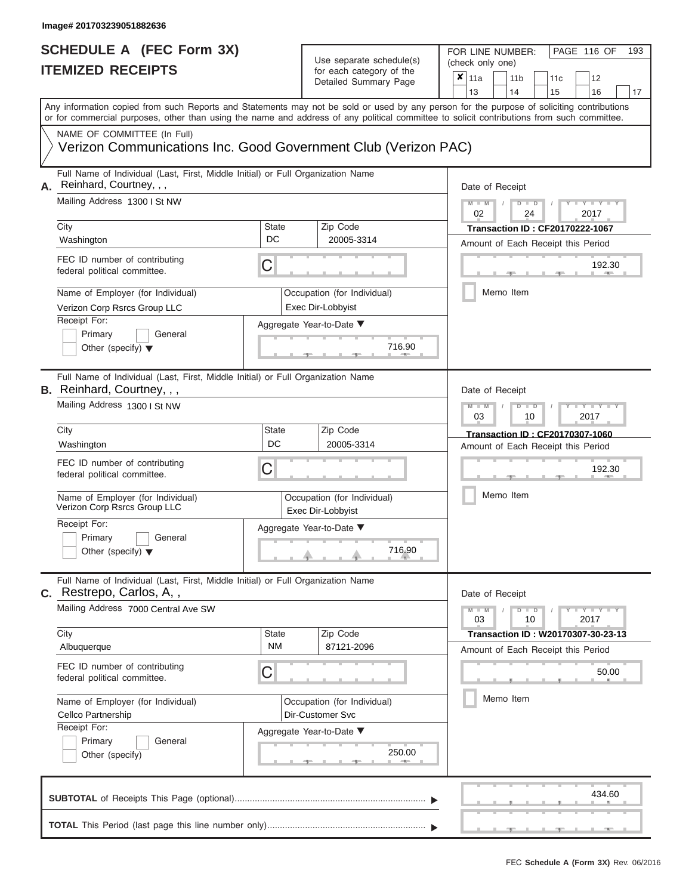Image# 201703239051882636

# SCHEDULE A (FEC Form 3X)
## ITEMIZED RECEIPTS

Use separate schedule(s) for each category of the Detailed Summary Page

FOR LINE NUMBER: (check only one)

☒ 11a ☐ 11b ☐ 11c ☐ 12 ☐ 13 ☐ 14 ☐ 15 ☐ 16 ☐ 17

PAGE 116 OF 193

Any information copied from such Reports and Statements may not be sold or used by any person for the purpose of soliciting contributions or for commercial purposes, other than using the name and address of any political committee to solicit contributions from such committee.

NAME OF COMMITTEE (In Full)
Verizon Communications Inc. Good Government Club (Verizon PAC)

---

**A.** Full Name of Individual (Last, First, Middle Initial) or Full Organization Name: Reinhard, Courtney, , ,

Mailing Address: 1300 I St NW

City: Washington | State: DC | Zip Code: 20005-3314

FEC ID number of contributing federal political committee: C

Name of Employer (for Individual): Verizon Corp Rsrcs Group LLC

Occupation (for Individual): Exec Dir-Lobbyist

Receipt For: ☐ Primary ☐ General ☐ Other (specify)

Aggregate Year-to-Date: 716.90

Date of Receipt: 02 / 24 / 2017

Transaction ID : CF20170222-1067

Amount of Each Receipt this Period: 192.30

☐ Memo Item

---

**B.** Full Name of Individual (Last, First, Middle Initial) or Full Organization Name: Reinhard, Courtney, , ,

Mailing Address: 1300 I St NW

City: Washington | State: DC | Zip Code: 20005-3314

FEC ID number of contributing federal political committee: C

Name of Employer (for Individual): Verizon Corp Rsrcs Group LLC

Occupation (for Individual): Exec Dir-Lobbyist

Receipt For: ☐ Primary ☐ General ☐ Other (specify)

Aggregate Year-to-Date: 716.90

Date of Receipt: 03 / 10 / 2017

Transaction ID : CF20170307-1060

Amount of Each Receipt this Period: 192.30

☐ Memo Item

---

**C.** Full Name of Individual (Last, First, Middle Initial) or Full Organization Name: Restrepo, Carlos, A, ,

Mailing Address: 7000 Central Ave SW

City: Albuquerque | State: NM | Zip Code: 87121-2096

FEC ID number of contributing federal political committee: C

Name of Employer (for Individual): Cellco Partnership

Occupation (for Individual): Dir-Customer Svc

Receipt For: ☐ Primary ☐ General ☐ Other (specify)

Aggregate Year-to-Date: 250.00

Date of Receipt: 03 / 10 / 2017

Transaction ID : W20170307-30-23-13

Amount of Each Receipt this Period: 50.00

☐ Memo Item

---

**SUBTOTAL** of Receipts This Page (optional): 434.60

**TOTAL** This Period (last page this line number only):

FEC Schedule A (Form 3X) Rev. 06/2016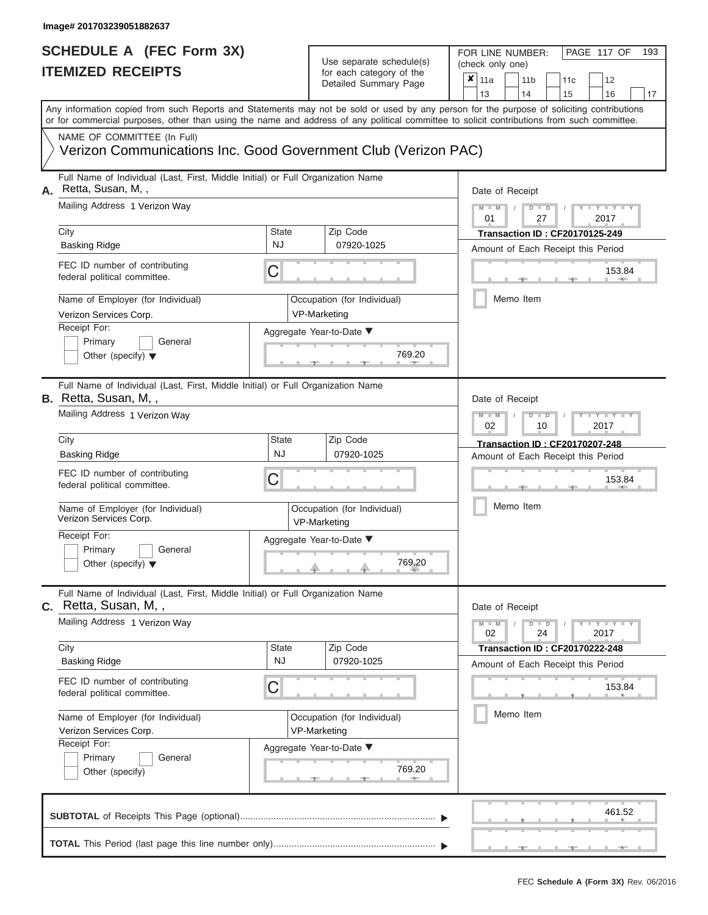Image# 201703239051882637

# SCHEDULE A (FEC Form 3X)
## ITEMIZED RECEIPTS

Use separate schedule(s) for each category of the Detailed Summary Page

FOR LINE NUMBER: (check only one)

- [x] 11a
- [ ] 11b
- [ ] 11c
- [ ] 12
- [ ] 13
- [ ] 14
- [ ] 15
- [ ] 16
- [ ] 17

PAGE 117 OF 193

Any information copied from such Reports and Statements may not be sold or used by any person for the purpose of soliciting contributions or for commercial purposes, other than using the name and address of any political committee to solicit contributions from such committee.

NAME OF COMMITTEE (In Full)

Verizon Communications Inc. Good Government Club (Verizon PAC)

---

**A.** Full Name of Individual (Last, First, Middle Initial) or Full Organization Name: Retta, Susan, M, ,

Mailing Address: 1 Verizon Way

City: Basking Ridge | State: NJ | Zip Code: 07920-1025

FEC ID number of contributing federal political committee: C

Name of Employer (for Individual): Verizon Services Corp.

Occupation (for Individual): VP-Marketing

Receipt For: Primary / General / Other (specify)

Aggregate Year-to-Date: 769.20

Date of Receipt: 01 / 27 / 2017

Transaction ID : CF20170125-249

Amount of Each Receipt this Period: 153.84

Memo Item

---

**B.** Full Name of Individual (Last, First, Middle Initial) or Full Organization Name: Retta, Susan, M, ,

Mailing Address: 1 Verizon Way

City: Basking Ridge | State: NJ | Zip Code: 07920-1025

FEC ID number of contributing federal political committee: C

Name of Employer (for Individual): Verizon Services Corp.

Occupation (for Individual): VP-Marketing

Receipt For: Primary / General / Other (specify)

Aggregate Year-to-Date: 769.20

Date of Receipt: 02 / 10 / 2017

Transaction ID : CF20170207-248

Amount of Each Receipt this Period: 153.84

Memo Item

---

**C.** Full Name of Individual (Last, First, Middle Initial) or Full Organization Name: Retta, Susan, M, ,

Mailing Address: 1 Verizon Way

City: Basking Ridge | State: NJ | Zip Code: 07920-1025

FEC ID number of contributing federal political committee: C

Name of Employer (for Individual): Verizon Services Corp.

Occupation (for Individual): VP-Marketing

Receipt For: Primary / General / Other (specify)

Aggregate Year-to-Date: 769.20

Date of Receipt: 02 / 24 / 2017

Transaction ID : CF20170222-248

Amount of Each Receipt this Period: 153.84

Memo Item

---

**SUBTOTAL** of Receipts This Page (optional): 461.52

**TOTAL** This Period (last page this line number only):

FEC Schedule A (Form 3X) Rev. 06/2016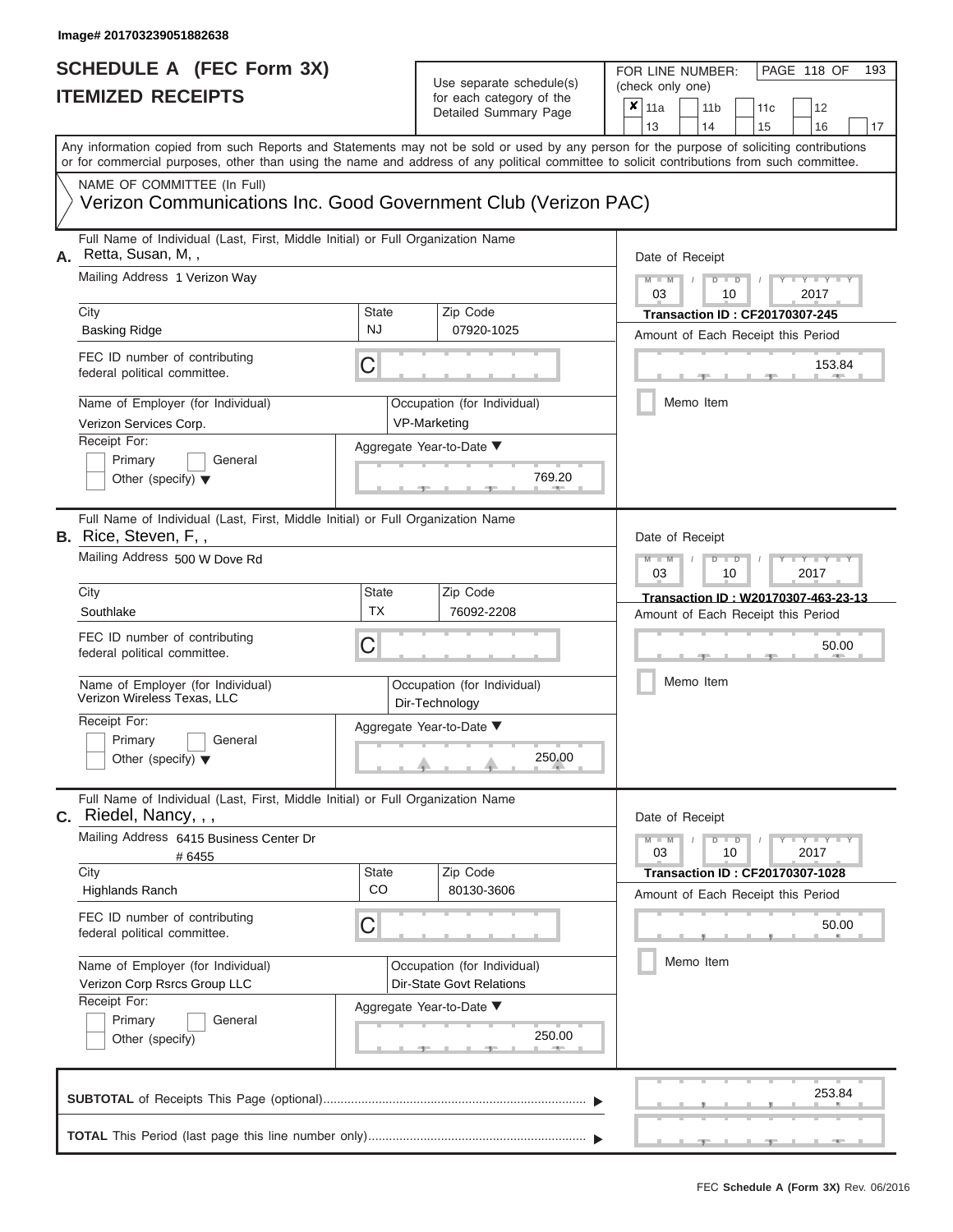Image# 201703239051882638

# SCHEDULE A (FEC Form 3X)
# ITEMIZED RECEIPTS

Use separate schedule(s) for each category of the Detailed Summary Page

FOR LINE NUMBER: (check only one)

- [x] 11a
- [ ] 11b
- [ ] 11c
- [ ] 12
- [ ] 13
- [ ] 14
- [ ] 15
- [ ] 16
- [ ] 17

PAGE 118 OF 193

Any information copied from such Reports and Statements may not be sold or used by any person for the purpose of soliciting contributions or for commercial purposes, other than using the name and address of any political committee to solicit contributions from such committee.

NAME OF COMMITTEE (In Full)
Verizon Communications Inc. Good Government Club (Verizon PAC)

---

**A.** Full Name of Individual (Last, First, Middle Initial) or Full Organization Name: Retta, Susan, M, ,

Mailing Address: 1 Verizon Way

City: Basking Ridge | State: NJ | Zip Code: 07920-1025

FEC ID number of contributing federal political committee: C

Name of Employer (for Individual): Verizon Services Corp.

Occupation (for Individual): VP-Marketing

Receipt For: Primary / General / Other (specify)

Aggregate Year-to-Date: 769.20

Date of Receipt: 03 / 10 / 2017

Transaction ID : CF20170307-245

Amount of Each Receipt this Period: 153.84

Memo Item

---

**B.** Full Name of Individual (Last, First, Middle Initial) or Full Organization Name: Rice, Steven, F, ,

Mailing Address: 500 W Dove Rd

City: Southlake | State: TX | Zip Code: 76092-2208

FEC ID number of contributing federal political committee: C

Name of Employer (for Individual): Verizon Wireless Texas, LLC

Occupation (for Individual): Dir-Technology

Receipt For: Primary / General / Other (specify)

Aggregate Year-to-Date: 250.00

Date of Receipt: 03 / 10 / 2017

Transaction ID : W20170307-463-23-13

Amount of Each Receipt this Period: 50.00

Memo Item

---

**C.** Full Name of Individual (Last, First, Middle Initial) or Full Organization Name: Riedel, Nancy, , ,

Mailing Address: 6415 Business Center Dr # 6455

City: Highlands Ranch | State: CO | Zip Code: 80130-3606

FEC ID number of contributing federal political committee: C

Name of Employer (for Individual): Verizon Corp Rsrcs Group LLC

Occupation (for Individual): Dir-State Govt Relations

Receipt For: Primary / General / Other (specify)

Aggregate Year-to-Date: 250.00

Date of Receipt: 03 / 10 / 2017

Transaction ID : CF20170307-1028

Amount of Each Receipt this Period: 50.00

Memo Item

---

**SUBTOTAL** of Receipts This Page (optional): 253.84

**TOTAL** This Period (last page this line number only):

FEC Schedule A (Form 3X) Rev. 06/2016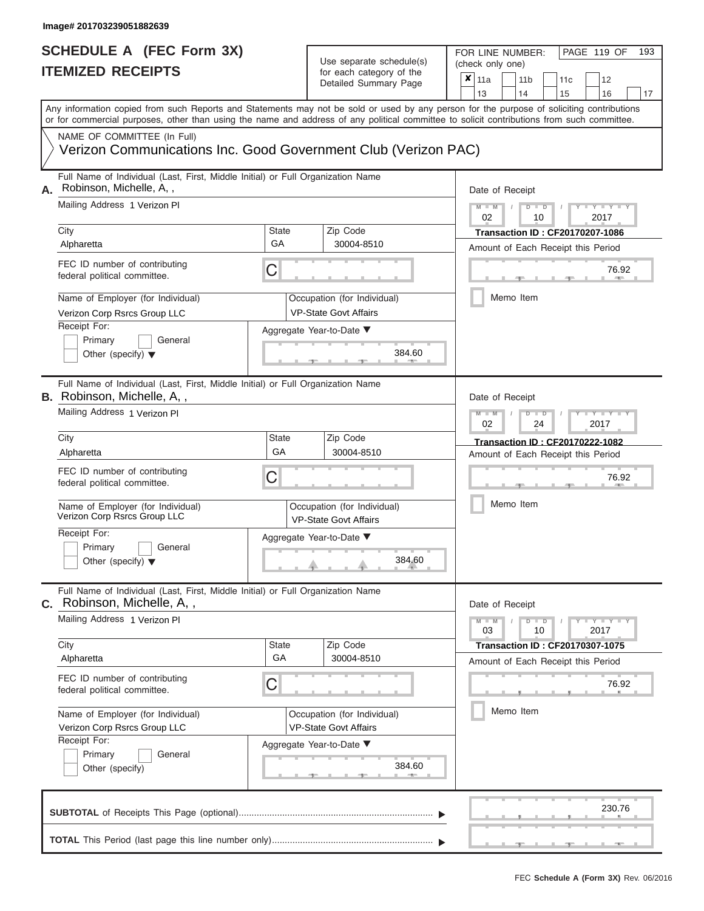Image# 201703239051882639

# SCHEDULE A (FEC Form 3X)
## ITEMIZED RECEIPTS

Use separate schedule(s) for each category of the Detailed Summary Page

FOR LINE NUMBER: (check only one)

✘ 11a | 11b | 11c | 12 | 13 | 14 | 15 | 16 | 17

PAGE 119 OF 193

Any information copied from such Reports and Statements may not be sold or used by any person for the purpose of soliciting contributions or for commercial purposes, other than using the name and address of any political committee to solicit contributions from such committee.

NAME OF COMMITTEE (In Full)

Verizon Communications Inc. Good Government Club (Verizon PAC)

---

**A.** Full Name of Individual (Last, First, Middle Initial) or Full Organization Name: Robinson, Michelle, A, ,

Mailing Address: 1 Verizon Pl

City: Alpharetta | State: GA | Zip Code: 30004-8510

FEC ID number of contributing federal political committee: C

Name of Employer (for Individual): Verizon Corp Rsrcs Group LLC

Occupation (for Individual): VP-State Govt Affairs

Receipt For: Primary / General / Other (specify)

Aggregate Year-to-Date: 384.60

Date of Receipt: 02 / 10 / 2017

Transaction ID : CF20170207-1086

Amount of Each Receipt this Period: 76.92

Memo Item

---

**B.** Full Name of Individual (Last, First, Middle Initial) or Full Organization Name: Robinson, Michelle, A, ,

Mailing Address: 1 Verizon Pl

City: Alpharetta | State: GA | Zip Code: 30004-8510

FEC ID number of contributing federal political committee: C

Name of Employer (for Individual): Verizon Corp Rsrcs Group LLC

Occupation (for Individual): VP-State Govt Affairs

Receipt For: Primary / General / Other (specify)

Aggregate Year-to-Date: 384.60

Date of Receipt: 02 / 24 / 2017

Transaction ID : CF20170222-1082

Amount of Each Receipt this Period: 76.92

Memo Item

---

**C.** Full Name of Individual (Last, First, Middle Initial) or Full Organization Name: Robinson, Michelle, A, ,

Mailing Address: 1 Verizon Pl

City: Alpharetta | State: GA | Zip Code: 30004-8510

FEC ID number of contributing federal political committee: C

Name of Employer (for Individual): Verizon Corp Rsrcs Group LLC

Occupation (for Individual): VP-State Govt Affairs

Receipt For: Primary / General / Other (specify)

Aggregate Year-to-Date: 384.60

Date of Receipt: 03 / 10 / 2017

Transaction ID : CF20170307-1075

Amount of Each Receipt this Period: 76.92

Memo Item

---

**SUBTOTAL** of Receipts This Page (optional): 230.76

**TOTAL** This Period (last page this line number only):

FEC Schedule A (Form 3X) Rev. 06/2016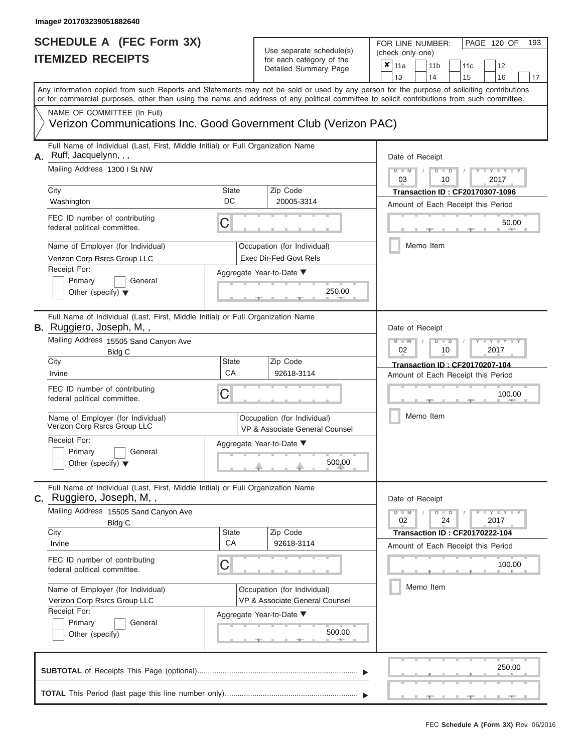Image# 201703239051882640

# SCHEDULE A (FEC Form 3X)
# ITEMIZED RECEIPTS

Use separate schedule(s) for each category of the Detailed Summary Page

FOR LINE NUMBER: (check only one)

✘ 11a | 11b | 11c | 12 | 13 | 14 | 15 | 16 | 17

PAGE 120 OF 193

Any information copied from such Reports and Statements may not be sold or used by any person for the purpose of soliciting contributions or for commercial purposes, other than using the name and address of any political committee to solicit contributions from such committee.

NAME OF COMMITTEE (In Full)

Verizon Communications Inc. Good Government Club (Verizon PAC)

---

**A.** Full Name of Individual (Last, First, Middle Initial) or Full Organization Name: Ruff, Jacquelynn, , ,

Mailing Address: 1300 I St NW

City: Washington | State: DC | Zip Code: 20005-3314

FEC ID number of contributing federal political committee: C

Name of Employer (for Individual): Verizon Corp Rsrcs Group LLC

Occupation (for Individual): Exec Dir-Fed Govt Rels

Receipt For: Primary / General / Other (specify)

Aggregate Year-to-Date: 250.00

Date of Receipt: 03 / 10 / 2017

Transaction ID : CF20170307-1096

Amount of Each Receipt this Period: 50.00

Memo Item

---

**B.** Full Name of Individual (Last, First, Middle Initial) or Full Organization Name: Ruggiero, Joseph, M, ,

Mailing Address: 15505 Sand Canyon Ave Bldg C

City: Irvine | State: CA | Zip Code: 92618-3114

FEC ID number of contributing federal political committee: C

Name of Employer (for Individual): Verizon Corp Rsrcs Group LLC

Occupation (for Individual): VP & Associate General Counsel

Receipt For: Primary / General / Other (specify)

Aggregate Year-to-Date: 500.00

Date of Receipt: 02 / 10 / 2017

Transaction ID : CF20170207-104

Amount of Each Receipt this Period: 100.00

Memo Item

---

**C.** Full Name of Individual (Last, First, Middle Initial) or Full Organization Name: Ruggiero, Joseph, M, ,

Mailing Address: 15505 Sand Canyon Ave Bldg C

City: Irvine | State: CA | Zip Code: 92618-3114

FEC ID number of contributing federal political committee: C

Name of Employer (for Individual): Verizon Corp Rsrcs Group LLC

Occupation (for Individual): VP & Associate General Counsel

Receipt For: Primary / General / Other (specify)

Aggregate Year-to-Date: 500.00

Date of Receipt: 02 / 24 / 2017

Transaction ID : CF20170222-104

Amount of Each Receipt this Period: 100.00

Memo Item

---

**SUBTOTAL** of Receipts This Page (optional): 250.00

**TOTAL** This Period (last page this line number only):

FEC Schedule A (Form 3X) Rev. 06/2016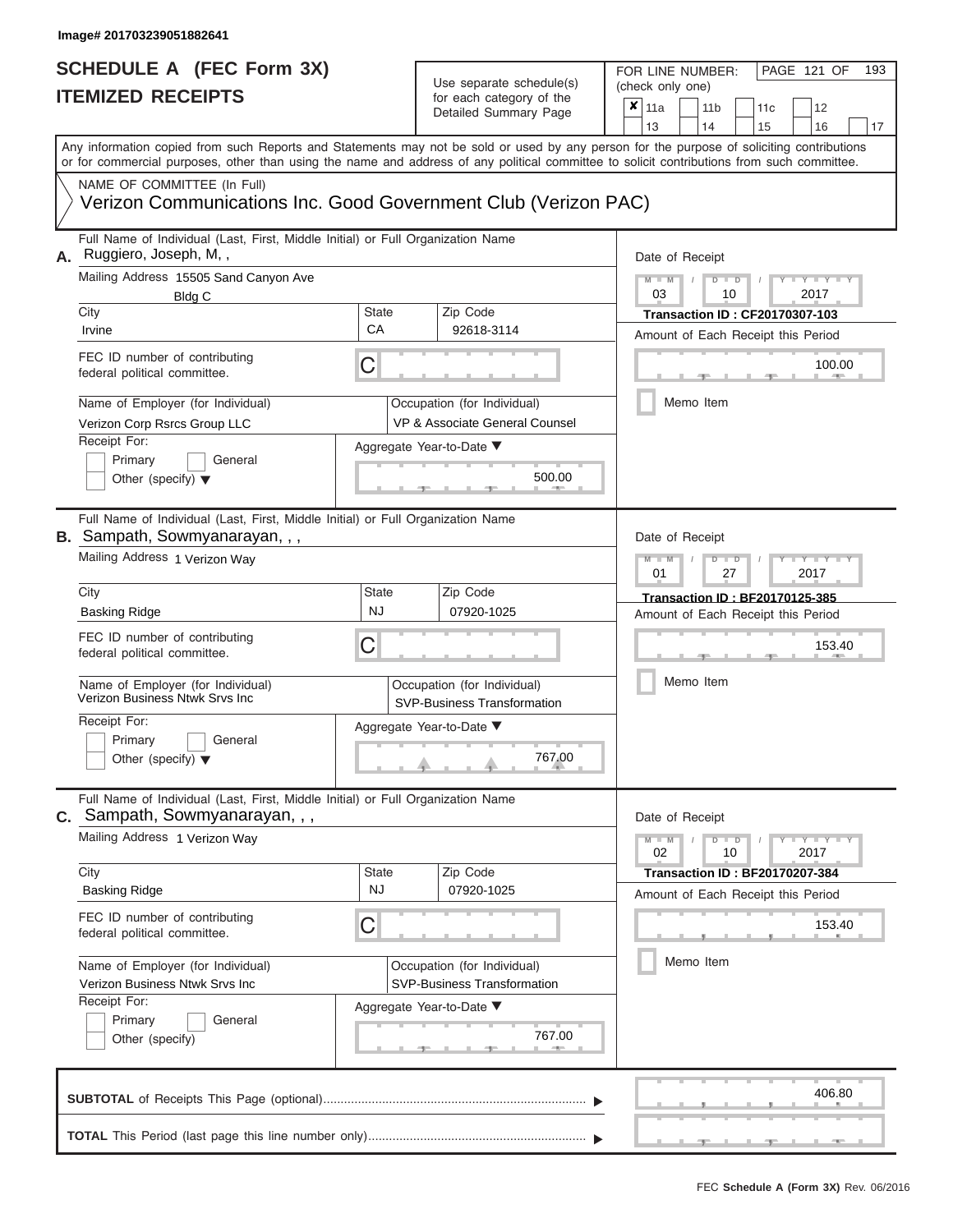Image# 201703239051882641

# SCHEDULE A (FEC Form 3X)
# ITEMIZED RECEIPTS

Use separate schedule(s) for each category of the Detailed Summary Page

FOR LINE NUMBER: (check only one)

- [x] 11a
- [ ] 11b
- [ ] 11c
- [ ] 12
- [ ] 13
- [ ] 14
- [ ] 15
- [ ] 16
- [ ] 17

PAGE 121 OF 193

Any information copied from such Reports and Statements may not be sold or used by any person for the purpose of soliciting contributions or for commercial purposes, other than using the name and address of any political committee to solicit contributions from such committee.

NAME OF COMMITTEE (In Full)
Verizon Communications Inc. Good Government Club (Verizon PAC)

---

**A.** Full Name of Individual (Last, First, Middle Initial) or Full Organization Name: Ruggiero, Joseph, M, ,

Mailing Address: 15505 Sand Canyon Ave, Bldg C

City: Irvine | State: CA | Zip Code: 92618-3114

FEC ID number of contributing federal political committee: C

Name of Employer (for Individual): Verizon Corp Rsrcs Group LLC

Occupation (for Individual): VP & Associate General Counsel

Receipt For: Primary / General / Other (specify)

Aggregate Year-to-Date: 500.00

Date of Receipt: 03 / 10 / 2017

Transaction ID : CF20170307-103

Amount of Each Receipt this Period: 100.00

Memo Item

---

**B.** Full Name of Individual (Last, First, Middle Initial) or Full Organization Name: Sampath, Sowmyanarayan, , ,

Mailing Address: 1 Verizon Way

City: Basking Ridge | State: NJ | Zip Code: 07920-1025

FEC ID number of contributing federal political committee: C

Name of Employer (for Individual): Verizon Business Ntwk Srvs Inc

Occupation (for Individual): SVP-Business Transformation

Receipt For: Primary / General / Other (specify)

Aggregate Year-to-Date: 767.00

Date of Receipt: 01 / 27 / 2017

Transaction ID : BF20170125-385

Amount of Each Receipt this Period: 153.40

Memo Item

---

**C.** Full Name of Individual (Last, First, Middle Initial) or Full Organization Name: Sampath, Sowmyanarayan, , ,

Mailing Address: 1 Verizon Way

City: Basking Ridge | State: NJ | Zip Code: 07920-1025

FEC ID number of contributing federal political committee: C

Name of Employer (for Individual): Verizon Business Ntwk Srvs Inc

Occupation (for Individual): SVP-Business Transformation

Receipt For: Primary / General / Other (specify)

Aggregate Year-to-Date: 767.00

Date of Receipt: 02 / 10 / 2017

Transaction ID : BF20170207-384

Amount of Each Receipt this Period: 153.40

Memo Item

---

**SUBTOTAL** of Receipts This Page (optional): 406.80

**TOTAL** This Period (last page this line number only):

FEC Schedule A (Form 3X) Rev. 06/2016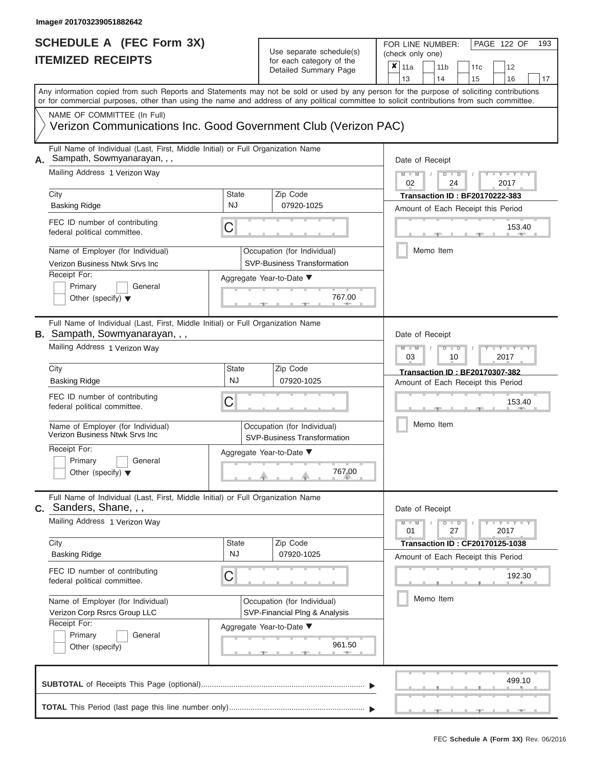Image# 201703239051882642

# SCHEDULE A (FEC Form 3X)
# ITEMIZED RECEIPTS

Use separate schedule(s) for each category of the Detailed Summary Page

FOR LINE NUMBER: (check only one)

- [x] 11a
- [ ] 11b
- [ ] 11c
- [ ] 12
- [ ] 13
- [ ] 14
- [ ] 15
- [ ] 16
- [ ] 17

Any information copied from such Reports and Statements may not be sold or used by any person for the purpose of soliciting contributions or for commercial purposes, other than using the name and address of any political committee to solicit contributions from such committee.

NAME OF COMMITTEE (In Full)

Verizon Communications Inc. Good Government Club (Verizon PAC)

---

**A.** Full Name of Individual (Last, First, Middle Initial) or Full Organization Name: Sampath, Sowmyanarayan, , ,

Mailing Address: 1 Verizon Way

City: Basking Ridge | State: NJ | Zip Code: 07920-1025

FEC ID number of contributing federal political committee: C

Name of Employer (for Individual): Verizon Business Ntwk Srvs Inc

Occupation (for Individual): SVP-Business Transformation

Receipt For: Primary / General / Other (specify)

Aggregate Year-to-Date: 767.00

Date of Receipt: 02 / 24 / 2017

Transaction ID : BF20170222-383

Amount of Each Receipt this Period: 153.40

Memo Item

---

**B.** Full Name of Individual (Last, First, Middle Initial) or Full Organization Name: Sampath, Sowmyanarayan, , ,

Mailing Address: 1 Verizon Way

City: Basking Ridge | State: NJ | Zip Code: 07920-1025

FEC ID number of contributing federal political committee: C

Name of Employer (for Individual): Verizon Business Ntwk Srvs Inc

Occupation (for Individual): SVP-Business Transformation

Receipt For: Primary / General / Other (specify)

Aggregate Year-to-Date: 767.00

Date of Receipt: 03 / 10 / 2017

Transaction ID : BF20170307-382

Amount of Each Receipt this Period: 153.40

Memo Item

---

**C.** Full Name of Individual (Last, First, Middle Initial) or Full Organization Name: Sanders, Shane, , ,

Mailing Address: 1 Verizon Way

City: Basking Ridge | State: NJ | Zip Code: 07920-1025

FEC ID number of contributing federal political committee: C

Name of Employer (for Individual): Verizon Corp Rsrcs Group LLC

Occupation (for Individual): SVP-Financial Plng & Analysis

Receipt For: Primary / General / Other (specify)

Aggregate Year-to-Date: 961.50

Date of Receipt: 01 / 27 / 2017

Transaction ID : CF20170125-1038

Amount of Each Receipt this Period: 192.30

Memo Item

---

**SUBTOTAL** of Receipts This Page (optional): 499.10

**TOTAL** This Period (last page this line number only):

FEC Schedule A (Form 3X) Rev. 06/2016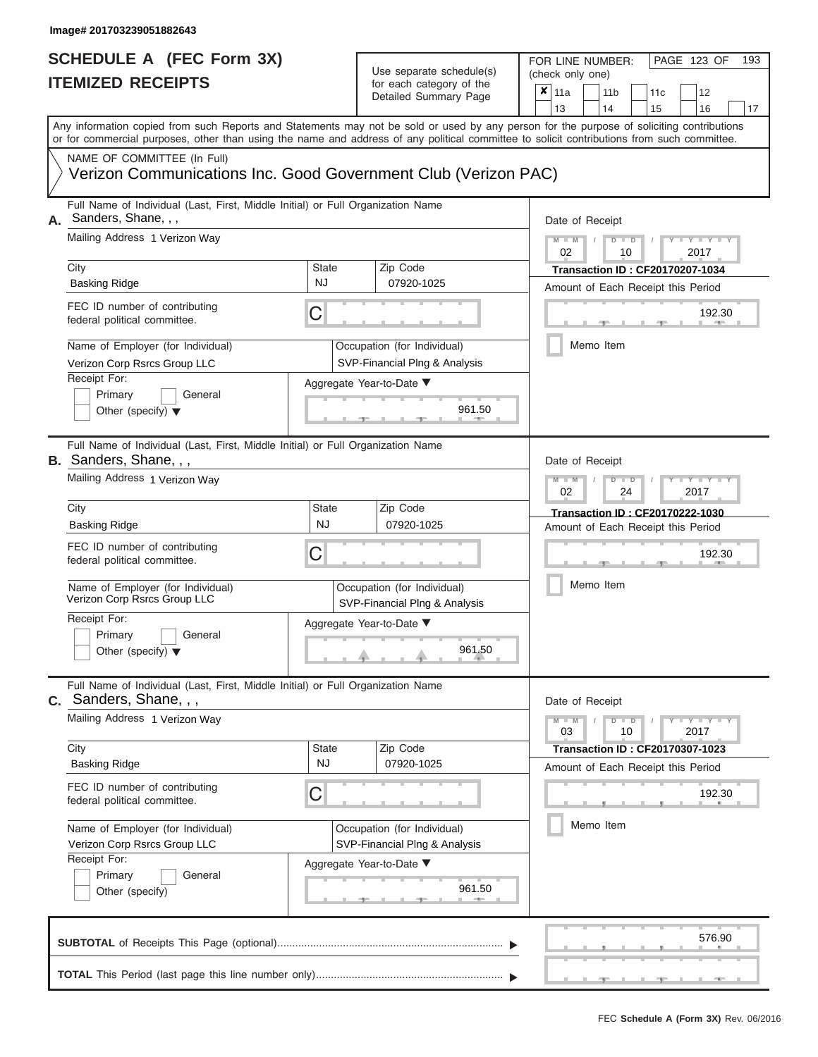Image# 201703239051882643

# SCHEDULE A (FEC Form 3X)
# ITEMIZED RECEIPTS

Use separate schedule(s) for each category of the Detailed Summary Page

FOR LINE NUMBER: (check only one)

| | | | | |
|---|---|---|---|---|
| ✘ 11a | 11b | 11c | 12 | |
| 13 | 14 | 15 | 16 | 17 |

Any information copied from such Reports and Statements may not be sold or used by any person for the purpose of soliciting contributions or for commercial purposes, other than using the name and address of any political committee to solicit contributions from such committee.

NAME OF COMMITTEE (In Full)
Verizon Communications Inc. Good Government Club (Verizon PAC)

---

**A.** Full Name of Individual (Last, First, Middle Initial) or Full Organization Name: Sanders, Shane, , ,

Mailing Address: 1 Verizon Way

City: Basking Ridge | State: NJ | Zip Code: 07920-1025

FEC ID number of contributing federal political committee: C

Name of Employer (for Individual): Verizon Corp Rsrcs Group LLC

Occupation (for Individual): SVP-Financial Plng & Analysis

Receipt For: Primary / General / Other (specify)

Aggregate Year-to-Date: 961.50

Date of Receipt: 02 / 10 / 2017

Transaction ID : CF20170207-1034

Amount of Each Receipt this Period: 192.30

Memo Item

---

**B.** Full Name of Individual (Last, First, Middle Initial) or Full Organization Name: Sanders, Shane, , ,

Mailing Address: 1 Verizon Way

City: Basking Ridge | State: NJ | Zip Code: 07920-1025

FEC ID number of contributing federal political committee: C

Name of Employer (for Individual): Verizon Corp Rsrcs Group LLC

Occupation (for Individual): SVP-Financial Plng & Analysis

Receipt For: Primary / General / Other (specify)

Aggregate Year-to-Date: 961.50

Date of Receipt: 02 / 24 / 2017

Transaction ID : CF20170222-1030

Amount of Each Receipt this Period: 192.30

Memo Item

---

**C.** Full Name of Individual (Last, First, Middle Initial) or Full Organization Name: Sanders, Shane, , ,

Mailing Address: 1 Verizon Way

City: Basking Ridge | State: NJ | Zip Code: 07920-1025

FEC ID number of contributing federal political committee: C

Name of Employer (for Individual): Verizon Corp Rsrcs Group LLC

Occupation (for Individual): SVP-Financial Plng & Analysis

Receipt For: Primary / General / Other (specify)

Aggregate Year-to-Date: 961.50

Date of Receipt: 03 / 10 / 2017

Transaction ID : CF20170307-1023

Amount of Each Receipt this Period: 192.30

Memo Item

---

**SUBTOTAL** of Receipts This Page (optional): 576.90

**TOTAL** This Period (last page this line number only):

FEC Schedule A (Form 3X) Rev. 06/2016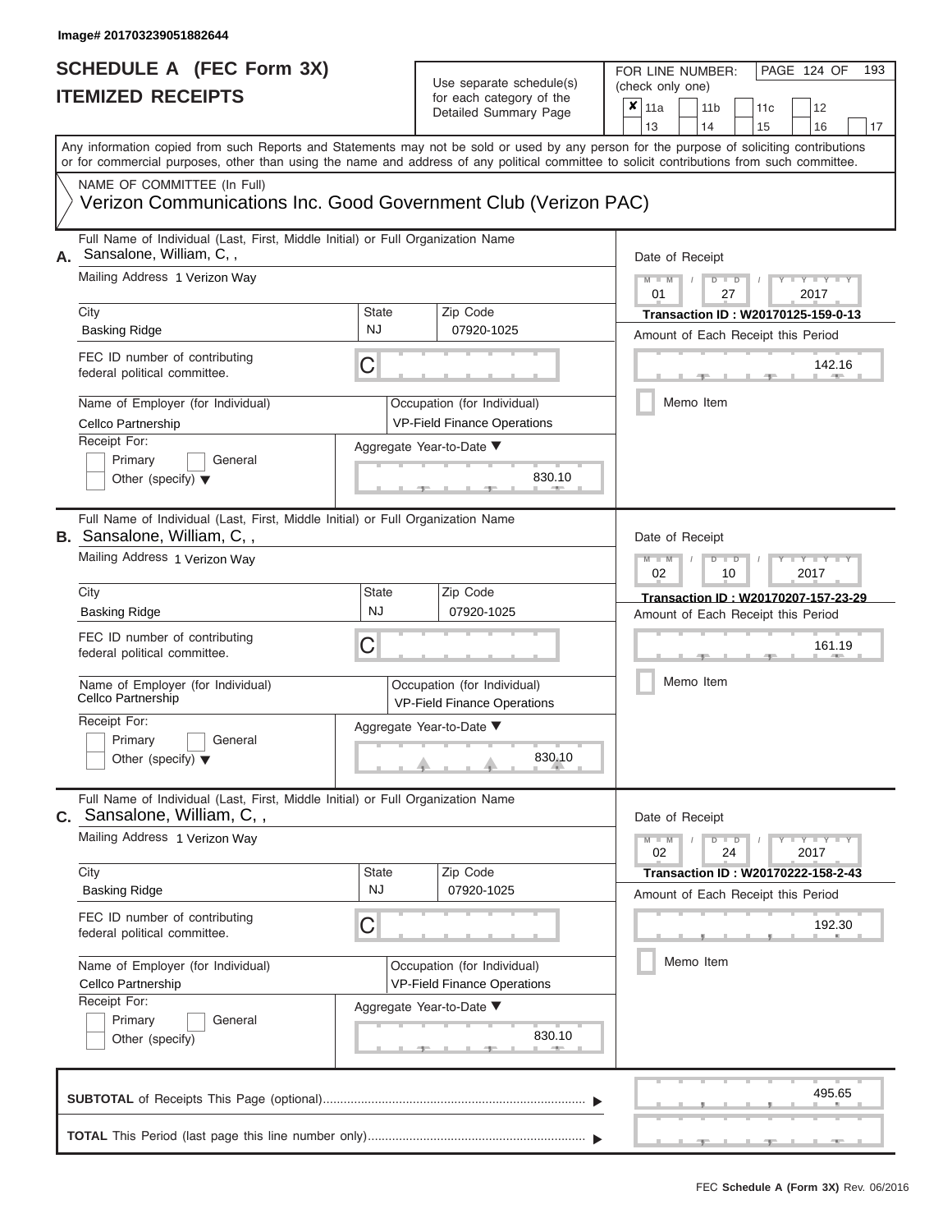Image# 201703239051882644

# SCHEDULE A (FEC Form 3X)
## ITEMIZED RECEIPTS

Use separate schedule(s) for each category of the Detailed Summary Page

FOR LINE NUMBER: (check only one)

☒ 11a ☐ 11b ☐ 11c ☐ 12 ☐ 13 ☐ 14 ☐ 15 ☐ 16 ☐ 17

Any information copied from such Reports and Statements may not be sold or used by any person for the purpose of soliciting contributions or for commercial purposes, other than using the name and address of any political committee to solicit contributions from such committee.

NAME OF COMMITTEE (In Full)

Verizon Communications Inc. Good Government Club (Verizon PAC)

---

**A.** Full Name of Individual (Last, First, Middle Initial) or Full Organization Name: Sansalone, William, C, ,

Mailing Address: 1 Verizon Way

City: Basking Ridge | State: NJ | Zip Code: 07920-1025

FEC ID number of contributing federal political committee: C

Name of Employer (for Individual): Cellco Partnership

Occupation (for Individual): VP-Field Finance Operations

Receipt For: ☐ Primary ☐ General ☐ Other (specify)

Aggregate Year-to-Date: 830.10

Date of Receipt: 01 / 27 / 2017

Transaction ID : W20170125-159-0-13

Amount of Each Receipt this Period: 142.16

☐ Memo Item

---

**B.** Full Name of Individual (Last, First, Middle Initial) or Full Organization Name: Sansalone, William, C, ,

Mailing Address: 1 Verizon Way

City: Basking Ridge | State: NJ | Zip Code: 07920-1025

FEC ID number of contributing federal political committee: C

Name of Employer (for Individual): Cellco Partnership

Occupation (for Individual): VP-Field Finance Operations

Receipt For: ☐ Primary ☐ General ☐ Other (specify)

Aggregate Year-to-Date: 830.10

Date of Receipt: 02 / 10 / 2017

Transaction ID : W20170207-157-23-29

Amount of Each Receipt this Period: 161.19

☐ Memo Item

---

**C.** Full Name of Individual (Last, First, Middle Initial) or Full Organization Name: Sansalone, William, C, ,

Mailing Address: 1 Verizon Way

City: Basking Ridge | State: NJ | Zip Code: 07920-1025

FEC ID number of contributing federal political committee: C

Name of Employer (for Individual): Cellco Partnership

Occupation (for Individual): VP-Field Finance Operations

Receipt For: ☐ Primary ☐ General ☐ Other (specify)

Aggregate Year-to-Date: 830.10

Date of Receipt: 02 / 24 / 2017

Transaction ID : W20170222-158-2-43

Amount of Each Receipt this Period: 192.30

☐ Memo Item

---

**SUBTOTAL** of Receipts This Page (optional): 495.65

**TOTAL** This Period (last page this line number only):

FEC Schedule A (Form 3X) Rev. 06/2016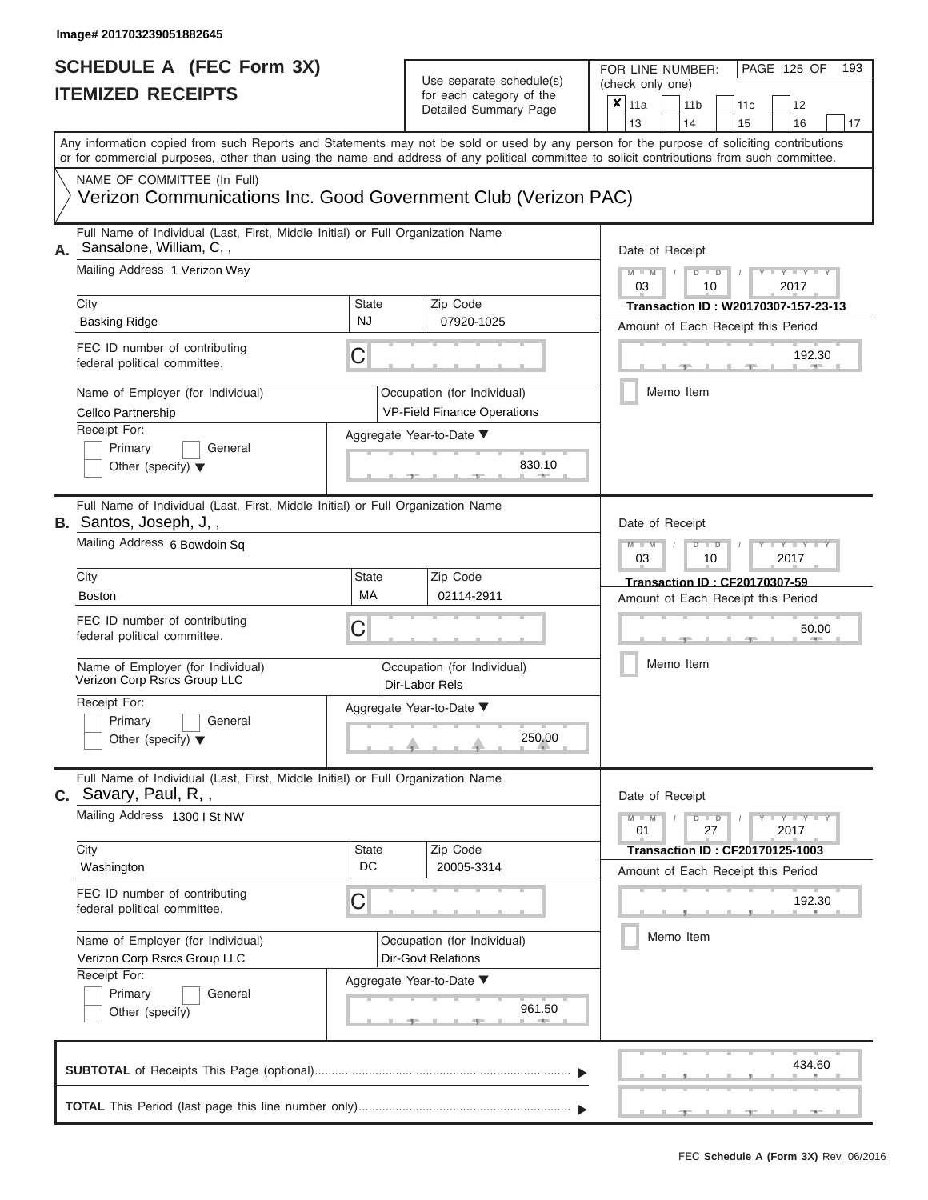Image# 201703239051882645

# SCHEDULE A (FEC Form 3X)
# ITEMIZED RECEIPTS

Use separate schedule(s) for each category of the Detailed Summary Page

FOR LINE NUMBER: (check only one)

- [x] 11a
- [ ] 11b
- [ ] 11c
- [ ] 12
- [ ] 13
- [ ] 14
- [ ] 15
- [ ] 16
- [ ] 17

PAGE 125 OF 193

Any information copied from such Reports and Statements may not be sold or used by any person for the purpose of soliciting contributions or for commercial purposes, other than using the name and address of any political committee to solicit contributions from such committee.

NAME OF COMMITTEE (In Full)
Verizon Communications Inc. Good Government Club (Verizon PAC)

## A.

Full Name of Individual (Last, First, Middle Initial) or Full Organization Name: Sansalone, William, C, ,

Mailing Address: 1 Verizon Way

City: Basking Ridge | State: NJ | Zip Code: 07920-1025

FEC ID number of contributing federal political committee: C

Name of Employer (for Individual): Cellco Partnership

Occupation (for Individual): VP-Field Finance Operations

Receipt For: Primary / General / Other (specify)

Aggregate Year-to-Date: 830.10

Date of Receipt: 03 / 10 / 2017

Transaction ID : W20170307-157-23-13

Amount of Each Receipt this Period: 192.30

Memo Item

## B.

Full Name of Individual (Last, First, Middle Initial) or Full Organization Name: Santos, Joseph, J, ,

Mailing Address: 6 Bowdoin Sq

City: Boston | State: MA | Zip Code: 02114-2911

FEC ID number of contributing federal political committee: C

Name of Employer (for Individual): Verizon Corp Rsrcs Group LLC

Occupation (for Individual): Dir-Labor Rels

Receipt For: Primary / General / Other (specify)

Aggregate Year-to-Date: 250.00

Date of Receipt: 03 / 10 / 2017

Transaction ID : CF20170307-59

Amount of Each Receipt this Period: 50.00

Memo Item

## C.

Full Name of Individual (Last, First, Middle Initial) or Full Organization Name: Savary, Paul, R, ,

Mailing Address: 1300 I St NW

City: Washington | State: DC | Zip Code: 20005-3314

FEC ID number of contributing federal political committee: C

Name of Employer (for Individual): Verizon Corp Rsrcs Group LLC

Occupation (for Individual): Dir-Govt Relations

Receipt For: Primary / General / Other (specify)

Aggregate Year-to-Date: 961.50

Date of Receipt: 01 / 27 / 2017

Transaction ID : CF20170125-1003

Amount of Each Receipt this Period: 192.30

Memo Item

**SUBTOTAL** of Receipts This Page (optional): 434.60

**TOTAL** This Period (last page this line number only):

FEC Schedule A (Form 3X) Rev. 06/2016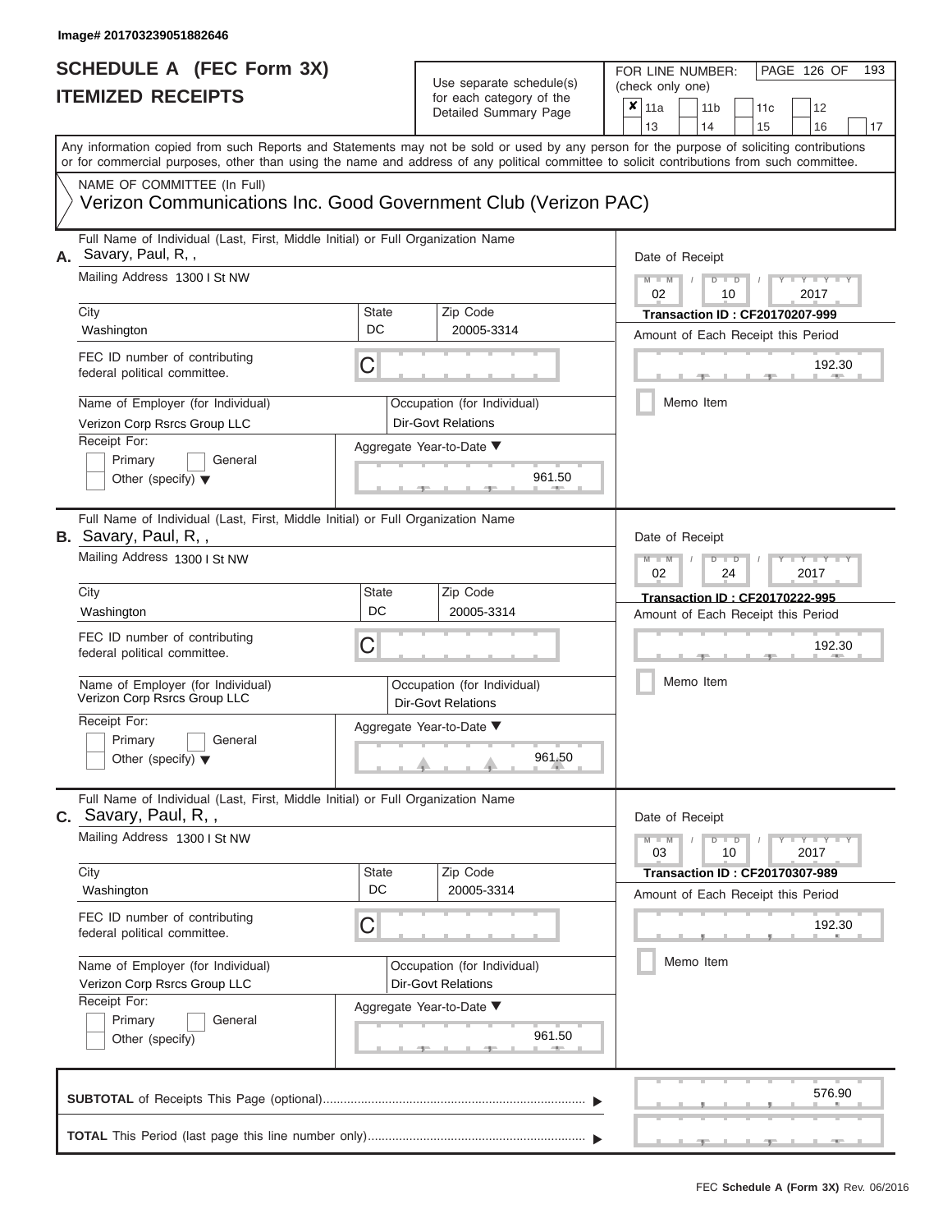Image# 201703239051882646

# SCHEDULE A (FEC Form 3X)
## ITEMIZED RECEIPTS

Use separate schedule(s) for each category of the Detailed Summary Page

FOR LINE NUMBER: (check only one)

- [x] 11a
- [ ] 11b
- [ ] 11c
- [ ] 12
- [ ] 13
- [ ] 14
- [ ] 15
- [ ] 16
- [ ] 17

Any information copied from such Reports and Statements may not be sold or used by any person for the purpose of soliciting contributions or for commercial purposes, other than using the name and address of any political committee to solicit contributions from such committee.

NAME OF COMMITTEE (In Full)
Verizon Communications Inc. Good Government Club (Verizon PAC)

---

**A.** Full Name of Individual (Last, First, Middle Initial) or Full Organization Name: Savary, Paul, R, ,

Mailing Address: 1300 I St NW

City: Washington | State: DC | Zip Code: 20005-3314

FEC ID number of contributing federal political committee: C

Name of Employer (for Individual): Verizon Corp Rsrcs Group LLC

Occupation (for Individual): Dir-Govt Relations

Receipt For: Primary / General / Other (specify)

Aggregate Year-to-Date: 961.50

Date of Receipt: 02 / 10 / 2017

Transaction ID : CF20170207-999

Amount of Each Receipt this Period: 192.30

Memo Item

---

**B.** Full Name of Individual (Last, First, Middle Initial) or Full Organization Name: Savary, Paul, R, ,

Mailing Address: 1300 I St NW

City: Washington | State: DC | Zip Code: 20005-3314

FEC ID number of contributing federal political committee: C

Name of Employer (for Individual): Verizon Corp Rsrcs Group LLC

Occupation (for Individual): Dir-Govt Relations

Receipt For: Primary / General / Other (specify)

Aggregate Year-to-Date: 961.50

Date of Receipt: 02 / 24 / 2017

Transaction ID : CF20170222-995

Amount of Each Receipt this Period: 192.30

Memo Item

---

**C.** Full Name of Individual (Last, First, Middle Initial) or Full Organization Name: Savary, Paul, R, ,

Mailing Address: 1300 I St NW

City: Washington | State: DC | Zip Code: 20005-3314

FEC ID number of contributing federal political committee: C

Name of Employer (for Individual): Verizon Corp Rsrcs Group LLC

Occupation (for Individual): Dir-Govt Relations

Receipt For: Primary / General / Other (specify)

Aggregate Year-to-Date: 961.50

Date of Receipt: 03 / 10 / 2017

Transaction ID : CF20170307-989

Amount of Each Receipt this Period: 192.30

Memo Item

---

**SUBTOTAL** of Receipts This Page (optional): 576.90

**TOTAL** This Period (last page this line number only):

FEC Schedule A (Form 3X) Rev. 06/2016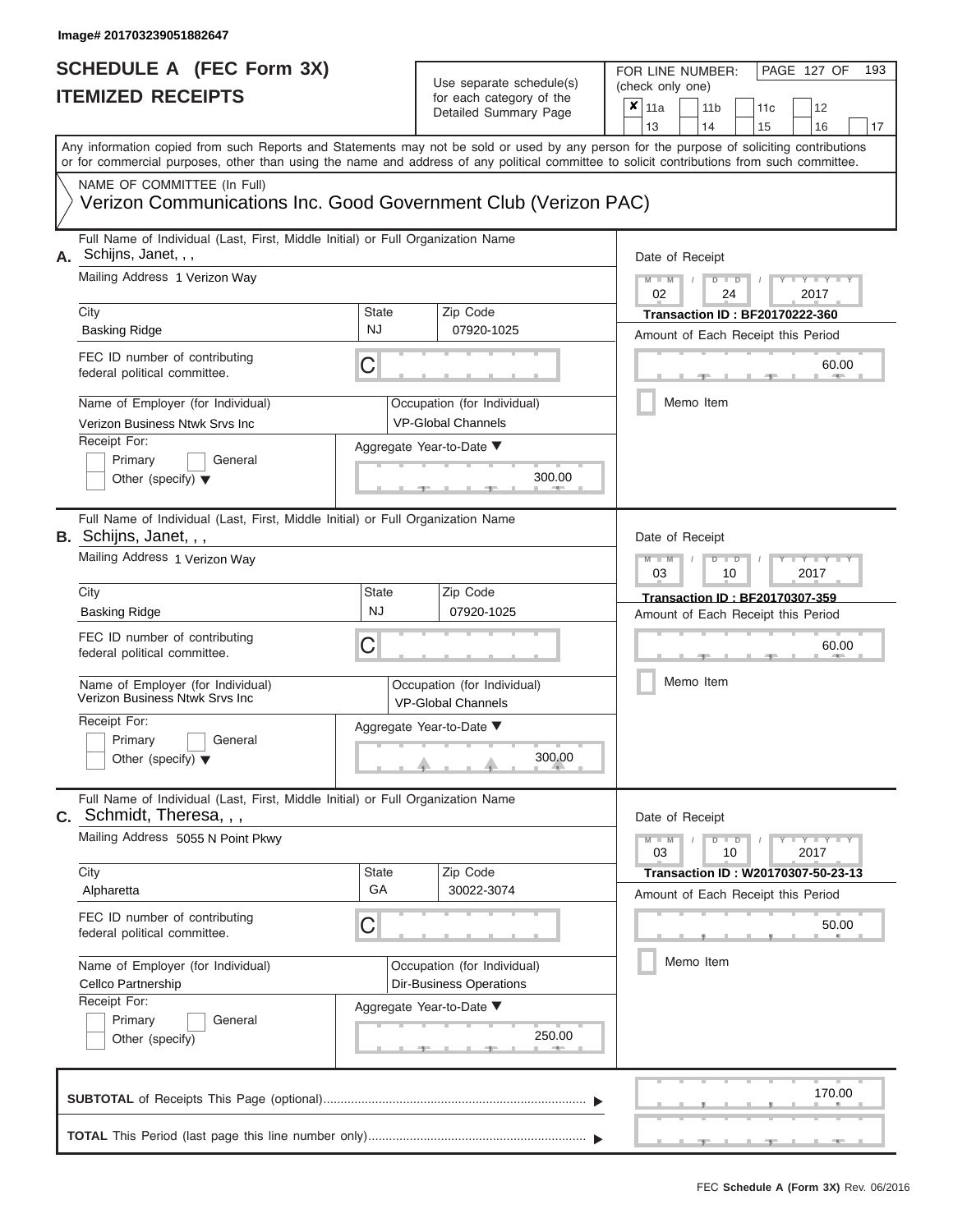Image# 201703239051882647

# SCHEDULE A (FEC Form 3X)
# ITEMIZED RECEIPTS

Use separate schedule(s) for each category of the Detailed Summary Page

FOR LINE NUMBER: (check only one)

☒ 11a ☐ 11b ☐ 11c ☐ 12 ☐ 13 ☐ 14 ☐ 15 ☐ 16 ☐ 17

PAGE 127 OF 193

Any information copied from such Reports and Statements may not be sold or used by any person for the purpose of soliciting contributions or for commercial purposes, other than using the name and address of any political committee to solicit contributions from such committee.

NAME OF COMMITTEE (In Full)

Verizon Communications Inc. Good Government Club (Verizon PAC)

---

**A.** Full Name of Individual (Last, First, Middle Initial) or Full Organization Name: Schijns, Janet, , ,

Mailing Address: 1 Verizon Way

City: Basking Ridge | State: NJ | Zip Code: 07920-1025

FEC ID number of contributing federal political committee: C

Name of Employer (for Individual): Verizon Business Ntwk Srvs Inc

Occupation (for Individual): VP-Global Channels

Receipt For: ☐ Primary ☐ General ☐ Other (specify)

Aggregate Year-to-Date: 300.00

Date of Receipt: 02 / 24 / 2017

Transaction ID : BF20170222-360

Amount of Each Receipt this Period: 60.00

☐ Memo Item

---

**B.** Full Name of Individual (Last, First, Middle Initial) or Full Organization Name: Schijns, Janet, , ,

Mailing Address: 1 Verizon Way

City: Basking Ridge | State: NJ | Zip Code: 07920-1025

FEC ID number of contributing federal political committee: C

Name of Employer (for Individual): Verizon Business Ntwk Srvs Inc

Occupation (for Individual): VP-Global Channels

Receipt For: ☐ Primary ☐ General ☐ Other (specify)

Aggregate Year-to-Date: 300.00

Date of Receipt: 03 / 10 / 2017

Transaction ID : BF20170307-359

Amount of Each Receipt this Period: 60.00

☐ Memo Item

---

**C.** Full Name of Individual (Last, First, Middle Initial) or Full Organization Name: Schmidt, Theresa, , ,

Mailing Address: 5055 N Point Pkwy

City: Alpharetta | State: GA | Zip Code: 30022-3074

FEC ID number of contributing federal political committee: C

Name of Employer (for Individual): Cellco Partnership

Occupation (for Individual): Dir-Business Operations

Receipt For: ☐ Primary ☐ General ☐ Other (specify)

Aggregate Year-to-Date: 250.00

Date of Receipt: 03 / 10 / 2017

Transaction ID : W20170307-50-23-13

Amount of Each Receipt this Period: 50.00

☐ Memo Item

---

**SUBTOTAL** of Receipts This Page (optional): 170.00

**TOTAL** This Period (last page this line number only):

FEC Schedule A (Form 3X) Rev. 06/2016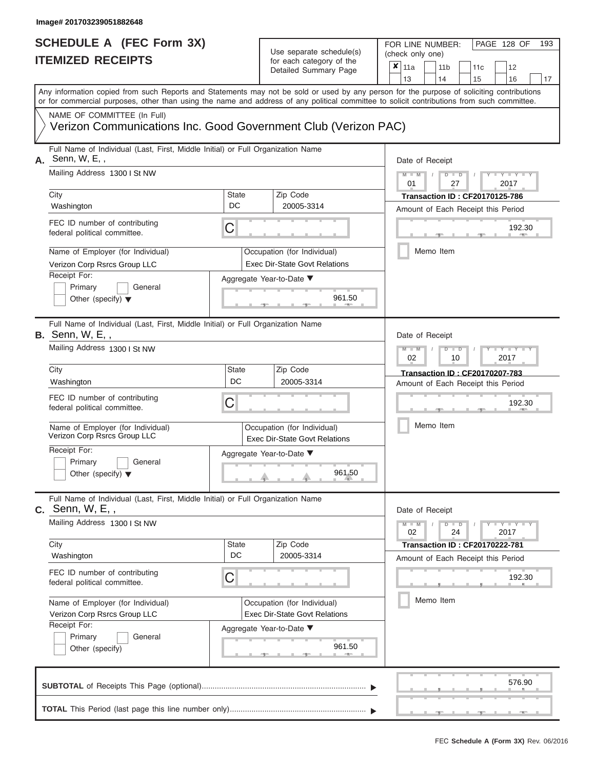Image# 201703239051882648

# SCHEDULE A (FEC Form 3X)
# ITEMIZED RECEIPTS

Use separate schedule(s) for each category of the Detailed Summary Page

FOR LINE NUMBER: (check only one)

- [x] 11a
- [ ] 11b
- [ ] 11c
- [ ] 12
- [ ] 13
- [ ] 14
- [ ] 15
- [ ] 16
- [ ] 17

PAGE 128 OF 193

Any information copied from such Reports and Statements may not be sold or used by any person for the purpose of soliciting contributions or for commercial purposes, other than using the name and address of any political committee to solicit contributions from such committee.

NAME OF COMMITTEE (In Full)

Verizon Communications Inc. Good Government Club (Verizon PAC)

---

**A.** Full Name of Individual (Last, First, Middle Initial) or Full Organization Name: Senn, W, E, ,

Mailing Address: 1300 I St NW

City: Washington | State: DC | Zip Code: 20005-3314

FEC ID number of contributing federal political committee: C

Name of Employer (for Individual): Verizon Corp Rsrcs Group LLC

Occupation (for Individual): Exec Dir-State Govt Relations

Receipt For: Primary / General / Other (specify)

Aggregate Year-to-Date: 961.50

Date of Receipt: 01 / 27 / 2017

Transaction ID : CF20170125-786

Amount of Each Receipt this Period: 192.30

Memo Item

---

**B.** Full Name of Individual (Last, First, Middle Initial) or Full Organization Name: Senn, W, E, ,

Mailing Address: 1300 I St NW

City: Washington | State: DC | Zip Code: 20005-3314

FEC ID number of contributing federal political committee: C

Name of Employer (for Individual): Verizon Corp Rsrcs Group LLC

Occupation (for Individual): Exec Dir-State Govt Relations

Receipt For: Primary / General / Other (specify)

Aggregate Year-to-Date: 961.50

Date of Receipt: 02 / 10 / 2017

Transaction ID : CF20170207-783

Amount of Each Receipt this Period: 192.30

Memo Item

---

**C.** Full Name of Individual (Last, First, Middle Initial) or Full Organization Name: Senn, W, E, ,

Mailing Address: 1300 I St NW

City: Washington | State: DC | Zip Code: 20005-3314

FEC ID number of contributing federal political committee: C

Name of Employer (for Individual): Verizon Corp Rsrcs Group LLC

Occupation (for Individual): Exec Dir-State Govt Relations

Receipt For: Primary / General / Other (specify)

Aggregate Year-to-Date: 961.50

Date of Receipt: 02 / 24 / 2017

Transaction ID : CF20170222-781

Amount of Each Receipt this Period: 192.30

Memo Item

---

**SUBTOTAL** of Receipts This Page (optional): 576.90

**TOTAL** This Period (last page this line number only):

FEC Schedule A (Form 3X) Rev. 06/2016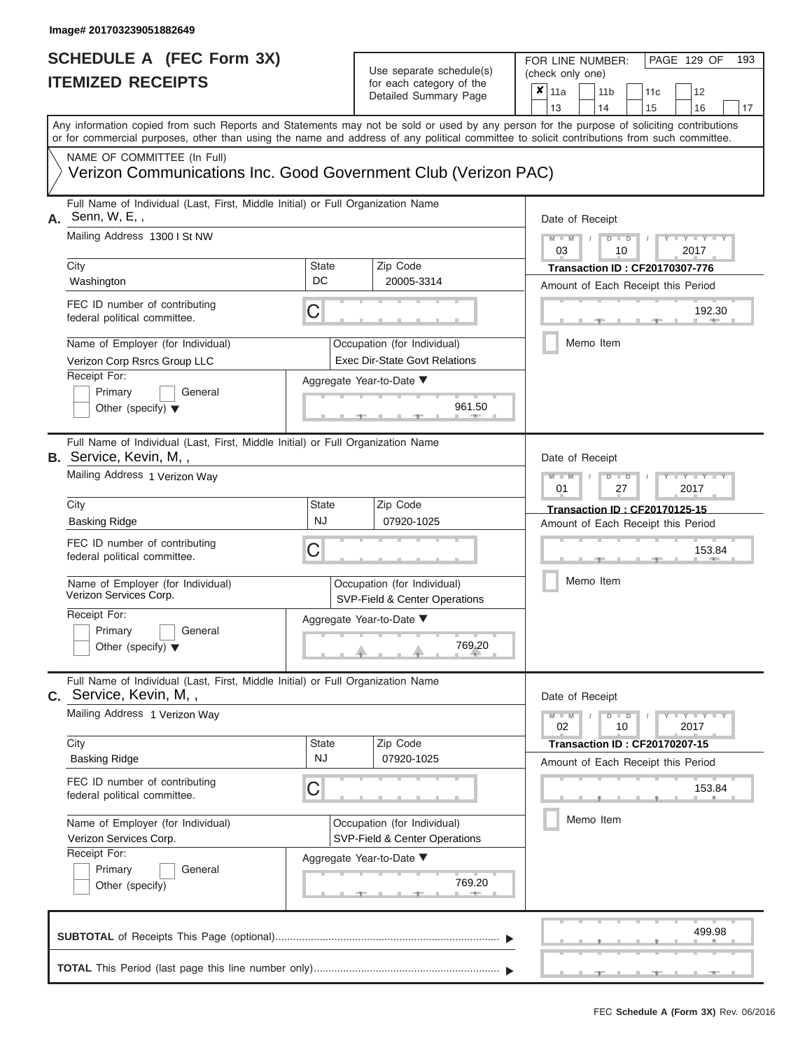Image# 201703239051882649

# SCHEDULE A (FEC Form 3X)
# ITEMIZED RECEIPTS

Use separate schedule(s) for each category of the Detailed Summary Page

FOR LINE NUMBER: (check only one)

- [x] 11a
- [ ] 11b
- [ ] 11c
- [ ] 12
- [ ] 13
- [ ] 14
- [ ] 15
- [ ] 16
- [ ] 17

Any information copied from such Reports and Statements may not be sold or used by any person for the purpose of soliciting contributions or for commercial purposes, other than using the name and address of any political committee to solicit contributions from such committee.

NAME OF COMMITTEE (In Full)

Verizon Communications Inc. Good Government Club (Verizon PAC)

---

**A.** Full Name of Individual (Last, First, Middle Initial) or Full Organization Name: Senn, W, E, ,

Mailing Address: 1300 I St NW

City: Washington | State: DC | Zip Code: 20005-3314

FEC ID number of contributing federal political committee: C

Name of Employer (for Individual): Verizon Corp Rsrcs Group LLC

Occupation (for Individual): Exec Dir-State Govt Relations

Receipt For: Primary / General / Other (specify)

Aggregate Year-to-Date: 961.50

Date of Receipt: 03 / 10 / 2017

Transaction ID : CF20170307-776

Amount of Each Receipt this Period: 192.30

Memo Item

---

**B.** Full Name of Individual (Last, First, Middle Initial) or Full Organization Name: Service, Kevin, M, ,

Mailing Address: 1 Verizon Way

City: Basking Ridge | State: NJ | Zip Code: 07920-1025

FEC ID number of contributing federal political committee: C

Name of Employer (for Individual): Verizon Services Corp.

Occupation (for Individual): SVP-Field & Center Operations

Receipt For: Primary / General / Other (specify)

Aggregate Year-to-Date: 769.20

Date of Receipt: 01 / 27 / 2017

Transaction ID : CF20170125-15

Amount of Each Receipt this Period: 153.84

Memo Item

---

**C.** Full Name of Individual (Last, First, Middle Initial) or Full Organization Name: Service, Kevin, M, ,

Mailing Address: 1 Verizon Way

City: Basking Ridge | State: NJ | Zip Code: 07920-1025

FEC ID number of contributing federal political committee: C

Name of Employer (for Individual): Verizon Services Corp.

Occupation (for Individual): SVP-Field & Center Operations

Receipt For: Primary / General / Other (specify)

Aggregate Year-to-Date: 769.20

Date of Receipt: 02 / 10 / 2017

Transaction ID : CF20170207-15

Amount of Each Receipt this Period: 153.84

Memo Item

---

**SUBTOTAL** of Receipts This Page (optional): 499.98

**TOTAL** This Period (last page this line number only):

FEC Schedule A (Form 3X) Rev. 06/2016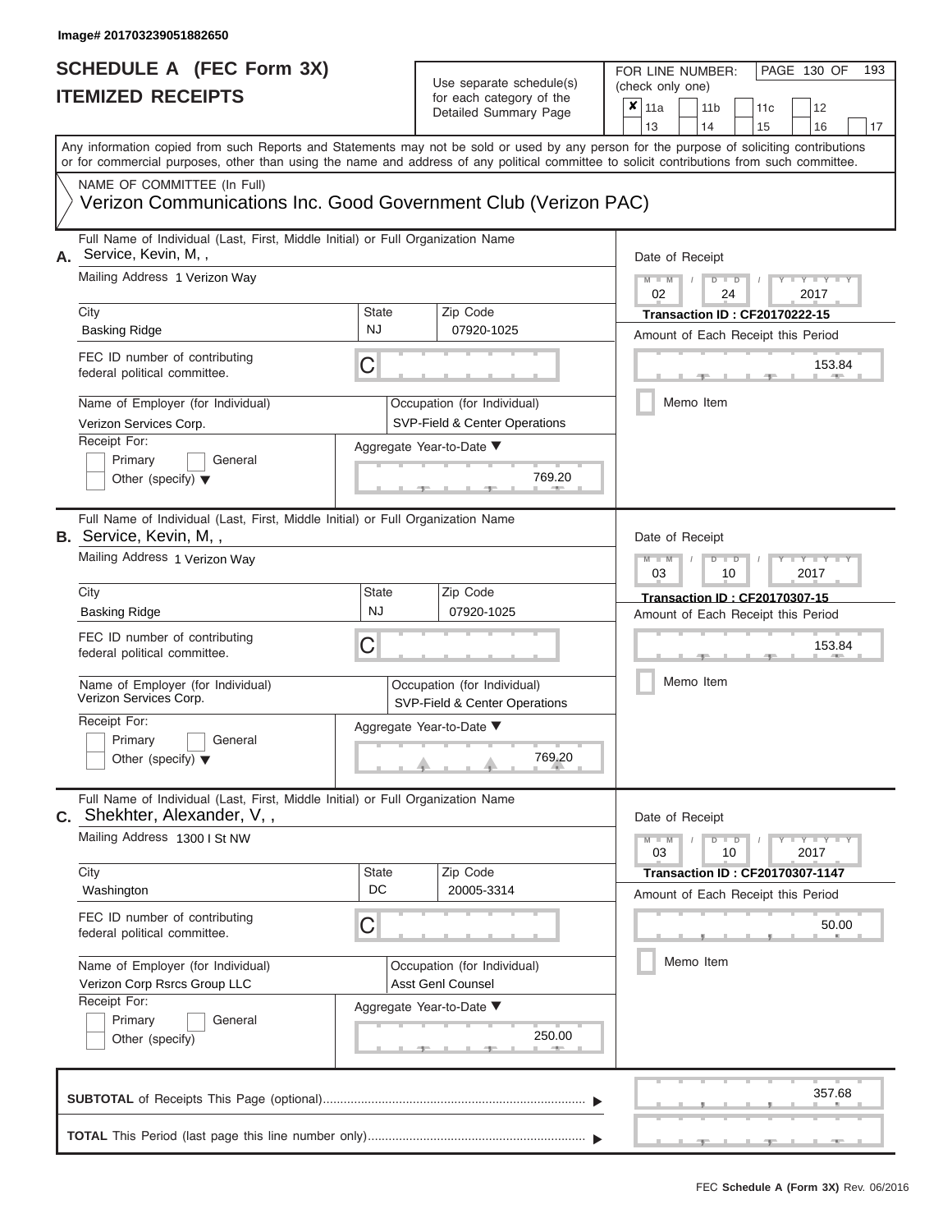Image# 201703239051882650

# SCHEDULE A (FEC Form 3X)
# ITEMIZED RECEIPTS

Use separate schedule(s) for each category of the Detailed Summary Page

FOR LINE NUMBER: (check only one)

- [x] 11a
- [ ] 11b
- [ ] 11c
- [ ] 12
- [ ] 13
- [ ] 14
- [ ] 15
- [ ] 16
- [ ] 17

PAGE 130 OF 193

Any information copied from such Reports and Statements may not be sold or used by any person for the purpose of soliciting contributions or for commercial purposes, other than using the name and address of any political committee to solicit contributions from such committee.

NAME OF COMMITTEE (In Full)

Verizon Communications Inc. Good Government Club (Verizon PAC)

---

**A.** Full Name of Individual (Last, First, Middle Initial) or Full Organization Name: Service, Kevin, M, ,

Mailing Address: 1 Verizon Way

City: Basking Ridge | State: NJ | Zip Code: 07920-1025

FEC ID number of contributing federal political committee: C

Name of Employer (for Individual): Verizon Services Corp.

Occupation (for Individual): SVP-Field & Center Operations

Receipt For: Primary / General / Other (specify)

Aggregate Year-to-Date: 769.20

Date of Receipt: 02 / 24 / 2017

Transaction ID : CF20170222-15

Amount of Each Receipt this Period: 153.84

Memo Item

---

**B.** Full Name of Individual (Last, First, Middle Initial) or Full Organization Name: Service, Kevin, M, ,

Mailing Address: 1 Verizon Way

City: Basking Ridge | State: NJ | Zip Code: 07920-1025

FEC ID number of contributing federal political committee: C

Name of Employer (for Individual): Verizon Services Corp.

Occupation (for Individual): SVP-Field & Center Operations

Receipt For: Primary / General / Other (specify)

Aggregate Year-to-Date: 769.20

Date of Receipt: 03 / 10 / 2017

Transaction ID : CF20170307-15

Amount of Each Receipt this Period: 153.84

Memo Item

---

**C.** Full Name of Individual (Last, First, Middle Initial) or Full Organization Name: Shekhter, Alexander, V, ,

Mailing Address: 1300 I St NW

City: Washington | State: DC | Zip Code: 20005-3314

FEC ID number of contributing federal political committee: C

Name of Employer (for Individual): Verizon Corp Rsrcs Group LLC

Occupation (for Individual): Asst Genl Counsel

Receipt For: Primary / General / Other (specify)

Aggregate Year-to-Date: 250.00

Date of Receipt: 03 / 10 / 2017

Transaction ID : CF20170307-1147

Amount of Each Receipt this Period: 50.00

Memo Item

---

**SUBTOTAL** of Receipts This Page (optional): 357.68

**TOTAL** This Period (last page this line number only):

FEC Schedule A (Form 3X) Rev. 06/2016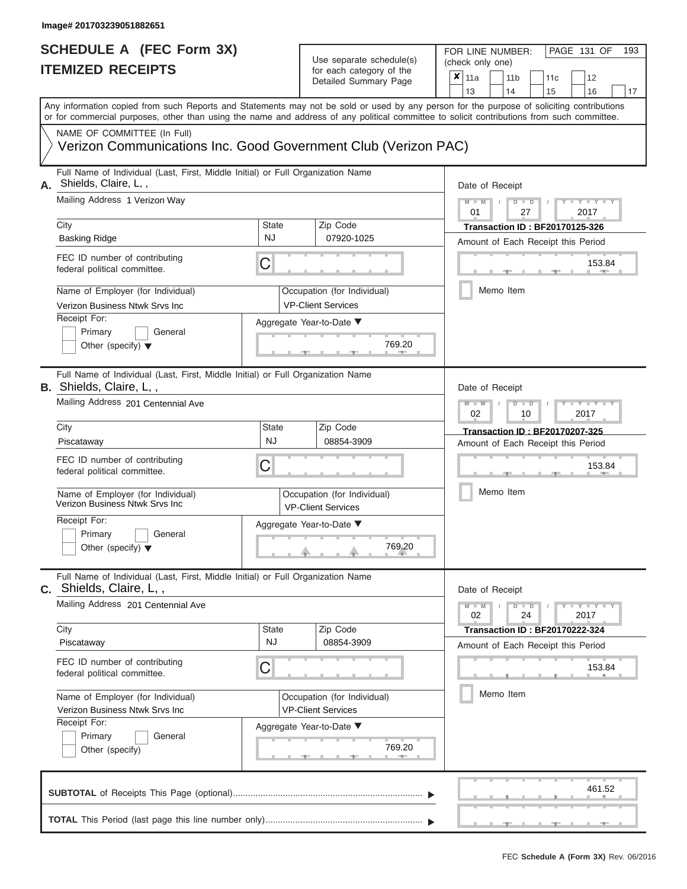Image# 201703239051882651

# SCHEDULE A (FEC Form 3X)
## ITEMIZED RECEIPTS

Use separate schedule(s) for each category of the Detailed Summary Page

FOR LINE NUMBER: (check only one)

PAGE 131 OF 193

| | | | | |
|---|---|---|---|---|
| ✘ 11a | 11b | 11c | 12 | |
| 13 | 14 | 15 | 16 | 17 |

Any information copied from such Reports and Statements may not be sold or used by any person for the purpose of soliciting contributions or for commercial purposes, other than using the name and address of any political committee to solicit contributions from such committee.

NAME OF COMMITTEE (In Full)

Verizon Communications Inc. Good Government Club (Verizon PAC)

---

**A.** Full Name of Individual (Last, First, Middle Initial) or Full Organization Name: Shields, Claire, L, ,

Mailing Address: 1 Verizon Way

City: Basking Ridge | State: NJ | Zip Code: 07920-1025

FEC ID number of contributing federal political committee: C

Name of Employer (for Individual): Verizon Business Ntwk Srvs Inc

Occupation (for Individual): VP-Client Services

Receipt For: Primary / General / Other (specify)

Aggregate Year-to-Date: 769.20

Date of Receipt: 01 / 27 / 2017

Transaction ID : BF20170125-326

Amount of Each Receipt this Period: 153.84

Memo Item

---

**B.** Full Name of Individual (Last, First, Middle Initial) or Full Organization Name: Shields, Claire, L, ,

Mailing Address: 201 Centennial Ave

City: Piscataway | State: NJ | Zip Code: 08854-3909

FEC ID number of contributing federal political committee: C

Name of Employer (for Individual): Verizon Business Ntwk Srvs Inc

Occupation (for Individual): VP-Client Services

Receipt For: Primary / General / Other (specify)

Aggregate Year-to-Date: 769.20

Date of Receipt: 02 / 10 / 2017

Transaction ID : BF20170207-325

Amount of Each Receipt this Period: 153.84

Memo Item

---

**C.** Full Name of Individual (Last, First, Middle Initial) or Full Organization Name: Shields, Claire, L, ,

Mailing Address: 201 Centennial Ave

City: Piscataway | State: NJ | Zip Code: 08854-3909

FEC ID number of contributing federal political committee: C

Name of Employer (for Individual): Verizon Business Ntwk Srvs Inc

Occupation (for Individual): VP-Client Services

Receipt For: Primary / General / Other (specify)

Aggregate Year-to-Date: 769.20

Date of Receipt: 02 / 24 / 2017

Transaction ID : BF20170222-324

Amount of Each Receipt this Period: 153.84

Memo Item

---

**SUBTOTAL** of Receipts This Page (optional): 461.52

**TOTAL** This Period (last page this line number only):

FEC Schedule A (Form 3X) Rev. 06/2016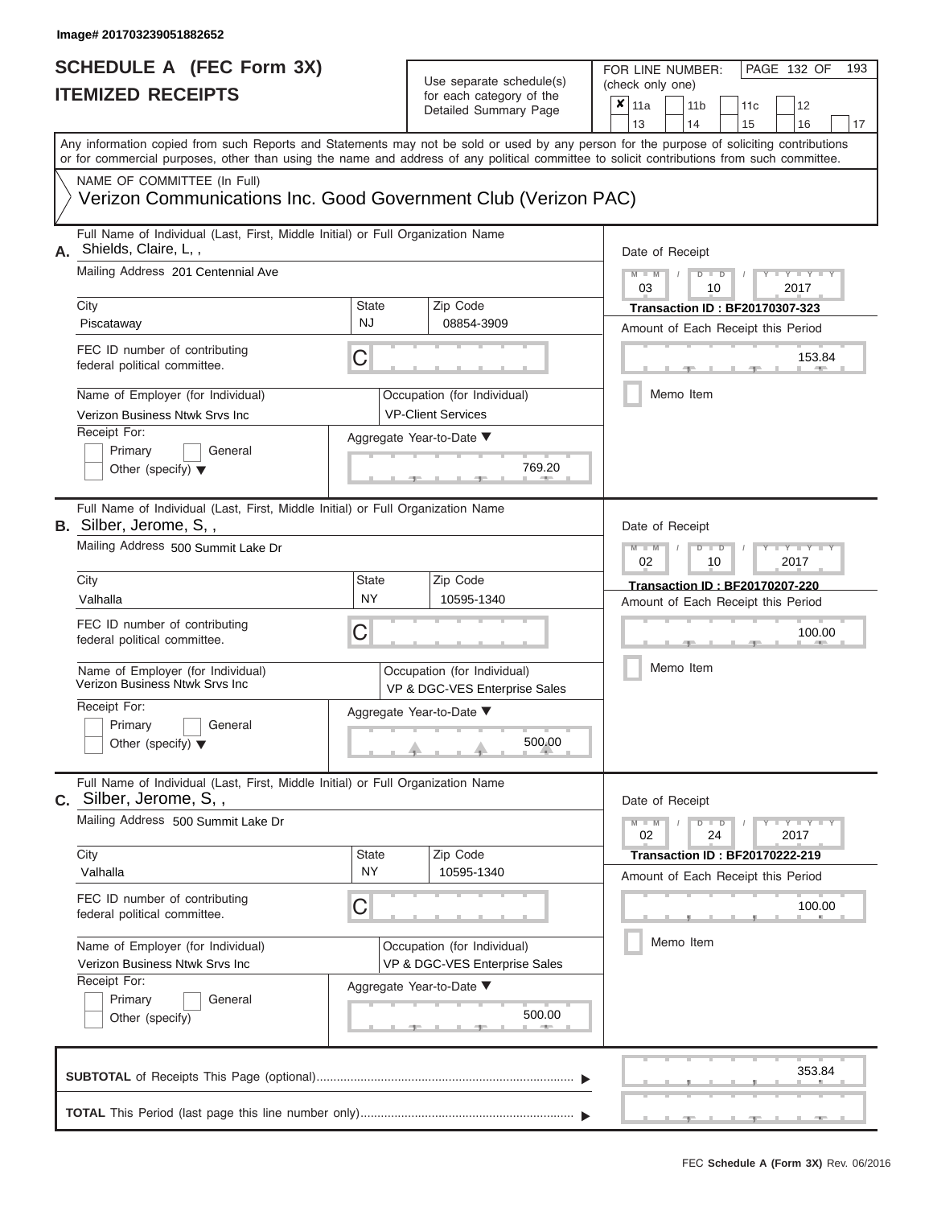Image# 201703239051882652

# SCHEDULE A (FEC Form 3X)
## ITEMIZED RECEIPTS

Use separate schedule(s) for each category of the Detailed Summary Page

FOR LINE NUMBER: (check only one)

- [x] 11a
- [ ] 11b
- [ ] 11c
- [ ] 12
- [ ] 13
- [ ] 14
- [ ] 15
- [ ] 16
- [ ] 17

PAGE 132 OF 193

Any information copied from such Reports and Statements may not be sold or used by any person for the purpose of soliciting contributions or for commercial purposes, other than using the name and address of any political committee to solicit contributions from such committee.

NAME OF COMMITTEE (In Full)

Verizon Communications Inc. Good Government Club (Verizon PAC)

---

**A.** Full Name of Individual (Last, First, Middle Initial) or Full Organization Name: Shields, Claire, L, ,

Mailing Address: 201 Centennial Ave

City: Piscataway | State: NJ | Zip Code: 08854-3909

FEC ID number of contributing federal political committee: C

Name of Employer (for Individual): Verizon Business Ntwk Srvs Inc

Occupation (for Individual): VP-Client Services

Receipt For: Primary / General / Other (specify)

Aggregate Year-to-Date: 769.20

Date of Receipt: 03 / 10 / 2017

Transaction ID : BF20170307-323

Amount of Each Receipt this Period: 153.84

Memo Item

---

**B.** Full Name of Individual (Last, First, Middle Initial) or Full Organization Name: Silber, Jerome, S, ,

Mailing Address: 500 Summit Lake Dr

City: Valhalla | State: NY | Zip Code: 10595-1340

FEC ID number of contributing federal political committee: C

Name of Employer (for Individual): Verizon Business Ntwk Srvs Inc

Occupation (for Individual): VP & DGC-VES Enterprise Sales

Receipt For: Primary / General / Other (specify)

Aggregate Year-to-Date: 500.00

Date of Receipt: 02 / 10 / 2017

Transaction ID : BF20170207-220

Amount of Each Receipt this Period: 100.00

Memo Item

---

**C.** Full Name of Individual (Last, First, Middle Initial) or Full Organization Name: Silber, Jerome, S, ,

Mailing Address: 500 Summit Lake Dr

City: Valhalla | State: NY | Zip Code: 10595-1340

FEC ID number of contributing federal political committee: C

Name of Employer (for Individual): Verizon Business Ntwk Srvs Inc

Occupation (for Individual): VP & DGC-VES Enterprise Sales

Receipt For: Primary / General / Other (specify)

Aggregate Year-to-Date: 500.00

Date of Receipt: 02 / 24 / 2017

Transaction ID : BF20170222-219

Amount of Each Receipt this Period: 100.00

Memo Item

---

**SUBTOTAL** of Receipts This Page (optional): 353.84

**TOTAL** This Period (last page this line number only):

FEC Schedule A (Form 3X) Rev. 06/2016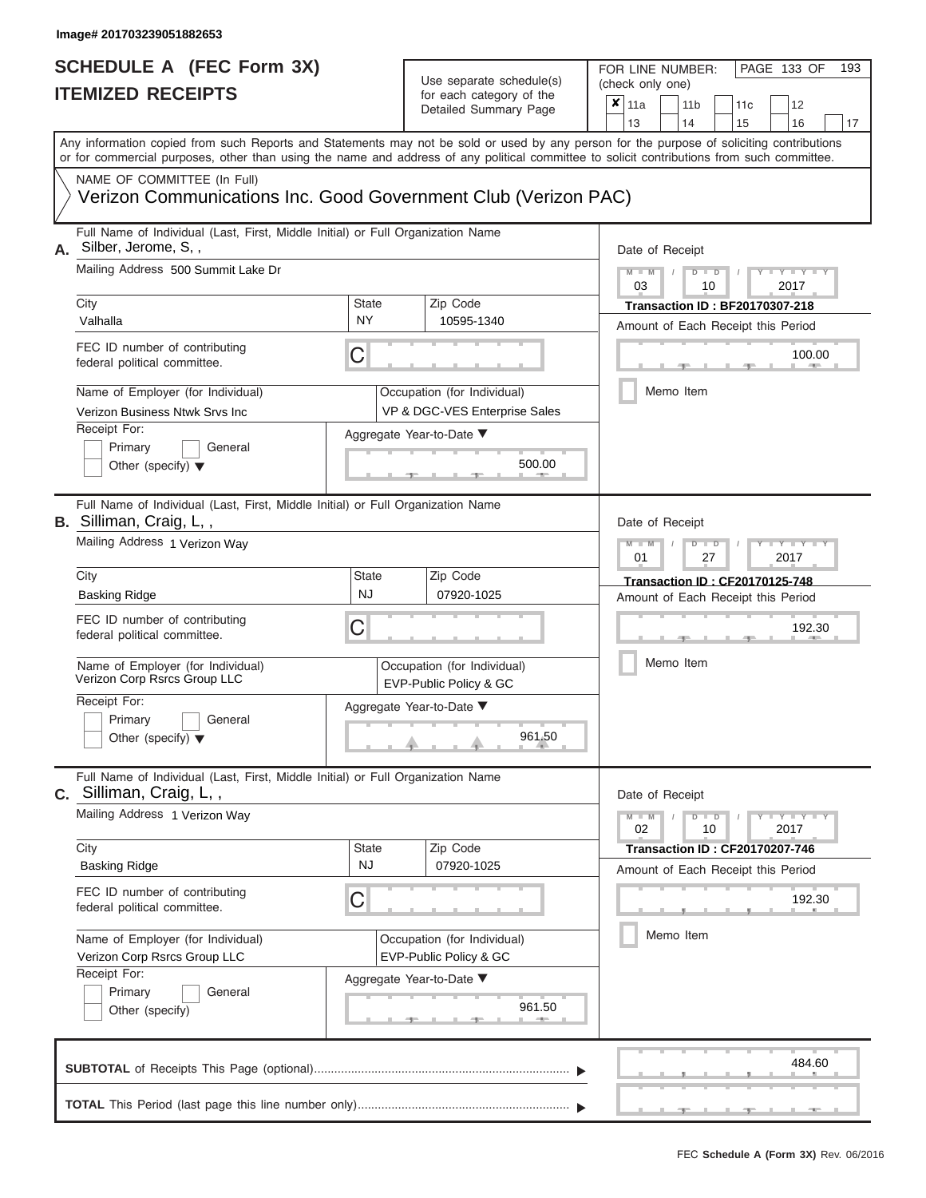Image# 201703239051882653

# SCHEDULE A (FEC Form 3X)
## ITEMIZED RECEIPTS

Use separate schedule(s) for each category of the Detailed Summary Page

FOR LINE NUMBER: (check only one)

- [x] 11a
- [ ] 11b
- [ ] 11c
- [ ] 12
- [ ] 13
- [ ] 14
- [ ] 15
- [ ] 16
- [ ] 17

Any information copied from such Reports and Statements may not be sold or used by any person for the purpose of soliciting contributions or for commercial purposes, other than using the name and address of any political committee to solicit contributions from such committee.

NAME OF COMMITTEE (In Full)
Verizon Communications Inc. Good Government Club (Verizon PAC)

---

**A.** Full Name of Individual (Last, First, Middle Initial) or Full Organization Name: Silber, Jerome, S, ,

Mailing Address: 500 Summit Lake Dr

City: Valhalla | State: NY | Zip Code: 10595-1340

FEC ID number of contributing federal political committee: C

Name of Employer (for Individual): Verizon Business Ntwk Srvs Inc

Occupation (for Individual): VP & DGC-VES Enterprise Sales

Receipt For: Primary / General / Other (specify)

Aggregate Year-to-Date: 500.00

Date of Receipt: 03 / 10 / 2017

Transaction ID : BF20170307-218

Amount of Each Receipt this Period: 100.00

Memo Item

---

**B.** Full Name of Individual (Last, First, Middle Initial) or Full Organization Name: Silliman, Craig, L, ,

Mailing Address: 1 Verizon Way

City: Basking Ridge | State: NJ | Zip Code: 07920-1025

FEC ID number of contributing federal political committee: C

Name of Employer (for Individual): Verizon Corp Rsrcs Group LLC

Occupation (for Individual): EVP-Public Policy & GC

Receipt For: Primary / General / Other (specify)

Aggregate Year-to-Date: 961.50

Date of Receipt: 01 / 27 / 2017

Transaction ID : CF20170125-748

Amount of Each Receipt this Period: 192.30

Memo Item

---

**C.** Full Name of Individual (Last, First, Middle Initial) or Full Organization Name: Silliman, Craig, L, ,

Mailing Address: 1 Verizon Way

City: Basking Ridge | State: NJ | Zip Code: 07920-1025

FEC ID number of contributing federal political committee: C

Name of Employer (for Individual): Verizon Corp Rsrcs Group LLC

Occupation (for Individual): EVP-Public Policy & GC

Receipt For: Primary / General / Other (specify)

Aggregate Year-to-Date: 961.50

Date of Receipt: 02 / 10 / 2017

Transaction ID : CF20170207-746

Amount of Each Receipt this Period: 192.30

Memo Item

---

**SUBTOTAL** of Receipts This Page (optional): 484.60

**TOTAL** This Period (last page this line number only):

FEC Schedule A (Form 3X) Rev. 06/2016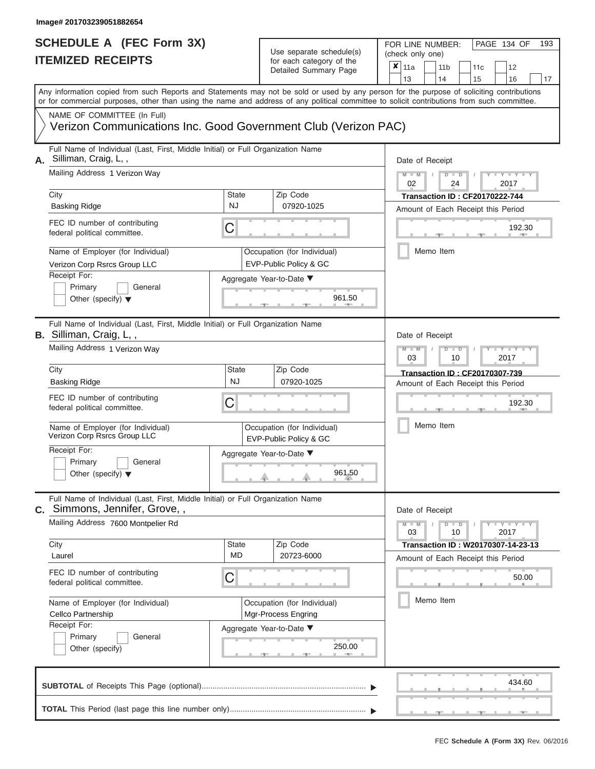Image# 201703239051882654

# SCHEDULE A (FEC Form 3X)
# ITEMIZED RECEIPTS

Use separate schedule(s) for each category of the Detailed Summary Page

FOR LINE NUMBER: (check only one)

- [x] 11a
- [ ] 11b
- [ ] 11c
- [ ] 12
- [ ] 13
- [ ] 14
- [ ] 15
- [ ] 16
- [ ] 17

PAGE 134 OF 193

Any information copied from such Reports and Statements may not be sold or used by any person for the purpose of soliciting contributions or for commercial purposes, other than using the name and address of any political committee to solicit contributions from such committee.

NAME OF COMMITTEE (In Full)
Verizon Communications Inc. Good Government Club (Verizon PAC)

**A.** Full Name of Individual (Last, First, Middle Initial) or Full Organization Name: Silliman, Craig, L, ,
Mailing Address: 1 Verizon Way
City: Basking Ridge | State: NJ | Zip Code: 07920-1025
FEC ID number of contributing federal political committee: C
Name of Employer (for Individual): Verizon Corp Rsrcs Group LLC
Occupation (for Individual): EVP-Public Policy & GC
Receipt For: Primary / General / Other (specify)
Aggregate Year-to-Date: 961.50
Date of Receipt: 02 / 24 / 2017
Transaction ID : CF20170222-744
Amount of Each Receipt this Period: 192.30
Memo Item

**B.** Full Name of Individual (Last, First, Middle Initial) or Full Organization Name: Silliman, Craig, L, ,
Mailing Address: 1 Verizon Way
City: Basking Ridge | State: NJ | Zip Code: 07920-1025
FEC ID number of contributing federal political committee: C
Name of Employer (for Individual): Verizon Corp Rsrcs Group LLC
Occupation (for Individual): EVP-Public Policy & GC
Receipt For: Primary / General / Other (specify)
Aggregate Year-to-Date: 961.50
Date of Receipt: 03 / 10 / 2017
Transaction ID : CF20170307-739
Amount of Each Receipt this Period: 192.30
Memo Item

**C.** Full Name of Individual (Last, First, Middle Initial) or Full Organization Name: Simmons, Jennifer, Grove, ,
Mailing Address: 7600 Montpelier Rd
City: Laurel | State: MD | Zip Code: 20723-6000
FEC ID number of contributing federal political committee: C
Name of Employer (for Individual): Cellco Partnership
Occupation (for Individual): Mgr-Process Engring
Receipt For: Primary / General / Other (specify)
Aggregate Year-to-Date: 250.00
Date of Receipt: 03 / 10 / 2017
Transaction ID : W20170307-14-23-13
Amount of Each Receipt this Period: 50.00
Memo Item

**SUBTOTAL** of Receipts This Page (optional): 434.60

**TOTAL** This Period (last page this line number only):

FEC Schedule A (Form 3X) Rev. 06/2016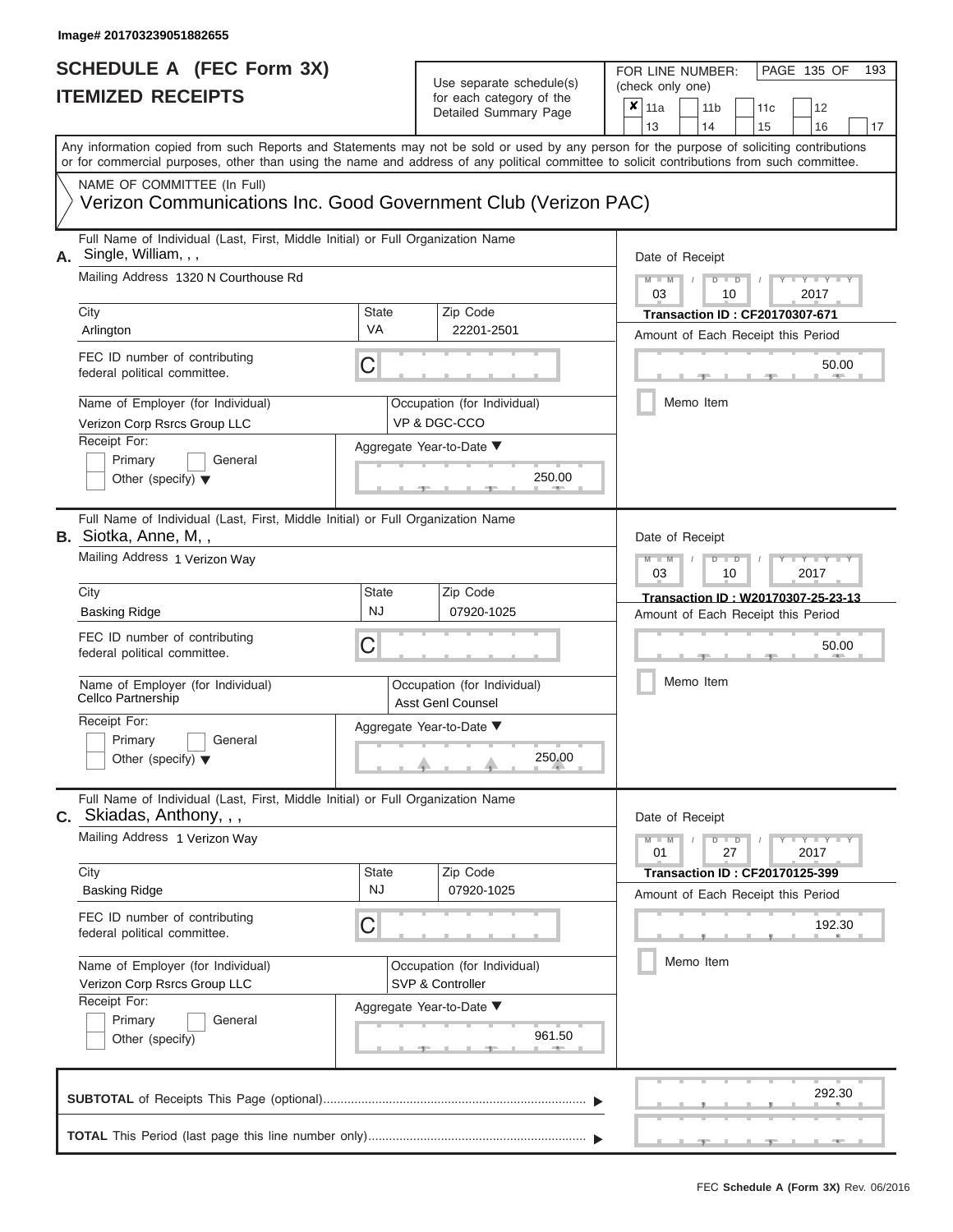Image# 201703239051882655

# SCHEDULE A (FEC Form 3X)
# ITEMIZED RECEIPTS

Use separate schedule(s) for each category of the Detailed Summary Page

FOR LINE NUMBER: (check only one)

- [x] 11a
- [ ] 11b
- [ ] 11c
- [ ] 12
- [ ] 13
- [ ] 14
- [ ] 15
- [ ] 16
- [ ] 17

PAGE 135 OF 193

Any information copied from such Reports and Statements may not be sold or used by any person for the purpose of soliciting contributions or for commercial purposes, other than using the name and address of any political committee to solicit contributions from such committee.

NAME OF COMMITTEE (In Full)
Verizon Communications Inc. Good Government Club (Verizon PAC)

---

**A.** Full Name of Individual (Last, First, Middle Initial) or Full Organization Name: Single, William, , ,

Mailing Address: 1320 N Courthouse Rd

City: Arlington | State: VA | Zip Code: 22201-2501

FEC ID number of contributing federal political committee: C

Name of Employer (for Individual): Verizon Corp Rsrcs Group LLC

Occupation (for Individual): VP & DGC-CCO

Receipt For: Primary / General / Other (specify)

Aggregate Year-to-Date: 250.00

Date of Receipt: 03 / 10 / 2017

Transaction ID : CF20170307-671

Amount of Each Receipt this Period: 50.00

Memo Item

---

**B.** Full Name of Individual (Last, First, Middle Initial) or Full Organization Name: Siotka, Anne, M, ,

Mailing Address: 1 Verizon Way

City: Basking Ridge | State: NJ | Zip Code: 07920-1025

FEC ID number of contributing federal political committee: C

Name of Employer (for Individual): Cellco Partnership

Occupation (for Individual): Asst Genl Counsel

Receipt For: Primary / General / Other (specify)

Aggregate Year-to-Date: 250.00

Date of Receipt: 03 / 10 / 2017

Transaction ID : W20170307-25-23-13

Amount of Each Receipt this Period: 50.00

Memo Item

---

**C.** Full Name of Individual (Last, First, Middle Initial) or Full Organization Name: Skiadas, Anthony, , ,

Mailing Address: 1 Verizon Way

City: Basking Ridge | State: NJ | Zip Code: 07920-1025

FEC ID number of contributing federal political committee: C

Name of Employer (for Individual): Verizon Corp Rsrcs Group LLC

Occupation (for Individual): SVP & Controller

Receipt For: Primary / General / Other (specify)

Aggregate Year-to-Date: 961.50

Date of Receipt: 01 / 27 / 2017

Transaction ID : CF20170125-399

Amount of Each Receipt this Period: 192.30

Memo Item

---

**SUBTOTAL** of Receipts This Page (optional): 292.30

**TOTAL** This Period (last page this line number only):

FEC Schedule A (Form 3X) Rev. 06/2016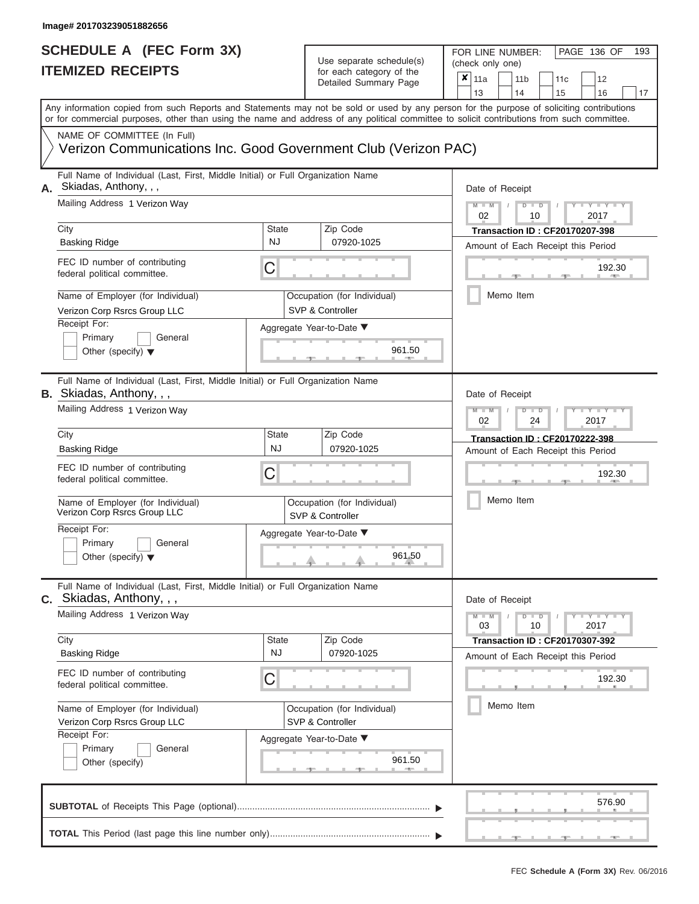Image# 201703239051882656

# SCHEDULE A (FEC Form 3X)
## ITEMIZED RECEIPTS

Use separate schedule(s) for each category of the Detailed Summary Page

FOR LINE NUMBER: (check only one)

- [x] 11a
- [ ] 11b
- [ ] 11c
- [ ] 12
- [ ] 13
- [ ] 14
- [ ] 15
- [ ] 16
- [ ] 17

Any information copied from such Reports and Statements may not be sold or used by any person for the purpose of soliciting contributions or for commercial purposes, other than using the name and address of any political committee to solicit contributions from such committee.

NAME OF COMMITTEE (In Full)

Verizon Communications Inc. Good Government Club (Verizon PAC)

---

**A.** Full Name of Individual (Last, First, Middle Initial) or Full Organization Name: Skiadas, Anthony, , ,

Mailing Address: 1 Verizon Way

City: Basking Ridge | State: NJ | Zip Code: 07920-1025

FEC ID number of contributing federal political committee: C

Name of Employer (for Individual): Verizon Corp Rsrcs Group LLC

Occupation (for Individual): SVP & Controller

Receipt For: Primary / General / Other (specify)

Aggregate Year-to-Date: 961.50

Date of Receipt: 02 / 10 / 2017

Transaction ID : CF20170207-398

Amount of Each Receipt this Period: 192.30

Memo Item

---

**B.** Full Name of Individual (Last, First, Middle Initial) or Full Organization Name: Skiadas, Anthony, , ,

Mailing Address: 1 Verizon Way

City: Basking Ridge | State: NJ | Zip Code: 07920-1025

FEC ID number of contributing federal political committee: C

Name of Employer (for Individual): Verizon Corp Rsrcs Group LLC

Occupation (for Individual): SVP & Controller

Receipt For: Primary / General / Other (specify)

Aggregate Year-to-Date: 961.50

Date of Receipt: 02 / 24 / 2017

Transaction ID : CF20170222-398

Amount of Each Receipt this Period: 192.30

Memo Item

---

**C.** Full Name of Individual (Last, First, Middle Initial) or Full Organization Name: Skiadas, Anthony, , ,

Mailing Address: 1 Verizon Way

City: Basking Ridge | State: NJ | Zip Code: 07920-1025

FEC ID number of contributing federal political committee: C

Name of Employer (for Individual): Verizon Corp Rsrcs Group LLC

Occupation (for Individual): SVP & Controller

Receipt For: Primary / General / Other (specify)

Aggregate Year-to-Date: 961.50

Date of Receipt: 03 / 10 / 2017

Transaction ID : CF20170307-392

Amount of Each Receipt this Period: 192.30

Memo Item

---

**SUBTOTAL** of Receipts This Page (optional): 576.90

**TOTAL** This Period (last page this line number only):

FEC Schedule A (Form 3X) Rev. 06/2016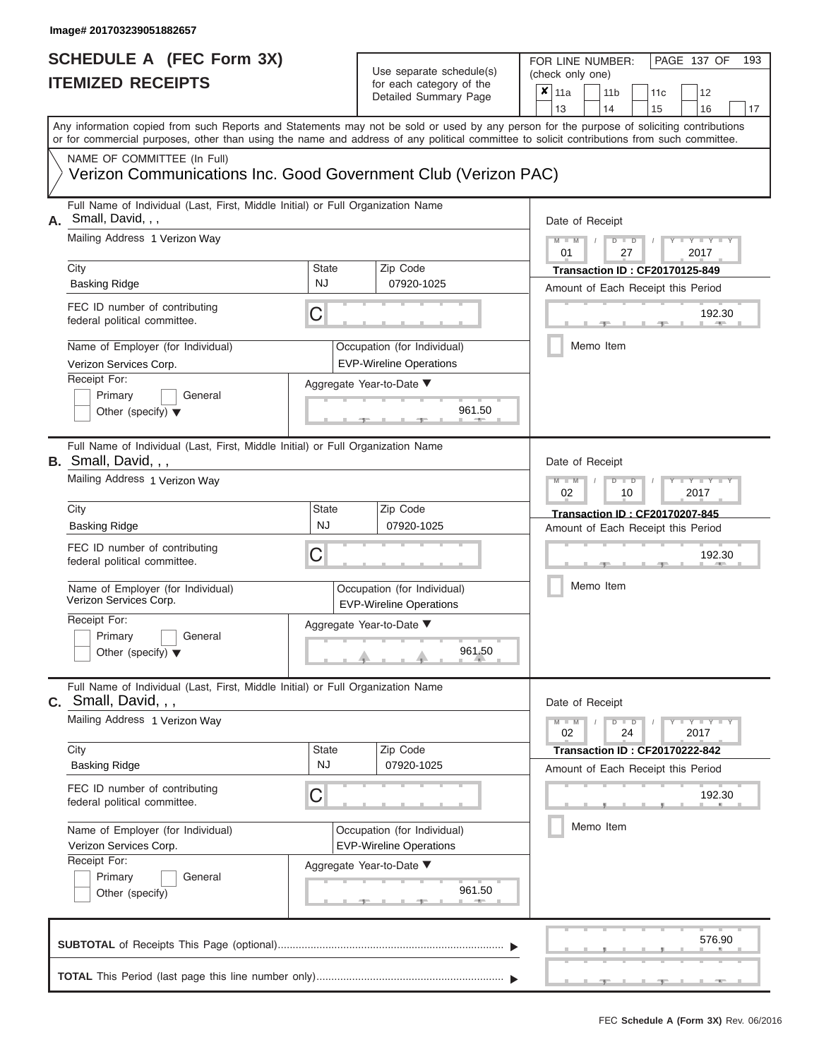Image# 201703239051882657

# SCHEDULE A (FEC Form 3X)
## ITEMIZED RECEIPTS

Use separate schedule(s) for each category of the Detailed Summary Page

FOR LINE NUMBER: (check only one)

☒ 11a ☐ 11b ☐ 11c ☐ 12 ☐ 13 ☐ 14 ☐ 15 ☐ 16 ☐ 17

PAGE 137 OF 193

Any information copied from such Reports and Statements may not be sold or used by any person for the purpose of soliciting contributions or for commercial purposes, other than using the name and address of any political committee to solicit contributions from such committee.

NAME OF COMMITTEE (In Full)

Verizon Communications Inc. Good Government Club (Verizon PAC)

---

**A.** Full Name of Individual (Last, First, Middle Initial) or Full Organization Name: Small, David, , ,

Mailing Address: 1 Verizon Way

City: Basking Ridge | State: NJ | Zip Code: 07920-1025

FEC ID number of contributing federal political committee: C

Name of Employer (for Individual): Verizon Services Corp.

Occupation (for Individual): EVP-Wireline Operations

Receipt For: ☐ Primary ☐ General ☐ Other (specify)

Aggregate Year-to-Date: 961.50

Date of Receipt: 01 / 27 / 2017

Transaction ID : CF20170125-849

Amount of Each Receipt this Period: 192.30

☐ Memo Item

---

**B.** Full Name of Individual (Last, First, Middle Initial) or Full Organization Name: Small, David, , ,

Mailing Address: 1 Verizon Way

City: Basking Ridge | State: NJ | Zip Code: 07920-1025

FEC ID number of contributing federal political committee: C

Name of Employer (for Individual): Verizon Services Corp.

Occupation (for Individual): EVP-Wireline Operations

Receipt For: ☐ Primary ☐ General ☐ Other (specify)

Aggregate Year-to-Date: 961.50

Date of Receipt: 02 / 10 / 2017

Transaction ID : CF20170207-845

Amount of Each Receipt this Period: 192.30

☐ Memo Item

---

**C.** Full Name of Individual (Last, First, Middle Initial) or Full Organization Name: Small, David, , ,

Mailing Address: 1 Verizon Way

City: Basking Ridge | State: NJ | Zip Code: 07920-1025

FEC ID number of contributing federal political committee: C

Name of Employer (for Individual): Verizon Services Corp.

Occupation (for Individual): EVP-Wireline Operations

Receipt For: ☐ Primary ☐ General ☐ Other (specify)

Aggregate Year-to-Date: 961.50

Date of Receipt: 02 / 24 / 2017

Transaction ID : CF20170222-842

Amount of Each Receipt this Period: 192.30

☐ Memo Item

---

**SUBTOTAL** of Receipts This Page (optional): 576.90

**TOTAL** This Period (last page this line number only):

FEC Schedule A (Form 3X) Rev. 06/2016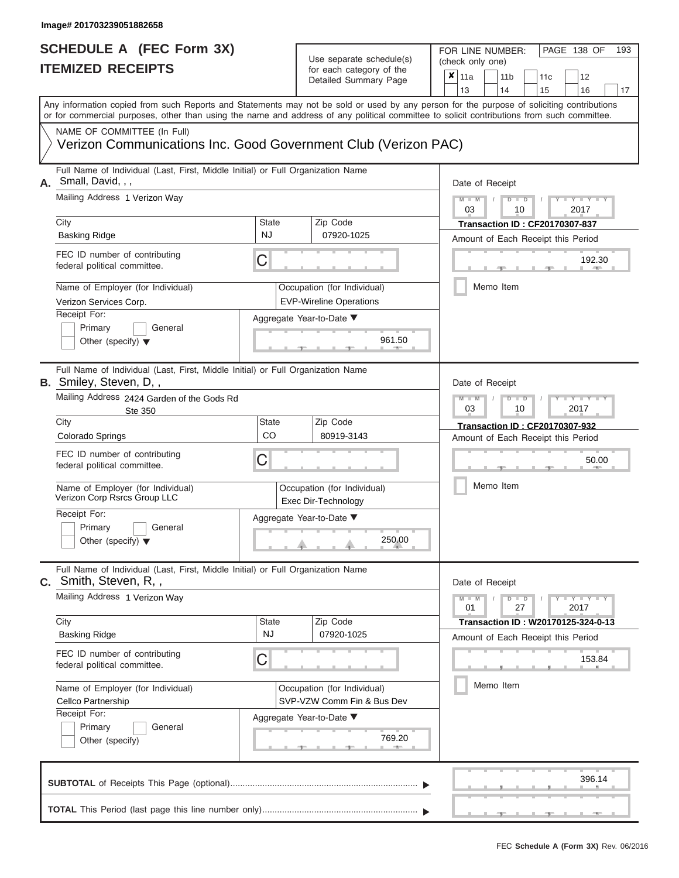Image# 201703239051882658

# SCHEDULE A (FEC Form 3X)
# ITEMIZED RECEIPTS

Use separate schedule(s) for each category of the Detailed Summary Page

FOR LINE NUMBER: (check only one)

- [x] 11a
- [ ] 11b
- [ ] 11c
- [ ] 12
- [ ] 13
- [ ] 14
- [ ] 15
- [ ] 16
- [ ] 17

PAGE 138 OF 193

Any information copied from such Reports and Statements may not be sold or used by any person for the purpose of soliciting contributions or for commercial purposes, other than using the name and address of any political committee to solicit contributions from such committee.

NAME OF COMMITTEE (In Full)
Verizon Communications Inc. Good Government Club (Verizon PAC)

---

**A.** Full Name of Individual (Last, First, Middle Initial) or Full Organization Name
Small, David, , ,

Mailing Address: 1 Verizon Way

City: Basking Ridge
State: NJ
Zip Code: 07920-1025

FEC ID number of contributing federal political committee: C

Name of Employer (for Individual): Verizon Services Corp.
Occupation (for Individual): EVP-Wireline Operations

Receipt For: Primary / General / Other (specify)

Aggregate Year-to-Date: 961.50

Date of Receipt: 03 / 10 / 2017
Transaction ID : CF20170307-837
Amount of Each Receipt this Period: 192.30
Memo Item

---

**B.** Full Name of Individual (Last, First, Middle Initial) or Full Organization Name
Smiley, Steven, D, ,

Mailing Address: 2424 Garden of the Gods Rd, Ste 350

City: Colorado Springs
State: CO
Zip Code: 80919-3143

FEC ID number of contributing federal political committee: C

Name of Employer (for Individual): Verizon Corp Rsrcs Group LLC
Occupation (for Individual): Exec Dir-Technology

Receipt For: Primary / General / Other (specify)

Aggregate Year-to-Date: 250.00

Date of Receipt: 03 / 10 / 2017
Transaction ID : CF20170307-932
Amount of Each Receipt this Period: 50.00
Memo Item

---

**C.** Full Name of Individual (Last, First, Middle Initial) or Full Organization Name
Smith, Steven, R, ,

Mailing Address: 1 Verizon Way

City: Basking Ridge
State: NJ
Zip Code: 07920-1025

FEC ID number of contributing federal political committee: C

Name of Employer (for Individual): Cellco Partnership
Occupation (for Individual): SVP-VZW Comm Fin & Bus Dev

Receipt For: Primary / General / Other (specify)

Aggregate Year-to-Date: 769.20

Date of Receipt: 01 / 27 / 2017
Transaction ID : W20170125-324-0-13
Amount of Each Receipt this Period: 153.84
Memo Item

---

**SUBTOTAL** of Receipts This Page (optional): 396.14

**TOTAL** This Period (last page this line number only):

FEC Schedule A (Form 3X) Rev. 06/2016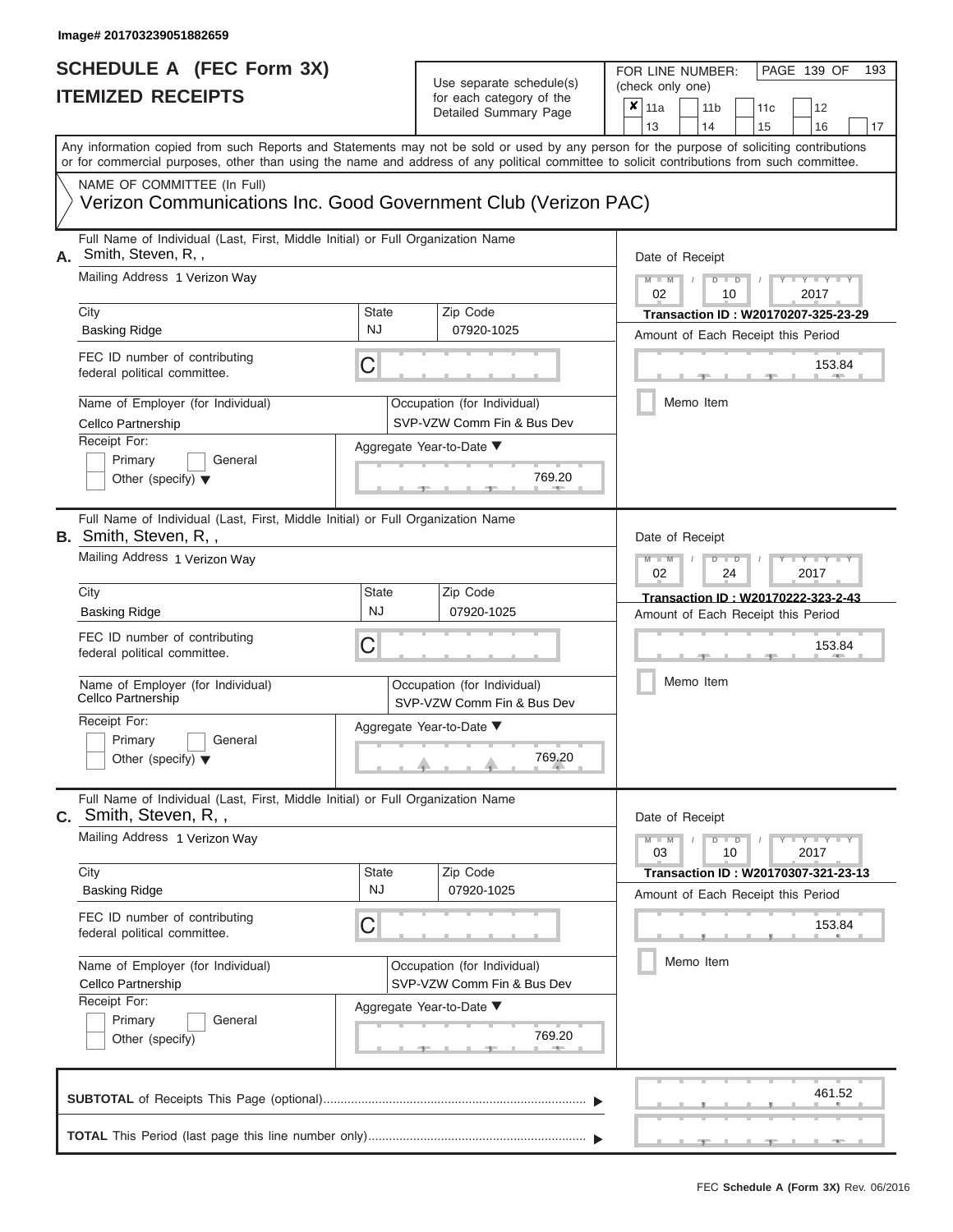Image# 201703239051882659

# SCHEDULE A (FEC Form 3X)
## ITEMIZED RECEIPTS

Use separate schedule(s) for each category of the Detailed Summary Page

FOR LINE NUMBER: (check only one)

- [x] 11a
- [ ] 11b
- [ ] 11c
- [ ] 12
- [ ] 13
- [ ] 14
- [ ] 15
- [ ] 16
- [ ] 17

PAGE 139 OF 193

Any information copied from such Reports and Statements may not be sold or used by any person for the purpose of soliciting contributions or for commercial purposes, other than using the name and address of any political committee to solicit contributions from such committee.

NAME OF COMMITTEE (In Full)
Verizon Communications Inc. Good Government Club (Verizon PAC)

---

**A.** Full Name of Individual (Last, First, Middle Initial) or Full Organization Name: Smith, Steven, R, ,

Mailing Address: 1 Verizon Way

City: Basking Ridge | State: NJ | Zip Code: 07920-1025

FEC ID number of contributing federal political committee: C

Name of Employer (for Individual): Cellco Partnership

Occupation (for Individual): SVP-VZW Comm Fin & Bus Dev

Receipt For: Primary / General / Other (specify)

Aggregate Year-to-Date: 769.20

Date of Receipt: 02 / 10 / 2017

Transaction ID : W20170207-325-23-29

Amount of Each Receipt this Period: 153.84

Memo Item

---

**B.** Full Name of Individual (Last, First, Middle Initial) or Full Organization Name: Smith, Steven, R, ,

Mailing Address: 1 Verizon Way

City: Basking Ridge | State: NJ | Zip Code: 07920-1025

FEC ID number of contributing federal political committee: C

Name of Employer (for Individual): Cellco Partnership

Occupation (for Individual): SVP-VZW Comm Fin & Bus Dev

Receipt For: Primary / General / Other (specify)

Aggregate Year-to-Date: 769.20

Date of Receipt: 02 / 24 / 2017

Transaction ID : W20170222-323-2-43

Amount of Each Receipt this Period: 153.84

Memo Item

---

**C.** Full Name of Individual (Last, First, Middle Initial) or Full Organization Name: Smith, Steven, R, ,

Mailing Address: 1 Verizon Way

City: Basking Ridge | State: NJ | Zip Code: 07920-1025

FEC ID number of contributing federal political committee: C

Name of Employer (for Individual): Cellco Partnership

Occupation (for Individual): SVP-VZW Comm Fin & Bus Dev

Receipt For: Primary / General / Other (specify)

Aggregate Year-to-Date: 769.20

Date of Receipt: 03 / 10 / 2017

Transaction ID : W20170307-321-23-13

Amount of Each Receipt this Period: 153.84

Memo Item

---

**SUBTOTAL** of Receipts This Page (optional): 461.52

**TOTAL** This Period (last page this line number only):

FEC Schedule A (Form 3X) Rev. 06/2016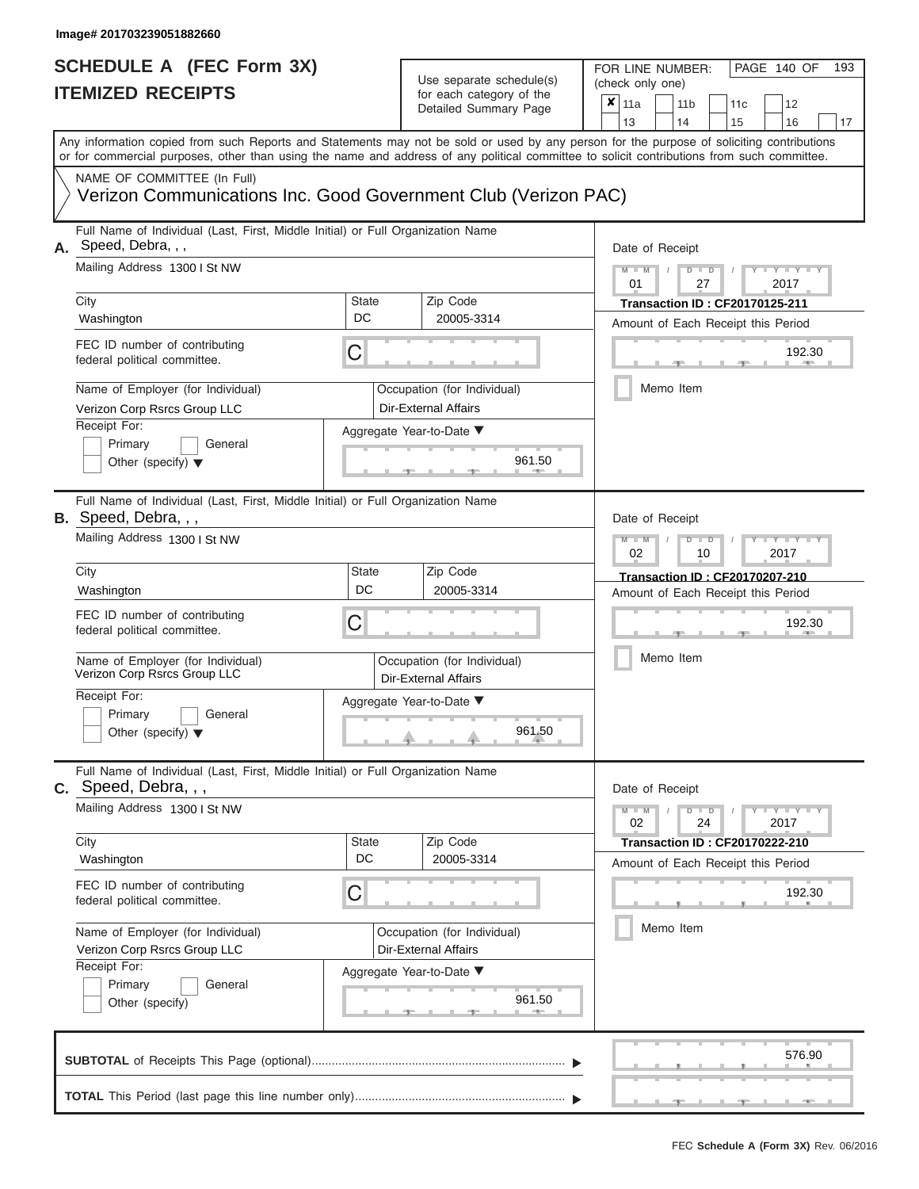Image# 201703239051882660

# SCHEDULE A (FEC Form 3X)
# ITEMIZED RECEIPTS

Use separate schedule(s) for each category of the Detailed Summary Page

FOR LINE NUMBER: (check only one)

- [x] 11a
- [ ] 11b
- [ ] 11c
- [ ] 12
- [ ] 13
- [ ] 14
- [ ] 15
- [ ] 16
- [ ] 17

PAGE 140 OF 193

Any information copied from such Reports and Statements may not be sold or used by any person for the purpose of soliciting contributions or for commercial purposes, other than using the name and address of any political committee to solicit contributions from such committee.

NAME OF COMMITTEE (In Full)

Verizon Communications Inc. Good Government Club (Verizon PAC)

---

**A.** Full Name of Individual (Last, First, Middle Initial) or Full Organization Name: Speed, Debra, , ,

Mailing Address: 1300 I St NW

City: Washington | State: DC | Zip Code: 20005-3314

FEC ID number of contributing federal political committee: C

Name of Employer (for Individual): Verizon Corp Rsrcs Group LLC

Occupation (for Individual): Dir-External Affairs

Receipt For: Primary / General / Other (specify)

Aggregate Year-to-Date: 961.50

Date of Receipt: 01 / 27 / 2017

Transaction ID : CF20170125-211

Amount of Each Receipt this Period: 192.30

Memo Item

---

**B.** Full Name of Individual (Last, First, Middle Initial) or Full Organization Name: Speed, Debra, , ,

Mailing Address: 1300 I St NW

City: Washington | State: DC | Zip Code: 20005-3314

FEC ID number of contributing federal political committee: C

Name of Employer (for Individual): Verizon Corp Rsrcs Group LLC

Occupation (for Individual): Dir-External Affairs

Receipt For: Primary / General / Other (specify)

Aggregate Year-to-Date: 961.50

Date of Receipt: 02 / 10 / 2017

Transaction ID : CF20170207-210

Amount of Each Receipt this Period: 192.30

Memo Item

---

**C.** Full Name of Individual (Last, First, Middle Initial) or Full Organization Name: Speed, Debra, , ,

Mailing Address: 1300 I St NW

City: Washington | State: DC | Zip Code: 20005-3314

FEC ID number of contributing federal political committee: C

Name of Employer (for Individual): Verizon Corp Rsrcs Group LLC

Occupation (for Individual): Dir-External Affairs

Receipt For: Primary / General / Other (specify)

Aggregate Year-to-Date: 961.50

Date of Receipt: 02 / 24 / 2017

Transaction ID : CF20170222-210

Amount of Each Receipt this Period: 192.30

Memo Item

---

**SUBTOTAL** of Receipts This Page (optional): 576.90

**TOTAL** This Period (last page this line number only):

FEC Schedule A (Form 3X) Rev. 06/2016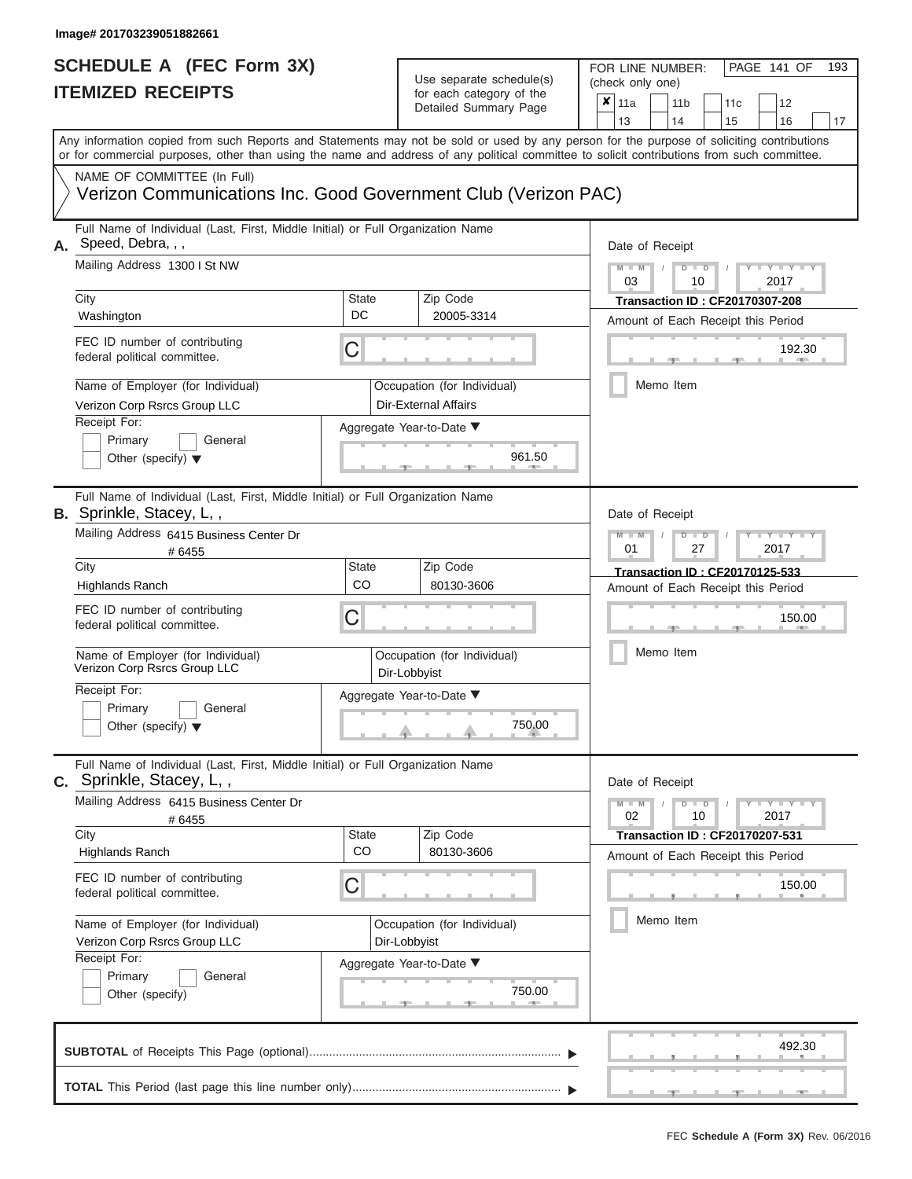Image# 201703239051882661

# SCHEDULE A (FEC Form 3X)
## ITEMIZED RECEIPTS

Use separate schedule(s) for each category of the Detailed Summary Page

FOR LINE NUMBER: (check only one)

- [x] 11a
- [ ] 11b
- [ ] 11c
- [ ] 12
- [ ] 13
- [ ] 14
- [ ] 15
- [ ] 16
- [ ] 17

Any information copied from such Reports and Statements may not be sold or used by any person for the purpose of soliciting contributions or for commercial purposes, other than using the name and address of any political committee to solicit contributions from such committee.

NAME OF COMMITTEE (In Full)

Verizon Communications Inc. Good Government Club (Verizon PAC)

---

**A.** Full Name of Individual (Last, First, Middle Initial) or Full Organization Name: Speed, Debra, , ,

Mailing Address: 1300 I St NW

City: Washington | State: DC | Zip Code: 20005-3314

FEC ID number of contributing federal political committee: C

Name of Employer (for Individual): Verizon Corp Rsrcs Group LLC

Occupation (for Individual): Dir-External Affairs

Receipt For: Primary / General / Other (specify)

Aggregate Year-to-Date: 961.50

Date of Receipt: 03 / 10 / 2017

Transaction ID : CF20170307-208

Amount of Each Receipt this Period: 192.30

Memo Item

---

**B.** Full Name of Individual (Last, First, Middle Initial) or Full Organization Name: Sprinkle, Stacey, L, ,

Mailing Address: 6415 Business Center Dr # 6455

City: Highlands Ranch | State: CO | Zip Code: 80130-3606

FEC ID number of contributing federal political committee: C

Name of Employer (for Individual): Verizon Corp Rsrcs Group LLC

Occupation (for Individual): Dir-Lobbyist

Receipt For: Primary / General / Other (specify)

Aggregate Year-to-Date: 750.00

Date of Receipt: 01 / 27 / 2017

Transaction ID : CF20170125-533

Amount of Each Receipt this Period: 150.00

Memo Item

---

**C.** Full Name of Individual (Last, First, Middle Initial) or Full Organization Name: Sprinkle, Stacey, L, ,

Mailing Address: 6415 Business Center Dr # 6455

City: Highlands Ranch | State: CO | Zip Code: 80130-3606

FEC ID number of contributing federal political committee: C

Name of Employer (for Individual): Verizon Corp Rsrcs Group LLC

Occupation (for Individual): Dir-Lobbyist

Receipt For: Primary / General / Other (specify)

Aggregate Year-to-Date: 750.00

Date of Receipt: 02 / 10 / 2017

Transaction ID : CF20170207-531

Amount of Each Receipt this Period: 150.00

Memo Item

---

**SUBTOTAL** of Receipts This Page (optional): 492.30

**TOTAL** This Period (last page this line number only):

FEC **Schedule A (Form 3X)** Rev. 06/2016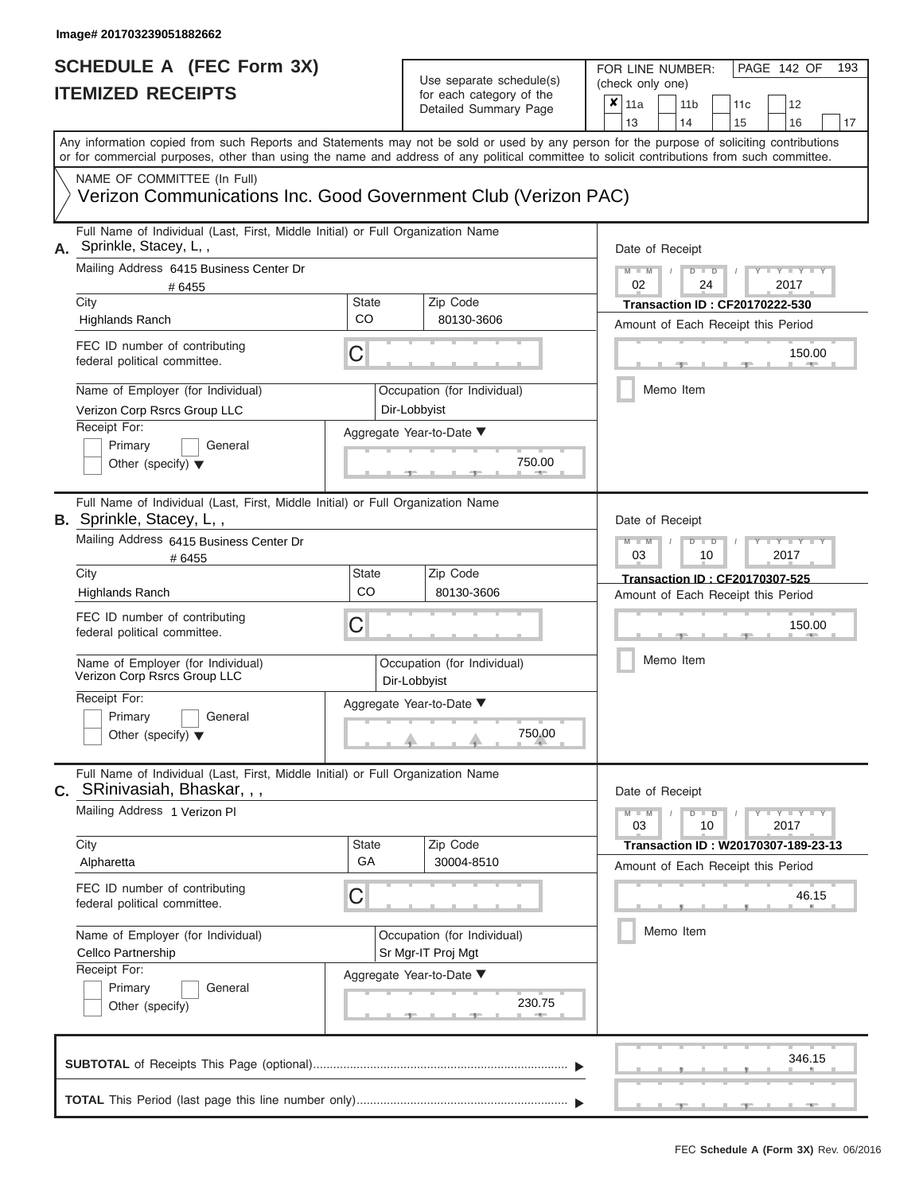Image# 201703239051882662

# SCHEDULE A (FEC Form 3X)
## ITEMIZED RECEIPTS

Use separate schedule(s) for each category of the Detailed Summary Page

FOR LINE NUMBER: (check only one)

- [x] 11a
- [ ] 11b
- [ ] 11c
- [ ] 12
- [ ] 13
- [ ] 14
- [ ] 15
- [ ] 16
- [ ] 17

Any information copied from such Reports and Statements may not be sold or used by any person for the purpose of soliciting contributions or for commercial purposes, other than using the name and address of any political committee to solicit contributions from such committee.

NAME OF COMMITTEE (In Full)

Verizon Communications Inc. Good Government Club (Verizon PAC)

---

**A.** Full Name of Individual (Last, First, Middle Initial) or Full Organization Name: Sprinkle, Stacey, L, ,

Mailing Address: 6415 Business Center Dr # 6455

City: Highlands Ranch | State: CO | Zip Code: 80130-3606

FEC ID number of contributing federal political committee: C

Name of Employer (for Individual): Verizon Corp Rsrcs Group LLC

Occupation (for Individual): Dir-Lobbyist

Receipt For: Primary / General / Other (specify)

Aggregate Year-to-Date: 750.00

Date of Receipt: 02 / 24 / 2017

Transaction ID : CF20170222-530

Amount of Each Receipt this Period: 150.00

Memo Item

---

**B.** Full Name of Individual (Last, First, Middle Initial) or Full Organization Name: Sprinkle, Stacey, L, ,

Mailing Address: 6415 Business Center Dr # 6455

City: Highlands Ranch | State: CO | Zip Code: 80130-3606

FEC ID number of contributing federal political committee: C

Name of Employer (for Individual): Verizon Corp Rsrcs Group LLC

Occupation (for Individual): Dir-Lobbyist

Receipt For: Primary / General / Other (specify)

Aggregate Year-to-Date: 750.00

Date of Receipt: 03 / 10 / 2017

Transaction ID : CF20170307-525

Amount of Each Receipt this Period: 150.00

Memo Item

---

**C.** Full Name of Individual (Last, First, Middle Initial) or Full Organization Name: SRinivasiah, Bhaskar, , ,

Mailing Address: 1 Verizon Pl

City: Alpharetta | State: GA | Zip Code: 30004-8510

FEC ID number of contributing federal political committee: C

Name of Employer (for Individual): Cellco Partnership

Occupation (for Individual): Sr Mgr-IT Proj Mgt

Receipt For: Primary / General / Other (specify)

Aggregate Year-to-Date: 230.75

Date of Receipt: 03 / 10 / 2017

Transaction ID : W20170307-189-23-13

Amount of Each Receipt this Period: 46.15

Memo Item

---

**SUBTOTAL** of Receipts This Page (optional): 346.15

**TOTAL** This Period (last page this line number only):

FEC Schedule A (Form 3X) Rev. 06/2016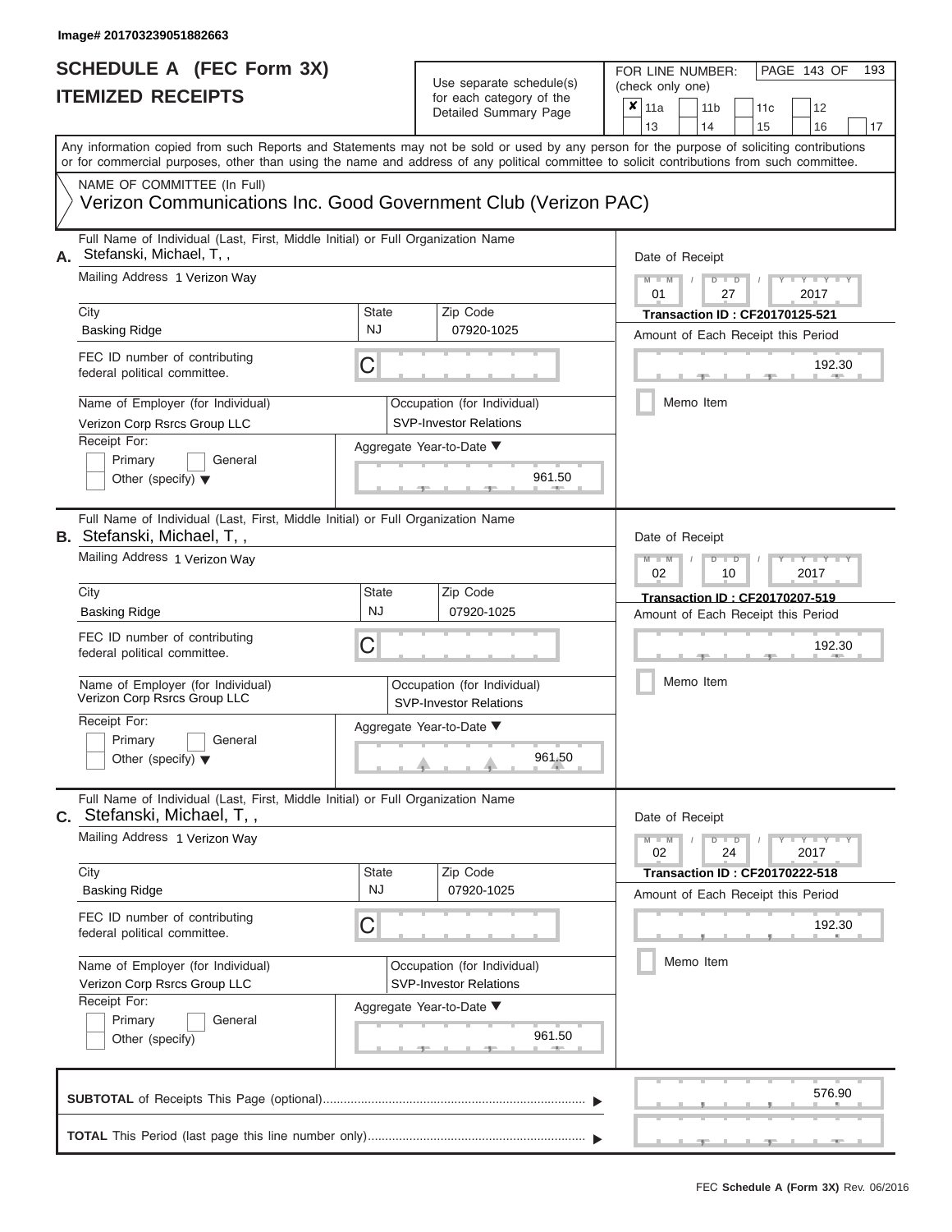Image# 201703239051882663

# SCHEDULE A (FEC Form 3X)
# ITEMIZED RECEIPTS

Use separate schedule(s) for each category of the Detailed Summary Page

FOR LINE NUMBER: (check only one)

- [x] 11a
- [ ] 11b
- [ ] 11c
- [ ] 12
- [ ] 13
- [ ] 14
- [ ] 15
- [ ] 16
- [ ] 17

PAGE 143 OF 193

Any information copied from such Reports and Statements may not be sold or used by any person for the purpose of soliciting contributions or for commercial purposes, other than using the name and address of any political committee to solicit contributions from such committee.

NAME OF COMMITTEE (In Full)
Verizon Communications Inc. Good Government Club (Verizon PAC)

---

**A.** Full Name of Individual (Last, First, Middle Initial) or Full Organization Name: Stefanski, Michael, T, ,

Mailing Address: 1 Verizon Way

City: Basking Ridge | State: NJ | Zip Code: 07920-1025

FEC ID number of contributing federal political committee: C

Name of Employer (for Individual): Verizon Corp Rsrcs Group LLC

Occupation (for Individual): SVP-Investor Relations

Receipt For: Primary / General / Other (specify)

Aggregate Year-to-Date: 961.50

Date of Receipt: 01 / 27 / 2017

Transaction ID : CF20170125-521

Amount of Each Receipt this Period: 192.30

Memo Item

---

**B.** Full Name of Individual (Last, First, Middle Initial) or Full Organization Name: Stefanski, Michael, T, ,

Mailing Address: 1 Verizon Way

City: Basking Ridge | State: NJ | Zip Code: 07920-1025

FEC ID number of contributing federal political committee: C

Name of Employer (for Individual): Verizon Corp Rsrcs Group LLC

Occupation (for Individual): SVP-Investor Relations

Receipt For: Primary / General / Other (specify)

Aggregate Year-to-Date: 961.50

Date of Receipt: 02 / 10 / 2017

Transaction ID : CF20170207-519

Amount of Each Receipt this Period: 192.30

Memo Item

---

**C.** Full Name of Individual (Last, First, Middle Initial) or Full Organization Name: Stefanski, Michael, T, ,

Mailing Address: 1 Verizon Way

City: Basking Ridge | State: NJ | Zip Code: 07920-1025

FEC ID number of contributing federal political committee: C

Name of Employer (for Individual): Verizon Corp Rsrcs Group LLC

Occupation (for Individual): SVP-Investor Relations

Receipt For: Primary / General / Other (specify)

Aggregate Year-to-Date: 961.50

Date of Receipt: 02 / 24 / 2017

Transaction ID : CF20170222-518

Amount of Each Receipt this Period: 192.30

Memo Item

---

**SUBTOTAL** of Receipts This Page (optional): 576.90

**TOTAL** This Period (last page this line number only):

FEC Schedule A (Form 3X) Rev. 06/2016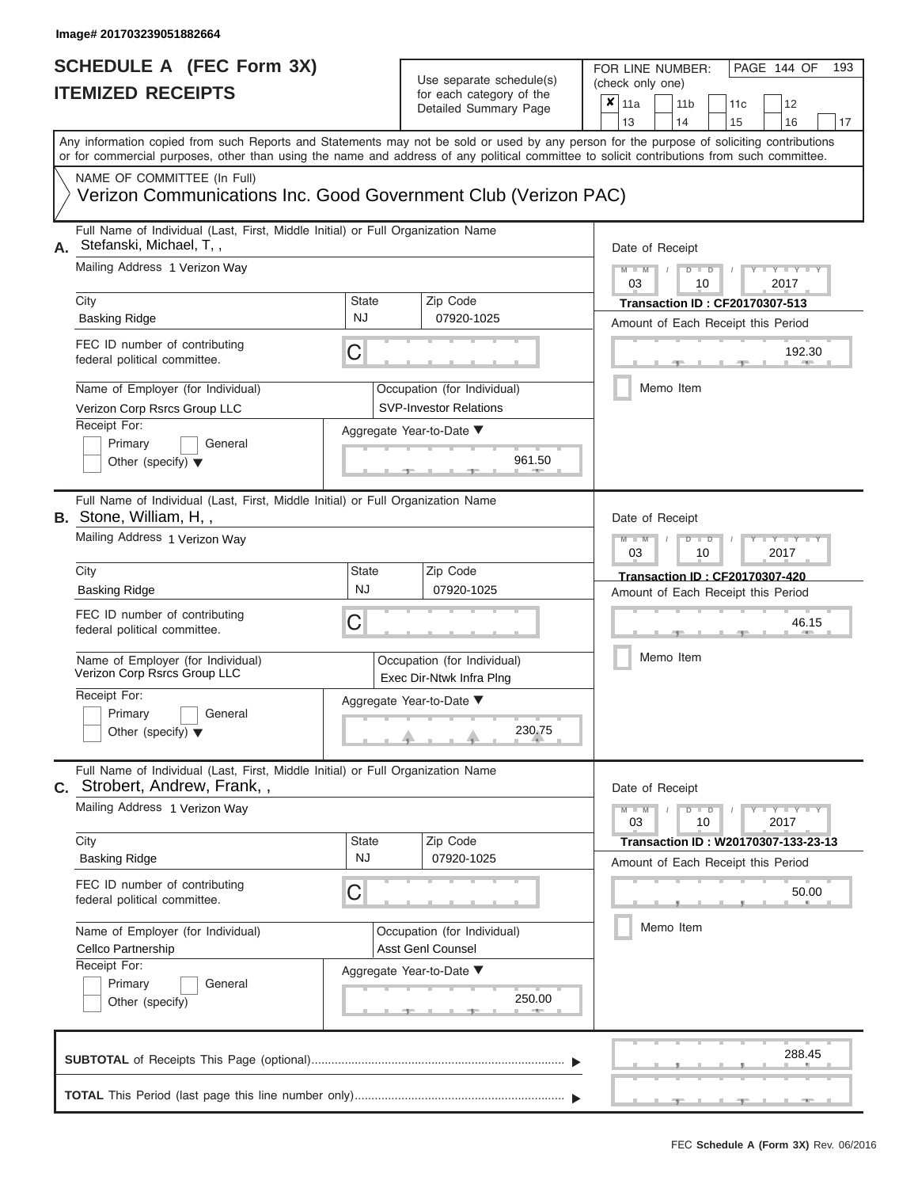Image# 201703239051882664

# SCHEDULE A (FEC Form 3X)
# ITEMIZED RECEIPTS

Use separate schedule(s) for each category of the Detailed Summary Page

FOR LINE NUMBER: (check only one)

✘ 11a | 11b | 11c | 12 | 13 | 14 | 15 | 16 | 17

PAGE 144 OF 193

Any information copied from such Reports and Statements may not be sold or used by any person for the purpose of soliciting contributions or for commercial purposes, other than using the name and address of any political committee to solicit contributions from such committee.

NAME OF COMMITTEE (In Full)
Verizon Communications Inc. Good Government Club (Verizon PAC)

---

**A.** Full Name of Individual (Last, First, Middle Initial) or Full Organization Name: Stefanski, Michael, T, ,

Mailing Address: 1 Verizon Way

City: Basking Ridge | State: NJ | Zip Code: 07920-1025

FEC ID number of contributing federal political committee: C

Name of Employer (for Individual): Verizon Corp Rsrcs Group LLC

Occupation (for Individual): SVP-Investor Relations

Receipt For: Primary / General / Other (specify)

Aggregate Year-to-Date: 961.50

Date of Receipt: 03 / 10 / 2017

Transaction ID : CF20170307-513

Amount of Each Receipt this Period: 192.30

Memo Item

---

**B.** Full Name of Individual (Last, First, Middle Initial) or Full Organization Name: Stone, William, H, ,

Mailing Address: 1 Verizon Way

City: Basking Ridge | State: NJ | Zip Code: 07920-1025

FEC ID number of contributing federal political committee: C

Name of Employer (for Individual): Verizon Corp Rsrcs Group LLC

Occupation (for Individual): Exec Dir-Ntwk Infra Plng

Receipt For: Primary / General / Other (specify)

Aggregate Year-to-Date: 230.75

Date of Receipt: 03 / 10 / 2017

Transaction ID : CF20170307-420

Amount of Each Receipt this Period: 46.15

Memo Item

---

**C.** Full Name of Individual (Last, First, Middle Initial) or Full Organization Name: Strobert, Andrew, Frank, ,

Mailing Address: 1 Verizon Way

City: Basking Ridge | State: NJ | Zip Code: 07920-1025

FEC ID number of contributing federal political committee: C

Name of Employer (for Individual): Cellco Partnership

Occupation (for Individual): Asst Genl Counsel

Receipt For: Primary / General / Other (specify)

Aggregate Year-to-Date: 250.00

Date of Receipt: 03 / 10 / 2017

Transaction ID : W20170307-133-23-13

Amount of Each Receipt this Period: 50.00

Memo Item

---

**SUBTOTAL** of Receipts This Page (optional): 288.45

**TOTAL** This Period (last page this line number only):

FEC Schedule A (Form 3X) Rev. 06/2016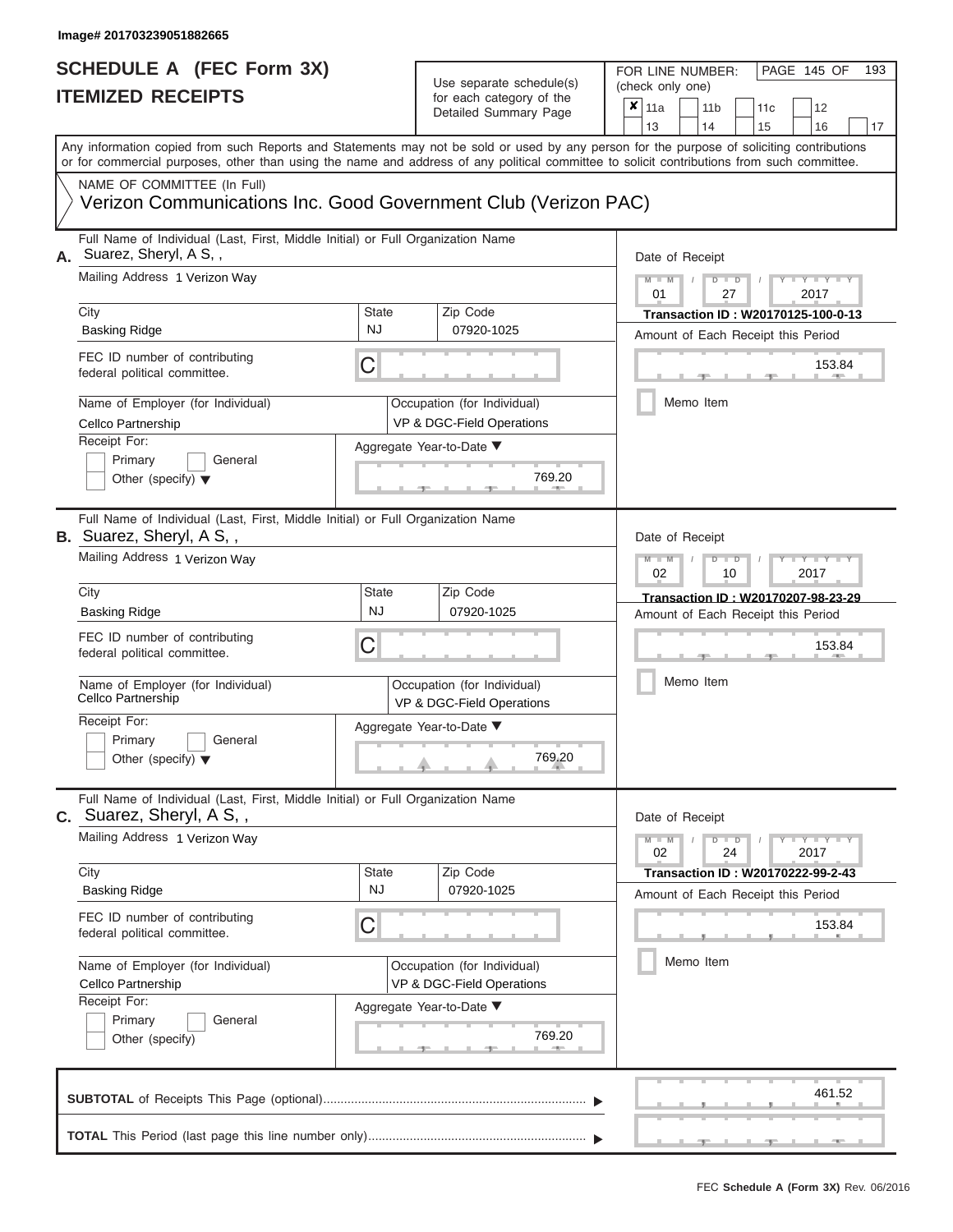Image# 201703239051882665

# SCHEDULE A (FEC Form 3X)
# ITEMIZED RECEIPTS

Use separate schedule(s) for each category of the Detailed Summary Page

FOR LINE NUMBER: (check only one)

✘ 11a | 11b | 11c | 12 | 13 | 14 | 15 | 16 | 17

PAGE 145 OF 193

Any information copied from such Reports and Statements may not be sold or used by any person for the purpose of soliciting contributions or for commercial purposes, other than using the name and address of any political committee to solicit contributions from such committee.

NAME OF COMMITTEE (In Full)
Verizon Communications Inc. Good Government Club (Verizon PAC)

---

**A.** Full Name of Individual (Last, First, Middle Initial) or Full Organization Name: Suarez, Sheryl, A S, ,

Mailing Address: 1 Verizon Way

City: Basking Ridge | State: NJ | Zip Code: 07920-1025

FEC ID number of contributing federal political committee: C

Name of Employer (for Individual): Cellco Partnership

Occupation (for Individual): VP & DGC-Field Operations

Receipt For: Primary / General / Other (specify)

Aggregate Year-to-Date: 769.20

Date of Receipt: 01 / 27 / 2017

Transaction ID : W20170125-100-0-13

Amount of Each Receipt this Period: 153.84

Memo Item

---

**B.** Full Name of Individual (Last, First, Middle Initial) or Full Organization Name: Suarez, Sheryl, A S, ,

Mailing Address: 1 Verizon Way

City: Basking Ridge | State: NJ | Zip Code: 07920-1025

FEC ID number of contributing federal political committee: C

Name of Employer (for Individual): Cellco Partnership

Occupation (for Individual): VP & DGC-Field Operations

Receipt For: Primary / General / Other (specify)

Aggregate Year-to-Date: 769.20

Date of Receipt: 02 / 10 / 2017

Transaction ID : W20170207-98-23-29

Amount of Each Receipt this Period: 153.84

Memo Item

---

**C.** Full Name of Individual (Last, First, Middle Initial) or Full Organization Name: Suarez, Sheryl, A S, ,

Mailing Address: 1 Verizon Way

City: Basking Ridge | State: NJ | Zip Code: 07920-1025

FEC ID number of contributing federal political committee: C

Name of Employer (for Individual): Cellco Partnership

Occupation (for Individual): VP & DGC-Field Operations

Receipt For: Primary / General / Other (specify)

Aggregate Year-to-Date: 769.20

Date of Receipt: 02 / 24 / 2017

Transaction ID : W20170222-99-2-43

Amount of Each Receipt this Period: 153.84

Memo Item

---

**SUBTOTAL** of Receipts This Page (optional): 461.52

**TOTAL** This Period (last page this line number only):

FEC Schedule A (Form 3X) Rev. 06/2016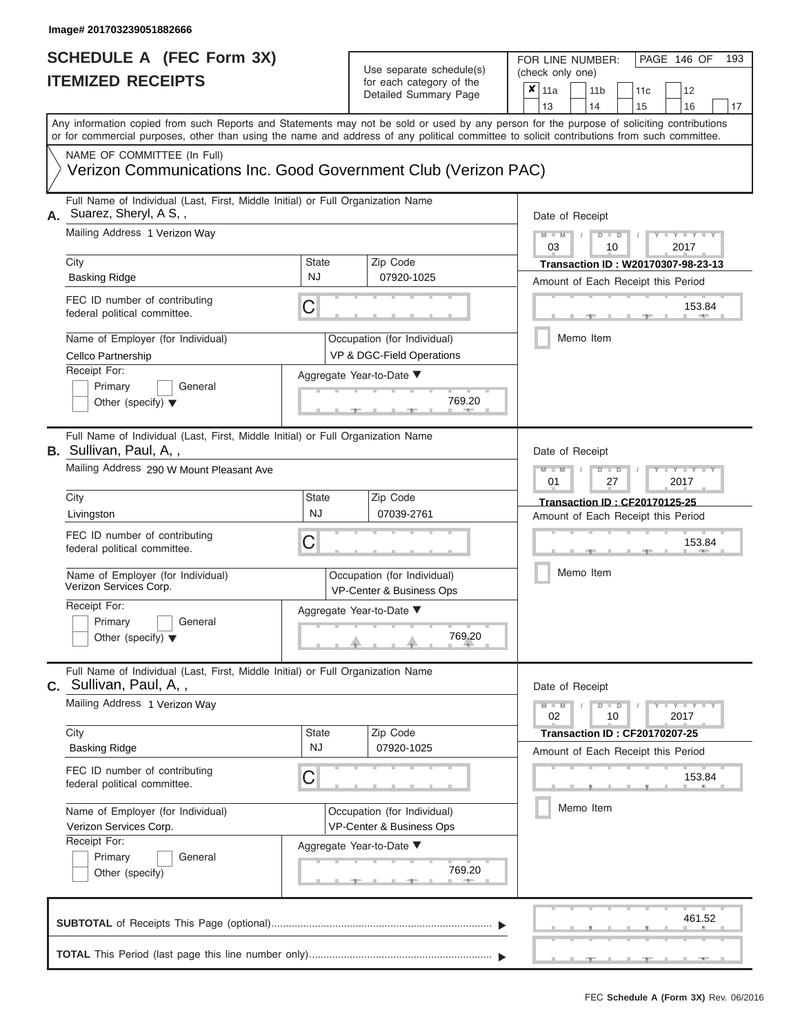Image# 201703239051882666

# SCHEDULE A (FEC Form 3X)
## ITEMIZED RECEIPTS

Use separate schedule(s) for each category of the Detailed Summary Page

FOR LINE NUMBER: (check only one)

- [x] 11a
- [ ] 11b
- [ ] 11c
- [ ] 12
- [ ] 13
- [ ] 14
- [ ] 15
- [ ] 16
- [ ] 17

PAGE 146 OF 193

Any information copied from such Reports and Statements may not be sold or used by any person for the purpose of soliciting contributions or for commercial purposes, other than using the name and address of any political committee to solicit contributions from such committee.

NAME OF COMMITTEE (In Full)

Verizon Communications Inc. Good Government Club (Verizon PAC)

---

**A.** Full Name of Individual (Last, First, Middle Initial) or Full Organization Name: Suarez, Sheryl, A S, ,

Mailing Address: 1 Verizon Way

City: Basking Ridge | State: NJ | Zip Code: 07920-1025

FEC ID number of contributing federal political committee: C

Name of Employer (for Individual): Cellco Partnership

Occupation (for Individual): VP & DGC-Field Operations

Receipt For: Primary / General / Other (specify)

Aggregate Year-to-Date: 769.20

Date of Receipt: 03 / 10 / 2017

Transaction ID : W20170307-98-23-13

Amount of Each Receipt this Period: 153.84

Memo Item

---

**B.** Full Name of Individual (Last, First, Middle Initial) or Full Organization Name: Sullivan, Paul, A, ,

Mailing Address: 290 W Mount Pleasant Ave

City: Livingston | State: NJ | Zip Code: 07039-2761

FEC ID number of contributing federal political committee: C

Name of Employer (for Individual): Verizon Services Corp.

Occupation (for Individual): VP-Center & Business Ops

Receipt For: Primary / General / Other (specify)

Aggregate Year-to-Date: 769.20

Date of Receipt: 01 / 27 / 2017

Transaction ID : CF20170125-25

Amount of Each Receipt this Period: 153.84

Memo Item

---

**C.** Full Name of Individual (Last, First, Middle Initial) or Full Organization Name: Sullivan, Paul, A, ,

Mailing Address: 1 Verizon Way

City: Basking Ridge | State: NJ | Zip Code: 07920-1025

FEC ID number of contributing federal political committee: C

Name of Employer (for Individual): Verizon Services Corp.

Occupation (for Individual): VP-Center & Business Ops

Receipt For: Primary / General / Other (specify)

Aggregate Year-to-Date: 769.20

Date of Receipt: 02 / 10 / 2017

Transaction ID : CF20170207-25

Amount of Each Receipt this Period: 153.84

Memo Item

---

**SUBTOTAL** of Receipts This Page (optional): 461.52

**TOTAL** This Period (last page this line number only):

FEC Schedule A (Form 3X) Rev. 06/2016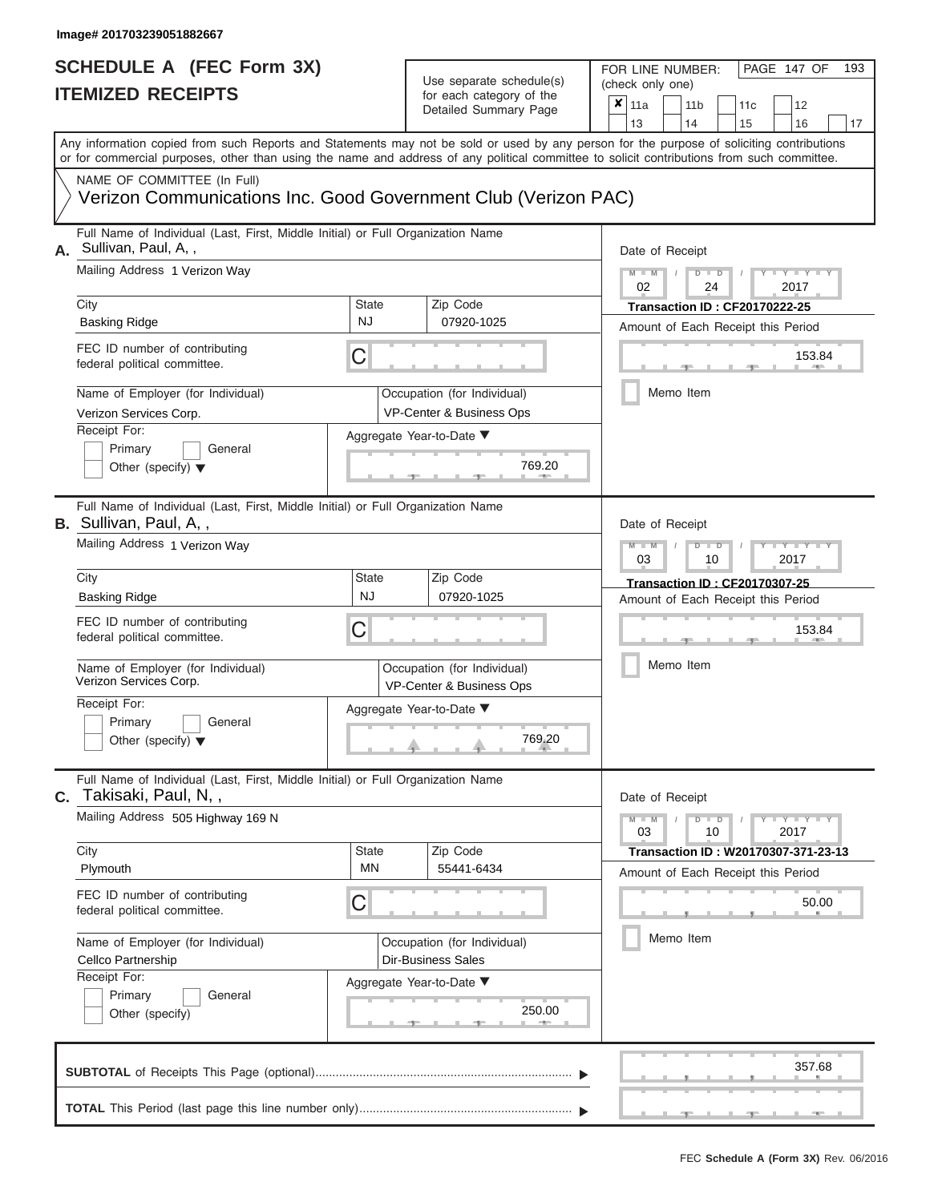Image# 201703239051882667

# SCHEDULE A (FEC Form 3X)
# ITEMIZED RECEIPTS

Use separate schedule(s) for each category of the Detailed Summary Page

FOR LINE NUMBER: (check only one)

| | | | |
|---|---|---|---|
| ✘ 11a | 11b | 11c | 12 |
| 13 | 14 | 15 | 16 | 17 |

PAGE 147 OF 193

Any information copied from such Reports and Statements may not be sold or used by any person for the purpose of soliciting contributions or for commercial purposes, other than using the name and address of any political committee to solicit contributions from such committee.

NAME OF COMMITTEE (In Full)

Verizon Communications Inc. Good Government Club (Verizon PAC)

---

**A.** Full Name of Individual (Last, First, Middle Initial) or Full Organization Name: Sullivan, Paul, A, ,

Mailing Address: 1 Verizon Way

City: Basking Ridge | State: NJ | Zip Code: 07920-1025

FEC ID number of contributing federal political committee: C

Name of Employer (for Individual): Verizon Services Corp.

Occupation (for Individual): VP-Center & Business Ops

Receipt For: Primary / General / Other (specify)

Aggregate Year-to-Date: 769.20

Date of Receipt: 02 / 24 / 2017

Transaction ID : CF20170222-25

Amount of Each Receipt this Period: 153.84

Memo Item

---

**B.** Full Name of Individual (Last, First, Middle Initial) or Full Organization Name: Sullivan, Paul, A, ,

Mailing Address: 1 Verizon Way

City: Basking Ridge | State: NJ | Zip Code: 07920-1025

FEC ID number of contributing federal political committee: C

Name of Employer (for Individual): Verizon Services Corp.

Occupation (for Individual): VP-Center & Business Ops

Receipt For: Primary / General / Other (specify)

Aggregate Year-to-Date: 769.20

Date of Receipt: 03 / 10 / 2017

Transaction ID : CF20170307-25

Amount of Each Receipt this Period: 153.84

Memo Item

---

**C.** Full Name of Individual (Last, First, Middle Initial) or Full Organization Name: Takisaki, Paul, N, ,

Mailing Address: 505 Highway 169 N

City: Plymouth | State: MN | Zip Code: 55441-6434

FEC ID number of contributing federal political committee: C

Name of Employer (for Individual): Cellco Partnership

Occupation (for Individual): Dir-Business Sales

Receipt For: Primary / General / Other (specify)

Aggregate Year-to-Date: 250.00

Date of Receipt: 03 / 10 / 2017

Transaction ID : W20170307-371-23-13

Amount of Each Receipt this Period: 50.00

Memo Item

---

**SUBTOTAL** of Receipts This Page (optional): 357.68

**TOTAL** This Period (last page this line number only):

FEC Schedule A (Form 3X) Rev. 06/2016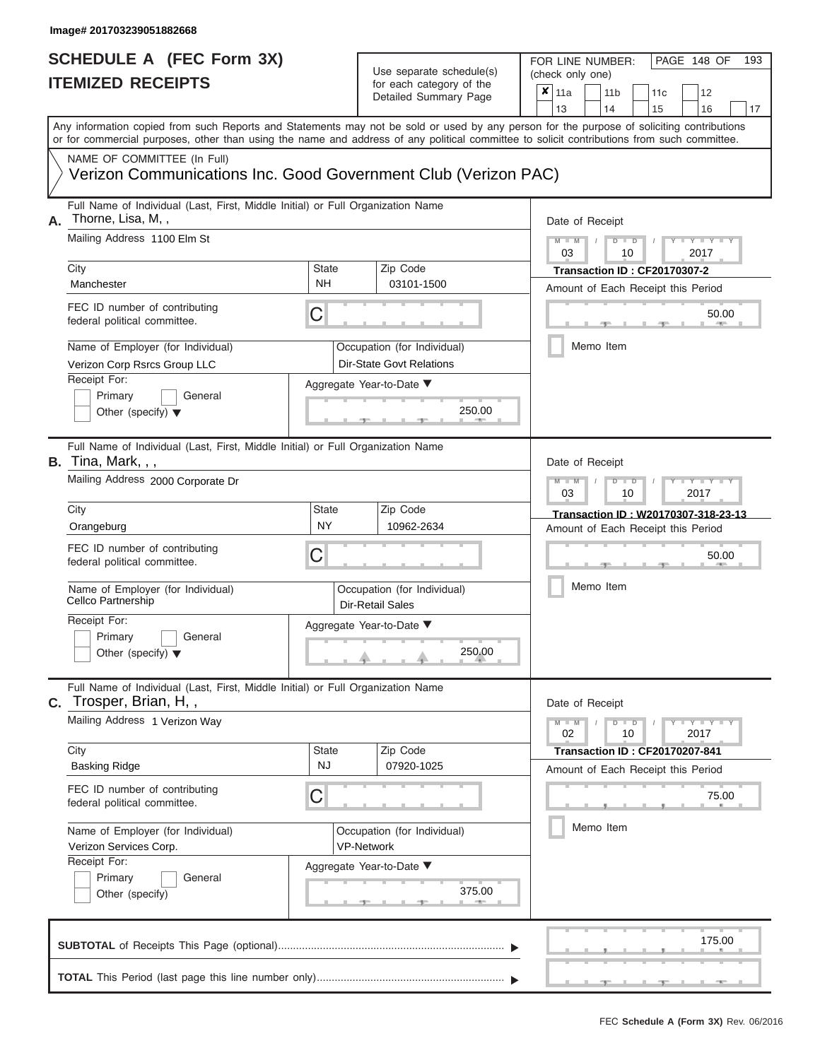Image# 201703239051882668

# SCHEDULE A (FEC Form 3X)
## ITEMIZED RECEIPTS

Use separate schedule(s) for each category of the Detailed Summary Page

FOR LINE NUMBER: (check only one)

☒ 11a ☐ 11b ☐ 11c ☐ 12 ☐ 13 ☐ 14 ☐ 15 ☐ 16 ☐ 17

PAGE 148 OF 193

Any information copied from such Reports and Statements may not be sold or used by any person for the purpose of soliciting contributions or for commercial purposes, other than using the name and address of any political committee to solicit contributions from such committee.

NAME OF COMMITTEE (In Full)

Verizon Communications Inc. Good Government Club (Verizon PAC)

---

**A.** Full Name of Individual (Last, First, Middle Initial) or Full Organization Name: Thorne, Lisa, M, ,

Mailing Address: 1100 Elm St

City: Manchester | State: NH | Zip Code: 03101-1500

FEC ID number of contributing federal political committee: C

Name of Employer (for Individual): Verizon Corp Rsrcs Group LLC

Occupation (for Individual): Dir-State Govt Relations

Receipt For: ☐ Primary ☐ General ☐ Other (specify)

Aggregate Year-to-Date: 250.00

Date of Receipt: 03 / 10 / 2017

Transaction ID : CF20170307-2

Amount of Each Receipt this Period: 50.00

☐ Memo Item

---

**B.** Full Name of Individual (Last, First, Middle Initial) or Full Organization Name: Tina, Mark, , ,

Mailing Address: 2000 Corporate Dr

City: Orangeburg | State: NY | Zip Code: 10962-2634

FEC ID number of contributing federal political committee: C

Name of Employer (for Individual): Cellco Partnership

Occupation (for Individual): Dir-Retail Sales

Receipt For: ☐ Primary ☐ General ☐ Other (specify)

Aggregate Year-to-Date: 250.00

Date of Receipt: 03 / 10 / 2017

Transaction ID : W20170307-318-23-13

Amount of Each Receipt this Period: 50.00

☐ Memo Item

---

**C.** Full Name of Individual (Last, First, Middle Initial) or Full Organization Name: Trosper, Brian, H, ,

Mailing Address: 1 Verizon Way

City: Basking Ridge | State: NJ | Zip Code: 07920-1025

FEC ID number of contributing federal political committee: C

Name of Employer (for Individual): Verizon Services Corp.

Occupation (for Individual): VP-Network

Receipt For: ☐ Primary ☐ General ☐ Other (specify)

Aggregate Year-to-Date: 375.00

Date of Receipt: 02 / 10 / 2017

Transaction ID : CF20170207-841

Amount of Each Receipt this Period: 75.00

☐ Memo Item

---

**SUBTOTAL** of Receipts This Page (optional): 175.00

**TOTAL** This Period (last page this line number only):

FEC Schedule A (Form 3X) Rev. 06/2016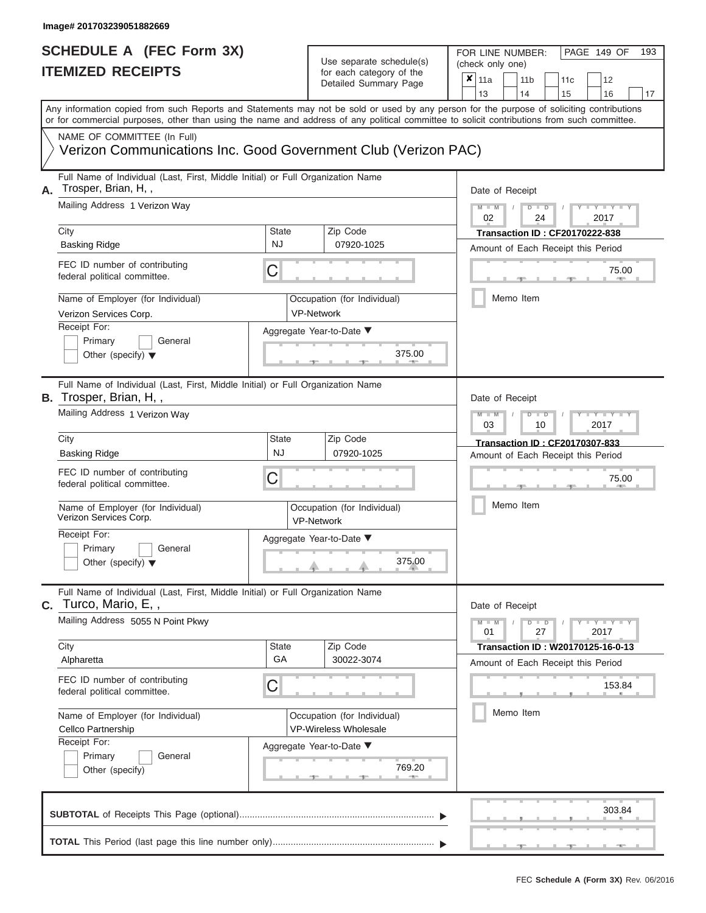Image# 201703239051882669

# SCHEDULE A (FEC Form 3X)
# ITEMIZED RECEIPTS

Use separate schedule(s) for each category of the Detailed Summary Page

FOR LINE NUMBER: (check only one)

✘ 11a | 11b | 11c | 12 | 13 | 14 | 15 | 16 | 17

Any information copied from such Reports and Statements may not be sold or used by any person for the purpose of soliciting contributions or for commercial purposes, other than using the name and address of any political committee to solicit contributions from such committee.

NAME OF COMMITTEE (In Full)

Verizon Communications Inc. Good Government Club (Verizon PAC)

---

**A.** Full Name of Individual (Last, First, Middle Initial) or Full Organization Name: Trosper, Brian, H, ,

Mailing Address: 1 Verizon Way

City: Basking Ridge | State: NJ | Zip Code: 07920-1025

FEC ID number of contributing federal political committee: C

Name of Employer (for Individual): Verizon Services Corp.

Occupation (for Individual): VP-Network

Receipt For: Primary / General / Other (specify)

Aggregate Year-to-Date: 375.00

Date of Receipt: 02 / 24 / 2017

Transaction ID : CF20170222-838

Amount of Each Receipt this Period: 75.00

Memo Item

---

**B.** Full Name of Individual (Last, First, Middle Initial) or Full Organization Name: Trosper, Brian, H, ,

Mailing Address: 1 Verizon Way

City: Basking Ridge | State: NJ | Zip Code: 07920-1025

FEC ID number of contributing federal political committee: C

Name of Employer (for Individual): Verizon Services Corp.

Occupation (for Individual): VP-Network

Receipt For: Primary / General / Other (specify)

Aggregate Year-to-Date: 375.00

Date of Receipt: 03 / 10 / 2017

Transaction ID : CF20170307-833

Amount of Each Receipt this Period: 75.00

Memo Item

---

**C.** Full Name of Individual (Last, First, Middle Initial) or Full Organization Name: Turco, Mario, E, ,

Mailing Address: 5055 N Point Pkwy

City: Alpharetta | State: GA | Zip Code: 30022-3074

FEC ID number of contributing federal political committee: C

Name of Employer (for Individual): Cellco Partnership

Occupation (for Individual): VP-Wireless Wholesale

Receipt For: Primary / General / Other (specify)

Aggregate Year-to-Date: 769.20

Date of Receipt: 01 / 27 / 2017

Transaction ID : W20170125-16-0-13

Amount of Each Receipt this Period: 153.84

Memo Item

---

**SUBTOTAL** of Receipts This Page (optional): 303.84

**TOTAL** This Period (last page this line number only):

FEC Schedule A (Form 3X) Rev. 06/2016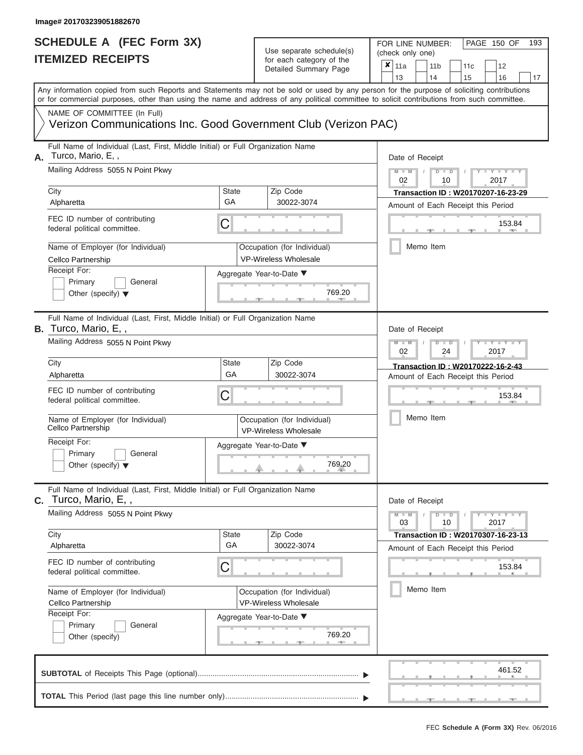Image# 201703239051882670

# SCHEDULE A (FEC Form 3X)
# ITEMIZED RECEIPTS

Use separate schedule(s) for each category of the Detailed Summary Page

FOR LINE NUMBER: (check only one)

- [x] 11a
- [ ] 11b
- [ ] 11c
- [ ] 12
- [ ] 13
- [ ] 14
- [ ] 15
- [ ] 16
- [ ] 17

PAGE 150 OF 193

Any information copied from such Reports and Statements may not be sold or used by any person for the purpose of soliciting contributions or for commercial purposes, other than using the name and address of any political committee to solicit contributions from such committee.

NAME OF COMMITTEE (In Full)
Verizon Communications Inc. Good Government Club (Verizon PAC)

---

**A.** Full Name of Individual (Last, First, Middle Initial) or Full Organization Name: Turco, Mario, E, ,

Mailing Address: 5055 N Point Pkwy

City: Alpharetta | State: GA | Zip Code: 30022-3074

FEC ID number of contributing federal political committee: C

Name of Employer (for Individual): Cellco Partnership

Occupation (for Individual): VP-Wireless Wholesale

Receipt For: Primary / General / Other (specify)

Aggregate Year-to-Date: 769.20

Date of Receipt: 02 / 10 / 2017

Transaction ID : W20170207-16-23-29

Amount of Each Receipt this Period: 153.84

Memo Item

---

**B.** Full Name of Individual (Last, First, Middle Initial) or Full Organization Name: Turco, Mario, E, ,

Mailing Address: 5055 N Point Pkwy

City: Alpharetta | State: GA | Zip Code: 30022-3074

FEC ID number of contributing federal political committee: C

Name of Employer (for Individual): Cellco Partnership

Occupation (for Individual): VP-Wireless Wholesale

Receipt For: Primary / General / Other (specify)

Aggregate Year-to-Date: 769.20

Date of Receipt: 02 / 24 / 2017

Transaction ID : W20170222-16-2-43

Amount of Each Receipt this Period: 153.84

Memo Item

---

**C.** Full Name of Individual (Last, First, Middle Initial) or Full Organization Name: Turco, Mario, E, ,

Mailing Address: 5055 N Point Pkwy

City: Alpharetta | State: GA | Zip Code: 30022-3074

FEC ID number of contributing federal political committee: C

Name of Employer (for Individual): Cellco Partnership

Occupation (for Individual): VP-Wireless Wholesale

Receipt For: Primary / General / Other (specify)

Aggregate Year-to-Date: 769.20

Date of Receipt: 03 / 10 / 2017

Transaction ID : W20170307-16-23-13

Amount of Each Receipt this Period: 153.84

Memo Item

---

**SUBTOTAL** of Receipts This Page (optional): 461.52

**TOTAL** This Period (last page this line number only):

FEC Schedule A (Form 3X) Rev. 06/2016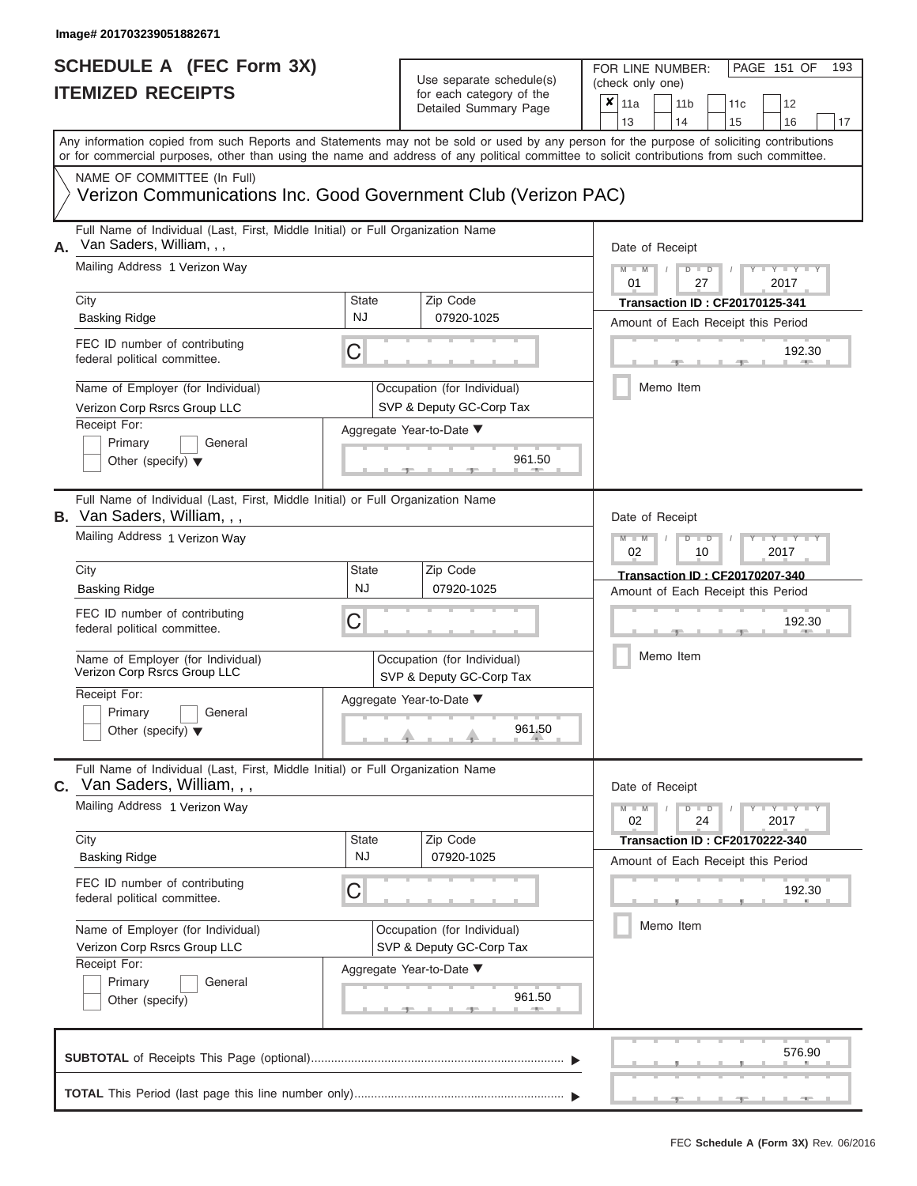Image# 201703239051882671

# SCHEDULE A (FEC Form 3X)
## ITEMIZED RECEIPTS

Use separate schedule(s) for each category of the Detailed Summary Page

FOR LINE NUMBER: (check only one)

- [x] 11a
- [ ] 11b
- [ ] 11c
- [ ] 12
- [ ] 13
- [ ] 14
- [ ] 15
- [ ] 16
- [ ] 17

PAGE 151 OF 193

Any information copied from such Reports and Statements may not be sold or used by any person for the purpose of soliciting contributions or for commercial purposes, other than using the name and address of any political committee to solicit contributions from such committee.

NAME OF COMMITTEE (In Full)
Verizon Communications Inc. Good Government Club (Verizon PAC)

---

**A.** Full Name of Individual (Last, First, Middle Initial) or Full Organization Name: Van Saders, William, , ,

Mailing Address: 1 Verizon Way

City: Basking Ridge | State: NJ | Zip Code: 07920-1025

FEC ID number of contributing federal political committee: C

Name of Employer (for Individual): Verizon Corp Rsrcs Group LLC

Occupation (for Individual): SVP & Deputy GC-Corp Tax

Receipt For: Primary / General / Other (specify)

Aggregate Year-to-Date: 961.50

Date of Receipt: 01 / 27 / 2017

Transaction ID : CF20170125-341

Amount of Each Receipt this Period: 192.30

Memo Item

---

**B.** Full Name of Individual (Last, First, Middle Initial) or Full Organization Name: Van Saders, William, , ,

Mailing Address: 1 Verizon Way

City: Basking Ridge | State: NJ | Zip Code: 07920-1025

FEC ID number of contributing federal political committee: C

Name of Employer (for Individual): Verizon Corp Rsrcs Group LLC

Occupation (for Individual): SVP & Deputy GC-Corp Tax

Receipt For: Primary / General / Other (specify)

Aggregate Year-to-Date: 961.50

Date of Receipt: 02 / 10 / 2017

Transaction ID : CF20170207-340

Amount of Each Receipt this Period: 192.30

Memo Item

---

**C.** Full Name of Individual (Last, First, Middle Initial) or Full Organization Name: Van Saders, William, , ,

Mailing Address: 1 Verizon Way

City: Basking Ridge | State: NJ | Zip Code: 07920-1025

FEC ID number of contributing federal political committee: C

Name of Employer (for Individual): Verizon Corp Rsrcs Group LLC

Occupation (for Individual): SVP & Deputy GC-Corp Tax

Receipt For: Primary / General / Other (specify)

Aggregate Year-to-Date: 961.50

Date of Receipt: 02 / 24 / 2017

Transaction ID : CF20170222-340

Amount of Each Receipt this Period: 192.30

Memo Item

---

**SUBTOTAL** of Receipts This Page (optional): 576.90

**TOTAL** This Period (last page this line number only):

FEC Schedule A (Form 3X) Rev. 06/2016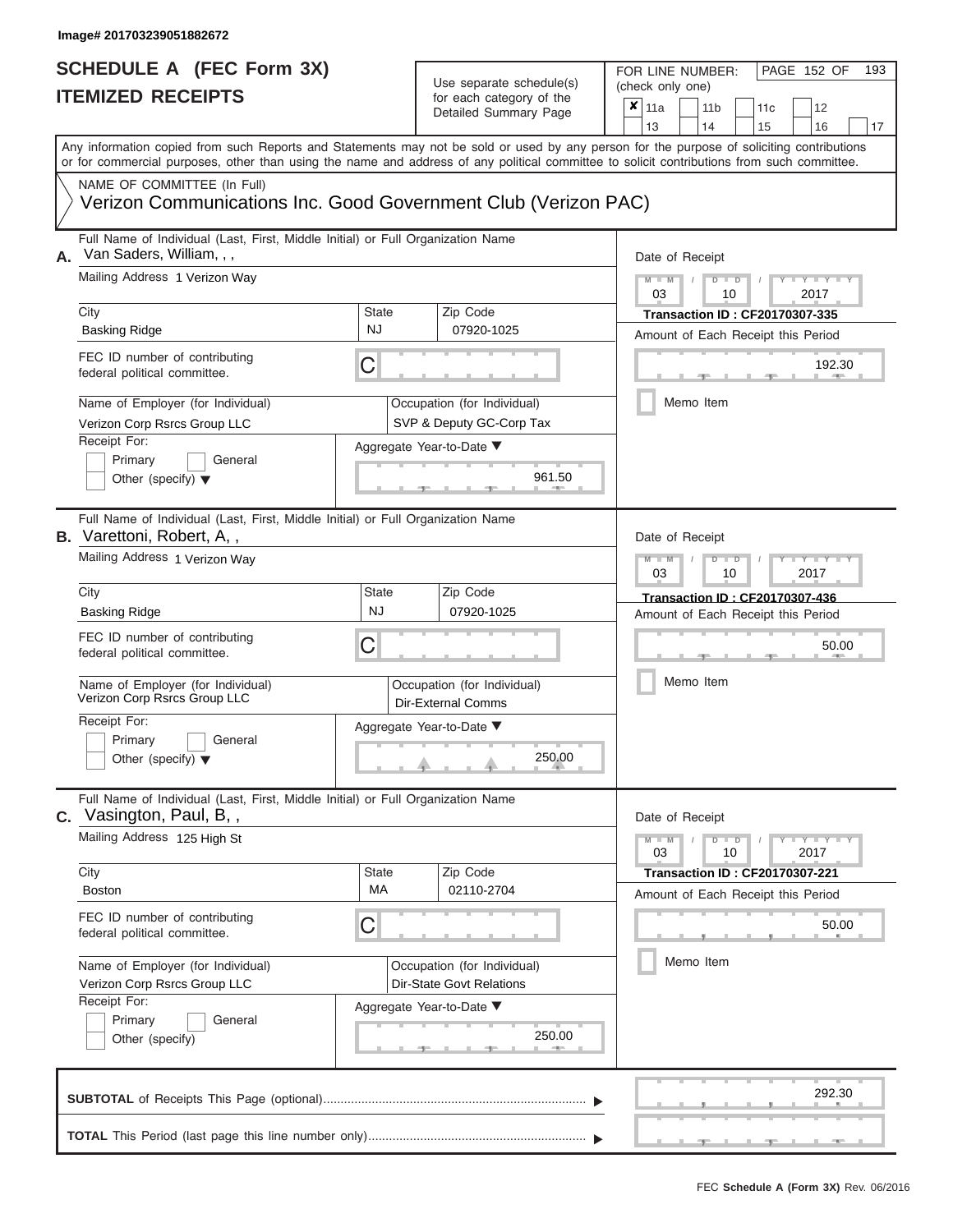Image# 201703239051882672

# SCHEDULE A (FEC Form 3X)
## ITEMIZED RECEIPTS

Use separate schedule(s) for each category of the Detailed Summary Page

FOR LINE NUMBER: (check only one)

- [x] 11a
- [ ] 11b
- [ ] 11c
- [ ] 12
- [ ] 13
- [ ] 14
- [ ] 15
- [ ] 16
- [ ] 17

PAGE 152 OF 193

Any information copied from such Reports and Statements may not be sold or used by any person for the purpose of soliciting contributions or for commercial purposes, other than using the name and address of any political committee to solicit contributions from such committee.

NAME OF COMMITTEE (In Full)

Verizon Communications Inc. Good Government Club (Verizon PAC)

---

**A.** Full Name of Individual (Last, First, Middle Initial) or Full Organization Name: Van Saders, William, , ,

Mailing Address: 1 Verizon Way

City: Basking Ridge | State: NJ | Zip Code: 07920-1025

FEC ID number of contributing federal political committee: C

Name of Employer (for Individual): Verizon Corp Rsrcs Group LLC

Occupation (for Individual): SVP & Deputy GC-Corp Tax

Receipt For: [ ] Primary [ ] General [ ] Other (specify)

Aggregate Year-to-Date: 961.50

Date of Receipt: 03 / 10 / 2017

Transaction ID : CF20170307-335

Amount of Each Receipt this Period: 192.30

[ ] Memo Item

---

**B.** Full Name of Individual (Last, First, Middle Initial) or Full Organization Name: Varettoni, Robert, A, ,

Mailing Address: 1 Verizon Way

City: Basking Ridge | State: NJ | Zip Code: 07920-1025

FEC ID number of contributing federal political committee: C

Name of Employer (for Individual): Verizon Corp Rsrcs Group LLC

Occupation (for Individual): Dir-External Comms

Receipt For: [ ] Primary [ ] General [ ] Other (specify)

Aggregate Year-to-Date: 250.00

Date of Receipt: 03 / 10 / 2017

Transaction ID : CF20170307-436

Amount of Each Receipt this Period: 50.00

[ ] Memo Item

---

**C.** Full Name of Individual (Last, First, Middle Initial) or Full Organization Name: Vasington, Paul, B, ,

Mailing Address: 125 High St

City: Boston | State: MA | Zip Code: 02110-2704

FEC ID number of contributing federal political committee: C

Name of Employer (for Individual): Verizon Corp Rsrcs Group LLC

Occupation (for Individual): Dir-State Govt Relations

Receipt For: [ ] Primary [ ] General [ ] Other (specify)

Aggregate Year-to-Date: 250.00

Date of Receipt: 03 / 10 / 2017

Transaction ID : CF20170307-221

Amount of Each Receipt this Period: 50.00

[ ] Memo Item

---

**SUBTOTAL** of Receipts This Page (optional): 292.30

**TOTAL** This Period (last page this line number only):

FEC Schedule A (Form 3X) Rev. 06/2016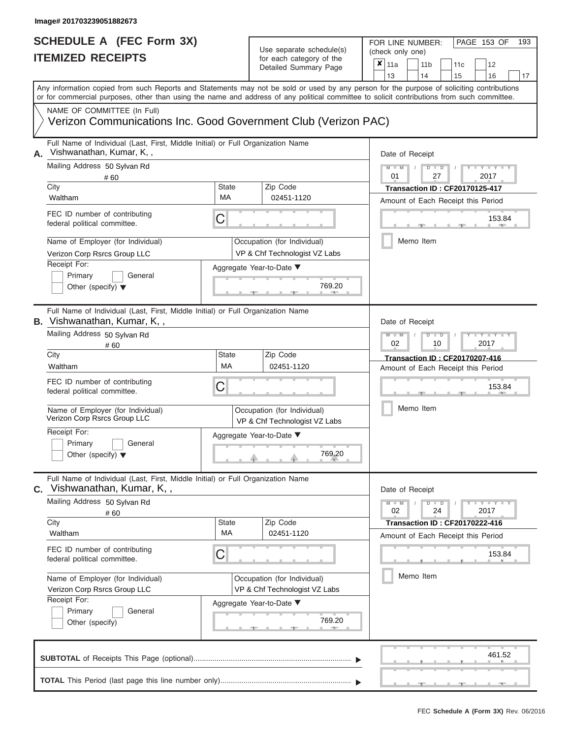Image# 201703239051882673

# SCHEDULE A (FEC Form 3X)
## ITEMIZED RECEIPTS

Use separate schedule(s) for each category of the Detailed Summary Page

FOR LINE NUMBER: (check only one)

✘ 11a | 11b | 11c | 12 | 13 | 14 | 15 | 16 | 17

PAGE 153 OF 193

Any information copied from such Reports and Statements may not be sold or used by any person for the purpose of soliciting contributions or for commercial purposes, other than using the name and address of any political committee to solicit contributions from such committee.

NAME OF COMMITTEE (In Full)

Verizon Communications Inc. Good Government Club (Verizon PAC)

---

**A.** Full Name of Individual (Last, First, Middle Initial) or Full Organization Name: Vishwanathan, Kumar, K, ,

Mailing Address: 50 Sylvan Rd # 60

City: Waltham | State: MA | Zip Code: 02451-1120

FEC ID number of contributing federal political committee: C

Name of Employer (for Individual): Verizon Corp Rsrcs Group LLC

Occupation (for Individual): VP & Chf Technologist VZ Labs

Receipt For: Primary / General / Other (specify)

Aggregate Year-to-Date: 769.20

Date of Receipt: 01 / 27 / 2017

Transaction ID : CF20170125-417

Amount of Each Receipt this Period: 153.84

Memo Item

---

**B.** Full Name of Individual (Last, First, Middle Initial) or Full Organization Name: Vishwanathan, Kumar, K, ,

Mailing Address: 50 Sylvan Rd # 60

City: Waltham | State: MA | Zip Code: 02451-1120

FEC ID number of contributing federal political committee: C

Name of Employer (for Individual): Verizon Corp Rsrcs Group LLC

Occupation (for Individual): VP & Chf Technologist VZ Labs

Receipt For: Primary / General / Other (specify)

Aggregate Year-to-Date: 769.20

Date of Receipt: 02 / 10 / 2017

Transaction ID : CF20170207-416

Amount of Each Receipt this Period: 153.84

Memo Item

---

**C.** Full Name of Individual (Last, First, Middle Initial) or Full Organization Name: Vishwanathan, Kumar, K, ,

Mailing Address: 50 Sylvan Rd # 60

City: Waltham | State: MA | Zip Code: 02451-1120

FEC ID number of contributing federal political committee: C

Name of Employer (for Individual): Verizon Corp Rsrcs Group LLC

Occupation (for Individual): VP & Chf Technologist VZ Labs

Receipt For: Primary / General / Other (specify)

Aggregate Year-to-Date: 769.20

Date of Receipt: 02 / 24 / 2017

Transaction ID : CF20170222-416

Amount of Each Receipt this Period: 153.84

Memo Item

---

**SUBTOTAL** of Receipts This Page (optional): 461.52

**TOTAL** This Period (last page this line number only):

FEC Schedule A (Form 3X) Rev. 06/2016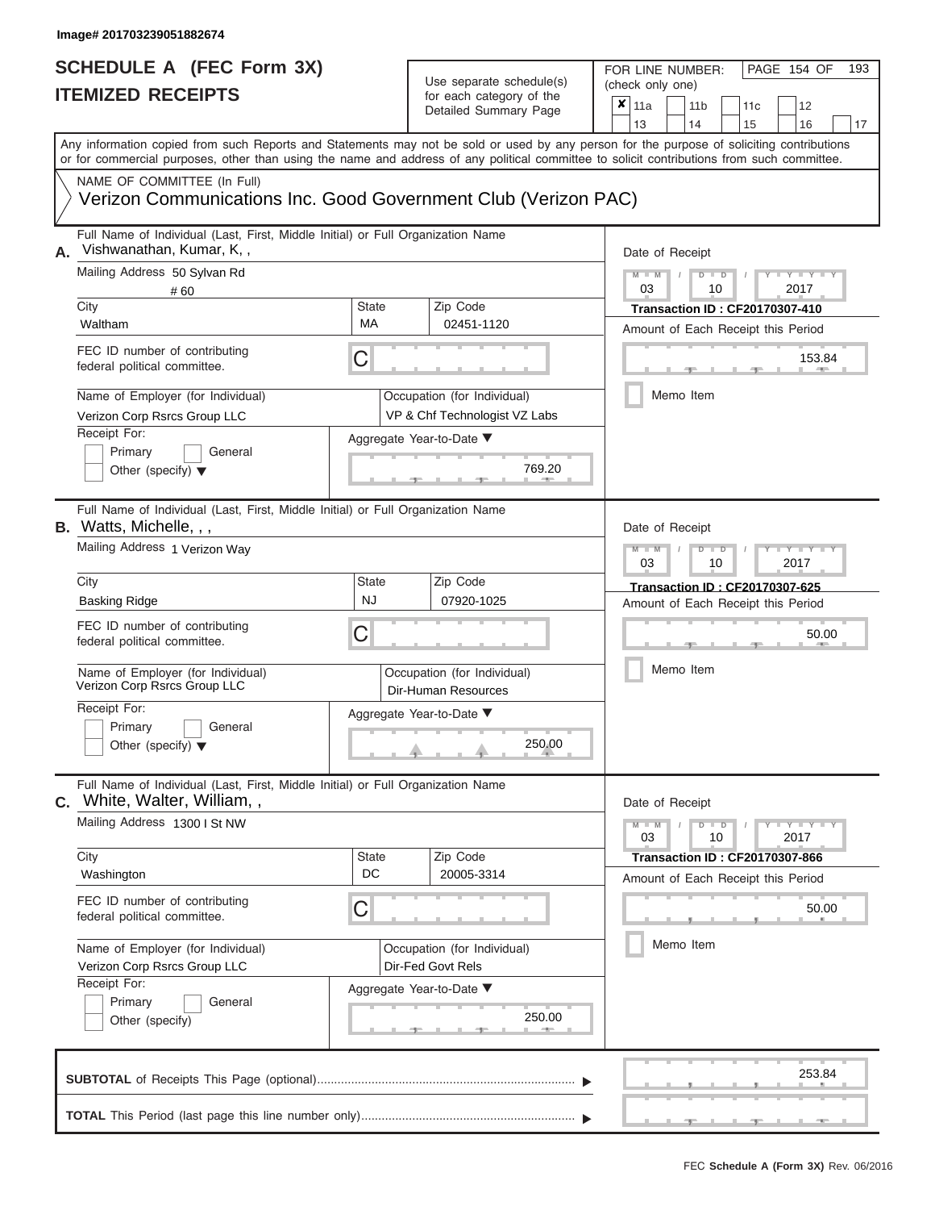Image# 201703239051882674

# SCHEDULE A (FEC Form 3X)
# ITEMIZED RECEIPTS

Use separate schedule(s) for each category of the Detailed Summary Page

FOR LINE NUMBER: (check only one)

PAGE 154 OF 193

☒ 11a ☐ 11b ☐ 11c ☐ 12 ☐ 13 ☐ 14 ☐ 15 ☐ 16 ☐ 17

Any information copied from such Reports and Statements may not be sold or used by any person for the purpose of soliciting contributions or for commercial purposes, other than using the name and address of any political committee to solicit contributions from such committee.

NAME OF COMMITTEE (In Full)

Verizon Communications Inc. Good Government Club (Verizon PAC)

---

**A.** Full Name of Individual (Last, First, Middle Initial) or Full Organization Name: Vishwanathan, Kumar, K, ,

Mailing Address: 50 Sylvan Rd # 60

City: Waltham | State: MA | Zip Code: 02451-1120

FEC ID number of contributing federal political committee: C

Name of Employer (for Individual): Verizon Corp Rsrcs Group LLC

Occupation (for Individual): VP & Chf Technologist VZ Labs

Receipt For: ☐ Primary ☐ General ☐ Other (specify)

Aggregate Year-to-Date: 769.20

Date of Receipt: 03 / 10 / 2017

Transaction ID : CF20170307-410

Amount of Each Receipt this Period: 153.84

☐ Memo Item

---

**B.** Full Name of Individual (Last, First, Middle Initial) or Full Organization Name: Watts, Michelle, , ,

Mailing Address: 1 Verizon Way

City: Basking Ridge | State: NJ | Zip Code: 07920-1025

FEC ID number of contributing federal political committee: C

Name of Employer (for Individual): Verizon Corp Rsrcs Group LLC

Occupation (for Individual): Dir-Human Resources

Receipt For: ☐ Primary ☐ General ☐ Other (specify)

Aggregate Year-to-Date: 250.00

Date of Receipt: 03 / 10 / 2017

Transaction ID : CF20170307-625

Amount of Each Receipt this Period: 50.00

☐ Memo Item

---

**C.** Full Name of Individual (Last, First, Middle Initial) or Full Organization Name: White, Walter, William, ,

Mailing Address: 1300 I St NW

City: Washington | State: DC | Zip Code: 20005-3314

FEC ID number of contributing federal political committee: C

Name of Employer (for Individual): Verizon Corp Rsrcs Group LLC

Occupation (for Individual): Dir-Fed Govt Rels

Receipt For: ☐ Primary ☐ General ☐ Other (specify)

Aggregate Year-to-Date: 250.00

Date of Receipt: 03 / 10 / 2017

Transaction ID : CF20170307-866

Amount of Each Receipt this Period: 50.00

☐ Memo Item

---

**SUBTOTAL** of Receipts This Page (optional): 253.84

**TOTAL** This Period (last page this line number only):

FEC **Schedule A (Form 3X)** Rev. 06/2016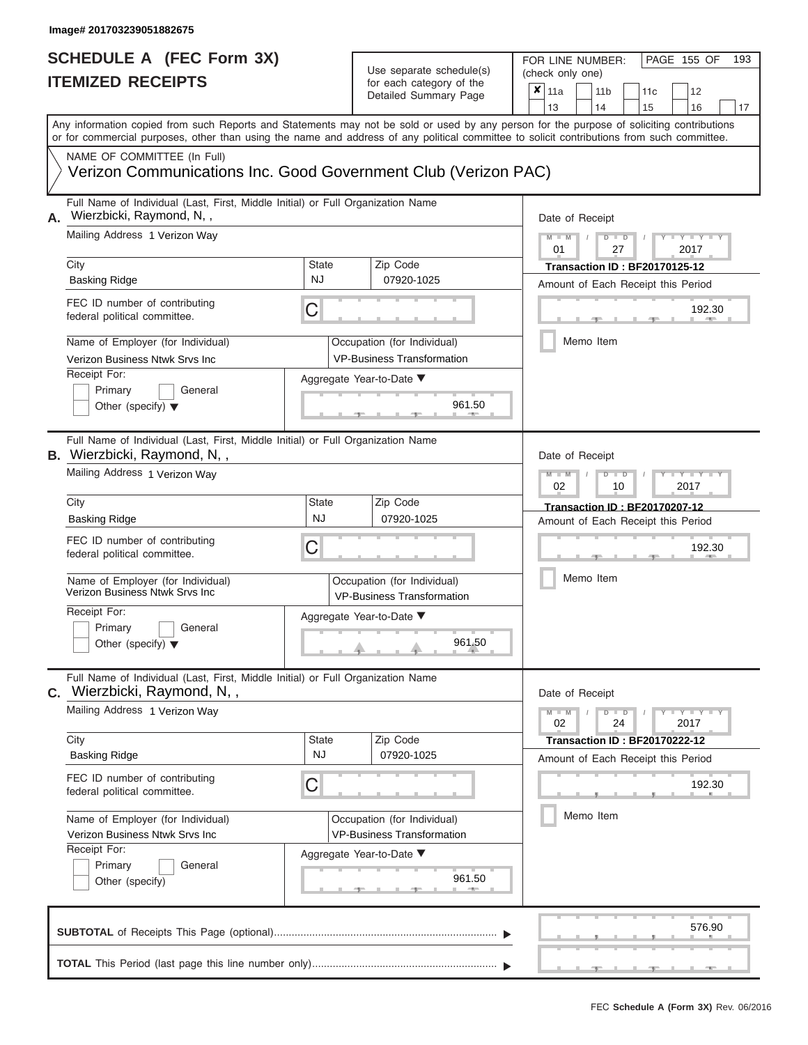Image# 201703239051882675

# SCHEDULE A (FEC Form 3X)
## ITEMIZED RECEIPTS

Use separate schedule(s) for each category of the Detailed Summary Page

FOR LINE NUMBER: (check only one)

| | | | | | | | | | |
|---|---|---|---|---|---|---|---|---|---|
| ✘ | 11a | | 11b | | 11c | | 12 | | |
| | 13 | | 14 | | 15 | | 16 | | 17 |

PAGE 155 OF 193

Any information copied from such Reports and Statements may not be sold or used by any person for the purpose of soliciting contributions or for commercial purposes, other than using the name and address of any political committee to solicit contributions from such committee.

NAME OF COMMITTEE (In Full)

Verizon Communications Inc. Good Government Club (Verizon PAC)

---

**A.** Full Name of Individual (Last, First, Middle Initial) or Full Organization Name
Wierzbicki, Raymond, N, ,

Mailing Address: 1 Verizon Way

City: Basking Ridge | State: NJ | Zip Code: 07920-1025

FEC ID number of contributing federal political committee: C

Name of Employer (for Individual): Verizon Business Ntwk Srvs Inc

Occupation (for Individual): VP-Business Transformation

Receipt For: Primary / General / Other (specify)

Aggregate Year-to-Date: 961.50

Date of Receipt: 01 / 27 / 2017

Transaction ID : BF20170125-12

Amount of Each Receipt this Period: 192.30

Memo Item

---

**B.** Full Name of Individual (Last, First, Middle Initial) or Full Organization Name
Wierzbicki, Raymond, N, ,

Mailing Address: 1 Verizon Way

City: Basking Ridge | State: NJ | Zip Code: 07920-1025

FEC ID number of contributing federal political committee: C

Name of Employer (for Individual): Verizon Business Ntwk Srvs Inc

Occupation (for Individual): VP-Business Transformation

Receipt For: Primary / General / Other (specify)

Aggregate Year-to-Date: 961.50

Date of Receipt: 02 / 10 / 2017

Transaction ID : BF20170207-12

Amount of Each Receipt this Period: 192.30

Memo Item

---

**C.** Full Name of Individual (Last, First, Middle Initial) or Full Organization Name
Wierzbicki, Raymond, N, ,

Mailing Address: 1 Verizon Way

City: Basking Ridge | State: NJ | Zip Code: 07920-1025

FEC ID number of contributing federal political committee: C

Name of Employer (for Individual): Verizon Business Ntwk Srvs Inc

Occupation (for Individual): VP-Business Transformation

Receipt For: Primary / General / Other (specify)

Aggregate Year-to-Date: 961.50

Date of Receipt: 02 / 24 / 2017

Transaction ID : BF20170222-12

Amount of Each Receipt this Period: 192.30

Memo Item

---

**SUBTOTAL** of Receipts This Page (optional): 576.90

**TOTAL** This Period (last page this line number only):

FEC Schedule A (Form 3X) Rev. 06/2016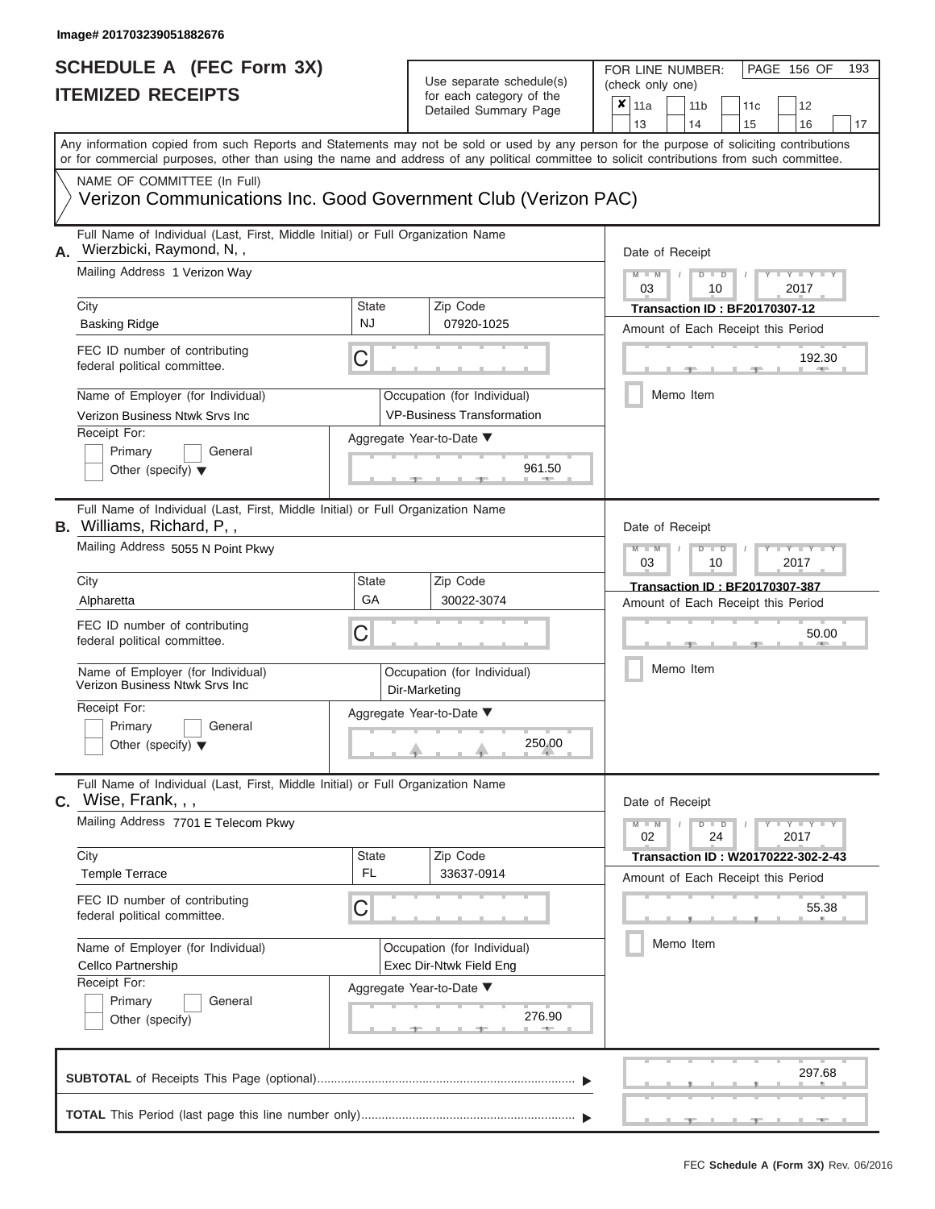Image# 201703239051882676

# SCHEDULE A (FEC Form 3X)
# ITEMIZED RECEIPTS

Use separate schedule(s) for each category of the Detailed Summary Page

FOR LINE NUMBER: (check only one)

- [x] 11a
- [ ] 11b
- [ ] 11c
- [ ] 12
- [ ] 13
- [ ] 14
- [ ] 15
- [ ] 16
- [ ] 17

PAGE 156 OF 193

Any information copied from such Reports and Statements may not be sold or used by any person for the purpose of soliciting contributions or for commercial purposes, other than using the name and address of any political committee to solicit contributions from such committee.

NAME OF COMMITTEE (In Full)
Verizon Communications Inc. Good Government Club (Verizon PAC)

---

**A.** Full Name of Individual (Last, First, Middle Initial) or Full Organization Name: Wierzbicki, Raymond, N, ,

Mailing Address: 1 Verizon Way

City: Basking Ridge | State: NJ | Zip Code: 07920-1025

FEC ID number of contributing federal political committee: C

Name of Employer (for Individual): Verizon Business Ntwk Srvs Inc

Occupation (for Individual): VP-Business Transformation

Receipt For: [ ] Primary [ ] General [ ] Other (specify)

Aggregate Year-to-Date: 961.50

Date of Receipt: 03 / 10 / 2017

Transaction ID : BF20170307-12

Amount of Each Receipt this Period: 192.30

[ ] Memo Item

---

**B.** Full Name of Individual (Last, First, Middle Initial) or Full Organization Name: Williams, Richard, P, ,

Mailing Address: 5055 N Point Pkwy

City: Alpharetta | State: GA | Zip Code: 30022-3074

FEC ID number of contributing federal political committee: C

Name of Employer (for Individual): Verizon Business Ntwk Srvs Inc

Occupation (for Individual): Dir-Marketing

Receipt For: [ ] Primary [ ] General [ ] Other (specify)

Aggregate Year-to-Date: 250.00

Date of Receipt: 03 / 10 / 2017

Transaction ID : BF20170307-387

Amount of Each Receipt this Period: 50.00

[ ] Memo Item

---

**C.** Full Name of Individual (Last, First, Middle Initial) or Full Organization Name: Wise, Frank, , ,

Mailing Address: 7701 E Telecom Pkwy

City: Temple Terrace | State: FL | Zip Code: 33637-0914

FEC ID number of contributing federal political committee: C

Name of Employer (for Individual): Cellco Partnership

Occupation (for Individual): Exec Dir-Ntwk Field Eng

Receipt For: [ ] Primary [ ] General [ ] Other (specify)

Aggregate Year-to-Date: 276.90

Date of Receipt: 02 / 24 / 2017

Transaction ID : W20170222-302-2-43

Amount of Each Receipt this Period: 55.38

[ ] Memo Item

---

**SUBTOTAL** of Receipts This Page (optional): 297.68

**TOTAL** This Period (last page this line number only):

FEC Schedule A (Form 3X) Rev. 06/2016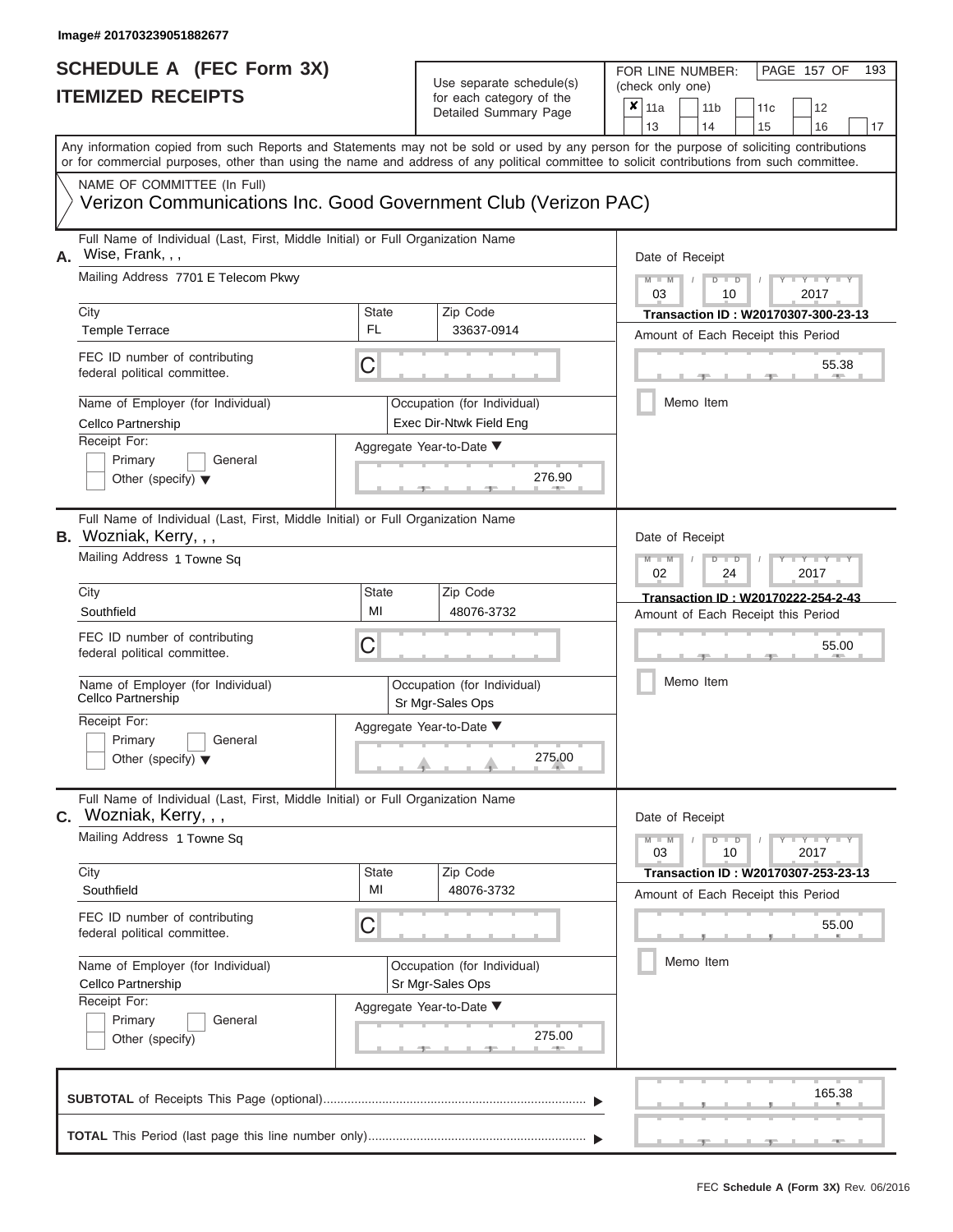Image# 201703239051882677

# SCHEDULE A (FEC Form 3X)
# ITEMIZED RECEIPTS

Use separate schedule(s) for each category of the Detailed Summary Page

FOR LINE NUMBER: (check only one)

- [x] 11a
- [ ] 11b
- [ ] 11c
- [ ] 12
- [ ] 13
- [ ] 14
- [ ] 15
- [ ] 16
- [ ] 17

Any information copied from such Reports and Statements may not be sold or used by any person for the purpose of soliciting contributions or for commercial purposes, other than using the name and address of any political committee to solicit contributions from such committee.

NAME OF COMMITTEE (In Full)
Verizon Communications Inc. Good Government Club (Verizon PAC)

---

**A.** Full Name of Individual (Last, First, Middle Initial) or Full Organization Name: Wise, Frank, , ,

Mailing Address: 7701 E Telecom Pkwy

City: Temple Terrace | State: FL | Zip Code: 33637-0914

FEC ID number of contributing federal political committee: C

Name of Employer (for Individual): Cellco Partnership

Occupation (for Individual): Exec Dir-Ntwk Field Eng

Receipt For: Primary / General / Other (specify)

Aggregate Year-to-Date: 276.90

Date of Receipt: 03 / 10 / 2017

Transaction ID : W20170307-300-23-13

Amount of Each Receipt this Period: 55.38

Memo Item

---

**B.** Full Name of Individual (Last, First, Middle Initial) or Full Organization Name: Wozniak, Kerry, , ,

Mailing Address: 1 Towne Sq

City: Southfield | State: MI | Zip Code: 48076-3732

FEC ID number of contributing federal political committee: C

Name of Employer (for Individual): Cellco Partnership

Occupation (for Individual): Sr Mgr-Sales Ops

Receipt For: Primary / General / Other (specify)

Aggregate Year-to-Date: 275.00

Date of Receipt: 02 / 24 / 2017

Transaction ID : W20170222-254-2-43

Amount of Each Receipt this Period: 55.00

Memo Item

---

**C.** Full Name of Individual (Last, First, Middle Initial) or Full Organization Name: Wozniak, Kerry, , ,

Mailing Address: 1 Towne Sq

City: Southfield | State: MI | Zip Code: 48076-3732

FEC ID number of contributing federal political committee: C

Name of Employer (for Individual): Cellco Partnership

Occupation (for Individual): Sr Mgr-Sales Ops

Receipt For: Primary / General / Other (specify)

Aggregate Year-to-Date: 275.00

Date of Receipt: 03 / 10 / 2017

Transaction ID : W20170307-253-23-13

Amount of Each Receipt this Period: 55.00

Memo Item

---

**SUBTOTAL** of Receipts This Page (optional): 165.38

**TOTAL** This Period (last page this line number only):

FEC Schedule A (Form 3X) Rev. 06/2016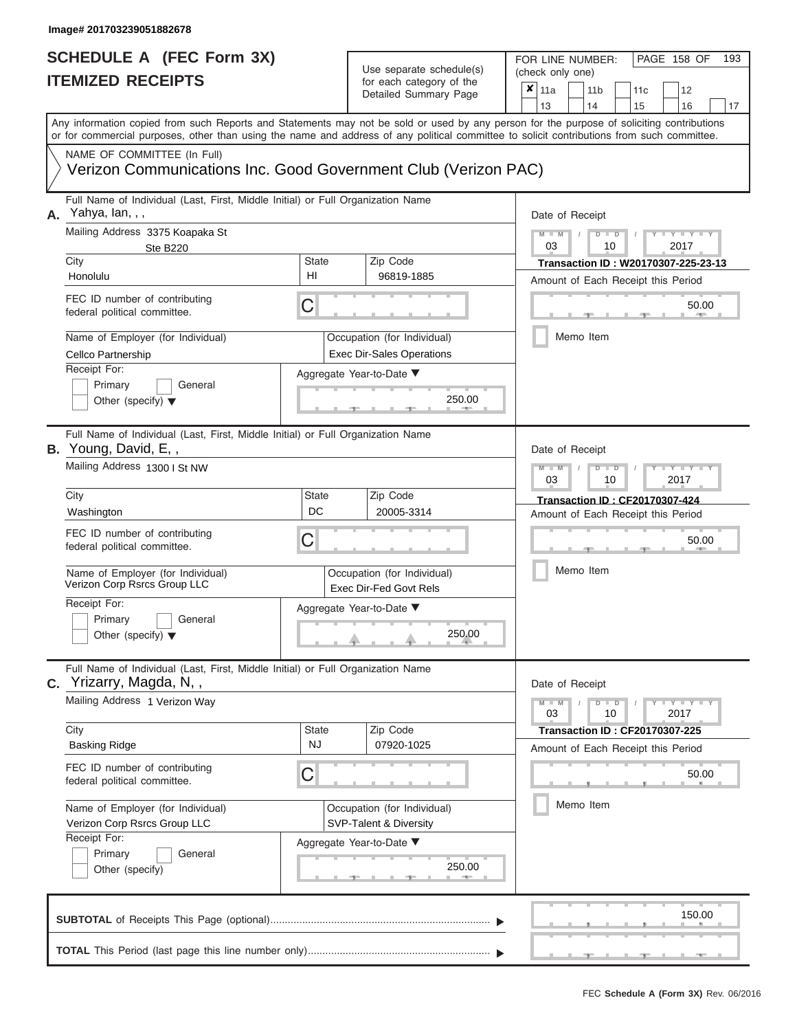Image# 201703239051882678

# SCHEDULE A (FEC Form 3X)
## ITEMIZED RECEIPTS

Use separate schedule(s) for each category of the Detailed Summary Page

FOR LINE NUMBER: (check only one)

✘ 11a | 11b | 11c | 12 | 13 | 14 | 15 | 16 | 17

PAGE 158 OF 193

Any information copied from such Reports and Statements may not be sold or used by any person for the purpose of soliciting contributions or for commercial purposes, other than using the name and address of any political committee to solicit contributions from such committee.

NAME OF COMMITTEE (In Full)
Verizon Communications Inc. Good Government Club (Verizon PAC)

---

**A.** Full Name of Individual (Last, First, Middle Initial) or Full Organization Name: Yahya, Ian, , ,

Mailing Address: 3375 Koapaka St, Ste B220

City: Honolulu | State: HI | Zip Code: 96819-1885

FEC ID number of contributing federal political committee: C

Name of Employer (for Individual): Cellco Partnership

Occupation (for Individual): Exec Dir-Sales Operations

Receipt For: Primary / General / Other (specify)

Aggregate Year-to-Date: 250.00

Date of Receipt: 03 / 10 / 2017

Transaction ID : W20170307-225-23-13

Amount of Each Receipt this Period: 50.00

Memo Item

---

**B.** Full Name of Individual (Last, First, Middle Initial) or Full Organization Name: Young, David, E, ,

Mailing Address: 1300 I St NW

City: Washington | State: DC | Zip Code: 20005-3314

FEC ID number of contributing federal political committee: C

Name of Employer (for Individual): Verizon Corp Rsrcs Group LLC

Occupation (for Individual): Exec Dir-Fed Govt Rels

Receipt For: Primary / General / Other (specify)

Aggregate Year-to-Date: 250.00

Date of Receipt: 03 / 10 / 2017

Transaction ID : CF20170307-424

Amount of Each Receipt this Period: 50.00

Memo Item

---

**C.** Full Name of Individual (Last, First, Middle Initial) or Full Organization Name: Yrizarry, Magda, N, ,

Mailing Address: 1 Verizon Way

City: Basking Ridge | State: NJ | Zip Code: 07920-1025

FEC ID number of contributing federal political committee: C

Name of Employer (for Individual): Verizon Corp Rsrcs Group LLC

Occupation (for Individual): SVP-Talent & Diversity

Receipt For: Primary / General / Other (specify)

Aggregate Year-to-Date: 250.00

Date of Receipt: 03 / 10 / 2017

Transaction ID : CF20170307-225

Amount of Each Receipt this Period: 50.00

Memo Item

---

**SUBTOTAL** of Receipts This Page (optional): 150.00

**TOTAL** This Period (last page this line number only):

FEC Schedule A (Form 3X) Rev. 06/2016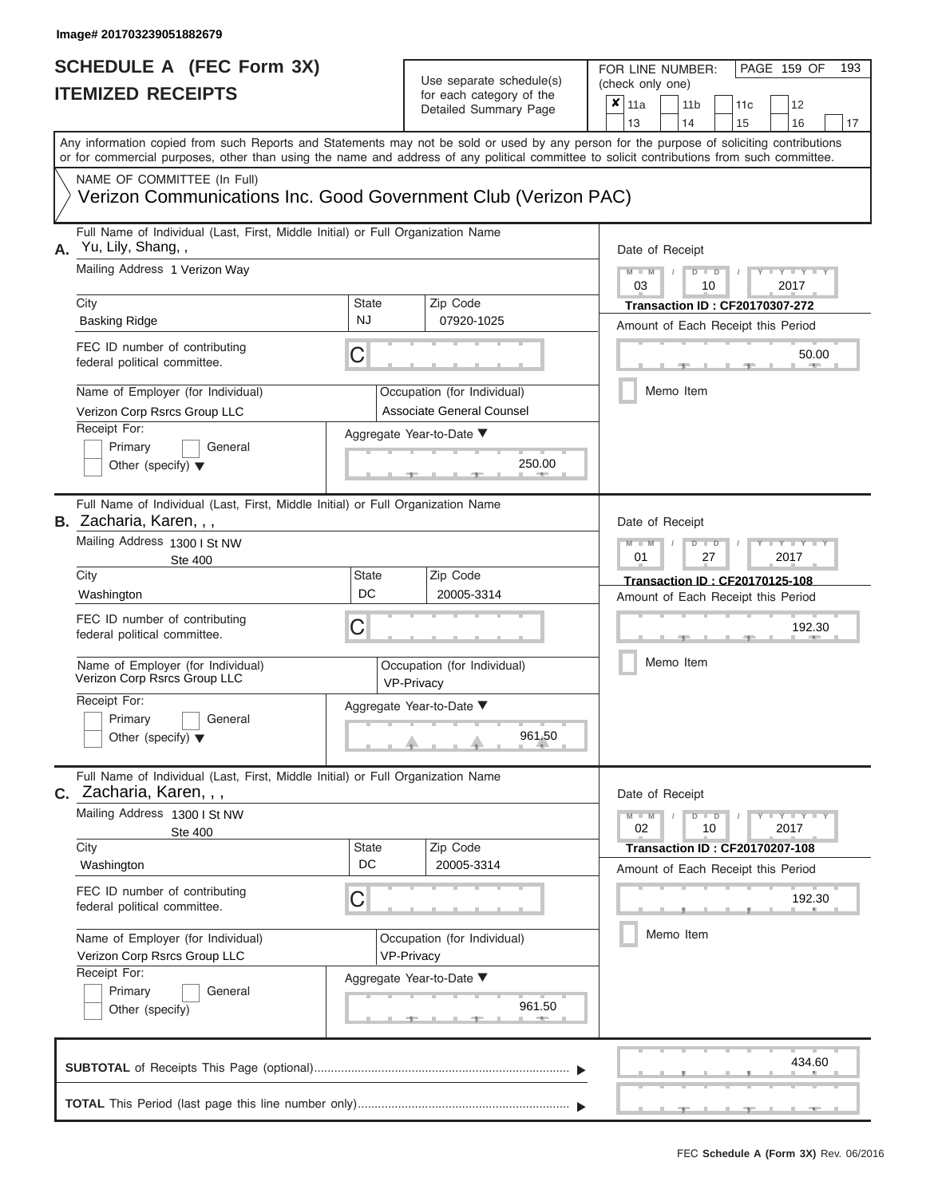Image# 201703239051882679

# SCHEDULE A (FEC Form 3X)
# ITEMIZED RECEIPTS

Use separate schedule(s) for each category of the Detailed Summary Page

FOR LINE NUMBER: (check only one)

| | | | | | |
|---|---|---|---|---|---|
| ✘ 11a | 11b | 11c | 12 | | |
| 13 | 14 | 15 | 16 | 17 | |

PAGE 159 OF 193

Any information copied from such Reports and Statements may not be sold or used by any person for the purpose of soliciting contributions or for commercial purposes, other than using the name and address of any political committee to solicit contributions from such committee.

NAME OF COMMITTEE (In Full)
Verizon Communications Inc. Good Government Club (Verizon PAC)

---

**A.** Full Name of Individual (Last, First, Middle Initial) or Full Organization Name
Yu, Lily, Shang, ,

Mailing Address 1 Verizon Way

City: Basking Ridge
State: NJ
Zip Code: 07920-1025

FEC ID number of contributing federal political committee. C

Name of Employer (for Individual): Verizon Corp Rsrcs Group LLC
Occupation (for Individual): Associate General Counsel

Receipt For: Primary General Other (specify)

Aggregate Year-to-Date: 250.00

Date of Receipt: 03 / 10 / 2017
Transaction ID : CF20170307-272
Amount of Each Receipt this Period: 50.00
Memo Item

---

**B.** Full Name of Individual (Last, First, Middle Initial) or Full Organization Name
Zacharia, Karen, , ,

Mailing Address 1300 I St NW
Ste 400

City: Washington
State: DC
Zip Code: 20005-3314

FEC ID number of contributing federal political committee. C

Name of Employer (for Individual): Verizon Corp Rsrcs Group LLC
Occupation (for Individual): VP-Privacy

Receipt For: Primary General Other (specify)

Aggregate Year-to-Date: 961.50

Date of Receipt: 01 / 27 / 2017
Transaction ID : CF20170125-108
Amount of Each Receipt this Period: 192.30
Memo Item

---

**C.** Full Name of Individual (Last, First, Middle Initial) or Full Organization Name
Zacharia, Karen, , ,

Mailing Address 1300 I St NW
Ste 400

City: Washington
State: DC
Zip Code: 20005-3314

FEC ID number of contributing federal political committee. C

Name of Employer (for Individual): Verizon Corp Rsrcs Group LLC
Occupation (for Individual): VP-Privacy

Receipt For: Primary General Other (specify)

Aggregate Year-to-Date: 961.50

Date of Receipt: 02 / 10 / 2017
Transaction ID : CF20170207-108
Amount of Each Receipt this Period: 192.30
Memo Item

---

**SUBTOTAL** of Receipts This Page (optional) ▶ 434.60

**TOTAL** This Period (last page this line number only) ▶

FEC Schedule A (Form 3X) Rev. 06/2016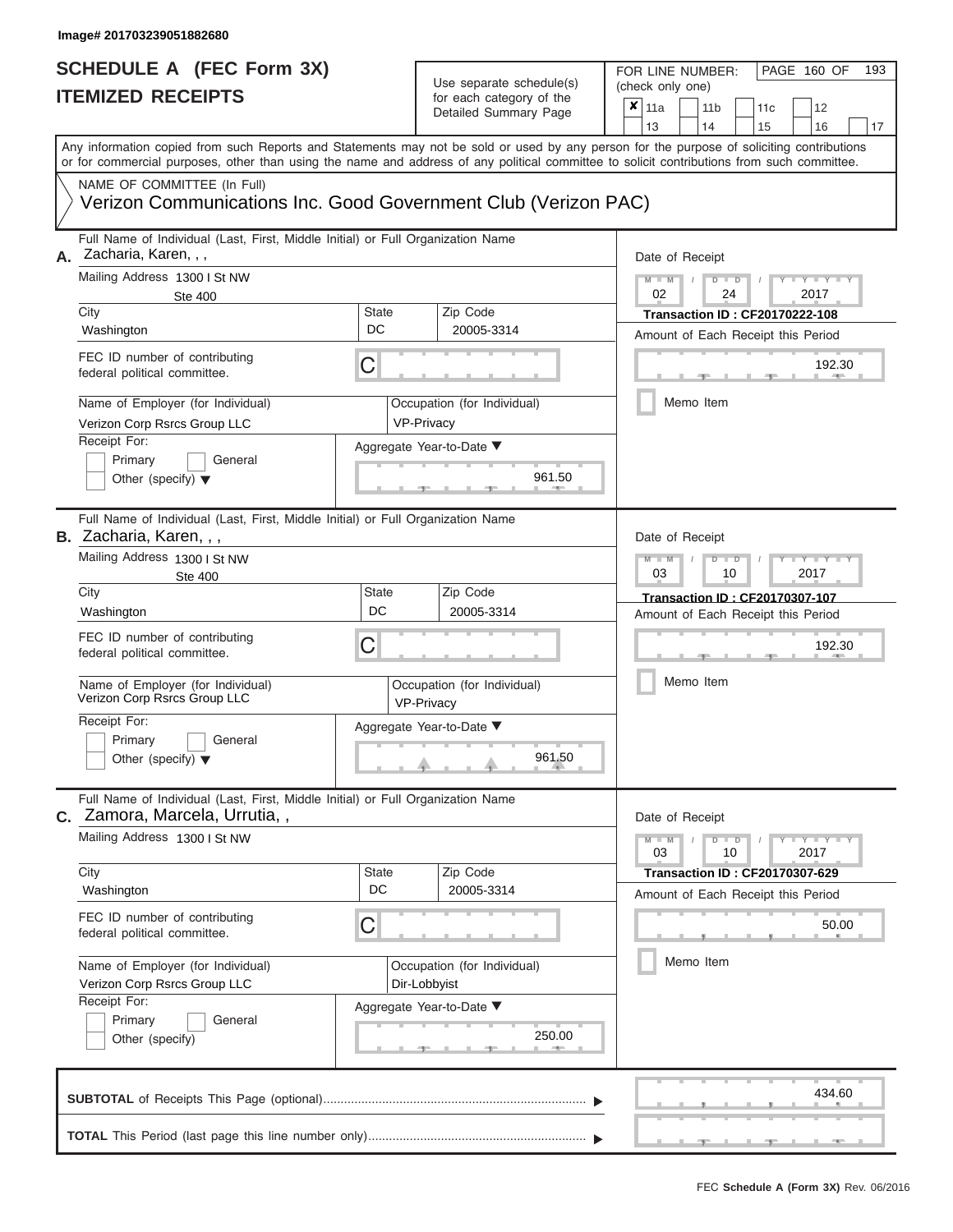Image# 201703239051882680

# SCHEDULE A (FEC Form 3X)
# ITEMIZED RECEIPTS

Use separate schedule(s) for each category of the Detailed Summary Page

FOR LINE NUMBER: (check only one)

☒ 11a ☐ 11b ☐ 11c ☐ 12 ☐ 13 ☐ 14 ☐ 15 ☐ 16 ☐ 17

PAGE 160 OF 193

Any information copied from such Reports and Statements may not be sold or used by any person for the purpose of soliciting contributions or for commercial purposes, other than using the name and address of any political committee to solicit contributions from such committee.

NAME OF COMMITTEE (In Full)

Verizon Communications Inc. Good Government Club (Verizon PAC)

---

**A.** Full Name of Individual (Last, First, Middle Initial) or Full Organization Name: Zacharia, Karen, , ,

Mailing Address: 1300 I St NW, Ste 400

City: Washington | State: DC | Zip Code: 20005-3314

FEC ID number of contributing federal political committee: C

Name of Employer (for Individual): Verizon Corp Rsrcs Group LLC

Occupation (for Individual): VP-Privacy

Receipt For: ☐ Primary ☐ General ☐ Other (specify)

Aggregate Year-to-Date: 961.50

Date of Receipt: 02 / 24 / 2017

Transaction ID : CF20170222-108

Amount of Each Receipt this Period: 192.30

☐ Memo Item

---

**B.** Full Name of Individual (Last, First, Middle Initial) or Full Organization Name: Zacharia, Karen, , ,

Mailing Address: 1300 I St NW, Ste 400

City: Washington | State: DC | Zip Code: 20005-3314

FEC ID number of contributing federal political committee: C

Name of Employer (for Individual): Verizon Corp Rsrcs Group LLC

Occupation (for Individual): VP-Privacy

Receipt For: ☐ Primary ☐ General ☐ Other (specify)

Aggregate Year-to-Date: 961.50

Date of Receipt: 03 / 10 / 2017

Transaction ID : CF20170307-107

Amount of Each Receipt this Period: 192.30

☐ Memo Item

---

**C.** Full Name of Individual (Last, First, Middle Initial) or Full Organization Name: Zamora, Marcela, Urrutia, ,

Mailing Address: 1300 I St NW

City: Washington | State: DC | Zip Code: 20005-3314

FEC ID number of contributing federal political committee: C

Name of Employer (for Individual): Verizon Corp Rsrcs Group LLC

Occupation (for Individual): Dir-Lobbyist

Receipt For: ☐ Primary ☐ General ☐ Other (specify)

Aggregate Year-to-Date: 250.00

Date of Receipt: 03 / 10 / 2017

Transaction ID : CF20170307-629

Amount of Each Receipt this Period: 50.00

☐ Memo Item

---

**SUBTOTAL** of Receipts This Page (optional): 434.60

**TOTAL** This Period (last page this line number only):

FEC Schedule A (Form 3X) Rev. 06/2016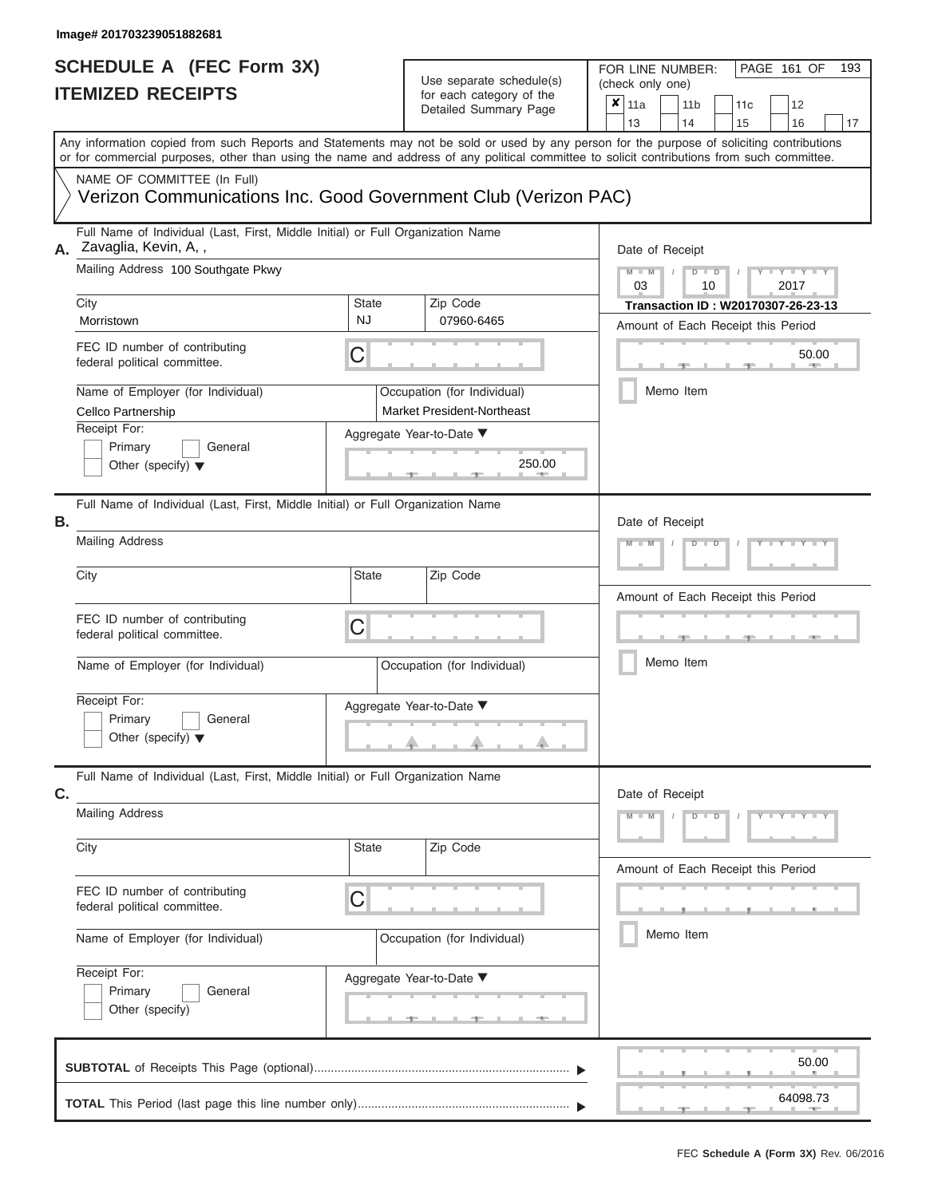Image# 201703239051882681

# SCHEDULE A (FEC Form 3X)
# ITEMIZED RECEIPTS

Use separate schedule(s) for each category of the Detailed Summary Page

FOR LINE NUMBER: (check only one)

- [x] 11a
- [ ] 11b
- [ ] 11c
- [ ] 12
- [ ] 13
- [ ] 14
- [ ] 15
- [ ] 16
- [ ] 17

Any information copied from such Reports and Statements may not be sold or used by any person for the purpose of soliciting contributions or for commercial purposes, other than using the name and address of any political committee to solicit contributions from such committee.

NAME OF COMMITTEE (In Full)

Verizon Communications Inc. Good Government Club (Verizon PAC)

## A.

Full Name of Individual (Last, First, Middle Initial) or Full Organization Name: Zavaglia, Kevin, A, ,

Mailing Address: 100 Southgate Pkwy

City: Morristown | State: NJ | Zip Code: 07960-6465

FEC ID number of contributing federal political committee: C

Name of Employer (for Individual): Cellco Partnership

Occupation (for Individual): Market President-Northeast

Receipt For:
- [ ] Primary
- [ ] General
- [ ] Other (specify)

Aggregate Year-to-Date: 250.00

Date of Receipt: 03 / 10 / 2017

Transaction ID : W20170307-26-23-13

Amount of Each Receipt this Period: 50.00

- [ ] Memo Item

## B.

Full Name of Individual (Last, First, Middle Initial) or Full Organization Name:

Mailing Address:

City: | State: | Zip Code:

FEC ID number of contributing federal political committee: C

Name of Employer (for Individual):

Occupation (for Individual):

Receipt For:
- [ ] Primary
- [ ] General
- [ ] Other (specify)

Aggregate Year-to-Date:

Date of Receipt:

Amount of Each Receipt this Period:

- [ ] Memo Item

## C.

Full Name of Individual (Last, First, Middle Initial) or Full Organization Name:

Mailing Address:

City: | State: | Zip Code:

FEC ID number of contributing federal political committee: C

Name of Employer (for Individual):

Occupation (for Individual):

Receipt For:
- [ ] Primary
- [ ] General
- [ ] Other (specify)

Aggregate Year-to-Date:

Date of Receipt:

Amount of Each Receipt this Period:

- [ ] Memo Item

**SUBTOTAL** of Receipts This Page (optional): 50.00

**TOTAL** This Period (last page this line number only): 64098.73

FEC **Schedule A (Form 3X)** Rev. 06/2016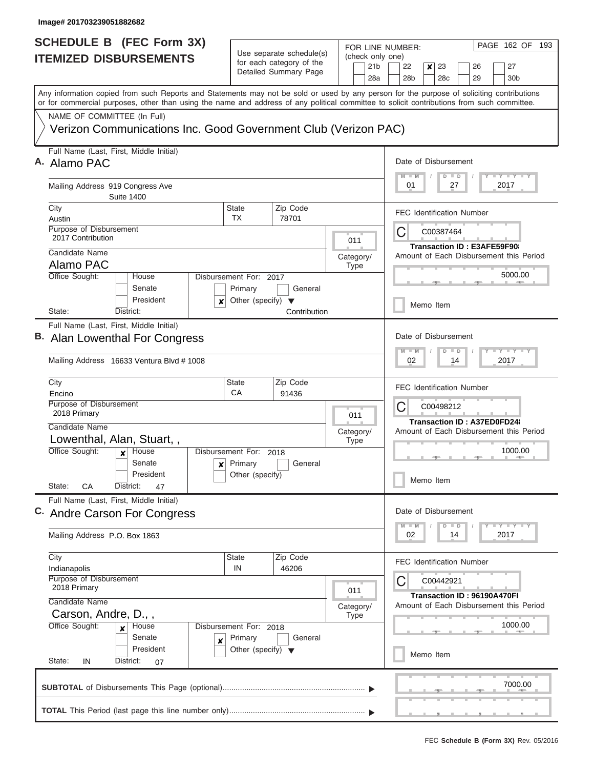Image# 201703239051882682

# SCHEDULE B (FEC Form 3X)
## ITEMIZED DISBURSEMENTS

Use separate schedule(s) for each category of the Detailed Summary Page

FOR LINE NUMBER: (check only one)

21b | 22 | **x** 23 | 26 | 27
28a | 28b | 28c | 29 | 30b

PAGE 162 OF 193

Any information copied from such Reports and Statements may not be sold or used by any person for the purpose of soliciting contributions or for commercial purposes, other than using the name and address of any political committee to solicit contributions from such committee.

NAME OF COMMITTEE (In Full)

Verizon Communications Inc. Good Government Club (Verizon PAC)

---

**A.** Full Name (Last, First, Middle Initial): Alamo PAC

Mailing Address: 919 Congress Ave, Suite 1400

City: Austin | State: TX | Zip Code: 78701

Purpose of Disbursement: 2017 Contribution

Category/Type: 011

Candidate Name: Alamo PAC

Office Sought: House / Senate / President

State: | District:

Disbursement For: 2017 — Primary / General / **x** Other (specify): Contribution

Date of Disbursement: 01 / 27 / 2017

FEC Identification Number: C00387464

Transaction ID : E3AFE59F90

Amount of Each Disbursement this Period: 5000.00

Memo Item

---

**B.** Full Name (Last, First, Middle Initial): Alan Lowenthal For Congress

Mailing Address: 16633 Ventura Blvd # 1008

City: Encino | State: CA | Zip Code: 91436

Purpose of Disbursement: 2018 Primary

Category/Type: 011

Candidate Name: Lowenthal, Alan, Stuart, ,

Office Sought: **x** House / Senate / President

State: CA | District: 47

Disbursement For: 2018 — **x** Primary / General / Other (specify)

Date of Disbursement: 02 / 14 / 2017

FEC Identification Number: C00498212

Transaction ID : A37ED0FD24

Amount of Each Disbursement this Period: 1000.00

Memo Item

---

**C.** Full Name (Last, First, Middle Initial): Andre Carson For Congress

Mailing Address: P.O. Box 1863

City: Indianapolis | State: IN | Zip Code: 46206

Purpose of Disbursement: 2018 Primary

Category/Type: 011

Candidate Name: Carson, Andre, D., ,

Office Sought: **x** House / Senate / President

State: IN | District: 07

Disbursement For: 2018 — **x** Primary / General / Other (specify)

Date of Disbursement: 02 / 14 / 2017

FEC Identification Number: C00442921

Transaction ID : 96190A470FI

Amount of Each Disbursement this Period: 1000.00

Memo Item

---

**SUBTOTAL** of Disbursements This Page (optional): 7000.00

**TOTAL** This Period (last page this line number only):

FEC **Schedule B (Form 3X)** Rev. 05/2016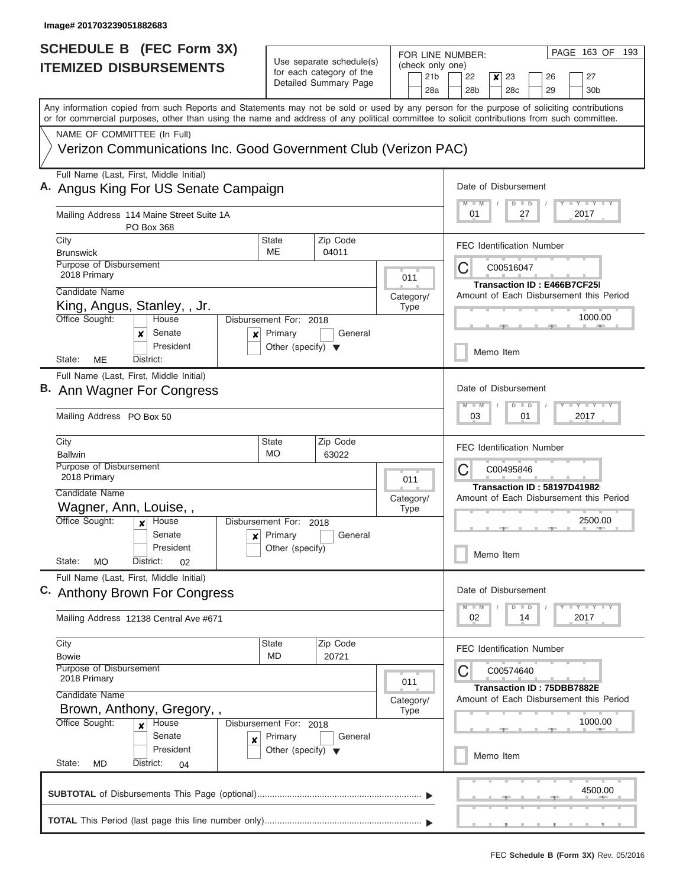Image# 201703239051882683

# SCHEDULE B (FEC Form 3X)
## ITEMIZED DISBURSEMENTS

Use separate schedule(s) for each category of the Detailed Summary Page

FOR LINE NUMBER: (check only one)
21b, 22, **[x] 23**, 26, 27, 28a, 28b, 28c, 29, 30b

Any information copied from such Reports and Statements may not be sold or used by any person for the purpose of soliciting contributions or for commercial purposes, other than using the name and address of any political committee to solicit contributions from such committee.

NAME OF COMMITTEE (In Full)
Verizon Communications Inc. Good Government Club (Verizon PAC)

---

**A.** Full Name (Last, First, Middle Initial): Angus King For US Senate Campaign

Mailing Address: 114 Maine Street Suite 1A, PO Box 368
City: Brunswick | State: ME | Zip Code: 04011

Purpose of Disbursement: 2018 Primary
Category/Type: 011
Candidate Name: King, Angus, Stanley, , Jr.
Office Sought: [x] Senate
Disbursement For: 2018 [x] Primary
State: ME District:

Date of Disbursement: 01/27/2017
FEC Identification Number: C00516047
Transaction ID : E466B7CF25I
Amount of Each Disbursement this Period: 1000.00
Memo Item

---

**B.** Full Name (Last, First, Middle Initial): Ann Wagner For Congress

Mailing Address: PO Box 50
City: Ballwin | State: MO | Zip Code: 63022

Purpose of Disbursement: 2018 Primary
Category/Type: 011
Candidate Name: Wagner, Ann, Louise, ,
Office Sought: [x] House
Disbursement For: 2018 [x] Primary
State: MO District: 02

Date of Disbursement: 03/01/2017
FEC Identification Number: C00495846
Transaction ID : 58197D41982
Amount of Each Disbursement this Period: 2500.00
Memo Item

---

**C.** Full Name (Last, First, Middle Initial): Anthony Brown For Congress

Mailing Address: 12138 Central Ave #671
City: Bowie | State: MD | Zip Code: 20721

Purpose of Disbursement: 2018 Primary
Category/Type: 011
Candidate Name: Brown, Anthony, Gregory, ,
Office Sought: [x] House
Disbursement For: 2018 [x] Primary
State: MD District: 04

Date of Disbursement: 02/14/2017
FEC Identification Number: C00574640
Transaction ID : 75DBB7882E
Amount of Each Disbursement this Period: 1000.00
Memo Item

---

**SUBTOTAL** of Disbursements This Page (optional): 4500.00

**TOTAL** This Period (last page this line number only):

FEC **Schedule B (Form 3X)** Rev. 05/2016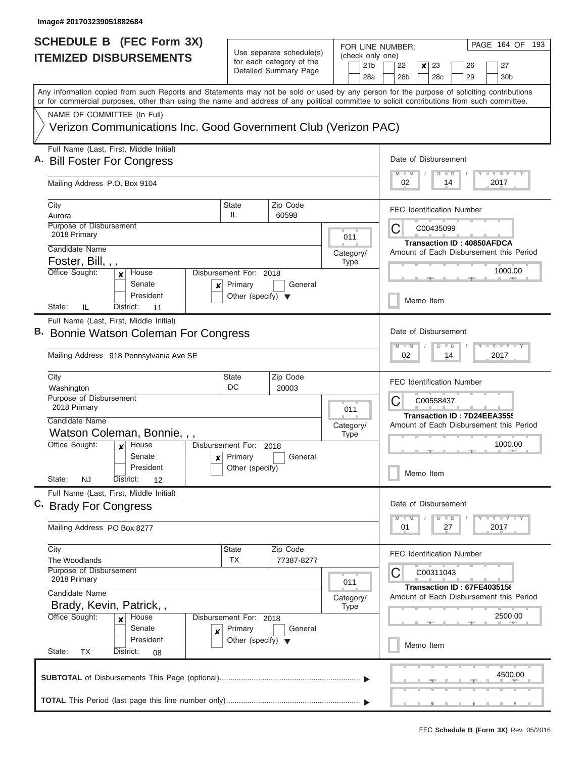Image# 201703239051882684

# SCHEDULE B (FEC Form 3X)
# ITEMIZED DISBURSEMENTS

Use separate schedule(s) for each category of the Detailed Summary Page

FOR LINE NUMBER: (check only one)

21b | 22 | ✘ 23 | 26 | 27
28a | 28b | 28c | 29 | 30b

Any information copied from such Reports and Statements may not be sold or used by any person for the purpose of soliciting contributions or for commercial purposes, other than using the name and address of any political committee to solicit contributions from such committee.

NAME OF COMMITTEE (In Full)

Verizon Communications Inc. Good Government Club (Verizon PAC)

---

**A.** Full Name (Last, First, Middle Initial)
Bill Foster For Congress

Mailing Address P.O. Box 9104

City: Aurora | State: IL | Zip Code: 60598

Purpose of Disbursement: 2018 Primary

Candidate Name: Foster, Bill, , ,

Category/Type: 011

Office Sought: ✘ House | Senate | President

State: IL | District: 11

Disbursement For: 2018 | ✘ Primary | General | Other (specify)

Date of Disbursement: 02 / 14 / 2017

FEC Identification Number: C00435099

Transaction ID : 40850AFDCA

Amount of Each Disbursement this Period: 1000.00

Memo Item

---

**B.** Full Name (Last, First, Middle Initial)
Bonnie Watson Coleman For Congress

Mailing Address 918 Pennsylvania Ave SE

City: Washington | State: DC | Zip Code: 20003

Purpose of Disbursement: 2018 Primary

Candidate Name: Watson Coleman, Bonnie, , ,

Category/Type: 011

Office Sought: ✘ House | Senate | President

State: NJ | District: 12

Disbursement For: 2018 | ✘ Primary | General | Other (specify)

Date of Disbursement: 02 / 14 / 2017

FEC Identification Number: C00558437

Transaction ID : 7D24EEA355!

Amount of Each Disbursement this Period: 1000.00

Memo Item

---

**C.** Full Name (Last, First, Middle Initial)
Brady For Congress

Mailing Address PO Box 8277

City: The Woodlands | State: TX | Zip Code: 77387-8277

Purpose of Disbursement: 2018 Primary

Candidate Name: Brady, Kevin, Patrick, ,

Category/Type: 011

Office Sought: ✘ House | Senate | President

State: TX | District: 08

Disbursement For: 2018 | ✘ Primary | General | Other (specify)

Date of Disbursement: 01 / 27 / 2017

FEC Identification Number: C00311043

Transaction ID : 67FE403515{

Amount of Each Disbursement this Period: 2500.00

Memo Item

---

**SUBTOTAL** of Disbursements This Page (optional) ........ 4500.00

**TOTAL** This Period (last page this line number only) ........

FEC **Schedule B (Form 3X)** Rev. 05/2016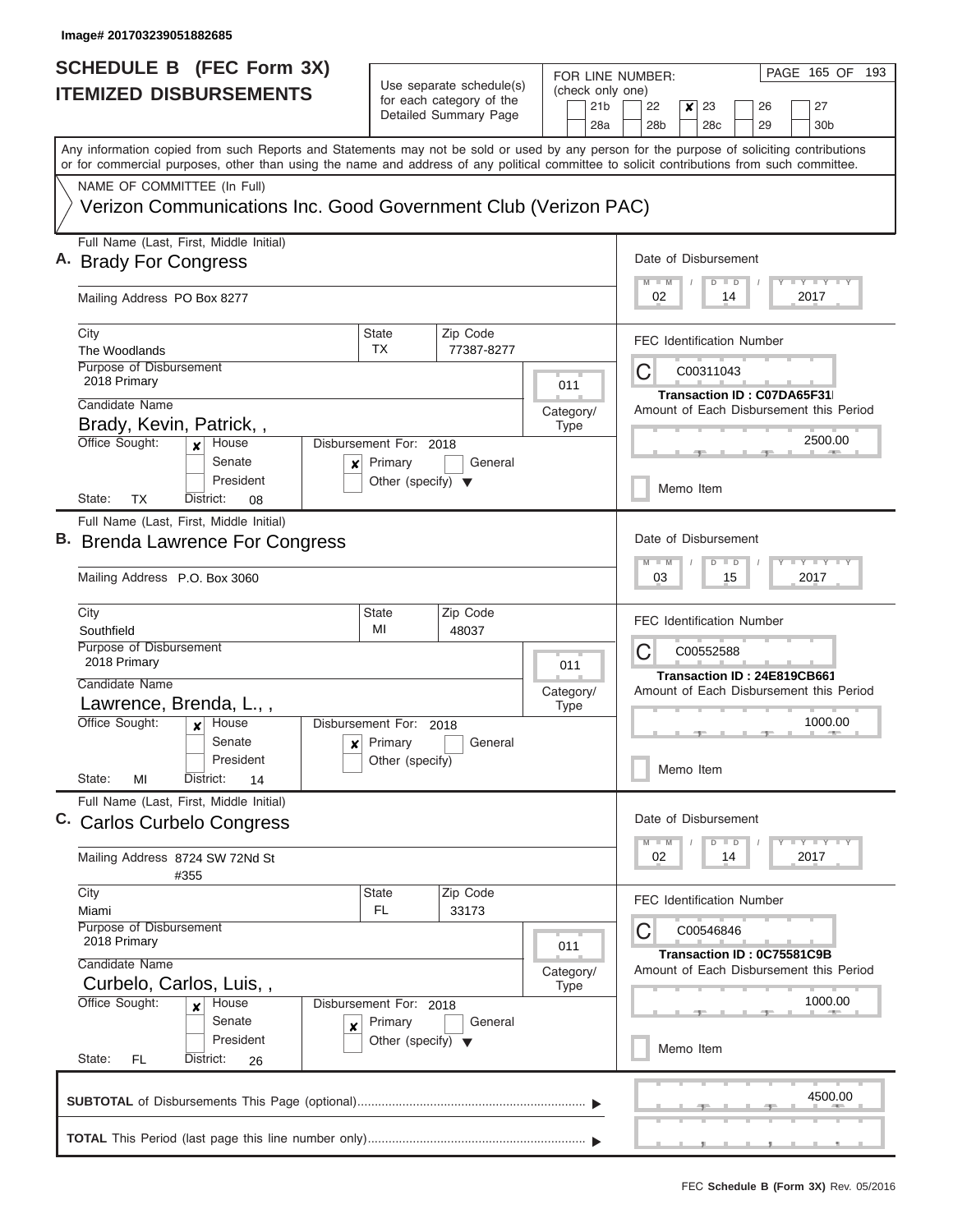Image# 201703239051882685

# SCHEDULE B (FEC Form 3X)
## ITEMIZED DISBURSEMENTS

Use separate schedule(s) for each category of the Detailed Summary Page

FOR LINE NUMBER: (check only one)

21b | 22 | [x] 23 | 26 | 27
28a | 28b | 28c | 29 | 30b

Any information copied from such Reports and Statements may not be sold or used by any person for the purpose of soliciting contributions or for commercial purposes, other than using the name and address of any political committee to solicit contributions from such committee.

NAME OF COMMITTEE (In Full)

Verizon Communications Inc. Good Government Club (Verizon PAC)

---

**A.** Full Name (Last, First, Middle Initial): Brady For Congress

Mailing Address: PO Box 8277

City: The Woodlands | State: TX | Zip Code: 77387-8277

Purpose of Disbursement: 2018 Primary

Category/Type: 011

Candidate Name: Brady, Kevin, Patrick, ,

Office Sought: [x] House [ ] Senate [ ] President

State: TX District: 08

Disbursement For: 2018 [x] Primary [ ] General [ ] Other (specify)

Date of Disbursement: 02 / 14 / 2017

FEC Identification Number: C00311043

Transaction ID : C07DA65F31I

Amount of Each Disbursement this Period: 2500.00

[ ] Memo Item

---

**B.** Full Name (Last, First, Middle Initial): Brenda Lawrence For Congress

Mailing Address: P.O. Box 3060

City: Southfield | State: MI | Zip Code: 48037

Purpose of Disbursement: 2018 Primary

Category/Type: 011

Candidate Name: Lawrence, Brenda, L., ,

Office Sought: [x] House [ ] Senate [ ] President

State: MI District: 14

Disbursement For: 2018 [x] Primary [ ] General [ ] Other (specify)

Date of Disbursement: 03 / 15 / 2017

FEC Identification Number: C00552588

Transaction ID : 24E819CB661

Amount of Each Disbursement this Period: 1000.00

[ ] Memo Item

---

**C.** Full Name (Last, First, Middle Initial): Carlos Curbelo Congress

Mailing Address: 8724 SW 72Nd St #355

City: Miami | State: FL | Zip Code: 33173

Purpose of Disbursement: 2018 Primary

Category/Type: 011

Candidate Name: Curbelo, Carlos, Luis, ,

Office Sought: [x] House [ ] Senate [ ] President

State: FL District: 26

Disbursement For: 2018 [x] Primary [ ] General [ ] Other (specify)

Date of Disbursement: 02 / 14 / 2017

FEC Identification Number: C00546846

Transaction ID : 0C75581C9B

Amount of Each Disbursement this Period: 1000.00

[ ] Memo Item

---

**SUBTOTAL** of Disbursements This Page (optional): 4500.00

**TOTAL** This Period (last page this line number only):

FEC **Schedule B (Form 3X)** Rev. 05/2016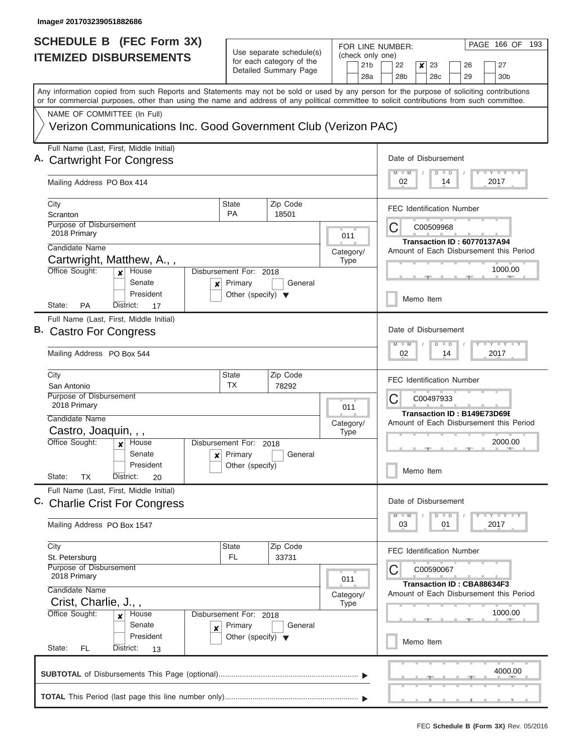Image# 201703239051882686

# SCHEDULE B (FEC Form 3X)
## ITEMIZED DISBURSEMENTS

Use separate schedule(s) for each category of the Detailed Summary Page

FOR LINE NUMBER: (check only one)

☐ 21b ☐ 22 ☒ 23 ☐ 26 ☐ 27
☐ 28a ☐ 28b ☐ 28c ☐ 29 ☐ 30b

PAGE 166 OF 193

Any information copied from such Reports and Statements may not be sold or used by any person for the purpose of soliciting contributions or for commercial purposes, other than using the name and address of any political committee to solicit contributions from such committee.

NAME OF COMMITTEE (In Full)

Verizon Communications Inc. Good Government Club (Verizon PAC)

---

**A.** Full Name (Last, First, Middle Initial): Cartwright For Congress

Mailing Address: PO Box 414

City: Scranton | State: PA | Zip Code: 18501

Purpose of Disbursement: 2018 Primary

Category/Type: 011

Candidate Name: Cartwright, Matthew, A., ,

Office Sought: ☒ House ☐ Senate ☐ President

State: PA District: 17

Disbursement For: 2018 ☒ Primary ☐ General ☐ Other (specify)

Date of Disbursement: 02 / 14 / 2017

FEC Identification Number: C00509968

Transaction ID : 60770137A94

Amount of Each Disbursement this Period: 1000.00

☐ Memo Item

---

**B.** Full Name (Last, First, Middle Initial): Castro For Congress

Mailing Address: PO Box 544

City: San Antonio | State: TX | Zip Code: 78292

Purpose of Disbursement: 2018 Primary

Category/Type: 011

Candidate Name: Castro, Joaquin, , ,

Office Sought: ☒ House ☐ Senate ☐ President

State: TX District: 20

Disbursement For: 2018 ☒ Primary ☐ General ☐ Other (specify)

Date of Disbursement: 02 / 14 / 2017

FEC Identification Number: C00497933

Transaction ID : B149E73D69E

Amount of Each Disbursement this Period: 2000.00

☐ Memo Item

---

**C.** Full Name (Last, First, Middle Initial): Charlie Crist For Congress

Mailing Address: PO Box 1547

City: St. Petersburg | State: FL | Zip Code: 33731

Purpose of Disbursement: 2018 Primary

Category/Type: 011

Candidate Name: Crist, Charlie, J., ,

Office Sought: ☒ House ☐ Senate ☐ President

State: FL District: 13

Disbursement For: 2018 ☒ Primary ☐ General ☐ Other (specify)

Date of Disbursement: 03 / 01 / 2017

FEC Identification Number: C00590067

Transaction ID : CBA88634F3

Amount of Each Disbursement this Period: 1000.00

☐ Memo Item

---

**SUBTOTAL** of Disbursements This Page (optional): 4000.00

**TOTAL** This Period (last page this line number only):

FEC **Schedule B (Form 3X)** Rev. 05/2016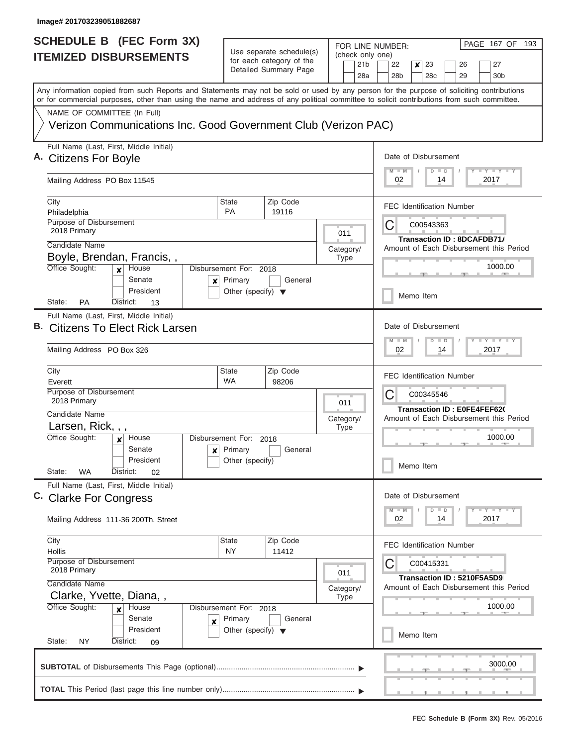Image# 201703239051882687

# SCHEDULE B (FEC Form 3X) ITEMIZED DISBURSEMENTS

Use separate schedule(s) for each category of the Detailed Summary Page

FOR LINE NUMBER: (check only one)

21b | 22 | **x** 23 | 26 | 27
28a | 28b | 28c | 29 | 30b

Any information copied from such Reports and Statements may not be sold or used by any person for the purpose of soliciting contributions or for commercial purposes, other than using the name and address of any political committee to solicit contributions from such committee.

NAME OF COMMITTEE (In Full)

Verizon Communications Inc. Good Government Club (Verizon PAC)

---

**A.** Full Name (Last, First, Middle Initial): Citizens For Boyle

Mailing Address: PO Box 11545

City: Philadelphia | State: PA | Zip Code: 19116

Purpose of Disbursement: 2018 Primary

Category/Type: 011

Candidate Name: Boyle, Brendan, Francis, ,

Office Sought: **x** House | Senate | President

State: PA | District: 13

Disbursement For: 2018 | **x** Primary | General | Other (specify)

Date of Disbursement: 02 / 14 / 2017

FEC Identification Number: C00543363

Transaction ID : 8DCAFDB71/

Amount of Each Disbursement this Period: 1000.00

Memo Item

---

**B.** Full Name (Last, First, Middle Initial): Citizens To Elect Rick Larsen

Mailing Address: PO Box 326

City: Everett | State: WA | Zip Code: 98206

Purpose of Disbursement: 2018 Primary

Category/Type: 011

Candidate Name: Larsen, Rick, , ,

Office Sought: **x** House | Senate | President

State: WA | District: 02

Disbursement For: 2018 | **x** Primary | General | Other (specify)

Date of Disbursement: 02 / 14 / 2017

FEC Identification Number: C00345546

Transaction ID : E0FE4FEF62(

Amount of Each Disbursement this Period: 1000.00

Memo Item

---

**C.** Full Name (Last, First, Middle Initial): Clarke For Congress

Mailing Address: 111-36 200Th. Street

City: Hollis | State: NY | Zip Code: 11412

Purpose of Disbursement: 2018 Primary

Category/Type: 011

Candidate Name: Clarke, Yvette, Diana, ,

Office Sought: **x** House | Senate | President

State: NY | District: 09

Disbursement For: 2018 | **x** Primary | General | Other (specify)

Date of Disbursement: 02 / 14 / 2017

FEC Identification Number: C00415331

Transaction ID : 5210F5A5D9

Amount of Each Disbursement this Period: 1000.00

Memo Item

---

**SUBTOTAL** of Disbursements This Page (optional): 3000.00

**TOTAL** This Period (last page this line number only):

FEC **Schedule B (Form 3X)** Rev. 05/2016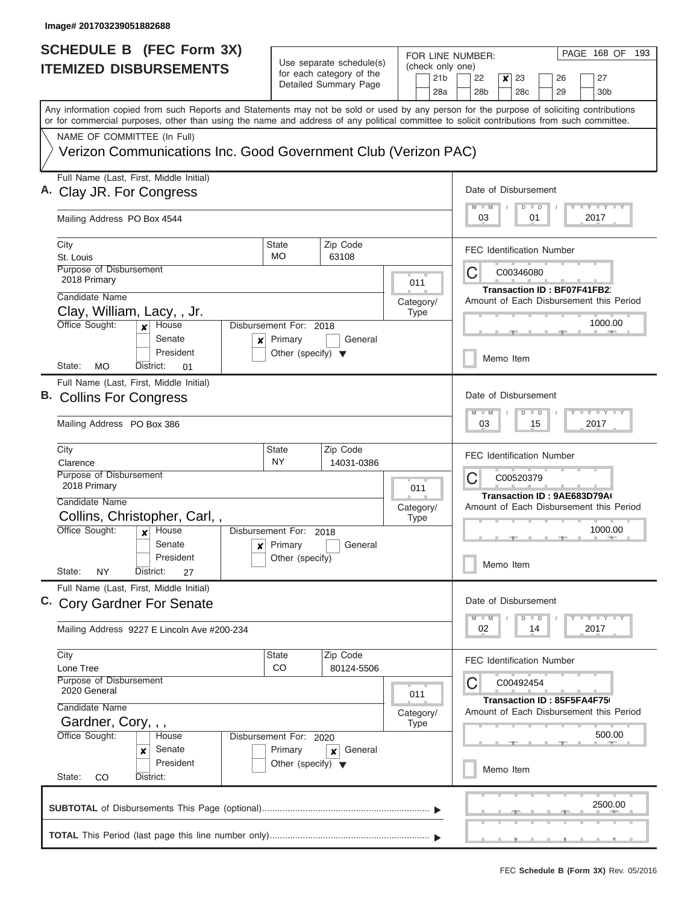Image# 201703239051882688

# SCHEDULE B (FEC Form 3X)
## ITEMIZED DISBURSEMENTS

Use separate schedule(s) for each category of the Detailed Summary Page

FOR LINE NUMBER: (check only one)

21b | 22 | **x** 23 | 26 | 27
28a | 28b | 28c | 29 | 30b

PAGE 168 OF 193

Any information copied from such Reports and Statements may not be sold or used by any person for the purpose of soliciting contributions or for commercial purposes, other than using the name and address of any political committee to solicit contributions from such committee.

NAME OF COMMITTEE (In Full)

Verizon Communications Inc. Good Government Club (Verizon PAC)

---

**A.** Full Name (Last, First, Middle Initial): Clay JR. For Congress

Mailing Address: PO Box 4544

City: St. Louis | State: MO | Zip Code: 63108

Purpose of Disbursement: 2018 Primary

Category/Type: 011

Candidate Name: Clay, William, Lacy, , Jr.

Office Sought: **x** House / Senate / President

Disbursement For: 2018 — **x** Primary / General / Other (specify)

State: MO District: 01

Date of Disbursement: 03 / 01 / 2017

FEC Identification Number: C00346080

Transaction ID : BF07F41FB2

Amount of Each Disbursement this Period: 1000.00

Memo Item

---

**B.** Full Name (Last, First, Middle Initial): Collins For Congress

Mailing Address: PO Box 386

City: Clarence | State: NY | Zip Code: 14031-0386

Purpose of Disbursement: 2018 Primary

Category/Type: 011

Candidate Name: Collins, Christopher, Carl, ,

Office Sought: **x** House / Senate / President

Disbursement For: 2018 — **x** Primary / General / Other (specify)

State: NY District: 27

Date of Disbursement: 03 / 15 / 2017

FEC Identification Number: C00520379

Transaction ID : 9AE683D79A

Amount of Each Disbursement this Period: 1000.00

Memo Item

---

**C.** Full Name (Last, First, Middle Initial): Cory Gardner For Senate

Mailing Address: 9227 E Lincoln Ave #200-234

City: Lone Tree | State: CO | Zip Code: 80124-5506

Purpose of Disbursement: 2020 General

Category/Type: 011

Candidate Name: Gardner, Cory, , ,

Office Sought: House / **x** Senate / President

Disbursement For: 2020 — Primary / **x** General / Other (specify)

State: CO District:

Date of Disbursement: 02 / 14 / 2017

FEC Identification Number: C00492454

Transaction ID : 85F5FA4F75

Amount of Each Disbursement this Period: 500.00

Memo Item

---

**SUBTOTAL** of Disbursements This Page (optional): 2500.00

**TOTAL** This Period (last page this line number only):

FEC **Schedule B (Form 3X)** Rev. 05/2016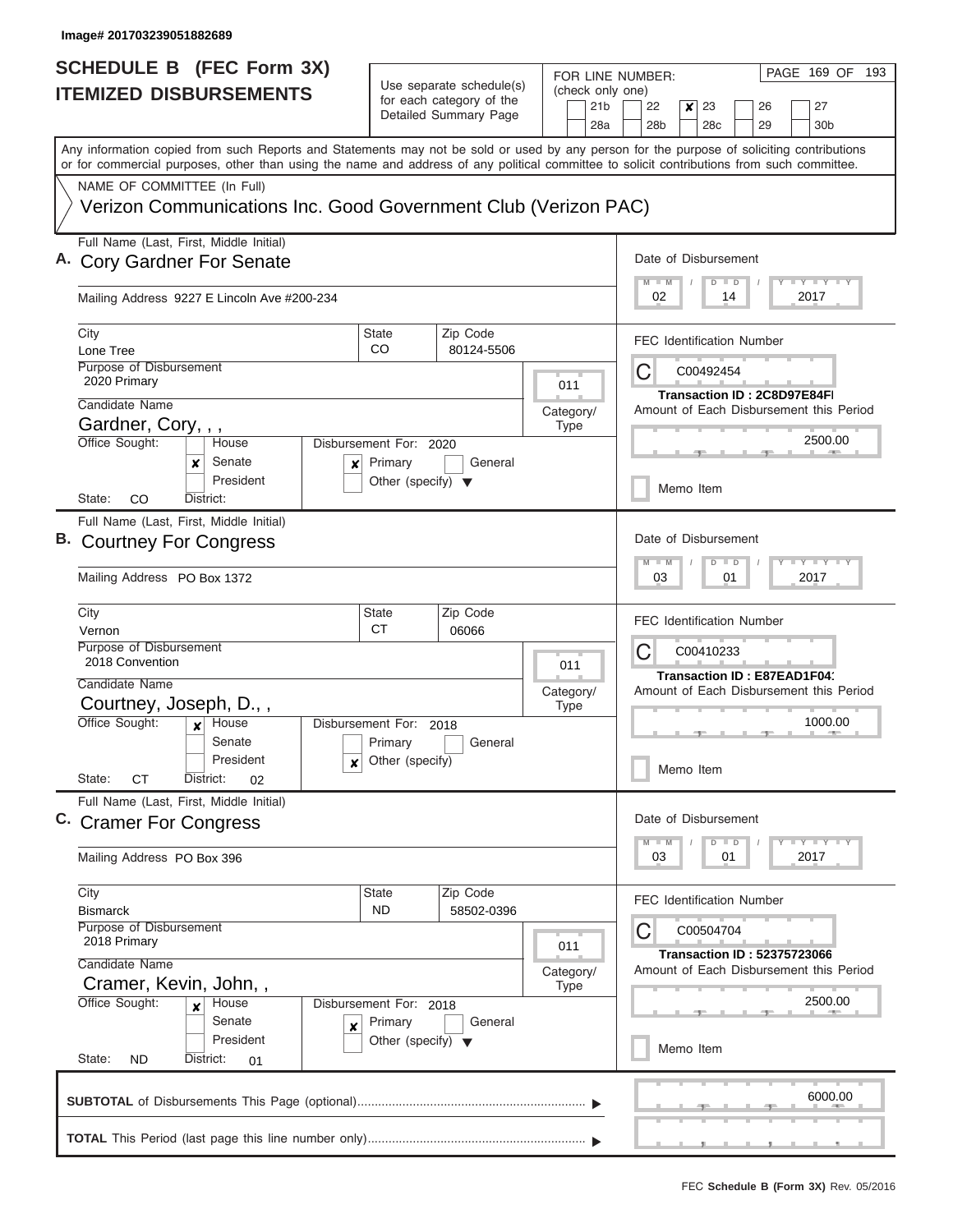Image# 201703239051882689

# SCHEDULE B (FEC Form 3X)
## ITEMIZED DISBURSEMENTS

Use separate schedule(s) for each category of the Detailed Summary Page

FOR LINE NUMBER: (check only one)
21b, 22, **[x] 23**, 26, 27, 28a, 28b, 28c, 29, 30b

PAGE 169 OF 193

Any information copied from such Reports and Statements may not be sold or used by any person for the purpose of soliciting contributions or for commercial purposes, other than using the name and address of any political committee to solicit contributions from such committee.

NAME OF COMMITTEE (In Full)
Verizon Communications Inc. Good Government Club (Verizon PAC)

---

**A.** Full Name (Last, First, Middle Initial): Cory Gardner For Senate

Mailing Address: 9227 E Lincoln Ave #200-234

City: Lone Tree | State: CO | Zip Code: 80124-5506

Purpose of Disbursement: 2020 Primary

Category/Type: 011

Candidate Name: Gardner, Cory, , ,

Office Sought: [x] Senate

State: CO | District:

Disbursement For: 2020 [x] Primary

Date of Disbursement: 02/14/2017

FEC Identification Number: C00492454

Transaction ID : 2C8D97E84FI

Amount of Each Disbursement this Period: 2500.00

Memo Item

---

**B.** Full Name (Last, First, Middle Initial): Courtney For Congress

Mailing Address: PO Box 1372

City: Vernon | State: CT | Zip Code: 06066

Purpose of Disbursement: 2018 Convention

Category/Type: 011

Candidate Name: Courtney, Joseph, D., ,

Office Sought: [x] House

State: CT | District: 02

Disbursement For: 2018 [x] Other (specify)

Date of Disbursement: 03/01/2017

FEC Identification Number: C00410233

Transaction ID : E87EAD1F041

Amount of Each Disbursement this Period: 1000.00

Memo Item

---

**C.** Full Name (Last, First, Middle Initial): Cramer For Congress

Mailing Address: PO Box 396

City: Bismarck | State: ND | Zip Code: 58502-0396

Purpose of Disbursement: 2018 Primary

Category/Type: 011

Candidate Name: Cramer, Kevin, John, ,

Office Sought: [x] House

State: ND | District: 01

Disbursement For: 2018 [x] Primary

Date of Disbursement: 03/01/2017

FEC Identification Number: C00504704

Transaction ID : 52375723066

Amount of Each Disbursement this Period: 2500.00

Memo Item

---

**SUBTOTAL** of Disbursements This Page (optional): 6000.00

**TOTAL** This Period (last page this line number only):

FEC **Schedule B (Form 3X)** Rev. 05/2016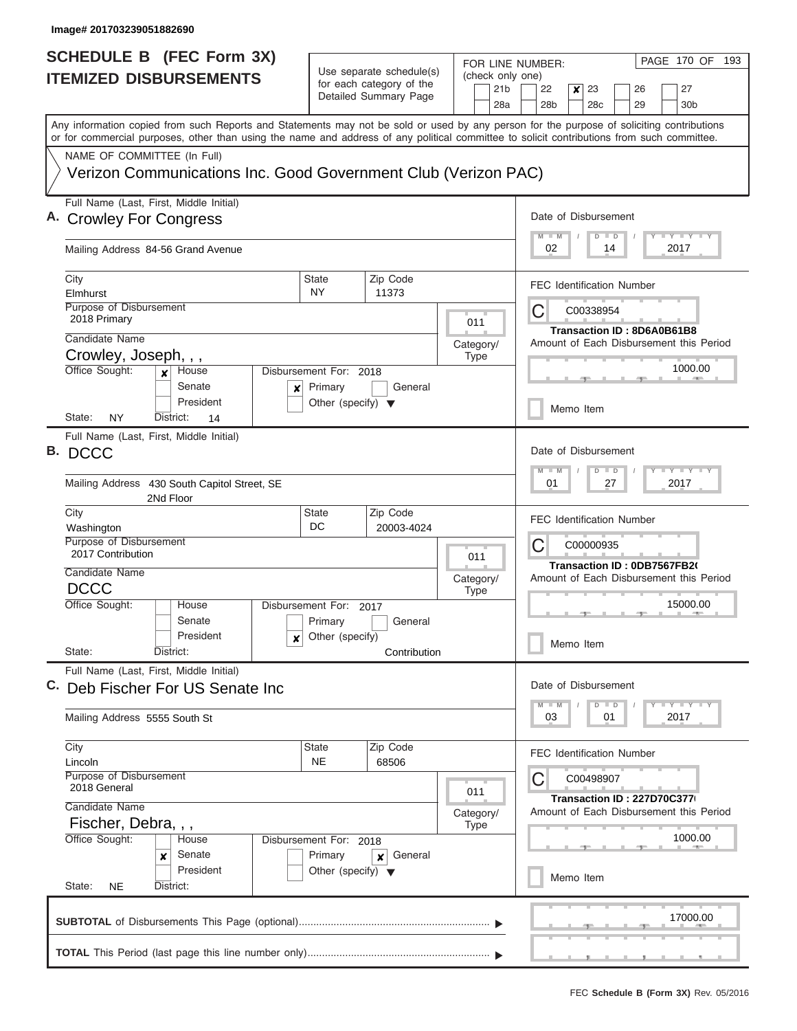Image# 201703239051882690

# SCHEDULE B (FEC Form 3X)
## ITEMIZED DISBURSEMENTS

Use separate schedule(s) for each category of the Detailed Summary Page

FOR LINE NUMBER: (check only one)

21b [ ] 22 [ ] 23 [x] 26 [ ] 27 [ ]
28a [ ] 28b [ ] 28c [ ] 29 [ ] 30b [ ]

Any information copied from such Reports and Statements may not be sold or used by any person for the purpose of soliciting contributions or for commercial purposes, other than using the name and address of any political committee to solicit contributions from such committee.

NAME OF COMMITTEE (In Full)

Verizon Communications Inc. Good Government Club (Verizon PAC)

---

**A.** Full Name (Last, First, Middle Initial): **Crowley For Congress**

Mailing Address: 84-56 Grand Avenue

City: Elmhurst | State: NY | Zip Code: 11373

Purpose of Disbursement: 2018 Primary

Category/Type: 011

Candidate Name: Crowley, Joseph, , ,

Office Sought: [x] House [ ] Senate [ ] President

State: NY District: 14

Disbursement For: 2018 [x] Primary [ ] General [ ] Other (specify)

Date of Disbursement: 02 / 14 / 2017

FEC Identification Number: C00338954

Transaction ID : 8D6A0B61B8

Amount of Each Disbursement this Period: 1000.00

[ ] Memo Item

---

**B.** Full Name (Last, First, Middle Initial): **DCCC**

Mailing Address: 430 South Capitol Street, SE, 2Nd Floor

City: Washington | State: DC | Zip Code: 20003-4024

Purpose of Disbursement: 2017 Contribution

Category/Type: 011

Candidate Name: DCCC

Office Sought: [ ] House [ ] Senate [ ] President

State: District:

Disbursement For: 2017 [ ] Primary [ ] General [x] Other (specify) Contribution

Date of Disbursement: 01 / 27 / 2017

FEC Identification Number: C00000935

Transaction ID : 0DB7567FB2(

Amount of Each Disbursement this Period: 15000.00

[ ] Memo Item

---

**C.** Full Name (Last, First, Middle Initial): **Deb Fischer For US Senate Inc**

Mailing Address: 5555 South St

City: Lincoln | State: NE | Zip Code: 68506

Purpose of Disbursement: 2018 General

Category/Type: 011

Candidate Name: Fischer, Debra, , ,

Office Sought: [ ] House [x] Senate [ ] President

State: NE District:

Disbursement For: 2018 [ ] Primary [x] General [ ] Other (specify)

Date of Disbursement: 03 / 01 / 2017

FEC Identification Number: C00498907

Transaction ID : 227D70C377(

Amount of Each Disbursement this Period: 1000.00

[ ] Memo Item

---

**SUBTOTAL** of Disbursements This Page (optional): 17000.00

**TOTAL** This Period (last page this line number only):

FEC **Schedule B (Form 3X)** Rev. 05/2016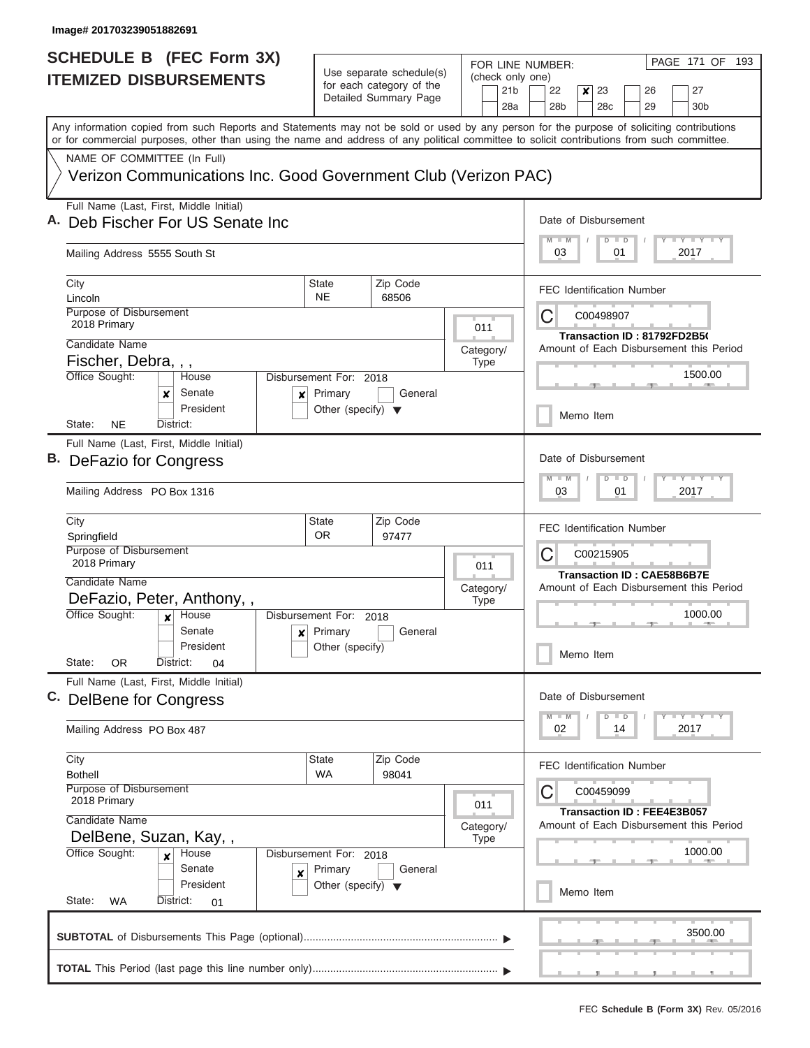Image# 201703239051882691

# SCHEDULE B (FEC Form 3X) ITEMIZED DISBURSEMENTS

Use separate schedule(s) for each category of the Detailed Summary Page

FOR LINE NUMBER: (check only one)

21b | 22 | [x] 23 | 26 | 27
28a | 28b | 28c | 29 | 30b

PAGE 171 OF 193

Any information copied from such Reports and Statements may not be sold or used by any person for the purpose of soliciting contributions or for commercial purposes, other than using the name and address of any political committee to solicit contributions from such committee.

NAME OF COMMITTEE (In Full)

Verizon Communications Inc. Good Government Club (Verizon PAC)

---

**A.** Full Name (Last, First, Middle Initial): Deb Fischer For US Senate Inc

Mailing Address: 5555 South St

City: Lincoln | State: NE | Zip Code: 68506

Purpose of Disbursement: 2018 Primary

Category/Type: 011

Candidate Name: Fischer, Debra, , ,

Office Sought: [ ] House [x] Senate [ ] President

State: NE District:

Disbursement For: 2018 [x] Primary [ ] General [ ] Other (specify)

Date of Disbursement: 03 / 01 / 2017

FEC Identification Number: C00498907

Transaction ID : 81792FD2B5(

Amount of Each Disbursement this Period: 1500.00

[ ] Memo Item

---

**B.** Full Name (Last, First, Middle Initial): DeFazio for Congress

Mailing Address: PO Box 1316

City: Springfield | State: OR | Zip Code: 97477

Purpose of Disbursement: 2018 Primary

Category/Type: 011

Candidate Name: DeFazio, Peter, Anthony, ,

Office Sought: [x] House [ ] Senate [ ] President

State: OR District: 04

Disbursement For: 2018 [x] Primary [ ] General [ ] Other (specify)

Date of Disbursement: 03 / 01 / 2017

FEC Identification Number: C00215905

Transaction ID : CAE58B6B7E

Amount of Each Disbursement this Period: 1000.00

[ ] Memo Item

---

**C.** Full Name (Last, First, Middle Initial): DelBene for Congress

Mailing Address: PO Box 487

City: Bothell | State: WA | Zip Code: 98041

Purpose of Disbursement: 2018 Primary

Category/Type: 011

Candidate Name: DelBene, Suzan, Kay, ,

Office Sought: [x] House [ ] Senate [ ] President

State: WA District: 01

Disbursement For: 2018 [x] Primary [ ] General [ ] Other (specify)

Date of Disbursement: 02 / 14 / 2017

FEC Identification Number: C00459099

Transaction ID : FEE4E3B057

Amount of Each Disbursement this Period: 1000.00

[ ] Memo Item

---

**SUBTOTAL** of Disbursements This Page (optional): 3500.00

**TOTAL** This Period (last page this line number only):

FEC **Schedule B (Form 3X)** Rev. 05/2016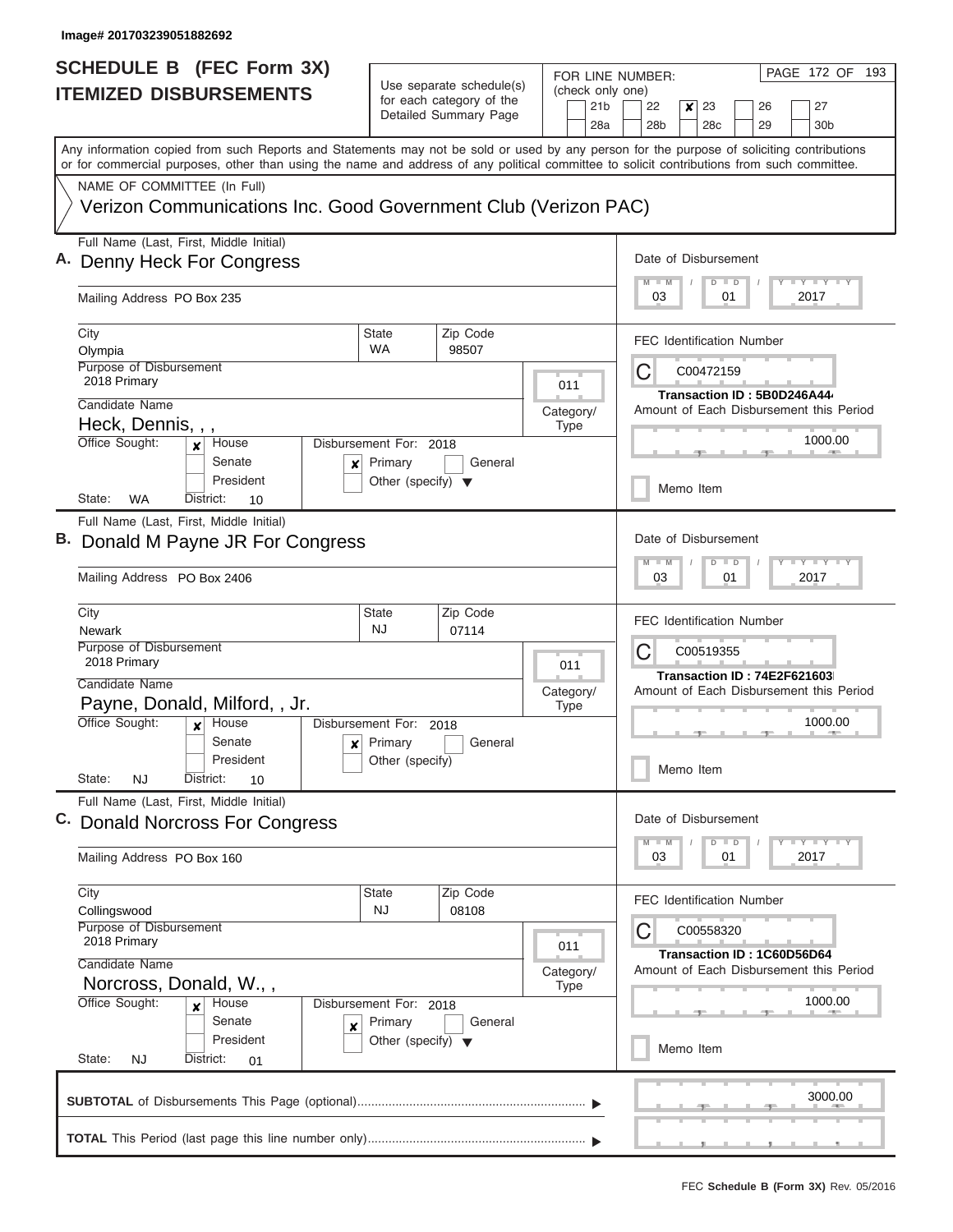Image# 201703239051882692

# SCHEDULE B (FEC Form 3X) ITEMIZED DISBURSEMENTS

Use separate schedule(s) for each category of the Detailed Summary Page

FOR LINE NUMBER: (check only one)

- [ ] 21b
- [ ] 22
- [x] 23
- [ ] 26
- [ ] 27
- [ ] 28a
- [ ] 28b
- [ ] 28c
- [ ] 29
- [ ] 30b

PAGE 172 OF 193

Any information copied from such Reports and Statements may not be sold or used by any person for the purpose of soliciting contributions or for commercial purposes, other than using the name and address of any political committee to solicit contributions from such committee.

NAME OF COMMITTEE (In Full)

Verizon Communications Inc. Good Government Club (Verizon PAC)

---

## A. Denny Heck For Congress

Full Name (Last, First, Middle Initial): Denny Heck For Congress

Mailing Address: PO Box 235

City: Olympia | State: WA | Zip Code: 98507

Purpose of Disbursement: 2018 Primary

Category/Type: 011

Candidate Name: Heck, Dennis, , ,

Office Sought: [x] House [ ] Senate [ ] President

Disbursement For: 2018 [x] Primary [ ] General [ ] Other (specify)

State: WA District: 10

Date of Disbursement: 03 / 01 / 2017

FEC Identification Number: C00472159

Transaction ID : 5B0D246A44

Amount of Each Disbursement this Period: 1000.00

[ ] Memo Item

---

## B. Donald M Payne JR For Congress

Full Name (Last, First, Middle Initial): Donald M Payne JR For Congress

Mailing Address: PO Box 2406

City: Newark | State: NJ | Zip Code: 07114

Purpose of Disbursement: 2018 Primary

Category/Type: 011

Candidate Name: Payne, Donald, Milford, , Jr.

Office Sought: [x] House [ ] Senate [ ] President

Disbursement For: 2018 [x] Primary [ ] General [ ] Other (specify)

State: NJ District: 10

Date of Disbursement: 03 / 01 / 2017

FEC Identification Number: C00519355

Transaction ID : 74E2F621603

Amount of Each Disbursement this Period: 1000.00

[ ] Memo Item

---

## C. Donald Norcross For Congress

Full Name (Last, First, Middle Initial): Donald Norcross For Congress

Mailing Address: PO Box 160

City: Collingswood | State: NJ | Zip Code: 08108

Purpose of Disbursement: 2018 Primary

Category/Type: 011

Candidate Name: Norcross, Donald, W., ,

Office Sought: [x] House [ ] Senate [ ] President

Disbursement For: 2018 [x] Primary [ ] General [ ] Other (specify)

State: NJ District: 01

Date of Disbursement: 03 / 01 / 2017

FEC Identification Number: C00558320

Transaction ID : 1C60D56D64

Amount of Each Disbursement this Period: 1000.00

[ ] Memo Item

---

**SUBTOTAL** of Disbursements This Page (optional): 3000.00

**TOTAL** This Period (last page this line number only):

FEC **Schedule B (Form 3X)** Rev. 05/2016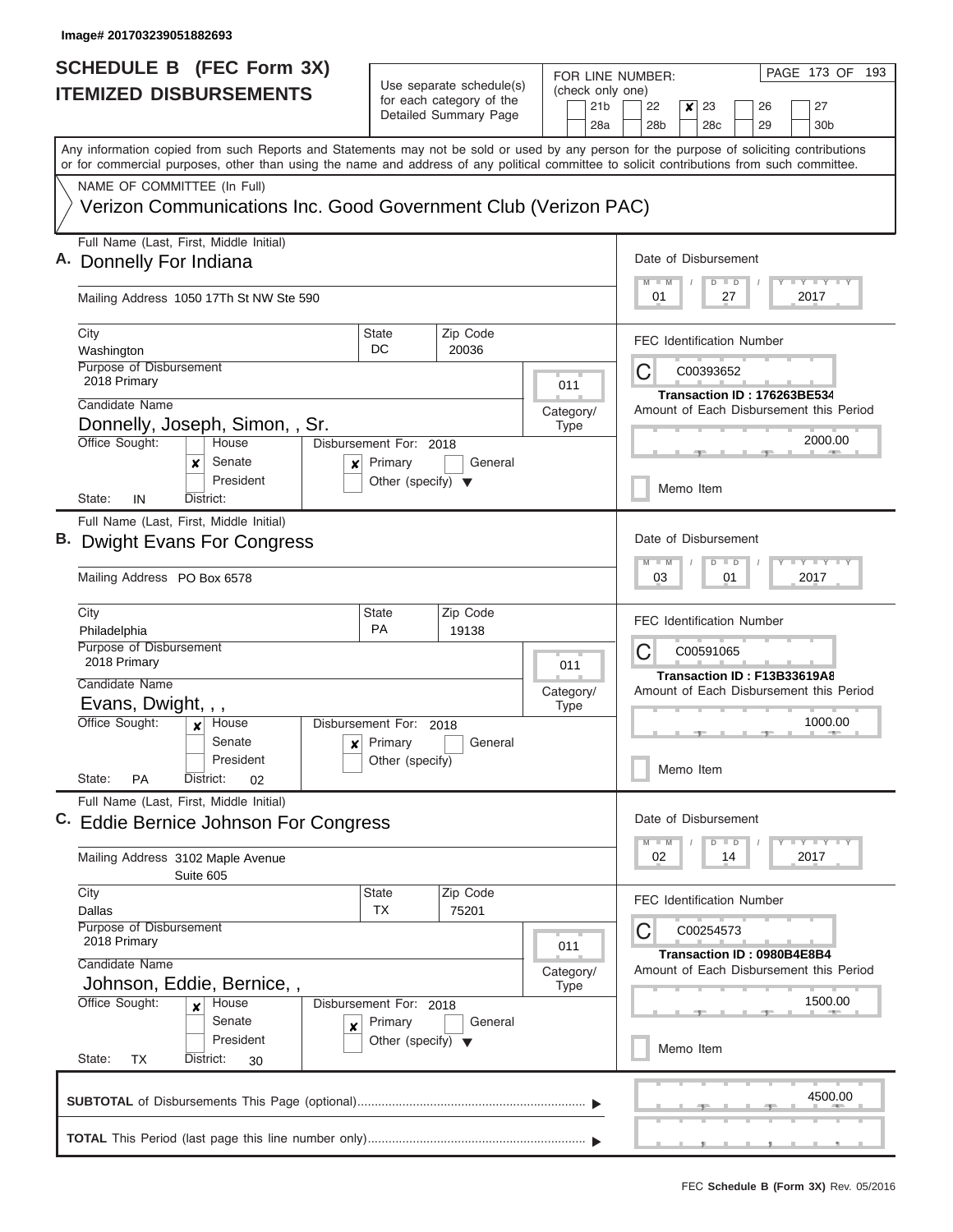Image# 201703239051882693

# SCHEDULE B (FEC Form 3X)
## ITEMIZED DISBURSEMENTS

Use separate schedule(s) for each category of the Detailed Summary Page

FOR LINE NUMBER: (check only one)
21b | 22 | **x** 23 | 26 | 27
28a | 28b | 28c | 29 | 30b

PAGE 173 OF 193

Any information copied from such Reports and Statements may not be sold or used by any person for the purpose of soliciting contributions or for commercial purposes, other than using the name and address of any political committee to solicit contributions from such committee.

NAME OF COMMITTEE (In Full)
Verizon Communications Inc. Good Government Club (Verizon PAC)

---

**A.** Full Name (Last, First, Middle Initial): Donnelly For Indiana

Mailing Address: 1050 17Th St NW Ste 590

City: Washington | State: DC | Zip Code: 20036

Purpose of Disbursement: 2018 Primary

Category/Type: 011

Candidate Name: Donnelly, Joseph, Simon, , Sr.

Office Sought: **x** Senate

Disbursement For: 2018 — **x** Primary

State: IN | District:

Date of Disbursement: 01/27/2017

FEC Identification Number: C00393652

Transaction ID : 176263BE534

Amount of Each Disbursement this Period: 2000.00

Memo Item

---

**B.** Full Name (Last, First, Middle Initial): Dwight Evans For Congress

Mailing Address: PO Box 6578

City: Philadelphia | State: PA | Zip Code: 19138

Purpose of Disbursement: 2018 Primary

Category/Type: 011

Candidate Name: Evans, Dwight, , ,

Office Sought: **x** House

Disbursement For: 2018 — **x** Primary

State: PA | District: 02

Date of Disbursement: 03/01/2017

FEC Identification Number: C00591065

Transaction ID : F13B33619A8

Amount of Each Disbursement this Period: 1000.00

Memo Item

---

**C.** Full Name (Last, First, Middle Initial): Eddie Bernice Johnson For Congress

Mailing Address: 3102 Maple Avenue Suite 605

City: Dallas | State: TX | Zip Code: 75201

Purpose of Disbursement: 2018 Primary

Category/Type: 011

Candidate Name: Johnson, Eddie, Bernice, ,

Office Sought: **x** House

Disbursement For: 2018 — **x** Primary

State: TX | District: 30

Date of Disbursement: 02/14/2017

FEC Identification Number: C00254573

Transaction ID : 0980B4E8B4

Amount of Each Disbursement this Period: 1500.00

Memo Item

---

**SUBTOTAL** of Disbursements This Page (optional): 4500.00

**TOTAL** This Period (last page this line number only):

FEC **Schedule B (Form 3X)** Rev. 05/2016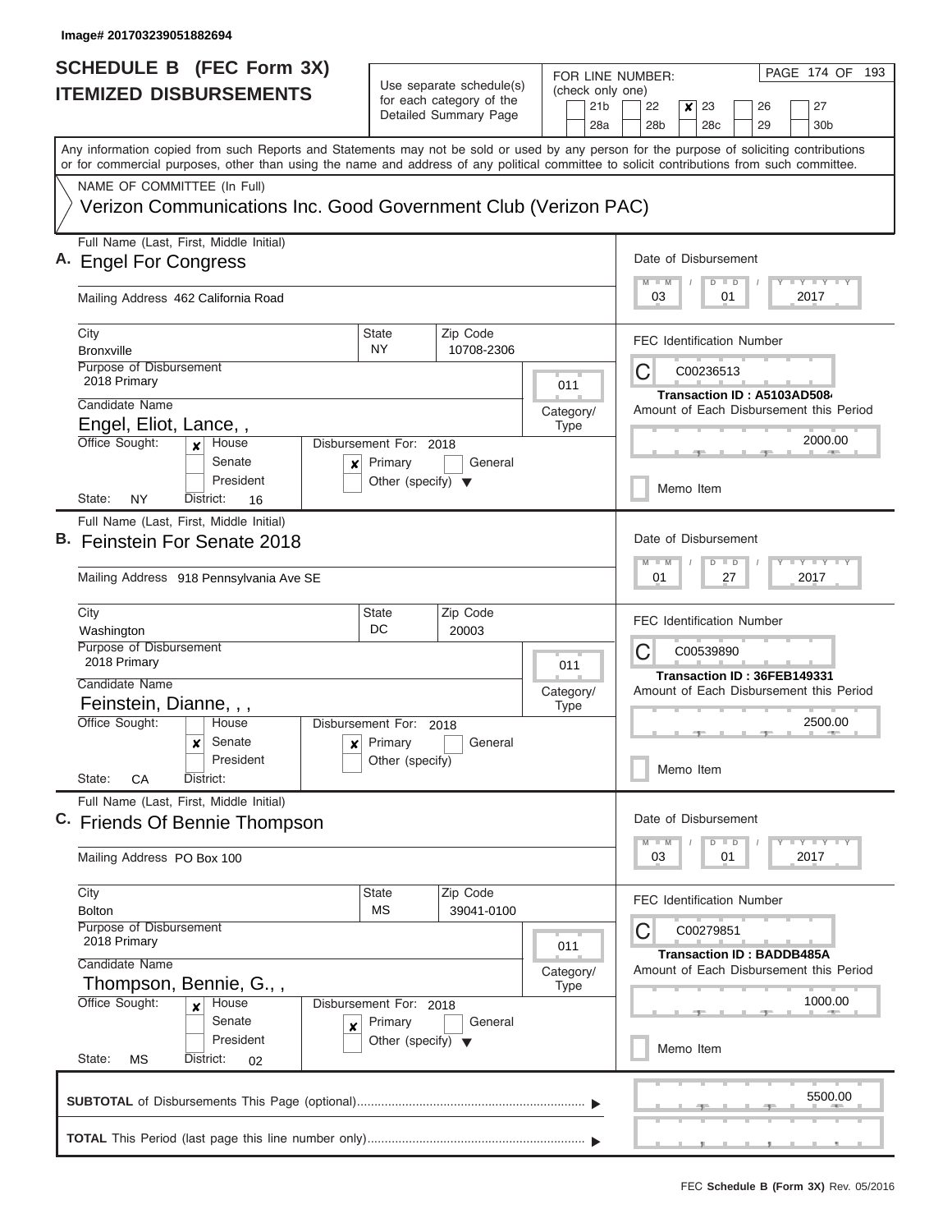Image# 201703239051882694

# SCHEDULE B (FEC Form 3X) ITEMIZED DISBURSEMENTS

Use separate schedule(s) for each category of the Detailed Summary Page

FOR LINE NUMBER: (check only one)

21b | 22 | **x** 23 | 26 | 27
28a | 28b | 28c | 29 | 30b

Any information copied from such Reports and Statements may not be sold or used by any person for the purpose of soliciting contributions or for commercial purposes, other than using the name and address of any political committee to solicit contributions from such committee.

NAME OF COMMITTEE (In Full)

Verizon Communications Inc. Good Government Club (Verizon PAC)

---

**A.** Full Name (Last, First, Middle Initial): Engel For Congress

Mailing Address: 462 California Road

City: Bronxville | State: NY | Zip Code: 10708-2306

Purpose of Disbursement: 2018 Primary

Category/Type: 011

Candidate Name: Engel, Eliot, Lance, ,

Office Sought: **x** House | Senate | President

State: NY | District: 16

Disbursement For: 2018 | **x** Primary | General | Other (specify)

Date of Disbursement: 03 / 01 / 2017

FEC Identification Number: C00236513

Transaction ID : A5103AD508

Amount of Each Disbursement this Period: 2000.00

Memo Item

---

**B.** Full Name (Last, First, Middle Initial): Feinstein For Senate 2018

Mailing Address: 918 Pennsylvania Ave SE

City: Washington | State: DC | Zip Code: 20003

Purpose of Disbursement: 2018 Primary

Category/Type: 011

Candidate Name: Feinstein, Dianne, , ,

Office Sought: House | **x** Senate | President

State: CA | District:

Disbursement For: 2018 | **x** Primary | General | Other (specify)

Date of Disbursement: 01 / 27 / 2017

FEC Identification Number: C00539890

Transaction ID : 36FEB149331

Amount of Each Disbursement this Period: 2500.00

Memo Item

---

**C.** Full Name (Last, First, Middle Initial): Friends Of Bennie Thompson

Mailing Address: PO Box 100

City: Bolton | State: MS | Zip Code: 39041-0100

Purpose of Disbursement: 2018 Primary

Category/Type: 011

Candidate Name: Thompson, Bennie, G., ,

Office Sought: **x** House | Senate | President

State: MS | District: 02

Disbursement For: 2018 | **x** Primary | General | Other (specify)

Date of Disbursement: 03 / 01 / 2017

FEC Identification Number: C00279851

Transaction ID : BADDB485A

Amount of Each Disbursement this Period: 1000.00

Memo Item

---

**SUBTOTAL** of Disbursements This Page (optional): 5500.00

**TOTAL** This Period (last page this line number only):

FEC **Schedule B (Form 3X)** Rev. 05/2016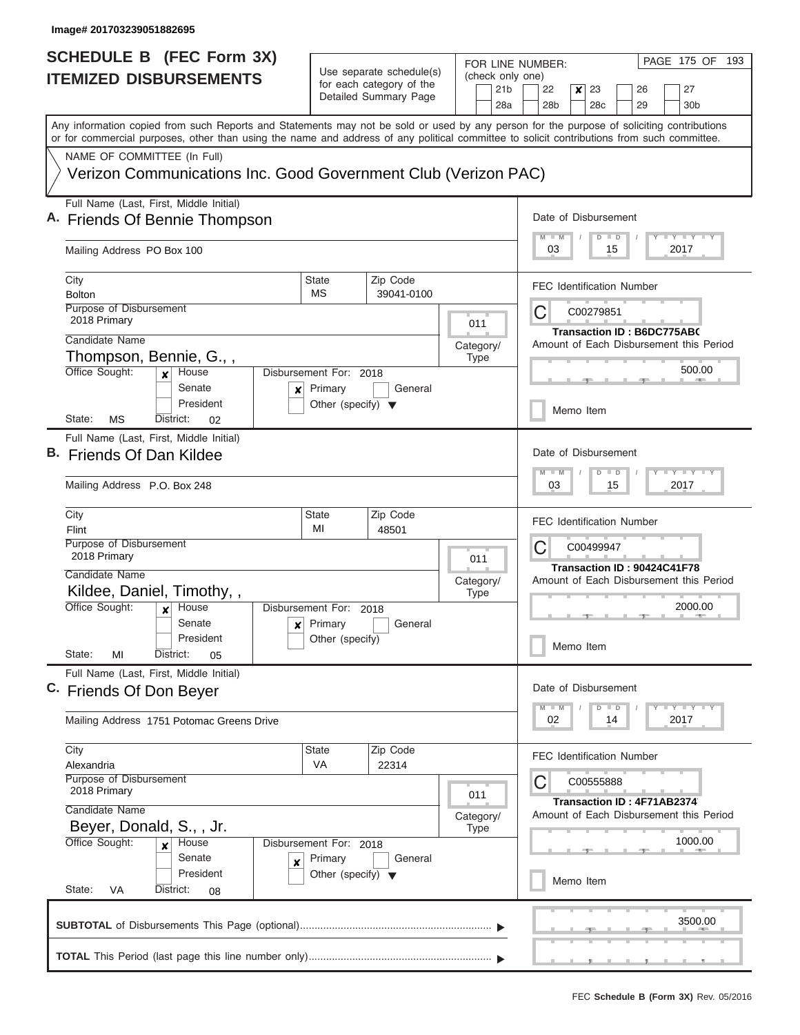Image# 201703239051882695

# SCHEDULE B (FEC Form 3X)
## ITEMIZED DISBURSEMENTS

Use separate schedule(s) for each category of the Detailed Summary Page

FOR LINE NUMBER: (check only one)

21b | 22 | **x** 23 | 26 | 27 | 28a | 28b | 28c | 29 | 30b

Any information copied from such Reports and Statements may not be sold or used by any person for the purpose of soliciting contributions or for commercial purposes, other than using the name and address of any political committee to solicit contributions from such committee.

NAME OF COMMITTEE (In Full)

Verizon Communications Inc. Good Government Club (Verizon PAC)

---

**A.** Full Name (Last, First, Middle Initial): Friends Of Bennie Thompson

Mailing Address: PO Box 100

City: Bolton | State: MS | Zip Code: 39041-0100

Purpose of Disbursement: 2018 Primary

Category/Type: 011

Candidate Name: Thompson, Bennie, G., ,

Office Sought: **x** House / Senate / President

Disbursement For: 2018 — **x** Primary / General / Other (specify)

State: MS District: 02

Date of Disbursement: 03 / 15 / 2017

FEC Identification Number: C00279851

Transaction ID : B6DC775ABC

Amount of Each Disbursement this Period: 500.00

Memo Item

---

**B.** Full Name (Last, First, Middle Initial): Friends Of Dan Kildee

Mailing Address: P.O. Box 248

City: Flint | State: MI | Zip Code: 48501

Purpose of Disbursement: 2018 Primary

Category/Type: 011

Candidate Name: Kildee, Daniel, Timothy, ,

Office Sought: **x** House / Senate / President

Disbursement For: 2018 — **x** Primary / General / Other (specify)

State: MI District: 05

Date of Disbursement: 03 / 15 / 2017

FEC Identification Number: C00499947

Transaction ID : 90424C41F78

Amount of Each Disbursement this Period: 2000.00

Memo Item

---

**C.** Full Name (Last, First, Middle Initial): Friends Of Don Beyer

Mailing Address: 1751 Potomac Greens Drive

City: Alexandria | State: VA | Zip Code: 22314

Purpose of Disbursement: 2018 Primary

Category/Type: 011

Candidate Name: Beyer, Donald, S., , Jr.

Office Sought: **x** House / Senate / President

Disbursement For: 2018 — **x** Primary / General / Other (specify)

State: VA District: 08

Date of Disbursement: 02 / 14 / 2017

FEC Identification Number: C00555888

Transaction ID : 4F71AB2374

Amount of Each Disbursement this Period: 1000.00

Memo Item

---

**SUBTOTAL** of Disbursements This Page (optional): 3500.00

**TOTAL** This Period (last page this line number only):

FEC **Schedule B (Form 3X)** Rev. 05/2016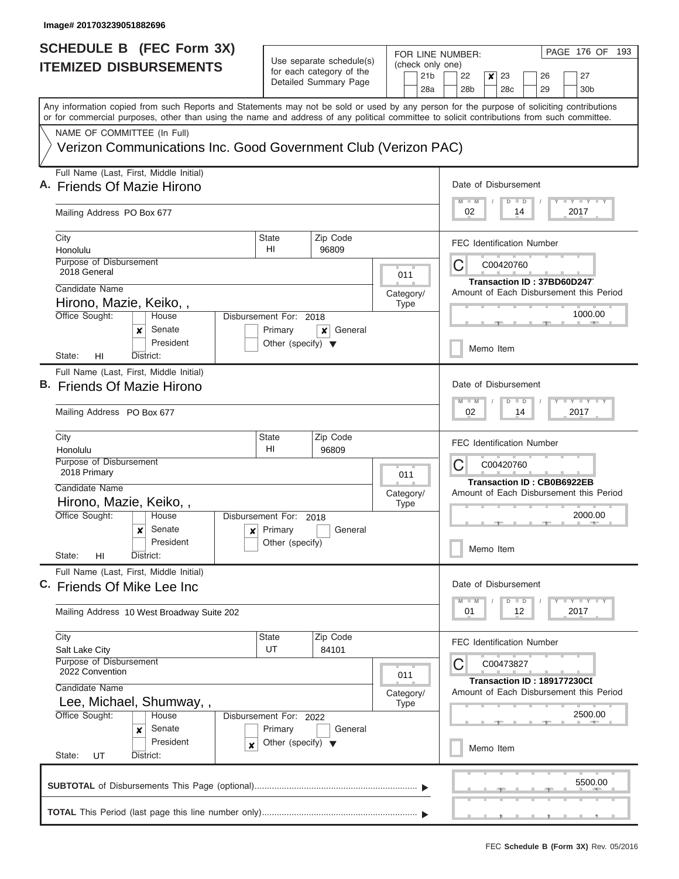Image# 201703239051882696

# SCHEDULE B (FEC Form 3X)
## ITEMIZED DISBURSEMENTS

Use separate schedule(s) for each category of the Detailed Summary Page

FOR LINE NUMBER: (check only one)
21b | 22 | **X** 23 | 26 | 27
28a | 28b | 28c | 29 | 30b

Any information copied from such Reports and Statements may not be sold or used by any person for the purpose of soliciting contributions or for commercial purposes, other than using the name and address of any political committee to solicit contributions from such committee.

NAME OF COMMITTEE (In Full)
Verizon Communications Inc. Good Government Club (Verizon PAC)

---

**A.** Full Name (Last, First, Middle Initial): Friends Of Mazie Hirono

Mailing Address: PO Box 677

City: Honolulu | State: HI | Zip Code: 96809

Purpose of Disbursement: 2018 General

Category/Type: 011

Candidate Name: Hirono, Mazie, Keiko, ,

Office Sought: [X] Senate

Disbursement For: 2018 — [X] General

State: HI District:

Date of Disbursement: 02 / 14 / 2017

FEC Identification Number: C00420760

Transaction ID : 37BD60D247

Amount of Each Disbursement this Period: 1000.00

Memo Item

---

**B.** Full Name (Last, First, Middle Initial): Friends Of Mazie Hirono

Mailing Address: PO Box 677

City: Honolulu | State: HI | Zip Code: 96809

Purpose of Disbursement: 2018 Primary

Category/Type: 011

Candidate Name: Hirono, Mazie, Keiko, ,

Office Sought: [X] Senate

Disbursement For: 2018 — [X] Primary

State: HI District:

Date of Disbursement: 02 / 14 / 2017

FEC Identification Number: C00420760

Transaction ID : CB0B6922EB

Amount of Each Disbursement this Period: 2000.00

Memo Item

---

**C.** Full Name (Last, First, Middle Initial): Friends Of Mike Lee Inc

Mailing Address: 10 West Broadway Suite 202

City: Salt Lake City | State: UT | Zip Code: 84101

Purpose of Disbursement: 2022 Convention

Category/Type: 011

Candidate Name: Lee, Michael, Shumway, ,

Office Sought: [X] Senate

Disbursement For: 2022 — [X] Other (specify)

State: UT District:

Date of Disbursement: 01 / 12 / 2017

FEC Identification Number: C00473827

Transaction ID : 189177230CI

Amount of Each Disbursement this Period: 2500.00

Memo Item

---

**SUBTOTAL** of Disbursements This Page (optional): 5500.00

**TOTAL** This Period (last page this line number only):

FEC Schedule B (Form 3X) Rev. 05/2016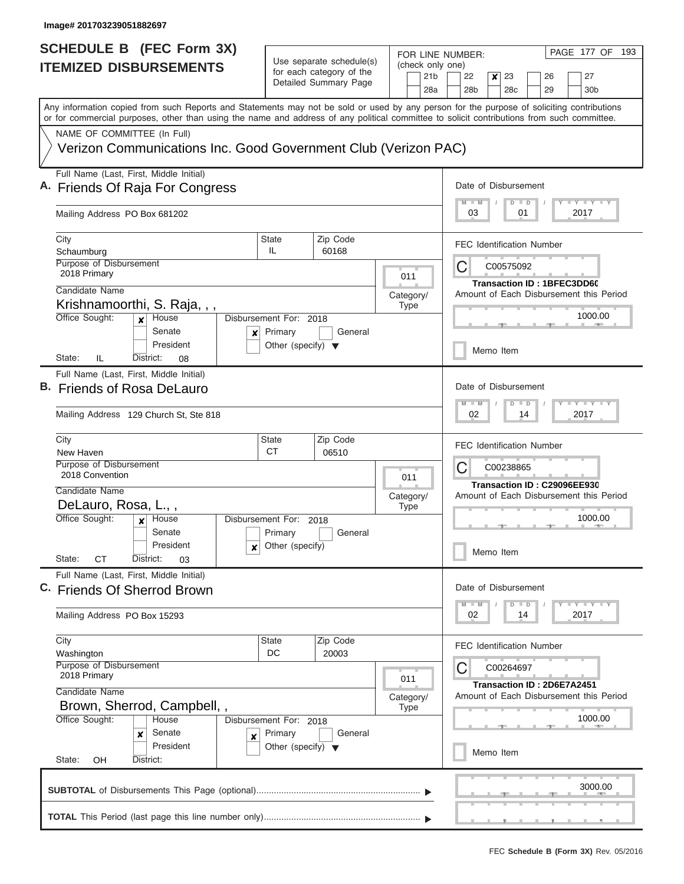Image# 201703239051882697

# SCHEDULE B (FEC Form 3X)
## ITEMIZED DISBURSEMENTS

Use separate schedule(s) for each category of the Detailed Summary Page

FOR LINE NUMBER: (check only one)

21b | 22 | ✘ 23 | 26 | 27
28a | 28b | 28c | 29 | 30b

Any information copied from such Reports and Statements may not be sold or used by any person for the purpose of soliciting contributions or for commercial purposes, other than using the name and address of any political committee to solicit contributions from such committee.

NAME OF COMMITTEE (In Full)

Verizon Communications Inc. Good Government Club (Verizon PAC)

---

**A.** Full Name (Last, First, Middle Initial): Friends Of Raja For Congress

Mailing Address: PO Box 681202

City: Schaumburg | State: IL | Zip Code: 60168

Purpose of Disbursement: 2018 Primary

Category/Type: 011

Candidate Name: Krishnamoorthi, S. Raja, , ,

Office Sought: ✘ House | Senate | President

State: IL | District: 08

Disbursement For: 2018 | ✘ Primary | General | Other (specify)

Date of Disbursement: 03 / 01 / 2017

FEC Identification Number: C00575092

Transaction ID : 1BFEC3DD60

Amount of Each Disbursement this Period: 1000.00

Memo Item

---

**B.** Full Name (Last, First, Middle Initial): Friends of Rosa DeLauro

Mailing Address: 129 Church St, Ste 818

City: New Haven | State: CT | Zip Code: 06510

Purpose of Disbursement: 2018 Convention

Category/Type: 011

Candidate Name: DeLauro, Rosa, L., ,

Office Sought: ✘ House | Senate | President

State: CT | District: 03

Disbursement For: 2018 | Primary | General | ✘ Other (specify)

Date of Disbursement: 02 / 14 / 2017

FEC Identification Number: C00238865

Transaction ID : C29096EE930

Amount of Each Disbursement this Period: 1000.00

Memo Item

---

**C.** Full Name (Last, First, Middle Initial): Friends Of Sherrod Brown

Mailing Address: PO Box 15293

City: Washington | State: DC | Zip Code: 20003

Purpose of Disbursement: 2018 Primary

Category/Type: 011

Candidate Name: Brown, Sherrod, Campbell, ,

Office Sought: House | ✘ Senate | President

State: OH | District:

Disbursement For: 2018 | ✘ Primary | General | Other (specify)

Date of Disbursement: 02 / 14 / 2017

FEC Identification Number: C00264697

Transaction ID : 2D6E7A2451

Amount of Each Disbursement this Period: 1000.00

Memo Item

---

**SUBTOTAL** of Disbursements This Page (optional): 3000.00

**TOTAL** This Period (last page this line number only):

FEC **Schedule B (Form 3X)** Rev. 05/2016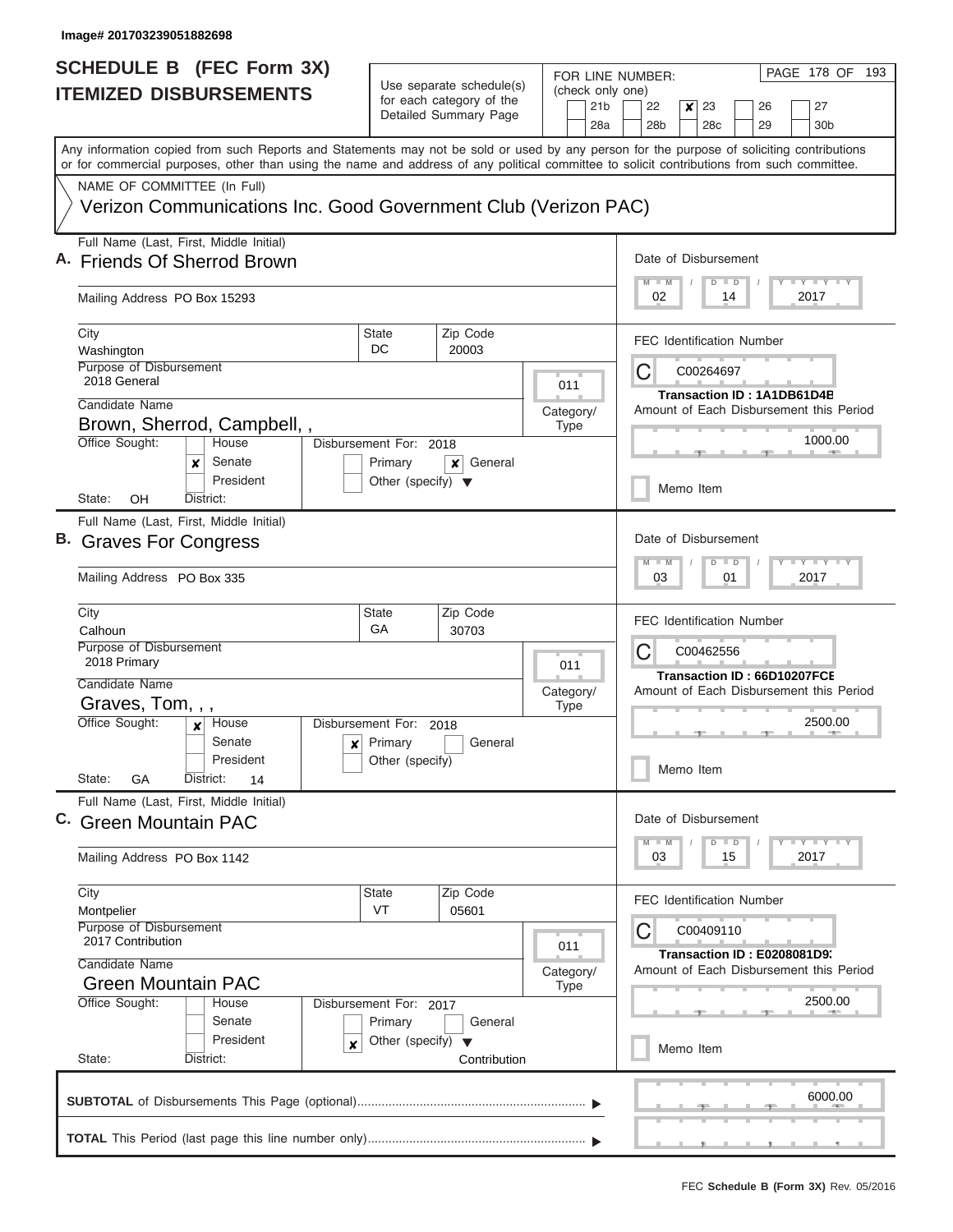Image# 201703239051882698

# SCHEDULE B (FEC Form 3X)
## ITEMIZED DISBURSEMENTS

Use separate schedule(s) for each category of the Detailed Summary Page

FOR LINE NUMBER: (check only one)

21b | 22 | **x** 23 | 26 | 27 | 28a | 28b | 28c | 29 | 30b

PAGE 178 OF 193

Any information copied from such Reports and Statements may not be sold or used by any person for the purpose of soliciting contributions or for commercial purposes, other than using the name and address of any political committee to solicit contributions from such committee.

NAME OF COMMITTEE (In Full)

Verizon Communications Inc. Good Government Club (Verizon PAC)

---

**A.** Full Name (Last, First, Middle Initial): **Friends Of Sherrod Brown**

Mailing Address: PO Box 15293

City: Washington | State: DC | Zip Code: 20003

Purpose of Disbursement: 2018 General

Category/Type: 011

Candidate Name: Brown, Sherrod, Campbell, ,

Office Sought: **x** Senate

Disbursement For: 2018 — **x** General

State: OH | District:

Date of Disbursement: 02 / 14 / 2017

FEC Identification Number: C00264697

Transaction ID : 1A1DB61D4B

Amount of Each Disbursement this Period: 1000.00

Memo Item

---

**B.** Full Name (Last, First, Middle Initial): **Graves For Congress**

Mailing Address: PO Box 335

City: Calhoun | State: GA | Zip Code: 30703

Purpose of Disbursement: 2018 Primary

Category/Type: 011

Candidate Name: Graves, Tom, , ,

Office Sought: **x** House

Disbursement For: 2018 — **x** Primary

State: GA | District: 14

Date of Disbursement: 03 / 01 / 2017

FEC Identification Number: C00462556

Transaction ID : 66D10207FCE

Amount of Each Disbursement this Period: 2500.00

Memo Item

---

**C.** Full Name (Last, First, Middle Initial): **Green Mountain PAC**

Mailing Address: PO Box 1142

City: Montpelier | State: VT | Zip Code: 05601

Purpose of Disbursement: 2017 Contribution

Category/Type: 011

Candidate Name: Green Mountain PAC

Office Sought:

Disbursement For: 2017 — **x** Other (specify): Contribution

State: | District:

Date of Disbursement: 03 / 15 / 2017

FEC Identification Number: C00409110

Transaction ID : E0208081D9

Amount of Each Disbursement this Period: 2500.00

Memo Item

---

**SUBTOTAL** of Disbursements This Page (optional): 6000.00

**TOTAL** This Period (last page this line number only):

FEC **Schedule B (Form 3X)** Rev. 05/2016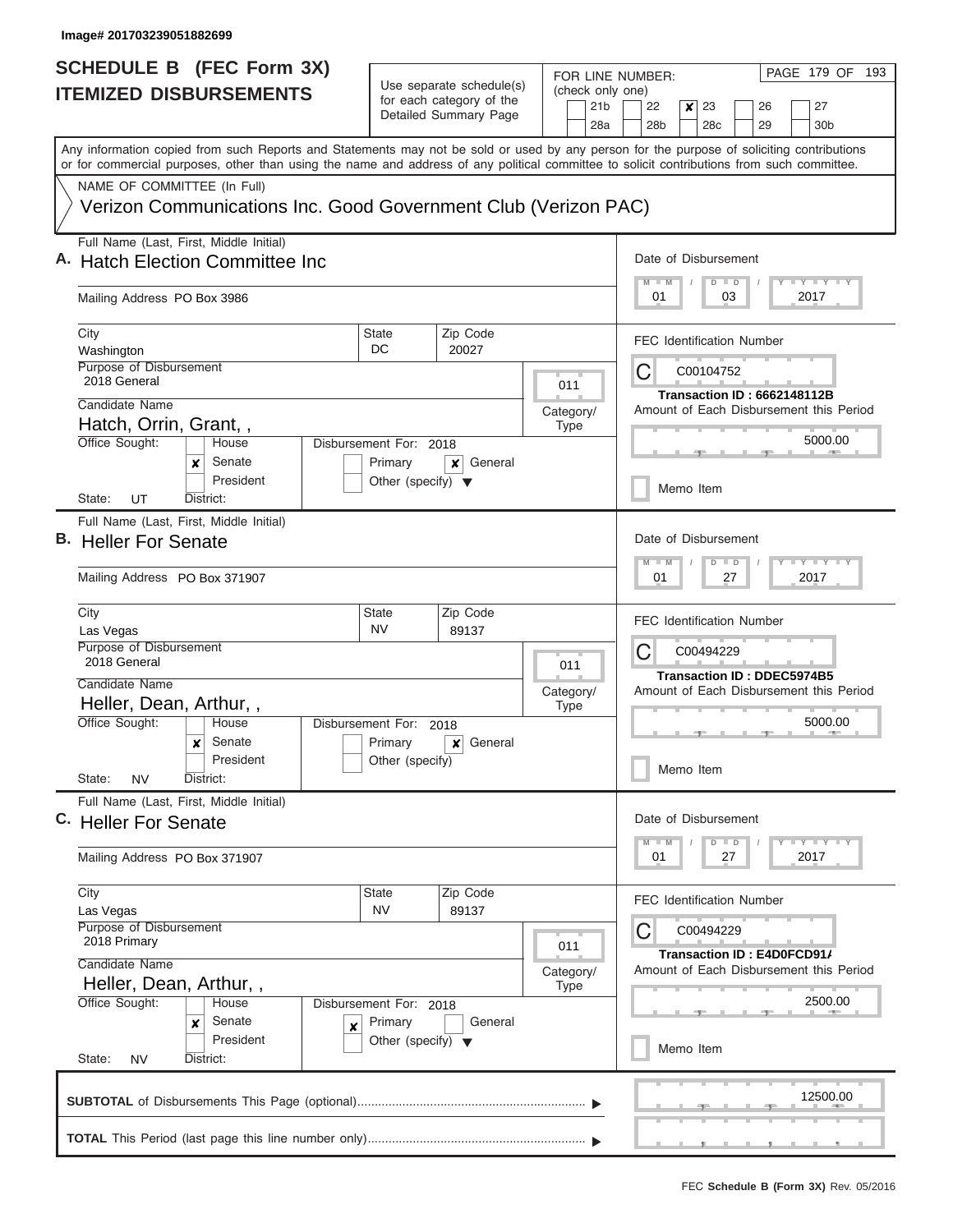Image# 201703239051882699

# SCHEDULE B (FEC Form 3X)
## ITEMIZED DISBURSEMENTS

Use separate schedule(s) for each category of the Detailed Summary Page

FOR LINE NUMBER: (check only one)

21b | 22 | **X** 23 | 26 | 27
28a | 28b | 28c | 29 | 30b

Any information copied from such Reports and Statements may not be sold or used by any person for the purpose of soliciting contributions or for commercial purposes, other than using the name and address of any political committee to solicit contributions from such committee.

NAME OF COMMITTEE (In Full)

Verizon Communications Inc. Good Government Club (Verizon PAC)

---

**A.** Full Name (Last, First, Middle Initial): Hatch Election Committee Inc

Mailing Address: PO Box 3986

City: Washington | State: DC | Zip Code: 20027

Purpose of Disbursement: 2018 General

Category/Type: 011

Candidate Name: Hatch, Orrin, Grant, ,

Office Sought: Senate (X) | State: UT | District:

Disbursement For: 2018 — General (X)

Date of Disbursement: 01/03/2017

FEC Identification Number: C00104752

Transaction ID : 6662148112B

Amount of Each Disbursement this Period: 5000.00

Memo Item

---

**B.** Full Name (Last, First, Middle Initial): Heller For Senate

Mailing Address: PO Box 371907

City: Las Vegas | State: NV | Zip Code: 89137

Purpose of Disbursement: 2018 General

Category/Type: 011

Candidate Name: Heller, Dean, Arthur, ,

Office Sought: Senate (X) | State: NV | District:

Disbursement For: 2018 — General (X)

Date of Disbursement: 01/27/2017

FEC Identification Number: C00494229

Transaction ID : DDEC5974B5

Amount of Each Disbursement this Period: 5000.00

Memo Item

---

**C.** Full Name (Last, First, Middle Initial): Heller For Senate

Mailing Address: PO Box 371907

City: Las Vegas | State: NV | Zip Code: 89137

Purpose of Disbursement: 2018 Primary

Category/Type: 011

Candidate Name: Heller, Dean, Arthur, ,

Office Sought: Senate (X) | State: NV | District:

Disbursement For: 2018 — Primary (X)

Date of Disbursement: 01/27/2017

FEC Identification Number: C00494229

Transaction ID : E4D0FCD91/

Amount of Each Disbursement this Period: 2500.00

Memo Item

---

**SUBTOTAL** of Disbursements This Page (optional): 12500.00

**TOTAL** This Period (last page this line number only):

FEC **Schedule B (Form 3X)** Rev. 05/2016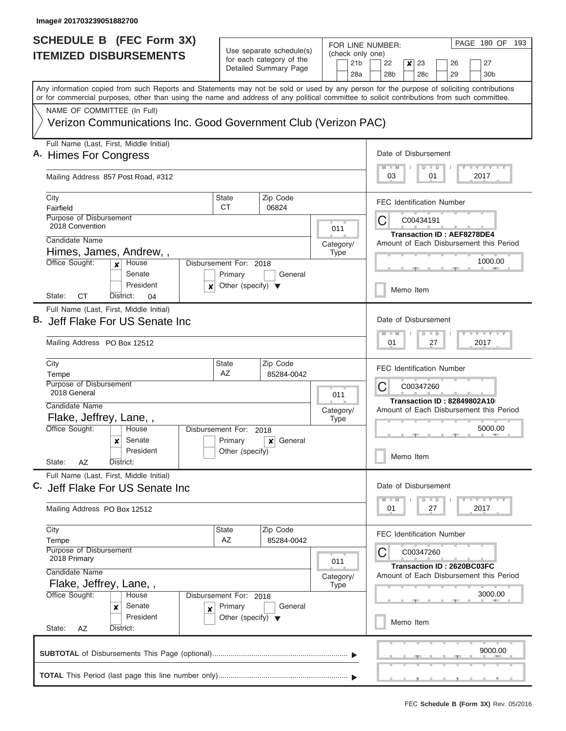Image# 201703239051882700

# SCHEDULE B (FEC Form 3X) ITEMIZED DISBURSEMENTS

Use separate schedule(s) for each category of the Detailed Summary Page

FOR LINE NUMBER: (check only one)

21b | 22 | [x] 23 | 26 | 27
28a | 28b | 28c | 29 | 30b

PAGE 180 OF 193

Any information copied from such Reports and Statements may not be sold or used by any person for the purpose of soliciting contributions or for commercial purposes, other than using the name and address of any political committee to solicit contributions from such committee.

NAME OF COMMITTEE (In Full)

Verizon Communications Inc. Good Government Club (Verizon PAC)

---

**A.** Full Name (Last, First, Middle Initial)
Himes For Congress

Mailing Address 857 Post Road, #312

City: Fairfield | State: CT | Zip Code: 06824

Purpose of Disbursement: 2018 Convention

Category/Type: 011

Candidate Name: Himes, James, Andrew, ,

Office Sought: [x] House [ ] Senate [ ] President
State: CT District: 04

Disbursement For: 2018 [ ] Primary [ ] General [x] Other (specify)

Date of Disbursement: 03 / 01 / 2017

FEC Identification Number: C00434191

Transaction ID : AEF8278DE4

Amount of Each Disbursement this Period: 1000.00

Memo Item

---

**B.** Full Name (Last, First, Middle Initial)
Jeff Flake For US Senate Inc

Mailing Address PO Box 12512

City: Tempe | State: AZ | Zip Code: 85284-0042

Purpose of Disbursement: 2018 General

Category/Type: 011

Candidate Name: Flake, Jeffrey, Lane, ,

Office Sought: [ ] House [x] Senate [ ] President
State: AZ District:

Disbursement For: 2018 [ ] Primary [x] General [ ] Other (specify)

Date of Disbursement: 01 / 27 / 2017

FEC Identification Number: C00347260

Transaction ID : 82849802A10

Amount of Each Disbursement this Period: 5000.00

Memo Item

---

**C.** Full Name (Last, First, Middle Initial)
Jeff Flake For US Senate Inc

Mailing Address PO Box 12512

City: Tempe | State: AZ | Zip Code: 85284-0042

Purpose of Disbursement: 2018 Primary

Category/Type: 011

Candidate Name: Flake, Jeffrey, Lane, ,

Office Sought: [ ] House [x] Senate [ ] President
State: AZ District:

Disbursement For: 2018 [x] Primary [ ] General [ ] Other (specify)

Date of Disbursement: 01 / 27 / 2017

FEC Identification Number: C00347260

Transaction ID : 2620BC03FC

Amount of Each Disbursement this Period: 3000.00

Memo Item

---

**SUBTOTAL** of Disbursements This Page (optional): 9000.00

**TOTAL** This Period (last page this line number only):

FEC **Schedule B (Form 3X)** Rev. 05/2016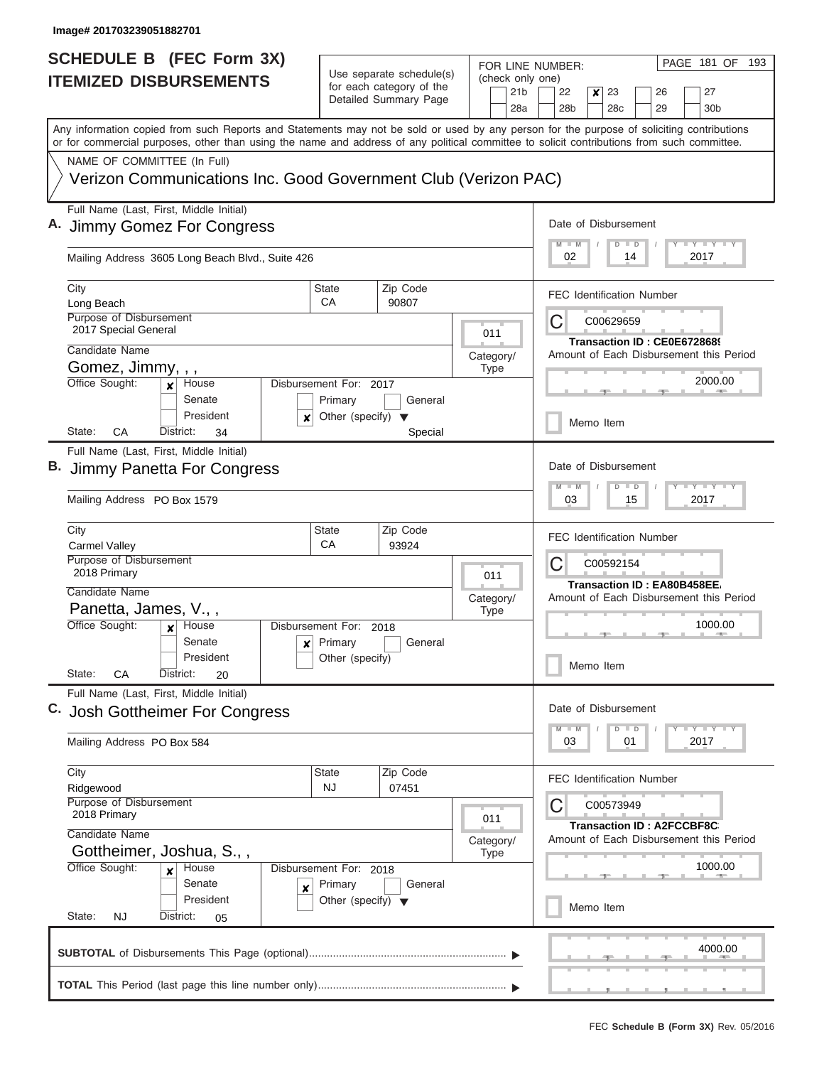Image# 201703239051882701

# SCHEDULE B (FEC Form 3X)
## ITEMIZED DISBURSEMENTS

Use separate schedule(s) for each category of the Detailed Summary Page

FOR LINE NUMBER: (check only one)

21b | 22 | **x** 23 | 26 | 27
28a | 28b | 28c | 29 | 30b

PAGE 181 OF 193

Any information copied from such Reports and Statements may not be sold or used by any person for the purpose of soliciting contributions or for commercial purposes, other than using the name and address of any political committee to solicit contributions from such committee.

NAME OF COMMITTEE (In Full)

Verizon Communications Inc. Good Government Club (Verizon PAC)

---

**A.** Full Name (Last, First, Middle Initial): Jimmy Gomez For Congress

Mailing Address: 3605 Long Beach Blvd., Suite 426

City: Long Beach | State: CA | Zip Code: 90807

Purpose of Disbursement: 2017 Special General

Category/Type: 011

Candidate Name: Gomez, Jimmy, , ,

Office Sought: **x** House / Senate / President

State: CA District: 34

Disbursement For: 2017 — Primary / General / **x** Other (specify): Special

Date of Disbursement: 02 / 14 / 2017

FEC Identification Number: C00629659

Transaction ID : CE0E672868

Amount of Each Disbursement this Period: 2000.00

Memo Item

---

**B.** Full Name (Last, First, Middle Initial): Jimmy Panetta For Congress

Mailing Address: PO Box 1579

City: Carmel Valley | State: CA | Zip Code: 93924

Purpose of Disbursement: 2018 Primary

Category/Type: 011

Candidate Name: Panetta, James, V., ,

Office Sought: **x** House / Senate / President

State: CA District: 20

Disbursement For: 2018 — **x** Primary / General / Other (specify)

Date of Disbursement: 03 / 15 / 2017

FEC Identification Number: C00592154

Transaction ID : EA80B458EE

Amount of Each Disbursement this Period: 1000.00

Memo Item

---

**C.** Full Name (Last, First, Middle Initial): Josh Gottheimer For Congress

Mailing Address: PO Box 584

City: Ridgewood | State: NJ | Zip Code: 07451

Purpose of Disbursement: 2018 Primary

Category/Type: 011

Candidate Name: Gottheimer, Joshua, S., ,

Office Sought: **x** House / Senate / President

State: NJ District: 05

Disbursement For: 2018 — **x** Primary / General / Other (specify)

Date of Disbursement: 03 / 01 / 2017

FEC Identification Number: C00573949

Transaction ID : A2FCCBF8C

Amount of Each Disbursement this Period: 1000.00

Memo Item

---

**SUBTOTAL** of Disbursements This Page (optional): 4000.00

**TOTAL** This Period (last page this line number only):

FEC **Schedule B (Form 3X)** Rev. 05/2016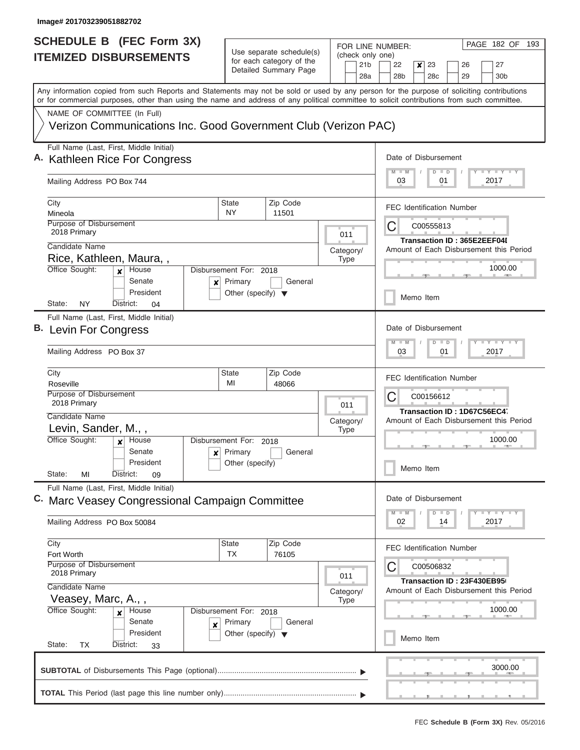Image# 201703239051882702

# SCHEDULE B (FEC Form 3X)
## ITEMIZED DISBURSEMENTS

Use separate schedule(s) for each category of the Detailed Summary Page

FOR LINE NUMBER: (check only one)
21b | 22 | [x] 23 | 26 | 27
28a | 28b | 28c | 29 | 30b

PAGE 182 OF 193

Any information copied from such Reports and Statements may not be sold or used by any person for the purpose of soliciting contributions or for commercial purposes, other than using the name and address of any political committee to solicit contributions from such committee.

NAME OF COMMITTEE (In Full)
Verizon Communications Inc. Good Government Club (Verizon PAC)

---

**A.** Full Name (Last, First, Middle Initial): Kathleen Rice For Congress

Mailing Address: PO Box 744

City: Mineola | State: NY | Zip Code: 11501

Purpose of Disbursement: 2018 Primary

Category/Type: 011

Candidate Name: Rice, Kathleen, Maura, ,

Office Sought: [x] House [ ] Senate [ ] President

State: NY District: 04

Disbursement For: 2018 [x] Primary [ ] General [ ] Other (specify)

Date of Disbursement: 03 / 01 / 2017

FEC Identification Number: C00555813

Transaction ID : 365E2EEF04I

Amount of Each Disbursement this Period: 1000.00

[ ] Memo Item

---

**B.** Full Name (Last, First, Middle Initial): Levin For Congress

Mailing Address: PO Box 37

City: Roseville | State: MI | Zip Code: 48066

Purpose of Disbursement: 2018 Primary

Category/Type: 011

Candidate Name: Levin, Sander, M., ,

Office Sought: [x] House [ ] Senate [ ] President

State: MI District: 09

Disbursement For: 2018 [x] Primary [ ] General [ ] Other (specify)

Date of Disbursement: 03 / 01 / 2017

FEC Identification Number: C00156612

Transaction ID : 1D67C56EC47

Amount of Each Disbursement this Period: 1000.00

[ ] Memo Item

---

**C.** Full Name (Last, First, Middle Initial): Marc Veasey Congressional Campaign Committee

Mailing Address: PO Box 50084

City: Fort Worth | State: TX | Zip Code: 76105

Purpose of Disbursement: 2018 Primary

Category/Type: 011

Candidate Name: Veasey, Marc, A., ,

Office Sought: [x] House [ ] Senate [ ] President

State: TX District: 33

Disbursement For: 2018 [x] Primary [ ] General [ ] Other (specify)

Date of Disbursement: 02 / 14 / 2017

FEC Identification Number: C00506832

Transaction ID : 23F430EB95

Amount of Each Disbursement this Period: 1000.00

[ ] Memo Item

---

**SUBTOTAL** of Disbursements This Page (optional): 3000.00

**TOTAL** This Period (last page this line number only):

FEC **Schedule B (Form 3X)** Rev. 05/2016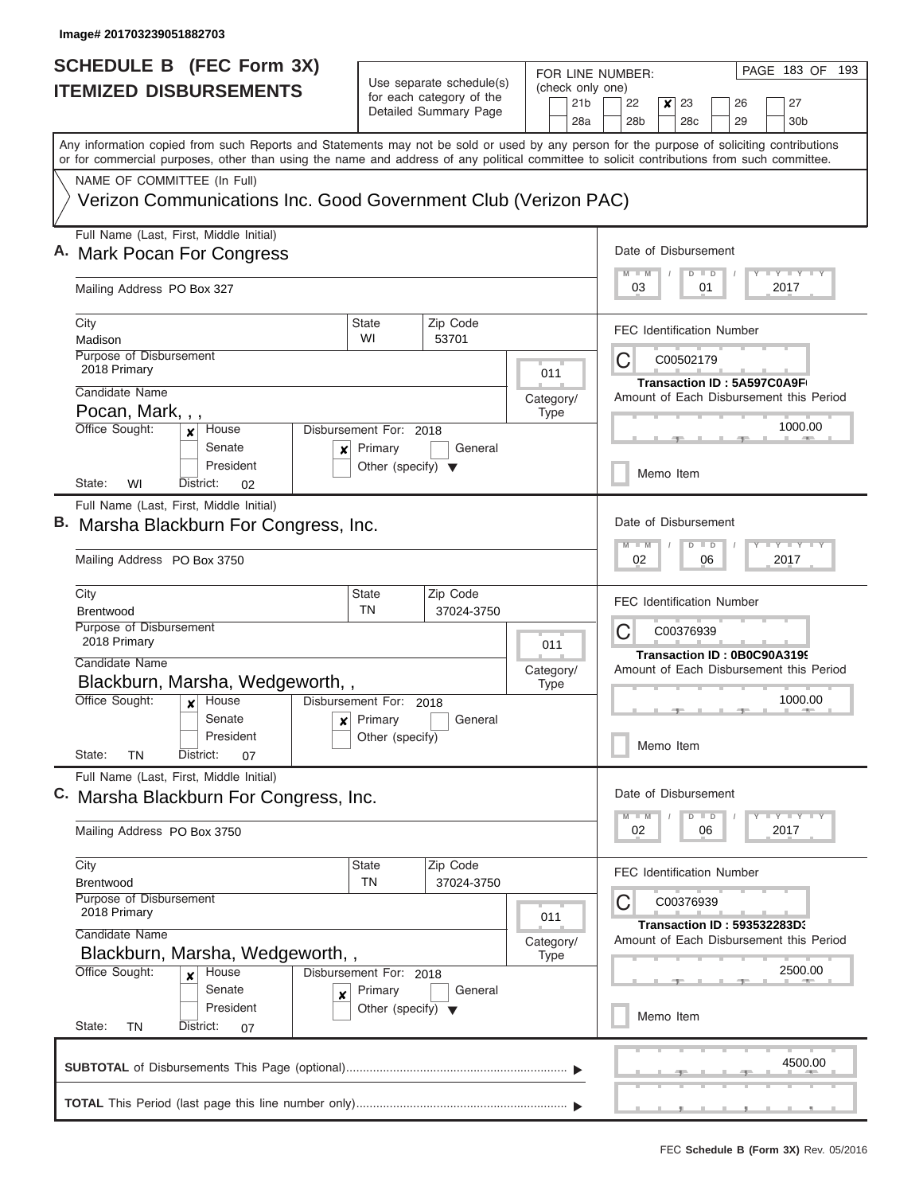Image# 201703239051882703

# SCHEDULE B (FEC Form 3X)
## ITEMIZED DISBURSEMENTS

Use separate schedule(s) for each category of the Detailed Summary Page

FOR LINE NUMBER: (check only one)

21b | 22 | ✘ 23 | 26 | 27
28a | 28b | 28c | 29 | 30b

PAGE 183 OF 193

Any information copied from such Reports and Statements may not be sold or used by any person for the purpose of soliciting contributions or for commercial purposes, other than using the name and address of any political committee to solicit contributions from such committee.

NAME OF COMMITTEE (In Full)

Verizon Communications Inc. Good Government Club (Verizon PAC)

---

**A.** Full Name (Last, First, Middle Initial): Mark Pocan For Congress

Mailing Address: PO Box 327

City: Madison | State: WI | Zip Code: 53701

Purpose of Disbursement: 2018 Primary

Category/Type: 011

Candidate Name: Pocan, Mark, , ,

Office Sought: ✘ House / Senate / President

Disbursement For: 2018 ✘ Primary / General / Other (specify)

State: WI District: 02

Date of Disbursement: 03 / 01 / 2017

FEC Identification Number: C00502179

Transaction ID : 5A597C0A9F(

Amount of Each Disbursement this Period: 1000.00

Memo Item

---

**B.** Full Name (Last, First, Middle Initial): Marsha Blackburn For Congress, Inc.

Mailing Address: PO Box 3750

City: Brentwood | State: TN | Zip Code: 37024-3750

Purpose of Disbursement: 2018 Primary

Category/Type: 011

Candidate Name: Blackburn, Marsha, Wedgeworth, ,

Office Sought: ✘ House / Senate / President

Disbursement For: 2018 ✘ Primary / General / Other (specify)

State: TN District: 07

Date of Disbursement: 02 / 06 / 2017

FEC Identification Number: C00376939

Transaction ID : 0B0C90A3199

Amount of Each Disbursement this Period: 1000.00

Memo Item

---

**C.** Full Name (Last, First, Middle Initial): Marsha Blackburn For Congress, Inc.

Mailing Address: PO Box 3750

City: Brentwood | State: TN | Zip Code: 37024-3750

Purpose of Disbursement: 2018 Primary

Category/Type: 011

Candidate Name: Blackburn, Marsha, Wedgeworth, ,

Office Sought: ✘ House / Senate / President

Disbursement For: 2018 ✘ Primary / General / Other (specify)

State: TN District: 07

Date of Disbursement: 02 / 06 / 2017

FEC Identification Number: C00376939

Transaction ID : 593532283D3

Amount of Each Disbursement this Period: 2500.00

Memo Item

---

**SUBTOTAL** of Disbursements This Page (optional): 4500.00

**TOTAL** This Period (last page this line number only):

FEC **Schedule B (Form 3X)** Rev. 05/2016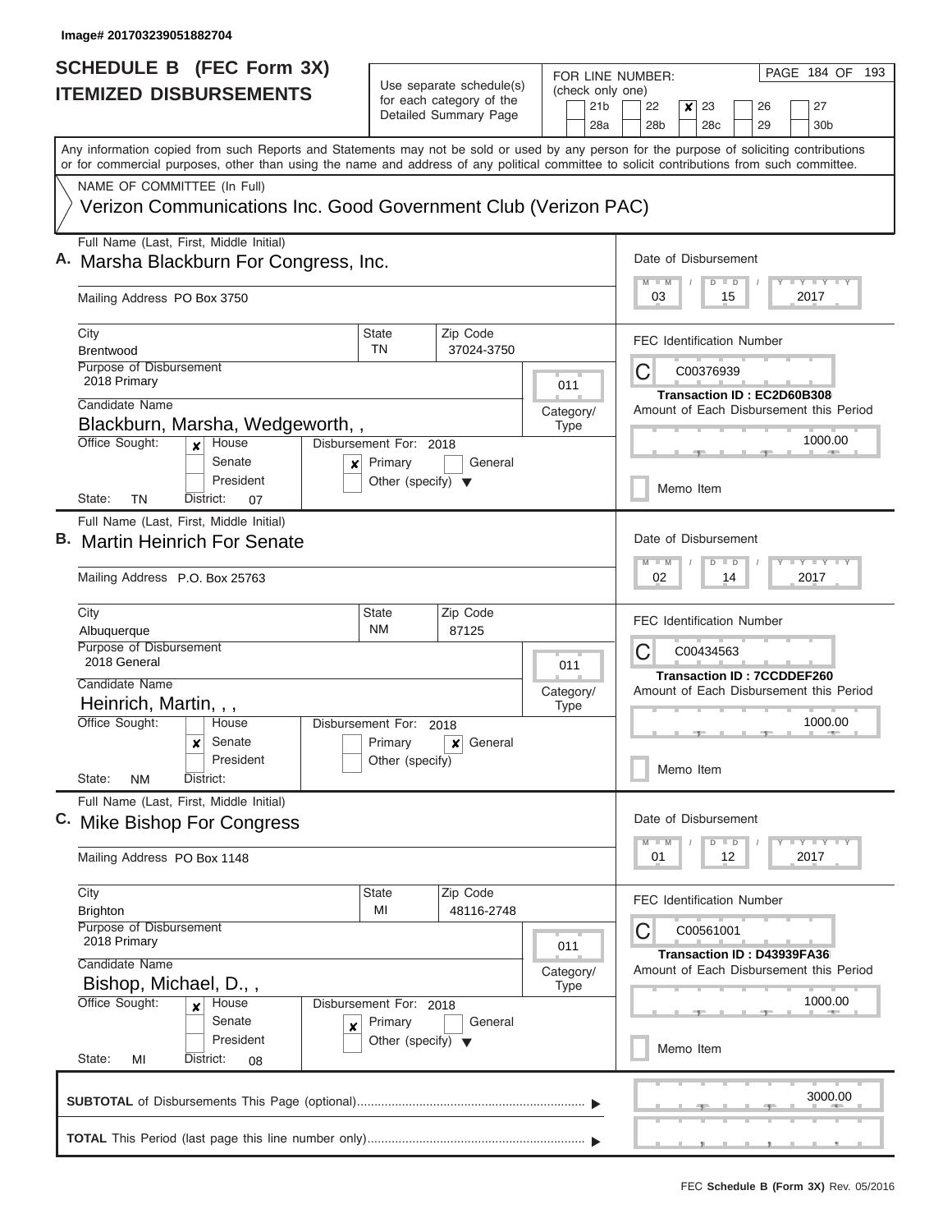Image# 201703239051882704

# SCHEDULE B (FEC Form 3X) ITEMIZED DISBURSEMENTS

Use separate schedule(s) for each category of the Detailed Summary Page

FOR LINE NUMBER: (check only one)

21b | 22 | [x] 23 | 26 | 27
28a | 28b | 28c | 29 | 30b

Any information copied from such Reports and Statements may not be sold or used by any person for the purpose of soliciting contributions or for commercial purposes, other than using the name and address of any political committee to solicit contributions from such committee.

NAME OF COMMITTEE (In Full)

Verizon Communications Inc. Good Government Club (Verizon PAC)

---

**A.** Full Name (Last, First, Middle Initial): Marsha Blackburn For Congress, Inc.

Mailing Address: PO Box 3750

City: Brentwood | State: TN | Zip Code: 37024-3750

Purpose of Disbursement: 2018 Primary

Category/Type: 011

Candidate Name: Blackburn, Marsha, Wedgeworth, ,

Office Sought: [x] House [ ] Senate [ ] President

State: TN District: 07

Disbursement For: 2018 [x] Primary [ ] General [ ] Other (specify)

Date of Disbursement: 03 / 15 / 2017

FEC Identification Number: C00376939

Transaction ID : EC2D60B308

Amount of Each Disbursement this Period: 1000.00

[ ] Memo Item

---

**B.** Full Name (Last, First, Middle Initial): Martin Heinrich For Senate

Mailing Address: P.O. Box 25763

City: Albuquerque | State: NM | Zip Code: 87125

Purpose of Disbursement: 2018 General

Category/Type: 011

Candidate Name: Heinrich, Martin, , ,

Office Sought: [ ] House [x] Senate [ ] President

State: NM District:

Disbursement For: 2018 [ ] Primary [x] General [ ] Other (specify)

Date of Disbursement: 02 / 14 / 2017

FEC Identification Number: C00434563

Transaction ID : 7CCDDEF260

Amount of Each Disbursement this Period: 1000.00

[ ] Memo Item

---

**C.** Full Name (Last, First, Middle Initial): Mike Bishop For Congress

Mailing Address: PO Box 1148

City: Brighton | State: MI | Zip Code: 48116-2748

Purpose of Disbursement: 2018 Primary

Category/Type: 011

Candidate Name: Bishop, Michael, D., ,

Office Sought: [x] House [ ] Senate [ ] President

State: MI District: 08

Disbursement For: 2018 [x] Primary [ ] General [ ] Other (specify)

Date of Disbursement: 01 / 12 / 2017

FEC Identification Number: C00561001

Transaction ID : D43939FA36

Amount of Each Disbursement this Period: 1000.00

[ ] Memo Item

---

**SUBTOTAL** of Disbursements This Page (optional): 3000.00

**TOTAL** This Period (last page this line number only):

FEC Schedule B (Form 3X) Rev. 05/2016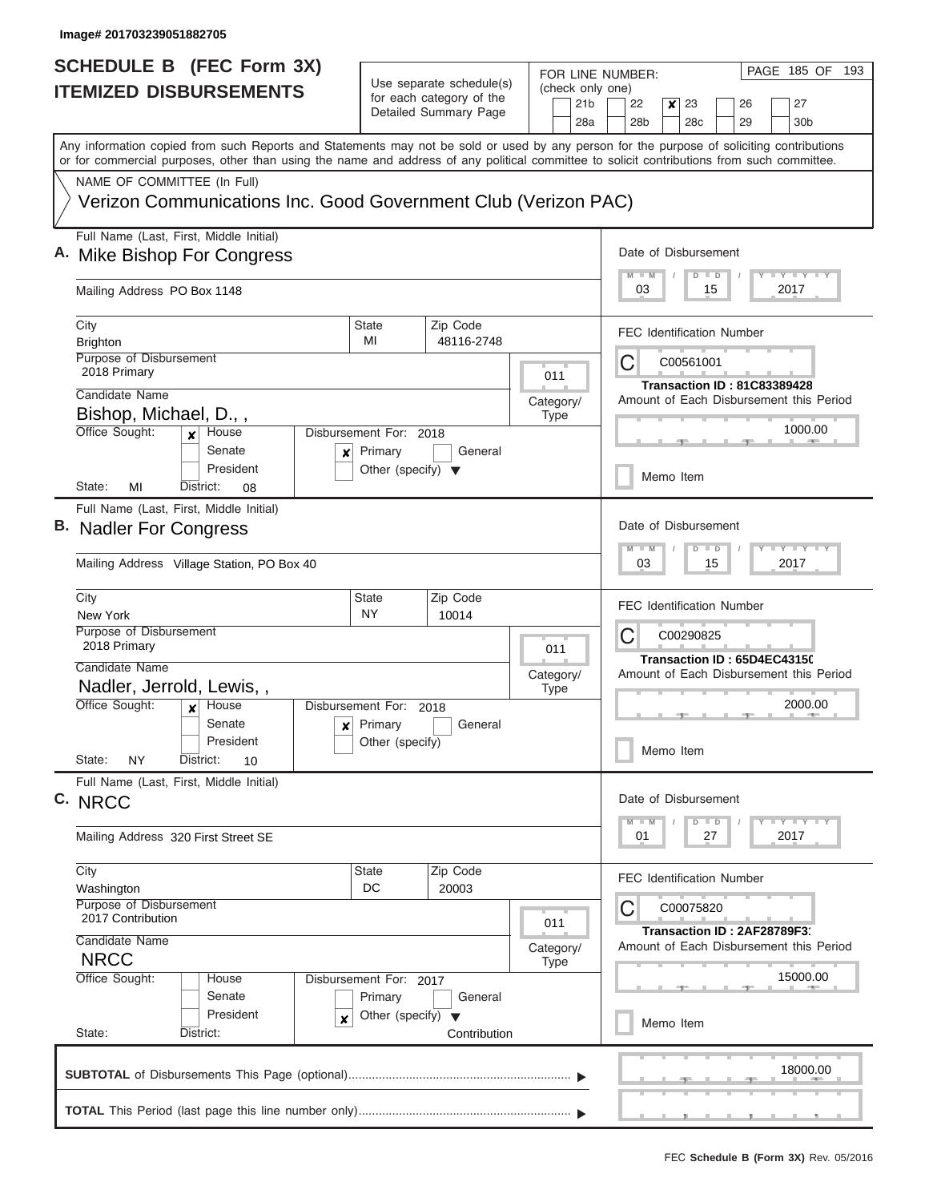Image# 201703239051882705

# SCHEDULE B (FEC Form 3X)
## ITEMIZED DISBURSEMENTS

Use separate schedule(s) for each category of the Detailed Summary Page

FOR LINE NUMBER: (check only one)

21b | 22 | **x** 23 | 26 | 27
28a | 28b | 28c | 29 | 30b

PAGE 185 OF 193

Any information copied from such Reports and Statements may not be sold or used by any person for the purpose of soliciting contributions or for commercial purposes, other than using the name and address of any political committee to solicit contributions from such committee.

NAME OF COMMITTEE (In Full)

Verizon Communications Inc. Good Government Club (Verizon PAC)

---

**A.** Full Name (Last, First, Middle Initial): Mike Bishop For Congress

Mailing Address: PO Box 1148

City: Brighton | State: MI | Zip Code: 48116-2748

Purpose of Disbursement: 2018 Primary

Category/Type: 011

Candidate Name: Bishop, Michael, D., ,

Office Sought: [x] House [ ] Senate [ ] President

State: MI District: 08

Disbursement For: 2018 [x] Primary [ ] General [ ] Other (specify)

Date of Disbursement: 03 / 15 / 2017

FEC Identification Number: C00561001

Transaction ID : 81C83389428

Amount of Each Disbursement this Period: 1000.00

[ ] Memo Item

---

**B.** Full Name (Last, First, Middle Initial): Nadler For Congress

Mailing Address: Village Station, PO Box 40

City: New York | State: NY | Zip Code: 10014

Purpose of Disbursement: 2018 Primary

Category/Type: 011

Candidate Name: Nadler, Jerrold, Lewis, ,

Office Sought: [x] House [ ] Senate [ ] President

State: NY District: 10

Disbursement For: 2018 [x] Primary [ ] General [ ] Other (specify)

Date of Disbursement: 03 / 15 / 2017

FEC Identification Number: C00290825

Transaction ID : 65D4EC4315C

Amount of Each Disbursement this Period: 2000.00

[ ] Memo Item

---

**C.** Full Name (Last, First, Middle Initial): NRCC

Mailing Address: 320 First Street SE

City: Washington | State: DC | Zip Code: 20003

Purpose of Disbursement: 2017 Contribution

Category/Type: 011

Candidate Name: NRCC

Office Sought: [ ] House [ ] Senate [ ] President

State: District:

Disbursement For: 2017 [ ] Primary [ ] General [x] Other (specify) Contribution

Date of Disbursement: 01 / 27 / 2017

FEC Identification Number: C00075820

Transaction ID : 2AF28789F3

Amount of Each Disbursement this Period: 15000.00

[ ] Memo Item

---

**SUBTOTAL** of Disbursements This Page (optional): 18000.00

**TOTAL** This Period (last page this line number only):

FEC **Schedule B (Form 3X)** Rev. 05/2016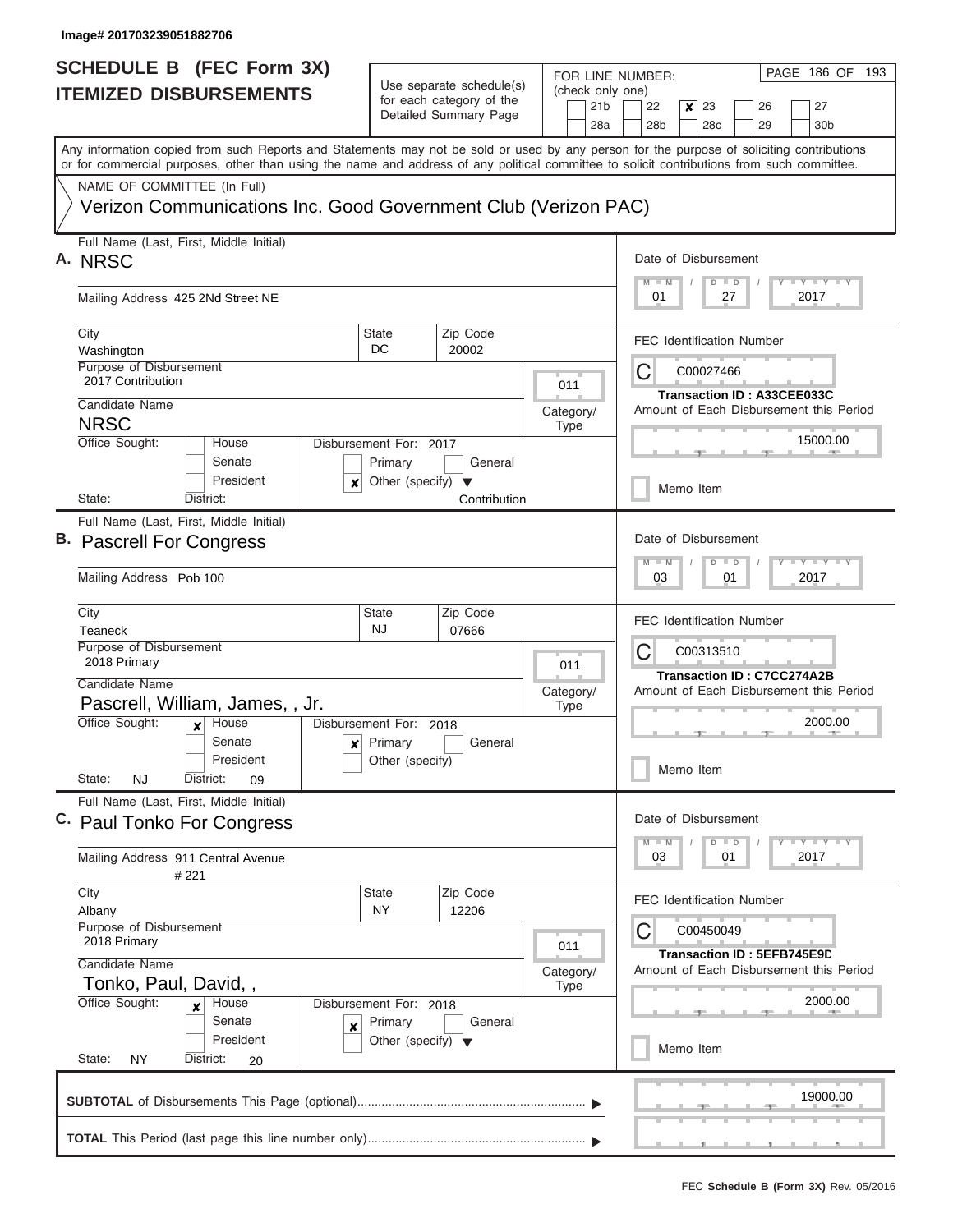Image# 201703239051882706

# SCHEDULE B (FEC Form 3X)
## ITEMIZED DISBURSEMENTS

Use separate schedule(s) for each category of the Detailed Summary Page

FOR LINE NUMBER: (check only one)

21b | 22 | **x** 23 | 26 | 27 | 28a | 28b | 28c | 29 | 30b

Any information copied from such Reports and Statements may not be sold or used by any person for the purpose of soliciting contributions or for commercial purposes, other than using the name and address of any political committee to solicit contributions from such committee.

NAME OF COMMITTEE (In Full)

Verizon Communications Inc. Good Government Club (Verizon PAC)

---

**A.** Full Name (Last, First, Middle Initial): **NRSC**

Mailing Address: 425 2Nd Street NE

City: Washington | State: DC | Zip Code: 20002

Purpose of Disbursement: 2017 Contribution

Category/Type: 011

Candidate Name: NRSC

Office Sought: House / Senate / President

State: | District:

Disbursement For: 2017 — Primary / General / **x** Other (specify): Contribution

Date of Disbursement: 01 / 27 / 2017

FEC Identification Number: C00027466

Transaction ID : A33CEE033C

Amount of Each Disbursement this Period: 15000.00

Memo Item

---

**B.** Full Name (Last, First, Middle Initial): **Pascrell For Congress**

Mailing Address: Pob 100

City: Teaneck | State: NJ | Zip Code: 07666

Purpose of Disbursement: 2018 Primary

Category/Type: 011

Candidate Name: Pascrell, William, James, , Jr.

Office Sought: **x** House / Senate / President

State: NJ | District: 09

Disbursement For: 2018 — **x** Primary / General / Other (specify)

Date of Disbursement: 03 / 01 / 2017

FEC Identification Number: C00313510

Transaction ID : C7CC274A2B

Amount of Each Disbursement this Period: 2000.00

Memo Item

---

**C.** Full Name (Last, First, Middle Initial): **Paul Tonko For Congress**

Mailing Address: 911 Central Avenue # 221

City: Albany | State: NY | Zip Code: 12206

Purpose of Disbursement: 2018 Primary

Category/Type: 011

Candidate Name: Tonko, Paul, David, ,

Office Sought: **x** House / Senate / President

State: NY | District: 20

Disbursement For: 2018 — **x** Primary / General / Other (specify)

Date of Disbursement: 03 / 01 / 2017

FEC Identification Number: C00450049

Transaction ID : 5EFB745E9D

Amount of Each Disbursement this Period: 2000.00

Memo Item

---

**SUBTOTAL** of Disbursements This Page (optional): 19000.00

**TOTAL** This Period (last page this line number only):

FEC **Schedule B (Form 3X)** Rev. 05/2016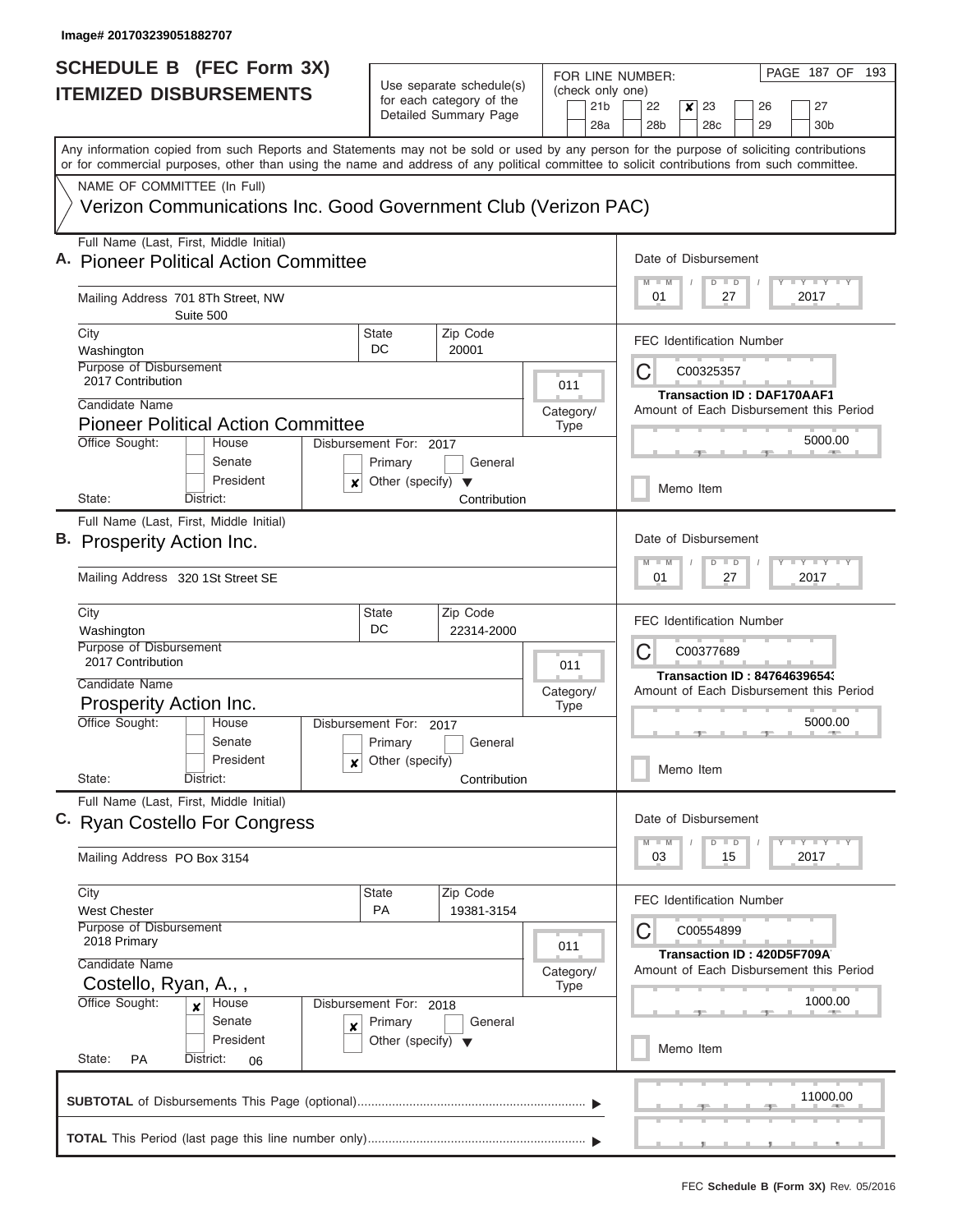Image# 201703239051882707

# SCHEDULE B (FEC Form 3X) ITEMIZED DISBURSEMENTS

Use separate schedule(s) for each category of the Detailed Summary Page

FOR LINE NUMBER: (check only one)

21b | 22 | **x** 23 | 26 | 27
28a | 28b | 28c | 29 | 30b

Any information copied from such Reports and Statements may not be sold or used by any person for the purpose of soliciting contributions or for commercial purposes, other than using the name and address of any political committee to solicit contributions from such committee.

NAME OF COMMITTEE (In Full)

Verizon Communications Inc. Good Government Club (Verizon PAC)

## A.

Full Name (Last, First, Middle Initial): Pioneer Political Action Committee

Mailing Address: 701 8Th Street, NW Suite 500

City: Washington | State: DC | Zip Code: 20001

Purpose of Disbursement: 2017 Contribution

Category/Type: 011

Candidate Name: Pioneer Political Action Committee

Office Sought: House / Senate / President

State: District:

Disbursement For: 2017 — Primary / General / **x** Other (specify): Contribution

Date of Disbursement: 01 / 27 / 2017

FEC Identification Number: C00325357

Transaction ID : DAF170AAF1

Amount of Each Disbursement this Period: 5000.00

Memo Item

## B.

Full Name (Last, First, Middle Initial): Prosperity Action Inc.

Mailing Address: 320 1St Street SE

City: Washington | State: DC | Zip Code: 22314-2000

Purpose of Disbursement: 2017 Contribution

Category/Type: 011

Candidate Name: Prosperity Action Inc.

Office Sought: House / Senate / President

State: District:

Disbursement For: 2017 — Primary / General / **x** Other (specify): Contribution

Date of Disbursement: 01 / 27 / 2017

FEC Identification Number: C00377689

Transaction ID : 847646396543

Amount of Each Disbursement this Period: 5000.00

Memo Item

## C.

Full Name (Last, First, Middle Initial): Ryan Costello For Congress

Mailing Address: PO Box 3154

City: West Chester | State: PA | Zip Code: 19381-3154

Purpose of Disbursement: 2018 Primary

Category/Type: 011

Candidate Name: Costello, Ryan, A., ,

Office Sought: **x** House / Senate / President

State: PA District: 06

Disbursement For: 2018 — **x** Primary / General / Other (specify)

Date of Disbursement: 03 / 15 / 2017

FEC Identification Number: C00554899

Transaction ID : 420D5F709A

Amount of Each Disbursement this Period: 1000.00

Memo Item

**SUBTOTAL** of Disbursements This Page (optional): 11000.00

**TOTAL** This Period (last page this line number only):

FEC **Schedule B (Form 3X)** Rev. 05/2016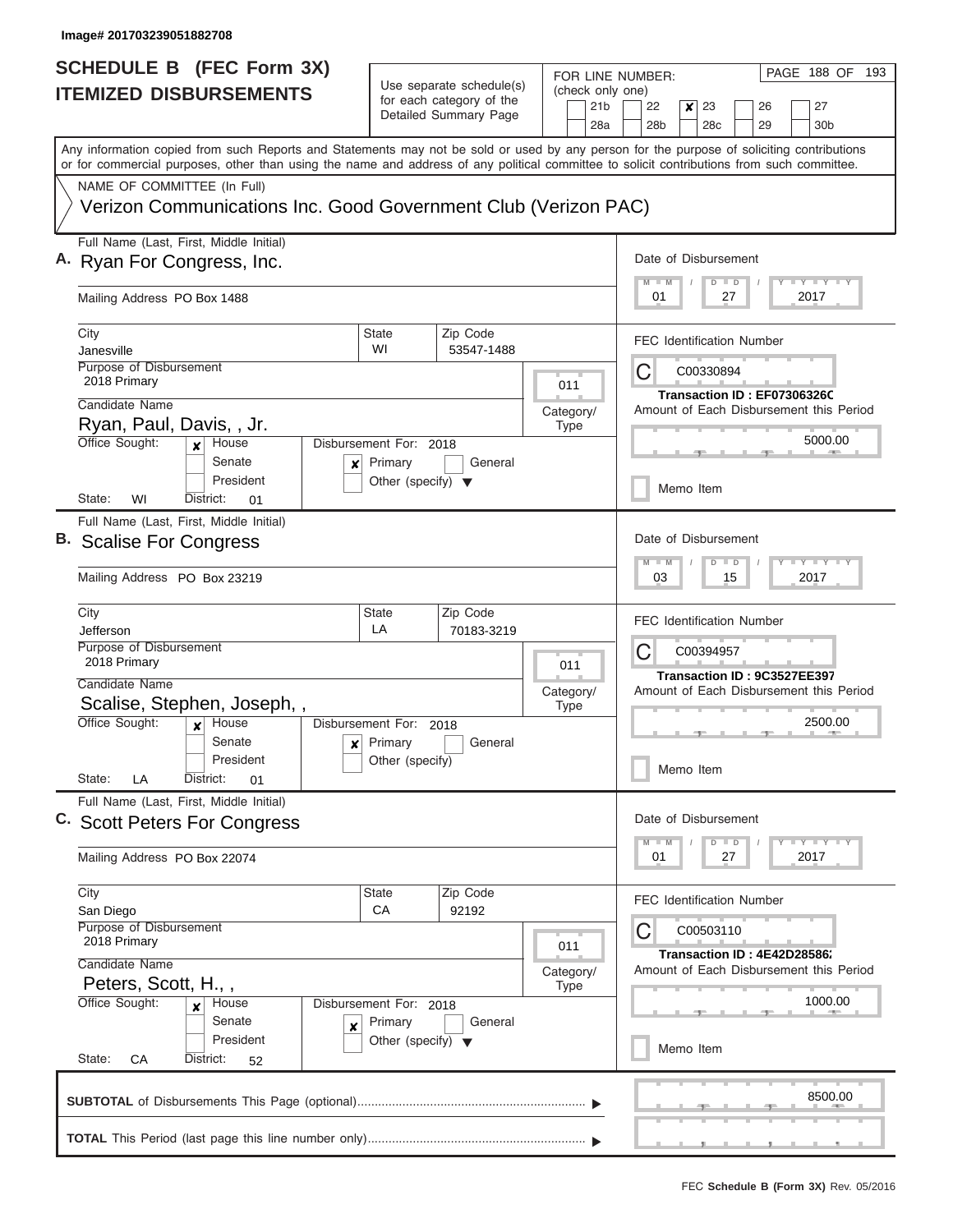Image# 201703239051882708

# SCHEDULE B (FEC Form 3X) ITEMIZED DISBURSEMENTS

Use separate schedule(s) for each category of the Detailed Summary Page

FOR LINE NUMBER: (check only one)

21b | 22 | **x** 23 | 26 | 27
28a | 28b | 28c | 29 | 30b

PAGE 188 OF 193

Any information copied from such Reports and Statements may not be sold or used by any person for the purpose of soliciting contributions or for commercial purposes, other than using the name and address of any political committee to solicit contributions from such committee.

NAME OF COMMITTEE (In Full)

Verizon Communications Inc. Good Government Club (Verizon PAC)

---

**A.** Full Name (Last, First, Middle Initial): Ryan For Congress, Inc.

Mailing Address: PO Box 1488

City: Janesville | State: WI | Zip Code: 53547-1488

Purpose of Disbursement: 2018 Primary

Category/Type: 011

Candidate Name: Ryan, Paul, Davis, , Jr.

Office Sought: **x** House | Senate | President

State: WI | District: 01

Disbursement For: 2018 | **x** Primary | General | Other (specify)

Date of Disbursement: 01 / 27 / 2017

FEC Identification Number: C00330894

Transaction ID : EF07306326C

Amount of Each Disbursement this Period: 5000.00

Memo Item

---

**B.** Full Name (Last, First, Middle Initial): Scalise For Congress

Mailing Address: PO Box 23219

City: Jefferson | State: LA | Zip Code: 70183-3219

Purpose of Disbursement: 2018 Primary

Category/Type: 011

Candidate Name: Scalise, Stephen, Joseph, ,

Office Sought: **x** House | Senate | President

State: LA | District: 01

Disbursement For: 2018 | **x** Primary | General | Other (specify)

Date of Disbursement: 03 / 15 / 2017

FEC Identification Number: C00394957

Transaction ID : 9C3527EE397

Amount of Each Disbursement this Period: 2500.00

Memo Item

---

**C.** Full Name (Last, First, Middle Initial): Scott Peters For Congress

Mailing Address: PO Box 22074

City: San Diego | State: CA | Zip Code: 92192

Purpose of Disbursement: 2018 Primary

Category/Type: 011

Candidate Name: Peters, Scott, H., ,

Office Sought: **x** House | Senate | President

State: CA | District: 52

Disbursement For: 2018 | **x** Primary | General | Other (specify)

Date of Disbursement: 01 / 27 / 2017

FEC Identification Number: C00503110

Transaction ID : 4E42D28586

Amount of Each Disbursement this Period: 1000.00

Memo Item

---

**SUBTOTAL** of Disbursements This Page (optional): 8500.00

**TOTAL** This Period (last page this line number only):

FEC **Schedule B (Form 3X)** Rev. 05/2016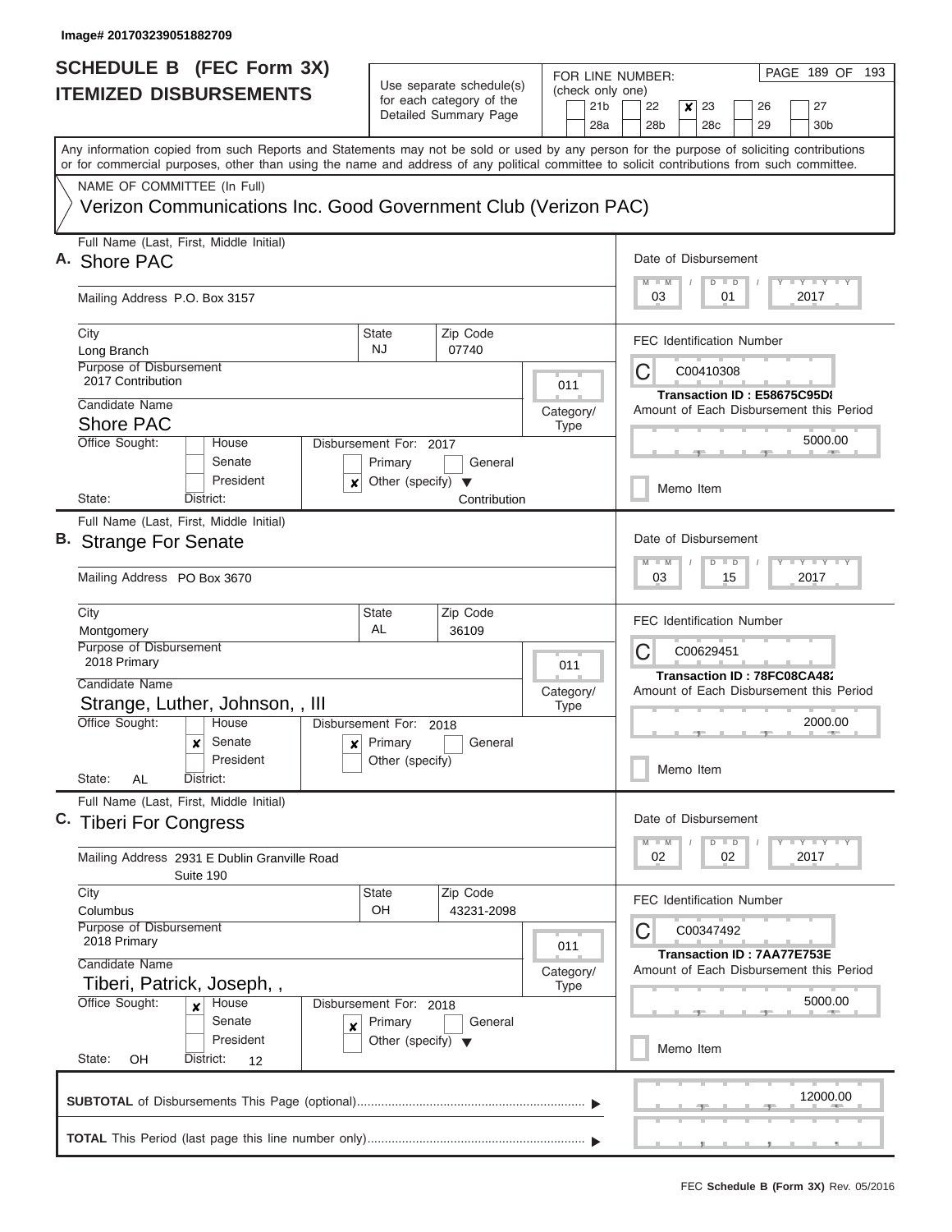Image# 201703239051882709

# SCHEDULE B (FEC Form 3X)
## ITEMIZED DISBURSEMENTS

Use separate schedule(s) for each category of the Detailed Summary Page

FOR LINE NUMBER: (check only one)
21b | 22 | [x] 23 | 26 | 27
28a | 28b | 28c | 29 | 30b

Any information copied from such Reports and Statements may not be sold or used by any person for the purpose of soliciting contributions or for commercial purposes, other than using the name and address of any political committee to solicit contributions from such committee.

NAME OF COMMITTEE (In Full)

Verizon Communications Inc. Good Government Club (Verizon PAC)

---

**A.** Full Name (Last, First, Middle Initial): Shore PAC

Mailing Address: P.O. Box 3157

City: Long Branch | State: NJ | Zip Code: 07740

Purpose of Disbursement: 2017 Contribution

Category/Type: 011

Candidate Name: Shore PAC

Office Sought: [ ] House [ ] Senate [ ] President

State: | District:

Disbursement For: 2017 [ ] Primary [ ] General [x] Other (specify) Contribution

Date of Disbursement: 03 / 01 / 2017

FEC Identification Number: C00410308

Transaction ID : E58675C95D8

Amount of Each Disbursement this Period: 5000.00

[ ] Memo Item

---

**B.** Full Name (Last, First, Middle Initial): Strange For Senate

Mailing Address: PO Box 3670

City: Montgomery | State: AL | Zip Code: 36109

Purpose of Disbursement: 2018 Primary

Category/Type: 011

Candidate Name: Strange, Luther, Johnson, , III

Office Sought: [ ] House [x] Senate [ ] President

State: AL | District:

Disbursement For: 2018 [x] Primary [ ] General [ ] Other (specify)

Date of Disbursement: 03 / 15 / 2017

FEC Identification Number: C00629451

Transaction ID : 78FC08CA482

Amount of Each Disbursement this Period: 2000.00

[ ] Memo Item

---

**C.** Full Name (Last, First, Middle Initial): Tiberi For Congress

Mailing Address: 2931 E Dublin Granville Road Suite 190

City: Columbus | State: OH | Zip Code: 43231-2098

Purpose of Disbursement: 2018 Primary

Category/Type: 011

Candidate Name: Tiberi, Patrick, Joseph, ,

Office Sought: [x] House [ ] Senate [ ] President

State: OH | District: 12

Disbursement For: 2018 [x] Primary [ ] General [ ] Other (specify)

Date of Disbursement: 02 / 02 / 2017

FEC Identification Number: C00347492

Transaction ID : 7AA77E753E

Amount of Each Disbursement this Period: 5000.00

[ ] Memo Item

---

**SUBTOTAL** of Disbursements This Page (optional): 12000.00

**TOTAL** This Period (last page this line number only):

FEC Schedule B (Form 3X) Rev. 05/2016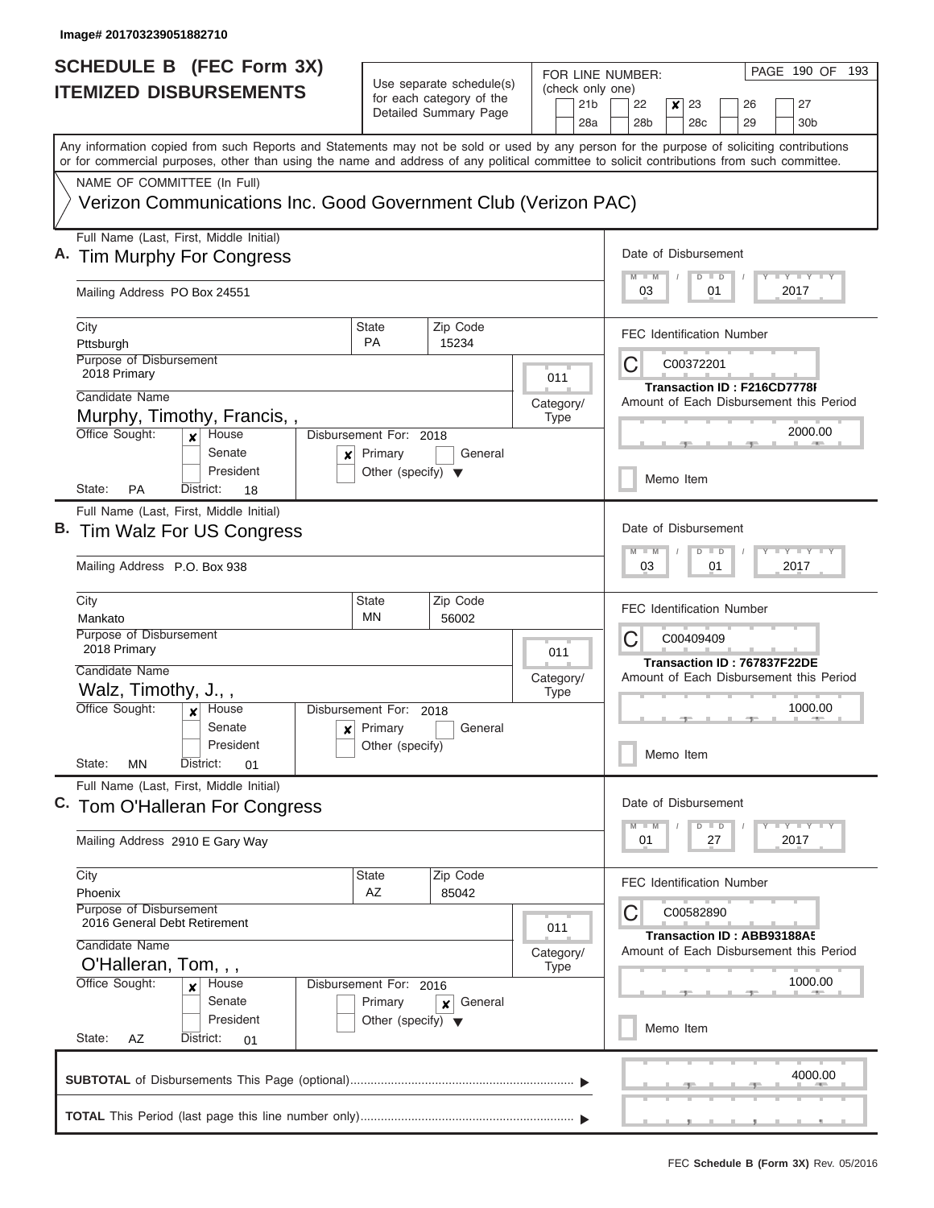Image# 201703239051882710

# SCHEDULE B (FEC Form 3X) ITEMIZED DISBURSEMENTS

Use separate schedule(s) for each category of the Detailed Summary Page

FOR LINE NUMBER: (check only one)

21b | 22 | **x** 23 | 26 | 27
28a | 28b | 28c | 29 | 30b

PAGE 190 OF 193

Any information copied from such Reports and Statements may not be sold or used by any person for the purpose of soliciting contributions or for commercial purposes, other than using the name and address of any political committee to solicit contributions from such committee.

NAME OF COMMITTEE (In Full)

Verizon Communications Inc. Good Government Club (Verizon PAC)

---

**A.** Full Name (Last, First, Middle Initial)
Tim Murphy For Congress

Mailing Address PO Box 24551

City: Pttsburgh | State: PA | Zip Code: 15234

Purpose of Disbursement: 2018 Primary

Category/Type: 011

Candidate Name: Murphy, Timothy, Francis, ,

Office Sought: **x** House | Senate | President

Disbursement For: 2018 | **x** Primary | General | Other (specify)

State: PA District: 18

Date of Disbursement: 03 / 01 / 2017

FEC Identification Number: C00372201

Transaction ID : F216CD7778I

Amount of Each Disbursement this Period: 2000.00

Memo Item

---

**B.** Full Name (Last, First, Middle Initial)
Tim Walz For US Congress

Mailing Address P.O. Box 938

City: Mankato | State: MN | Zip Code: 56002

Purpose of Disbursement: 2018 Primary

Category/Type: 011

Candidate Name: Walz, Timothy, J., ,

Office Sought: **x** House | Senate | President

Disbursement For: 2018 | **x** Primary | General | Other (specify)

State: MN District: 01

Date of Disbursement: 03 / 01 / 2017

FEC Identification Number: C00409409

Transaction ID : 767837F22DE

Amount of Each Disbursement this Period: 1000.00

Memo Item

---

**C.** Full Name (Last, First, Middle Initial)
Tom O'Halleran For Congress

Mailing Address 2910 E Gary Way

City: Phoenix | State: AZ | Zip Code: 85042

Purpose of Disbursement: 2016 General Debt Retirement

Category/Type: 011

Candidate Name: O'Halleran, Tom, , ,

Office Sought: **x** House | Senate | President

Disbursement For: 2016 | Primary | **x** General | Other (specify)

State: AZ District: 01

Date of Disbursement: 01 / 27 / 2017

FEC Identification Number: C00582890

Transaction ID : ABB93188A5

Amount of Each Disbursement this Period: 1000.00

Memo Item

---

**SUBTOTAL** of Disbursements This Page (optional): 4000.00

**TOTAL** This Period (last page this line number only):

FEC **Schedule B (Form 3X)** Rev. 05/2016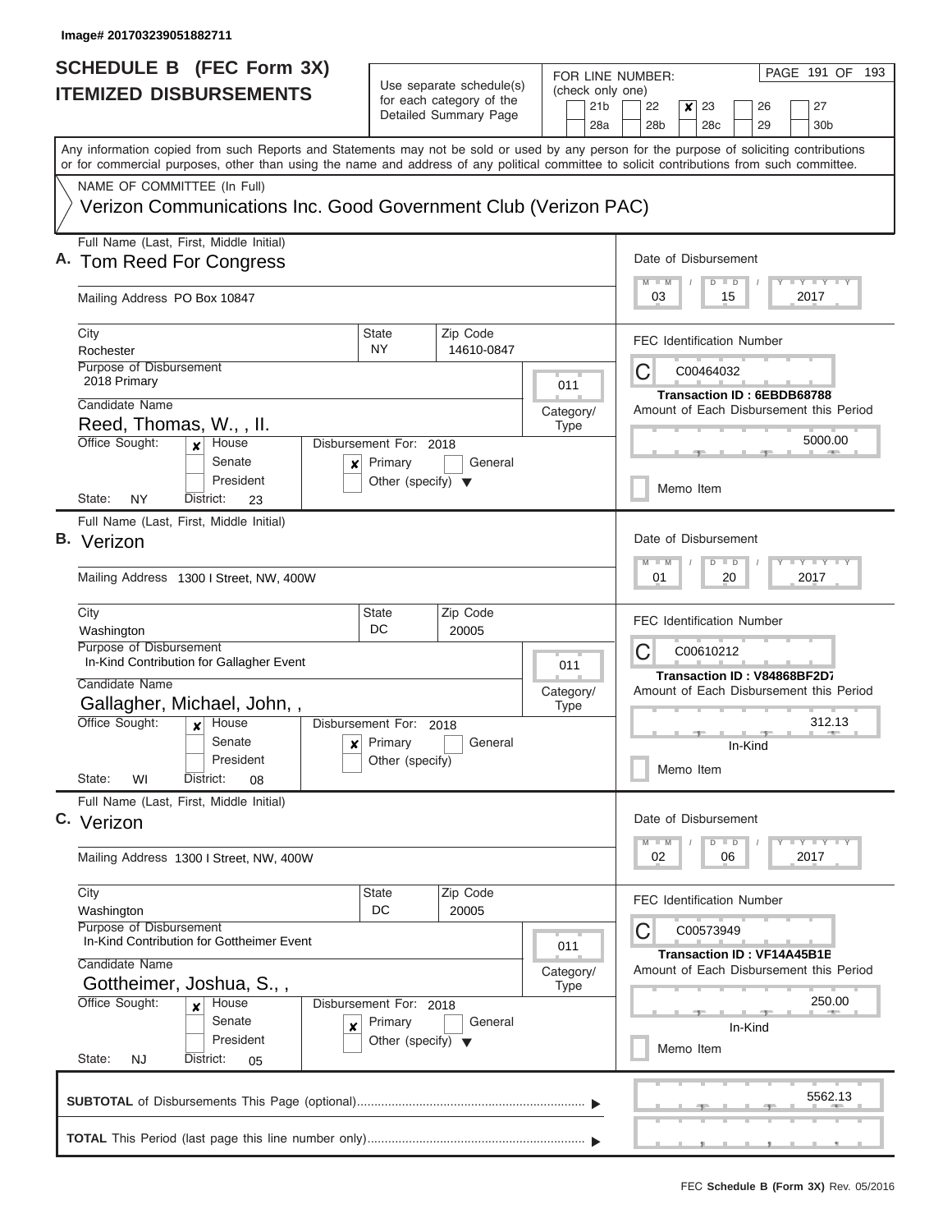Image# 201703239051882711

# SCHEDULE B (FEC Form 3X) ITEMIZED DISBURSEMENTS

Use separate schedule(s) for each category of the Detailed Summary Page

FOR LINE NUMBER: (check only one)

21b | 22 | **x** 23 | 26 | 27
28a | 28b | 28c | 29 | 30b

PAGE 191 OF 193

Any information copied from such Reports and Statements may not be sold or used by any person for the purpose of soliciting contributions or for commercial purposes, other than using the name and address of any political committee to solicit contributions from such committee.

NAME OF COMMITTEE (In Full)

Verizon Communications Inc. Good Government Club (Verizon PAC)

---

**A.** Full Name (Last, First, Middle Initial): Tom Reed For Congress

Mailing Address: PO Box 10847

City: Rochester | State: NY | Zip Code: 14610-0847

Purpose of Disbursement: 2018 Primary

Category/Type: 011

Candidate Name: Reed, Thomas, W., , II.

Office Sought: **x** House | Senate | President

State: NY | District: 23

Disbursement For: 2018 | **x** Primary | General | Other (specify)

Date of Disbursement: 03 / 15 / 2017

FEC Identification Number: C00464032

Transaction ID : 6EBDB68788

Amount of Each Disbursement this Period: 5000.00

Memo Item

---

**B.** Full Name (Last, First, Middle Initial): Verizon

Mailing Address: 1300 I Street, NW, 400W

City: Washington | State: DC | Zip Code: 20005

Purpose of Disbursement: In-Kind Contribution for Gallagher Event

Category/Type: 011

Candidate Name: Gallagher, Michael, John, ,

Office Sought: **x** House | Senate | President

State: WI | District: 08

Disbursement For: 2018 | **x** Primary | General | Other (specify)

Date of Disbursement: 01 / 20 / 2017

FEC Identification Number: C00610212

Transaction ID : V84868BF2D7

Amount of Each Disbursement this Period: 312.13

In-Kind

Memo Item

---

**C.** Full Name (Last, First, Middle Initial): Verizon

Mailing Address: 1300 I Street, NW, 400W

City: Washington | State: DC | Zip Code: 20005

Purpose of Disbursement: In-Kind Contribution for Gottheimer Event

Category/Type: 011

Candidate Name: Gottheimer, Joshua, S., ,

Office Sought: **x** House | Senate | President

State: NJ | District: 05

Disbursement For: 2018 | **x** Primary | General | Other (specify)

Date of Disbursement: 02 / 06 / 2017

FEC Identification Number: C00573949

Transaction ID : VF14A45B1E

Amount of Each Disbursement this Period: 250.00

In-Kind

Memo Item

---

**SUBTOTAL** of Disbursements This Page (optional): 5562.13

**TOTAL** This Period (last page this line number only):

FEC **Schedule B (Form 3X)** Rev. 05/2016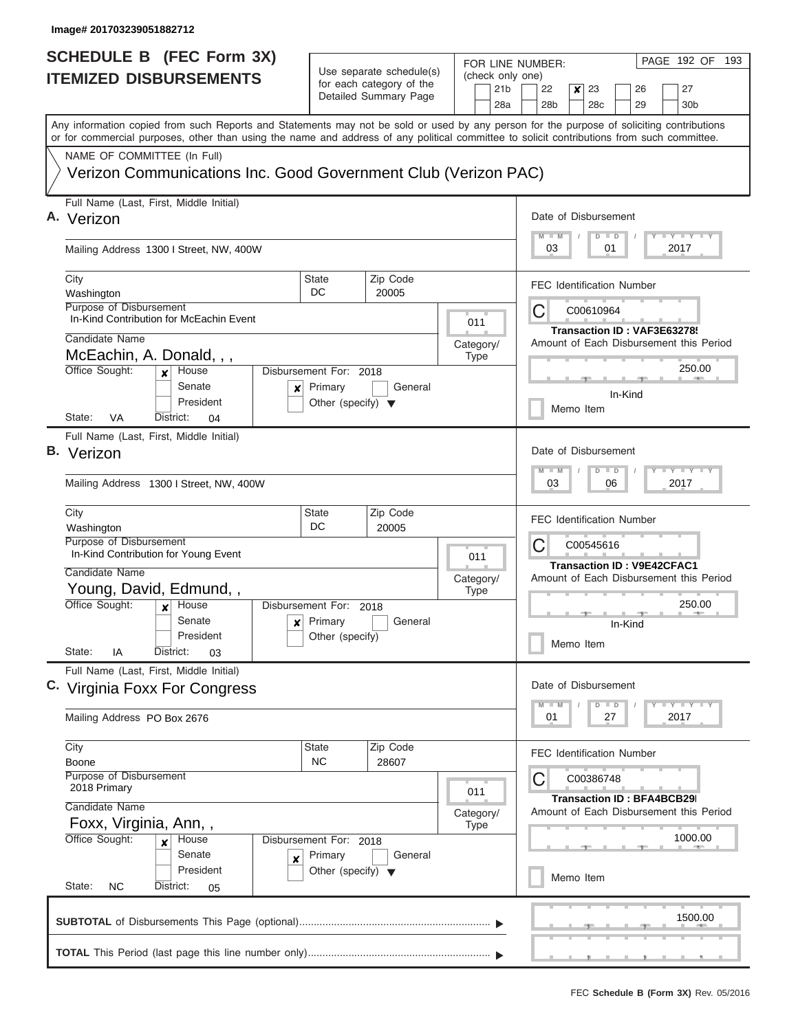Image# 201703239051882712

# SCHEDULE B (FEC Form 3X)
## ITEMIZED DISBURSEMENTS

Use separate schedule(s) for each category of the Detailed Summary Page

FOR LINE NUMBER: (check only one)

21b | 22 | ✘ 23 | 26 | 27
28a | 28b | 28c | 29 | 30b

Any information copied from such Reports and Statements may not be sold or used by any person for the purpose of soliciting contributions or for commercial purposes, other than using the name and address of any political committee to solicit contributions from such committee.

NAME OF COMMITTEE (In Full)

Verizon Communications Inc. Good Government Club (Verizon PAC)

---

**A.** Full Name (Last, First, Middle Initial): Verizon

Mailing Address: 1300 I Street, NW, 400W

City: Washington | State: DC | Zip Code: 20005

Purpose of Disbursement: In-Kind Contribution for McEachin Event

Category/Type: 011

Candidate Name: McEachin, A. Donald, , ,

Office Sought: ✘ House / Senate / President

State: VA District: 04

Disbursement For: 2018 ✘ Primary / General / Other (specify)

Date of Disbursement: 03 / 01 / 2017

FEC Identification Number: C00610964

Transaction ID : VAF3E63278

Amount of Each Disbursement this Period: 250.00

In-Kind

Memo Item

---

**B.** Full Name (Last, First, Middle Initial): Verizon

Mailing Address: 1300 I Street, NW, 400W

City: Washington | State: DC | Zip Code: 20005

Purpose of Disbursement: In-Kind Contribution for Young Event

Category/Type: 011

Candidate Name: Young, David, Edmund, ,

Office Sought: ✘ House / Senate / President

State: IA District: 03

Disbursement For: 2018 ✘ Primary / General / Other (specify)

Date of Disbursement: 03 / 06 / 2017

FEC Identification Number: C00545616

Transaction ID : V9E42CFAC1

Amount of Each Disbursement this Period: 250.00

In-Kind

Memo Item

---

**C.** Full Name (Last, First, Middle Initial): Virginia Foxx For Congress

Mailing Address: PO Box 2676

City: Boone | State: NC | Zip Code: 28607

Purpose of Disbursement: 2018 Primary

Category/Type: 011

Candidate Name: Foxx, Virginia, Ann, ,

Office Sought: ✘ House / Senate / President

State: NC District: 05

Disbursement For: 2018 ✘ Primary / General / Other (specify)

Date of Disbursement: 01 / 27 / 2017

FEC Identification Number: C00386748

Transaction ID : BFA4BCB29I

Amount of Each Disbursement this Period: 1000.00

Memo Item

---

**SUBTOTAL** of Disbursements This Page (optional): 1500.00

**TOTAL** This Period (last page this line number only):

FEC **Schedule B (Form 3X)** Rev. 05/2016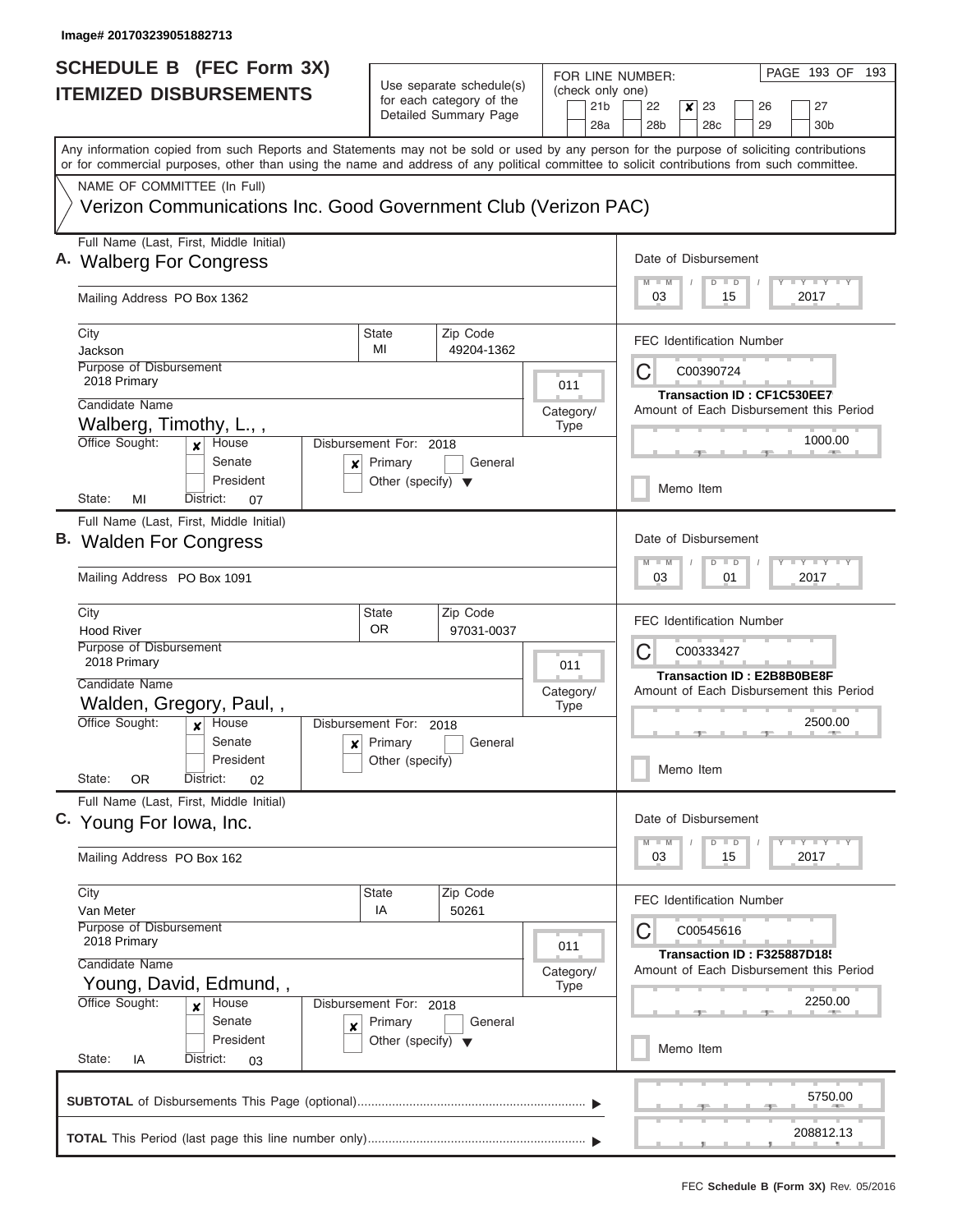Image# 201703239051882713

# SCHEDULE B (FEC Form 3X)
# ITEMIZED DISBURSEMENTS

Use separate schedule(s) for each category of the Detailed Summary Page

FOR LINE NUMBER: (check only one)

21b | 22 | ✘ 23 | 26 | 27
28a | 28b | 28c | 29 | 30b

PAGE 193 OF 193

Any information copied from such Reports and Statements may not be sold or used by any person for the purpose of soliciting contributions or for commercial purposes, other than using the name and address of any political committee to solicit contributions from such committee.

NAME OF COMMITTEE (In Full)

Verizon Communications Inc. Good Government Club (Verizon PAC)

---

**A.** Full Name (Last, First, Middle Initial): Walberg For Congress

Mailing Address: PO Box 1362

City: Jackson | State: MI | Zip Code: 49204-1362

Purpose of Disbursement: 2018 Primary

Category/Type: 011

Candidate Name: Walberg, Timothy, L., ,

Office Sought: ✘ House / Senate / President

State: MI District: 07

Disbursement For: 2018 ✘ Primary / General / Other (specify)

Date of Disbursement: 03 / 15 / 2017

FEC Identification Number: C00390724

Transaction ID : CF1C530EE7

Amount of Each Disbursement this Period: 1000.00

Memo Item

---

**B.** Full Name (Last, First, Middle Initial): Walden For Congress

Mailing Address: PO Box 1091

City: Hood River | State: OR | Zip Code: 97031-0037

Purpose of Disbursement: 2018 Primary

Category/Type: 011

Candidate Name: Walden, Gregory, Paul, ,

Office Sought: ✘ House / Senate / President

State: OR District: 02

Disbursement For: 2018 ✘ Primary / General / Other (specify)

Date of Disbursement: 03 / 01 / 2017

FEC Identification Number: C00333427

Transaction ID : E2B8B0BE8F

Amount of Each Disbursement this Period: 2500.00

Memo Item

---

**C.** Full Name (Last, First, Middle Initial): Young For Iowa, Inc.

Mailing Address: PO Box 162

City: Van Meter | State: IA | Zip Code: 50261

Purpose of Disbursement: 2018 Primary

Category/Type: 011

Candidate Name: Young, David, Edmund, ,

Office Sought: ✘ House / Senate / President

State: IA District: 03

Disbursement For: 2018 ✘ Primary / General / Other (specify)

Date of Disbursement: 03 / 15 / 2017

FEC Identification Number: C00545616

Transaction ID : F325887D18

Amount of Each Disbursement this Period: 2250.00

Memo Item

---

**SUBTOTAL** of Disbursements This Page (optional): 5750.00

**TOTAL** This Period (last page this line number only): 208812.13

FEC **Schedule B (Form 3X)** Rev. 05/2016